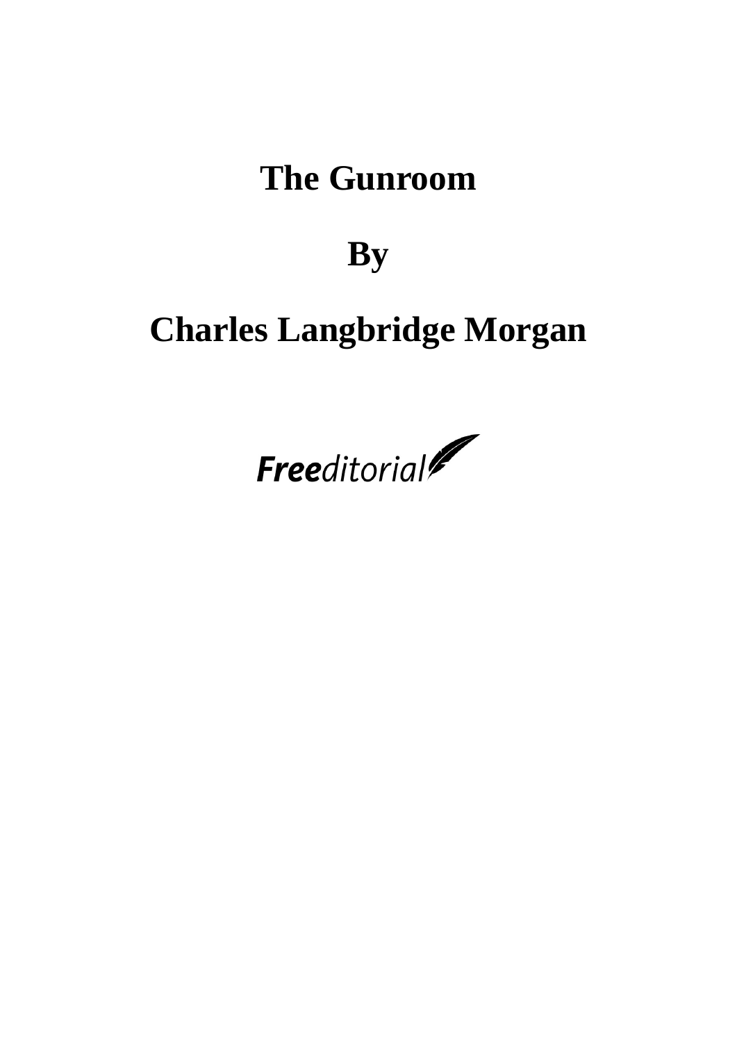# The Gunroom

## By

## Charles Langbridge Morgan

**Free**ditorial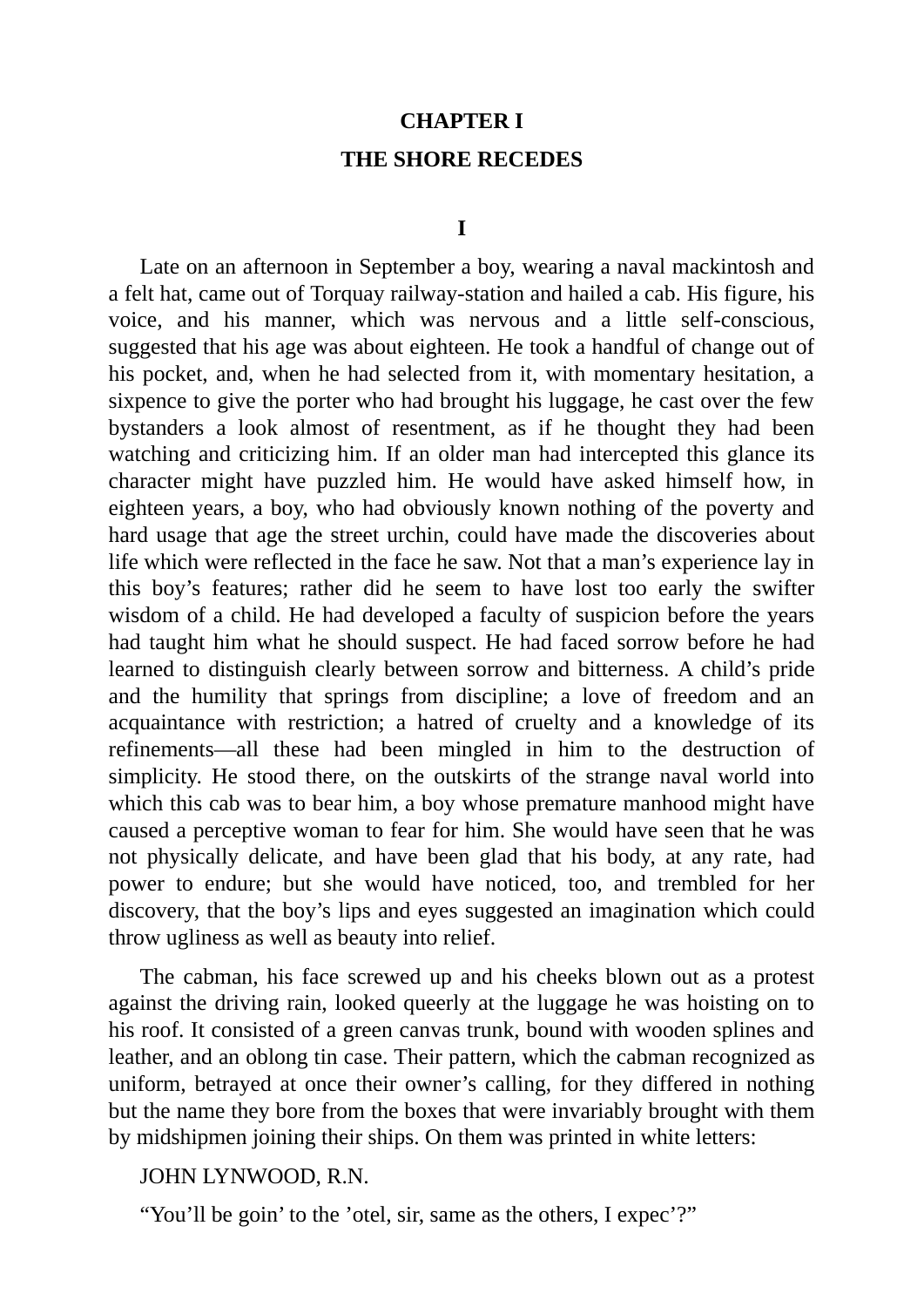# CHAPTER I

## THE SHORE RECEDES

### I

Late on an afternoon in September a boy, wearing a naval mackintosh and a felt hat, came out of Torquay railway-station and hailed a cab. His figure, his voice, and his manner, which was nervous and a little self-conscious, suggested that his age was about eighteen. He took a handful of change out of his pocket, and, when he had selected from it, with momentary hesitation, a sixpence to give the porter who had brought his luggage, he cast over the few bystanders a look almost of resentment, as if he thought they had been watching and criticizing him. If an older man had intercepted this glance its character might have puzzled him. He would have asked himself how, in eighteen years, a boy, who had obviously known nothing of the poverty and hard usage that age the street urchin, could have made the discoveries about life which were reflected in the face he saw. Not that a man's experience lay in this boy's features; rather did he seem to have lost too early the swifter wisdom of a child. He had developed a faculty of suspicion before the years had taught him what he should suspect. He had faced sorrow before he had learned to distinguish clearly between sorrow and bitterness. A child's pride and the humility that springs from discipline; a love of freedom and an acquaintance with restriction; a hatred of cruelty and a knowledge of its refinements—all these had been mingled in him to the destruction of simplicity. He stood there, on the outskirts of the strange naval world into which this cab was to bear him, a boy whose premature manhood might have caused a perceptive woman to fear for him. She would have seen that he was not physically delicate, and have been glad that his body, at any rate, had power to endure; but she would have noticed, too, and trembled for her discovery, that the boy's lips and eyes suggested an imagination which could throw ugliness as well as beauty into relief.

The cabman, his face screwed up and his cheeks blown out as a protest against the driving rain, looked queerly at the luggage he was hoisting on to his roof. It consisted of a green canvas trunk, bound with wooden splines and leather, and an oblong tin case. Their pattern, which the cabman recognized as uniform, betrayed at once their owner's calling, for they differed in nothing but the name they bore from the boxes that were invariably brought with them by midshipmen joining their ships. On them was printed in white letters:

JOHN LYNWOOD, R.N.

"You'll be goin' to the 'otel, sir, same as the others, I expec'?"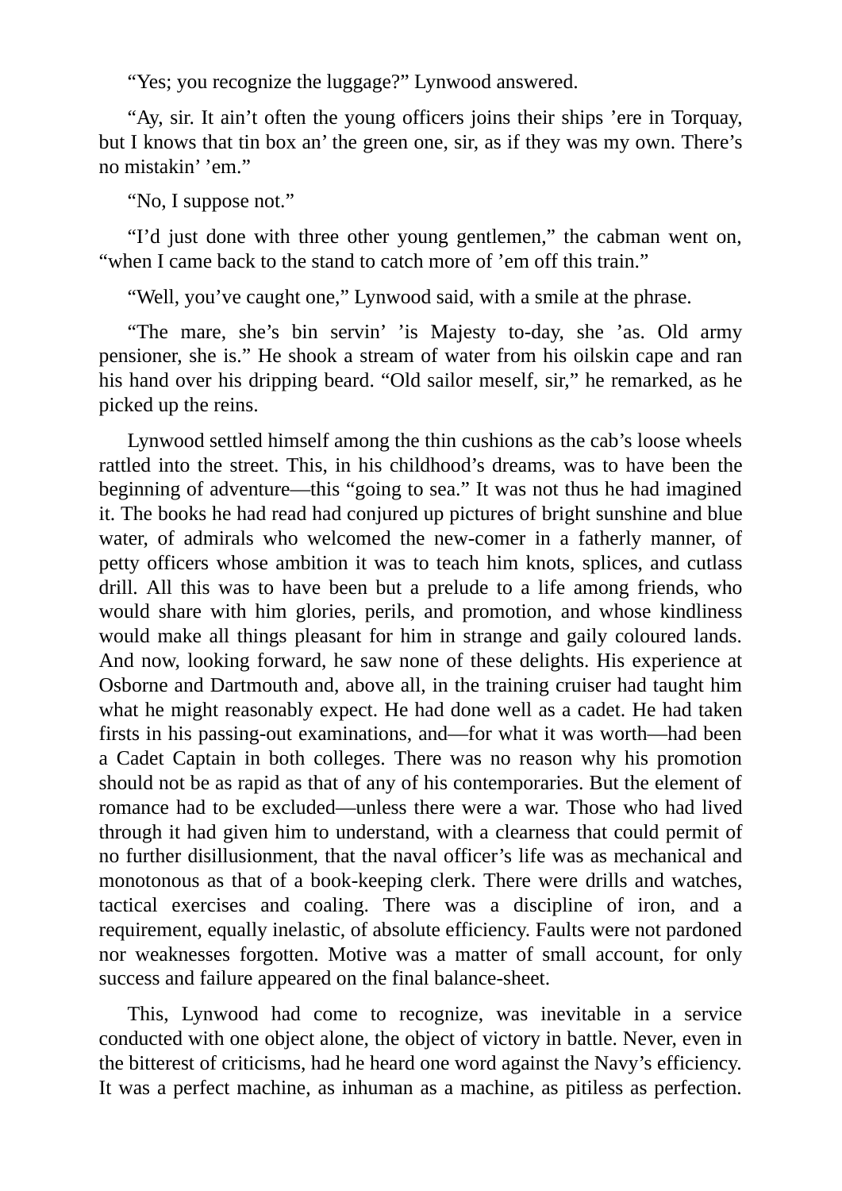"Yes; you recognize the luggage?" Lynwood answered.

"Ay, sir. It ain't often the young officers joins their ships 'ere in Torquay, but I knows that tin box an' the green one, sir, as if they was my own. There's no mistakin' 'em."

"No, I suppose not."

"I'd just done with three other young gentlemen," the cabman went on, "when I came back to the stand to catch more of 'em off this train."

"Well, you've caught one," Lynwood said, with a smile at the phrase.

"The mare, she's bin servin' 'is Majesty to-day, she 'as. Old army pensioner, she is." He shook a stream of water from his oilskin cape and ran his hand over his dripping beard. "Old sailor meself, sir," he remarked, as he picked up the reins.

Lynwood settled himself among the thin cushions as the cab's loose wheels rattled into the street. This, in his childhood's dreams, was to have been the beginning of adventure—this "going to sea." It was not thus he had imagined it. The books he had read had conjured up pictures of bright sunshine and blue water, of admirals who welcomed the new-comer in a fatherly manner, of petty officers whose ambition it was to teach him knots, splices, and cutlass drill. All this was to have been but a prelude to a life among friends, who would share with him glories, perils, and promotion, and whose kindliness would make all things pleasant for him in strange and gaily coloured lands. And now, looking forward, he saw none of these delights. His experience at Osborne and Dartmouth and, above all, in the training cruiser had taught him what he might reasonably expect. He had done well as a cadet. He had taken firsts in his passing-out examinations, and—for what it was worth—had been a Cadet Captain in both colleges. There was no reason why his promotion should not be as rapid as that of any of his contemporaries. But the element of romance had to be excluded—unless there were a war. Those who had lived through it had given him to understand, with a clearness that could permit of no further disillusionment, that the naval officer's life was as mechanical and monotonous as that of a book-keeping clerk. There were drills and watches, tactical exercises and coaling. There was a discipline of iron, and a requirement, equally inelastic, of absolute efficiency. Faults were not pardoned nor weaknesses forgotten. Motive was a matter of small account, for only success and failure appeared on the final balance-sheet.

This, Lynwood had come to recognize, was inevitable in a service conducted with one object alone, the object of victory in battle. Never, even in the bitterest of criticisms, had he heard one word against the Navy's efficiency. It was a perfect machine, as inhuman as a machine, as pitiless as perfection.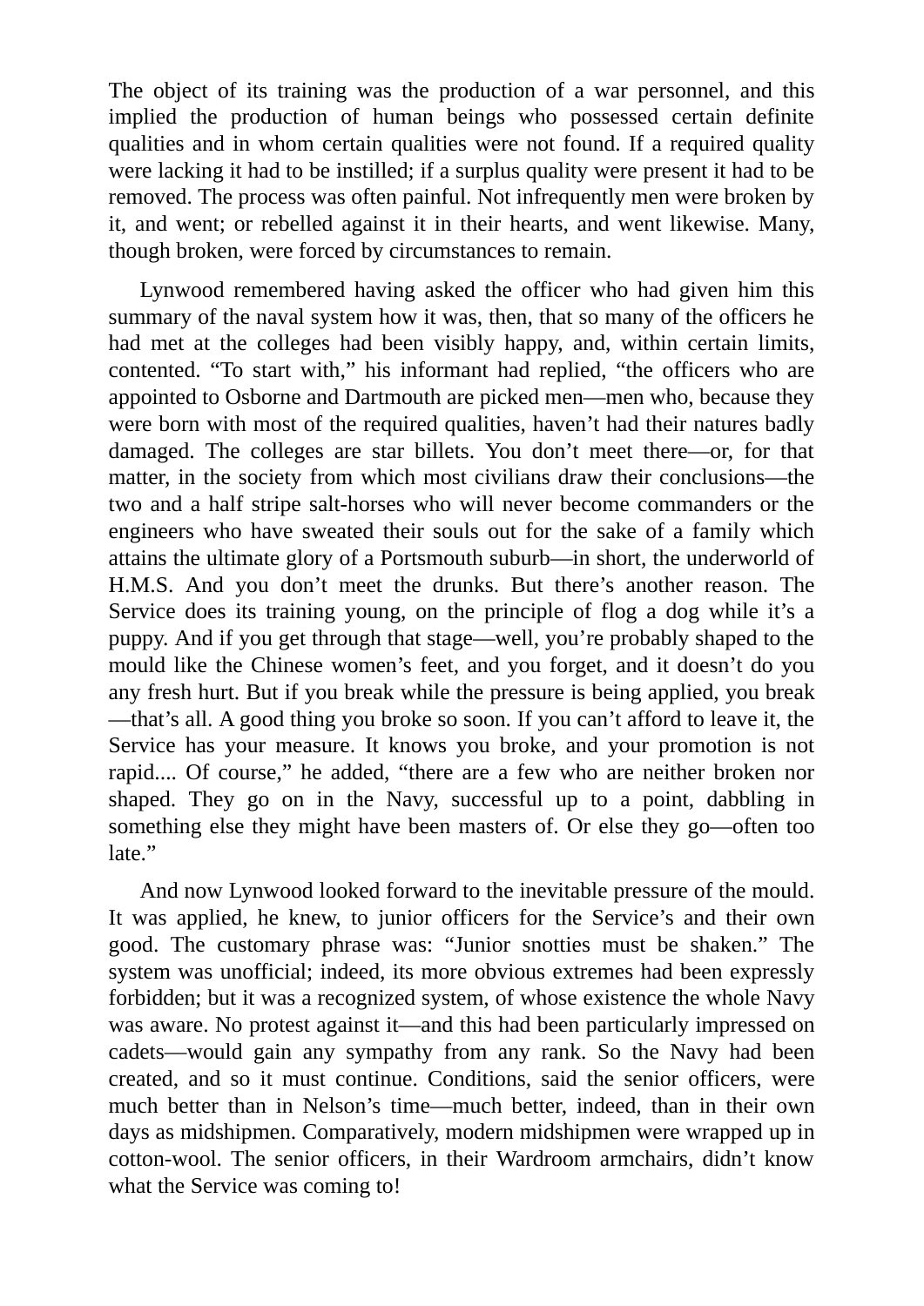The object of its training was the production of a war personnel, and this implied the production of human beings who possessed certain definite qualities and in whom certain qualities were not found. If a required quality were lacking it had to be instilled; if a surplus quality were present it had to be removed. The process was often painful. Not infrequently men were broken by it, and went; or rebelled against it in their hearts, and went likewise. Many, though broken, were forced by circumstances to remain.

Lynwood remembered having asked the officer who had given him this summary of the naval system how it was, then, that so many of the officers he had met at the colleges had been visibly happy, and, within certain limits, contented. “To start with,” his informant had replied, “the officers who are appointed to Osborne and Dartmouth are picked men—men who, because they were born with most of the required qualities, haven’t had their natures badly damaged. The colleges are star billets. You don’t meet there—or, for that matter, in the society from which most civilians draw their conclusions—the two and a half stripe salt-horses who will never become commanders or the engineers who have sweated their souls out for the sake of a family which attains the ultimate glory of a Portsmouth suburb—in short, the underworld of H.M.S. And you don’t meet the drunks. But there’s another reason. The Service does its training young, on the principle of flog a dog while it’s a puppy. And if you get through that stage—well, you’re probably shaped to the mould like the Chinese women’s feet, and you forget, and it doesn’t do you any fresh hurt. But if you break while the pressure is being applied, you break—that’s all. A good thing you broke so soon. If you can’t afford to leave it, the Service has your measure. It knows you broke, and your promotion is not rapid.... Of course,” he added, “there are a few who are neither broken nor shaped. They go on in the Navy, successful up to a point, dabbling in something else they might have been masters of. Or else they go—often too late.”

And now Lynwood looked forward to the inevitable pressure of the mould. It was applied, he knew, to junior officers for the Service’s and their own good. The customary phrase was: “Junior snotties must be shaken.” The system was unofficial; indeed, its more obvious extremes had been expressly forbidden; but it was a recognized system, of whose existence the whole Navy was aware. No protest against it—and this had been particularly impressed on cadets—would gain any sympathy from any rank. So the Navy had been created, and so it must continue. Conditions, said the senior officers, were much better than in Nelson’s time—much better, indeed, than in their own days as midshipmen. Comparatively, modern midshipmen were wrapped up in cotton-wool. The senior officers, in their Wardroom armchairs, didn’t know what the Service was coming to!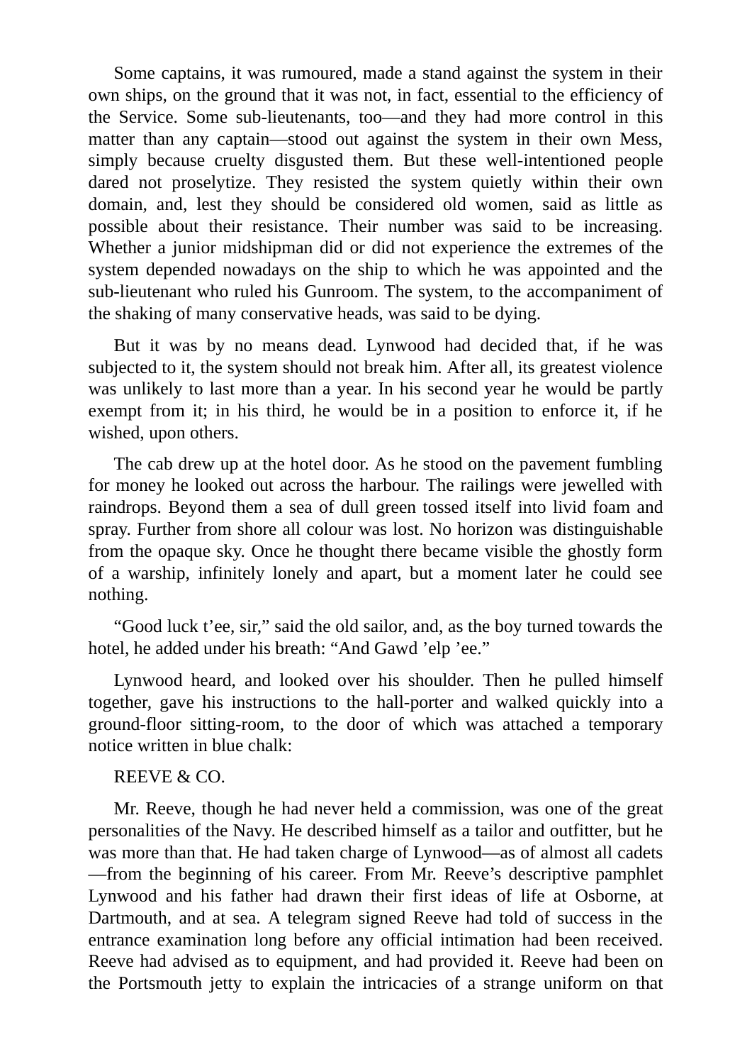Some captains, it was rumoured, made a stand against the system in their own ships, on the ground that it was not, in fact, essential to the efficiency of the Service. Some sub-lieutenants, too—and they had more control in this matter than any captain—stood out against the system in their own Mess, simply because cruelty disgusted them. But these well-intentioned people dared not proselytize. They resisted the system quietly within their own domain, and, lest they should be considered old women, said as little as possible about their resistance. Their number was said to be increasing. Whether a junior midshipman did or did not experience the extremes of the system depended nowadays on the ship to which he was appointed and the sub-lieutenant who ruled his Gunroom. The system, to the accompaniment of the shaking of many conservative heads, was said to be dying.

But it was by no means dead. Lynwood had decided that, if he was subjected to it, the system should not break him. After all, its greatest violence was unlikely to last more than a year. In his second year he would be partly exempt from it; in his third, he would be in a position to enforce it, if he wished, upon others.

The cab drew up at the hotel door. As he stood on the pavement fumbling for money he looked out across the harbour. The railings were jewelled with raindrops. Beyond them a sea of dull green tossed itself into livid foam and spray. Further from shore all colour was lost. No horizon was distinguishable from the opaque sky. Once he thought there became visible the ghostly form of a warship, infinitely lonely and apart, but a moment later he could see nothing.

"Good luck t'ee, sir," said the old sailor, and, as the boy turned towards the hotel, he added under his breath: "And Gawd 'elp 'ee."

Lynwood heard, and looked over his shoulder. Then he pulled himself together, gave his instructions to the hall-porter and walked quickly into a ground-floor sitting-room, to the door of which was attached a temporary notice written in blue chalk:

REEVE & CO.

Mr. Reeve, though he had never held a commission, was one of the great personalities of the Navy. He described himself as a tailor and outfitter, but he was more than that. He had taken charge of Lynwood—as of almost all cadets—from the beginning of his career. From Mr. Reeve's descriptive pamphlet Lynwood and his father had drawn their first ideas of life at Osborne, at Dartmouth, and at sea. A telegram signed Reeve had told of success in the entrance examination long before any official intimation had been received. Reeve had advised as to equipment, and had provided it. Reeve had been on the Portsmouth jetty to explain the intricacies of a strange uniform on that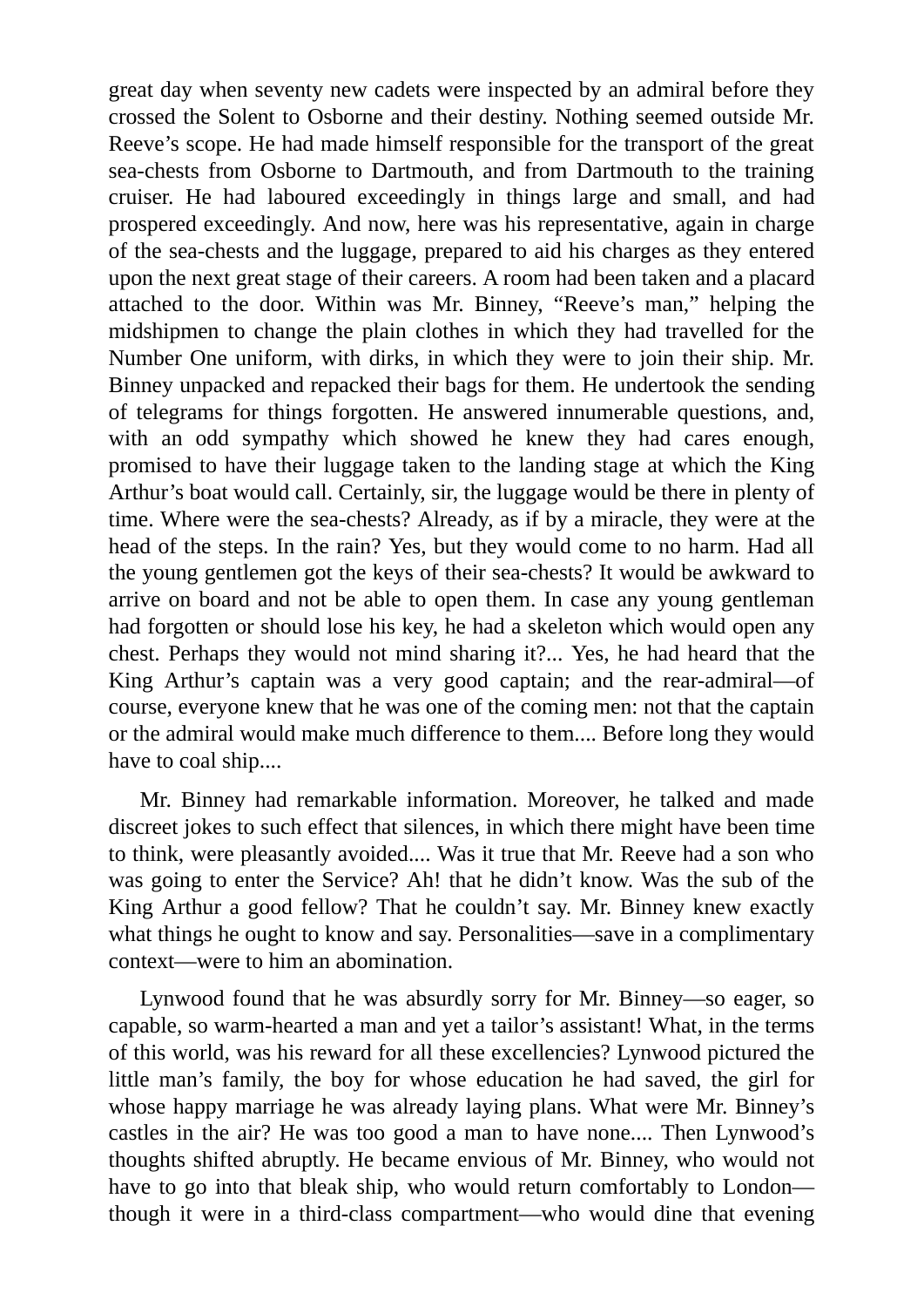great day when seventy new cadets were inspected by an admiral before they crossed the Solent to Osborne and their destiny. Nothing seemed outside Mr. Reeve's scope. He had made himself responsible for the transport of the great sea-chests from Osborne to Dartmouth, and from Dartmouth to the training cruiser. He had laboured exceedingly in things large and small, and had prospered exceedingly. And now, here was his representative, again in charge of the sea-chests and the luggage, prepared to aid his charges as they entered upon the next great stage of their careers. A room had been taken and a placard attached to the door. Within was Mr. Binney, "Reeve's man," helping the midshipmen to change the plain clothes in which they had travelled for the Number One uniform, with dirks, in which they were to join their ship. Mr. Binney unpacked and repacked their bags for them. He undertook the sending of telegrams for things forgotten. He answered innumerable questions, and, with an odd sympathy which showed he knew they had cares enough, promised to have their luggage taken to the landing stage at which the King Arthur's boat would call. Certainly, sir, the luggage would be there in plenty of time. Where were the sea-chests? Already, as if by a miracle, they were at the head of the steps. In the rain? Yes, but they would come to no harm. Had all the young gentlemen got the keys of their sea-chests? It would be awkward to arrive on board and not be able to open them. In case any young gentleman had forgotten or should lose his key, he had a skeleton which would open any chest. Perhaps they would not mind sharing it?... Yes, he had heard that the King Arthur's captain was a very good captain; and the rear-admiral—of course, everyone knew that he was one of the coming men: not that the captain or the admiral would make much difference to them.... Before long they would have to coal ship....

Mr. Binney had remarkable information. Moreover, he talked and made discreet jokes to such effect that silences, in which there might have been time to think, were pleasantly avoided.... Was it true that Mr. Reeve had a son who was going to enter the Service? Ah! that he didn't know. Was the sub of the King Arthur a good fellow? That he couldn't say. Mr. Binney knew exactly what things he ought to know and say. Personalities—save in a complimentary context—were to him an abomination.

Lynwood found that he was absurdly sorry for Mr. Binney—so eager, so capable, so warm-hearted a man and yet a tailor's assistant! What, in the terms of this world, was his reward for all these excellencies? Lynwood pictured the little man's family, the boy for whose education he had saved, the girl for whose happy marriage he was already laying plans. What were Mr. Binney's castles in the air? He was too good a man to have none.... Then Lynwood's thoughts shifted abruptly. He became envious of Mr. Binney, who would not have to go into that bleak ship, who would return comfortably to London—though it were in a third-class compartment—who would dine that evening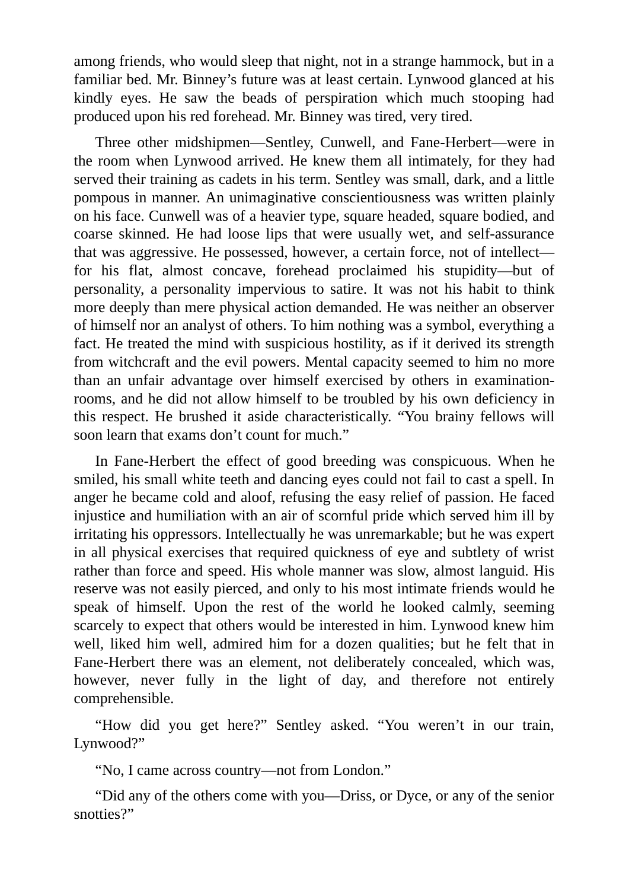among friends, who would sleep that night, not in a strange hammock, but in a familiar bed. Mr. Binney's future was at least certain. Lynwood glanced at his kindly eyes. He saw the beads of perspiration which much stooping had produced upon his red forehead. Mr. Binney was tired, very tired.

Three other midshipmen—Sentley, Cunwell, and Fane-Herbert—were in the room when Lynwood arrived. He knew them all intimately, for they had served their training as cadets in his term. Sentley was small, dark, and a little pompous in manner. An unimaginative conscientiousness was written plainly on his face. Cunwell was of a heavier type, square headed, square bodied, and coarse skinned. He had loose lips that were usually wet, and self-assurance that was aggressive. He possessed, however, a certain force, not of intellect—for his flat, almost concave, forehead proclaimed his stupidity—but of personality, a personality impervious to satire. It was not his habit to think more deeply than mere physical action demanded. He was neither an observer of himself nor an analyst of others. To him nothing was a symbol, everything a fact. He treated the mind with suspicious hostility, as if it derived its strength from witchcraft and the evil powers. Mental capacity seemed to him no more than an unfair advantage over himself exercised by others in examination-rooms, and he did not allow himself to be troubled by his own deficiency in this respect. He brushed it aside characteristically. "You brainy fellows will soon learn that exams don't count for much."

In Fane-Herbert the effect of good breeding was conspicuous. When he smiled, his small white teeth and dancing eyes could not fail to cast a spell. In anger he became cold and aloof, refusing the easy relief of passion. He faced injustice and humiliation with an air of scornful pride which served him ill by irritating his oppressors. Intellectually he was unremarkable; but he was expert in all physical exercises that required quickness of eye and subtlety of wrist rather than force and speed. His whole manner was slow, almost languid. His reserve was not easily pierced, and only to his most intimate friends would he speak of himself. Upon the rest of the world he looked calmly, seeming scarcely to expect that others would be interested in him. Lynwood knew him well, liked him well, admired him for a dozen qualities; but he felt that in Fane-Herbert there was an element, not deliberately concealed, which was, however, never fully in the light of day, and therefore not entirely comprehensible.

"How did you get here?" Sentley asked. "You weren't in our train, Lynwood?"

"No, I came across country—not from London."

"Did any of the others come with you—Driss, or Dyce, or any of the senior snotties?"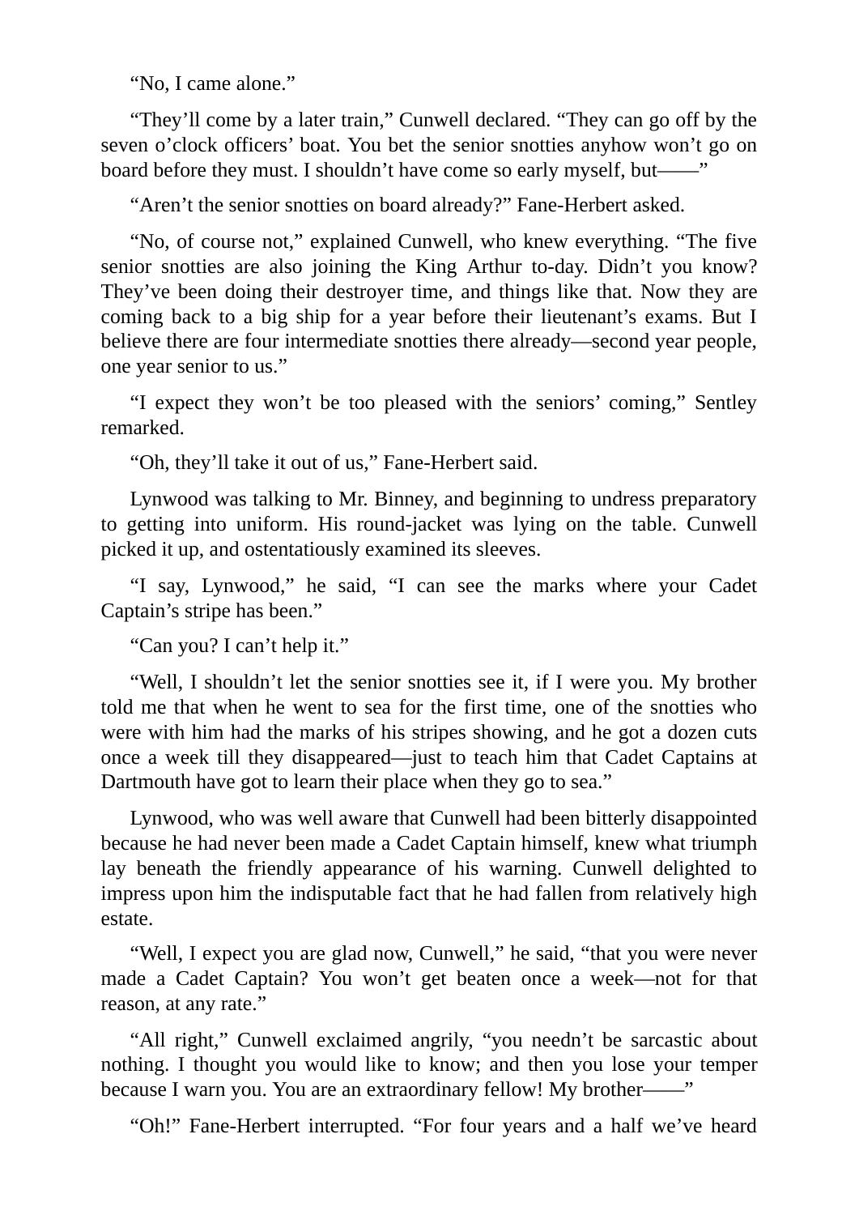“No, I came alone.”

“They’ll come by a later train,” Cunwell declared. “They can go off by the seven o’clock officers’ boat. You bet the senior snotties anyhow won’t go on board before they must. I shouldn’t have come so early myself, but——”

“Aren’t the senior snotties on board already?” Fane-Herbert asked.

“No, of course not,” explained Cunwell, who knew everything. “The five senior snotties are also joining the King Arthur to-day. Didn’t you know? They’ve been doing their destroyer time, and things like that. Now they are coming back to a big ship for a year before their lieutenant’s exams. But I believe there are four intermediate snotties there already—second year people, one year senior to us.”

“I expect they won’t be too pleased with the seniors’ coming,” Sentley remarked.

“Oh, they’ll take it out of us,” Fane-Herbert said.

Lynwood was talking to Mr. Binney, and beginning to undress preparatory to getting into uniform. His round-jacket was lying on the table. Cunwell picked it up, and ostentatiously examined its sleeves.

“I say, Lynwood,” he said, “I can see the marks where your Cadet Captain’s stripe has been.”

“Can you? I can’t help it.”

“Well, I shouldn’t let the senior snotties see it, if I were you. My brother told me that when he went to sea for the first time, one of the snotties who were with him had the marks of his stripes showing, and he got a dozen cuts once a week till they disappeared—just to teach him that Cadet Captains at Dartmouth have got to learn their place when they go to sea.”

Lynwood, who was well aware that Cunwell had been bitterly disappointed because he had never been made a Cadet Captain himself, knew what triumph lay beneath the friendly appearance of his warning. Cunwell delighted to impress upon him the indisputable fact that he had fallen from relatively high estate.

“Well, I expect you are glad now, Cunwell,” he said, “that you were never made a Cadet Captain? You won’t get beaten once a week—not for that reason, at any rate.”

“All right,” Cunwell exclaimed angrily, “you needn’t be sarcastic about nothing. I thought you would like to know; and then you lose your temper because I warn you. You are an extraordinary fellow! My brother——”

“Oh!” Fane-Herbert interrupted. “For four years and a half we’ve heard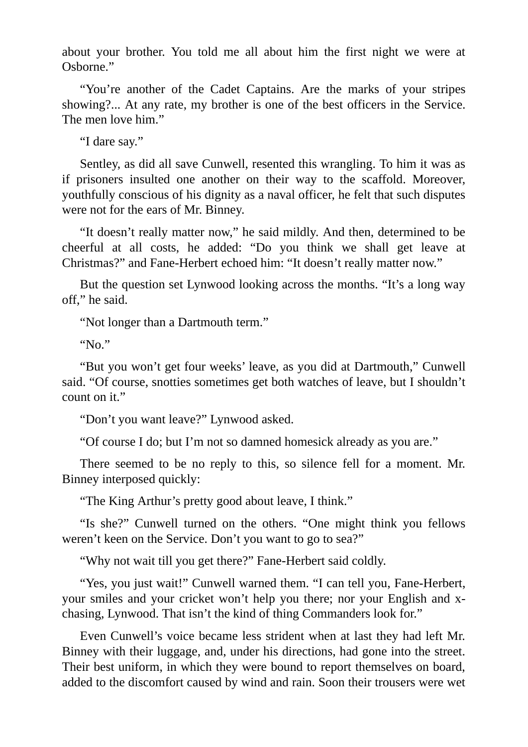about your brother. You told me all about him the first night we were at Osborne."

"You're another of the Cadet Captains. Are the marks of your stripes showing?... At any rate, my brother is one of the best officers in the Service. The men love him."

"I dare say."

Sentley, as did all save Cunwell, resented this wrangling. To him it was as if prisoners insulted one another on their way to the scaffold. Moreover, youthfully conscious of his dignity as a naval officer, he felt that such disputes were not for the ears of Mr. Binney.

"It doesn't really matter now," he said mildly. And then, determined to be cheerful at all costs, he added: "Do you think we shall get leave at Christmas?" and Fane-Herbert echoed him: "It doesn't really matter now."

But the question set Lynwood looking across the months. "It's a long way off," he said.

"Not longer than a Dartmouth term."

"No."

"But you won't get four weeks' leave, as you did at Dartmouth," Cunwell said. "Of course, snotties sometimes get both watches of leave, but I shouldn't count on it."

"Don't you want leave?" Lynwood asked.

"Of course I do; but I'm not so damned homesick already as you are."

There seemed to be no reply to this, so silence fell for a moment. Mr. Binney interposed quickly:

"The King Arthur's pretty good about leave, I think."

"Is she?" Cunwell turned on the others. "One might think you fellows weren't keen on the Service. Don't you want to go to sea?"

"Why not wait till you get there?" Fane-Herbert said coldly.

"Yes, you just wait!" Cunwell warned them. "I can tell you, Fane-Herbert, your smiles and your cricket won't help you there; nor your English and x-chasing, Lynwood. That isn't the kind of thing Commanders look for."

Even Cunwell's voice became less strident when at last they had left Mr. Binney with their luggage, and, under his directions, had gone into the street. Their best uniform, in which they were bound to report themselves on board, added to the discomfort caused by wind and rain. Soon their trousers were wet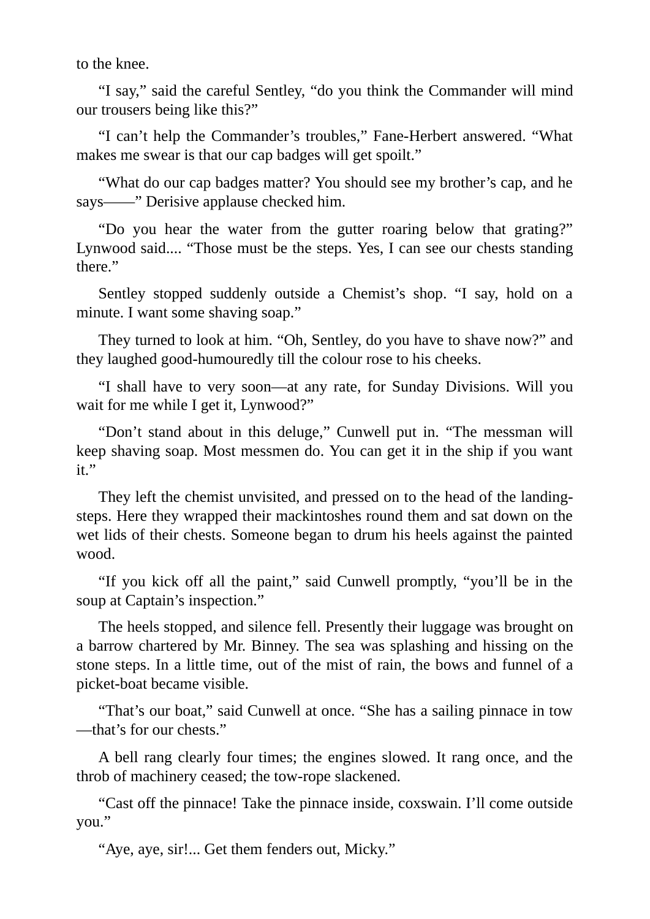to the knee.

"I say," said the careful Sentley, "do you think the Commander will mind our trousers being like this?"

"I can't help the Commander's troubles," Fane-Herbert answered. "What makes me swear is that our cap badges will get spoilt."

"What do our cap badges matter? You should see my brother's cap, and he says——" Derisive applause checked him.

"Do you hear the water from the gutter roaring below that grating?" Lynwood said.... "Those must be the steps. Yes, I can see our chests standing there."

Sentley stopped suddenly outside a Chemist's shop. "I say, hold on a minute. I want some shaving soap."

They turned to look at him. "Oh, Sentley, do you have to shave now?" and they laughed good-humouredly till the colour rose to his cheeks.

"I shall have to very soon—at any rate, for Sunday Divisions. Will you wait for me while I get it, Lynwood?"

"Don't stand about in this deluge," Cunwell put in. "The messman will keep shaving soap. Most messmen do. You can get it in the ship if you want it."

They left the chemist unvisited, and pressed on to the head of the landing-steps. Here they wrapped their mackintoshes round them and sat down on the wet lids of their chests. Someone began to drum his heels against the painted wood.

"If you kick off all the paint," said Cunwell promptly, "you'll be in the soup at Captain's inspection."

The heels stopped, and silence fell. Presently their luggage was brought on a barrow chartered by Mr. Binney. The sea was splashing and hissing on the stone steps. In a little time, out of the mist of rain, the bows and funnel of a picket-boat became visible.

"That's our boat," said Cunwell at once. "She has a sailing pinnace in tow—that's for our chests."

A bell rang clearly four times; the engines slowed. It rang once, and the throb of machinery ceased; the tow-rope slackened.

"Cast off the pinnace! Take the pinnace inside, coxswain. I'll come outside you."

"Aye, aye, sir!... Get them fenders out, Micky."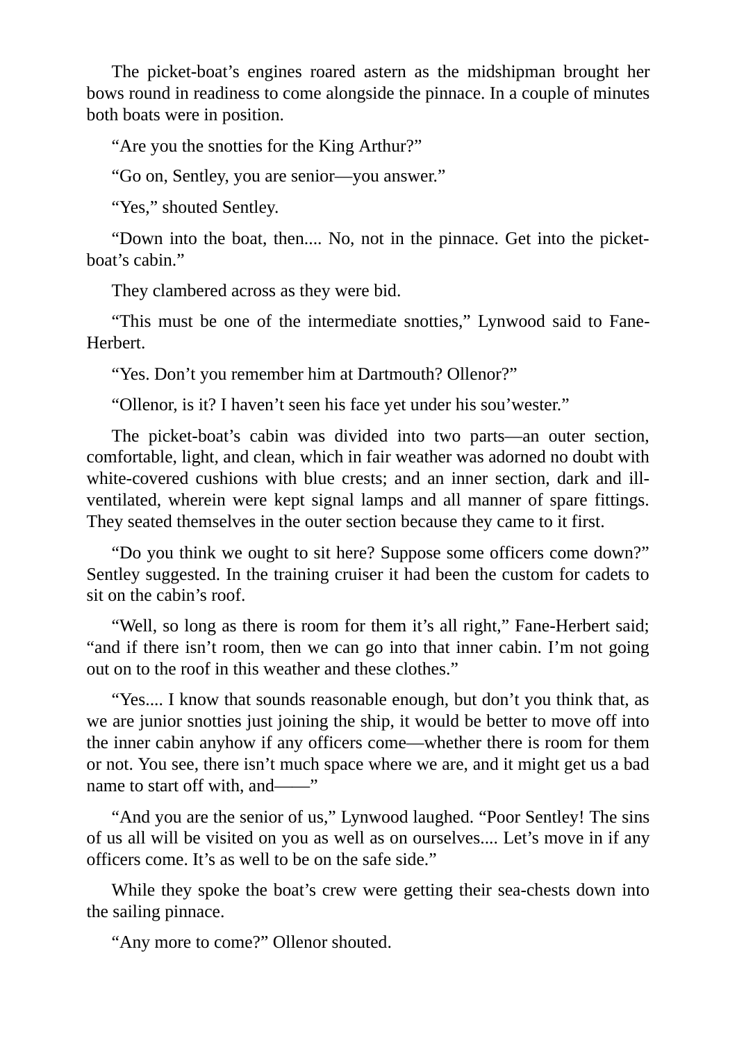The picket-boat's engines roared astern as the midshipman brought her bows round in readiness to come alongside the pinnace. In a couple of minutes both boats were in position.

"Are you the snotties for the King Arthur?"

"Go on, Sentley, you are senior—you answer."

"Yes," shouted Sentley.

"Down into the boat, then.... No, not in the pinnace. Get into the picket-boat's cabin."

They clambered across as they were bid.

"This must be one of the intermediate snotties," Lynwood said to Fane-Herbert.

"Yes. Don't you remember him at Dartmouth? Ollenor?"

"Ollenor, is it? I haven't seen his face yet under his sou'wester."

The picket-boat's cabin was divided into two parts—an outer section, comfortable, light, and clean, which in fair weather was adorned no doubt with white-covered cushions with blue crests; and an inner section, dark and ill-ventilated, wherein were kept signal lamps and all manner of spare fittings. They seated themselves in the outer section because they came to it first.

"Do you think we ought to sit here? Suppose some officers come down?" Sentley suggested. In the training cruiser it had been the custom for cadets to sit on the cabin's roof.

"Well, so long as there is room for them it's all right," Fane-Herbert said; "and if there isn't room, then we can go into that inner cabin. I'm not going out on to the roof in this weather and these clothes."

"Yes.... I know that sounds reasonable enough, but don't you think that, as we are junior snotties just joining the ship, it would be better to move off into the inner cabin anyhow if any officers come—whether there is room for them or not. You see, there isn't much space where we are, and it might get us a bad name to start off with, and——"

"And you are the senior of us," Lynwood laughed. "Poor Sentley! The sins of us all will be visited on you as well as on ourselves.... Let's move in if any officers come. It's as well to be on the safe side."

While they spoke the boat's crew were getting their sea-chests down into the sailing pinnace.

"Any more to come?" Ollenor shouted.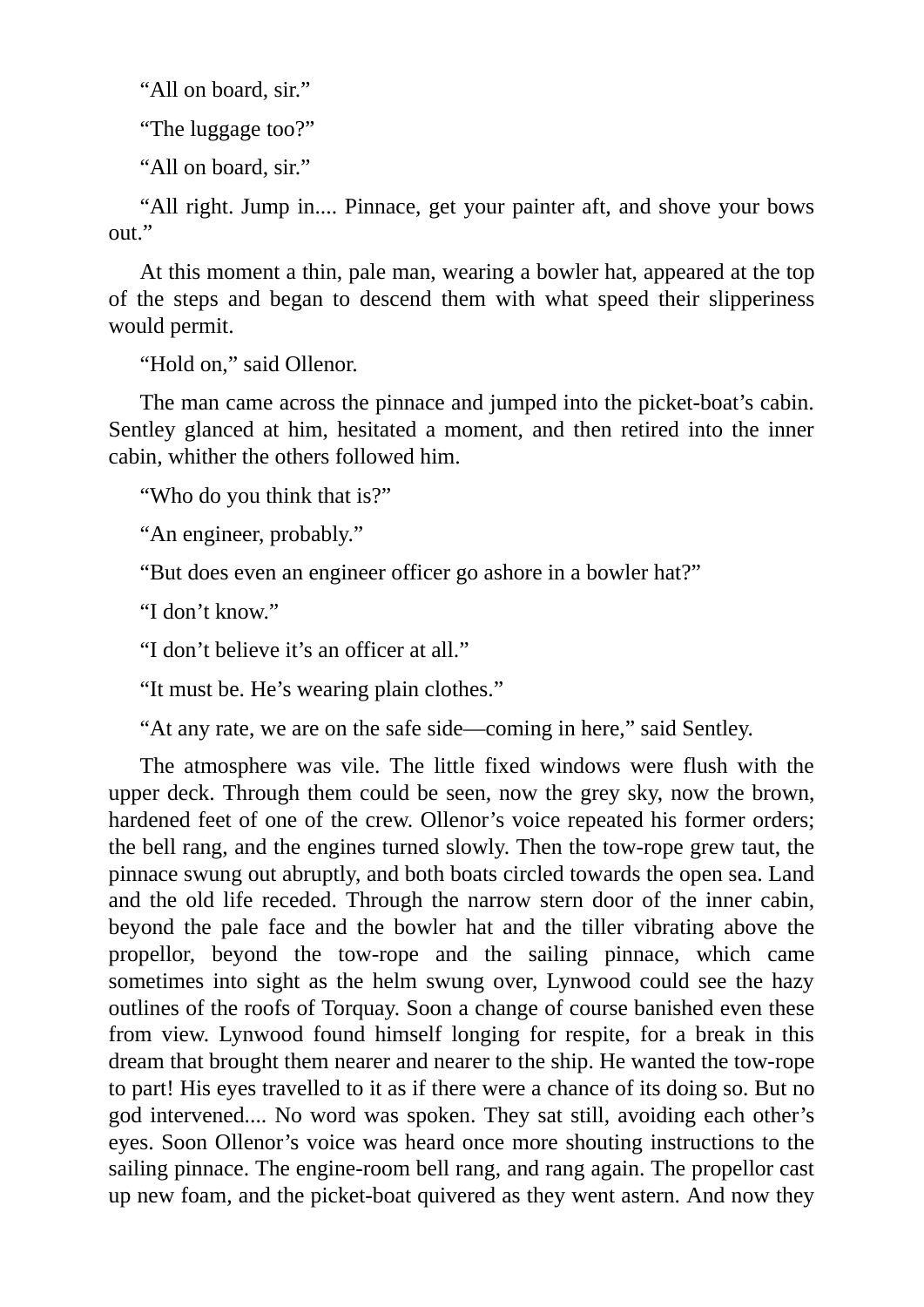“All on board, sir.”

“The luggage too?”

“All on board, sir.”

“All right. Jump in.... Pinnace, get your painter aft, and shove your bows out.”

At this moment a thin, pale man, wearing a bowler hat, appeared at the top of the steps and began to descend them with what speed their slipperiness would permit.

“Hold on,” said Ollenor.

The man came across the pinnace and jumped into the picket-boat’s cabin. Sentley glanced at him, hesitated a moment, and then retired into the inner cabin, whither the others followed him.

“Who do you think that is?”

“An engineer, probably.”

“But does even an engineer officer go ashore in a bowler hat?”

“I don’t know.”

“I don’t believe it’s an officer at all.”

“It must be. He’s wearing plain clothes.”

“At any rate, we are on the safe side—coming in here,” said Sentley.

The atmosphere was vile. The little fixed windows were flush with the upper deck. Through them could be seen, now the grey sky, now the brown, hardened feet of one of the crew. Ollenor’s voice repeated his former orders; the bell rang, and the engines turned slowly. Then the tow-rope grew taut, the pinnace swung out abruptly, and both boats circled towards the open sea. Land and the old life receded. Through the narrow stern door of the inner cabin, beyond the pale face and the bowler hat and the tiller vibrating above the propellor, beyond the tow-rope and the sailing pinnace, which came sometimes into sight as the helm swung over, Lynwood could see the hazy outlines of the roofs of Torquay. Soon a change of course banished even these from view. Lynwood found himself longing for respite, for a break in this dream that brought them nearer and nearer to the ship. He wanted the tow-rope to part! His eyes travelled to it as if there were a chance of its doing so. But no god intervened.... No word was spoken. They sat still, avoiding each other’s eyes. Soon Ollenor’s voice was heard once more shouting instructions to the sailing pinnace. The engine-room bell rang, and rang again. The propellor cast up new foam, and the picket-boat quivered as they went astern. And now they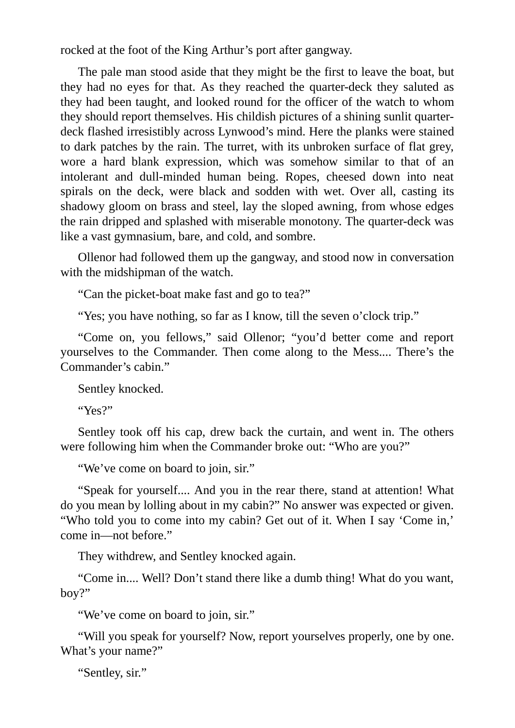rocked at the foot of the King Arthur's port after gangway.

The pale man stood aside that they might be the first to leave the boat, but they had no eyes for that. As they reached the quarter-deck they saluted as they had been taught, and looked round for the officer of the watch to whom they should report themselves. His childish pictures of a shining sunlit quarter-deck flashed irresistibly across Lynwood's mind. Here the planks were stained to dark patches by the rain. The turret, with its unbroken surface of flat grey, wore a hard blank expression, which was somehow similar to that of an intolerant and dull-minded human being. Ropes, cheesed down into neat spirals on the deck, were black and sodden with wet. Over all, casting its shadowy gloom on brass and steel, lay the sloped awning, from whose edges the rain dripped and splashed with miserable monotony. The quarter-deck was like a vast gymnasium, bare, and cold, and sombre.

Ollenor had followed them up the gangway, and stood now in conversation with the midshipman of the watch.

"Can the picket-boat make fast and go to tea?"

"Yes; you have nothing, so far as I know, till the seven o'clock trip."

"Come on, you fellows," said Ollenor; "you'd better come and report yourselves to the Commander. Then come along to the Mess.... There's the Commander's cabin."

Sentley knocked.

"Yes?"

Sentley took off his cap, drew back the curtain, and went in. The others were following him when the Commander broke out: "Who are you?"

"We've come on board to join, sir."

"Speak for yourself.... And you in the rear there, stand at attention! What do you mean by lolling about in my cabin?" No answer was expected or given. "Who told you to come into my cabin? Get out of it. When I say 'Come in,' come in—not before."

They withdrew, and Sentley knocked again.

"Come in.... Well? Don't stand there like a dumb thing! What do you want, boy?"

"We've come on board to join, sir."

"Will you speak for yourself? Now, report yourselves properly, one by one. What's your name?"

"Sentley, sir."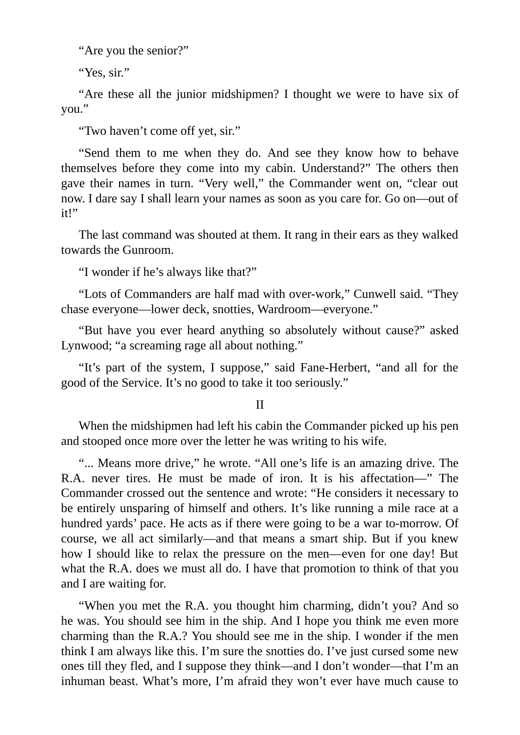“Are you the senior?”

“Yes, sir.”

“Are these all the junior midshipmen? I thought we were to have six of you.”

“Two haven’t come off yet, sir.”

“Send them to me when they do. And see they know how to behave themselves before they come into my cabin. Understand?” The others then gave their names in turn. “Very well,” the Commander went on, “clear out now. I dare say I shall learn your names as soon as you care for. Go on—out of it!”

The last command was shouted at them. It rang in their ears as they walked towards the Gunroom.

“I wonder if he’s always like that?”

“Lots of Commanders are half mad with over-work,” Cunwell said. “They chase everyone—lower deck, snotties, Wardroom—everyone.”

“But have you ever heard anything so absolutely without cause?” asked Lynwood; “a screaming rage all about nothing.”

“It’s part of the system, I suppose,” said Fane-Herbert, “and all for the good of the Service. It’s no good to take it too seriously.”

II

When the midshipmen had left his cabin the Commander picked up his pen and stooped once more over the letter he was writing to his wife.

“... Means more drive,” he wrote. “All one’s life is an amazing drive. The R.A. never tires. He must be made of iron. It is his affectation—” The Commander crossed out the sentence and wrote: “He considers it necessary to be entirely unsparing of himself and others. It’s like running a mile race at a hundred yards’ pace. He acts as if there were going to be a war to-morrow. Of course, we all act similarly—and that means a smart ship. But if you knew how I should like to relax the pressure on the men—even for one day! But what the R.A. does we must all do. I have that promotion to think of that you and I are waiting for.

“When you met the R.A. you thought him charming, didn’t you? And so he was. You should see him in the ship. And I hope you think me even more charming than the R.A.? You should see me in the ship. I wonder if the men think I am always like this. I’m sure the snotties do. I’ve just cursed some new ones till they fled, and I suppose they think—and I don’t wonder—that I’m an inhuman beast. What’s more, I’m afraid they won’t ever have much cause to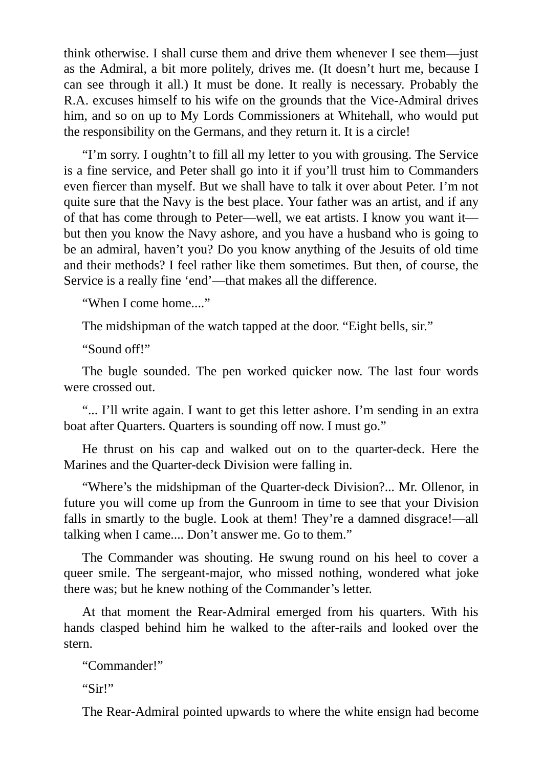think otherwise. I shall curse them and drive them whenever I see them—just as the Admiral, a bit more politely, drives me. (It doesn't hurt me, because I can see through it all.) It must be done. It really is necessary. Probably the R.A. excuses himself to his wife on the grounds that the Vice-Admiral drives him, and so on up to My Lords Commissioners at Whitehall, who would put the responsibility on the Germans, and they return it. It is a circle!

"I'm sorry. I oughtn't to fill all my letter to you with grousing. The Service is a fine service, and Peter shall go into it if you'll trust him to Commanders even fiercer than myself. But we shall have to talk it over about Peter. I'm not quite sure that the Navy is the best place. Your father was an artist, and if any of that has come through to Peter—well, we eat artists. I know you want it—but then you know the Navy ashore, and you have a husband who is going to be an admiral, haven't you? Do you know anything of the Jesuits of old time and their methods? I feel rather like them sometimes. But then, of course, the Service is a really fine 'end'—that makes all the difference.

"When I come home...."

The midshipman of the watch tapped at the door. "Eight bells, sir."

"Sound off!"

The bugle sounded. The pen worked quicker now. The last four words were crossed out.

"... I'll write again. I want to get this letter ashore. I'm sending in an extra boat after Quarters. Quarters is sounding off now. I must go."

He thrust on his cap and walked out on to the quarter-deck. Here the Marines and the Quarter-deck Division were falling in.

"Where's the midshipman of the Quarter-deck Division?... Mr. Ollenor, in future you will come up from the Gunroom in time to see that your Division falls in smartly to the bugle. Look at them! They're a damned disgrace!—all talking when I came.... Don't answer me. Go to them."

The Commander was shouting. He swung round on his heel to cover a queer smile. The sergeant-major, who missed nothing, wondered what joke there was; but he knew nothing of the Commander's letter.

At that moment the Rear-Admiral emerged from his quarters. With his hands clasped behind him he walked to the after-rails and looked over the stern.

"Commander!"

"Sir!"

The Rear-Admiral pointed upwards to where the white ensign had become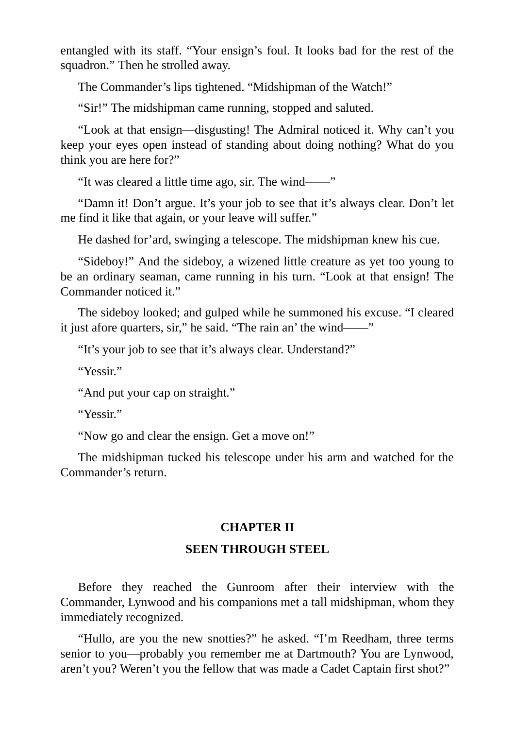entangled with its staff. “Your ensign’s foul. It looks bad for the rest of the squadron.” Then he strolled away.

The Commander’s lips tightened. “Midshipman of the Watch!”

“Sir!” The midshipman came running, stopped and saluted.

“Look at that ensign—disgusting! The Admiral noticed it. Why can’t you keep your eyes open instead of standing about doing nothing? What do you think you are here for?”

“It was cleared a little time ago, sir. The wind——”

“Damn it! Don’t argue. It’s your job to see that it’s always clear. Don’t let me find it like that again, or your leave will suffer.”

He dashed for’ard, swinging a telescope. The midshipman knew his cue.

“Sideboy!” And the sideboy, a wizened little creature as yet too young to be an ordinary seaman, came running in his turn. “Look at that ensign! The Commander noticed it.”

The sideboy looked; and gulped while he summoned his excuse. “I cleared it just afore quarters, sir,” he said. “The rain an’ the wind——”

“It’s your job to see that it’s always clear. Understand?”

“Yessir.”

“And put your cap on straight.”

“Yessir.”

“Now go and clear the ensign. Get a move on!”

The midshipman tucked his telescope under his arm and watched for the Commander’s return.

## CHAPTER II

## SEEN THROUGH STEEL

Before they reached the Gunroom after their interview with the Commander, Lynwood and his companions met a tall midshipman, whom they immediately recognized.

“Hullo, are you the new snotties?” he asked. “I’m Reedham, three terms senior to you—probably you remember me at Dartmouth? You are Lynwood, aren’t you? Weren’t you the fellow that was made a Cadet Captain first shot?”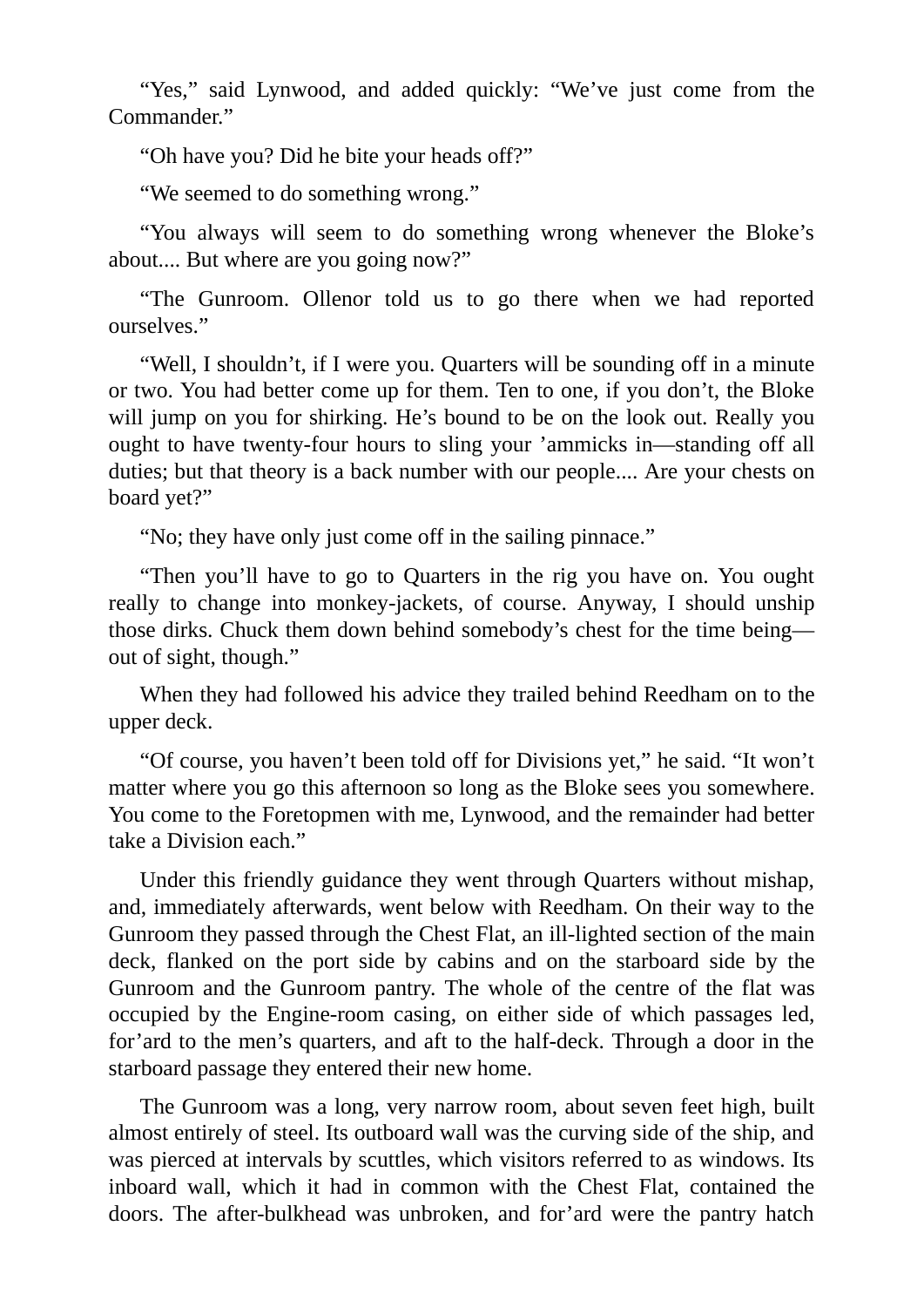"Yes," said Lynwood, and added quickly: "We've just come from the Commander."

"Oh have you? Did he bite your heads off?"

"We seemed to do something wrong."

"You always will seem to do something wrong whenever the Bloke's about.... But where are you going now?"

"The Gunroom. Ollenor told us to go there when we had reported ourselves."

"Well, I shouldn't, if I were you. Quarters will be sounding off in a minute or two. You had better come up for them. Ten to one, if you don't, the Bloke will jump on you for shirking. He's bound to be on the look out. Really you ought to have twenty-four hours to sling your 'ammicks in—standing off all duties; but that theory is a back number with our people.... Are your chests on board yet?"

"No; they have only just come off in the sailing pinnace."

"Then you'll have to go to Quarters in the rig you have on. You ought really to change into monkey-jackets, of course. Anyway, I should unship those dirks. Chuck them down behind somebody's chest for the time being—out of sight, though."

When they had followed his advice they trailed behind Reedham on to the upper deck.

"Of course, you haven't been told off for Divisions yet," he said. "It won't matter where you go this afternoon so long as the Bloke sees you somewhere. You come to the Foretopmen with me, Lynwood, and the remainder had better take a Division each."

Under this friendly guidance they went through Quarters without mishap, and, immediately afterwards, went below with Reedham. On their way to the Gunroom they passed through the Chest Flat, an ill-lighted section of the main deck, flanked on the port side by cabins and on the starboard side by the Gunroom and the Gunroom pantry. The whole of the centre of the flat was occupied by the Engine-room casing, on either side of which passages led, for'ard to the men's quarters, and aft to the half-deck. Through a door in the starboard passage they entered their new home.

The Gunroom was a long, very narrow room, about seven feet high, built almost entirely of steel. Its outboard wall was the curving side of the ship, and was pierced at intervals by scuttles, which visitors referred to as windows. Its inboard wall, which it had in common with the Chest Flat, contained the doors. The after-bulkhead was unbroken, and for'ard were the pantry hatch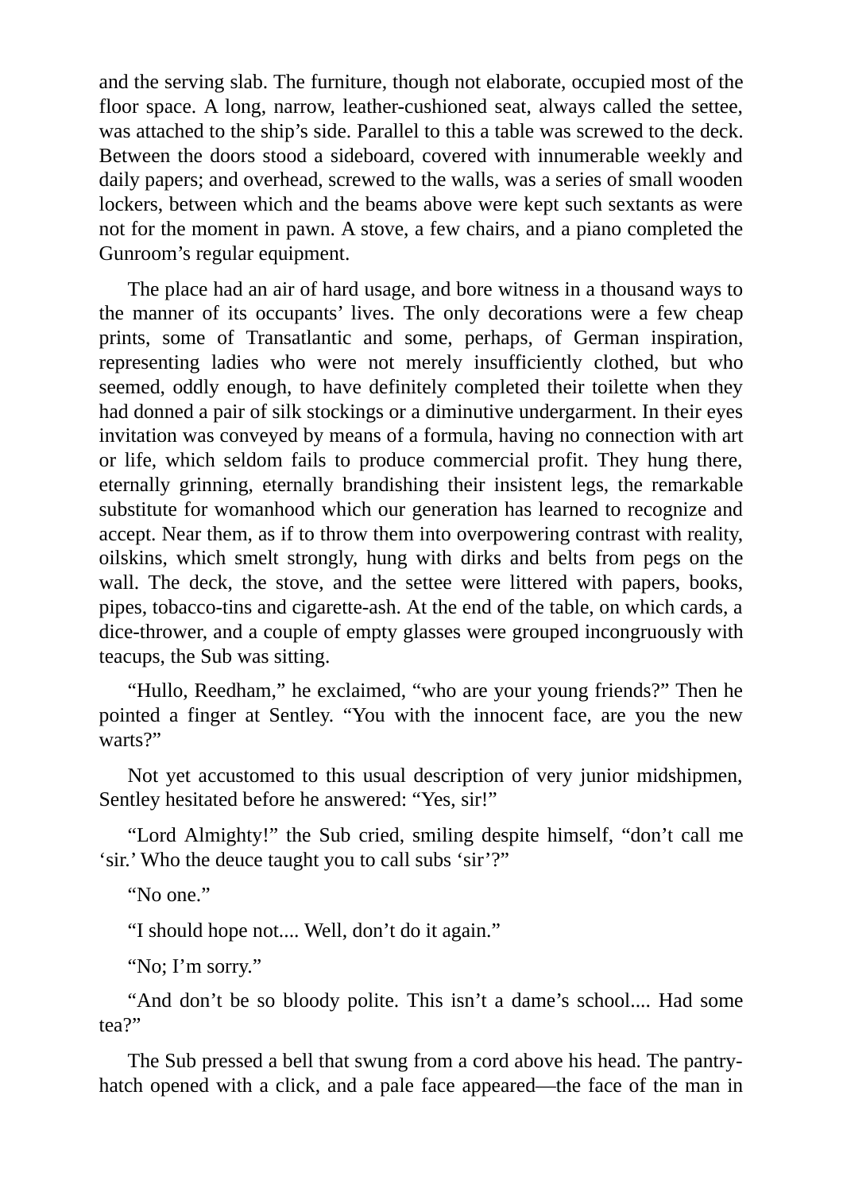and the serving slab. The furniture, though not elaborate, occupied most of the floor space. A long, narrow, leather-cushioned seat, always called the settee, was attached to the ship's side. Parallel to this a table was screwed to the deck. Between the doors stood a sideboard, covered with innumerable weekly and daily papers; and overhead, screwed to the walls, was a series of small wooden lockers, between which and the beams above were kept such sextants as were not for the moment in pawn. A stove, a few chairs, and a piano completed the Gunroom's regular equipment.

The place had an air of hard usage, and bore witness in a thousand ways to the manner of its occupants' lives. The only decorations were a few cheap prints, some of Transatlantic and some, perhaps, of German inspiration, representing ladies who were not merely insufficiently clothed, but who seemed, oddly enough, to have definitely completed their toilette when they had donned a pair of silk stockings or a diminutive undergarment. In their eyes invitation was conveyed by means of a formula, having no connection with art or life, which seldom fails to produce commercial profit. They hung there, eternally grinning, eternally brandishing their insistent legs, the remarkable substitute for womanhood which our generation has learned to recognize and accept. Near them, as if to throw them into overpowering contrast with reality, oilskins, which smelt strongly, hung with dirks and belts from pegs on the wall. The deck, the stove, and the settee were littered with papers, books, pipes, tobacco-tins and cigarette-ash. At the end of the table, on which cards, a dice-thrower, and a couple of empty glasses were grouped incongruously with teacups, the Sub was sitting.

"Hullo, Reedham," he exclaimed, "who are your young friends?" Then he pointed a finger at Sentley. "You with the innocent face, are you the new warts?"

Not yet accustomed to this usual description of very junior midshipmen, Sentley hesitated before he answered: "Yes, sir!"

"Lord Almighty!" the Sub cried, smiling despite himself, "don't call me 'sir.' Who the deuce taught you to call subs 'sir'?"

"No one."

"I should hope not.... Well, don't do it again."

"No; I'm sorry."

"And don't be so bloody polite. This isn't a dame's school.... Had some tea?"

The Sub pressed a bell that swung from a cord above his head. The pantry-hatch opened with a click, and a pale face appeared—the face of the man in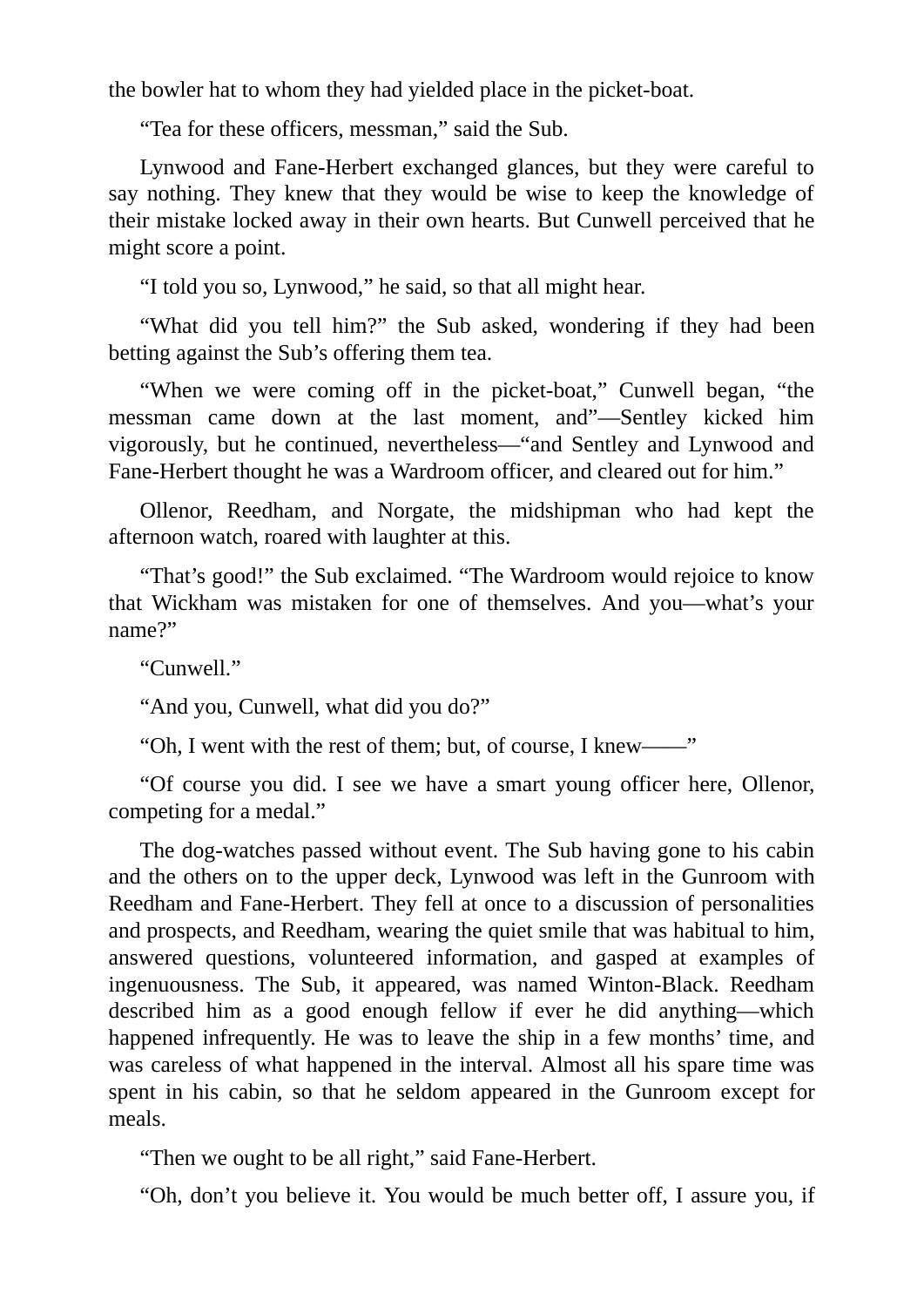the bowler hat to whom they had yielded place in the picket-boat.

"Tea for these officers, messman," said the Sub.

Lynwood and Fane-Herbert exchanged glances, but they were careful to say nothing. They knew that they would be wise to keep the knowledge of their mistake locked away in their own hearts. But Cunwell perceived that he might score a point.

"I told you so, Lynwood," he said, so that all might hear.

"What did you tell him?" the Sub asked, wondering if they had been betting against the Sub's offering them tea.

"When we were coming off in the picket-boat," Cunwell began, "the messman came down at the last moment, and"—Sentley kicked him vigorously, but he continued, nevertheless—"and Sentley and Lynwood and Fane-Herbert thought he was a Wardroom officer, and cleared out for him."

Ollenor, Reedham, and Norgate, the midshipman who had kept the afternoon watch, roared with laughter at this.

"That's good!" the Sub exclaimed. "The Wardroom would rejoice to know that Wickham was mistaken for one of themselves. And you—what's your name?"

"Cunwell."

"And you, Cunwell, what did you do?"

"Oh, I went with the rest of them; but, of course, I knew——"

"Of course you did. I see we have a smart young officer here, Ollenor, competing for a medal."

The dog-watches passed without event. The Sub having gone to his cabin and the others on to the upper deck, Lynwood was left in the Gunroom with Reedham and Fane-Herbert. They fell at once to a discussion of personalities and prospects, and Reedham, wearing the quiet smile that was habitual to him, answered questions, volunteered information, and gasped at examples of ingenuousness. The Sub, it appeared, was named Winton-Black. Reedham described him as a good enough fellow if ever he did anything—which happened infrequently. He was to leave the ship in a few months' time, and was careless of what happened in the interval. Almost all his spare time was spent in his cabin, so that he seldom appeared in the Gunroom except for meals.

"Then we ought to be all right," said Fane-Herbert.

"Oh, don't you believe it. You would be much better off, I assure you, if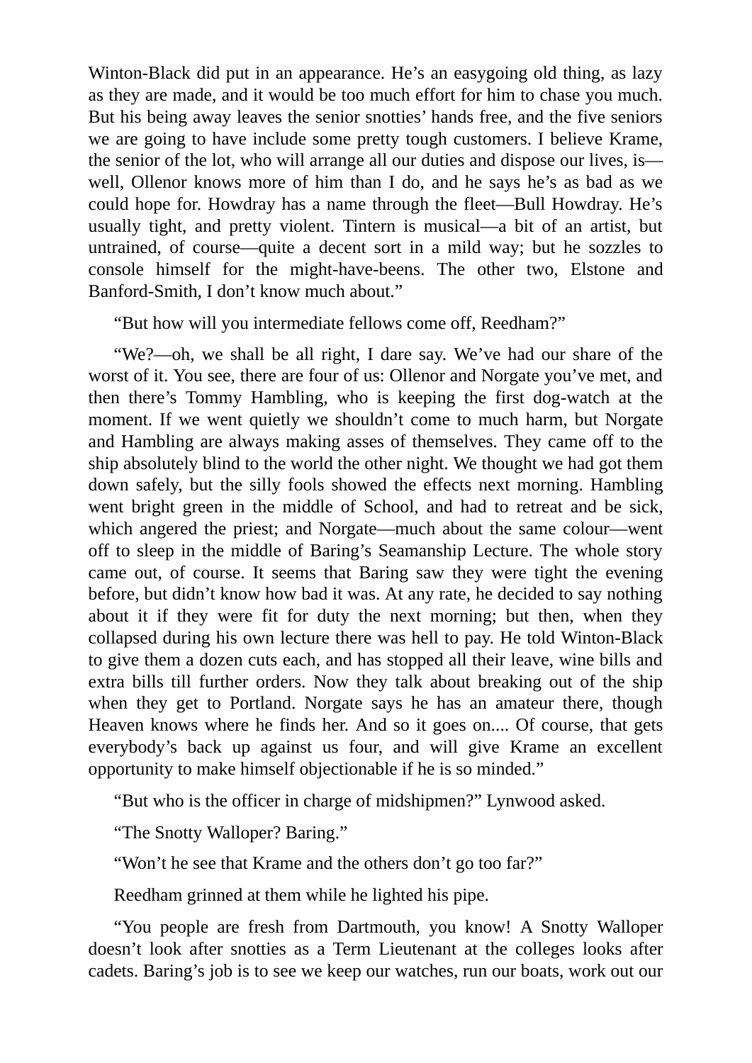Winton-Black did put in an appearance. He’s an easygoing old thing, as lazy as they are made, and it would be too much effort for him to chase you much. But his being away leaves the senior snotties’ hands free, and the five seniors we are going to have include some pretty tough customers. I believe Krame, the senior of the lot, who will arrange all our duties and dispose our lives, is—well, Ollenor knows more of him than I do, and he says he’s as bad as we could hope for. Howdray has a name through the fleet—Bull Howdray. He’s usually tight, and pretty violent. Tintern is musical—a bit of an artist, but untrained, of course—quite a decent sort in a mild way; but he sozzles to console himself for the might-have-beens. The other two, Elstone and Banford-Smith, I don’t know much about.”

“But how will you intermediate fellows come off, Reedham?”

“We?—oh, we shall be all right, I dare say. We’ve had our share of the worst of it. You see, there are four of us: Ollenor and Norgate you’ve met, and then there’s Tommy Hambling, who is keeping the first dog-watch at the moment. If we went quietly we shouldn’t come to much harm, but Norgate and Hambling are always making asses of themselves. They came off to the ship absolutely blind to the world the other night. We thought we had got them down safely, but the silly fools showed the effects next morning. Hambling went bright green in the middle of School, and had to retreat and be sick, which angered the priest; and Norgate—much about the same colour—went off to sleep in the middle of Baring’s Seamanship Lecture. The whole story came out, of course. It seems that Baring saw they were tight the evening before, but didn’t know how bad it was. At any rate, he decided to say nothing about it if they were fit for duty the next morning; but then, when they collapsed during his own lecture there was hell to pay. He told Winton-Black to give them a dozen cuts each, and has stopped all their leave, wine bills and extra bills till further orders. Now they talk about breaking out of the ship when they get to Portland. Norgate says he has an amateur there, though Heaven knows where he finds her. And so it goes on.... Of course, that gets everybody’s back up against us four, and will give Krame an excellent opportunity to make himself objectionable if he is so minded.”

“But who is the officer in charge of midshipmen?” Lynwood asked.

“The Snotty Walloper? Baring.”

“Won’t he see that Krame and the others don’t go too far?”

Reedham grinned at them while he lighted his pipe.

“You people are fresh from Dartmouth, you know! A Snotty Walloper doesn’t look after snotties as a Term Lieutenant at the colleges looks after cadets. Baring’s job is to see we keep our watches, run our boats, work out our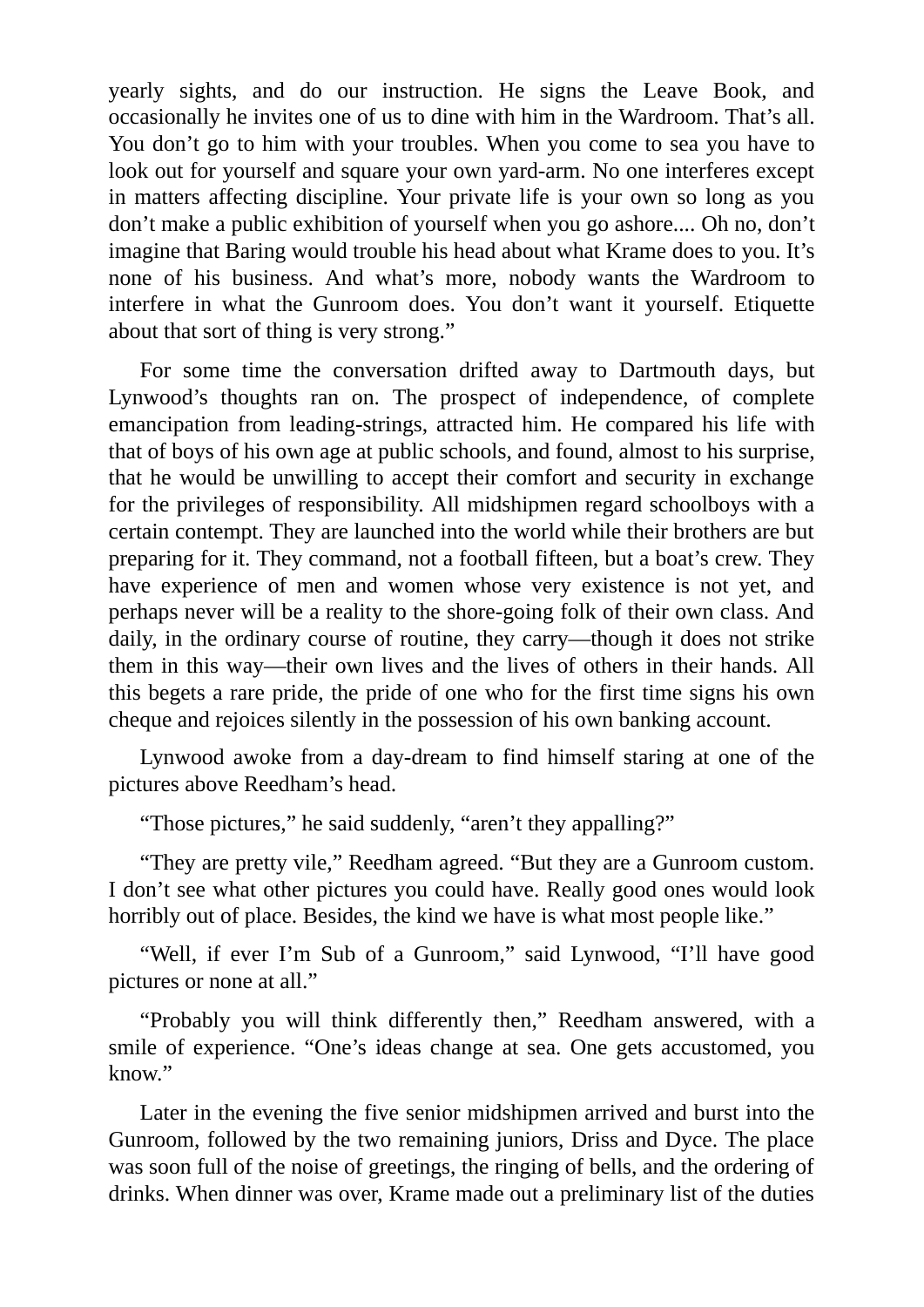yearly sights, and do our instruction. He signs the Leave Book, and occasionally he invites one of us to dine with him in the Wardroom. That's all. You don't go to him with your troubles. When you come to sea you have to look out for yourself and square your own yard-arm. No one interferes except in matters affecting discipline. Your private life is your own so long as you don't make a public exhibition of yourself when you go ashore.... Oh no, don't imagine that Baring would trouble his head about what Krame does to you. It's none of his business. And what's more, nobody wants the Wardroom to interfere in what the Gunroom does. You don't want it yourself. Etiquette about that sort of thing is very strong."

For some time the conversation drifted away to Dartmouth days, but Lynwood's thoughts ran on. The prospect of independence, of complete emancipation from leading-strings, attracted him. He compared his life with that of boys of his own age at public schools, and found, almost to his surprise, that he would be unwilling to accept their comfort and security in exchange for the privileges of responsibility. All midshipmen regard schoolboys with a certain contempt. They are launched into the world while their brothers are but preparing for it. They command, not a football fifteen, but a boat's crew. They have experience of men and women whose very existence is not yet, and perhaps never will be a reality to the shore-going folk of their own class. And daily, in the ordinary course of routine, they carry—though it does not strike them in this way—their own lives and the lives of others in their hands. All this begets a rare pride, the pride of one who for the first time signs his own cheque and rejoices silently in the possession of his own banking account.

Lynwood awoke from a day-dream to find himself staring at one of the pictures above Reedham's head.

"Those pictures," he said suddenly, "aren't they appalling?"

"They are pretty vile," Reedham agreed. "But they are a Gunroom custom. I don't see what other pictures you could have. Really good ones would look horribly out of place. Besides, the kind we have is what most people like."

"Well, if ever I'm Sub of a Gunroom," said Lynwood, "I'll have good pictures or none at all."

"Probably you will think differently then," Reedham answered, with a smile of experience. "One's ideas change at sea. One gets accustomed, you know."

Later in the evening the five senior midshipmen arrived and burst into the Gunroom, followed by the two remaining juniors, Driss and Dyce. The place was soon full of the noise of greetings, the ringing of bells, and the ordering of drinks. When dinner was over, Krame made out a preliminary list of the duties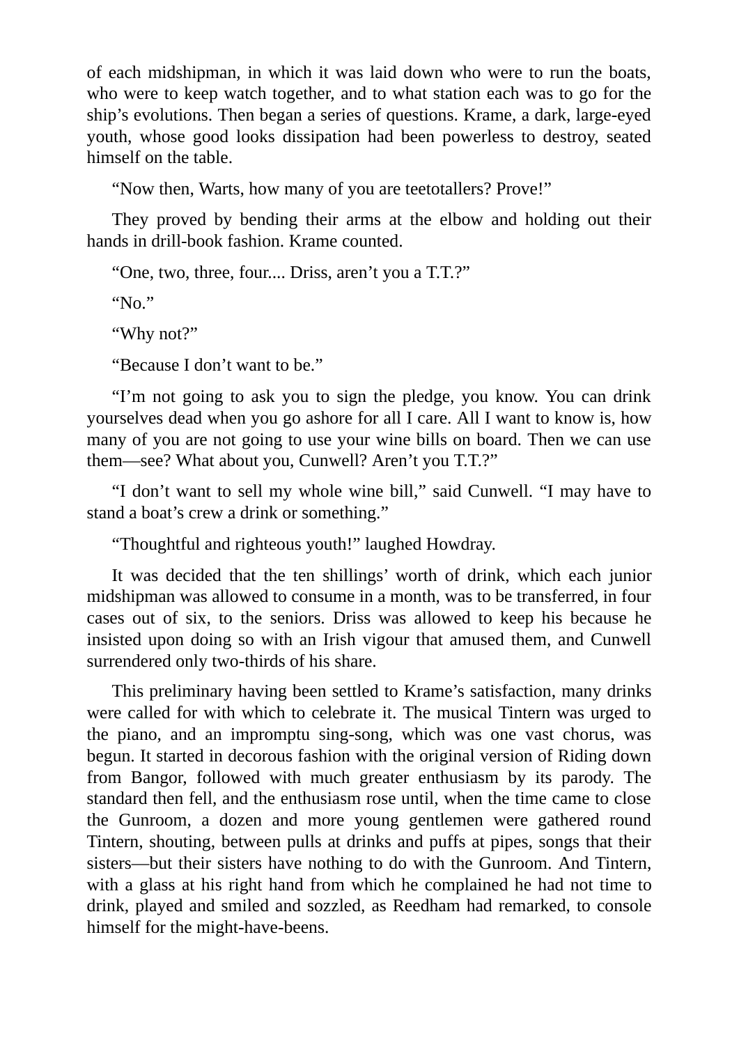of each midshipman, in which it was laid down who were to run the boats, who were to keep watch together, and to what station each was to go for the ship's evolutions. Then began a series of questions. Krame, a dark, large-eyed youth, whose good looks dissipation had been powerless to destroy, seated himself on the table.

"Now then, Warts, how many of you are teetotallers? Prove!"

They proved by bending their arms at the elbow and holding out their hands in drill-book fashion. Krame counted.

"One, two, three, four.... Driss, aren't you a T.T.?"

"No."

"Why not?"

"Because I don't want to be."

"I'm not going to ask you to sign the pledge, you know. You can drink yourselves dead when you go ashore for all I care. All I want to know is, how many of you are not going to use your wine bills on board. Then we can use them—see? What about you, Cunwell? Aren't you T.T.?"

"I don't want to sell my whole wine bill," said Cunwell. "I may have to stand a boat's crew a drink or something."

"Thoughtful and righteous youth!" laughed Howdray.

It was decided that the ten shillings' worth of drink, which each junior midshipman was allowed to consume in a month, was to be transferred, in four cases out of six, to the seniors. Driss was allowed to keep his because he insisted upon doing so with an Irish vigour that amused them, and Cunwell surrendered only two-thirds of his share.

This preliminary having been settled to Krame's satisfaction, many drinks were called for with which to celebrate it. The musical Tintern was urged to the piano, and an impromptu sing-song, which was one vast chorus, was begun. It started in decorous fashion with the original version of Riding down from Bangor, followed with much greater enthusiasm by its parody. The standard then fell, and the enthusiasm rose until, when the time came to close the Gunroom, a dozen and more young gentlemen were gathered round Tintern, shouting, between pulls at drinks and puffs at pipes, songs that their sisters—but their sisters have nothing to do with the Gunroom. And Tintern, with a glass at his right hand from which he complained he had not time to drink, played and smiled and sozzled, as Reedham had remarked, to console himself for the might-have-beens.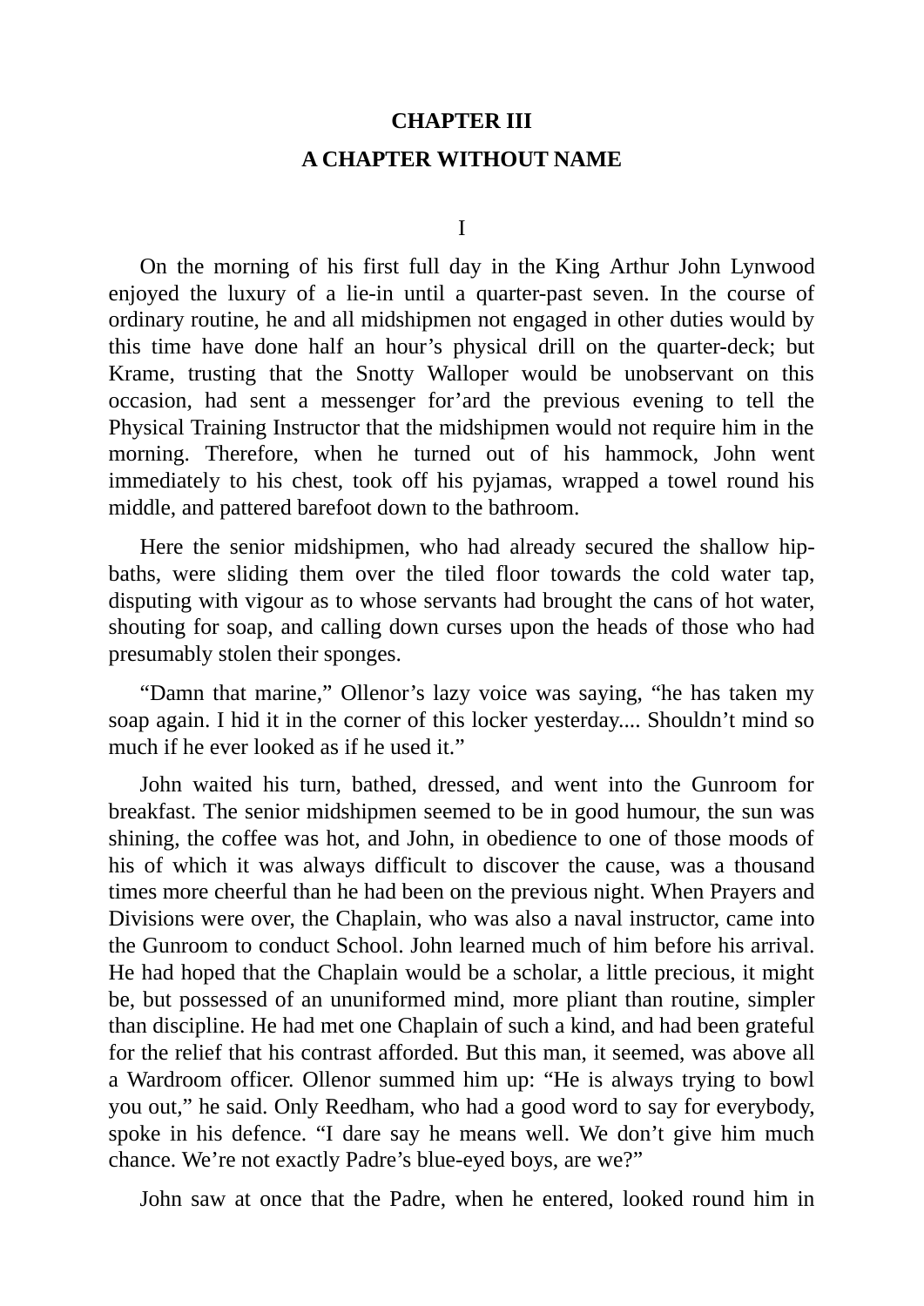## CHAPTER III

## A CHAPTER WITHOUT NAME

I

On the morning of his first full day in the King Arthur John Lynwood enjoyed the luxury of a lie-in until a quarter-past seven. In the course of ordinary routine, he and all midshipmen not engaged in other duties would by this time have done half an hour's physical drill on the quarter-deck; but Krame, trusting that the Snotty Walloper would be unobservant on this occasion, had sent a messenger for'ard the previous evening to tell the Physical Training Instructor that the midshipmen would not require him in the morning. Therefore, when he turned out of his hammock, John went immediately to his chest, took off his pyjamas, wrapped a towel round his middle, and pattered barefoot down to the bathroom.

Here the senior midshipmen, who had already secured the shallow hip-baths, were sliding them over the tiled floor towards the cold water tap, disputing with vigour as to whose servants had brought the cans of hot water, shouting for soap, and calling down curses upon the heads of those who had presumably stolen their sponges.

"Damn that marine," Ollenor's lazy voice was saying, "he has taken my soap again. I hid it in the corner of this locker yesterday.... Shouldn't mind so much if he ever looked as if he used it."

John waited his turn, bathed, dressed, and went into the Gunroom for breakfast. The senior midshipmen seemed to be in good humour, the sun was shining, the coffee was hot, and John, in obedience to one of those moods of his of which it was always difficult to discover the cause, was a thousand times more cheerful than he had been on the previous night. When Prayers and Divisions were over, the Chaplain, who was also a naval instructor, came into the Gunroom to conduct School. John learned much of him before his arrival. He had hoped that the Chaplain would be a scholar, a little precious, it might be, but possessed of an ununiformed mind, more pliant than routine, simpler than discipline. He had met one Chaplain of such a kind, and had been grateful for the relief that his contrast afforded. But this man, it seemed, was above all a Wardroom officer. Ollenor summed him up: "He is always trying to bowl you out," he said. Only Reedham, who had a good word to say for everybody, spoke in his defence. "I dare say he means well. We don't give him much chance. We're not exactly Padre's blue-eyed boys, are we?"

John saw at once that the Padre, when he entered, looked round him in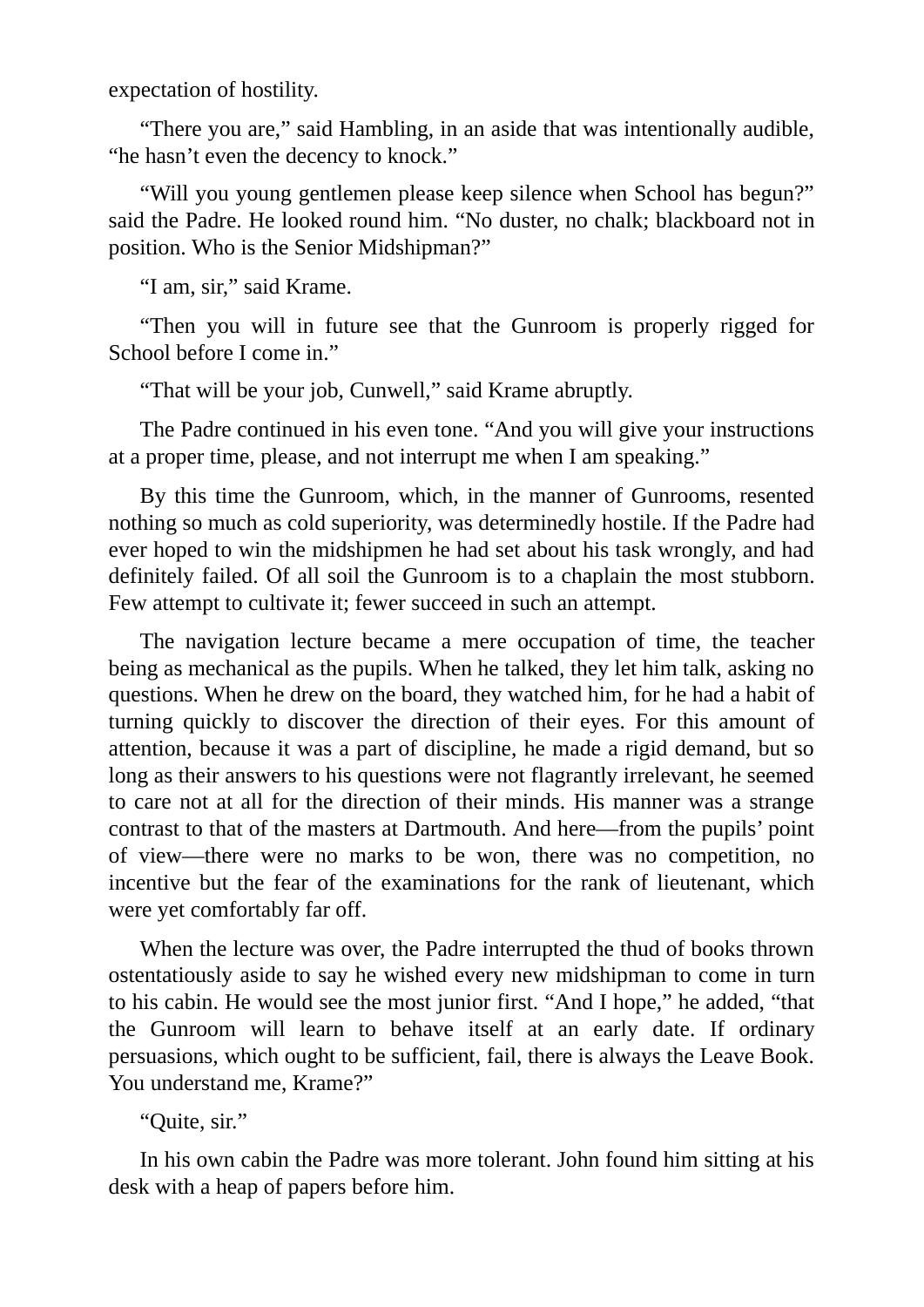expectation of hostility.

“There you are,” said Hambling, in an aside that was intentionally audible, “he hasn’t even the decency to knock.”

“Will you young gentlemen please keep silence when School has begun?” said the Padre. He looked round him. “No duster, no chalk; blackboard not in position. Who is the Senior Midshipman?”

“I am, sir,” said Krame.

“Then you will in future see that the Gunroom is properly rigged for School before I come in.”

“That will be your job, Cunwell,” said Krame abruptly.

The Padre continued in his even tone. “And you will give your instructions at a proper time, please, and not interrupt me when I am speaking.”

By this time the Gunroom, which, in the manner of Gunrooms, resented nothing so much as cold superiority, was determinedly hostile. If the Padre had ever hoped to win the midshipmen he had set about his task wrongly, and had definitely failed. Of all soil the Gunroom is to a chaplain the most stubborn. Few attempt to cultivate it; fewer succeed in such an attempt.

The navigation lecture became a mere occupation of time, the teacher being as mechanical as the pupils. When he talked, they let him talk, asking no questions. When he drew on the board, they watched him, for he had a habit of turning quickly to discover the direction of their eyes. For this amount of attention, because it was a part of discipline, he made a rigid demand, but so long as their answers to his questions were not flagrantly irrelevant, he seemed to care not at all for the direction of their minds. His manner was a strange contrast to that of the masters at Dartmouth. And here—from the pupils’ point of view—there were no marks to be won, there was no competition, no incentive but the fear of the examinations for the rank of lieutenant, which were yet comfortably far off.

When the lecture was over, the Padre interrupted the thud of books thrown ostentatiously aside to say he wished every new midshipman to come in turn to his cabin. He would see the most junior first. “And I hope,” he added, “that the Gunroom will learn to behave itself at an early date. If ordinary persuasions, which ought to be sufficient, fail, there is always the Leave Book. You understand me, Krame?”

“Quite, sir.”

In his own cabin the Padre was more tolerant. John found him sitting at his desk with a heap of papers before him.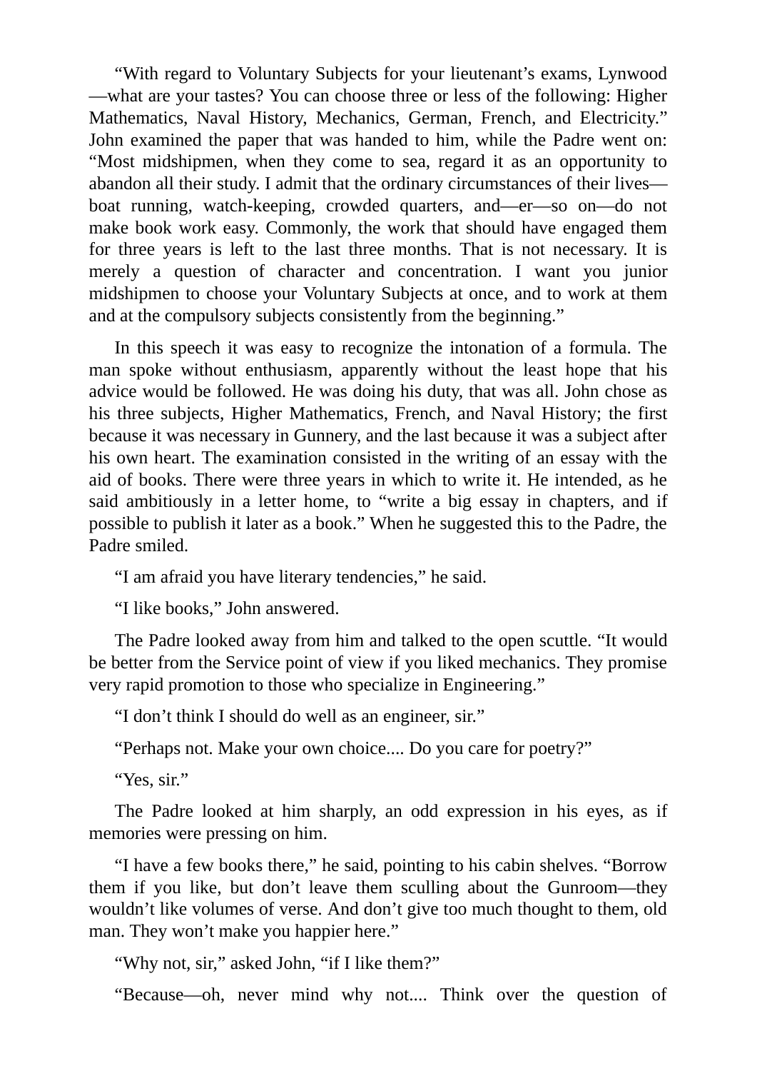"With regard to Voluntary Subjects for your lieutenant's exams, Lynwood—what are your tastes? You can choose three or less of the following: Higher Mathematics, Naval History, Mechanics, German, French, and Electricity." John examined the paper that was handed to him, while the Padre went on: "Most midshipmen, when they come to sea, regard it as an opportunity to abandon all their study. I admit that the ordinary circumstances of their lives—boat running, watch-keeping, crowded quarters, and—er—so on—do not make book work easy. Commonly, the work that should have engaged them for three years is left to the last three months. That is not necessary. It is merely a question of character and concentration. I want you junior midshipmen to choose your Voluntary Subjects at once, and to work at them and at the compulsory subjects consistently from the beginning."

In this speech it was easy to recognize the intonation of a formula. The man spoke without enthusiasm, apparently without the least hope that his advice would be followed. He was doing his duty, that was all. John chose as his three subjects, Higher Mathematics, French, and Naval History; the first because it was necessary in Gunnery, and the last because it was a subject after his own heart. The examination consisted in the writing of an essay with the aid of books. There were three years in which to write it. He intended, as he said ambitiously in a letter home, to "write a big essay in chapters, and if possible to publish it later as a book." When he suggested this to the Padre, the Padre smiled.

"I am afraid you have literary tendencies," he said.

"I like books," John answered.

The Padre looked away from him and talked to the open scuttle. "It would be better from the Service point of view if you liked mechanics. They promise very rapid promotion to those who specialize in Engineering."

"I don't think I should do well as an engineer, sir."

"Perhaps not. Make your own choice.... Do you care for poetry?"

"Yes, sir."

The Padre looked at him sharply, an odd expression in his eyes, as if memories were pressing on him.

"I have a few books there," he said, pointing to his cabin shelves. "Borrow them if you like, but don't leave them sculling about the Gunroom—they wouldn't like volumes of verse. And don't give too much thought to them, old man. They won't make you happier here."

"Why not, sir," asked John, "if I like them?"

"Because—oh, never mind why not.... Think over the question of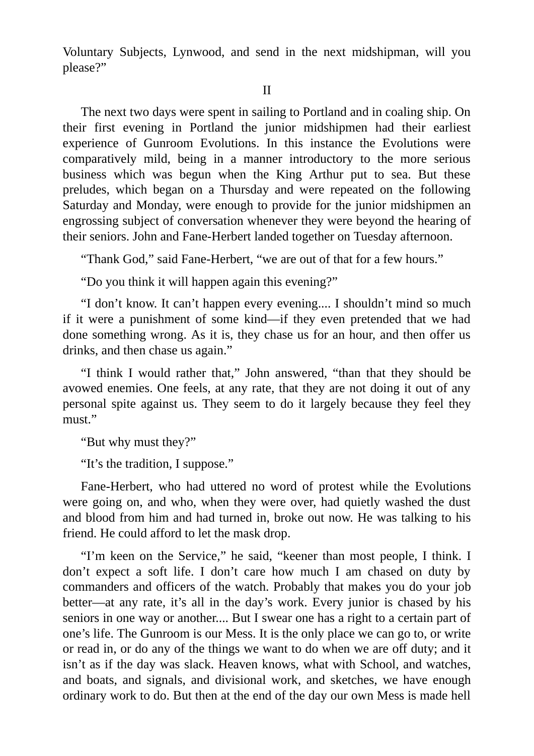Voluntary Subjects, Lynwood, and send in the next midshipman, will you please?”

## II

The next two days were spent in sailing to Portland and in coaling ship. On their first evening in Portland the junior midshipmen had their earliest experience of Gunroom Evolutions. In this instance the Evolutions were comparatively mild, being in a manner introductory to the more serious business which was begun when the King Arthur put to sea. But these preludes, which began on a Thursday and were repeated on the following Saturday and Monday, were enough to provide for the junior midshipmen an engrossing subject of conversation whenever they were beyond the hearing of their seniors. John and Fane-Herbert landed together on Tuesday afternoon.

“Thank God,” said Fane-Herbert, “we are out of that for a few hours.”

“Do you think it will happen again this evening?”

“I don’t know. It can’t happen every evening.... I shouldn’t mind so much if it were a punishment of some kind—if they even pretended that we had done something wrong. As it is, they chase us for an hour, and then offer us drinks, and then chase us again.”

“I think I would rather that,” John answered, “than that they should be avowed enemies. One feels, at any rate, that they are not doing it out of any personal spite against us. They seem to do it largely because they feel they must.”

“But why must they?”

“It’s the tradition, I suppose.”

Fane-Herbert, who had uttered no word of protest while the Evolutions were going on, and who, when they were over, had quietly washed the dust and blood from him and had turned in, broke out now. He was talking to his friend. He could afford to let the mask drop.

“I’m keen on the Service,” he said, “keener than most people, I think. I don’t expect a soft life. I don’t care how much I am chased on duty by commanders and officers of the watch. Probably that makes you do your job better—at any rate, it’s all in the day’s work. Every junior is chased by his seniors in one way or another.... But I swear one has a right to a certain part of one’s life. The Gunroom is our Mess. It is the only place we can go to, or write or read in, or do any of the things we want to do when we are off duty; and it isn’t as if the day was slack. Heaven knows, what with School, and watches, and boats, and signals, and divisional work, and sketches, we have enough ordinary work to do. But then at the end of the day our own Mess is made hell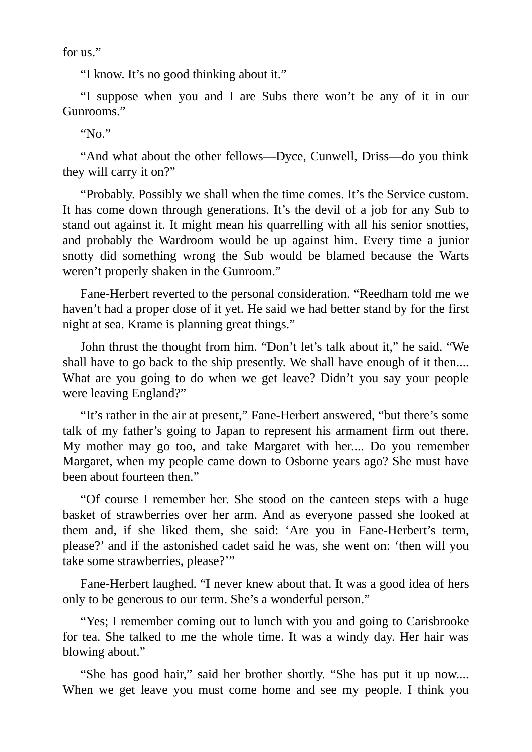for us."

"I know. It's no good thinking about it."

"I suppose when you and I are Subs there won't be any of it in our Gunrooms."

"No."

"And what about the other fellows—Dyce, Cunwell, Driss—do you think they will carry it on?"

"Probably. Possibly we shall when the time comes. It's the Service custom. It has come down through generations. It's the devil of a job for any Sub to stand out against it. It might mean his quarrelling with all his senior snotties, and probably the Wardroom would be up against him. Every time a junior snotty did something wrong the Sub would be blamed because the Warts weren't properly shaken in the Gunroom."

Fane-Herbert reverted to the personal consideration. "Reedham told me we haven't had a proper dose of it yet. He said we had better stand by for the first night at sea. Krame is planning great things."

John thrust the thought from him. "Don't let's talk about it," he said. "We shall have to go back to the ship presently. We shall have enough of it then.... What are you going to do when we get leave? Didn't you say your people were leaving England?"

"It's rather in the air at present," Fane-Herbert answered, "but there's some talk of my father's going to Japan to represent his armament firm out there. My mother may go too, and take Margaret with her.... Do you remember Margaret, when my people came down to Osborne years ago? She must have been about fourteen then."

"Of course I remember her. She stood on the canteen steps with a huge basket of strawberries over her arm. And as everyone passed she looked at them and, if she liked them, she said: 'Are you in Fane-Herbert's term, please?' and if the astonished cadet said he was, she went on: 'then will you take some strawberries, please?'"

Fane-Herbert laughed. "I never knew about that. It was a good idea of hers only to be generous to our term. She's a wonderful person."

"Yes; I remember coming out to lunch with you and going to Carisbrooke for tea. She talked to me the whole time. It was a windy day. Her hair was blowing about."

"She has good hair," said her brother shortly. "She has put it up now.... When we get leave you must come home and see my people. I think you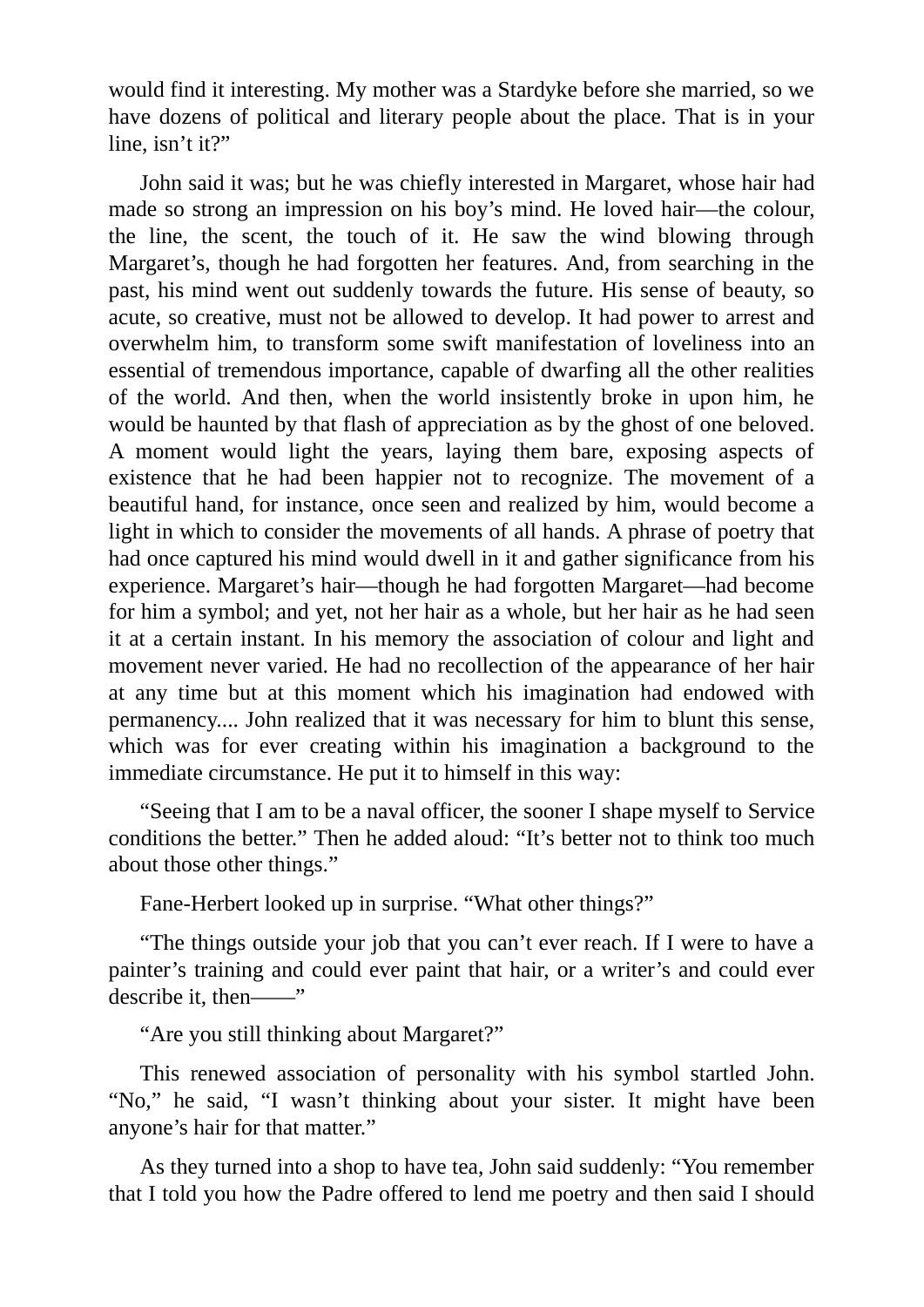would find it interesting. My mother was a Stardyke before she married, so we have dozens of political and literary people about the place. That is in your line, isn't it?"

John said it was; but he was chiefly interested in Margaret, whose hair had made so strong an impression on his boy's mind. He loved hair—the colour, the line, the scent, the touch of it. He saw the wind blowing through Margaret's, though he had forgotten her features. And, from searching in the past, his mind went out suddenly towards the future. His sense of beauty, so acute, so creative, must not be allowed to develop. It had power to arrest and overwhelm him, to transform some swift manifestation of loveliness into an essential of tremendous importance, capable of dwarfing all the other realities of the world. And then, when the world insistently broke in upon him, he would be haunted by that flash of appreciation as by the ghost of one beloved. A moment would light the years, laying them bare, exposing aspects of existence that he had been happier not to recognize. The movement of a beautiful hand, for instance, once seen and realized by him, would become a light in which to consider the movements of all hands. A phrase of poetry that had once captured his mind would dwell in it and gather significance from his experience. Margaret's hair—though he had forgotten Margaret—had become for him a symbol; and yet, not her hair as a whole, but her hair as he had seen it at a certain instant. In his memory the association of colour and light and movement never varied. He had no recollection of the appearance of her hair at any time but at this moment which his imagination had endowed with permanency.... John realized that it was necessary for him to blunt this sense, which was for ever creating within his imagination a background to the immediate circumstance. He put it to himself in this way:

"Seeing that I am to be a naval officer, the sooner I shape myself to Service conditions the better." Then he added aloud: "It's better not to think too much about those other things."

Fane-Herbert looked up in surprise. "What other things?"

"The things outside your job that you can't ever reach. If I were to have a painter's training and could ever paint that hair, or a writer's and could ever describe it, then——"

"Are you still thinking about Margaret?"

This renewed association of personality with his symbol startled John. "No," he said, "I wasn't thinking about your sister. It might have been anyone's hair for that matter."

As they turned into a shop to have tea, John said suddenly: "You remember that I told you how the Padre offered to lend me poetry and then said I should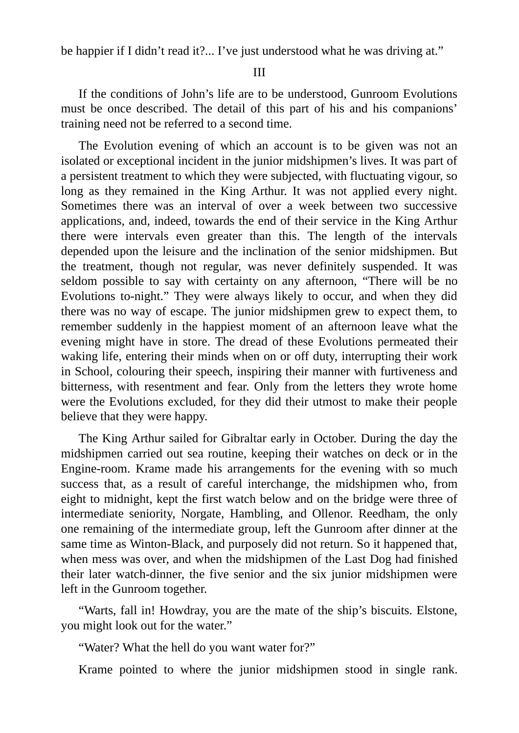be happier if I didn't read it?... I've just understood what he was driving at."

## III

If the conditions of John's life are to be understood, Gunroom Evolutions must be once described. The detail of this part of his and his companions' training need not be referred to a second time.

The Evolution evening of which an account is to be given was not an isolated or exceptional incident in the junior midshipmen's lives. It was part of a persistent treatment to which they were subjected, with fluctuating vigour, so long as they remained in the King Arthur. It was not applied every night. Sometimes there was an interval of over a week between two successive applications, and, indeed, towards the end of their service in the King Arthur there were intervals even greater than this. The length of the intervals depended upon the leisure and the inclination of the senior midshipmen. But the treatment, though not regular, was never definitely suspended. It was seldom possible to say with certainty on any afternoon, "There will be no Evolutions to-night." They were always likely to occur, and when they did there was no way of escape. The junior midshipmen grew to expect them, to remember suddenly in the happiest moment of an afternoon leave what the evening might have in store. The dread of these Evolutions permeated their waking life, entering their minds when on or off duty, interrupting their work in School, colouring their speech, inspiring their manner with furtiveness and bitterness, with resentment and fear. Only from the letters they wrote home were the Evolutions excluded, for they did their utmost to make their people believe that they were happy.

The King Arthur sailed for Gibraltar early in October. During the day the midshipmen carried out sea routine, keeping their watches on deck or in the Engine-room. Krame made his arrangements for the evening with so much success that, as a result of careful interchange, the midshipmen who, from eight to midnight, kept the first watch below and on the bridge were three of intermediate seniority, Norgate, Hambling, and Ollenor. Reedham, the only one remaining of the intermediate group, left the Gunroom after dinner at the same time as Winton-Black, and purposely did not return. So it happened that, when mess was over, and when the midshipmen of the Last Dog had finished their later watch-dinner, the five senior and the six junior midshipmen were left in the Gunroom together.

"Warts, fall in! Howdray, you are the mate of the ship's biscuits. Elstone, you might look out for the water."

"Water? What the hell do you want water for?"

Krame pointed to where the junior midshipmen stood in single rank.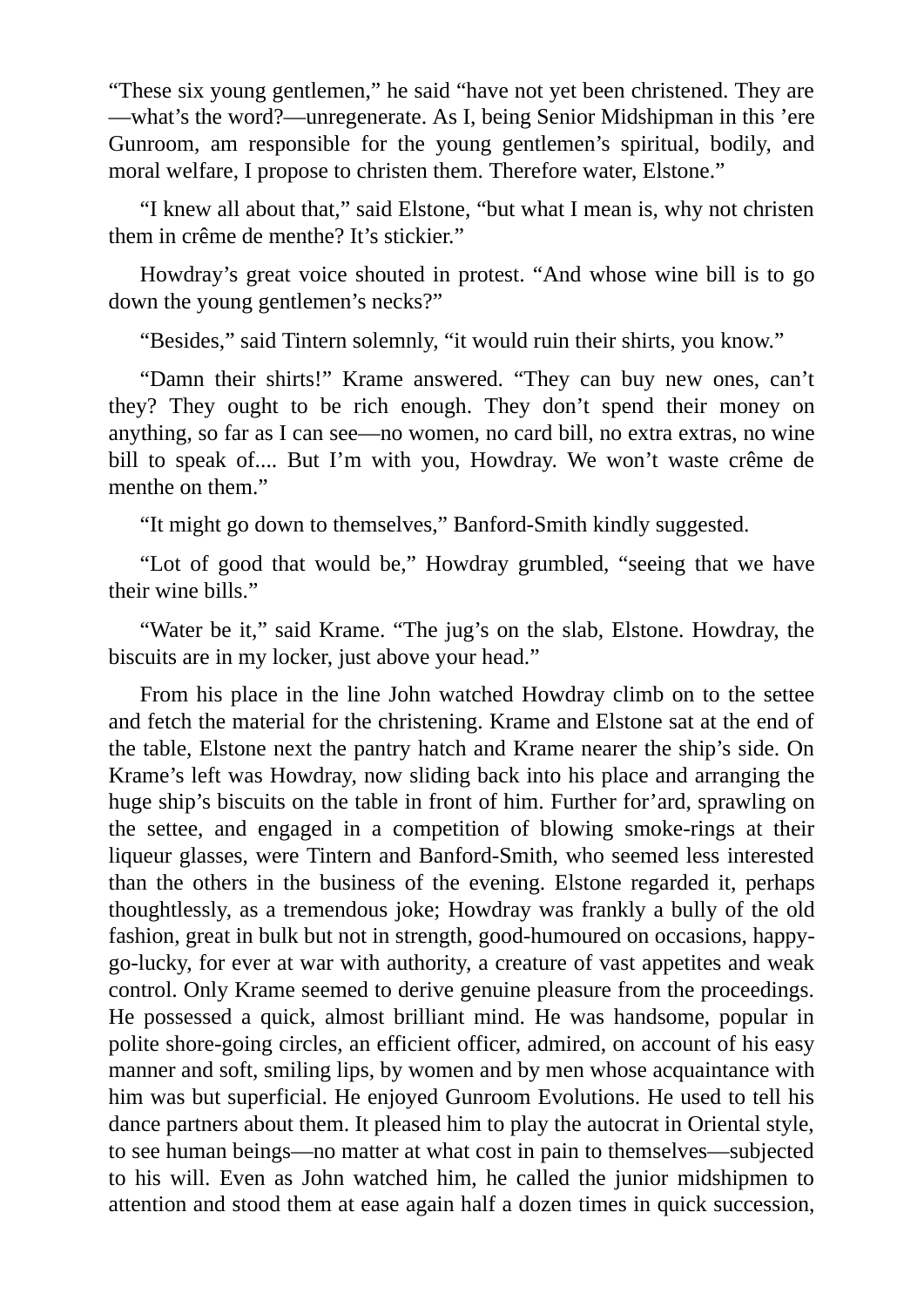“These six young gentlemen,” he said “have not yet been christened. They are—what’s the word?—unregenerate. As I, being Senior Midshipman in this ’ere Gunroom, am responsible for the young gentlemen’s spiritual, bodily, and moral welfare, I propose to christen them. Therefore water, Elstone.”

“I knew all about that,” said Elstone, “but what I mean is, why not christen them in crême de menthe? It’s stickier.”

Howdray’s great voice shouted in protest. “And whose wine bill is to go down the young gentlemen’s necks?”

“Besides,” said Tintern solemnly, “it would ruin their shirts, you know.”

“Damn their shirts!” Krame answered. “They can buy new ones, can’t they? They ought to be rich enough. They don’t spend their money on anything, so far as I can see—no women, no card bill, no extra extras, no wine bill to speak of.... But I’m with you, Howdray. We won’t waste crême de menthe on them.”

“It might go down to themselves,” Banford-Smith kindly suggested.

“Lot of good that would be,” Howdray grumbled, “seeing that we have their wine bills.”

“Water be it,” said Krame. “The jug’s on the slab, Elstone. Howdray, the biscuits are in my locker, just above your head.”

From his place in the line John watched Howdray climb on to the settee and fetch the material for the christening. Krame and Elstone sat at the end of the table, Elstone next the pantry hatch and Krame nearer the ship’s side. On Krame’s left was Howdray, now sliding back into his place and arranging the huge ship’s biscuits on the table in front of him. Further for’ard, sprawling on the settee, and engaged in a competition of blowing smoke-rings at their liqueur glasses, were Tintern and Banford-Smith, who seemed less interested than the others in the business of the evening. Elstone regarded it, perhaps thoughtlessly, as a tremendous joke; Howdray was frankly a bully of the old fashion, great in bulk but not in strength, good-humoured on occasions, happy-go-lucky, for ever at war with authority, a creature of vast appetites and weak control. Only Krame seemed to derive genuine pleasure from the proceedings. He possessed a quick, almost brilliant mind. He was handsome, popular in polite shore-going circles, an efficient officer, admired, on account of his easy manner and soft, smiling lips, by women and by men whose acquaintance with him was but superficial. He enjoyed Gunroom Evolutions. He used to tell his dance partners about them. It pleased him to play the autocrat in Oriental style, to see human beings—no matter at what cost in pain to themselves—subjected to his will. Even as John watched him, he called the junior midshipmen to attention and stood them at ease again half a dozen times in quick succession,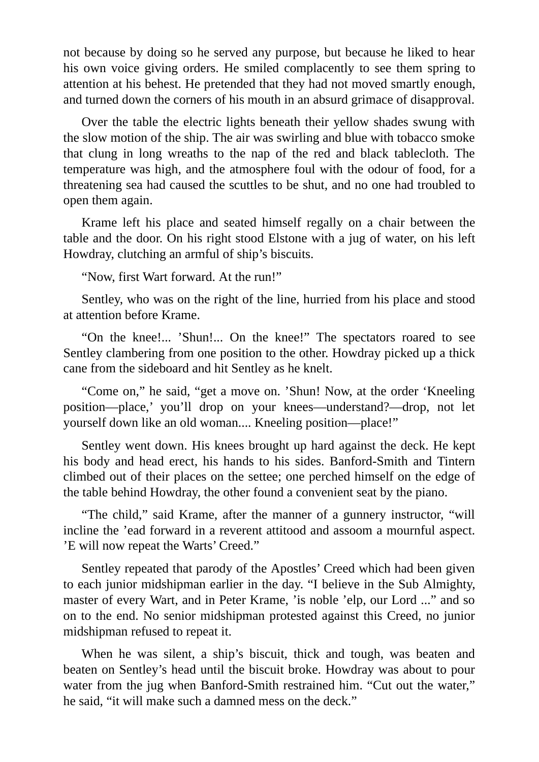not because by doing so he served any purpose, but because he liked to hear his own voice giving orders. He smiled complacently to see them spring to attention at his behest. He pretended that they had not moved smartly enough, and turned down the corners of his mouth in an absurd grimace of disapproval.

Over the table the electric lights beneath their yellow shades swung with the slow motion of the ship. The air was swirling and blue with tobacco smoke that clung in long wreaths to the nap of the red and black tablecloth. The temperature was high, and the atmosphere foul with the odour of food, for a threatening sea had caused the scuttles to be shut, and no one had troubled to open them again.

Krame left his place and seated himself regally on a chair between the table and the door. On his right stood Elstone with a jug of water, on his left Howdray, clutching an armful of ship's biscuits.

"Now, first Wart forward. At the run!"

Sentley, who was on the right of the line, hurried from his place and stood at attention before Krame.

"On the knee!... 'Shun!... On the knee!" The spectators roared to see Sentley clambering from one position to the other. Howdray picked up a thick cane from the sideboard and hit Sentley as he knelt.

"Come on," he said, "get a move on. 'Shun! Now, at the order 'Kneeling position—place,' you'll drop on your knees—understand?—drop, not let yourself down like an old woman.... Kneeling position—place!"

Sentley went down. His knees brought up hard against the deck. He kept his body and head erect, his hands to his sides. Banford-Smith and Tintern climbed out of their places on the settee; one perched himself on the edge of the table behind Howdray, the other found a convenient seat by the piano.

"The child," said Krame, after the manner of a gunnery instructor, "will incline the 'ead forward in a reverent attitood and assoom a mournful aspect. 'E will now repeat the Warts' Creed."

Sentley repeated that parody of the Apostles' Creed which had been given to each junior midshipman earlier in the day. "I believe in the Sub Almighty, master of every Wart, and in Peter Krame, 'is noble 'elp, our Lord ..." and so on to the end. No senior midshipman protested against this Creed, no junior midshipman refused to repeat it.

When he was silent, a ship's biscuit, thick and tough, was beaten and beaten on Sentley's head until the biscuit broke. Howdray was about to pour water from the jug when Banford-Smith restrained him. "Cut out the water," he said, "it will make such a damned mess on the deck."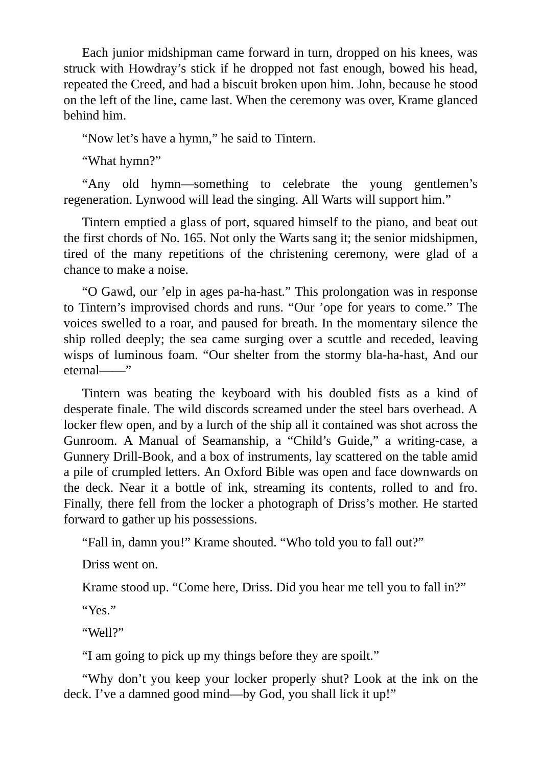Each junior midshipman came forward in turn, dropped on his knees, was struck with Howdray’s stick if he dropped not fast enough, bowed his head, repeated the Creed, and had a biscuit broken upon him. John, because he stood on the left of the line, came last. When the ceremony was over, Krame glanced behind him.

“Now let’s have a hymn,” he said to Tintern.

“What hymn?”

“Any old hymn—something to celebrate the young gentlemen’s regeneration. Lynwood will lead the singing. All Warts will support him.”

Tintern emptied a glass of port, squared himself to the piano, and beat out the first chords of No. 165. Not only the Warts sang it; the senior midshipmen, tired of the many repetitions of the christening ceremony, were glad of a chance to make a noise.

“O Gawd, our ’elp in ages pa-ha-hast.” This prolongation was in response to Tintern’s improvised chords and runs. “Our ’ope for years to come.” The voices swelled to a roar, and paused for breath. In the momentary silence the ship rolled deeply; the sea came surging over a scuttle and receded, leaving wisps of luminous foam. “Our shelter from the stormy bla-ha-hast, And our eternal——”

Tintern was beating the keyboard with his doubled fists as a kind of desperate finale. The wild discords screamed under the steel bars overhead. A locker flew open, and by a lurch of the ship all it contained was shot across the Gunroom. A Manual of Seamanship, a “Child’s Guide,” a writing-case, a Gunnery Drill-Book, and a box of instruments, lay scattered on the table amid a pile of crumpled letters. An Oxford Bible was open and face downwards on the deck. Near it a bottle of ink, streaming its contents, rolled to and fro. Finally, there fell from the locker a photograph of Driss’s mother. He started forward to gather up his possessions.

“Fall in, damn you!” Krame shouted. “Who told you to fall out?”

Driss went on.

Krame stood up. “Come here, Driss. Did you hear me tell you to fall in?”

“Yes.”

“Well?”

“I am going to pick up my things before they are spoilt.”

“Why don’t you keep your locker properly shut? Look at the ink on the deck. I’ve a damned good mind—by God, you shall lick it up!”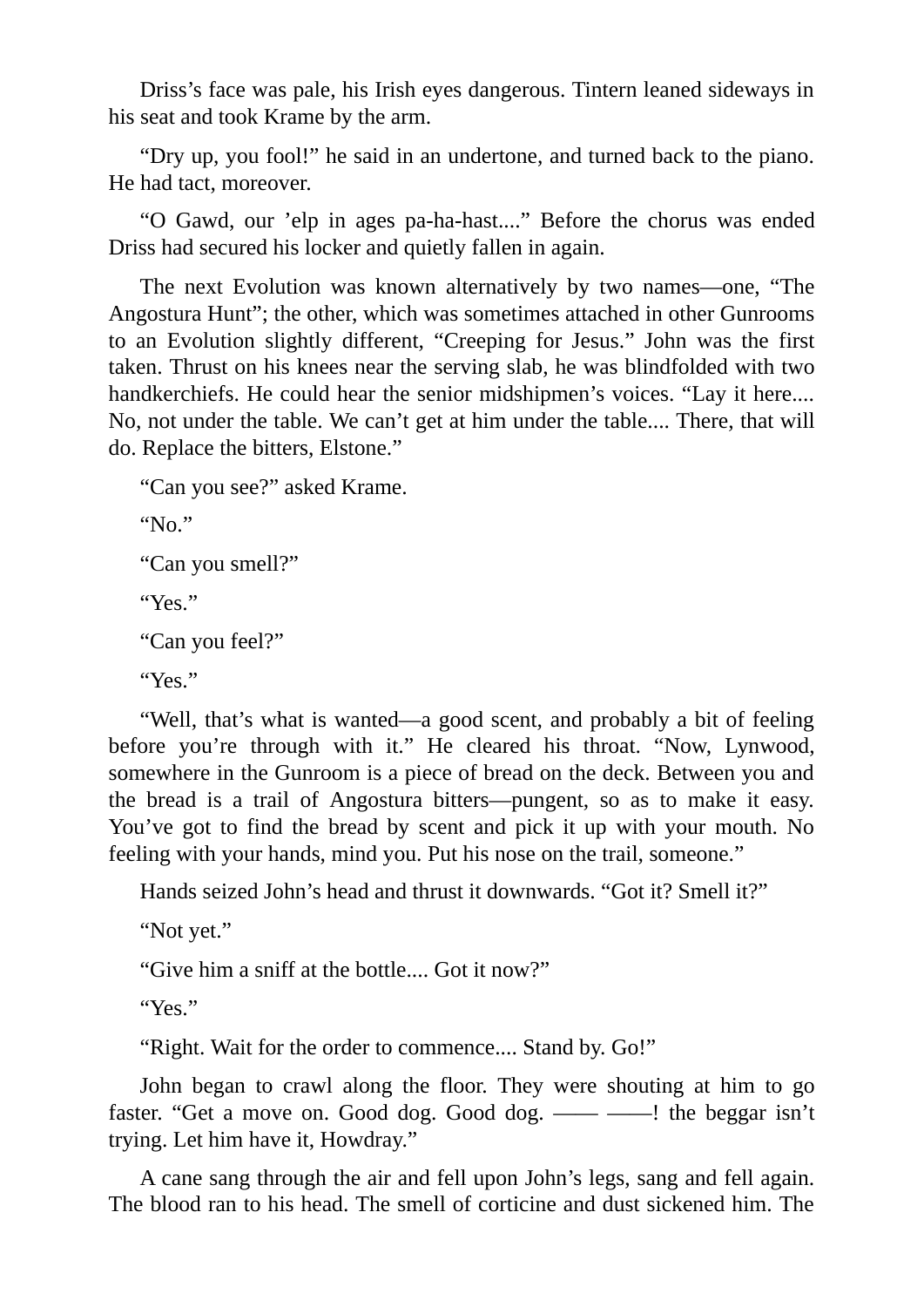Driss's face was pale, his Irish eyes dangerous. Tintern leaned sideways in his seat and took Krame by the arm.

"Dry up, you fool!" he said in an undertone, and turned back to the piano. He had tact, moreover.

"O Gawd, our 'elp in ages pa-ha-hast...." Before the chorus was ended Driss had secured his locker and quietly fallen in again.

The next Evolution was known alternatively by two names—one, "The Angostura Hunt"; the other, which was sometimes attached in other Gunrooms to an Evolution slightly different, "Creeping for Jesus." John was the first taken. Thrust on his knees near the serving slab, he was blindfolded with two handkerchiefs. He could hear the senior midshipmen's voices. "Lay it here.... No, not under the table. We can't get at him under the table.... There, that will do. Replace the bitters, Elstone."

"Can you see?" asked Krame.

"No."

"Can you smell?"

"Yes."

"Can you feel?"

"Yes."

"Well, that's what is wanted—a good scent, and probably a bit of feeling before you're through with it." He cleared his throat. "Now, Lynwood, somewhere in the Gunroom is a piece of bread on the deck. Between you and the bread is a trail of Angostura bitters—pungent, so as to make it easy. You've got to find the bread by scent and pick it up with your mouth. No feeling with your hands, mind you. Put his nose on the trail, someone."

Hands seized John's head and thrust it downwards. "Got it? Smell it?"

"Not yet."

"Give him a sniff at the bottle.... Got it now?"

"Yes."

"Right. Wait for the order to commence.... Stand by. Go!"

John began to crawl along the floor. They were shouting at him to go faster. "Get a move on. Good dog. Good dog. —— ——! the beggar isn't trying. Let him have it, Howdray."

A cane sang through the air and fell upon John's legs, sang and fell again. The blood ran to his head. The smell of corticine and dust sickened him. The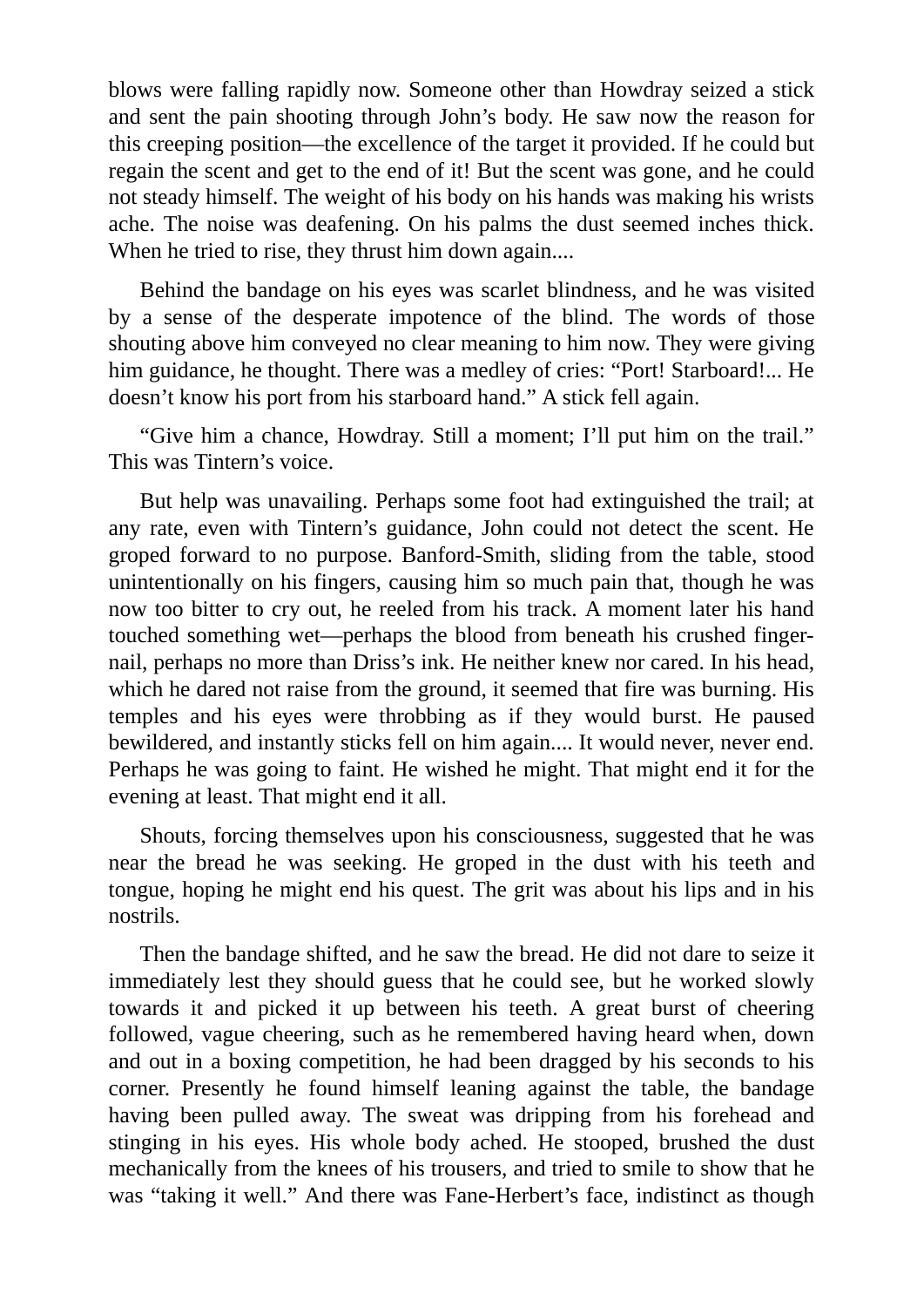blows were falling rapidly now. Someone other than Howdray seized a stick and sent the pain shooting through John's body. He saw now the reason for this creeping position—the excellence of the target it provided. If he could but regain the scent and get to the end of it! But the scent was gone, and he could not steady himself. The weight of his body on his hands was making his wrists ache. The noise was deafening. On his palms the dust seemed inches thick. When he tried to rise, they thrust him down again....

Behind the bandage on his eyes was scarlet blindness, and he was visited by a sense of the desperate impotence of the blind. The words of those shouting above him conveyed no clear meaning to him now. They were giving him guidance, he thought. There was a medley of cries: "Port! Starboard!... He doesn't know his port from his starboard hand." A stick fell again.

"Give him a chance, Howdray. Still a moment; I'll put him on the trail." This was Tintern's voice.

But help was unavailing. Perhaps some foot had extinguished the trail; at any rate, even with Tintern's guidance, John could not detect the scent. He groped forward to no purpose. Banford-Smith, sliding from the table, stood unintentionally on his fingers, causing him so much pain that, though he was now too bitter to cry out, he reeled from his track. A moment later his hand touched something wet—perhaps the blood from beneath his crushed finger-nail, perhaps no more than Driss's ink. He neither knew nor cared. In his head, which he dared not raise from the ground, it seemed that fire was burning. His temples and his eyes were throbbing as if they would burst. He paused bewildered, and instantly sticks fell on him again.... It would never, never end. Perhaps he was going to faint. He wished he might. That might end it for the evening at least. That might end it all.

Shouts, forcing themselves upon his consciousness, suggested that he was near the bread he was seeking. He groped in the dust with his teeth and tongue, hoping he might end his quest. The grit was about his lips and in his nostrils.

Then the bandage shifted, and he saw the bread. He did not dare to seize it immediately lest they should guess that he could see, but he worked slowly towards it and picked it up between his teeth. A great burst of cheering followed, vague cheering, such as he remembered having heard when, down and out in a boxing competition, he had been dragged by his seconds to his corner. Presently he found himself leaning against the table, the bandage having been pulled away. The sweat was dripping from his forehead and stinging in his eyes. His whole body ached. He stooped, brushed the dust mechanically from the knees of his trousers, and tried to smile to show that he was "taking it well." And there was Fane-Herbert's face, indistinct as though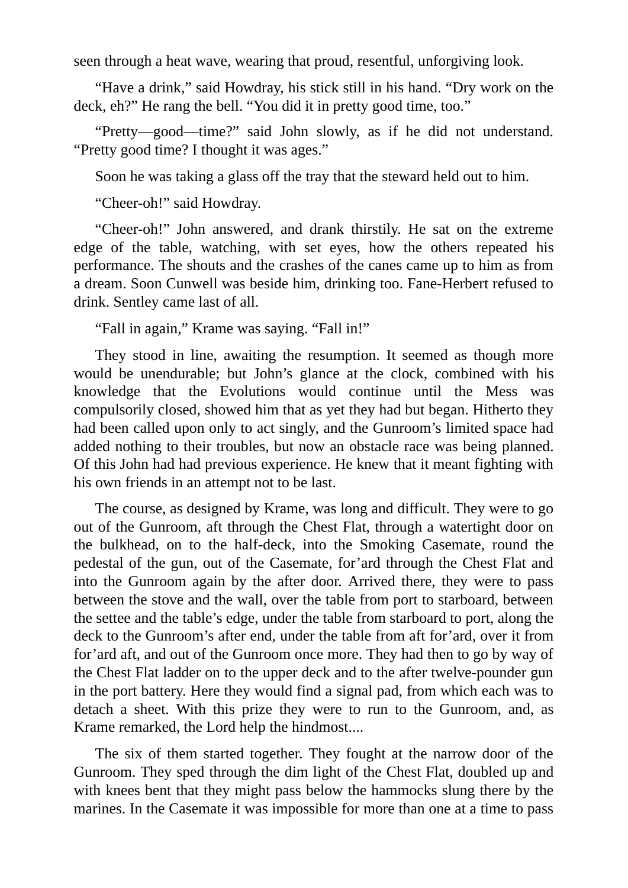seen through a heat wave, wearing that proud, resentful, unforgiving look.

“Have a drink,” said Howdray, his stick still in his hand. “Dry work on the deck, eh?” He rang the bell. “You did it in pretty good time, too.”

“Pretty—good—time?” said John slowly, as if he did not understand. “Pretty good time? I thought it was ages.”

Soon he was taking a glass off the tray that the steward held out to him.

“Cheer-oh!” said Howdray.

“Cheer-oh!” John answered, and drank thirstily. He sat on the extreme edge of the table, watching, with set eyes, how the others repeated his performance. The shouts and the crashes of the canes came up to him as from a dream. Soon Cunwell was beside him, drinking too. Fane-Herbert refused to drink. Sentley came last of all.

“Fall in again,” Krame was saying. “Fall in!”

They stood in line, awaiting the resumption. It seemed as though more would be unendurable; but John’s glance at the clock, combined with his knowledge that the Evolutions would continue until the Mess was compulsorily closed, showed him that as yet they had but began. Hitherto they had been called upon only to act singly, and the Gunroom’s limited space had added nothing to their troubles, but now an obstacle race was being planned. Of this John had had previous experience. He knew that it meant fighting with his own friends in an attempt not to be last.

The course, as designed by Krame, was long and difficult. They were to go out of the Gunroom, aft through the Chest Flat, through a watertight door on the bulkhead, on to the half-deck, into the Smoking Casemate, round the pedestal of the gun, out of the Casemate, for’ard through the Chest Flat and into the Gunroom again by the after door. Arrived there, they were to pass between the stove and the wall, over the table from port to starboard, between the settee and the table’s edge, under the table from starboard to port, along the deck to the Gunroom’s after end, under the table from aft for’ard, over it from for’ard aft, and out of the Gunroom once more. They had then to go by way of the Chest Flat ladder on to the upper deck and to the after twelve-pounder gun in the port battery. Here they would find a signal pad, from which each was to detach a sheet. With this prize they were to run to the Gunroom, and, as Krame remarked, the Lord help the hindmost....

The six of them started together. They fought at the narrow door of the Gunroom. They sped through the dim light of the Chest Flat, doubled up and with knees bent that they might pass below the hammocks slung there by the marines. In the Casemate it was impossible for more than one at a time to pass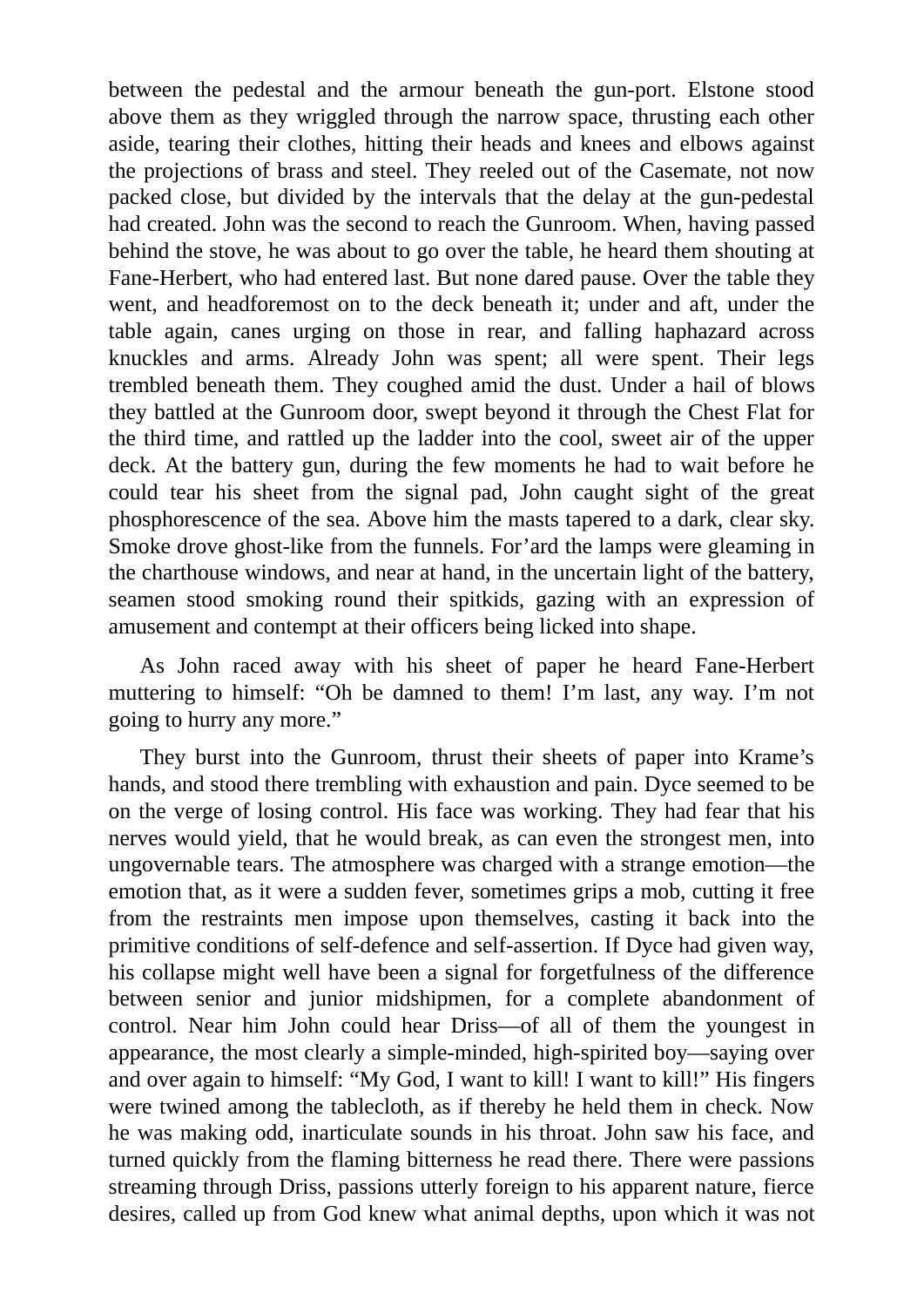between the pedestal and the armour beneath the gun-port. Elstone stood above them as they wriggled through the narrow space, thrusting each other aside, tearing their clothes, hitting their heads and knees and elbows against the projections of brass and steel. They reeled out of the Casemate, not now packed close, but divided by the intervals that the delay at the gun-pedestal had created. John was the second to reach the Gunroom. When, having passed behind the stove, he was about to go over the table, he heard them shouting at Fane-Herbert, who had entered last. But none dared pause. Over the table they went, and headforemost on to the deck beneath it; under and aft, under the table again, canes urging on those in rear, and falling haphazard across knuckles and arms. Already John was spent; all were spent. Their legs trembled beneath them. They coughed amid the dust. Under a hail of blows they battled at the Gunroom door, swept beyond it through the Chest Flat for the third time, and rattled up the ladder into the cool, sweet air of the upper deck. At the battery gun, during the few moments he had to wait before he could tear his sheet from the signal pad, John caught sight of the great phosphorescence of the sea. Above him the masts tapered to a dark, clear sky. Smoke drove ghost-like from the funnels. For'ard the lamps were gleaming in the charthouse windows, and near at hand, in the uncertain light of the battery, seamen stood smoking round their spitkids, gazing with an expression of amusement and contempt at their officers being licked into shape.

As John raced away with his sheet of paper he heard Fane-Herbert muttering to himself: "Oh be damned to them! I'm last, any way. I'm not going to hurry any more."

They burst into the Gunroom, thrust their sheets of paper into Krame's hands, and stood there trembling with exhaustion and pain. Dyce seemed to be on the verge of losing control. His face was working. They had fear that his nerves would yield, that he would break, as can even the strongest men, into ungovernable tears. The atmosphere was charged with a strange emotion—the emotion that, as it were a sudden fever, sometimes grips a mob, cutting it free from the restraints men impose upon themselves, casting it back into the primitive conditions of self-defence and self-assertion. If Dyce had given way, his collapse might well have been a signal for forgetfulness of the difference between senior and junior midshipmen, for a complete abandonment of control. Near him John could hear Driss—of all of them the youngest in appearance, the most clearly a simple-minded, high-spirited boy—saying over and over again to himself: "My God, I want to kill! I want to kill!" His fingers were twined among the tablecloth, as if thereby he held them in check. Now he was making odd, inarticulate sounds in his throat. John saw his face, and turned quickly from the flaming bitterness he read there. There were passions streaming through Driss, passions utterly foreign to his apparent nature, fierce desires, called up from God knew what animal depths, upon which it was not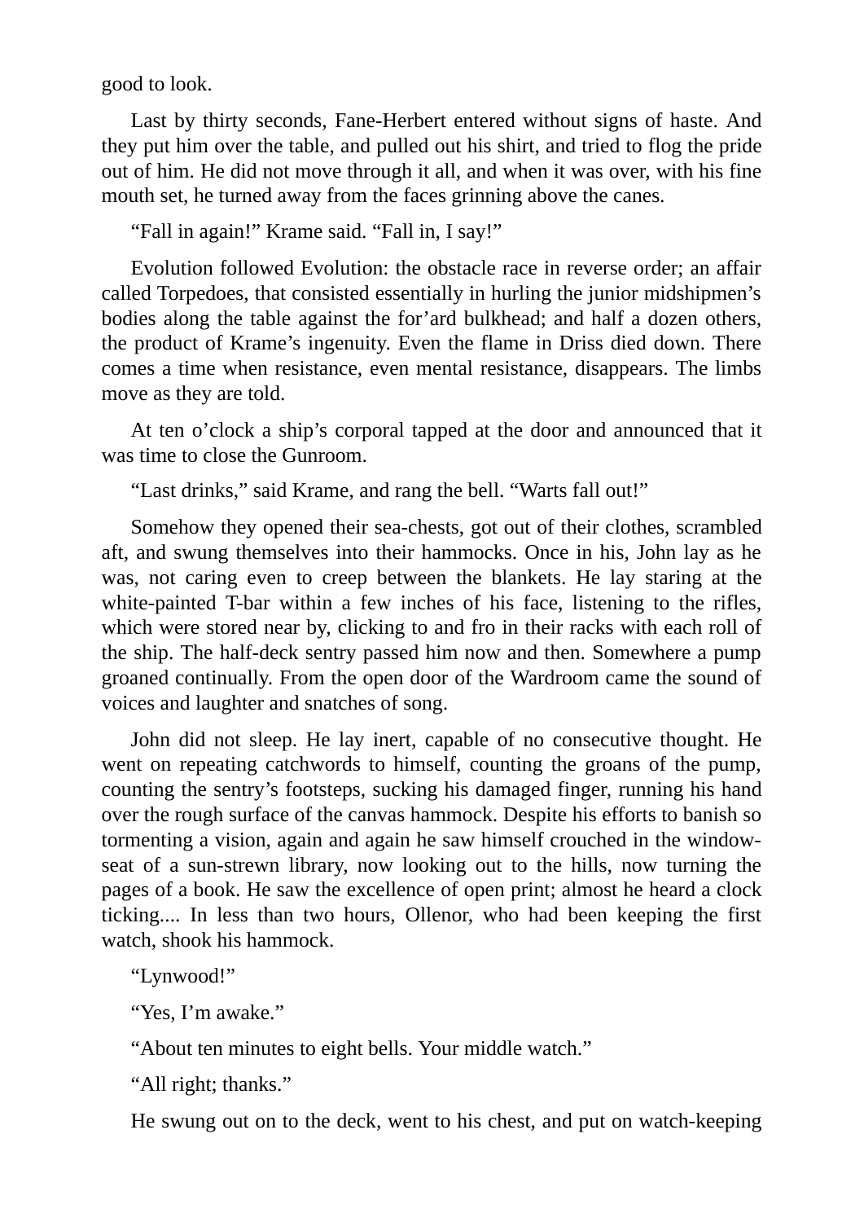good to look.

Last by thirty seconds, Fane-Herbert entered without signs of haste. And they put him over the table, and pulled out his shirt, and tried to flog the pride out of him. He did not move through it all, and when it was over, with his fine mouth set, he turned away from the faces grinning above the canes.

"Fall in again!" Krame said. "Fall in, I say!"

Evolution followed Evolution: the obstacle race in reverse order; an affair called Torpedoes, that consisted essentially in hurling the junior midshipmen's bodies along the table against the for'ard bulkhead; and half a dozen others, the product of Krame's ingenuity. Even the flame in Driss died down. There comes a time when resistance, even mental resistance, disappears. The limbs move as they are told.

At ten o'clock a ship's corporal tapped at the door and announced that it was time to close the Gunroom.

"Last drinks," said Krame, and rang the bell. "Warts fall out!"

Somehow they opened their sea-chests, got out of their clothes, scrambled aft, and swung themselves into their hammocks. Once in his, John lay as he was, not caring even to creep between the blankets. He lay staring at the white-painted T-bar within a few inches of his face, listening to the rifles, which were stored near by, clicking to and fro in their racks with each roll of the ship. The half-deck sentry passed him now and then. Somewhere a pump groaned continually. From the open door of the Wardroom came the sound of voices and laughter and snatches of song.

John did not sleep. He lay inert, capable of no consecutive thought. He went on repeating catchwords to himself, counting the groans of the pump, counting the sentry's footsteps, sucking his damaged finger, running his hand over the rough surface of the canvas hammock. Despite his efforts to banish so tormenting a vision, again and again he saw himself crouched in the window-seat of a sun-strewn library, now looking out to the hills, now turning the pages of a book. He saw the excellence of open print; almost he heard a clock ticking.... In less than two hours, Ollenor, who had been keeping the first watch, shook his hammock.

"Lynwood!"

"Yes, I'm awake."

"About ten minutes to eight bells. Your middle watch."

"All right; thanks."

He swung out on to the deck, went to his chest, and put on watch-keeping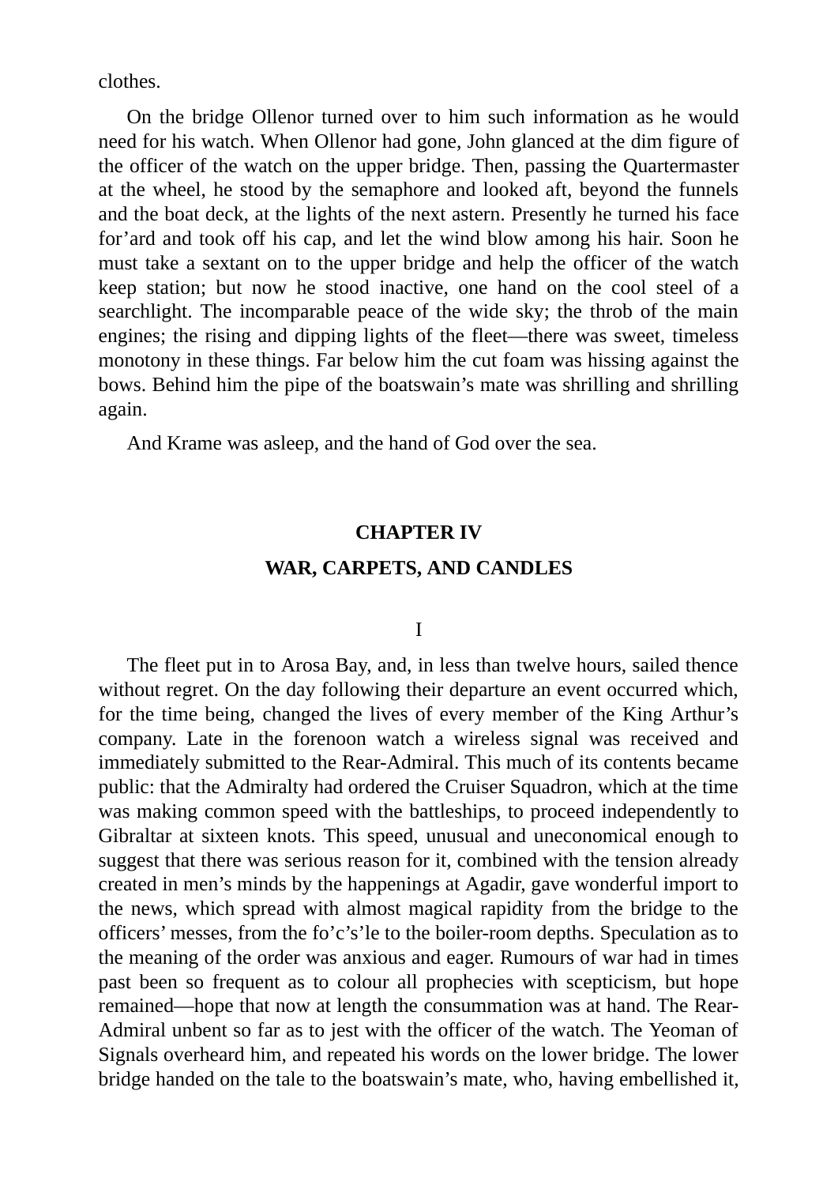clothes.

On the bridge Ollenor turned over to him such information as he would need for his watch. When Ollenor had gone, John glanced at the dim figure of the officer of the watch on the upper bridge. Then, passing the Quartermaster at the wheel, he stood by the semaphore and looked aft, beyond the funnels and the boat deck, at the lights of the next astern. Presently he turned his face for’ard and took off his cap, and let the wind blow among his hair. Soon he must take a sextant on to the upper bridge and help the officer of the watch keep station; but now he stood inactive, one hand on the cool steel of a searchlight. The incomparable peace of the wide sky; the throb of the main engines; the rising and dipping lights of the fleet—there was sweet, timeless monotony in these things. Far below him the cut foam was hissing against the bows. Behind him the pipe of the boatswain’s mate was shrilling and shrilling again.

And Krame was asleep, and the hand of God over the sea.

## CHAPTER IV

## WAR, CARPETS, AND CANDLES

### I

The fleet put in to Arosa Bay, and, in less than twelve hours, sailed thence without regret. On the day following their departure an event occurred which, for the time being, changed the lives of every member of the King Arthur’s company. Late in the forenoon watch a wireless signal was received and immediately submitted to the Rear-Admiral. This much of its contents became public: that the Admiralty had ordered the Cruiser Squadron, which at the time was making common speed with the battleships, to proceed independently to Gibraltar at sixteen knots. This speed, unusual and uneconomical enough to suggest that there was serious reason for it, combined with the tension already created in men’s minds by the happenings at Agadir, gave wonderful import to the news, which spread with almost magical rapidity from the bridge to the officers’ messes, from the fo’c’s’le to the boiler-room depths. Speculation as to the meaning of the order was anxious and eager. Rumours of war had in times past been so frequent as to colour all prophecies with scepticism, but hope remained—hope that now at length the consummation was at hand. The Rear-Admiral unbent so far as to jest with the officer of the watch. The Yeoman of Signals overheard him, and repeated his words on the lower bridge. The lower bridge handed on the tale to the boatswain’s mate, who, having embellished it,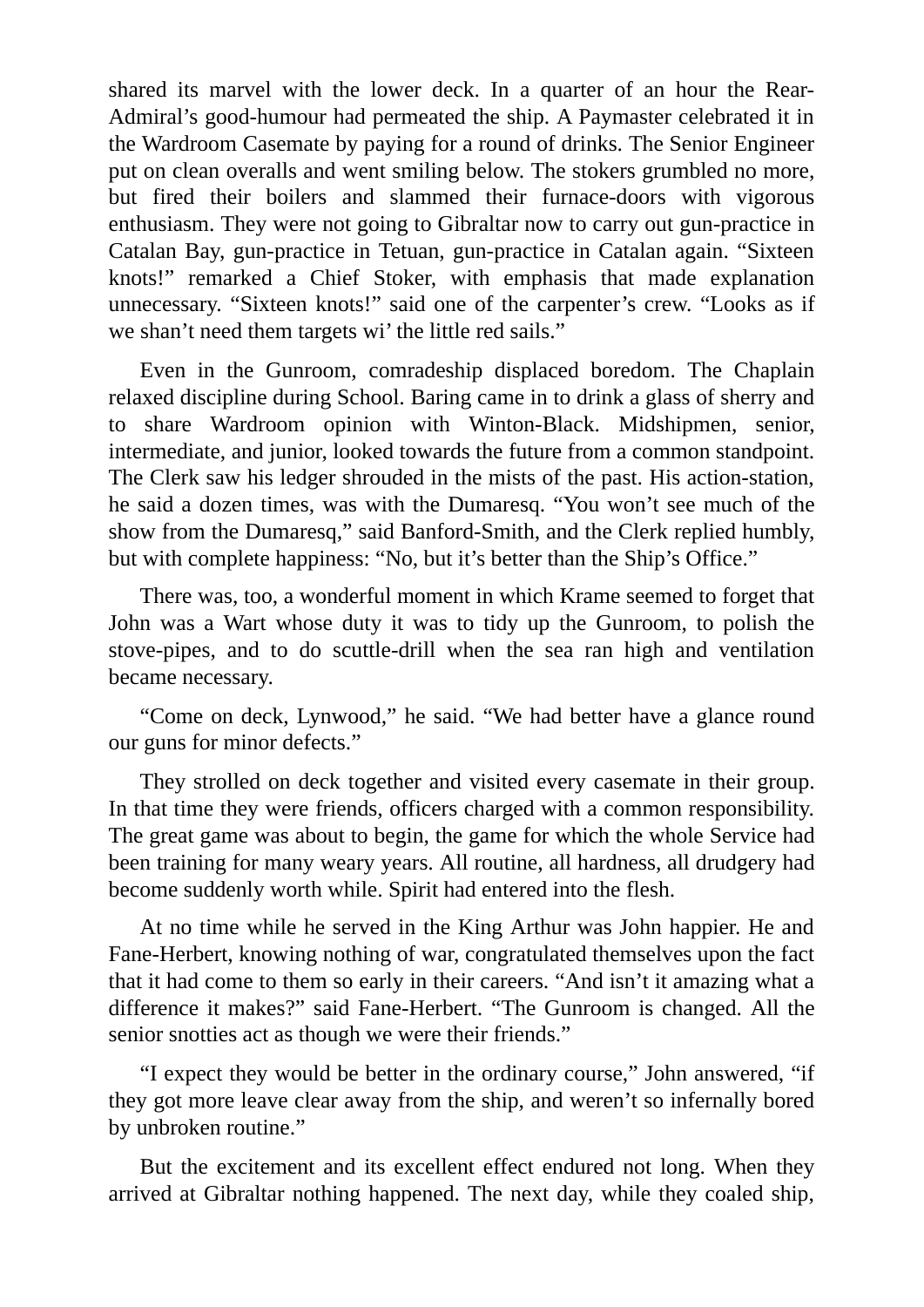shared its marvel with the lower deck. In a quarter of an hour the Rear-Admiral's good-humour had permeated the ship. A Paymaster celebrated it in the Wardroom Casemate by paying for a round of drinks. The Senior Engineer put on clean overalls and went smiling below. The stokers grumbled no more, but fired their boilers and slammed their furnace-doors with vigorous enthusiasm. They were not going to Gibraltar now to carry out gun-practice in Catalan Bay, gun-practice in Tetuan, gun-practice in Catalan again. "Sixteen knots!" remarked a Chief Stoker, with emphasis that made explanation unnecessary. "Sixteen knots!" said one of the carpenter's crew. "Looks as if we shan't need them targets wi' the little red sails."

Even in the Gunroom, comradeship displaced boredom. The Chaplain relaxed discipline during School. Baring came in to drink a glass of sherry and to share Wardroom opinion with Winton-Black. Midshipmen, senior, intermediate, and junior, looked towards the future from a common standpoint. The Clerk saw his ledger shrouded in the mists of the past. His action-station, he said a dozen times, was with the Dumaresq. "You won't see much of the show from the Dumaresq," said Banford-Smith, and the Clerk replied humbly, but with complete happiness: "No, but it's better than the Ship's Office."

There was, too, a wonderful moment in which Krame seemed to forget that John was a Wart whose duty it was to tidy up the Gunroom, to polish the stove-pipes, and to do scuttle-drill when the sea ran high and ventilation became necessary.

"Come on deck, Lynwood," he said. "We had better have a glance round our guns for minor defects."

They strolled on deck together and visited every casemate in their group. In that time they were friends, officers charged with a common responsibility. The great game was about to begin, the game for which the whole Service had been training for many weary years. All routine, all hardness, all drudgery had become suddenly worth while. Spirit had entered into the flesh.

At no time while he served in the King Arthur was John happier. He and Fane-Herbert, knowing nothing of war, congratulated themselves upon the fact that it had come to them so early in their careers. "And isn't it amazing what a difference it makes?" said Fane-Herbert. "The Gunroom is changed. All the senior snotties act as though we were their friends."

"I expect they would be better in the ordinary course," John answered, "if they got more leave clear away from the ship, and weren't so infernally bored by unbroken routine."

But the excitement and its excellent effect endured not long. When they arrived at Gibraltar nothing happened. The next day, while they coaled ship,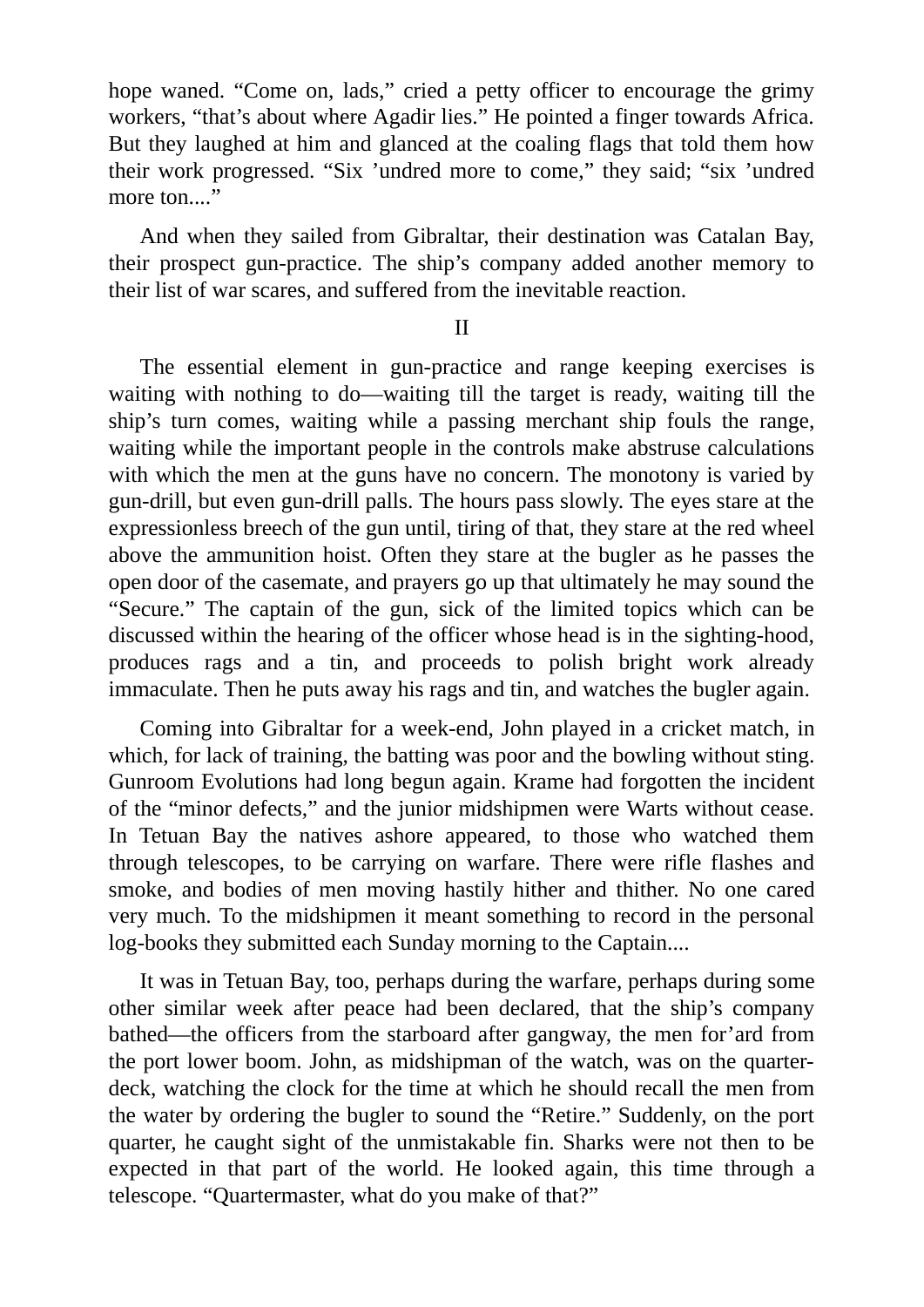hope waned. "Come on, lads," cried a petty officer to encourage the grimy workers, "that's about where Agadir lies." He pointed a finger towards Africa. But they laughed at him and glanced at the coaling flags that told them how their work progressed. "Six 'undred more to come," they said; "six 'undred more ton...."

And when they sailed from Gibraltar, their destination was Catalan Bay, their prospect gun-practice. The ship's company added another memory to their list of war scares, and suffered from the inevitable reaction.

## II

The essential element in gun-practice and range keeping exercises is waiting with nothing to do—waiting till the target is ready, waiting till the ship's turn comes, waiting while a passing merchant ship fouls the range, waiting while the important people in the controls make abstruse calculations with which the men at the guns have no concern. The monotony is varied by gun-drill, but even gun-drill palls. The hours pass slowly. The eyes stare at the expressionless breech of the gun until, tiring of that, they stare at the red wheel above the ammunition hoist. Often they stare at the bugler as he passes the open door of the casemate, and prayers go up that ultimately he may sound the "Secure." The captain of the gun, sick of the limited topics which can be discussed within the hearing of the officer whose head is in the sighting-hood, produces rags and a tin, and proceeds to polish bright work already immaculate. Then he puts away his rags and tin, and watches the bugler again.

Coming into Gibraltar for a week-end, John played in a cricket match, in which, for lack of training, the batting was poor and the bowling without sting. Gunroom Evolutions had long begun again. Krame had forgotten the incident of the "minor defects," and the junior midshipmen were Warts without cease. In Tetuan Bay the natives ashore appeared, to those who watched them through telescopes, to be carrying on warfare. There were rifle flashes and smoke, and bodies of men moving hastily hither and thither. No one cared very much. To the midshipmen it meant something to record in the personal log-books they submitted each Sunday morning to the Captain....

It was in Tetuan Bay, too, perhaps during the warfare, perhaps during some other similar week after peace had been declared, that the ship's company bathed—the officers from the starboard after gangway, the men for'ard from the port lower boom. John, as midshipman of the watch, was on the quarter-deck, watching the clock for the time at which he should recall the men from the water by ordering the bugler to sound the "Retire." Suddenly, on the port quarter, he caught sight of the unmistakable fin. Sharks were not then to be expected in that part of the world. He looked again, this time through a telescope. "Quartermaster, what do you make of that?"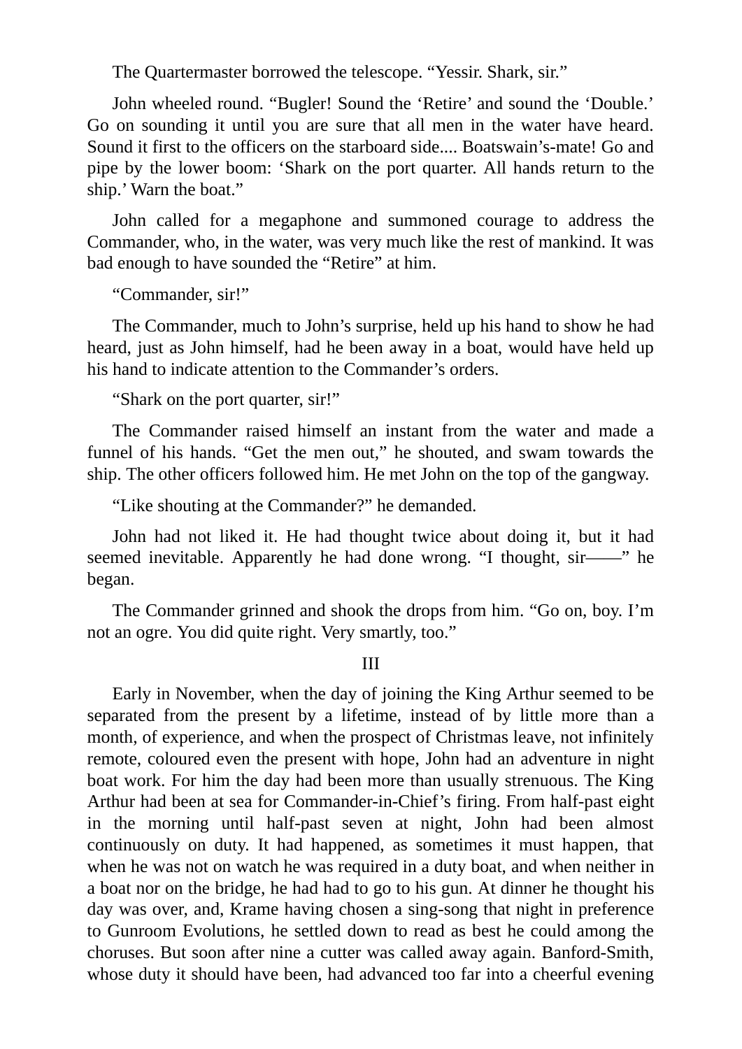The Quartermaster borrowed the telescope. “Yessir. Shark, sir.”

John wheeled round. “Bugler! Sound the ‘Retire’ and sound the ‘Double.’ Go on sounding it until you are sure that all men in the water have heard. Sound it first to the officers on the starboard side.... Boatswain’s-mate! Go and pipe by the lower boom: ‘Shark on the port quarter. All hands return to the ship.’ Warn the boat.”

John called for a megaphone and summoned courage to address the Commander, who, in the water, was very much like the rest of mankind. It was bad enough to have sounded the “Retire” at him.

“Commander, sir!”

The Commander, much to John’s surprise, held up his hand to show he had heard, just as John himself, had he been away in a boat, would have held up his hand to indicate attention to the Commander’s orders.

“Shark on the port quarter, sir!”

The Commander raised himself an instant from the water and made a funnel of his hands. “Get the men out,” he shouted, and swam towards the ship. The other officers followed him. He met John on the top of the gangway.

“Like shouting at the Commander?” he demanded.

John had not liked it. He had thought twice about doing it, but it had seemed inevitable. Apparently he had done wrong. “I thought, sir——” he began.

The Commander grinned and shook the drops from him. “Go on, boy. I’m not an ogre. You did quite right. Very smartly, too.”

## III

Early in November, when the day of joining the King Arthur seemed to be separated from the present by a lifetime, instead of by little more than a month, of experience, and when the prospect of Christmas leave, not infinitely remote, coloured even the present with hope, John had an adventure in night boat work. For him the day had been more than usually strenuous. The King Arthur had been at sea for Commander-in-Chief’s firing. From half-past eight in the morning until half-past seven at night, John had been almost continuously on duty. It had happened, as sometimes it must happen, that when he was not on watch he was required in a duty boat, and when neither in a boat nor on the bridge, he had had to go to his gun. At dinner he thought his day was over, and, Krame having chosen a sing-song that night in preference to Gunroom Evolutions, he settled down to read as best he could among the choruses. But soon after nine a cutter was called away again. Banford-Smith, whose duty it should have been, had advanced too far into a cheerful evening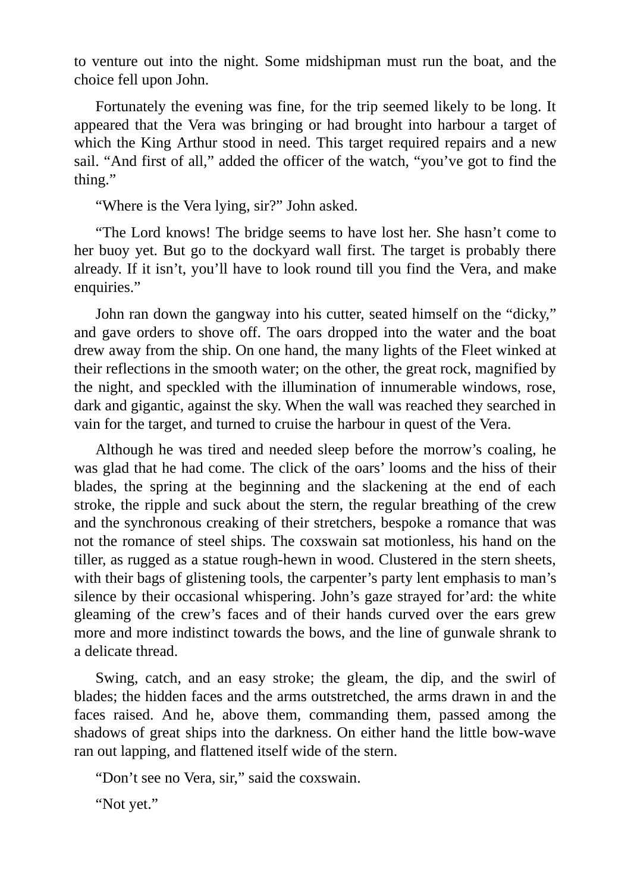to venture out into the night. Some midshipman must run the boat, and the choice fell upon John.

Fortunately the evening was fine, for the trip seemed likely to be long. It appeared that the Vera was bringing or had brought into harbour a target of which the King Arthur stood in need. This target required repairs and a new sail. "And first of all," added the officer of the watch, "you've got to find the thing."

"Where is the Vera lying, sir?" John asked.

"The Lord knows! The bridge seems to have lost her. She hasn't come to her buoy yet. But go to the dockyard wall first. The target is probably there already. If it isn't, you'll have to look round till you find the Vera, and make enquiries."

John ran down the gangway into his cutter, seated himself on the "dicky," and gave orders to shove off. The oars dropped into the water and the boat drew away from the ship. On one hand, the many lights of the Fleet winked at their reflections in the smooth water; on the other, the great rock, magnified by the night, and speckled with the illumination of innumerable windows, rose, dark and gigantic, against the sky. When the wall was reached they searched in vain for the target, and turned to cruise the harbour in quest of the Vera.

Although he was tired and needed sleep before the morrow's coaling, he was glad that he had come. The click of the oars' looms and the hiss of their blades, the spring at the beginning and the slackening at the end of each stroke, the ripple and suck about the stern, the regular breathing of the crew and the synchronous creaking of their stretchers, bespoke a romance that was not the romance of steel ships. The coxswain sat motionless, his hand on the tiller, as rugged as a statue rough-hewn in wood. Clustered in the stern sheets, with their bags of glistening tools, the carpenter's party lent emphasis to man's silence by their occasional whispering. John's gaze strayed for'ard: the white gleaming of the crew's faces and of their hands curved over the ears grew more and more indistinct towards the bows, and the line of gunwale shrank to a delicate thread.

Swing, catch, and an easy stroke; the gleam, the dip, and the swirl of blades; the hidden faces and the arms outstretched, the arms drawn in and the faces raised. And he, above them, commanding them, passed among the shadows of great ships into the darkness. On either hand the little bow-wave ran out lapping, and flattened itself wide of the stern.

"Don't see no Vera, sir," said the coxswain.

"Not yet."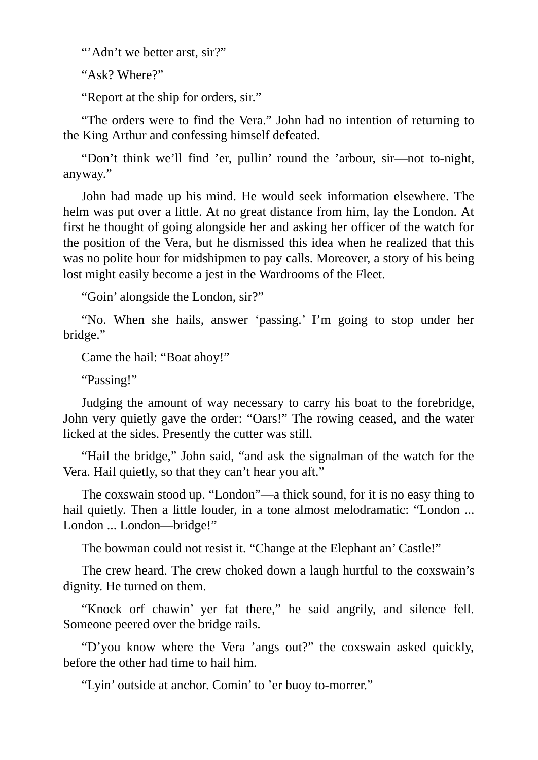“’Adn’t we better arst, sir?”

“Ask? Where?”

“Report at the ship for orders, sir.”

“The orders were to find the Vera.” John had no intention of returning to the King Arthur and confessing himself defeated.

“Don’t think we’ll find ’er, pullin’ round the ’arbour, sir—not to-night, anyway.”

John had made up his mind. He would seek information elsewhere. The helm was put over a little. At no great distance from him, lay the London. At first he thought of going alongside her and asking her officer of the watch for the position of the Vera, but he dismissed this idea when he realized that this was no polite hour for midshipmen to pay calls. Moreover, a story of his being lost might easily become a jest in the Wardrooms of the Fleet.

“Goin’ alongside the London, sir?”

“No. When she hails, answer ‘passing.’ I’m going to stop under her bridge.”

Came the hail: “Boat ahoy!”

“Passing!”

Judging the amount of way necessary to carry his boat to the forebridge, John very quietly gave the order: “Oars!” The rowing ceased, and the water licked at the sides. Presently the cutter was still.

“Hail the bridge,” John said, “and ask the signalman of the watch for the Vera. Hail quietly, so that they can’t hear you aft.”

The coxswain stood up. “London”—a thick sound, for it is no easy thing to hail quietly. Then a little louder, in a tone almost melodramatic: “London ... London ... London—bridge!”

The bowman could not resist it. “Change at the Elephant an’ Castle!”

The crew heard. The crew choked down a laugh hurtful to the coxswain’s dignity. He turned on them.

“Knock orf chawin’ yer fat there,” he said angrily, and silence fell. Someone peered over the bridge rails.

“D’you know where the Vera ’angs out?” the coxswain asked quickly, before the other had time to hail him.

“Lyin’ outside at anchor. Comin’ to ’er buoy to-morrer.”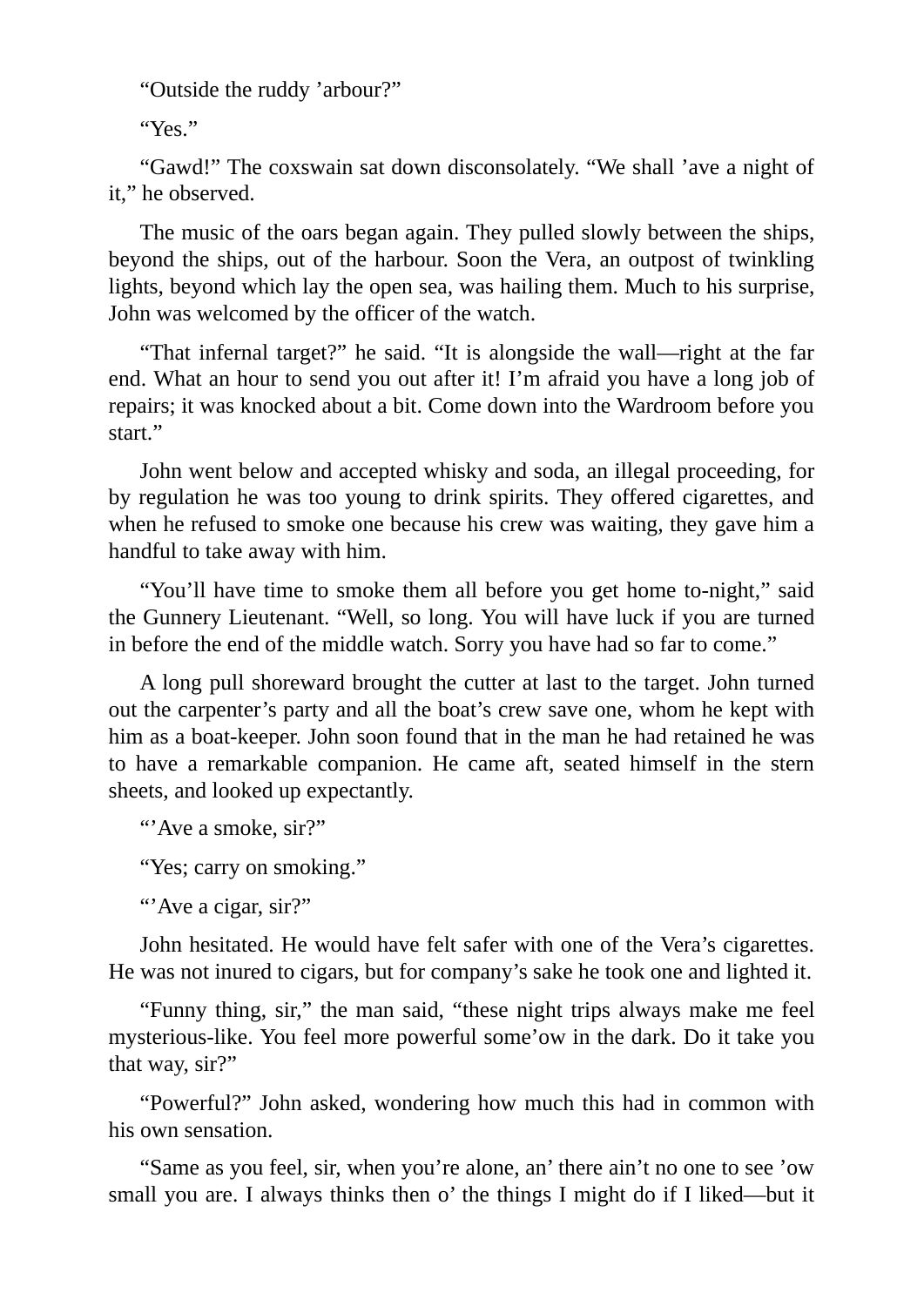"Outside the ruddy 'arbour?"

"Yes."

"Gawd!" The coxswain sat down disconsolately. "We shall 'ave a night of it," he observed.

The music of the oars began again. They pulled slowly between the ships, beyond the ships, out of the harbour. Soon the Vera, an outpost of twinkling lights, beyond which lay the open sea, was hailing them. Much to his surprise, John was welcomed by the officer of the watch.

"That infernal target?" he said. "It is alongside the wall—right at the far end. What an hour to send you out after it! I'm afraid you have a long job of repairs; it was knocked about a bit. Come down into the Wardroom before you start."

John went below and accepted whisky and soda, an illegal proceeding, for by regulation he was too young to drink spirits. They offered cigarettes, and when he refused to smoke one because his crew was waiting, they gave him a handful to take away with him.

"You'll have time to smoke them all before you get home to-night," said the Gunnery Lieutenant. "Well, so long. You will have luck if you are turned in before the end of the middle watch. Sorry you have had so far to come."

A long pull shoreward brought the cutter at last to the target. John turned out the carpenter's party and all the boat's crew save one, whom he kept with him as a boat-keeper. John soon found that in the man he had retained he was to have a remarkable companion. He came aft, seated himself in the stern sheets, and looked up expectantly.

"'Ave a smoke, sir?"

"Yes; carry on smoking."

"'Ave a cigar, sir?"

John hesitated. He would have felt safer with one of the Vera's cigarettes. He was not inured to cigars, but for company's sake he took one and lighted it.

"Funny thing, sir," the man said, "these night trips always make me feel mysterious-like. You feel more powerful some'ow in the dark. Do it take you that way, sir?"

"Powerful?" John asked, wondering how much this had in common with his own sensation.

"Same as you feel, sir, when you're alone, an' there ain't no one to see 'ow small you are. I always thinks then o' the things I might do if I liked—but it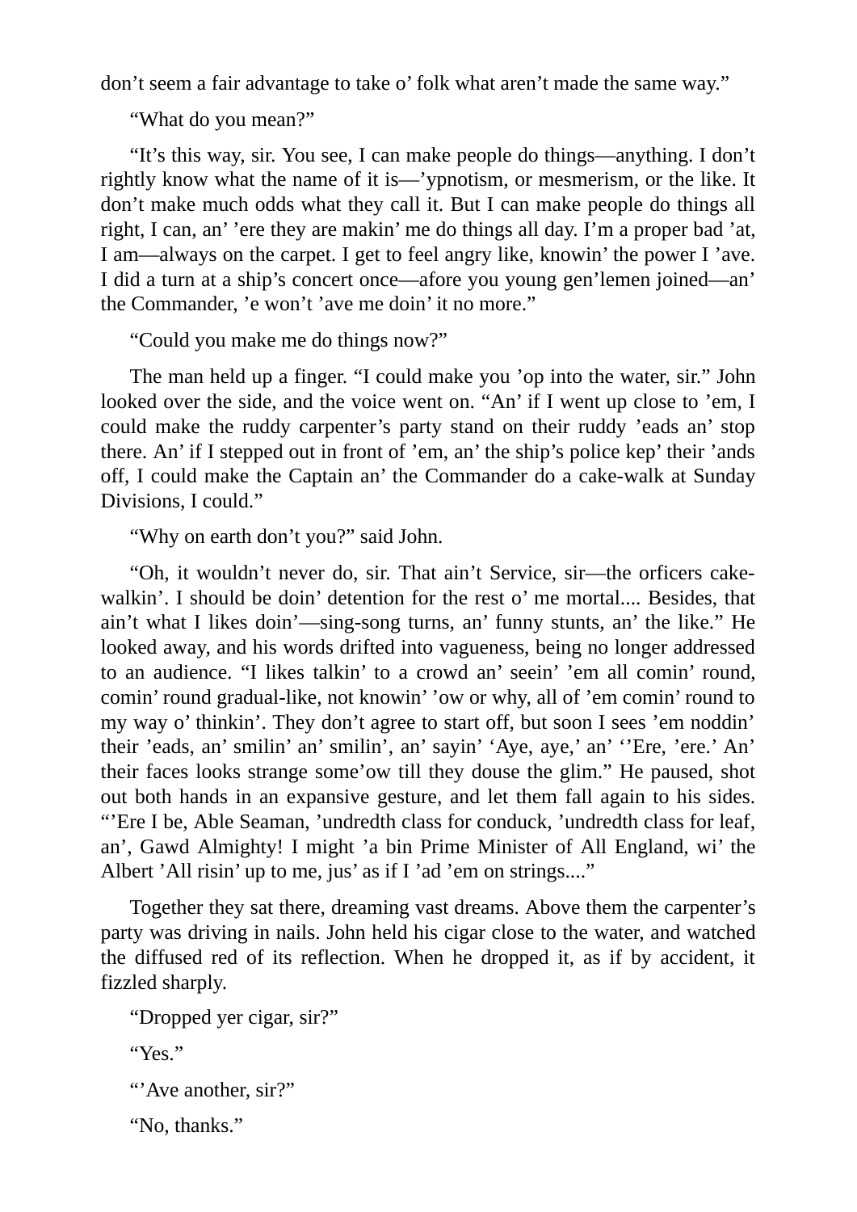don’t seem a fair advantage to take o’ folk what aren’t made the same way.”

“What do you mean?”

“It’s this way, sir. You see, I can make people do things—anything. I don’t rightly know what the name of it is—’ypnotism, or mesmerism, or the like. It don’t make much odds what they call it. But I can make people do things all right, I can, an’ ’ere they are makin’ me do things all day. I’m a proper bad ’at, I am—always on the carpet. I get to feel angry like, knowin’ the power I ’ave. I did a turn at a ship’s concert once—afore you young gen’lemen joined—an’ the Commander, ’e won’t ’ave me doin’ it no more.”

“Could you make me do things now?”

The man held up a finger. “I could make you ’op into the water, sir.” John looked over the side, and the voice went on. “An’ if I went up close to ’em, I could make the ruddy carpenter’s party stand on their ruddy ’eads an’ stop there. An’ if I stepped out in front of ’em, an’ the ship’s police kep’ their ’ands off, I could make the Captain an’ the Commander do a cake-walk at Sunday Divisions, I could.”

“Why on earth don’t you?” said John.

“Oh, it wouldn’t never do, sir. That ain’t Service, sir—the orficers cake-walkin’. I should be doin’ detention for the rest o’ me mortal.... Besides, that ain’t what I likes doin’—sing-song turns, an’ funny stunts, an’ the like.” He looked away, and his words drifted into vagueness, being no longer addressed to an audience. “I likes talkin’ to a crowd an’ seein’ ’em all comin’ round, comin’ round gradual-like, not knowin’ ’ow or why, all of ’em comin’ round to my way o’ thinkin’. They don’t agree to start off, but soon I sees ’em noddin’ their ’eads, an’ smilin’ an’ smilin’, an’ sayin’ ‘Aye, aye,’ an’ ‘’Ere, ’ere.’ An’ their faces looks strange some’ow till they douse the glim.” He paused, shot out both hands in an expansive gesture, and let them fall again to his sides. “’Ere I be, Able Seaman, ’undredth class for conduck, ’undredth class for leaf, an’, Gawd Almighty! I might ’a bin Prime Minister of All England, wi’ the Albert ’All risin’ up to me, jus’ as if I ’ad ’em on strings....”

Together they sat there, dreaming vast dreams. Above them the carpenter’s party was driving in nails. John held his cigar close to the water, and watched the diffused red of its reflection. When he dropped it, as if by accident, it fizzled sharply.

“Dropped yer cigar, sir?”

“Yes.”

“’Ave another, sir?”

“No, thanks.”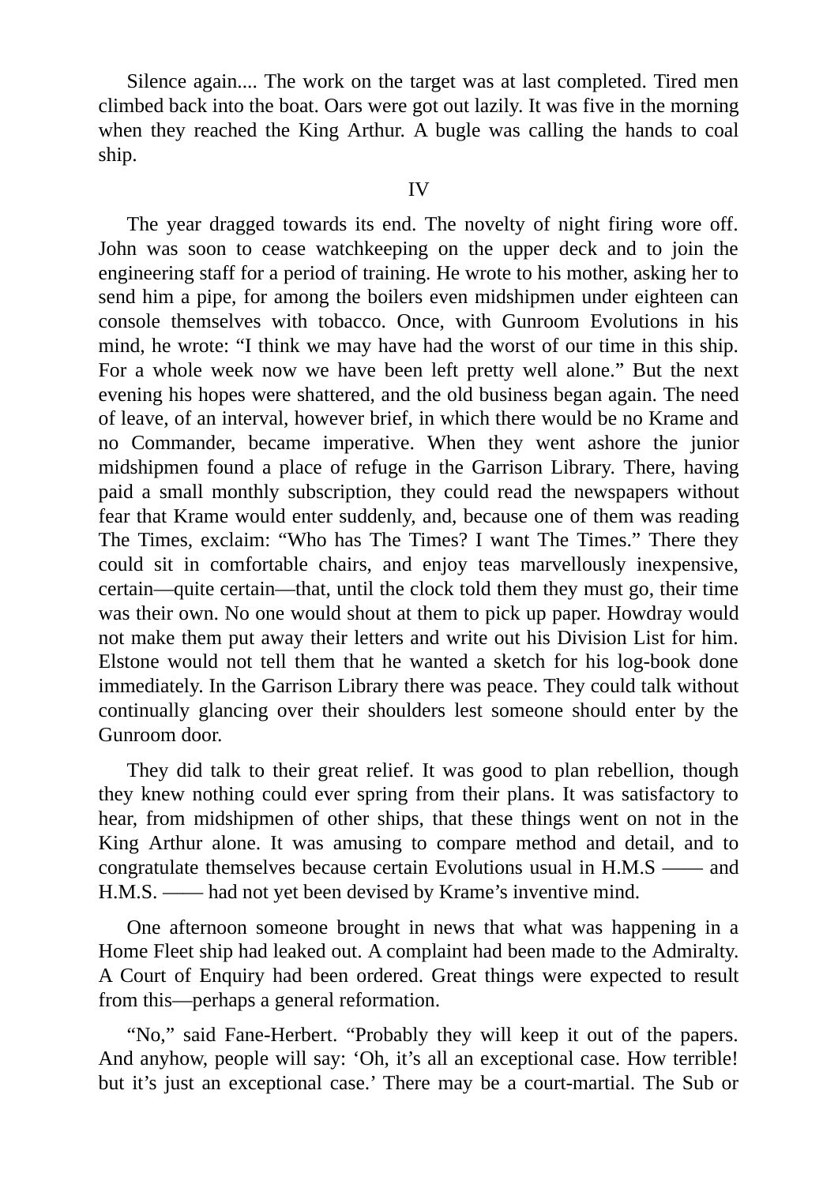Silence again.... The work on the target was at last completed. Tired men climbed back into the boat. Oars were got out lazily. It was five in the morning when they reached the King Arthur. A bugle was calling the hands to coal ship.

## IV

The year dragged towards its end. The novelty of night firing wore off. John was soon to cease watchkeeping on the upper deck and to join the engineering staff for a period of training. He wrote to his mother, asking her to send him a pipe, for among the boilers even midshipmen under eighteen can console themselves with tobacco. Once, with Gunroom Evolutions in his mind, he wrote: "I think we may have had the worst of our time in this ship. For a whole week now we have been left pretty well alone." But the next evening his hopes were shattered, and the old business began again. The need of leave, of an interval, however brief, in which there would be no Krame and no Commander, became imperative. When they went ashore the junior midshipmen found a place of refuge in the Garrison Library. There, having paid a small monthly subscription, they could read the newspapers without fear that Krame would enter suddenly, and, because one of them was reading The Times, exclaim: "Who has The Times? I want The Times." There they could sit in comfortable chairs, and enjoy teas marvellously inexpensive, certain—quite certain—that, until the clock told them they must go, their time was their own. No one would shout at them to pick up paper. Howdray would not make them put away their letters and write out his Division List for him. Elstone would not tell them that he wanted a sketch for his log-book done immediately. In the Garrison Library there was peace. They could talk without continually glancing over their shoulders lest someone should enter by the Gunroom door.

They did talk to their great relief. It was good to plan rebellion, though they knew nothing could ever spring from their plans. It was satisfactory to hear, from midshipmen of other ships, that these things went on not in the King Arthur alone. It was amusing to compare method and detail, and to congratulate themselves because certain Evolutions usual in H.M.S —— and H.M.S. —— had not yet been devised by Krame's inventive mind.

One afternoon someone brought in news that what was happening in a Home Fleet ship had leaked out. A complaint had been made to the Admiralty. A Court of Enquiry had been ordered. Great things were expected to result from this—perhaps a general reformation.

"No," said Fane-Herbert. "Probably they will keep it out of the papers. And anyhow, people will say: 'Oh, it's all an exceptional case. How terrible! but it's just an exceptional case.' There may be a court-martial. The Sub or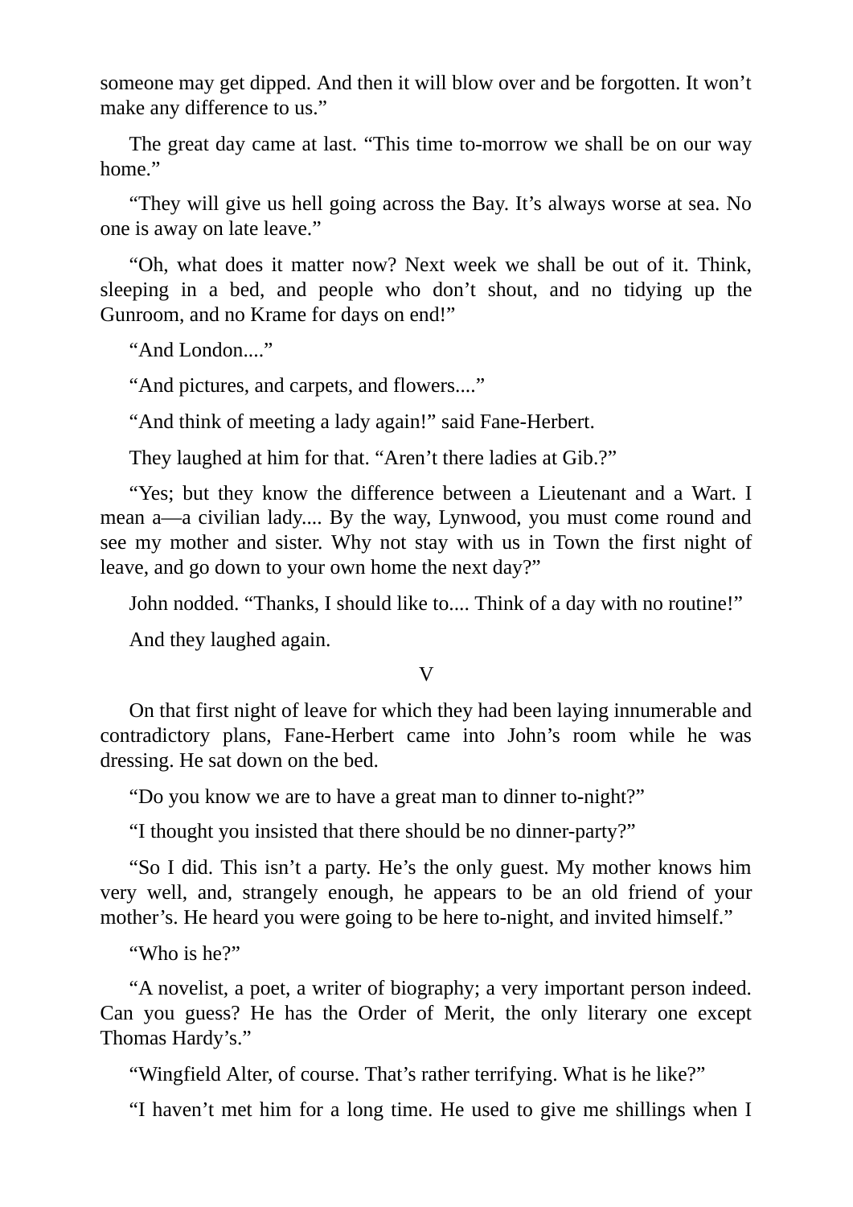someone may get dipped. And then it will blow over and be forgotten. It won’t make any difference to us.”

The great day came at last. “This time to-morrow we shall be on our way home.”

“They will give us hell going across the Bay. It’s always worse at sea. No one is away on late leave.”

“Oh, what does it matter now? Next week we shall be out of it. Think, sleeping in a bed, and people who don’t shout, and no tidying up the Gunroom, and no Krame for days on end!”

“And London....”

“And pictures, and carpets, and flowers....”

“And think of meeting a lady again!” said Fane-Herbert.

They laughed at him for that. “Aren’t there ladies at Gib.?”

“Yes; but they know the difference between a Lieutenant and a Wart. I mean a—a civilian lady.... By the way, Lynwood, you must come round and see my mother and sister. Why not stay with us in Town the first night of leave, and go down to your own home the next day?”

John nodded. “Thanks, I should like to.... Think of a day with no routine!”

And they laughed again.

## V

On that first night of leave for which they had been laying innumerable and contradictory plans, Fane-Herbert came into John’s room while he was dressing. He sat down on the bed.

“Do you know we are to have a great man to dinner to-night?”

“I thought you insisted that there should be no dinner-party?”

“So I did. This isn’t a party. He’s the only guest. My mother knows him very well, and, strangely enough, he appears to be an old friend of your mother’s. He heard you were going to be here to-night, and invited himself.”

“Who is he?”

“A novelist, a poet, a writer of biography; a very important person indeed. Can you guess? He has the Order of Merit, the only literary one except Thomas Hardy’s.”

“Wingfield Alter, of course. That’s rather terrifying. What is he like?”

“I haven’t met him for a long time. He used to give me shillings when I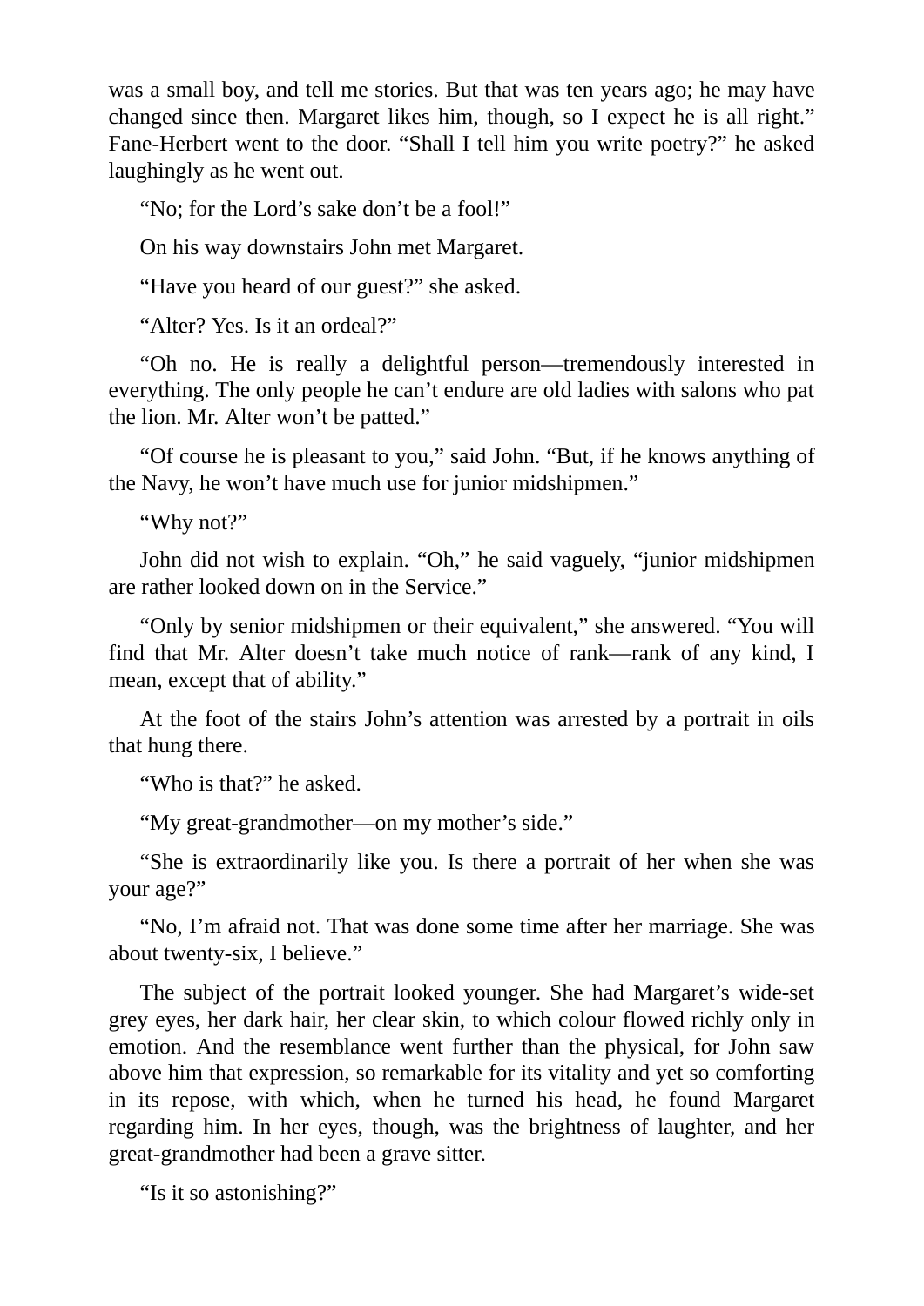was a small boy, and tell me stories. But that was ten years ago; he may have changed since then. Margaret likes him, though, so I expect he is all right." Fane-Herbert went to the door. "Shall I tell him you write poetry?" he asked laughingly as he went out.

"No; for the Lord's sake don't be a fool!"

On his way downstairs John met Margaret.

"Have you heard of our guest?" she asked.

"Alter? Yes. Is it an ordeal?"

"Oh no. He is really a delightful person—tremendously interested in everything. The only people he can't endure are old ladies with salons who pat the lion. Mr. Alter won't be patted."

"Of course he is pleasant to you," said John. "But, if he knows anything of the Navy, he won't have much use for junior midshipmen."

"Why not?"

John did not wish to explain. "Oh," he said vaguely, "junior midshipmen are rather looked down on in the Service."

"Only by senior midshipmen or their equivalent," she answered. "You will find that Mr. Alter doesn't take much notice of rank—rank of any kind, I mean, except that of ability."

At the foot of the stairs John's attention was arrested by a portrait in oils that hung there.

"Who is that?" he asked.

"My great-grandmother—on my mother's side."

"She is extraordinarily like you. Is there a portrait of her when she was your age?"

"No, I'm afraid not. That was done some time after her marriage. She was about twenty-six, I believe."

The subject of the portrait looked younger. She had Margaret's wide-set grey eyes, her dark hair, her clear skin, to which colour flowed richly only in emotion. And the resemblance went further than the physical, for John saw above him that expression, so remarkable for its vitality and yet so comforting in its repose, with which, when he turned his head, he found Margaret regarding him. In her eyes, though, was the brightness of laughter, and her great-grandmother had been a grave sitter.

"Is it so astonishing?"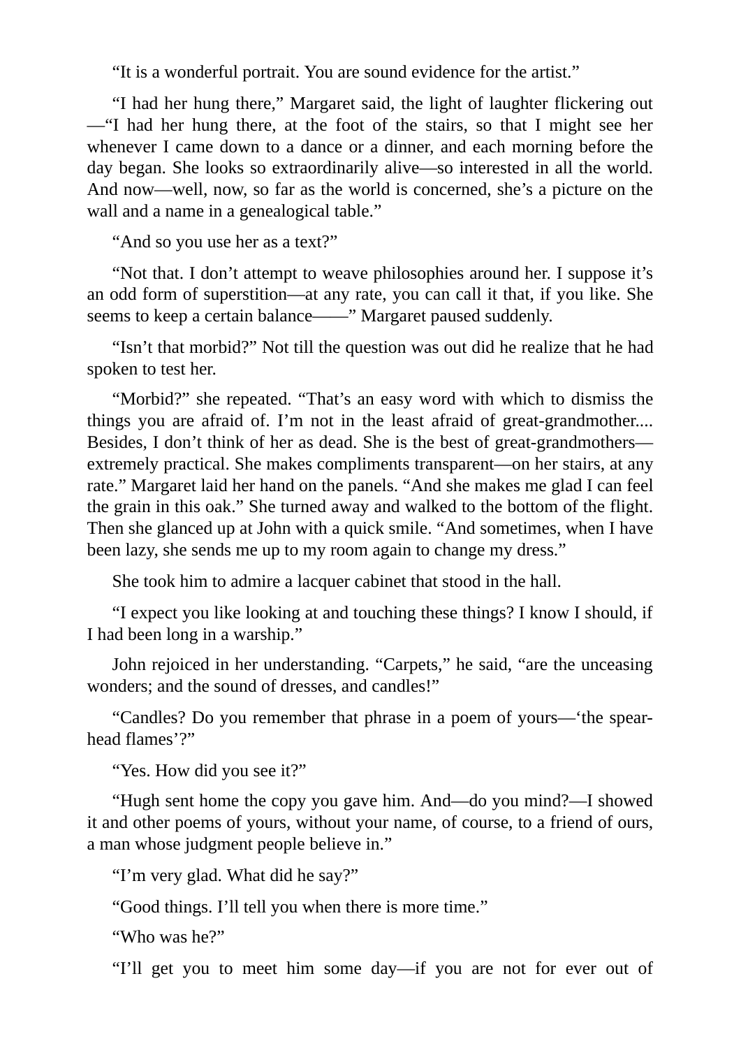“It is a wonderful portrait. You are sound evidence for the artist.”

“I had her hung there,” Margaret said, the light of laughter flickering out—“I had her hung there, at the foot of the stairs, so that I might see her whenever I came down to a dance or a dinner, and each morning before the day began. She looks so extraordinarily alive—so interested in all the world. And now—well, now, so far as the world is concerned, she’s a picture on the wall and a name in a genealogical table.”

“And so you use her as a text?”

“Not that. I don’t attempt to weave philosophies around her. I suppose it’s an odd form of superstition—at any rate, you can call it that, if you like. She seems to keep a certain balance——” Margaret paused suddenly.

“Isn’t that morbid?” Not till the question was out did he realize that he had spoken to test her.

“Morbid?” she repeated. “That’s an easy word with which to dismiss the things you are afraid of. I’m not in the least afraid of great-grandmother.... Besides, I don’t think of her as dead. She is the best of great-grandmothers—extremely practical. She makes compliments transparent—on her stairs, at any rate.” Margaret laid her hand on the panels. “And she makes me glad I can feel the grain in this oak.” She turned away and walked to the bottom of the flight. Then she glanced up at John with a quick smile. “And sometimes, when I have been lazy, she sends me up to my room again to change my dress.”

She took him to admire a lacquer cabinet that stood in the hall.

“I expect you like looking at and touching these things? I know I should, if I had been long in a warship.”

John rejoiced in her understanding. “Carpets,” he said, “are the unceasing wonders; and the sound of dresses, and candles!”

“Candles? Do you remember that phrase in a poem of yours—‘the spear-head flames’?”

“Yes. How did you see it?”

“Hugh sent home the copy you gave him. And—do you mind?—I showed it and other poems of yours, without your name, of course, to a friend of ours, a man whose judgment people believe in.”

“I’m very glad. What did he say?”

“Good things. I’ll tell you when there is more time.”

“Who was he?”

“I’ll get you to meet him some day—if you are not for ever out of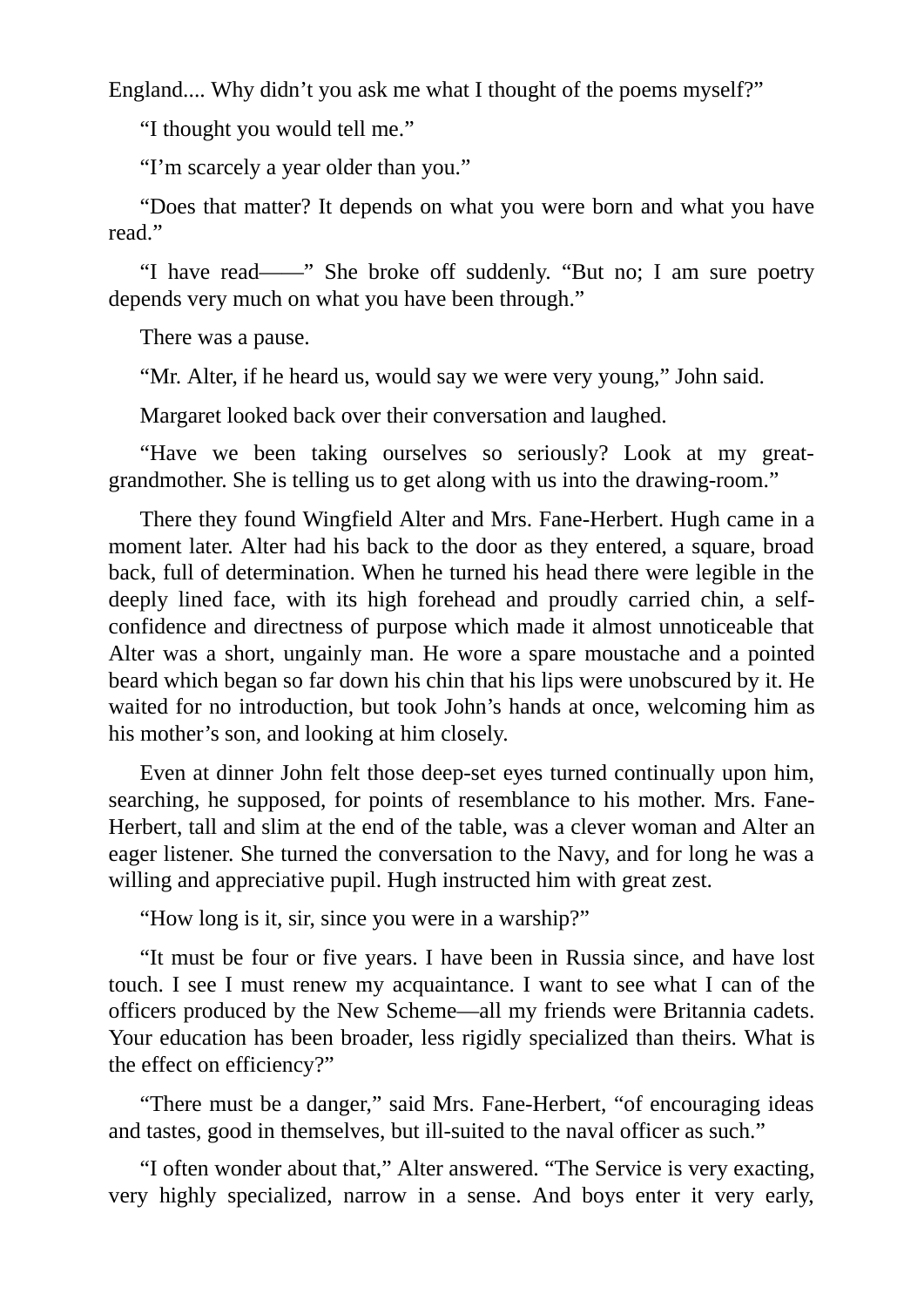England.... Why didn't you ask me what I thought of the poems myself?"

"I thought you would tell me."

"I'm scarcely a year older than you."

"Does that matter? It depends on what you were born and what you have read."

"I have read——" She broke off suddenly. "But no; I am sure poetry depends very much on what you have been through."

There was a pause.

"Mr. Alter, if he heard us, would say we were very young," John said.

Margaret looked back over their conversation and laughed.

"Have we been taking ourselves so seriously? Look at my great-grandmother. She is telling us to get along with us into the drawing-room."

There they found Wingfield Alter and Mrs. Fane-Herbert. Hugh came in a moment later. Alter had his back to the door as they entered, a square, broad back, full of determination. When he turned his head there were legible in the deeply lined face, with its high forehead and proudly carried chin, a self-confidence and directness of purpose which made it almost unnoticeable that Alter was a short, ungainly man. He wore a spare moustache and a pointed beard which began so far down his chin that his lips were unobscured by it. He waited for no introduction, but took John's hands at once, welcoming him as his mother's son, and looking at him closely.

Even at dinner John felt those deep-set eyes turned continually upon him, searching, he supposed, for points of resemblance to his mother. Mrs. Fane-Herbert, tall and slim at the end of the table, was a clever woman and Alter an eager listener. She turned the conversation to the Navy, and for long he was a willing and appreciative pupil. Hugh instructed him with great zest.

"How long is it, sir, since you were in a warship?"

"It must be four or five years. I have been in Russia since, and have lost touch. I see I must renew my acquaintance. I want to see what I can of the officers produced by the New Scheme—all my friends were Britannia cadets. Your education has been broader, less rigidly specialized than theirs. What is the effect on efficiency?"

"There must be a danger," said Mrs. Fane-Herbert, "of encouraging ideas and tastes, good in themselves, but ill-suited to the naval officer as such."

"I often wonder about that," Alter answered. "The Service is very exacting, very highly specialized, narrow in a sense. And boys enter it very early,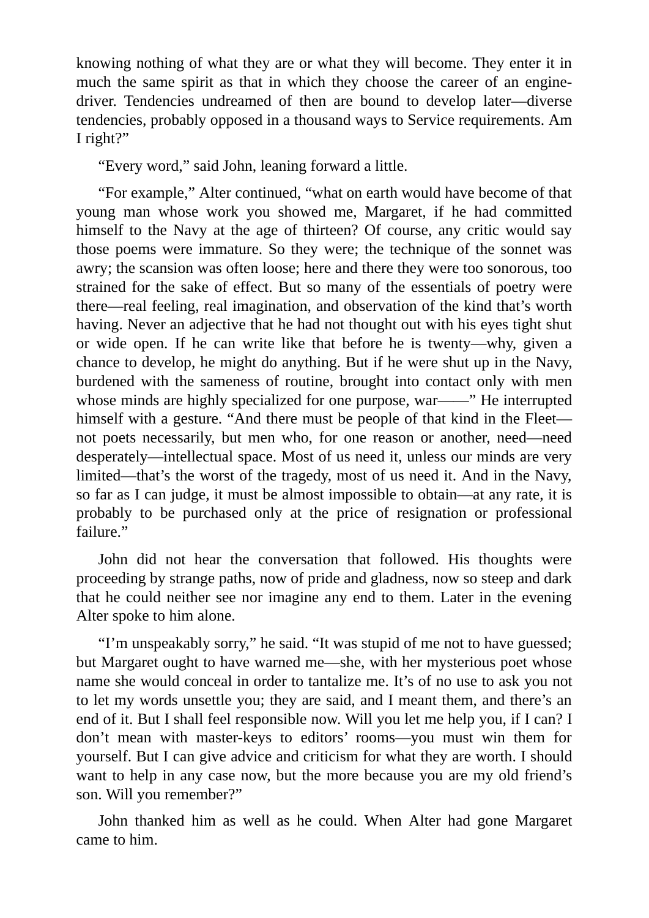knowing nothing of what they are or what they will become. They enter it in much the same spirit as that in which they choose the career of an engine-driver. Tendencies undreamed of then are bound to develop later—diverse tendencies, probably opposed in a thousand ways to Service requirements. Am I right?"

"Every word," said John, leaning forward a little.

"For example," Alter continued, "what on earth would have become of that young man whose work you showed me, Margaret, if he had committed himself to the Navy at the age of thirteen? Of course, any critic would say those poems were immature. So they were; the technique of the sonnet was awry; the scansion was often loose; here and there they were too sonorous, too strained for the sake of effect. But so many of the essentials of poetry were there—real feeling, real imagination, and observation of the kind that's worth having. Never an adjective that he had not thought out with his eyes tight shut or wide open. If he can write like that before he is twenty—why, given a chance to develop, he might do anything. But if he were shut up in the Navy, burdened with the sameness of routine, brought into contact only with men whose minds are highly specialized for one purpose, war——" He interrupted himself with a gesture. "And there must be people of that kind in the Fleet—not poets necessarily, but men who, for one reason or another, need—need desperately—intellectual space. Most of us need it, unless our minds are very limited—that's the worst of the tragedy, most of us need it. And in the Navy, so far as I can judge, it must be almost impossible to obtain—at any rate, it is probably to be purchased only at the price of resignation or professional failure."

John did not hear the conversation that followed. His thoughts were proceeding by strange paths, now of pride and gladness, now so steep and dark that he could neither see nor imagine any end to them. Later in the evening Alter spoke to him alone.

"I'm unspeakably sorry," he said. "It was stupid of me not to have guessed; but Margaret ought to have warned me—she, with her mysterious poet whose name she would conceal in order to tantalize me. It's of no use to ask you not to let my words unsettle you; they are said, and I meant them, and there's an end of it. But I shall feel responsible now. Will you let me help you, if I can? I don't mean with master-keys to editors' rooms—you must win them for yourself. But I can give advice and criticism for what they are worth. I should want to help in any case now, but the more because you are my old friend's son. Will you remember?"

John thanked him as well as he could. When Alter had gone Margaret came to him.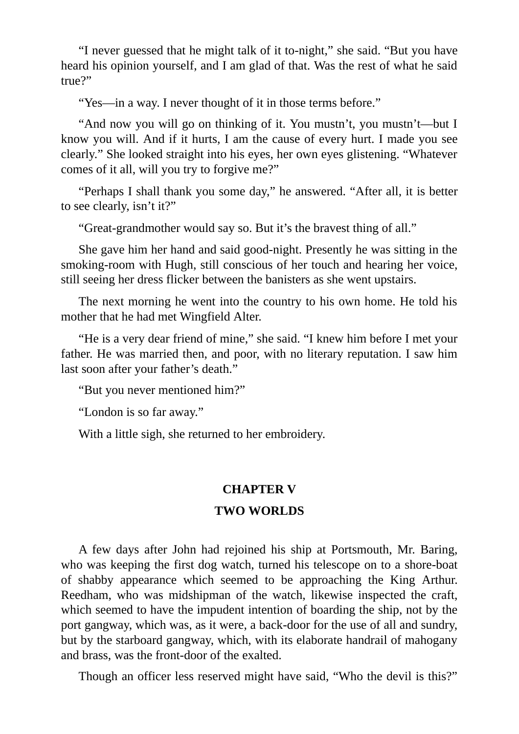"I never guessed that he might talk of it to-night," she said. "But you have heard his opinion yourself, and I am glad of that. Was the rest of what he said true?"

"Yes—in a way. I never thought of it in those terms before."

"And now you will go on thinking of it. You mustn't, you mustn't—but I know you will. And if it hurts, I am the cause of every hurt. I made you see clearly." She looked straight into his eyes, her own eyes glistening. "Whatever comes of it all, will you try to forgive me?"

"Perhaps I shall thank you some day," he answered. "After all, it is better to see clearly, isn't it?"

"Great-grandmother would say so. But it's the bravest thing of all."

She gave him her hand and said good-night. Presently he was sitting in the smoking-room with Hugh, still conscious of her touch and hearing her voice, still seeing her dress flicker between the banisters as she went upstairs.

The next morning he went into the country to his own home. He told his mother that he had met Wingfield Alter.

"He is a very dear friend of mine," she said. "I knew him before I met your father. He was married then, and poor, with no literary reputation. I saw him last soon after your father's death."

"But you never mentioned him?"

"London is so far away."

With a little sigh, she returned to her embroidery.

## CHAPTER V

## TWO WORLDS

A few days after John had rejoined his ship at Portsmouth, Mr. Baring, who was keeping the first dog watch, turned his telescope on to a shore-boat of shabby appearance which seemed to be approaching the King Arthur. Reedham, who was midshipman of the watch, likewise inspected the craft, which seemed to have the impudent intention of boarding the ship, not by the port gangway, which was, as it were, a back-door for the use of all and sundry, but by the starboard gangway, which, with its elaborate handrail of mahogany and brass, was the front-door of the exalted.

Though an officer less reserved might have said, "Who the devil is this?"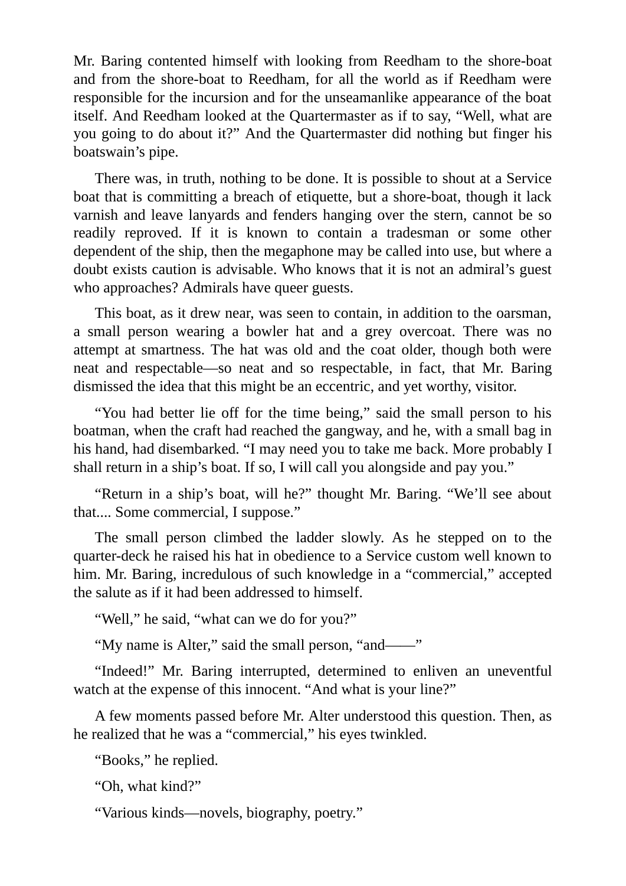Mr. Baring contented himself with looking from Reedham to the shore-boat and from the shore-boat to Reedham, for all the world as if Reedham were responsible for the incursion and for the unseamanlike appearance of the boat itself. And Reedham looked at the Quartermaster as if to say, “Well, what are you going to do about it?” And the Quartermaster did nothing but finger his boatswain’s pipe.

There was, in truth, nothing to be done. It is possible to shout at a Service boat that is committing a breach of etiquette, but a shore-boat, though it lack varnish and leave lanyards and fenders hanging over the stern, cannot be so readily reproved. If it is known to contain a tradesman or some other dependent of the ship, then the megaphone may be called into use, but where a doubt exists caution is advisable. Who knows that it is not an admiral’s guest who approaches? Admirals have queer guests.

This boat, as it drew near, was seen to contain, in addition to the oarsman, a small person wearing a bowler hat and a grey overcoat. There was no attempt at smartness. The hat was old and the coat older, though both were neat and respectable—so neat and so respectable, in fact, that Mr. Baring dismissed the idea that this might be an eccentric, and yet worthy, visitor.

“You had better lie off for the time being,” said the small person to his boatman, when the craft had reached the gangway, and he, with a small bag in his hand, had disembarked. “I may need you to take me back. More probably I shall return in a ship’s boat. If so, I will call you alongside and pay you.”

“Return in a ship’s boat, will he?” thought Mr. Baring. “We’ll see about that.... Some commercial, I suppose.”

The small person climbed the ladder slowly. As he stepped on to the quarter-deck he raised his hat in obedience to a Service custom well known to him. Mr. Baring, incredulous of such knowledge in a “commercial,” accepted the salute as if it had been addressed to himself.

“Well,” he said, “what can we do for you?”

“My name is Alter,” said the small person, “and——”

“Indeed!” Mr. Baring interrupted, determined to enliven an uneventful watch at the expense of this innocent. “And what is your line?”

A few moments passed before Mr. Alter understood this question. Then, as he realized that he was a “commercial,” his eyes twinkled.

“Books,” he replied.

“Oh, what kind?”

“Various kinds—novels, biography, poetry.”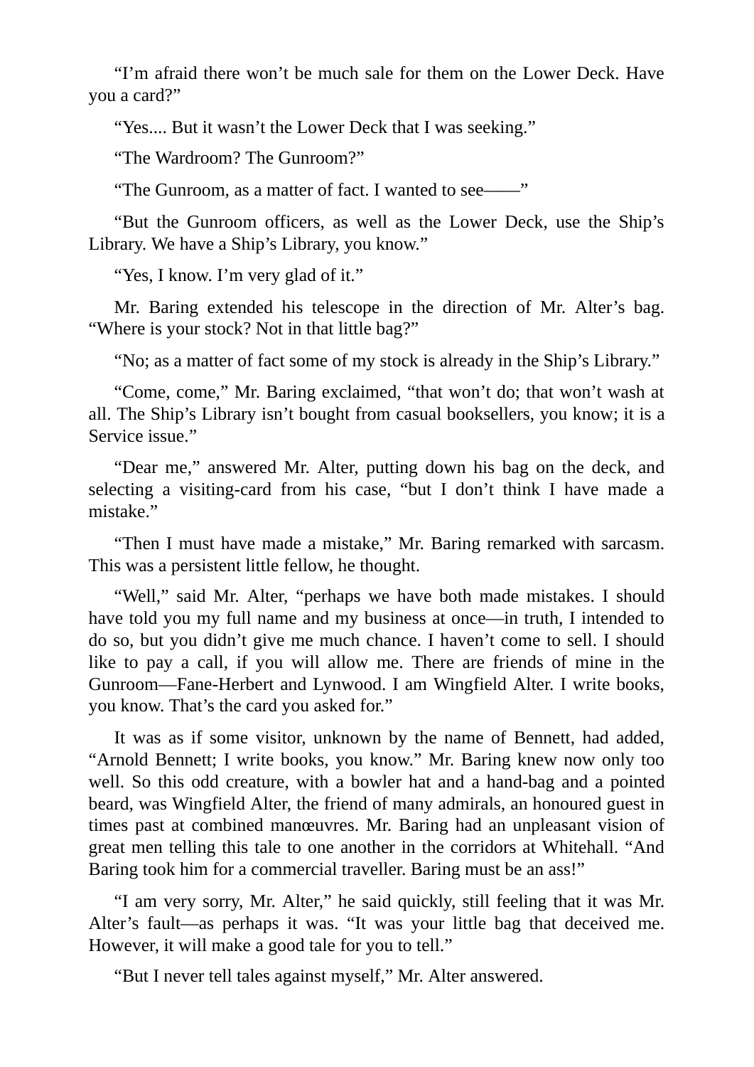"I'm afraid there won't be much sale for them on the Lower Deck. Have you a card?"

"Yes.... But it wasn't the Lower Deck that I was seeking."

"The Wardroom? The Gunroom?"

"The Gunroom, as a matter of fact. I wanted to see——"

"But the Gunroom officers, as well as the Lower Deck, use the Ship's Library. We have a Ship's Library, you know."

"Yes, I know. I'm very glad of it."

Mr. Baring extended his telescope in the direction of Mr. Alter's bag. "Where is your stock? Not in that little bag?"

"No; as a matter of fact some of my stock is already in the Ship's Library."

"Come, come," Mr. Baring exclaimed, "that won't do; that won't wash at all. The Ship's Library isn't bought from casual booksellers, you know; it is a Service issue."

"Dear me," answered Mr. Alter, putting down his bag on the deck, and selecting a visiting-card from his case, "but I don't think I have made a mistake."

"Then I must have made a mistake," Mr. Baring remarked with sarcasm. This was a persistent little fellow, he thought.

"Well," said Mr. Alter, "perhaps we have both made mistakes. I should have told you my full name and my business at once—in truth, I intended to do so, but you didn't give me much chance. I haven't come to sell. I should like to pay a call, if you will allow me. There are friends of mine in the Gunroom—Fane-Herbert and Lynwood. I am Wingfield Alter. I write books, you know. That's the card you asked for."

It was as if some visitor, unknown by the name of Bennett, had added, "Arnold Bennett; I write books, you know." Mr. Baring knew now only too well. So this odd creature, with a bowler hat and a hand-bag and a pointed beard, was Wingfield Alter, the friend of many admirals, an honoured guest in times past at combined manœuvres. Mr. Baring had an unpleasant vision of great men telling this tale to one another in the corridors at Whitehall. "And Baring took him for a commercial traveller. Baring must be an ass!"

"I am very sorry, Mr. Alter," he said quickly, still feeling that it was Mr. Alter's fault—as perhaps it was. "It was your little bag that deceived me. However, it will make a good tale for you to tell."

"But I never tell tales against myself," Mr. Alter answered.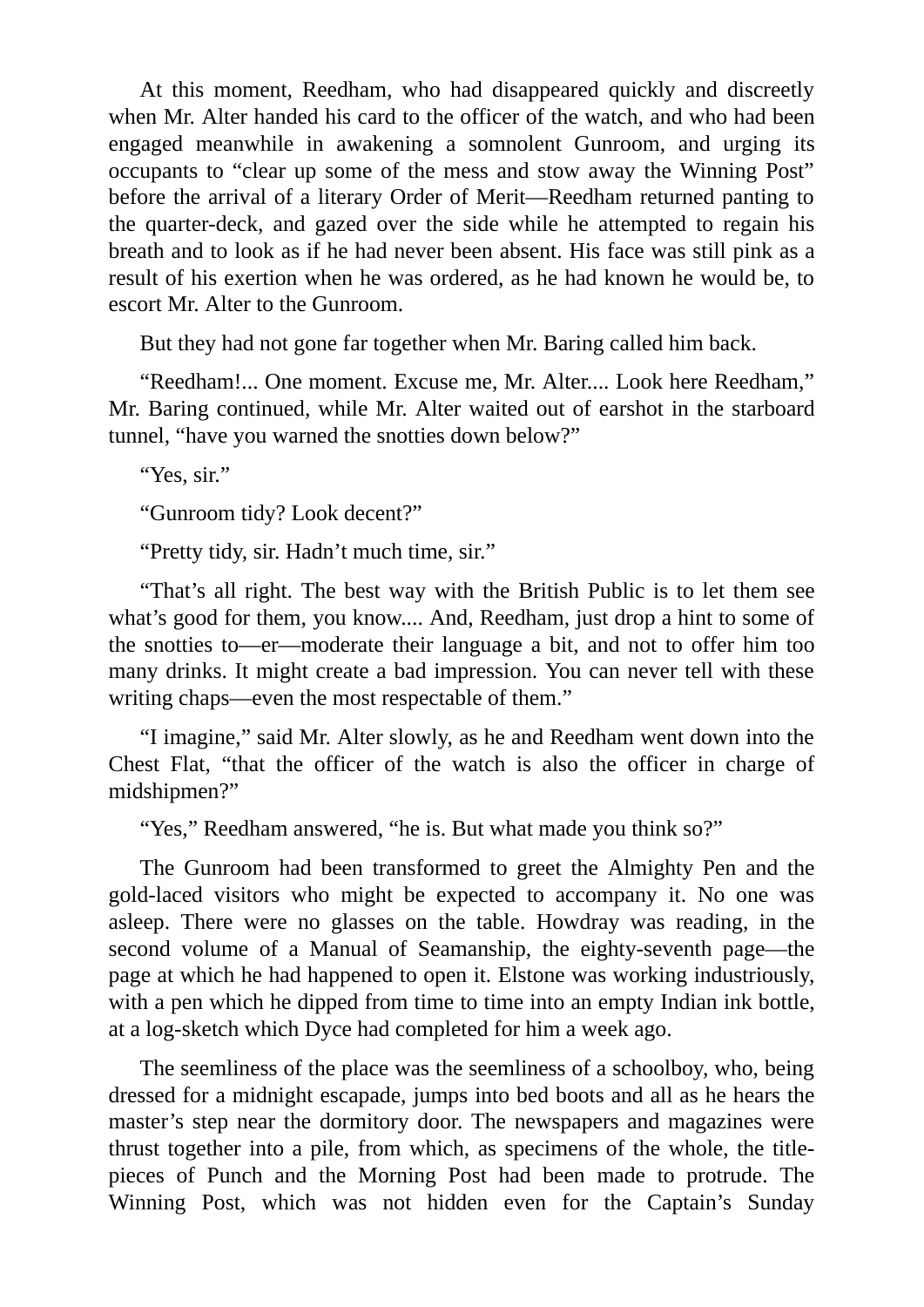At this moment, Reedham, who had disappeared quickly and discreetly when Mr. Alter handed his card to the officer of the watch, and who had been engaged meanwhile in awakening a somnolent Gunroom, and urging its occupants to "clear up some of the mess and stow away the Winning Post" before the arrival of a literary Order of Merit—Reedham returned panting to the quarter-deck, and gazed over the side while he attempted to regain his breath and to look as if he had never been absent. His face was still pink as a result of his exertion when he was ordered, as he had known he would be, to escort Mr. Alter to the Gunroom.

But they had not gone far together when Mr. Baring called him back.

"Reedham!... One moment. Excuse me, Mr. Alter.... Look here Reedham," Mr. Baring continued, while Mr. Alter waited out of earshot in the starboard tunnel, "have you warned the snotties down below?"

"Yes, sir."

"Gunroom tidy? Look decent?"

"Pretty tidy, sir. Hadn't much time, sir."

"That's all right. The best way with the British Public is to let them see what's good for them, you know.... And, Reedham, just drop a hint to some of the snotties to—er—moderate their language a bit, and not to offer him too many drinks. It might create a bad impression. You can never tell with these writing chaps—even the most respectable of them."

"I imagine," said Mr. Alter slowly, as he and Reedham went down into the Chest Flat, "that the officer of the watch is also the officer in charge of midshipmen?"

"Yes," Reedham answered, "he is. But what made you think so?"

The Gunroom had been transformed to greet the Almighty Pen and the gold-laced visitors who might be expected to accompany it. No one was asleep. There were no glasses on the table. Howdray was reading, in the second volume of a Manual of Seamanship, the eighty-seventh page—the page at which he had happened to open it. Elstone was working industriously, with a pen which he dipped from time to time into an empty Indian ink bottle, at a log-sketch which Dyce had completed for him a week ago.

The seemliness of the place was the seemliness of a schoolboy, who, being dressed for a midnight escapade, jumps into bed boots and all as he hears the master's step near the dormitory door. The newspapers and magazines were thrust together into a pile, from which, as specimens of the whole, the title-pieces of Punch and the Morning Post had been made to protrude. The Winning Post, which was not hidden even for the Captain's Sunday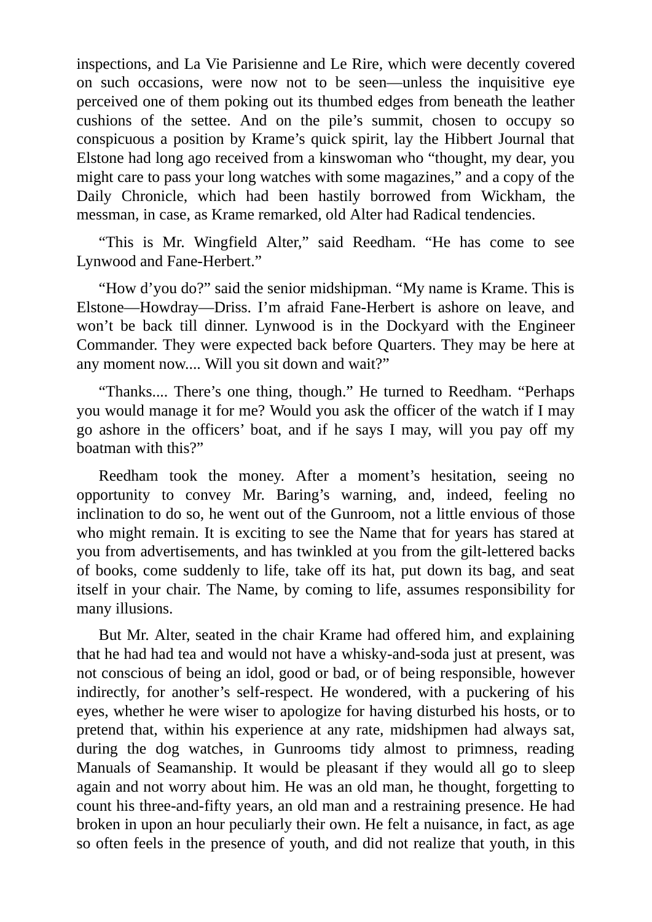inspections, and La Vie Parisienne and Le Rire, which were decently covered on such occasions, were now not to be seen—unless the inquisitive eye perceived one of them poking out its thumbed edges from beneath the leather cushions of the settee. And on the pile's summit, chosen to occupy so conspicuous a position by Krame's quick spirit, lay the Hibbert Journal that Elstone had long ago received from a kinswoman who "thought, my dear, you might care to pass your long watches with some magazines," and a copy of the Daily Chronicle, which had been hastily borrowed from Wickham, the messman, in case, as Krame remarked, old Alter had Radical tendencies.

"This is Mr. Wingfield Alter," said Reedham. "He has come to see Lynwood and Fane-Herbert."

"How d'you do?" said the senior midshipman. "My name is Krame. This is Elstone—Howdray—Driss. I'm afraid Fane-Herbert is ashore on leave, and won't be back till dinner. Lynwood is in the Dockyard with the Engineer Commander. They were expected back before Quarters. They may be here at any moment now.... Will you sit down and wait?"

"Thanks.... There's one thing, though." He turned to Reedham. "Perhaps you would manage it for me? Would you ask the officer of the watch if I may go ashore in the officers' boat, and if he says I may, will you pay off my boatman with this?"

Reedham took the money. After a moment's hesitation, seeing no opportunity to convey Mr. Baring's warning, and, indeed, feeling no inclination to do so, he went out of the Gunroom, not a little envious of those who might remain. It is exciting to see the Name that for years has stared at you from advertisements, and has twinkled at you from the gilt-lettered backs of books, come suddenly to life, take off its hat, put down its bag, and seat itself in your chair. The Name, by coming to life, assumes responsibility for many illusions.

But Mr. Alter, seated in the chair Krame had offered him, and explaining that he had had tea and would not have a whisky-and-soda just at present, was not conscious of being an idol, good or bad, or of being responsible, however indirectly, for another's self-respect. He wondered, with a puckering of his eyes, whether he were wiser to apologize for having disturbed his hosts, or to pretend that, within his experience at any rate, midshipmen had always sat, during the dog watches, in Gunrooms tidy almost to primness, reading Manuals of Seamanship. It would be pleasant if they would all go to sleep again and not worry about him. He was an old man, he thought, forgetting to count his three-and-fifty years, an old man and a restraining presence. He had broken in upon an hour peculiarly their own. He felt a nuisance, in fact, as age so often feels in the presence of youth, and did not realize that youth, in this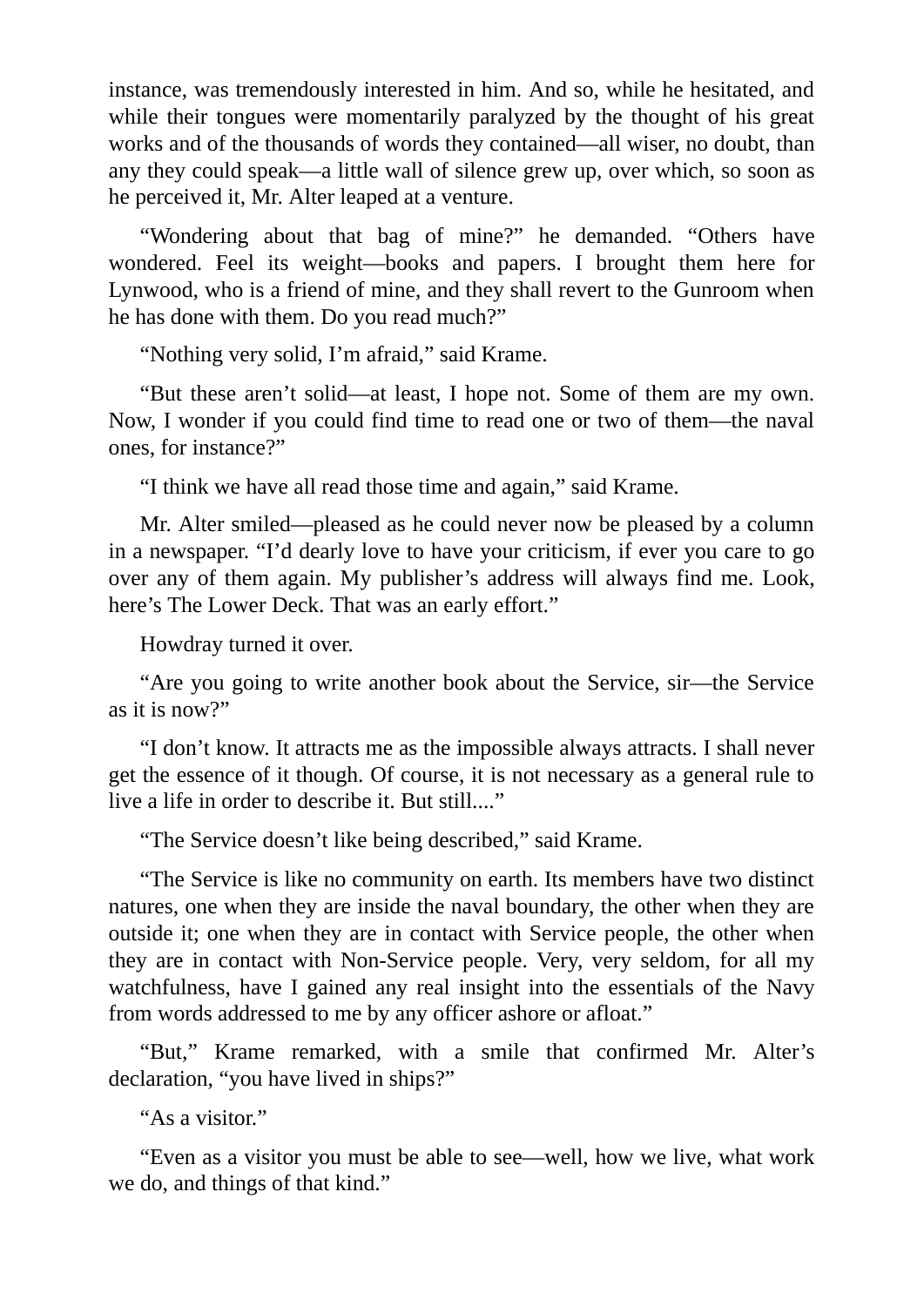instance, was tremendously interested in him. And so, while he hesitated, and while their tongues were momentarily paralyzed by the thought of his great works and of the thousands of words they contained—all wiser, no doubt, than any they could speak—a little wall of silence grew up, over which, so soon as he perceived it, Mr. Alter leaped at a venture.

"Wondering about that bag of mine?" he demanded. "Others have wondered. Feel its weight—books and papers. I brought them here for Lynwood, who is a friend of mine, and they shall revert to the Gunroom when he has done with them. Do you read much?"

"Nothing very solid, I'm afraid," said Krame.

"But these aren't solid—at least, I hope not. Some of them are my own. Now, I wonder if you could find time to read one or two of them—the naval ones, for instance?"

"I think we have all read those time and again," said Krame.

Mr. Alter smiled—pleased as he could never now be pleased by a column in a newspaper. "I'd dearly love to have your criticism, if ever you care to go over any of them again. My publisher's address will always find me. Look, here's The Lower Deck. That was an early effort."

Howdray turned it over.

"Are you going to write another book about the Service, sir—the Service as it is now?"

"I don't know. It attracts me as the impossible always attracts. I shall never get the essence of it though. Of course, it is not necessary as a general rule to live a life in order to describe it. But still...."

"The Service doesn't like being described," said Krame.

"The Service is like no community on earth. Its members have two distinct natures, one when they are inside the naval boundary, the other when they are outside it; one when they are in contact with Service people, the other when they are in contact with Non-Service people. Very, very seldom, for all my watchfulness, have I gained any real insight into the essentials of the Navy from words addressed to me by any officer ashore or afloat."

"But," Krame remarked, with a smile that confirmed Mr. Alter's declaration, "you have lived in ships?"

"As a visitor."

"Even as a visitor you must be able to see—well, how we live, what work we do, and things of that kind."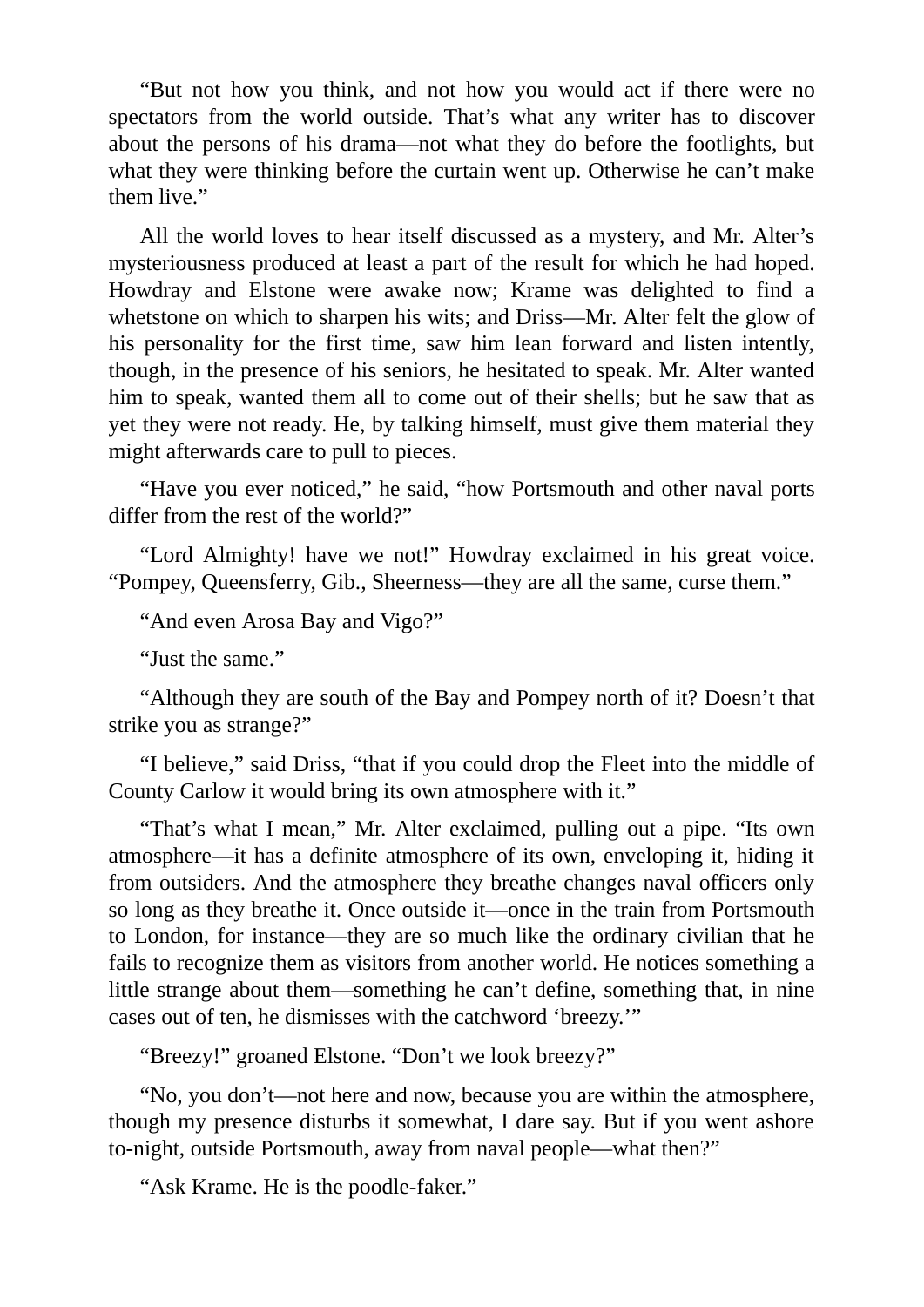"But not how you think, and not how you would act if there were no spectators from the world outside. That's what any writer has to discover about the persons of his drama—not what they do before the footlights, but what they were thinking before the curtain went up. Otherwise he can't make them live."

All the world loves to hear itself discussed as a mystery, and Mr. Alter's mysteriousness produced at least a part of the result for which he had hoped. Howdray and Elstone were awake now; Krame was delighted to find a whetstone on which to sharpen his wits; and Driss—Mr. Alter felt the glow of his personality for the first time, saw him lean forward and listen intently, though, in the presence of his seniors, he hesitated to speak. Mr. Alter wanted him to speak, wanted them all to come out of their shells; but he saw that as yet they were not ready. He, by talking himself, must give them material they might afterwards care to pull to pieces.

"Have you ever noticed," he said, "how Portsmouth and other naval ports differ from the rest of the world?"

"Lord Almighty! have we not!" Howdray exclaimed in his great voice. "Pompey, Queensferry, Gib., Sheerness—they are all the same, curse them."

"And even Arosa Bay and Vigo?"

"Just the same."

"Although they are south of the Bay and Pompey north of it? Doesn't that strike you as strange?"

"I believe," said Driss, "that if you could drop the Fleet into the middle of County Carlow it would bring its own atmosphere with it."

"That's what I mean," Mr. Alter exclaimed, pulling out a pipe. "Its own atmosphere—it has a definite atmosphere of its own, enveloping it, hiding it from outsiders. And the atmosphere they breathe changes naval officers only so long as they breathe it. Once outside it—once in the train from Portsmouth to London, for instance—they are so much like the ordinary civilian that he fails to recognize them as visitors from another world. He notices something a little strange about them—something he can't define, something that, in nine cases out of ten, he dismisses with the catchword 'breezy.'"

"Breezy!" groaned Elstone. "Don't we look breezy?"

"No, you don't—not here and now, because you are within the atmosphere, though my presence disturbs it somewhat, I dare say. But if you went ashore to-night, outside Portsmouth, away from naval people—what then?"

"Ask Krame. He is the poodle-faker."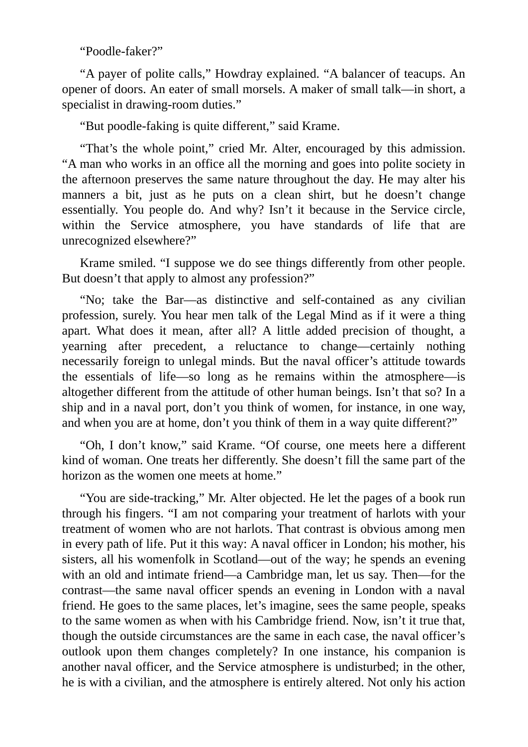“Poodle-faker?”

“A payer of polite calls,” Howdray explained. “A balancer of teacups. An opener of doors. An eater of small morsels. A maker of small talk—in short, a specialist in drawing-room duties.”

“But poodle-faking is quite different,” said Krame.

“That’s the whole point,” cried Mr. Alter, encouraged by this admission. “A man who works in an office all the morning and goes into polite society in the afternoon preserves the same nature throughout the day. He may alter his manners a bit, just as he puts on a clean shirt, but he doesn’t change essentially. You people do. And why? Isn’t it because in the Service circle, within the Service atmosphere, you have standards of life that are unrecognized elsewhere?”

Krame smiled. “I suppose we do see things differently from other people. But doesn’t that apply to almost any profession?”

“No; take the Bar—as distinctive and self-contained as any civilian profession, surely. You hear men talk of the Legal Mind as if it were a thing apart. What does it mean, after all? A little added precision of thought, a yearning after precedent, a reluctance to change—certainly nothing necessarily foreign to unlegal minds. But the naval officer’s attitude towards the essentials of life—so long as he remains within the atmosphere—is altogether different from the attitude of other human beings. Isn’t that so? In a ship and in a naval port, don’t you think of women, for instance, in one way, and when you are at home, don’t you think of them in a way quite different?”

“Oh, I don’t know,” said Krame. “Of course, one meets here a different kind of woman. One treats her differently. She doesn’t fill the same part of the horizon as the women one meets at home.”

“You are side-tracking,” Mr. Alter objected. He let the pages of a book run through his fingers. “I am not comparing your treatment of harlots with your treatment of women who are not harlots. That contrast is obvious among men in every path of life. Put it this way: A naval officer in London; his mother, his sisters, all his womenfolk in Scotland—out of the way; he spends an evening with an old and intimate friend—a Cambridge man, let us say. Then—for the contrast—the same naval officer spends an evening in London with a naval friend. He goes to the same places, let’s imagine, sees the same people, speaks to the same women as when with his Cambridge friend. Now, isn’t it true that, though the outside circumstances are the same in each case, the naval officer’s outlook upon them changes completely? In one instance, his companion is another naval officer, and the Service atmosphere is undisturbed; in the other, he is with a civilian, and the atmosphere is entirely altered. Not only his action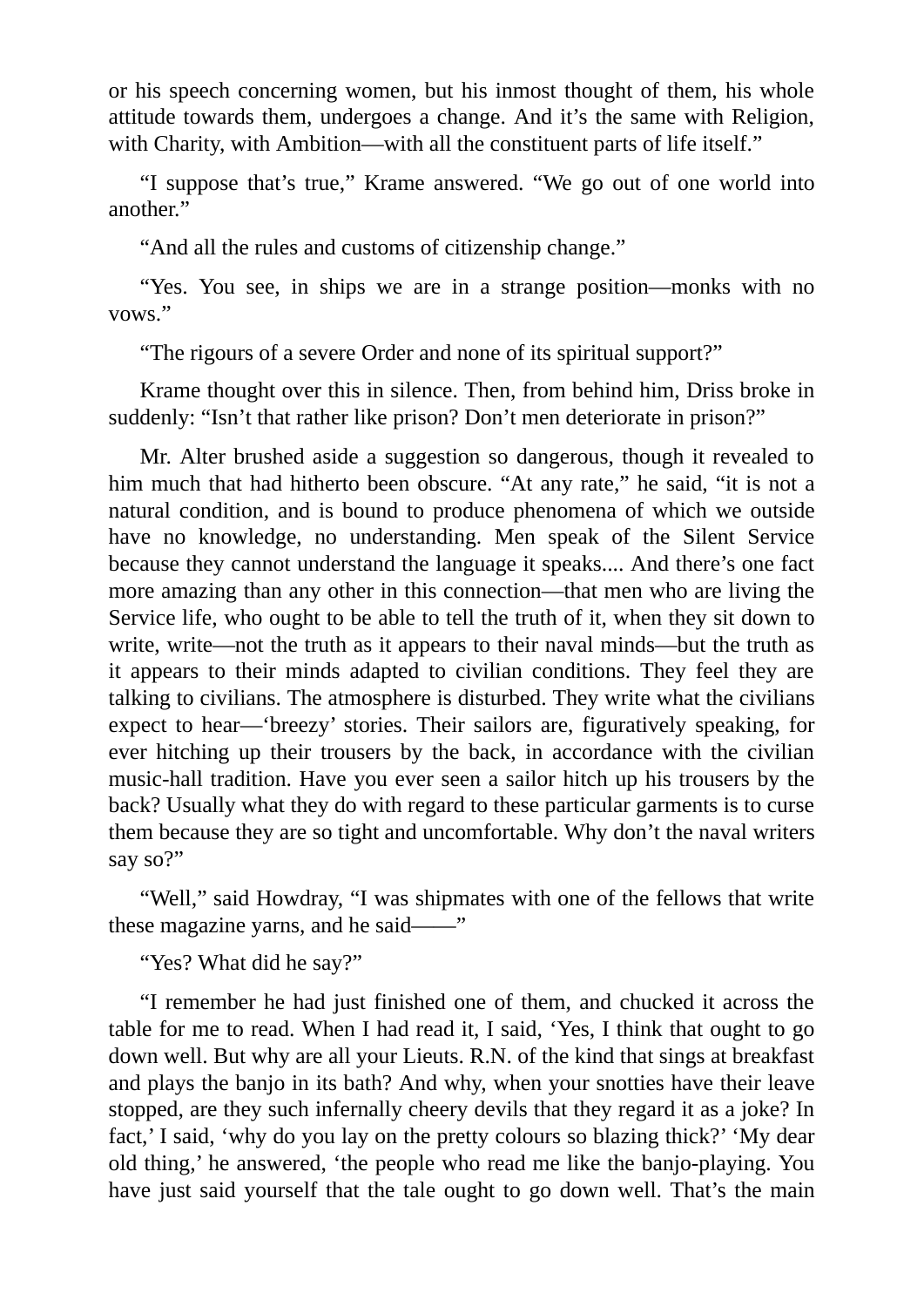or his speech concerning women, but his inmost thought of them, his whole attitude towards them, undergoes a change. And it's the same with Religion, with Charity, with Ambition—with all the constituent parts of life itself."

"I suppose that's true," Krame answered. "We go out of one world into another."

"And all the rules and customs of citizenship change."

"Yes. You see, in ships we are in a strange position—monks with no vows."

"The rigours of a severe Order and none of its spiritual support?"

Krame thought over this in silence. Then, from behind him, Driss broke in suddenly: "Isn't that rather like prison? Don't men deteriorate in prison?"

Mr. Alter brushed aside a suggestion so dangerous, though it revealed to him much that had hitherto been obscure. "At any rate," he said, "it is not a natural condition, and is bound to produce phenomena of which we outside have no knowledge, no understanding. Men speak of the Silent Service because they cannot understand the language it speaks.... And there's one fact more amazing than any other in this connection—that men who are living the Service life, who ought to be able to tell the truth of it, when they sit down to write, write—not the truth as it appears to their naval minds—but the truth as it appears to their minds adapted to civilian conditions. They feel they are talking to civilians. The atmosphere is disturbed. They write what the civilians expect to hear—'breezy' stories. Their sailors are, figuratively speaking, for ever hitching up their trousers by the back, in accordance with the civilian music-hall tradition. Have you ever seen a sailor hitch up his trousers by the back? Usually what they do with regard to these particular garments is to curse them because they are so tight and uncomfortable. Why don't the naval writers say so?"

"Well," said Howdray, "I was shipmates with one of the fellows that write these magazine yarns, and he said——"

"Yes? What did he say?"

"I remember he had just finished one of them, and chucked it across the table for me to read. When I had read it, I said, 'Yes, I think that ought to go down well. But why are all your Lieuts. R.N. of the kind that sings at breakfast and plays the banjo in its bath? And why, when your snotties have their leave stopped, are they such infernally cheery devils that they regard it as a joke? In fact,' I said, 'why do you lay on the pretty colours so blazing thick?' 'My dear old thing,' he answered, 'the people who read me like the banjo-playing. You have just said yourself that the tale ought to go down well. That's the main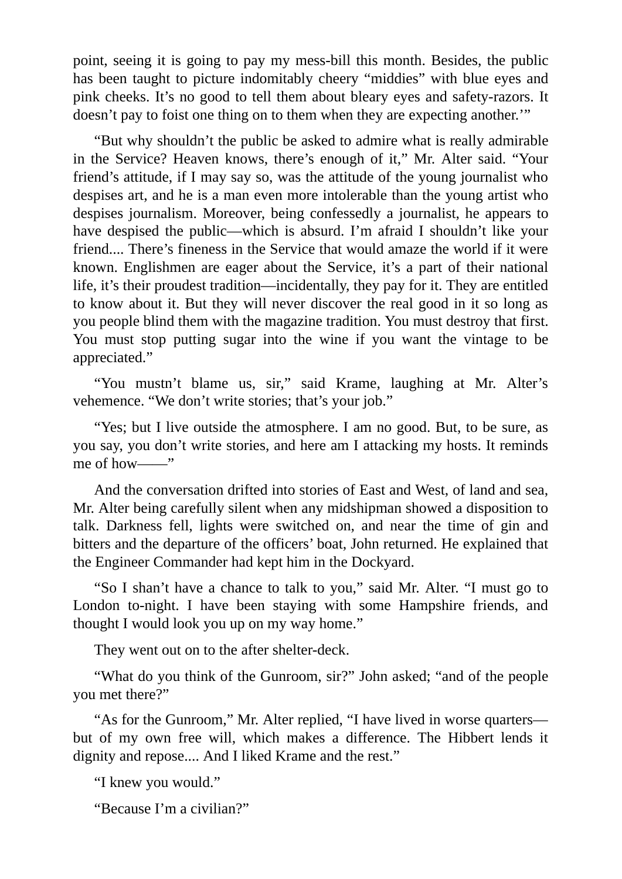point, seeing it is going to pay my mess-bill this month. Besides, the public has been taught to picture indomitably cheery "middies" with blue eyes and pink cheeks. It's no good to tell them about bleary eyes and safety-razors. It doesn't pay to foist one thing on to them when they are expecting another.'"

"But why shouldn't the public be asked to admire what is really admirable in the Service? Heaven knows, there's enough of it," Mr. Alter said. "Your friend's attitude, if I may say so, was the attitude of the young journalist who despises art, and he is a man even more intolerable than the young artist who despises journalism. Moreover, being confessedly a journalist, he appears to have despised the public—which is absurd. I'm afraid I shouldn't like your friend.... There's fineness in the Service that would amaze the world if it were known. Englishmen are eager about the Service, it's a part of their national life, it's their proudest tradition—incidentally, they pay for it. They are entitled to know about it. But they will never discover the real good in it so long as you people blind them with the magazine tradition. You must destroy that first. You must stop putting sugar into the wine if you want the vintage to be appreciated."

"You mustn't blame us, sir," said Krame, laughing at Mr. Alter's vehemence. "We don't write stories; that's your job."

"Yes; but I live outside the atmosphere. I am no good. But, to be sure, as you say, you don't write stories, and here am I attacking my hosts. It reminds me of how——"

And the conversation drifted into stories of East and West, of land and sea, Mr. Alter being carefully silent when any midshipman showed a disposition to talk. Darkness fell, lights were switched on, and near the time of gin and bitters and the departure of the officers' boat, John returned. He explained that the Engineer Commander had kept him in the Dockyard.

"So I shan't have a chance to talk to you," said Mr. Alter. "I must go to London to-night. I have been staying with some Hampshire friends, and thought I would look you up on my way home."

They went out on to the after shelter-deck.

"What do you think of the Gunroom, sir?" John asked; "and of the people you met there?"

"As for the Gunroom," Mr. Alter replied, "I have lived in worse quarters—but of my own free will, which makes a difference. The Hibbert lends it dignity and repose.... And I liked Krame and the rest."

"I knew you would."

"Because I'm a civilian?"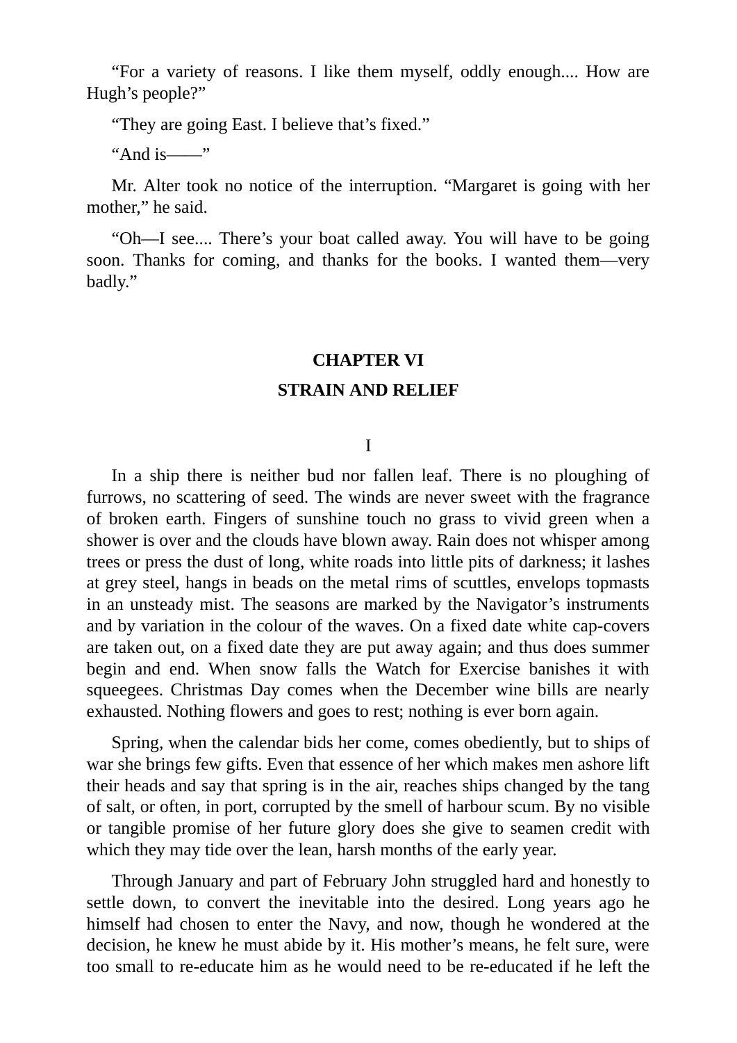“For a variety of reasons. I like them myself, oddly enough.... How are Hugh’s people?”

“They are going East. I believe that’s fixed.”

“And is——”

Mr. Alter took no notice of the interruption. “Margaret is going with her mother,” he said.

“Oh—I see.... There’s your boat called away. You will have to be going soon. Thanks for coming, and thanks for the books. I wanted them—very badly.”

## CHAPTER VI

## STRAIN AND RELIEF

I

In a ship there is neither bud nor fallen leaf. There is no ploughing of furrows, no scattering of seed. The winds are never sweet with the fragrance of broken earth. Fingers of sunshine touch no grass to vivid green when a shower is over and the clouds have blown away. Rain does not whisper among trees or press the dust of long, white roads into little pits of darkness; it lashes at grey steel, hangs in beads on the metal rims of scuttles, envelops topmasts in an unsteady mist. The seasons are marked by the Navigator’s instruments and by variation in the colour of the waves. On a fixed date white cap-covers are taken out, on a fixed date they are put away again; and thus does summer begin and end. When snow falls the Watch for Exercise banishes it with squeegees. Christmas Day comes when the December wine bills are nearly exhausted. Nothing flowers and goes to rest; nothing is ever born again.

Spring, when the calendar bids her come, comes obediently, but to ships of war she brings few gifts. Even that essence of her which makes men ashore lift their heads and say that spring is in the air, reaches ships changed by the tang of salt, or often, in port, corrupted by the smell of harbour scum. By no visible or tangible promise of her future glory does she give to seamen credit with which they may tide over the lean, harsh months of the early year.

Through January and part of February John struggled hard and honestly to settle down, to convert the inevitable into the desired. Long years ago he himself had chosen to enter the Navy, and now, though he wondered at the decision, he knew he must abide by it. His mother’s means, he felt sure, were too small to re-educate him as he would need to be re-educated if he left the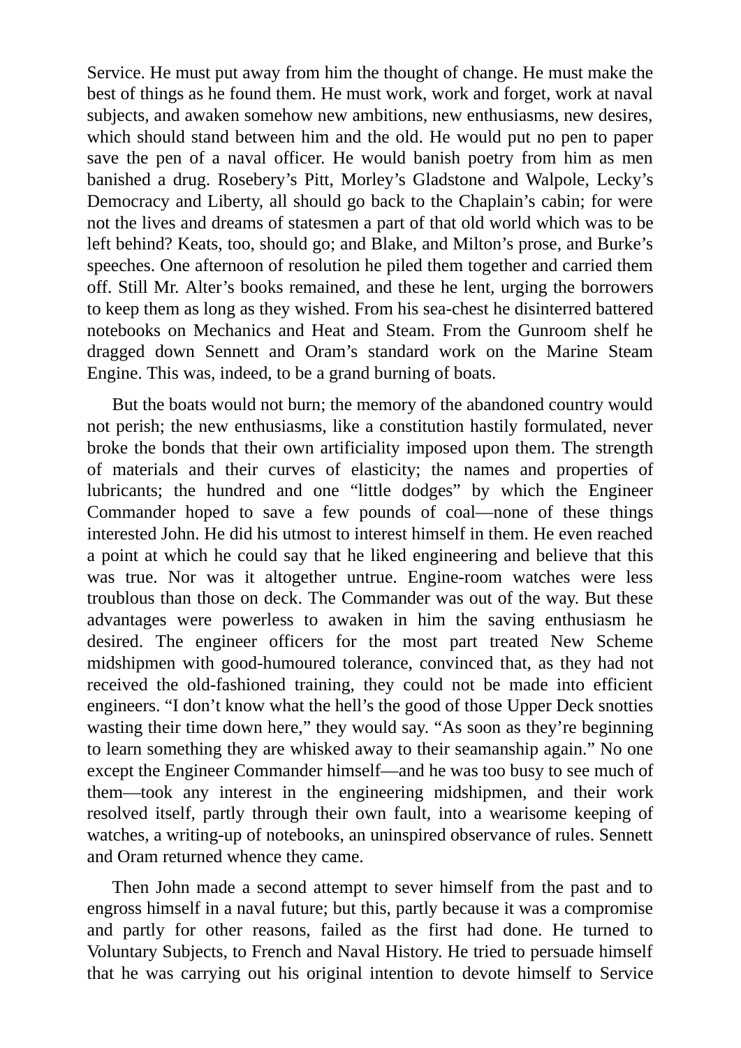Service. He must put away from him the thought of change. He must make the best of things as he found them. He must work, work and forget, work at naval subjects, and awaken somehow new ambitions, new enthusiasms, new desires, which should stand between him and the old. He would put no pen to paper save the pen of a naval officer. He would banish poetry from him as men banished a drug. Rosebery's Pitt, Morley's Gladstone and Walpole, Lecky's Democracy and Liberty, all should go back to the Chaplain's cabin; for were not the lives and dreams of statesmen a part of that old world which was to be left behind? Keats, too, should go; and Blake, and Milton's prose, and Burke's speeches. One afternoon of resolution he piled them together and carried them off. Still Mr. Alter's books remained, and these he lent, urging the borrowers to keep them as long as they wished. From his sea-chest he disinterred battered notebooks on Mechanics and Heat and Steam. From the Gunroom shelf he dragged down Sennett and Oram's standard work on the Marine Steam Engine. This was, indeed, to be a grand burning of boats.

But the boats would not burn; the memory of the abandoned country would not perish; the new enthusiasms, like a constitution hastily formulated, never broke the bonds that their own artificiality imposed upon them. The strength of materials and their curves of elasticity; the names and properties of lubricants; the hundred and one "little dodges" by which the Engineer Commander hoped to save a few pounds of coal—none of these things interested John. He did his utmost to interest himself in them. He even reached a point at which he could say that he liked engineering and believe that this was true. Nor was it altogether untrue. Engine-room watches were less troublous than those on deck. The Commander was out of the way. But these advantages were powerless to awaken in him the saving enthusiasm he desired. The engineer officers for the most part treated New Scheme midshipmen with good-humoured tolerance, convinced that, as they had not received the old-fashioned training, they could not be made into efficient engineers. "I don't know what the hell's the good of those Upper Deck snotties wasting their time down here," they would say. "As soon as they're beginning to learn something they are whisked away to their seamanship again." No one except the Engineer Commander himself—and he was too busy to see much of them—took any interest in the engineering midshipmen, and their work resolved itself, partly through their own fault, into a wearisome keeping of watches, a writing-up of notebooks, an uninspired observance of rules. Sennett and Oram returned whence they came.

Then John made a second attempt to sever himself from the past and to engross himself in a naval future; but this, partly because it was a compromise and partly for other reasons, failed as the first had done. He turned to Voluntary Subjects, to French and Naval History. He tried to persuade himself that he was carrying out his original intention to devote himself to Service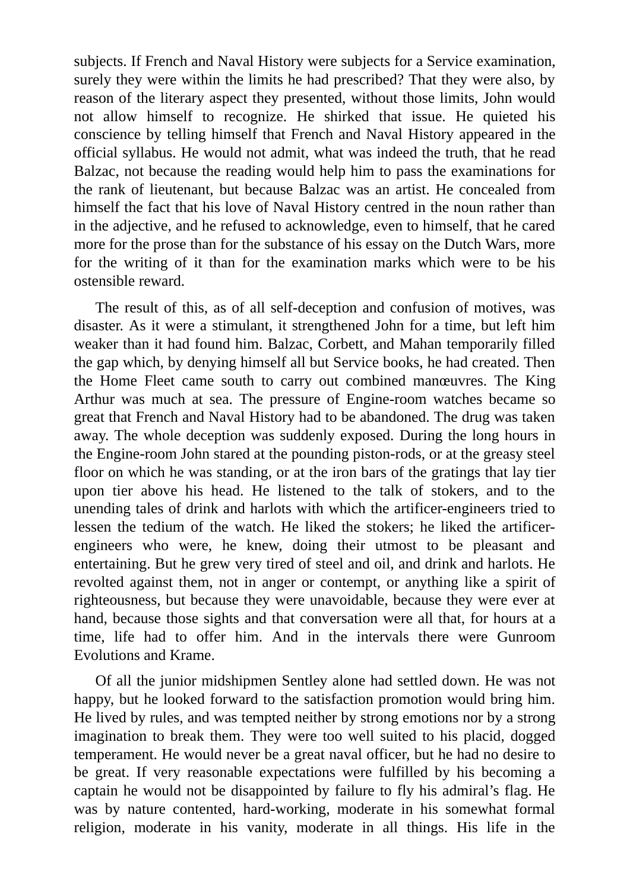subjects. If French and Naval History were subjects for a Service examination, surely they were within the limits he had prescribed? That they were also, by reason of the literary aspect they presented, without those limits, John would not allow himself to recognize. He shirked that issue. He quieted his conscience by telling himself that French and Naval History appeared in the official syllabus. He would not admit, what was indeed the truth, that he read Balzac, not because the reading would help him to pass the examinations for the rank of lieutenant, but because Balzac was an artist. He concealed from himself the fact that his love of Naval History centred in the noun rather than in the adjective, and he refused to acknowledge, even to himself, that he cared more for the prose than for the substance of his essay on the Dutch Wars, more for the writing of it than for the examination marks which were to be his ostensible reward.

The result of this, as of all self-deception and confusion of motives, was disaster. As it were a stimulant, it strengthened John for a time, but left him weaker than it had found him. Balzac, Corbett, and Mahan temporarily filled the gap which, by denying himself all but Service books, he had created. Then the Home Fleet came south to carry out combined manœuvres. The King Arthur was much at sea. The pressure of Engine-room watches became so great that French and Naval History had to be abandoned. The drug was taken away. The whole deception was suddenly exposed. During the long hours in the Engine-room John stared at the pounding piston-rods, or at the greasy steel floor on which he was standing, or at the iron bars of the gratings that lay tier upon tier above his head. He listened to the talk of stokers, and to the unending tales of drink and harlots with which the artificer-engineers tried to lessen the tedium of the watch. He liked the stokers; he liked the artificer-engineers who were, he knew, doing their utmost to be pleasant and entertaining. But he grew very tired of steel and oil, and drink and harlots. He revolted against them, not in anger or contempt, or anything like a spirit of righteousness, but because they were unavoidable, because they were ever at hand, because those sights and that conversation were all that, for hours at a time, life had to offer him. And in the intervals there were Gunroom Evolutions and Krame.

Of all the junior midshipmen Sentley alone had settled down. He was not happy, but he looked forward to the satisfaction promotion would bring him. He lived by rules, and was tempted neither by strong emotions nor by a strong imagination to break them. They were too well suited to his placid, dogged temperament. He would never be a great naval officer, but he had no desire to be great. If very reasonable expectations were fulfilled by his becoming a captain he would not be disappointed by failure to fly his admiral's flag. He was by nature contented, hard-working, moderate in his somewhat formal religion, moderate in his vanity, moderate in all things. His life in the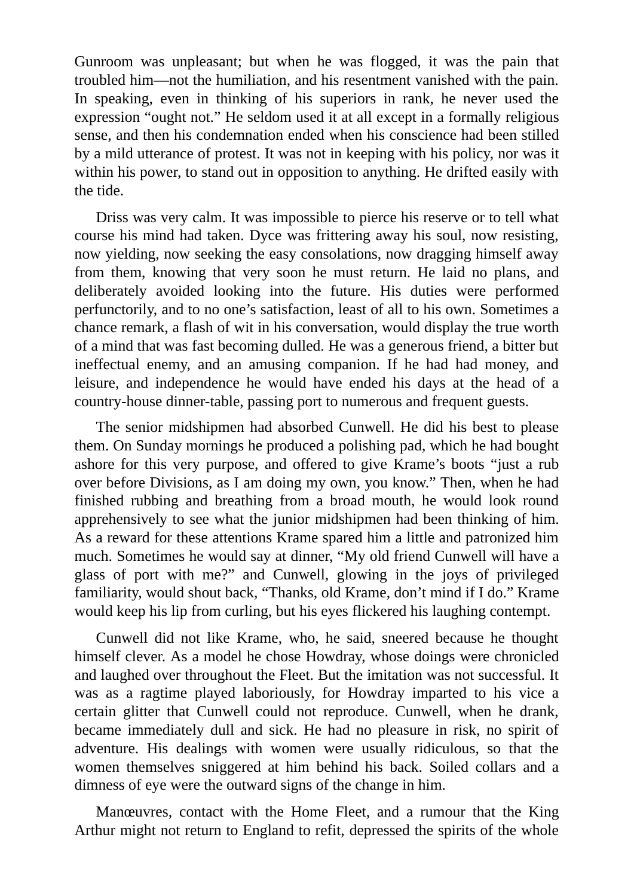Gunroom was unpleasant; but when he was flogged, it was the pain that troubled him—not the humiliation, and his resentment vanished with the pain. In speaking, even in thinking of his superiors in rank, he never used the expression "ought not." He seldom used it at all except in a formally religious sense, and then his condemnation ended when his conscience had been stilled by a mild utterance of protest. It was not in keeping with his policy, nor was it within his power, to stand out in opposition to anything. He drifted easily with the tide.

Driss was very calm. It was impossible to pierce his reserve or to tell what course his mind had taken. Dyce was frittering away his soul, now resisting, now yielding, now seeking the easy consolations, now dragging himself away from them, knowing that very soon he must return. He laid no plans, and deliberately avoided looking into the future. His duties were performed perfunctorily, and to no one's satisfaction, least of all to his own. Sometimes a chance remark, a flash of wit in his conversation, would display the true worth of a mind that was fast becoming dulled. He was a generous friend, a bitter but ineffectual enemy, and an amusing companion. If he had had money, and leisure, and independence he would have ended his days at the head of a country-house dinner-table, passing port to numerous and frequent guests.

The senior midshipmen had absorbed Cunwell. He did his best to please them. On Sunday mornings he produced a polishing pad, which he had bought ashore for this very purpose, and offered to give Krame's boots "just a rub over before Divisions, as I am doing my own, you know." Then, when he had finished rubbing and breathing from a broad mouth, he would look round apprehensively to see what the junior midshipmen had been thinking of him. As a reward for these attentions Krame spared him a little and patronized him much. Sometimes he would say at dinner, "My old friend Cunwell will have a glass of port with me?" and Cunwell, glowing in the joys of privileged familiarity, would shout back, "Thanks, old Krame, don't mind if I do." Krame would keep his lip from curling, but his eyes flickered his laughing contempt.

Cunwell did not like Krame, who, he said, sneered because he thought himself clever. As a model he chose Howdray, whose doings were chronicled and laughed over throughout the Fleet. But the imitation was not successful. It was as a ragtime played laboriously, for Howdray imparted to his vice a certain glitter that Cunwell could not reproduce. Cunwell, when he drank, became immediately dull and sick. He had no pleasure in risk, no spirit of adventure. His dealings with women were usually ridiculous, so that the women themselves sniggered at him behind his back. Soiled collars and a dimness of eye were the outward signs of the change in him.

Manœuvres, contact with the Home Fleet, and a rumour that the King Arthur might not return to England to refit, depressed the spirits of the whole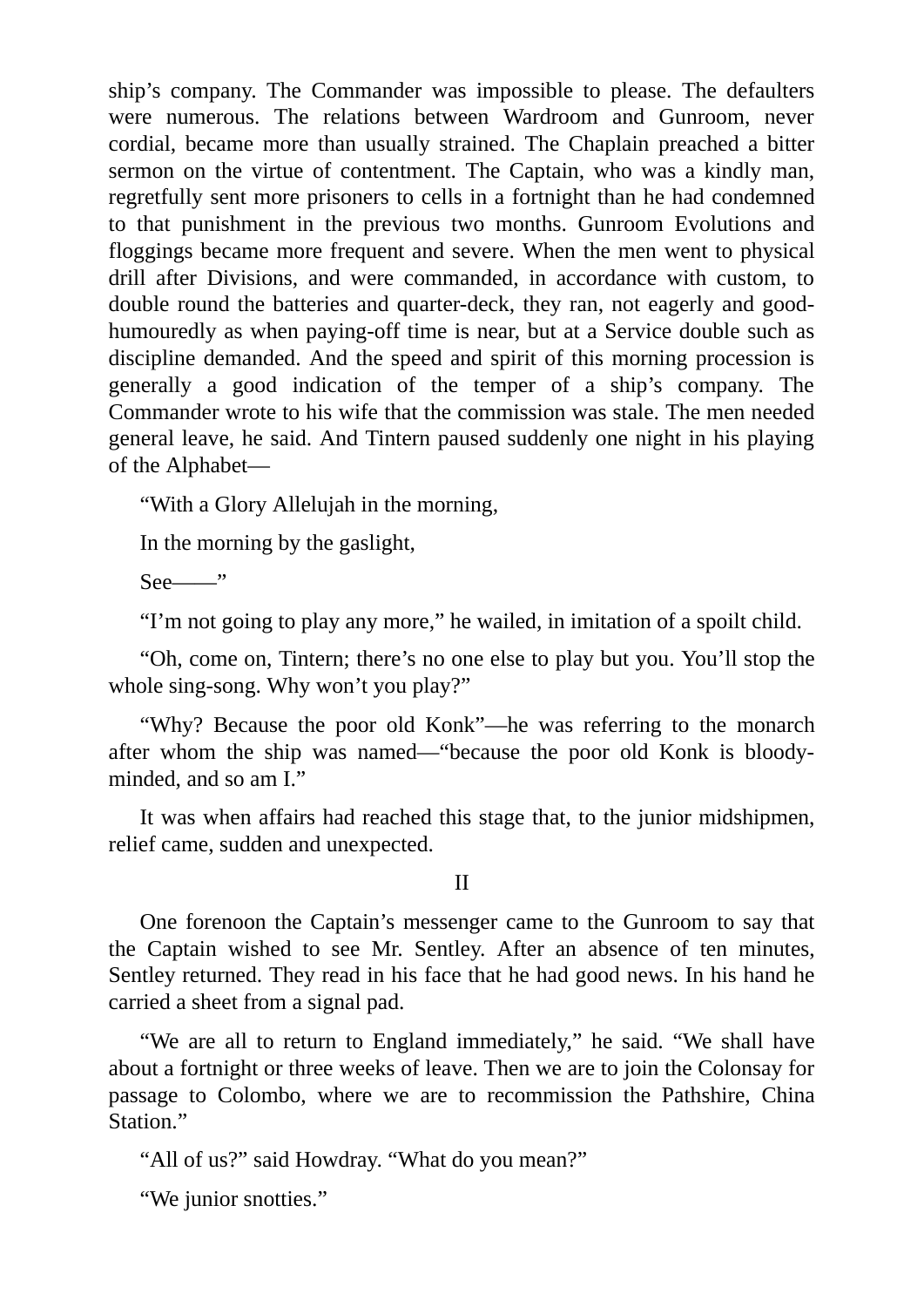ship's company. The Commander was impossible to please. The defaulters were numerous. The relations between Wardroom and Gunroom, never cordial, became more than usually strained. The Chaplain preached a bitter sermon on the virtue of contentment. The Captain, who was a kindly man, regretfully sent more prisoners to cells in a fortnight than he had condemned to that punishment in the previous two months. Gunroom Evolutions and floggings became more frequent and severe. When the men went to physical drill after Divisions, and were commanded, in accordance with custom, to double round the batteries and quarter-deck, they ran, not eagerly and good-humouredly as when paying-off time is near, but at a Service double such as discipline demanded. And the speed and spirit of this morning procession is generally a good indication of the temper of a ship's company. The Commander wrote to his wife that the commission was stale. The men needed general leave, he said. And Tintern paused suddenly one night in his playing of the Alphabet—

"With a Glory Allelujah in the morning,

In the morning by the gaslight,

See——"

"I'm not going to play any more," he wailed, in imitation of a spoilt child.

"Oh, come on, Tintern; there's no one else to play but you. You'll stop the whole sing-song. Why won't you play?"

"Why? Because the poor old Konk"—he was referring to the monarch after whom the ship was named—"because the poor old Konk is bloody-minded, and so am I."

It was when affairs had reached this stage that, to the junior midshipmen, relief came, sudden and unexpected.

## II

One forenoon the Captain's messenger came to the Gunroom to say that the Captain wished to see Mr. Sentley. After an absence of ten minutes, Sentley returned. They read in his face that he had good news. In his hand he carried a sheet from a signal pad.

"We are all to return to England immediately," he said. "We shall have about a fortnight or three weeks of leave. Then we are to join the Colonsay for passage to Colombo, where we are to recommission the Pathshire, China Station."

"All of us?" said Howdray. "What do you mean?"

"We junior snotties."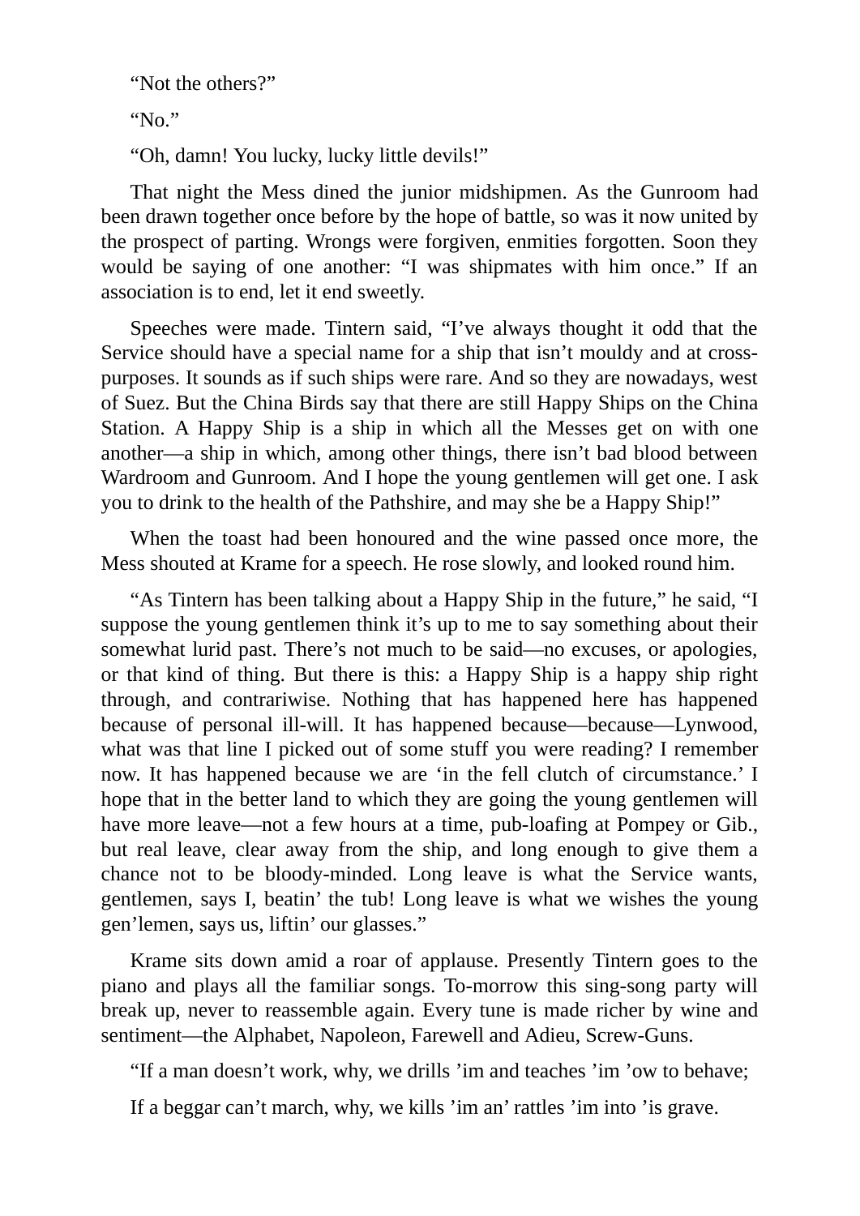“Not the others?”

“No.”

“Oh, damn! You lucky, lucky little devils!”

That night the Mess dined the junior midshipmen. As the Gunroom had been drawn together once before by the hope of battle, so was it now united by the prospect of parting. Wrongs were forgiven, enmities forgotten. Soon they would be saying of one another: “I was shipmates with him once.” If an association is to end, let it end sweetly.

Speeches were made. Tintern said, “I’ve always thought it odd that the Service should have a special name for a ship that isn’t mouldy and at cross-purposes. It sounds as if such ships were rare. And so they are nowadays, west of Suez. But the China Birds say that there are still Happy Ships on the China Station. A Happy Ship is a ship in which all the Messes get on with one another—a ship in which, among other things, there isn’t bad blood between Wardroom and Gunroom. And I hope the young gentlemen will get one. I ask you to drink to the health of the Pathshire, and may she be a Happy Ship!”

When the toast had been honoured and the wine passed once more, the Mess shouted at Krame for a speech. He rose slowly, and looked round him.

“As Tintern has been talking about a Happy Ship in the future,” he said, “I suppose the young gentlemen think it’s up to me to say something about their somewhat lurid past. There’s not much to be said—no excuses, or apologies, or that kind of thing. But there is this: a Happy Ship is a happy ship right through, and contrariwise. Nothing that has happened here has happened because of personal ill-will. It has happened because—because—Lynwood, what was that line I picked out of some stuff you were reading? I remember now. It has happened because we are ‘in the fell clutch of circumstance.’ I hope that in the better land to which they are going the young gentlemen will have more leave—not a few hours at a time, pub-loafing at Pompey or Gib., but real leave, clear away from the ship, and long enough to give them a chance not to be bloody-minded. Long leave is what the Service wants, gentlemen, says I, beatin’ the tub! Long leave is what we wishes the young gen’lemen, says us, liftin’ our glasses.”

Krame sits down amid a roar of applause. Presently Tintern goes to the piano and plays all the familiar songs. To-morrow this sing-song party will break up, never to reassemble again. Every tune is made richer by wine and sentiment—the Alphabet, Napoleon, Farewell and Adieu, Screw-Guns.

“If a man doesn’t work, why, we drills ’im and teaches ’im ’ow to behave;

If a beggar can’t march, why, we kills ’im an’ rattles ’im into ’is grave.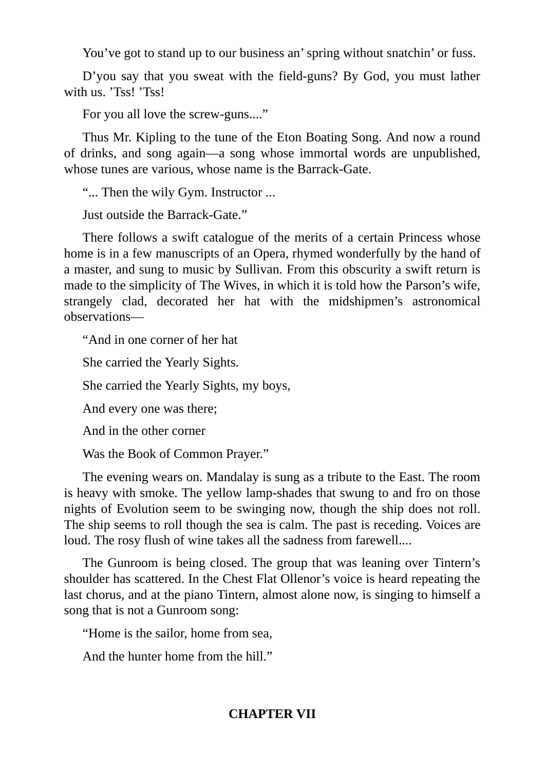You’ve got to stand up to our business an’ spring without snatchin’ or fuss.

D’you say that you sweat with the field-guns? By God, you must lather with us. ’Tss! ’Tss!

For you all love the screw-guns....”

Thus Mr. Kipling to the tune of the Eton Boating Song. And now a round of drinks, and song again—a song whose immortal words are unpublished, whose tunes are various, whose name is the Barrack-Gate.

“... Then the wily Gym. Instructor ...

Just outside the Barrack-Gate.”

There follows a swift catalogue of the merits of a certain Princess whose home is in a few manuscripts of an Opera, rhymed wonderfully by the hand of a master, and sung to music by Sullivan. From this obscurity a swift return is made to the simplicity of The Wives, in which it is told how the Parson’s wife, strangely clad, decorated her hat with the midshipmen’s astronomical observations—

“And in one corner of her hat

She carried the Yearly Sights.

She carried the Yearly Sights, my boys,

And every one was there;

And in the other corner

Was the Book of Common Prayer.”

The evening wears on. Mandalay is sung as a tribute to the East. The room is heavy with smoke. The yellow lamp-shades that swung to and fro on those nights of Evolution seem to be swinging now, though the ship does not roll. The ship seems to roll though the sea is calm. The past is receding. Voices are loud. The rosy flush of wine takes all the sadness from farewell....

The Gunroom is being closed. The group that was leaning over Tintern’s shoulder has scattered. In the Chest Flat Ollenor’s voice is heard repeating the last chorus, and at the piano Tintern, almost alone now, is singing to himself a song that is not a Gunroom song:

“Home is the sailor, home from sea,

And the hunter home from the hill.”

## CHAPTER VII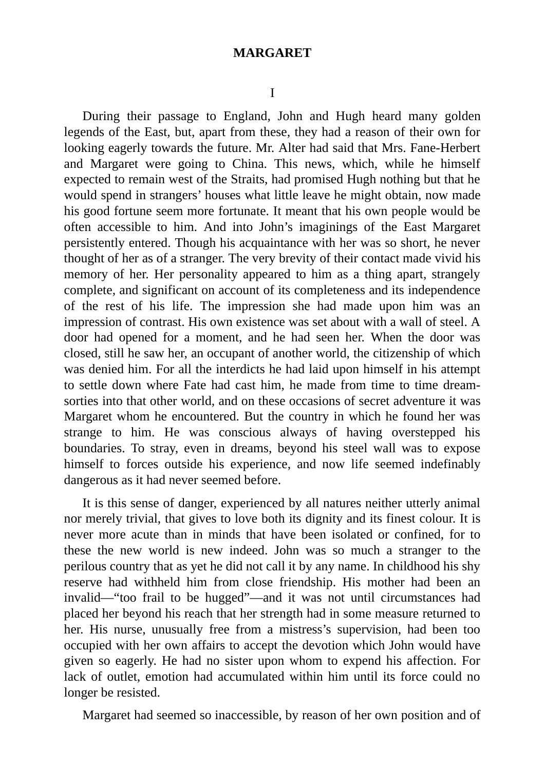# MARGARET

## I

During their passage to England, John and Hugh heard many golden legends of the East, but, apart from these, they had a reason of their own for looking eagerly towards the future. Mr. Alter had said that Mrs. Fane-Herbert and Margaret were going to China. This news, which, while he himself expected to remain west of the Straits, had promised Hugh nothing but that he would spend in strangers' houses what little leave he might obtain, now made his good fortune seem more fortunate. It meant that his own people would be often accessible to him. And into John's imaginings of the East Margaret persistently entered. Though his acquaintance with her was so short, he never thought of her as of a stranger. The very brevity of their contact made vivid his memory of her. Her personality appeared to him as a thing apart, strangely complete, and significant on account of its completeness and its independence of the rest of his life. The impression she had made upon him was an impression of contrast. His own existence was set about with a wall of steel. A door had opened for a moment, and he had seen her. When the door was closed, still he saw her, an occupant of another world, the citizenship of which was denied him. For all the interdicts he had laid upon himself in his attempt to settle down where Fate had cast him, he made from time to time dream-sorties into that other world, and on these occasions of secret adventure it was Margaret whom he encountered. But the country in which he found her was strange to him. He was conscious always of having overstepped his boundaries. To stray, even in dreams, beyond his steel wall was to expose himself to forces outside his experience, and now life seemed indefinably dangerous as it had never seemed before.

It is this sense of danger, experienced by all natures neither utterly animal nor merely trivial, that gives to love both its dignity and its finest colour. It is never more acute than in minds that have been isolated or confined, for to these the new world is new indeed. John was so much a stranger to the perilous country that as yet he did not call it by any name. In childhood his shy reserve had withheld him from close friendship. His mother had been an invalid—"too frail to be hugged"—and it was not until circumstances had placed her beyond his reach that her strength had in some measure returned to her. His nurse, unusually free from a mistress's supervision, had been too occupied with her own affairs to accept the devotion which John would have given so eagerly. He had no sister upon whom to expend his affection. For lack of outlet, emotion had accumulated within him until its force could no longer be resisted.

Margaret had seemed so inaccessible, by reason of her own position and of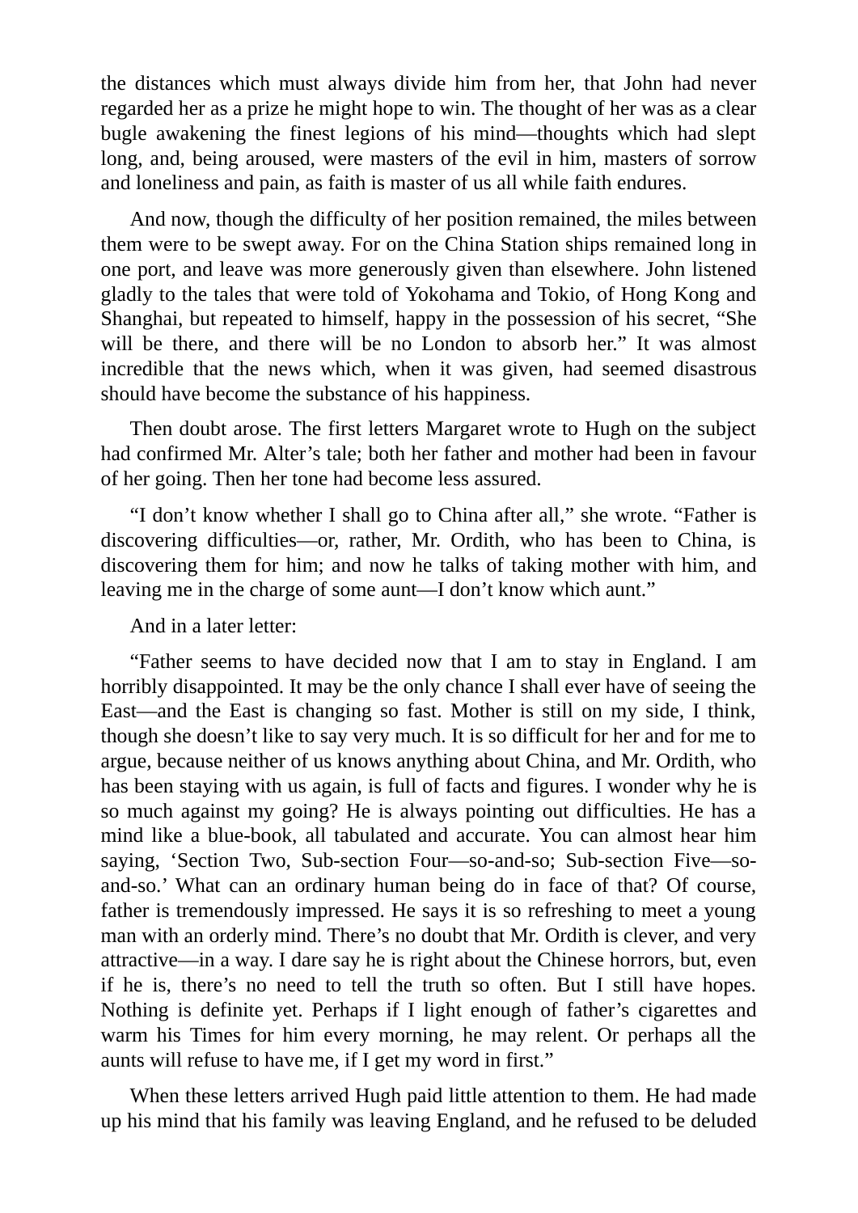the distances which must always divide him from her, that John had never regarded her as a prize he might hope to win. The thought of her was as a clear bugle awakening the finest legions of his mind—thoughts which had slept long, and, being aroused, were masters of the evil in him, masters of sorrow and loneliness and pain, as faith is master of us all while faith endures.

And now, though the difficulty of her position remained, the miles between them were to be swept away. For on the China Station ships remained long in one port, and leave was more generously given than elsewhere. John listened gladly to the tales that were told of Yokohama and Tokio, of Hong Kong and Shanghai, but repeated to himself, happy in the possession of his secret, "She will be there, and there will be no London to absorb her." It was almost incredible that the news which, when it was given, had seemed disastrous should have become the substance of his happiness.

Then doubt arose. The first letters Margaret wrote to Hugh on the subject had confirmed Mr. Alter's tale; both her father and mother had been in favour of her going. Then her tone had become less assured.

"I don't know whether I shall go to China after all," she wrote. "Father is discovering difficulties—or, rather, Mr. Ordith, who has been to China, is discovering them for him; and now he talks of taking mother with him, and leaving me in the charge of some aunt—I don't know which aunt."

And in a later letter:

"Father seems to have decided now that I am to stay in England. I am horribly disappointed. It may be the only chance I shall ever have of seeing the East—and the East is changing so fast. Mother is still on my side, I think, though she doesn't like to say very much. It is so difficult for her and for me to argue, because neither of us knows anything about China, and Mr. Ordith, who has been staying with us again, is full of facts and figures. I wonder why he is so much against my going? He is always pointing out difficulties. He has a mind like a blue-book, all tabulated and accurate. You can almost hear him saying, 'Section Two, Sub-section Four—so-and-so; Sub-section Five—so-and-so.' What can an ordinary human being do in face of that? Of course, father is tremendously impressed. He says it is so refreshing to meet a young man with an orderly mind. There's no doubt that Mr. Ordith is clever, and very attractive—in a way. I dare say he is right about the Chinese horrors, but, even if he is, there's no need to tell the truth so often. But I still have hopes. Nothing is definite yet. Perhaps if I light enough of father's cigarettes and warm his Times for him every morning, he may relent. Or perhaps all the aunts will refuse to have me, if I get my word in first."

When these letters arrived Hugh paid little attention to them. He had made up his mind that his family was leaving England, and he refused to be deluded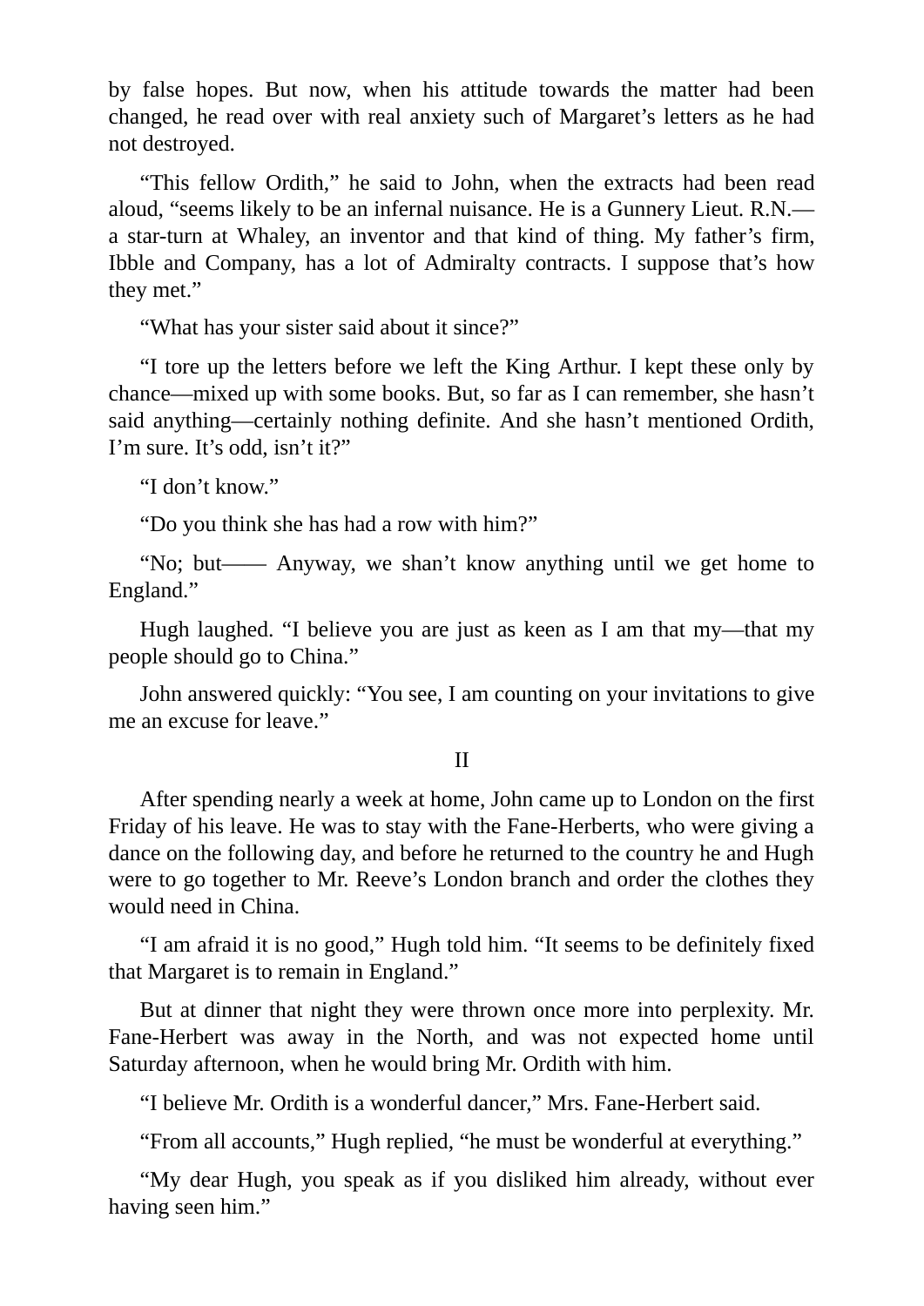by false hopes. But now, when his attitude towards the matter had been changed, he read over with real anxiety such of Margaret's letters as he had not destroyed.

"This fellow Ordith," he said to John, when the extracts had been read aloud, "seems likely to be an infernal nuisance. He is a Gunnery Lieut. R.N.—a star-turn at Whaley, an inventor and that kind of thing. My father's firm, Ibble and Company, has a lot of Admiralty contracts. I suppose that's how they met."

"What has your sister said about it since?"

"I tore up the letters before we left the King Arthur. I kept these only by chance—mixed up with some books. But, so far as I can remember, she hasn't said anything—certainly nothing definite. And she hasn't mentioned Ordith, I'm sure. It's odd, isn't it?"

"I don't know."

"Do you think she has had a row with him?"

"No; but—— Anyway, we shan't know anything until we get home to England."

Hugh laughed. "I believe you are just as keen as I am that my—that my people should go to China."

John answered quickly: "You see, I am counting on your invitations to give me an excuse for leave."

## II

After spending nearly a week at home, John came up to London on the first Friday of his leave. He was to stay with the Fane-Herberts, who were giving a dance on the following day, and before he returned to the country he and Hugh were to go together to Mr. Reeve's London branch and order the clothes they would need in China.

"I am afraid it is no good," Hugh told him. "It seems to be definitely fixed that Margaret is to remain in England."

But at dinner that night they were thrown once more into perplexity. Mr. Fane-Herbert was away in the North, and was not expected home until Saturday afternoon, when he would bring Mr. Ordith with him.

"I believe Mr. Ordith is a wonderful dancer," Mrs. Fane-Herbert said.

"From all accounts," Hugh replied, "he must be wonderful at everything."

"My dear Hugh, you speak as if you disliked him already, without ever having seen him."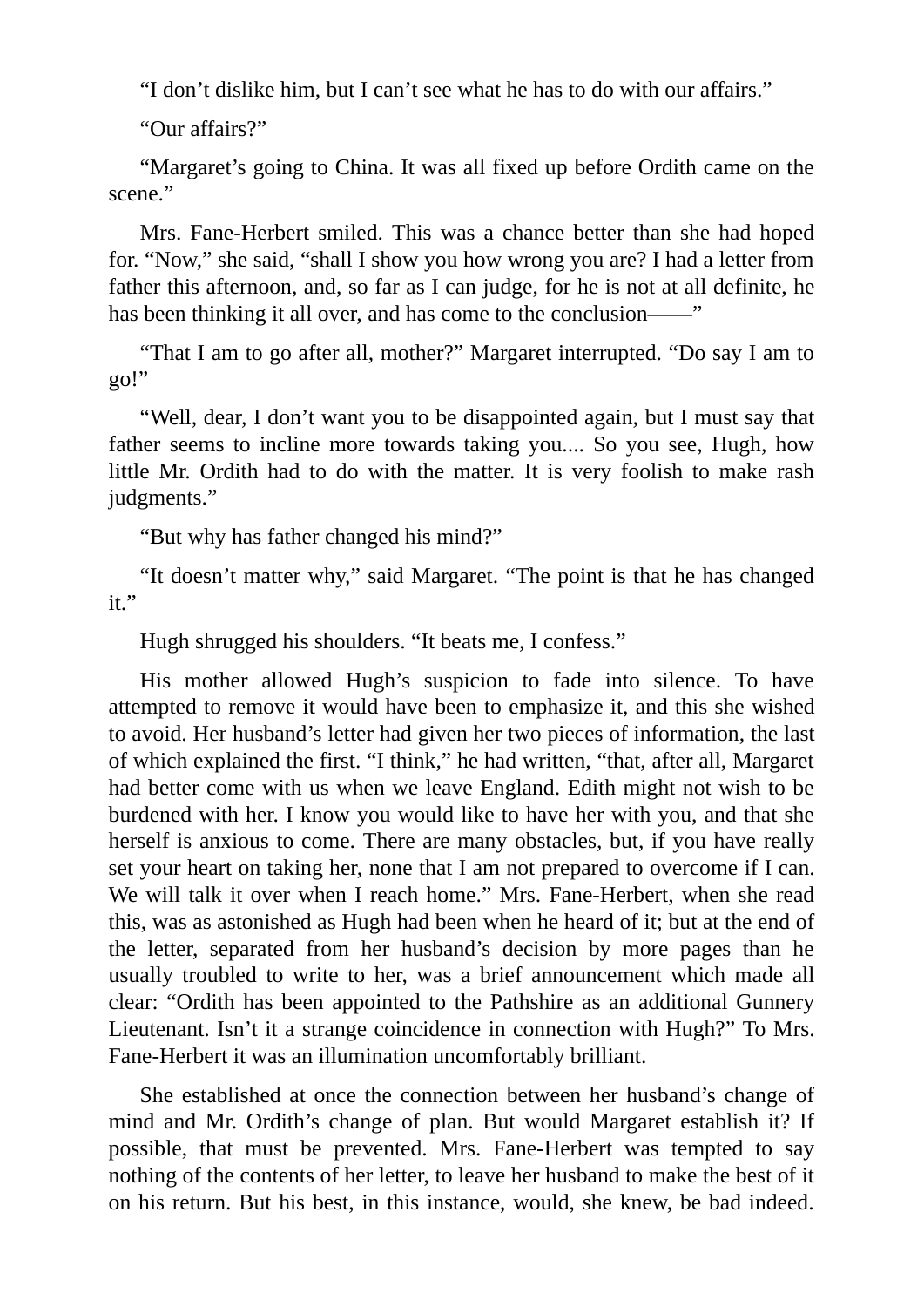"I don't dislike him, but I can't see what he has to do with our affairs."

"Our affairs?"

"Margaret's going to China. It was all fixed up before Ordith came on the scene."

Mrs. Fane-Herbert smiled. This was a chance better than she had hoped for. "Now," she said, "shall I show you how wrong you are? I had a letter from father this afternoon, and, so far as I can judge, for he is not at all definite, he has been thinking it all over, and has come to the conclusion——"

"That I am to go after all, mother?" Margaret interrupted. "Do say I am to go!"

"Well, dear, I don't want you to be disappointed again, but I must say that father seems to incline more towards taking you.... So you see, Hugh, how little Mr. Ordith had to do with the matter. It is very foolish to make rash judgments."

"But why has father changed his mind?"

"It doesn't matter why," said Margaret. "The point is that he has changed it."

Hugh shrugged his shoulders. "It beats me, I confess."

His mother allowed Hugh's suspicion to fade into silence. To have attempted to remove it would have been to emphasize it, and this she wished to avoid. Her husband's letter had given her two pieces of information, the last of which explained the first. "I think," he had written, "that, after all, Margaret had better come with us when we leave England. Edith might not wish to be burdened with her. I know you would like to have her with you, and that she herself is anxious to come. There are many obstacles, but, if you have really set your heart on taking her, none that I am not prepared to overcome if I can. We will talk it over when I reach home." Mrs. Fane-Herbert, when she read this, was as astonished as Hugh had been when he heard of it; but at the end of the letter, separated from her husband's decision by more pages than he usually troubled to write to her, was a brief announcement which made all clear: "Ordith has been appointed to the Pathshire as an additional Gunnery Lieutenant. Isn't it a strange coincidence in connection with Hugh?" To Mrs. Fane-Herbert it was an illumination uncomfortably brilliant.

She established at once the connection between her husband's change of mind and Mr. Ordith's change of plan. But would Margaret establish it? If possible, that must be prevented. Mrs. Fane-Herbert was tempted to say nothing of the contents of her letter, to leave her husband to make the best of it on his return. But his best, in this instance, would, she knew, be bad indeed.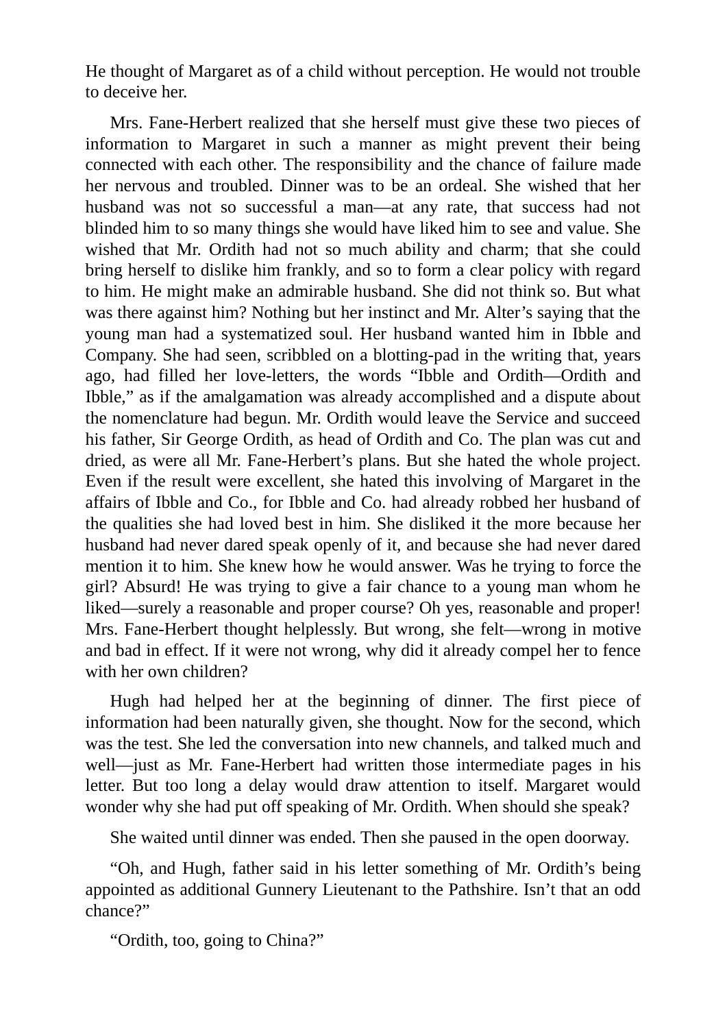He thought of Margaret as of a child without perception. He would not trouble to deceive her.

Mrs. Fane-Herbert realized that she herself must give these two pieces of information to Margaret in such a manner as might prevent their being connected with each other. The responsibility and the chance of failure made her nervous and troubled. Dinner was to be an ordeal. She wished that her husband was not so successful a man—at any rate, that success had not blinded him to so many things she would have liked him to see and value. She wished that Mr. Ordith had not so much ability and charm; that she could bring herself to dislike him frankly, and so to form a clear policy with regard to him. He might make an admirable husband. She did not think so. But what was there against him? Nothing but her instinct and Mr. Alter's saying that the young man had a systematized soul. Her husband wanted him in Ibble and Company. She had seen, scribbled on a blotting-pad in the writing that, years ago, had filled her love-letters, the words "Ibble and Ordith—Ordith and Ibble," as if the amalgamation was already accomplished and a dispute about the nomenclature had begun. Mr. Ordith would leave the Service and succeed his father, Sir George Ordith, as head of Ordith and Co. The plan was cut and dried, as were all Mr. Fane-Herbert's plans. But she hated the whole project. Even if the result were excellent, she hated this involving of Margaret in the affairs of Ibble and Co., for Ibble and Co. had already robbed her husband of the qualities she had loved best in him. She disliked it the more because her husband had never dared speak openly of it, and because she had never dared mention it to him. She knew how he would answer. Was he trying to force the girl? Absurd! He was trying to give a fair chance to a young man whom he liked—surely a reasonable and proper course? Oh yes, reasonable and proper! Mrs. Fane-Herbert thought helplessly. But wrong, she felt—wrong in motive and bad in effect. If it were not wrong, why did it already compel her to fence with her own children?

Hugh had helped her at the beginning of dinner. The first piece of information had been naturally given, she thought. Now for the second, which was the test. She led the conversation into new channels, and talked much and well—just as Mr. Fane-Herbert had written those intermediate pages in his letter. But too long a delay would draw attention to itself. Margaret would wonder why she had put off speaking of Mr. Ordith. When should she speak?

She waited until dinner was ended. Then she paused in the open doorway.

"Oh, and Hugh, father said in his letter something of Mr. Ordith's being appointed as additional Gunnery Lieutenant to the Pathshire. Isn't that an odd chance?"

"Ordith, too, going to China?"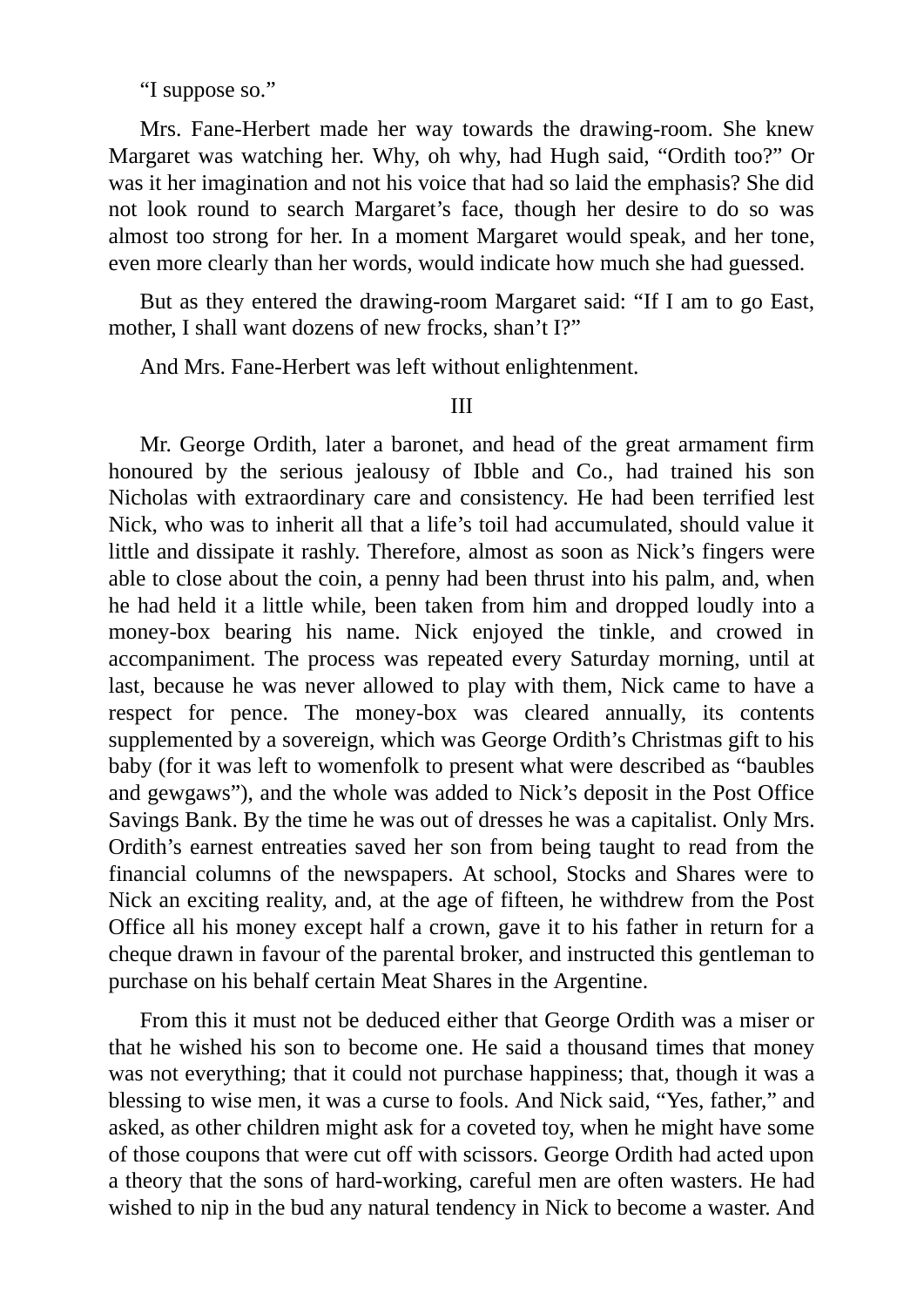"I suppose so."

Mrs. Fane-Herbert made her way towards the drawing-room. She knew Margaret was watching her. Why, oh why, had Hugh said, "Ordith too?" Or was it her imagination and not his voice that had so laid the emphasis? She did not look round to search Margaret's face, though her desire to do so was almost too strong for her. In a moment Margaret would speak, and her tone, even more clearly than her words, would indicate how much she had guessed.

But as they entered the drawing-room Margaret said: "If I am to go East, mother, I shall want dozens of new frocks, shan't I?"

And Mrs. Fane-Herbert was left without enlightenment.

## III

Mr. George Ordith, later a baronet, and head of the great armament firm honoured by the serious jealousy of Ibble and Co., had trained his son Nicholas with extraordinary care and consistency. He had been terrified lest Nick, who was to inherit all that a life's toil had accumulated, should value it little and dissipate it rashly. Therefore, almost as soon as Nick's fingers were able to close about the coin, a penny had been thrust into his palm, and, when he had held it a little while, been taken from him and dropped loudly into a money-box bearing his name. Nick enjoyed the tinkle, and crowed in accompaniment. The process was repeated every Saturday morning, until at last, because he was never allowed to play with them, Nick came to have a respect for pence. The money-box was cleared annually, its contents supplemented by a sovereign, which was George Ordith's Christmas gift to his baby (for it was left to womenfolk to present what were described as "baubles and gewgaws"), and the whole was added to Nick's deposit in the Post Office Savings Bank. By the time he was out of dresses he was a capitalist. Only Mrs. Ordith's earnest entreaties saved her son from being taught to read from the financial columns of the newspapers. At school, Stocks and Shares were to Nick an exciting reality, and, at the age of fifteen, he withdrew from the Post Office all his money except half a crown, gave it to his father in return for a cheque drawn in favour of the parental broker, and instructed this gentleman to purchase on his behalf certain Meat Shares in the Argentine.

From this it must not be deduced either that George Ordith was a miser or that he wished his son to become one. He said a thousand times that money was not everything; that it could not purchase happiness; that, though it was a blessing to wise men, it was a curse to fools. And Nick said, "Yes, father," and asked, as other children might ask for a coveted toy, when he might have some of those coupons that were cut off with scissors. George Ordith had acted upon a theory that the sons of hard-working, careful men are often wasters. He had wished to nip in the bud any natural tendency in Nick to become a waster. And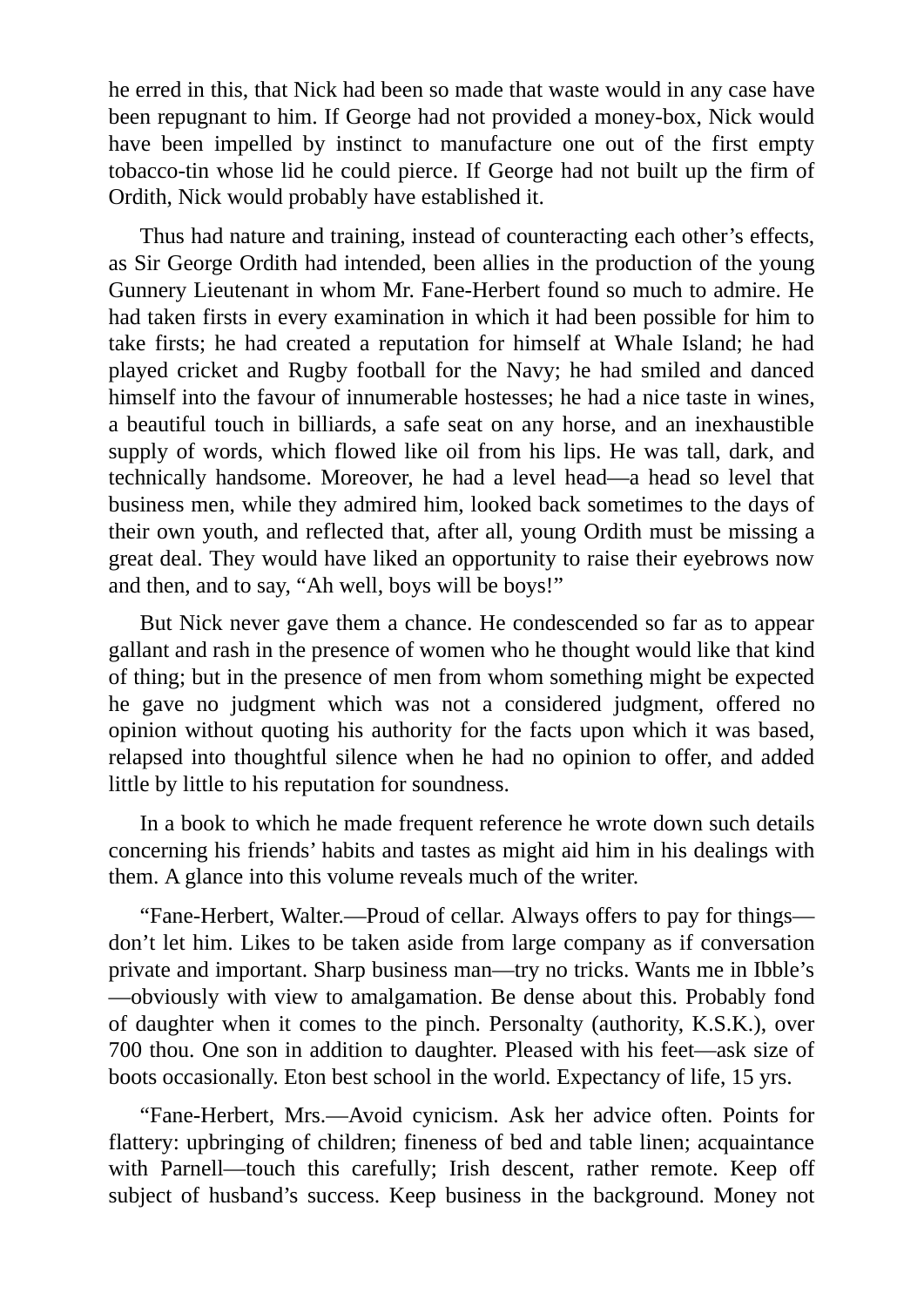he erred in this, that Nick had been so made that waste would in any case have been repugnant to him. If George had not provided a money-box, Nick would have been impelled by instinct to manufacture one out of the first empty tobacco-tin whose lid he could pierce. If George had not built up the firm of Ordith, Nick would probably have established it.

Thus had nature and training, instead of counteracting each other's effects, as Sir George Ordith had intended, been allies in the production of the young Gunnery Lieutenant in whom Mr. Fane-Herbert found so much to admire. He had taken firsts in every examination in which it had been possible for him to take firsts; he had created a reputation for himself at Whale Island; he had played cricket and Rugby football for the Navy; he had smiled and danced himself into the favour of innumerable hostesses; he had a nice taste in wines, a beautiful touch in billiards, a safe seat on any horse, and an inexhaustible supply of words, which flowed like oil from his lips. He was tall, dark, and technically handsome. Moreover, he had a level head—a head so level that business men, while they admired him, looked back sometimes to the days of their own youth, and reflected that, after all, young Ordith must be missing a great deal. They would have liked an opportunity to raise their eyebrows now and then, and to say, "Ah well, boys will be boys!"

But Nick never gave them a chance. He condescended so far as to appear gallant and rash in the presence of women who he thought would like that kind of thing; but in the presence of men from whom something might be expected he gave no judgment which was not a considered judgment, offered no opinion without quoting his authority for the facts upon which it was based, relapsed into thoughtful silence when he had no opinion to offer, and added little by little to his reputation for soundness.

In a book to which he made frequent reference he wrote down such details concerning his friends' habits and tastes as might aid him in his dealings with them. A glance into this volume reveals much of the writer.

"Fane-Herbert, Walter.—Proud of cellar. Always offers to pay for things—don't let him. Likes to be taken aside from large company as if conversation private and important. Sharp business man—try no tricks. Wants me in Ibble's—obviously with view to amalgamation. Be dense about this. Probably fond of daughter when it comes to the pinch. Personalty (authority, K.S.K.), over 700 thou. One son in addition to daughter. Pleased with his feet—ask size of boots occasionally. Eton best school in the world. Expectancy of life, 15 yrs.

"Fane-Herbert, Mrs.—Avoid cynicism. Ask her advice often. Points for flattery: upbringing of children; fineness of bed and table linen; acquaintance with Parnell—touch this carefully; Irish descent, rather remote. Keep off subject of husband's success. Keep business in the background. Money not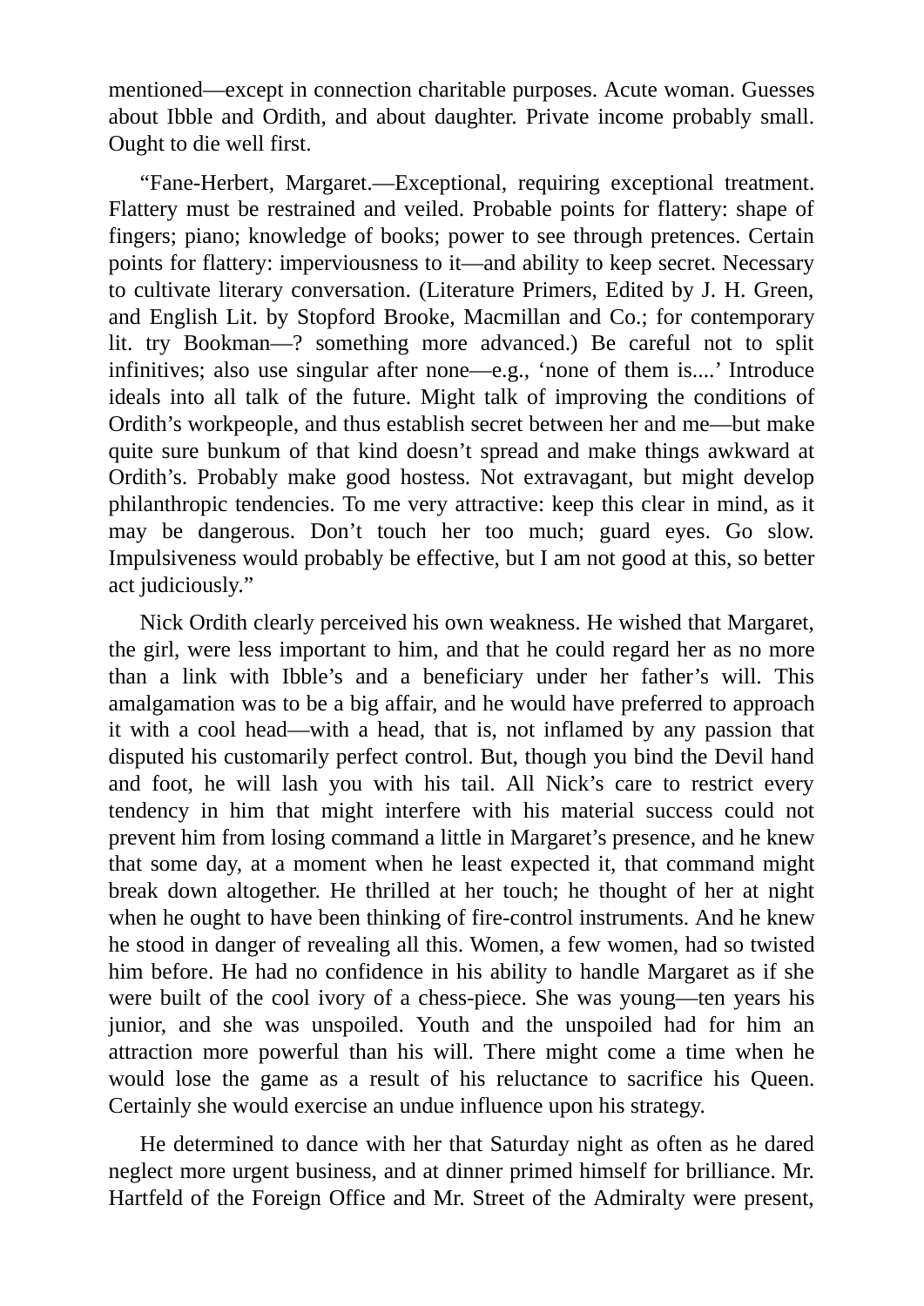mentioned—except in connection charitable purposes. Acute woman. Guesses about Ibble and Ordith, and about daughter. Private income probably small. Ought to die well first.

“Fane-Herbert, Margaret.—Exceptional, requiring exceptional treatment. Flattery must be restrained and veiled. Probable points for flattery: shape of fingers; piano; knowledge of books; power to see through pretences. Certain points for flattery: imperviousness to it—and ability to keep secret. Necessary to cultivate literary conversation. (Literature Primers, Edited by J. H. Green, and English Lit. by Stopford Brooke, Macmillan and Co.; for contemporary lit. try Bookman—? something more advanced.) Be careful not to split infinitives; also use singular after none—e.g., ‘none of them is....’ Introduce ideals into all talk of the future. Might talk of improving the conditions of Ordith’s workpeople, and thus establish secret between her and me—but make quite sure bunkum of that kind doesn’t spread and make things awkward at Ordith’s. Probably make good hostess. Not extravagant, but might develop philanthropic tendencies. To me very attractive: keep this clear in mind, as it may be dangerous. Don’t touch her too much; guard eyes. Go slow. Impulsiveness would probably be effective, but I am not good at this, so better act judiciously.”

Nick Ordith clearly perceived his own weakness. He wished that Margaret, the girl, were less important to him, and that he could regard her as no more than a link with Ibble’s and a beneficiary under her father’s will. This amalgamation was to be a big affair, and he would have preferred to approach it with a cool head—with a head, that is, not inflamed by any passion that disputed his customarily perfect control. But, though you bind the Devil hand and foot, he will lash you with his tail. All Nick’s care to restrict every tendency in him that might interfere with his material success could not prevent him from losing command a little in Margaret’s presence, and he knew that some day, at a moment when he least expected it, that command might break down altogether. He thrilled at her touch; he thought of her at night when he ought to have been thinking of fire-control instruments. And he knew he stood in danger of revealing all this. Women, a few women, had so twisted him before. He had no confidence in his ability to handle Margaret as if she were built of the cool ivory of a chess-piece. She was young—ten years his junior, and she was unspoiled. Youth and the unspoiled had for him an attraction more powerful than his will. There might come a time when he would lose the game as a result of his reluctance to sacrifice his Queen. Certainly she would exercise an undue influence upon his strategy.

He determined to dance with her that Saturday night as often as he dared neglect more urgent business, and at dinner primed himself for brilliance. Mr. Hartfeld of the Foreign Office and Mr. Street of the Admiralty were present,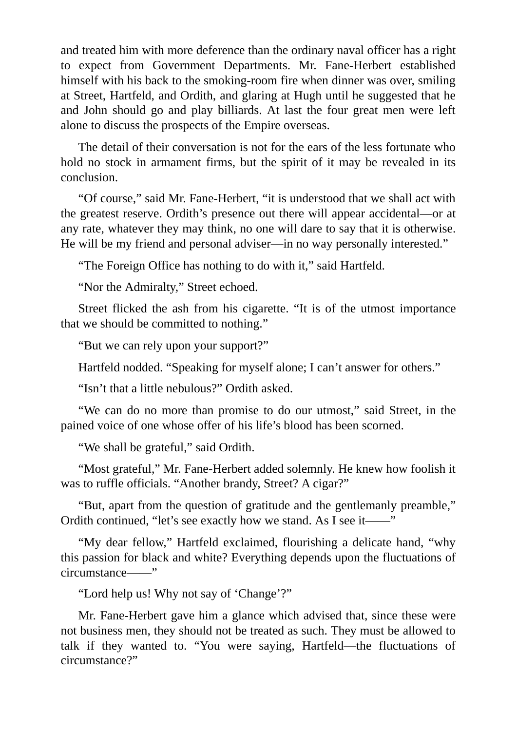and treated him with more deference than the ordinary naval officer has a right to expect from Government Departments. Mr. Fane-Herbert established himself with his back to the smoking-room fire when dinner was over, smiling at Street, Hartfeld, and Ordith, and glaring at Hugh until he suggested that he and John should go and play billiards. At last the four great men were left alone to discuss the prospects of the Empire overseas.

The detail of their conversation is not for the ears of the less fortunate who hold no stock in armament firms, but the spirit of it may be revealed in its conclusion.

"Of course," said Mr. Fane-Herbert, "it is understood that we shall act with the greatest reserve. Ordith's presence out there will appear accidental—or at any rate, whatever they may think, no one will dare to say that it is otherwise. He will be my friend and personal adviser—in no way personally interested."

"The Foreign Office has nothing to do with it," said Hartfeld.

"Nor the Admiralty," Street echoed.

Street flicked the ash from his cigarette. "It is of the utmost importance that we should be committed to nothing."

"But we can rely upon your support?"

Hartfeld nodded. "Speaking for myself alone; I can't answer for others."

"Isn't that a little nebulous?" Ordith asked.

"We can do no more than promise to do our utmost," said Street, in the pained voice of one whose offer of his life's blood has been scorned.

"We shall be grateful," said Ordith.

"Most grateful," Mr. Fane-Herbert added solemnly. He knew how foolish it was to ruffle officials. "Another brandy, Street? A cigar?"

"But, apart from the question of gratitude and the gentlemanly preamble," Ordith continued, "let's see exactly how we stand. As I see it——"

"My dear fellow," Hartfeld exclaimed, flourishing a delicate hand, "why this passion for black and white? Everything depends upon the fluctuations of circumstance——"

"Lord help us! Why not say of 'Change'?"

Mr. Fane-Herbert gave him a glance which advised that, since these were not business men, they should not be treated as such. They must be allowed to talk if they wanted to. "You were saying, Hartfeld—the fluctuations of circumstance?"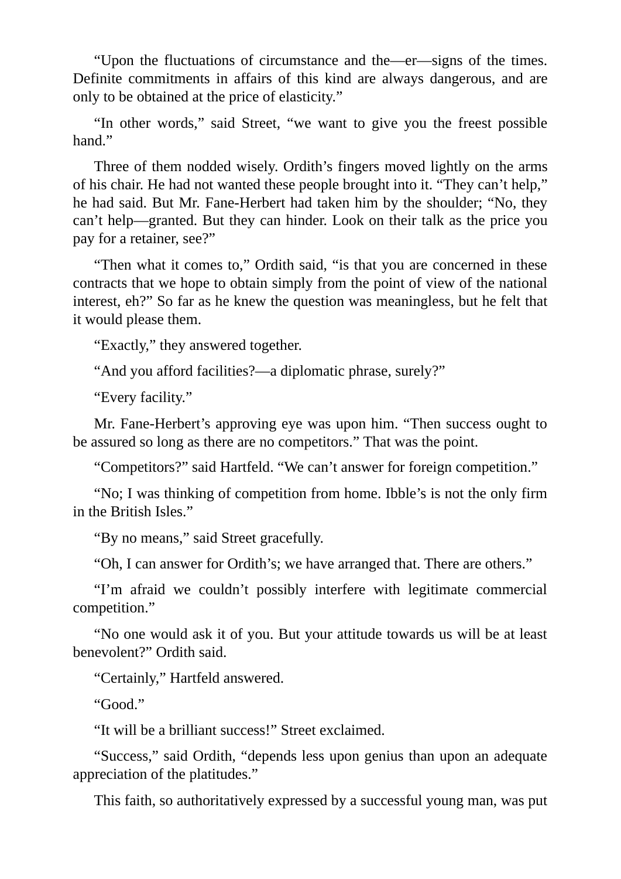"Upon the fluctuations of circumstance and the—er—signs of the times. Definite commitments in affairs of this kind are always dangerous, and are only to be obtained at the price of elasticity."

"In other words," said Street, "we want to give you the freest possible hand."

Three of them nodded wisely. Ordith's fingers moved lightly on the arms of his chair. He had not wanted these people brought into it. "They can't help," he had said. But Mr. Fane-Herbert had taken him by the shoulder; "No, they can't help—granted. But they can hinder. Look on their talk as the price you pay for a retainer, see?"

"Then what it comes to," Ordith said, "is that you are concerned in these contracts that we hope to obtain simply from the point of view of the national interest, eh?" So far as he knew the question was meaningless, but he felt that it would please them.

"Exactly," they answered together.

"And you afford facilities?—a diplomatic phrase, surely?"

"Every facility."

Mr. Fane-Herbert's approving eye was upon him. "Then success ought to be assured so long as there are no competitors." That was the point.

"Competitors?" said Hartfeld. "We can't answer for foreign competition."

"No; I was thinking of competition from home. Ibble's is not the only firm in the British Isles."

"By no means," said Street gracefully.

"Oh, I can answer for Ordith's; we have arranged that. There are others."

"I'm afraid we couldn't possibly interfere with legitimate commercial competition."

"No one would ask it of you. But your attitude towards us will be at least benevolent?" Ordith said.

"Certainly," Hartfeld answered.

"Good."

"It will be a brilliant success!" Street exclaimed.

"Success," said Ordith, "depends less upon genius than upon an adequate appreciation of the platitudes."

This faith, so authoritatively expressed by a successful young man, was put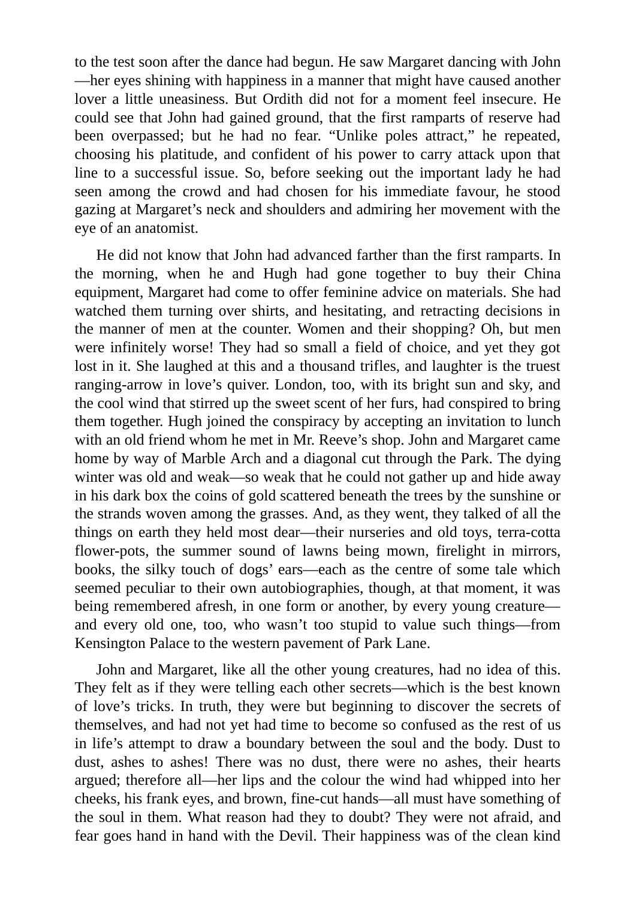to the test soon after the dance had begun. He saw Margaret dancing with John—her eyes shining with happiness in a manner that might have caused another lover a little uneasiness. But Ordith did not for a moment feel insecure. He could see that John had gained ground, that the first ramparts of reserve had been overpassed; but he had no fear. "Unlike poles attract," he repeated, choosing his platitude, and confident of his power to carry attack upon that line to a successful issue. So, before seeking out the important lady he had seen among the crowd and had chosen for his immediate favour, he stood gazing at Margaret's neck and shoulders and admiring her movement with the eye of an anatomist.

He did not know that John had advanced farther than the first ramparts. In the morning, when he and Hugh had gone together to buy their China equipment, Margaret had come to offer feminine advice on materials. She had watched them turning over shirts, and hesitating, and retracting decisions in the manner of men at the counter. Women and their shopping? Oh, but men were infinitely worse! They had so small a field of choice, and yet they got lost in it. She laughed at this and a thousand trifles, and laughter is the truest ranging-arrow in love's quiver. London, too, with its bright sun and sky, and the cool wind that stirred up the sweet scent of her furs, had conspired to bring them together. Hugh joined the conspiracy by accepting an invitation to lunch with an old friend whom he met in Mr. Reeve's shop. John and Margaret came home by way of Marble Arch and a diagonal cut through the Park. The dying winter was old and weak—so weak that he could not gather up and hide away in his dark box the coins of gold scattered beneath the trees by the sunshine or the strands woven among the grasses. And, as they went, they talked of all the things on earth they held most dear—their nurseries and old toys, terra-cotta flower-pots, the summer sound of lawns being mown, firelight in mirrors, books, the silky touch of dogs' ears—each as the centre of some tale which seemed peculiar to their own autobiographies, though, at that moment, it was being remembered afresh, in one form or another, by every young creature—and every old one, too, who wasn't too stupid to value such things—from Kensington Palace to the western pavement of Park Lane.

John and Margaret, like all the other young creatures, had no idea of this. They felt as if they were telling each other secrets—which is the best known of love's tricks. In truth, they were but beginning to discover the secrets of themselves, and had not yet had time to become so confused as the rest of us in life's attempt to draw a boundary between the soul and the body. Dust to dust, ashes to ashes! There was no dust, there were no ashes, their hearts argued; therefore all—her lips and the colour the wind had whipped into her cheeks, his frank eyes, and brown, fine-cut hands—all must have something of the soul in them. What reason had they to doubt? They were not afraid, and fear goes hand in hand with the Devil. Their happiness was of the clean kind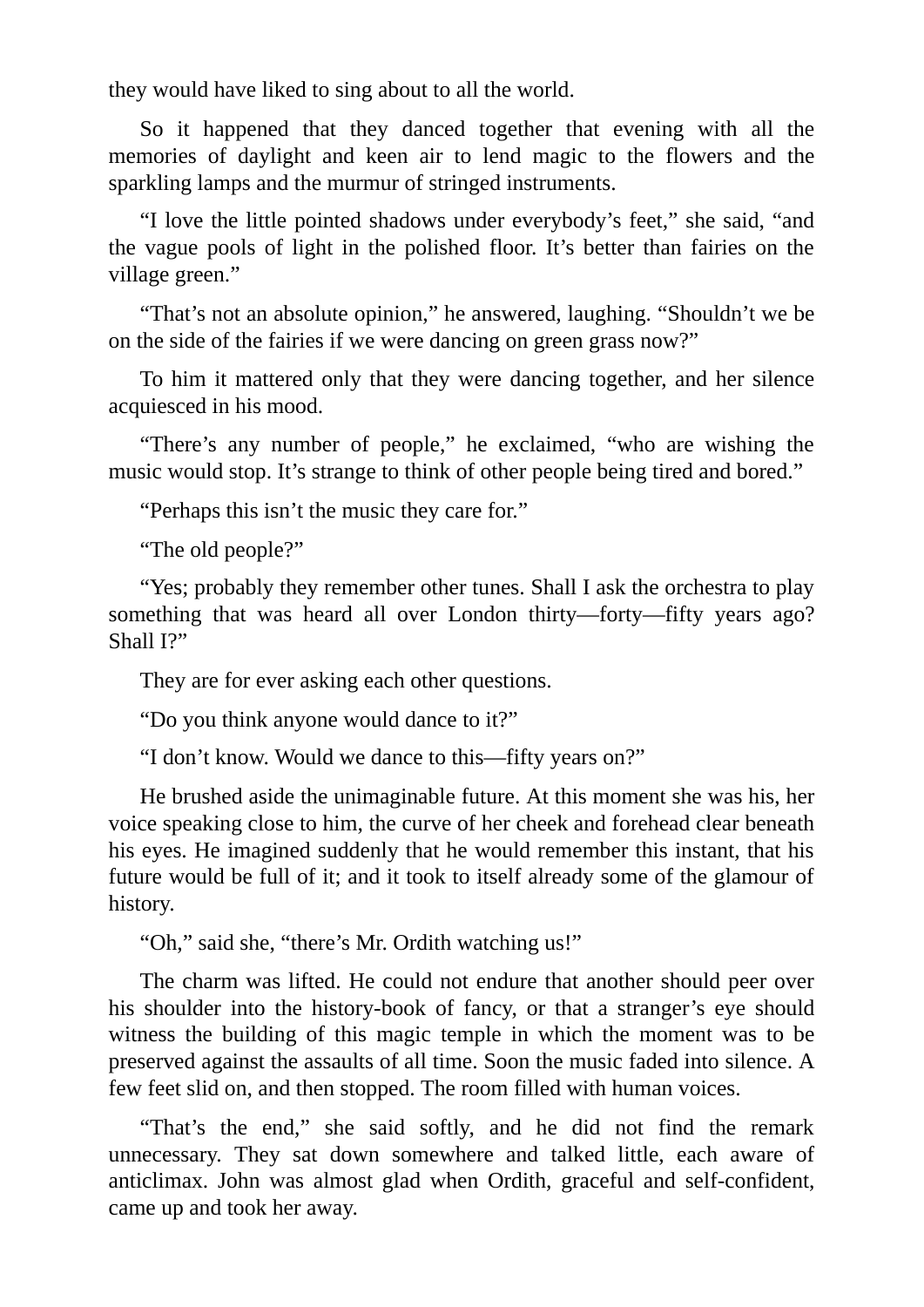they would have liked to sing about to all the world.

So it happened that they danced together that evening with all the memories of daylight and keen air to lend magic to the flowers and the sparkling lamps and the murmur of stringed instruments.

"I love the little pointed shadows under everybody's feet," she said, "and the vague pools of light in the polished floor. It's better than fairies on the village green."

"That's not an absolute opinion," he answered, laughing. "Shouldn't we be on the side of the fairies if we were dancing on green grass now?"

To him it mattered only that they were dancing together, and her silence acquiesced in his mood.

"There's any number of people," he exclaimed, "who are wishing the music would stop. It's strange to think of other people being tired and bored."

"Perhaps this isn't the music they care for."

"The old people?"

"Yes; probably they remember other tunes. Shall I ask the orchestra to play something that was heard all over London thirty—forty—fifty years ago? Shall I?"

They are for ever asking each other questions.

"Do you think anyone would dance to it?"

"I don't know. Would we dance to this—fifty years on?"

He brushed aside the unimaginable future. At this moment she was his, her voice speaking close to him, the curve of her cheek and forehead clear beneath his eyes. He imagined suddenly that he would remember this instant, that his future would be full of it; and it took to itself already some of the glamour of history.

"Oh," said she, "there's Mr. Ordith watching us!"

The charm was lifted. He could not endure that another should peer over his shoulder into the history-book of fancy, or that a stranger's eye should witness the building of this magic temple in which the moment was to be preserved against the assaults of all time. Soon the music faded into silence. A few feet slid on, and then stopped. The room filled with human voices.

"That's the end," she said softly, and he did not find the remark unnecessary. They sat down somewhere and talked little, each aware of anticlimax. John was almost glad when Ordith, graceful and self-confident, came up and took her away.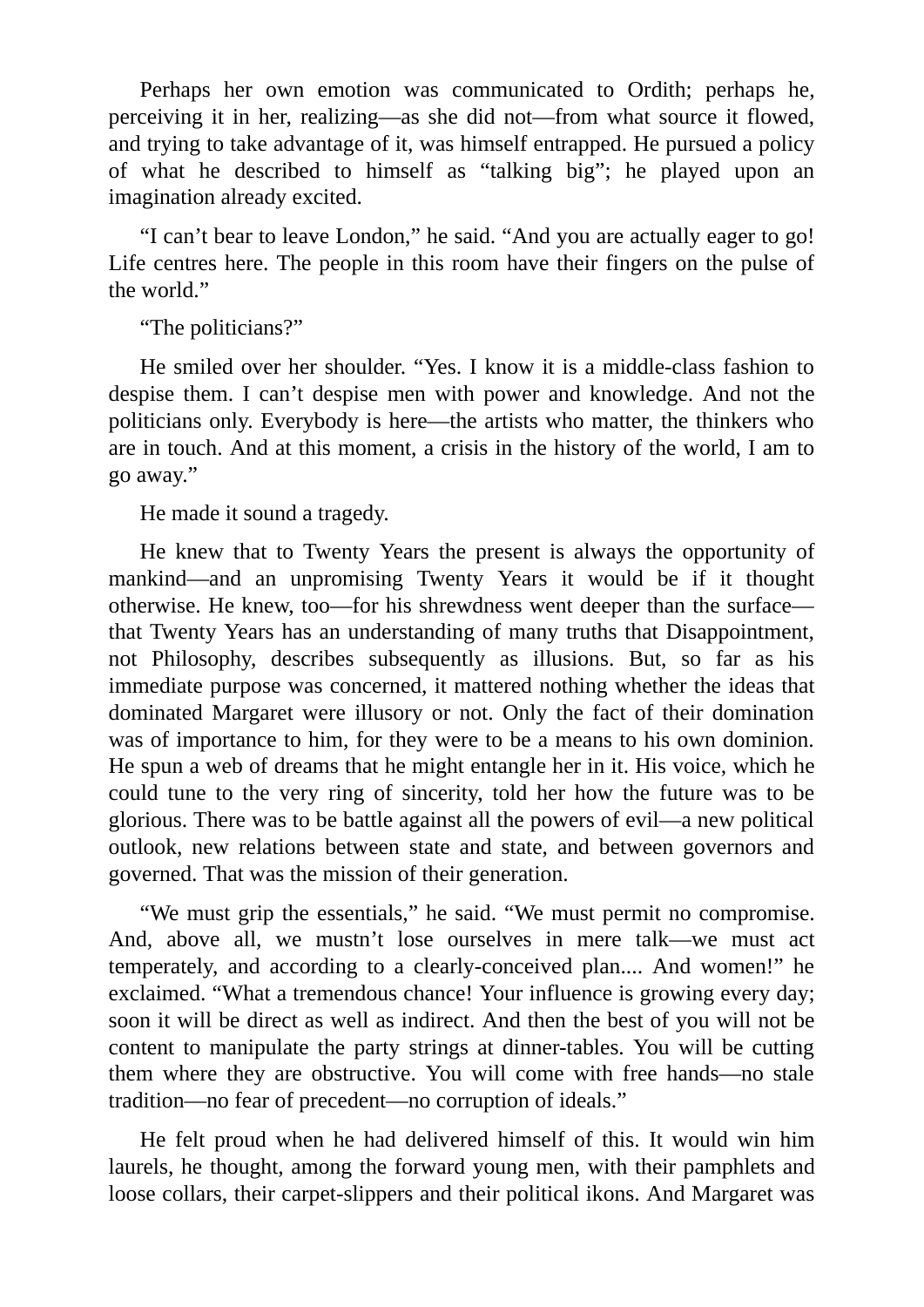Perhaps her own emotion was communicated to Ordith; perhaps he, perceiving it in her, realizing—as she did not—from what source it flowed, and trying to take advantage of it, was himself entrapped. He pursued a policy of what he described to himself as "talking big"; he played upon an imagination already excited.

"I can't bear to leave London," he said. "And you are actually eager to go! Life centres here. The people in this room have their fingers on the pulse of the world."

"The politicians?"

He smiled over her shoulder. "Yes. I know it is a middle-class fashion to despise them. I can't despise men with power and knowledge. And not the politicians only. Everybody is here—the artists who matter, the thinkers who are in touch. And at this moment, a crisis in the history of the world, I am to go away."

He made it sound a tragedy.

He knew that to Twenty Years the present is always the opportunity of mankind—and an unpromising Twenty Years it would be if it thought otherwise. He knew, too—for his shrewdness went deeper than the surface—that Twenty Years has an understanding of many truths that Disappointment, not Philosophy, describes subsequently as illusions. But, so far as his immediate purpose was concerned, it mattered nothing whether the ideas that dominated Margaret were illusory or not. Only the fact of their domination was of importance to him, for they were to be a means to his own dominion. He spun a web of dreams that he might entangle her in it. His voice, which he could tune to the very ring of sincerity, told her how the future was to be glorious. There was to be battle against all the powers of evil—a new political outlook, new relations between state and state, and between governors and governed. That was the mission of their generation.

"We must grip the essentials," he said. "We must permit no compromise. And, above all, we mustn't lose ourselves in mere talk—we must act temperately, and according to a clearly-conceived plan.... And women!" he exclaimed. "What a tremendous chance! Your influence is growing every day; soon it will be direct as well as indirect. And then the best of you will not be content to manipulate the party strings at dinner-tables. You will be cutting them where they are obstructive. You will come with free hands—no stale tradition—no fear of precedent—no corruption of ideals."

He felt proud when he had delivered himself of this. It would win him laurels, he thought, among the forward young men, with their pamphlets and loose collars, their carpet-slippers and their political ikons. And Margaret was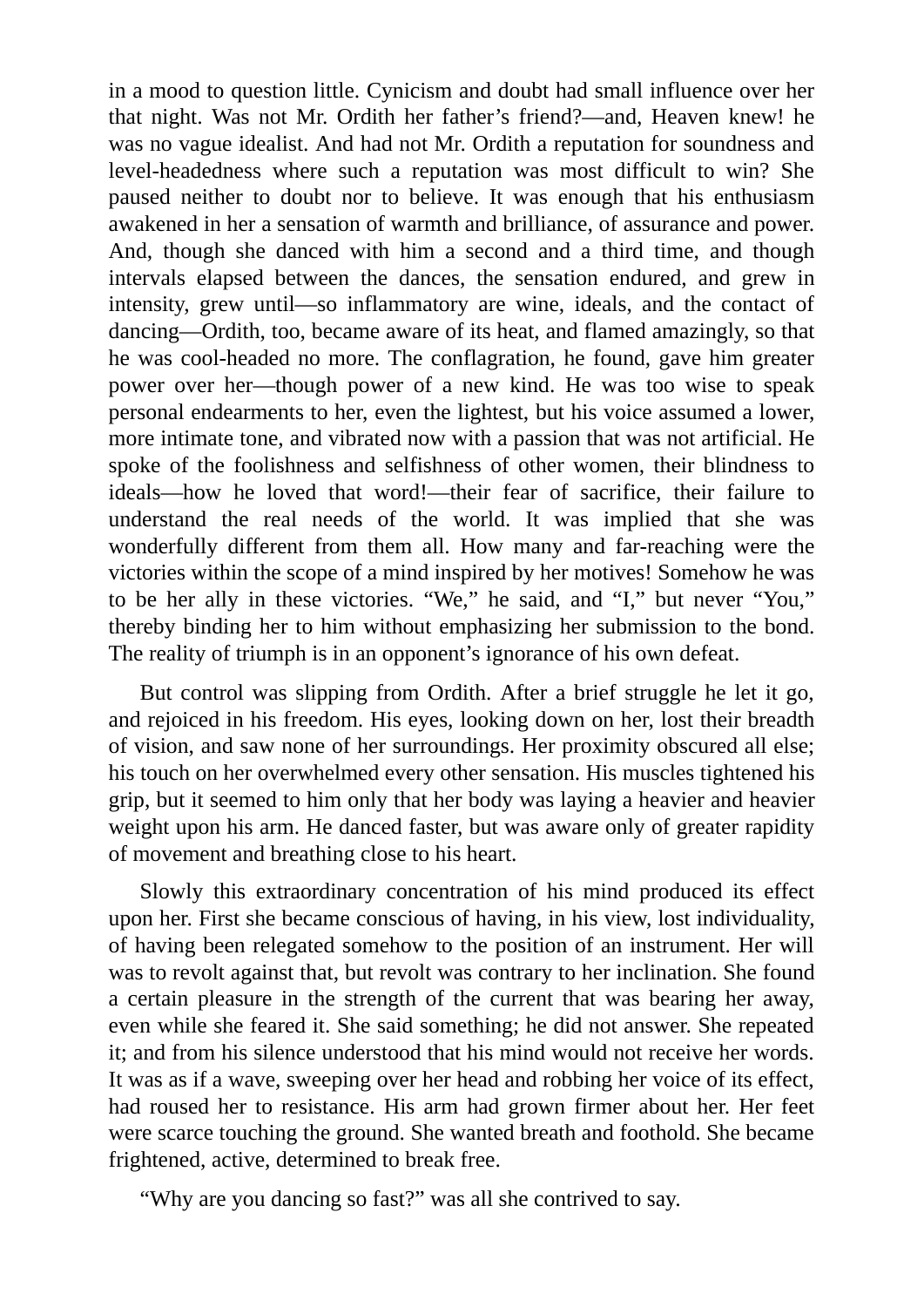in a mood to question little. Cynicism and doubt had small influence over her that night. Was not Mr. Ordith her father's friend?—and, Heaven knew! he was no vague idealist. And had not Mr. Ordith a reputation for soundness and level-headedness where such a reputation was most difficult to win? She paused neither to doubt nor to believe. It was enough that his enthusiasm awakened in her a sensation of warmth and brilliance, of assurance and power. And, though she danced with him a second and a third time, and though intervals elapsed between the dances, the sensation endured, and grew in intensity, grew until—so inflammatory are wine, ideals, and the contact of dancing—Ordith, too, became aware of its heat, and flamed amazingly, so that he was cool-headed no more. The conflagration, he found, gave him greater power over her—though power of a new kind. He was too wise to speak personal endearments to her, even the lightest, but his voice assumed a lower, more intimate tone, and vibrated now with a passion that was not artificial. He spoke of the foolishness and selfishness of other women, their blindness to ideals—how he loved that word!—their fear of sacrifice, their failure to understand the real needs of the world. It was implied that she was wonderfully different from them all. How many and far-reaching were the victories within the scope of a mind inspired by her motives! Somehow he was to be her ally in these victories. "We," he said, and "I," but never "You," thereby binding her to him without emphasizing her submission to the bond. The reality of triumph is in an opponent's ignorance of his own defeat.

But control was slipping from Ordith. After a brief struggle he let it go, and rejoiced in his freedom. His eyes, looking down on her, lost their breadth of vision, and saw none of her surroundings. Her proximity obscured all else; his touch on her overwhelmed every other sensation. His muscles tightened his grip, but it seemed to him only that her body was laying a heavier and heavier weight upon his arm. He danced faster, but was aware only of greater rapidity of movement and breathing close to his heart.

Slowly this extraordinary concentration of his mind produced its effect upon her. First she became conscious of having, in his view, lost individuality, of having been relegated somehow to the position of an instrument. Her will was to revolt against that, but revolt was contrary to her inclination. She found a certain pleasure in the strength of the current that was bearing her away, even while she feared it. She said something; he did not answer. She repeated it; and from his silence understood that his mind would not receive her words. It was as if a wave, sweeping over her head and robbing her voice of its effect, had roused her to resistance. His arm had grown firmer about her. Her feet were scarce touching the ground. She wanted breath and foothold. She became frightened, active, determined to break free.

"Why are you dancing so fast?" was all she contrived to say.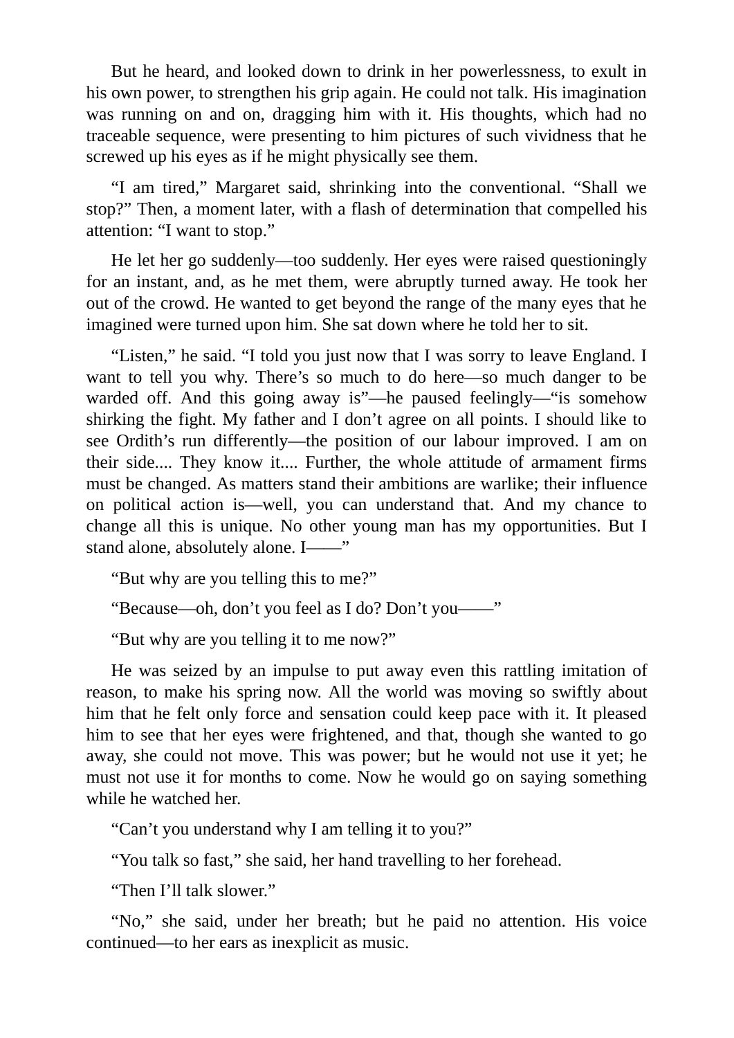But he heard, and looked down to drink in her powerlessness, to exult in his own power, to strengthen his grip again. He could not talk. His imagination was running on and on, dragging him with it. His thoughts, which had no traceable sequence, were presenting to him pictures of such vividness that he screwed up his eyes as if he might physically see them.

“I am tired,” Margaret said, shrinking into the conventional. “Shall we stop?” Then, a moment later, with a flash of determination that compelled his attention: “I want to stop.”

He let her go suddenly—too suddenly. Her eyes were raised questioningly for an instant, and, as he met them, were abruptly turned away. He took her out of the crowd. He wanted to get beyond the range of the many eyes that he imagined were turned upon him. She sat down where he told her to sit.

“Listen,” he said. “I told you just now that I was sorry to leave England. I want to tell you why. There’s so much to do here—so much danger to be warded off. And this going away is”—he paused feelingly—“is somehow shirking the fight. My father and I don’t agree on all points. I should like to see Ordith’s run differently—the position of our labour improved. I am on their side.... They know it.... Further, the whole attitude of armament firms must be changed. As matters stand their ambitions are warlike; their influence on political action is—well, you can understand that. And my chance to change all this is unique. No other young man has my opportunities. But I stand alone, absolutely alone. I——”

“But why are you telling this to me?”

“Because—oh, don’t you feel as I do? Don’t you——”

“But why are you telling it to me now?”

He was seized by an impulse to put away even this rattling imitation of reason, to make his spring now. All the world was moving so swiftly about him that he felt only force and sensation could keep pace with it. It pleased him to see that her eyes were frightened, and that, though she wanted to go away, she could not move. This was power; but he would not use it yet; he must not use it for months to come. Now he would go on saying something while he watched her.

“Can’t you understand why I am telling it to you?”

“You talk so fast,” she said, her hand travelling to her forehead.

“Then I’ll talk slower.”

“No,” she said, under her breath; but he paid no attention. His voice continued—to her ears as inexplicit as music.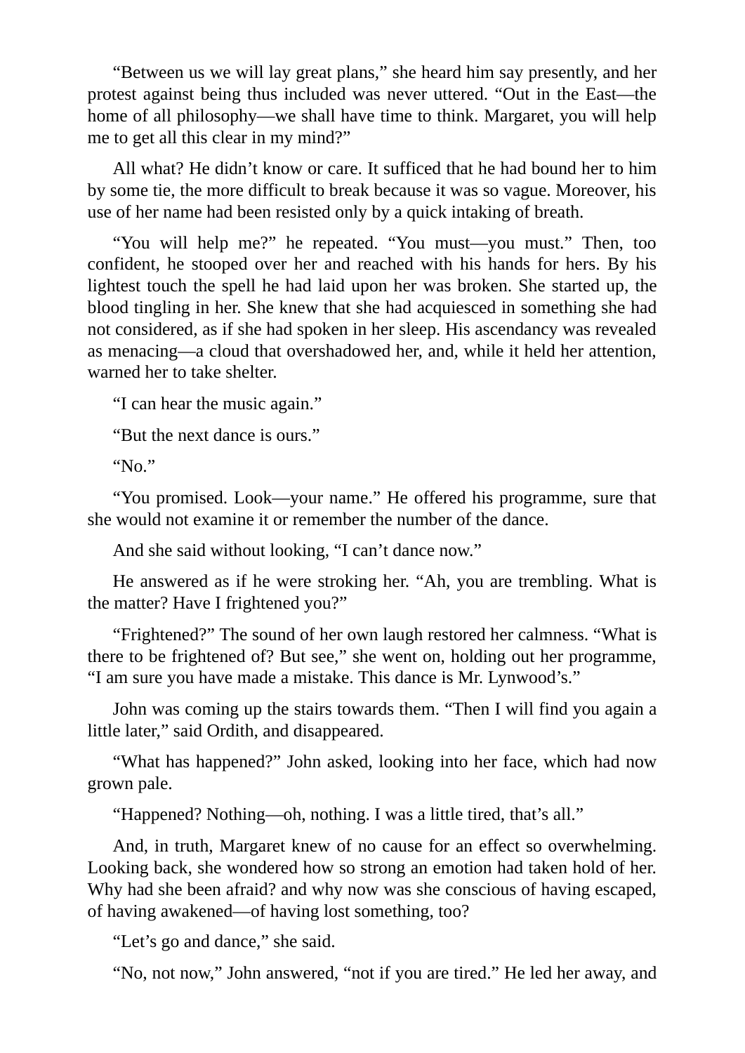"Between us we will lay great plans," she heard him say presently, and her protest against being thus included was never uttered. "Out in the East—the home of all philosophy—we shall have time to think. Margaret, you will help me to get all this clear in my mind?"

All what? He didn't know or care. It sufficed that he had bound her to him by some tie, the more difficult to break because it was so vague. Moreover, his use of her name had been resisted only by a quick intaking of breath.

"You will help me?" he repeated. "You must—you must." Then, too confident, he stooped over her and reached with his hands for hers. By his lightest touch the spell he had laid upon her was broken. She started up, the blood tingling in her. She knew that she had acquiesced in something she had not considered, as if she had spoken in her sleep. His ascendancy was revealed as menacing—a cloud that overshadowed her, and, while it held her attention, warned her to take shelter.

"I can hear the music again."

"But the next dance is ours."

"No."

"You promised. Look—your name." He offered his programme, sure that she would not examine it or remember the number of the dance.

And she said without looking, "I can't dance now."

He answered as if he were stroking her. "Ah, you are trembling. What is the matter? Have I frightened you?"

"Frightened?" The sound of her own laugh restored her calmness. "What is there to be frightened of? But see," she went on, holding out her programme, "I am sure you have made a mistake. This dance is Mr. Lynwood's."

John was coming up the stairs towards them. "Then I will find you again a little later," said Ordith, and disappeared.

"What has happened?" John asked, looking into her face, which had now grown pale.

"Happened? Nothing—oh, nothing. I was a little tired, that's all."

And, in truth, Margaret knew of no cause for an effect so overwhelming. Looking back, she wondered how so strong an emotion had taken hold of her. Why had she been afraid? and why now was she conscious of having escaped, of having awakened—of having lost something, too?

"Let's go and dance," she said.

"No, not now," John answered, "not if you are tired." He led her away, and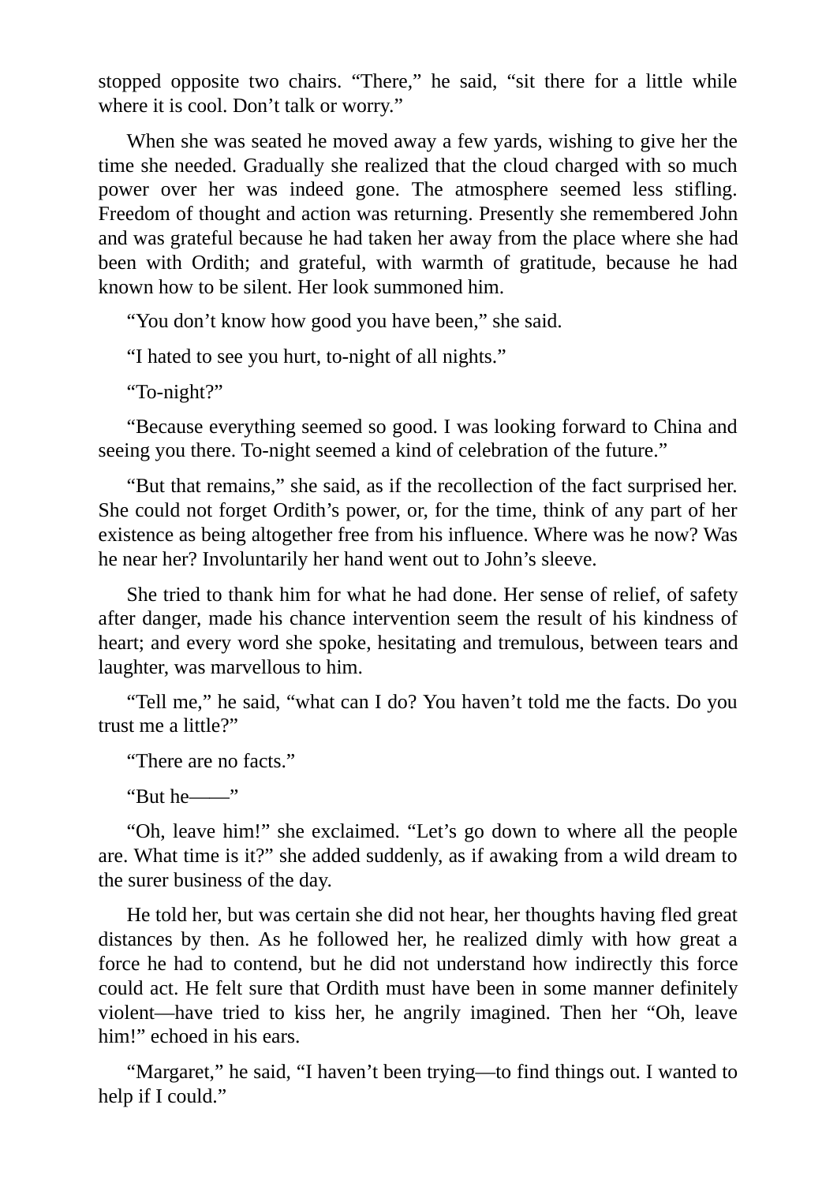stopped opposite two chairs. “There,” he said, “sit there for a little while where it is cool. Don’t talk or worry.”

When she was seated he moved away a few yards, wishing to give her the time she needed. Gradually she realized that the cloud charged with so much power over her was indeed gone. The atmosphere seemed less stifling. Freedom of thought and action was returning. Presently she remembered John and was grateful because he had taken her away from the place where she had been with Ordith; and grateful, with warmth of gratitude, because he had known how to be silent. Her look summoned him.

“You don’t know how good you have been,” she said.

“I hated to see you hurt, to-night of all nights.”

“To-night?”

“Because everything seemed so good. I was looking forward to China and seeing you there. To-night seemed a kind of celebration of the future.”

“But that remains,” she said, as if the recollection of the fact surprised her. She could not forget Ordith’s power, or, for the time, think of any part of her existence as being altogether free from his influence. Where was he now? Was he near her? Involuntarily her hand went out to John’s sleeve.

She tried to thank him for what he had done. Her sense of relief, of safety after danger, made his chance intervention seem the result of his kindness of heart; and every word she spoke, hesitating and tremulous, between tears and laughter, was marvellous to him.

“Tell me,” he said, “what can I do? You haven’t told me the facts. Do you trust me a little?”

“There are no facts.”

“But he——”

“Oh, leave him!” she exclaimed. “Let’s go down to where all the people are. What time is it?” she added suddenly, as if awaking from a wild dream to the surer business of the day.

He told her, but was certain she did not hear, her thoughts having fled great distances by then. As he followed her, he realized dimly with how great a force he had to contend, but he did not understand how indirectly this force could act. He felt sure that Ordith must have been in some manner definitely violent—have tried to kiss her, he angrily imagined. Then her “Oh, leave him!” echoed in his ears.

“Margaret,” he said, “I haven’t been trying—to find things out. I wanted to help if I could.”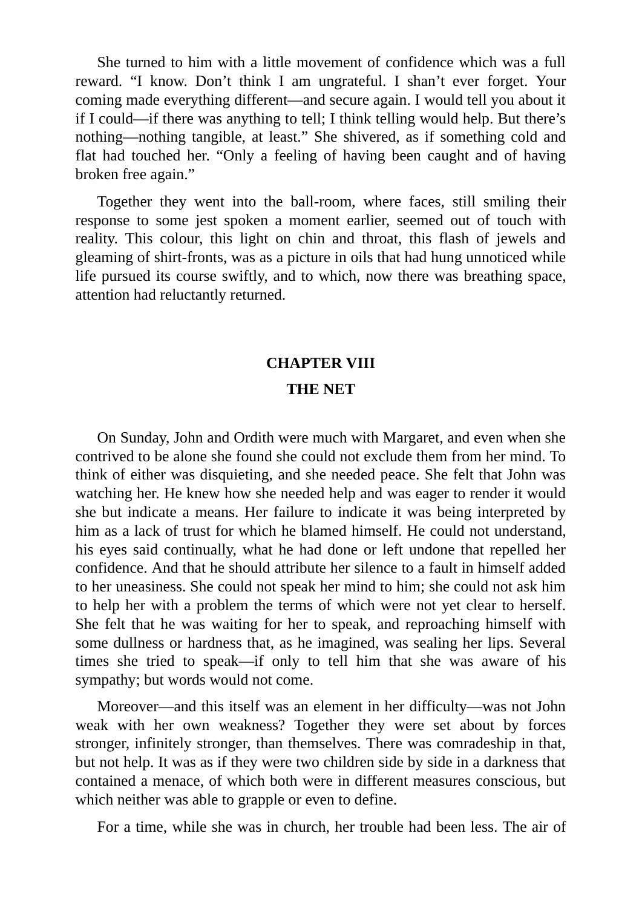She turned to him with a little movement of confidence which was a full reward. “I know. Don’t think I am ungrateful. I shan’t ever forget. Your coming made everything different—and secure again. I would tell you about it if I could—if there was anything to tell; I think telling would help. But there’s nothing—nothing tangible, at least.” She shivered, as if something cold and flat had touched her. “Only a feeling of having been caught and of having broken free again.”

Together they went into the ball-room, where faces, still smiling their response to some jest spoken a moment earlier, seemed out of touch with reality. This colour, this light on chin and throat, this flash of jewels and gleaming of shirt-fronts, was as a picture in oils that had hung unnoticed while life pursued its course swiftly, and to which, now there was breathing space, attention had reluctantly returned.

## CHAPTER VIII

### THE NET

On Sunday, John and Ordith were much with Margaret, and even when she contrived to be alone she found she could not exclude them from her mind. To think of either was disquieting, and she needed peace. She felt that John was watching her. He knew how she needed help and was eager to render it would she but indicate a means. Her failure to indicate it was being interpreted by him as a lack of trust for which he blamed himself. He could not understand, his eyes said continually, what he had done or left undone that repelled her confidence. And that he should attribute her silence to a fault in himself added to her uneasiness. She could not speak her mind to him; she could not ask him to help her with a problem the terms of which were not yet clear to herself. She felt that he was waiting for her to speak, and reproaching himself with some dullness or hardness that, as he imagined, was sealing her lips. Several times she tried to speak—if only to tell him that she was aware of his sympathy; but words would not come.

Moreover—and this itself was an element in her difficulty—was not John weak with her own weakness? Together they were set about by forces stronger, infinitely stronger, than themselves. There was comradeship in that, but not help. It was as if they were two children side by side in a darkness that contained a menace, of which both were in different measures conscious, but which neither was able to grapple or even to define.

For a time, while she was in church, her trouble had been less. The air of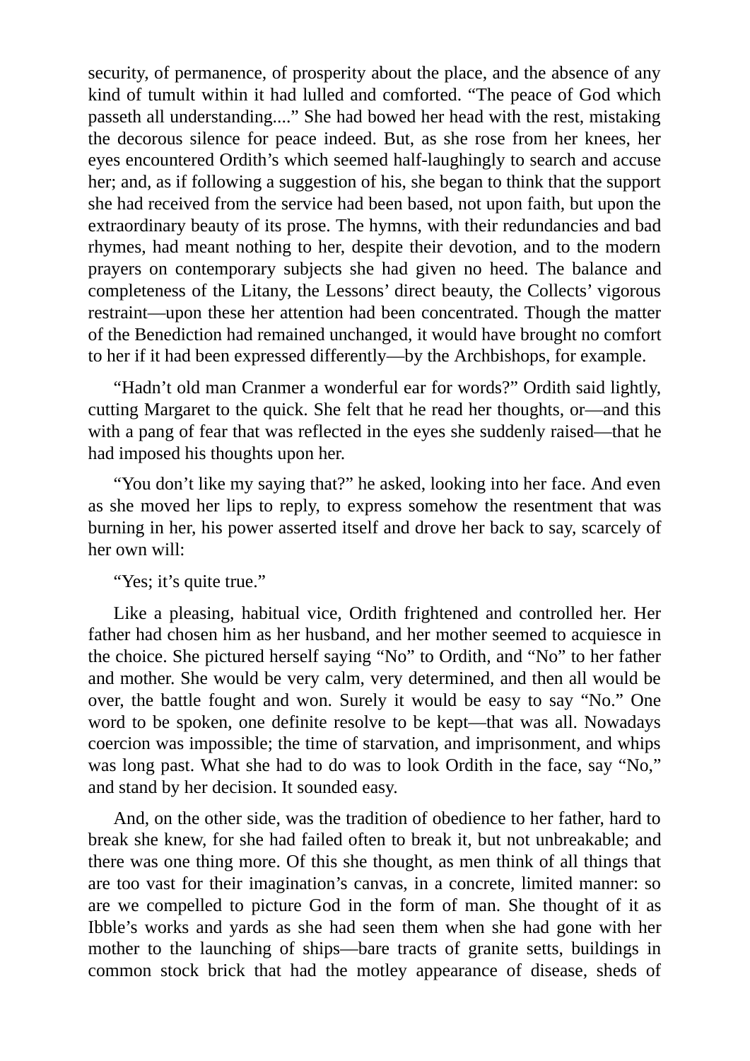security, of permanence, of prosperity about the place, and the absence of any kind of tumult within it had lulled and comforted. "The peace of God which passeth all understanding...." She had bowed her head with the rest, mistaking the decorous silence for peace indeed. But, as she rose from her knees, her eyes encountered Ordith's which seemed half-laughingly to search and accuse her; and, as if following a suggestion of his, she began to think that the support she had received from the service had been based, not upon faith, but upon the extraordinary beauty of its prose. The hymns, with their redundancies and bad rhymes, had meant nothing to her, despite their devotion, and to the modern prayers on contemporary subjects she had given no heed. The balance and completeness of the Litany, the Lessons' direct beauty, the Collects' vigorous restraint—upon these her attention had been concentrated. Though the matter of the Benediction had remained unchanged, it would have brought no comfort to her if it had been expressed differently—by the Archbishops, for example.

"Hadn't old man Cranmer a wonderful ear for words?" Ordith said lightly, cutting Margaret to the quick. She felt that he read her thoughts, or—and this with a pang of fear that was reflected in the eyes she suddenly raised—that he had imposed his thoughts upon her.

"You don't like my saying that?" he asked, looking into her face. And even as she moved her lips to reply, to express somehow the resentment that was burning in her, his power asserted itself and drove her back to say, scarcely of her own will:

"Yes; it's quite true."

Like a pleasing, habitual vice, Ordith frightened and controlled her. Her father had chosen him as her husband, and her mother seemed to acquiesce in the choice. She pictured herself saying "No" to Ordith, and "No" to her father and mother. She would be very calm, very determined, and then all would be over, the battle fought and won. Surely it would be easy to say "No." One word to be spoken, one definite resolve to be kept—that was all. Nowadays coercion was impossible; the time of starvation, and imprisonment, and whips was long past. What she had to do was to look Ordith in the face, say "No," and stand by her decision. It sounded easy.

And, on the other side, was the tradition of obedience to her father, hard to break she knew, for she had failed often to break it, but not unbreakable; and there was one thing more. Of this she thought, as men think of all things that are too vast for their imagination's canvas, in a concrete, limited manner: so are we compelled to picture God in the form of man. She thought of it as Ibble's works and yards as she had seen them when she had gone with her mother to the launching of ships—bare tracts of granite setts, buildings in common stock brick that had the motley appearance of disease, sheds of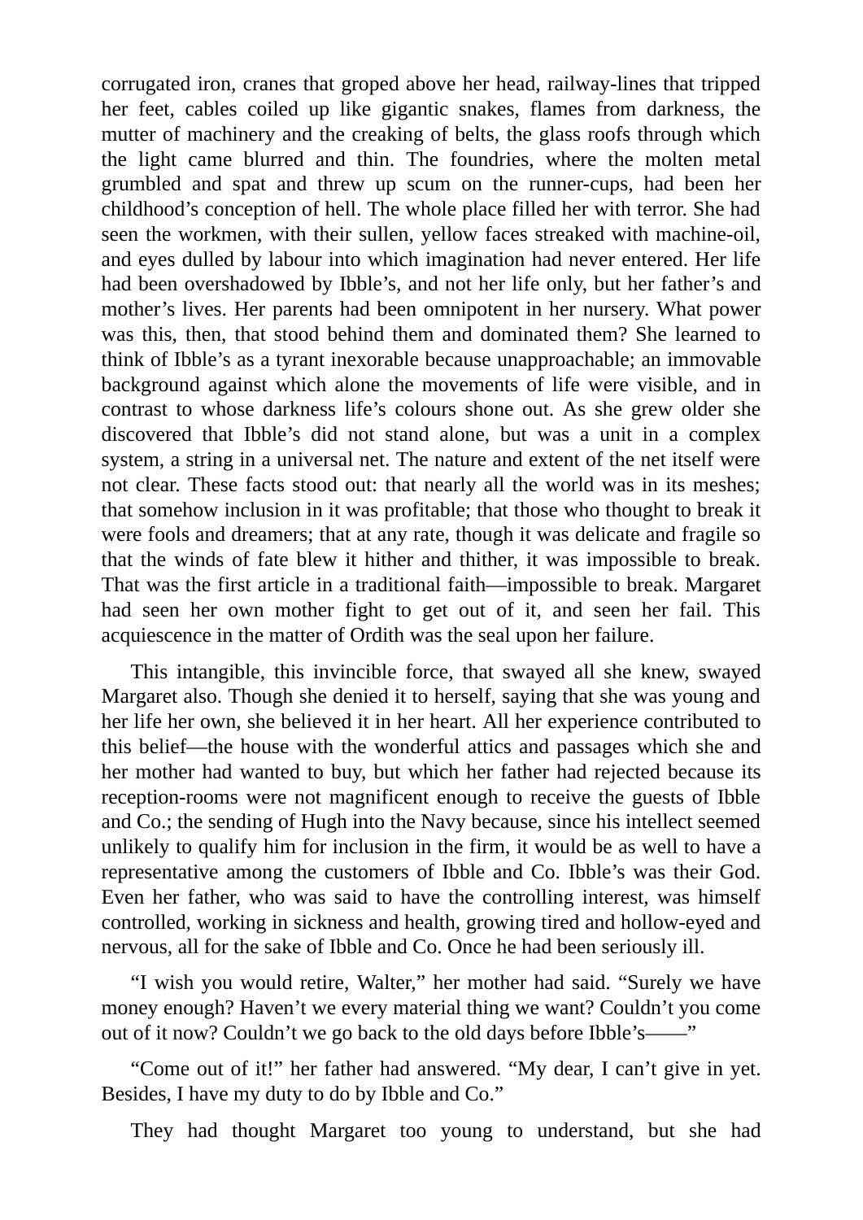corrugated iron, cranes that groped above her head, railway-lines that tripped her feet, cables coiled up like gigantic snakes, flames from darkness, the mutter of machinery and the creaking of belts, the glass roofs through which the light came blurred and thin. The foundries, where the molten metal grumbled and spat and threw up scum on the runner-cups, had been her childhood's conception of hell. The whole place filled her with terror. She had seen the workmen, with their sullen, yellow faces streaked with machine-oil, and eyes dulled by labour into which imagination had never entered. Her life had been overshadowed by Ibble's, and not her life only, but her father's and mother's lives. Her parents had been omnipotent in her nursery. What power was this, then, that stood behind them and dominated them? She learned to think of Ibble's as a tyrant inexorable because unapproachable; an immovable background against which alone the movements of life were visible, and in contrast to whose darkness life's colours shone out. As she grew older she discovered that Ibble's did not stand alone, but was a unit in a complex system, a string in a universal net. The nature and extent of the net itself were not clear. These facts stood out: that nearly all the world was in its meshes; that somehow inclusion in it was profitable; that those who thought to break it were fools and dreamers; that at any rate, though it was delicate and fragile so that the winds of fate blew it hither and thither, it was impossible to break. That was the first article in a traditional faith—impossible to break. Margaret had seen her own mother fight to get out of it, and seen her fail. This acquiescence in the matter of Ordith was the seal upon her failure.

This intangible, this invincible force, that swayed all she knew, swayed Margaret also. Though she denied it to herself, saying that she was young and her life her own, she believed it in her heart. All her experience contributed to this belief—the house with the wonderful attics and passages which she and her mother had wanted to buy, but which her father had rejected because its reception-rooms were not magnificent enough to receive the guests of Ibble and Co.; the sending of Hugh into the Navy because, since his intellect seemed unlikely to qualify him for inclusion in the firm, it would be as well to have a representative among the customers of Ibble and Co. Ibble's was their God. Even her father, who was said to have the controlling interest, was himself controlled, working in sickness and health, growing tired and hollow-eyed and nervous, all for the sake of Ibble and Co. Once he had been seriously ill.

"I wish you would retire, Walter," her mother had said. "Surely we have money enough? Haven't we every material thing we want? Couldn't you come out of it now? Couldn't we go back to the old days before Ibble's——"

"Come out of it!" her father had answered. "My dear, I can't give in yet. Besides, I have my duty to do by Ibble and Co."

They had thought Margaret too young to understand, but she had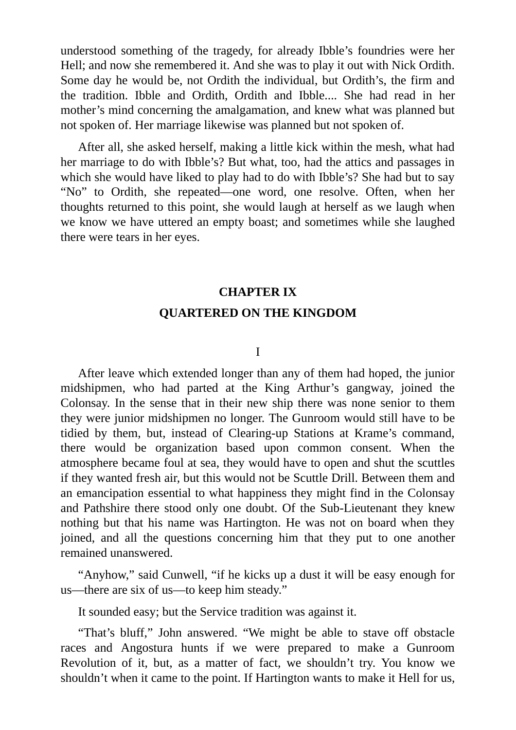understood something of the tragedy, for already Ibble’s foundries were her Hell; and now she remembered it. And she was to play it out with Nick Ordith. Some day he would be, not Ordith the individual, but Ordith’s, the firm and the tradition. Ibble and Ordith, Ordith and Ibble.... She had read in her mother’s mind concerning the amalgamation, and knew what was planned but not spoken of. Her marriage likewise was planned but not spoken of.

After all, she asked herself, making a little kick within the mesh, what had her marriage to do with Ibble’s? But what, too, had the attics and passages in which she would have liked to play had to do with Ibble’s? She had but to say “No” to Ordith, she repeated—one word, one resolve. Often, when her thoughts returned to this point, she would laugh at herself as we laugh when we know we have uttered an empty boast; and sometimes while she laughed there were tears in her eyes.

## CHAPTER IX

## QUARTERED ON THE KINGDOM

### I

After leave which extended longer than any of them had hoped, the junior midshipmen, who had parted at the King Arthur’s gangway, joined the Colonsay. In the sense that in their new ship there was none senior to them they were junior midshipmen no longer. The Gunroom would still have to be tidied by them, but, instead of Clearing-up Stations at Krame’s command, there would be organization based upon common consent. When the atmosphere became foul at sea, they would have to open and shut the scuttles if they wanted fresh air, but this would not be Scuttle Drill. Between them and an emancipation essential to what happiness they might find in the Colonsay and Pathshire there stood only one doubt. Of the Sub-Lieutenant they knew nothing but that his name was Hartington. He was not on board when they joined, and all the questions concerning him that they put to one another remained unanswered.

“Anyhow,” said Cunwell, “if he kicks up a dust it will be easy enough for us—there are six of us—to keep him steady.”

It sounded easy; but the Service tradition was against it.

“That’s bluff,” John answered. “We might be able to stave off obstacle races and Angostura hunts if we were prepared to make a Gunroom Revolution of it, but, as a matter of fact, we shouldn’t try. You know we shouldn’t when it came to the point. If Hartington wants to make it Hell for us,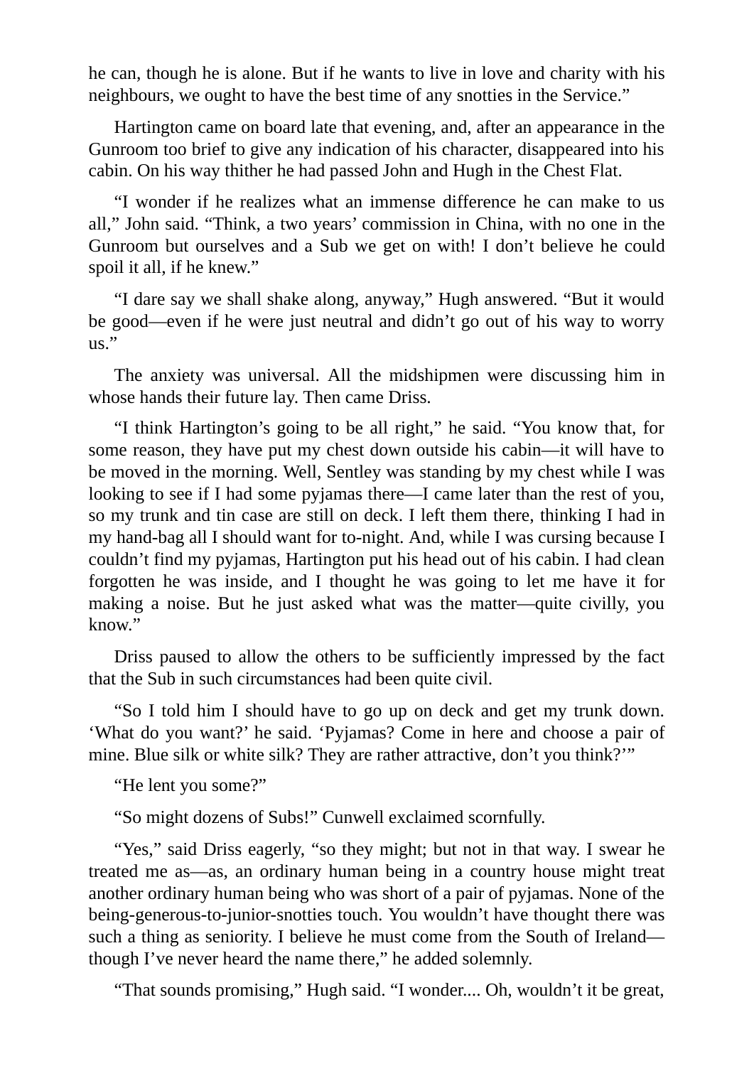he can, though he is alone. But if he wants to live in love and charity with his neighbours, we ought to have the best time of any snotties in the Service."

Hartington came on board late that evening, and, after an appearance in the Gunroom too brief to give any indication of his character, disappeared into his cabin. On his way thither he had passed John and Hugh in the Chest Flat.

"I wonder if he realizes what an immense difference he can make to us all," John said. "Think, a two years' commission in China, with no one in the Gunroom but ourselves and a Sub we get on with! I don't believe he could spoil it all, if he knew."

"I dare say we shall shake along, anyway," Hugh answered. "But it would be good—even if he were just neutral and didn't go out of his way to worry us."

The anxiety was universal. All the midshipmen were discussing him in whose hands their future lay. Then came Driss.

"I think Hartington's going to be all right," he said. "You know that, for some reason, they have put my chest down outside his cabin—it will have to be moved in the morning. Well, Sentley was standing by my chest while I was looking to see if I had some pyjamas there—I came later than the rest of you, so my trunk and tin case are still on deck. I left them there, thinking I had in my hand-bag all I should want for to-night. And, while I was cursing because I couldn't find my pyjamas, Hartington put his head out of his cabin. I had clean forgotten he was inside, and I thought he was going to let me have it for making a noise. But he just asked what was the matter—quite civilly, you know."

Driss paused to allow the others to be sufficiently impressed by the fact that the Sub in such circumstances had been quite civil.

"So I told him I should have to go up on deck and get my trunk down. 'What do you want?' he said. 'Pyjamas? Come in here and choose a pair of mine. Blue silk or white silk? They are rather attractive, don't you think?'"

"He lent you some?"

"So might dozens of Subs!" Cunwell exclaimed scornfully.

"Yes," said Driss eagerly, "so they might; but not in that way. I swear he treated me as—as, an ordinary human being in a country house might treat another ordinary human being who was short of a pair of pyjamas. None of the being-generous-to-junior-snotties touch. You wouldn't have thought there was such a thing as seniority. I believe he must come from the South of Ireland—though I've never heard the name there," he added solemnly.

"That sounds promising," Hugh said. "I wonder.... Oh, wouldn't it be great,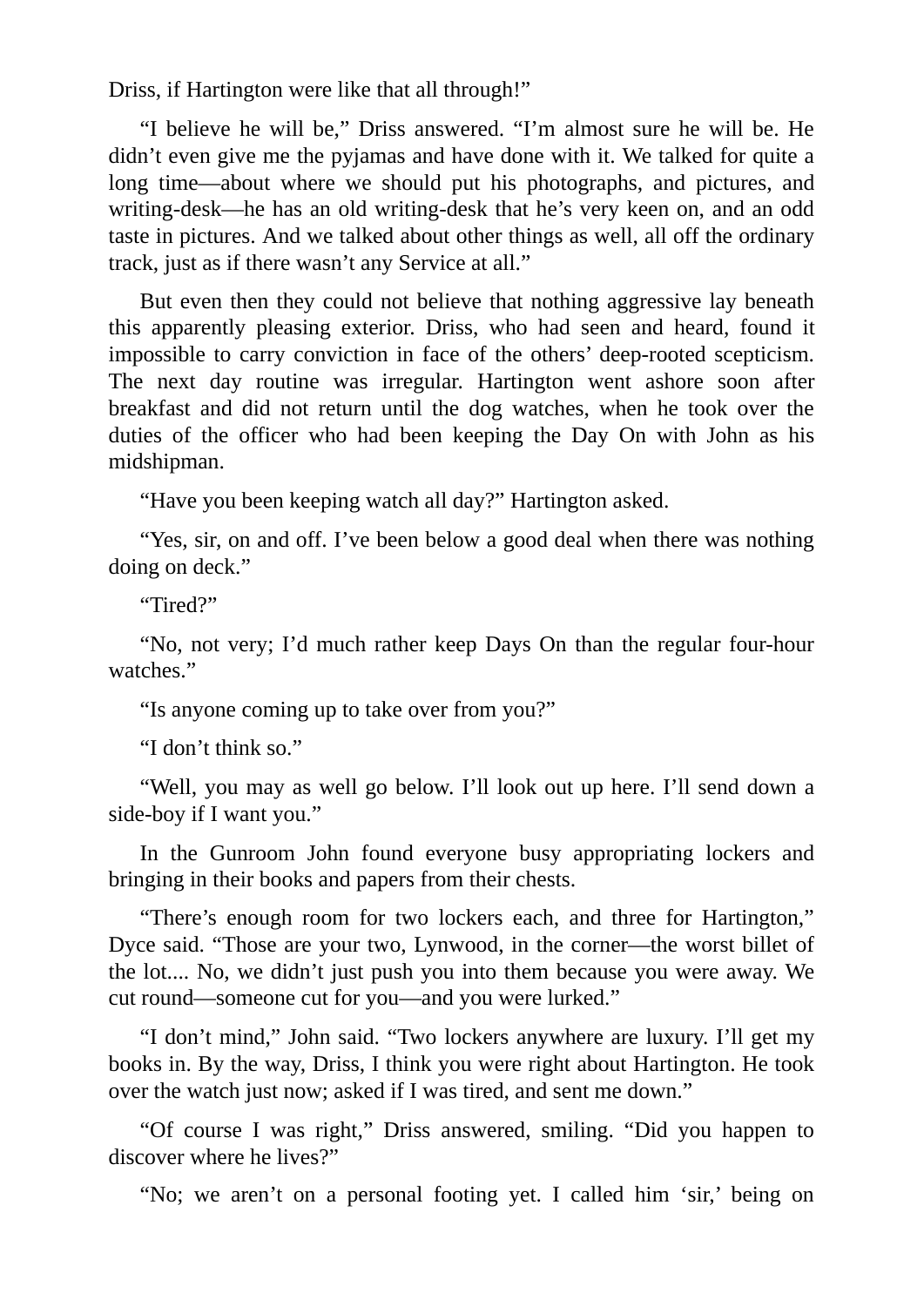Driss, if Hartington were like that all through!”

“I believe he will be,” Driss answered. “I’m almost sure he will be. He didn’t even give me the pyjamas and have done with it. We talked for quite a long time—about where we should put his photographs, and pictures, and writing-desk—he has an old writing-desk that he’s very keen on, and an odd taste in pictures. And we talked about other things as well, all off the ordinary track, just as if there wasn’t any Service at all.”

But even then they could not believe that nothing aggressive lay beneath this apparently pleasing exterior. Driss, who had seen and heard, found it impossible to carry conviction in face of the others’ deep-rooted scepticism. The next day routine was irregular. Hartington went ashore soon after breakfast and did not return until the dog watches, when he took over the duties of the officer who had been keeping the Day On with John as his midshipman.

“Have you been keeping watch all day?” Hartington asked.

“Yes, sir, on and off. I’ve been below a good deal when there was nothing doing on deck.”

“Tired?”

“No, not very; I’d much rather keep Days On than the regular four-hour watches.”

“Is anyone coming up to take over from you?”

“I don’t think so.”

“Well, you may as well go below. I’ll look out up here. I’ll send down a side-boy if I want you.”

In the Gunroom John found everyone busy appropriating lockers and bringing in their books and papers from their chests.

“There’s enough room for two lockers each, and three for Hartington,” Dyce said. “Those are your two, Lynwood, in the corner—the worst billet of the lot.... No, we didn’t just push you into them because you were away. We cut round—someone cut for you—and you were lurked.”

“I don’t mind,” John said. “Two lockers anywhere are luxury. I’ll get my books in. By the way, Driss, I think you were right about Hartington. He took over the watch just now; asked if I was tired, and sent me down.”

“Of course I was right,” Driss answered, smiling. “Did you happen to discover where he lives?”

“No; we aren’t on a personal footing yet. I called him ‘sir,’ being on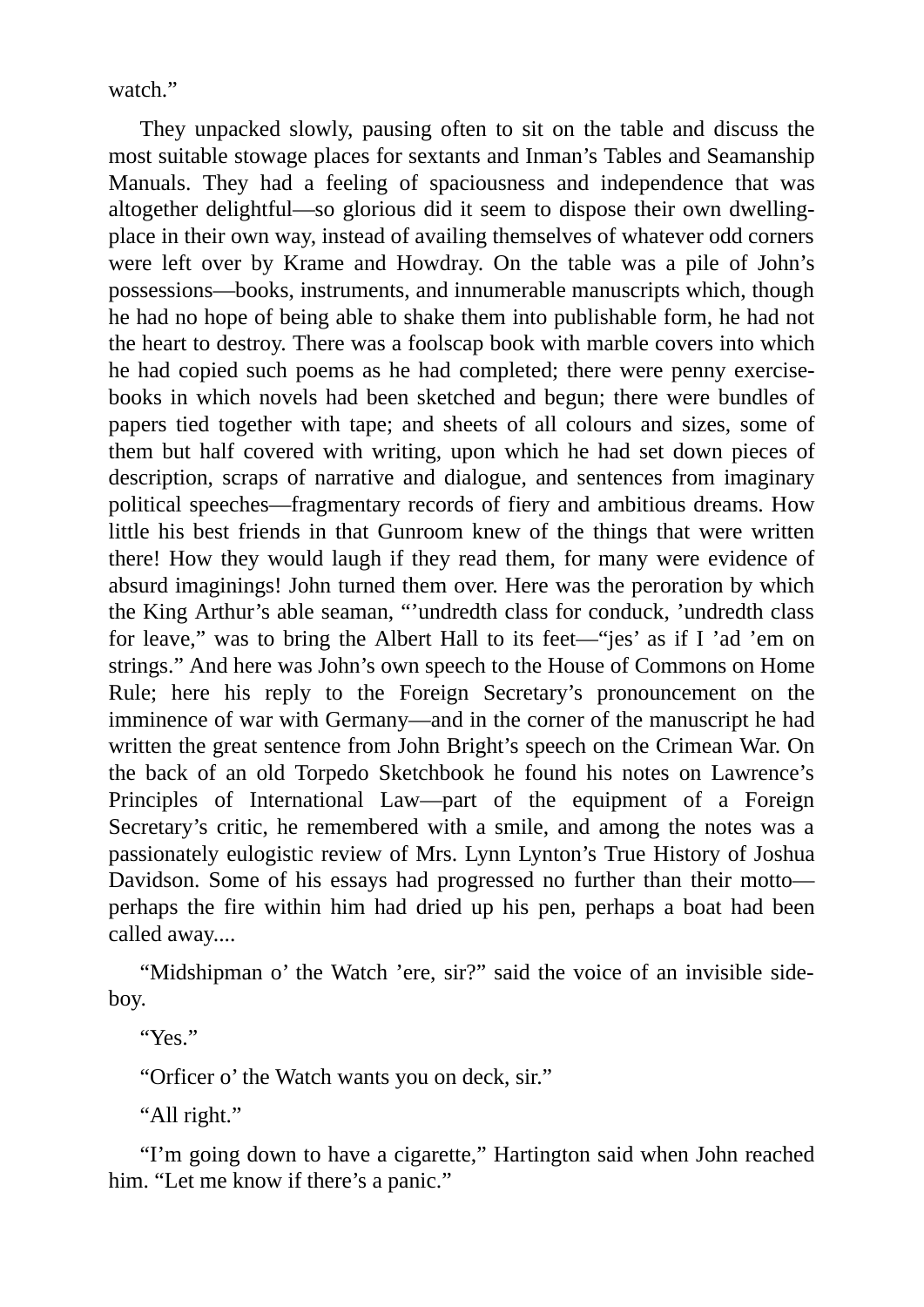watch."

They unpacked slowly, pausing often to sit on the table and discuss the most suitable stowage places for sextants and Inman's Tables and Seamanship Manuals. They had a feeling of spaciousness and independence that was altogether delightful—so glorious did it seem to dispose their own dwelling-place in their own way, instead of availing themselves of whatever odd corners were left over by Krame and Howdray. On the table was a pile of John's possessions—books, instruments, and innumerable manuscripts which, though he had no hope of being able to shake them into publishable form, he had not the heart to destroy. There was a foolscap book with marble covers into which he had copied such poems as he had completed; there were penny exercise-books in which novels had been sketched and begun; there were bundles of papers tied together with tape; and sheets of all colours and sizes, some of them but half covered with writing, upon which he had set down pieces of description, scraps of narrative and dialogue, and sentences from imaginary political speeches—fragmentary records of fiery and ambitious dreams. How little his best friends in that Gunroom knew of the things that were written there! How they would laugh if they read them, for many were evidence of absurd imaginings! John turned them over. Here was the peroration by which the King Arthur's able seaman, "'undredth class for conduck, 'undredth class for leave," was to bring the Albert Hall to its feet—"jes' as if I 'ad 'em on strings." And here was John's own speech to the House of Commons on Home Rule; here his reply to the Foreign Secretary's pronouncement on the imminence of war with Germany—and in the corner of the manuscript he had written the great sentence from John Bright's speech on the Crimean War. On the back of an old Torpedo Sketchbook he found his notes on Lawrence's Principles of International Law—part of the equipment of a Foreign Secretary's critic, he remembered with a smile, and among the notes was a passionately eulogistic review of Mrs. Lynn Lynton's True History of Joshua Davidson. Some of his essays had progressed no further than their motto—perhaps the fire within him had dried up his pen, perhaps a boat had been called away....

"Midshipman o' the Watch 'ere, sir?" said the voice of an invisible side-boy.

"Yes."

"Orficer o' the Watch wants you on deck, sir."

"All right."

"I'm going down to have a cigarette," Hartington said when John reached him. "Let me know if there's a panic."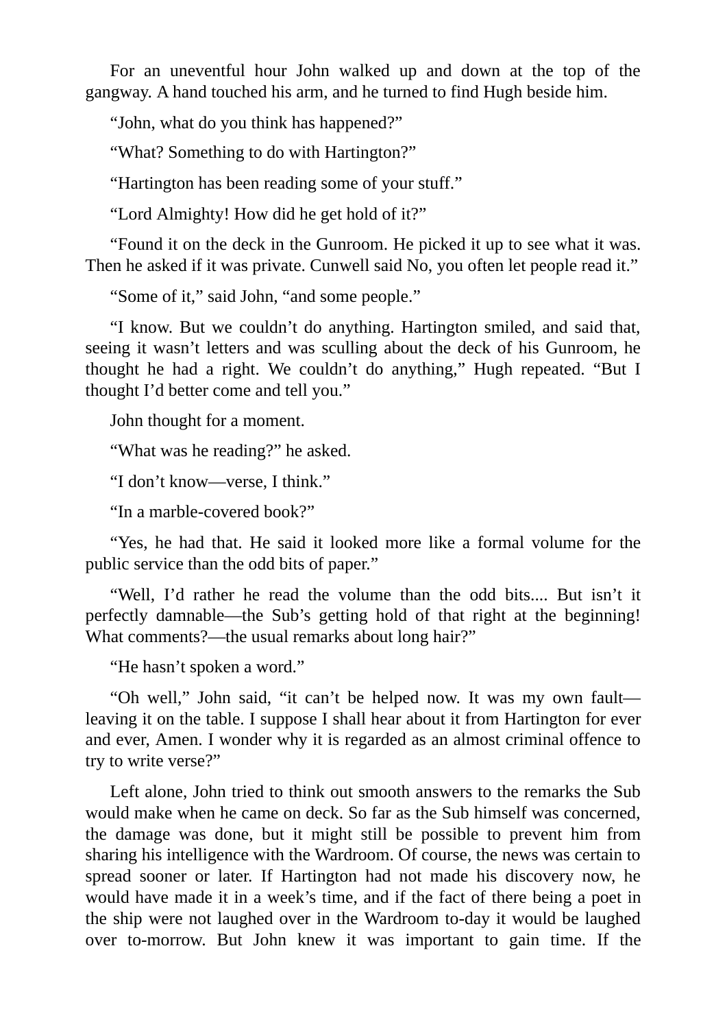For an uneventful hour John walked up and down at the top of the gangway. A hand touched his arm, and he turned to find Hugh beside him.

"John, what do you think has happened?"

"What? Something to do with Hartington?"

"Hartington has been reading some of your stuff."

"Lord Almighty! How did he get hold of it?"

"Found it on the deck in the Gunroom. He picked it up to see what it was. Then he asked if it was private. Cunwell said No, you often let people read it."

"Some of it," said John, "and some people."

"I know. But we couldn't do anything. Hartington smiled, and said that, seeing it wasn't letters and was sculling about the deck of his Gunroom, he thought he had a right. We couldn't do anything," Hugh repeated. "But I thought I'd better come and tell you."

John thought for a moment.

"What was he reading?" he asked.

"I don't know—verse, I think."

"In a marble-covered book?"

"Yes, he had that. He said it looked more like a formal volume for the public service than the odd bits of paper."

"Well, I'd rather he read the volume than the odd bits.... But isn't it perfectly damnable—the Sub's getting hold of that right at the beginning! What comments?—the usual remarks about long hair?"

"He hasn't spoken a word."

"Oh well," John said, "it can't be helped now. It was my own fault—leaving it on the table. I suppose I shall hear about it from Hartington for ever and ever, Amen. I wonder why it is regarded as an almost criminal offence to try to write verse?"

Left alone, John tried to think out smooth answers to the remarks the Sub would make when he came on deck. So far as the Sub himself was concerned, the damage was done, but it might still be possible to prevent him from sharing his intelligence with the Wardroom. Of course, the news was certain to spread sooner or later. If Hartington had not made his discovery now, he would have made it in a week's time, and if the fact of there being a poet in the ship were not laughed over in the Wardroom to-day it would be laughed over to-morrow. But John knew it was important to gain time. If the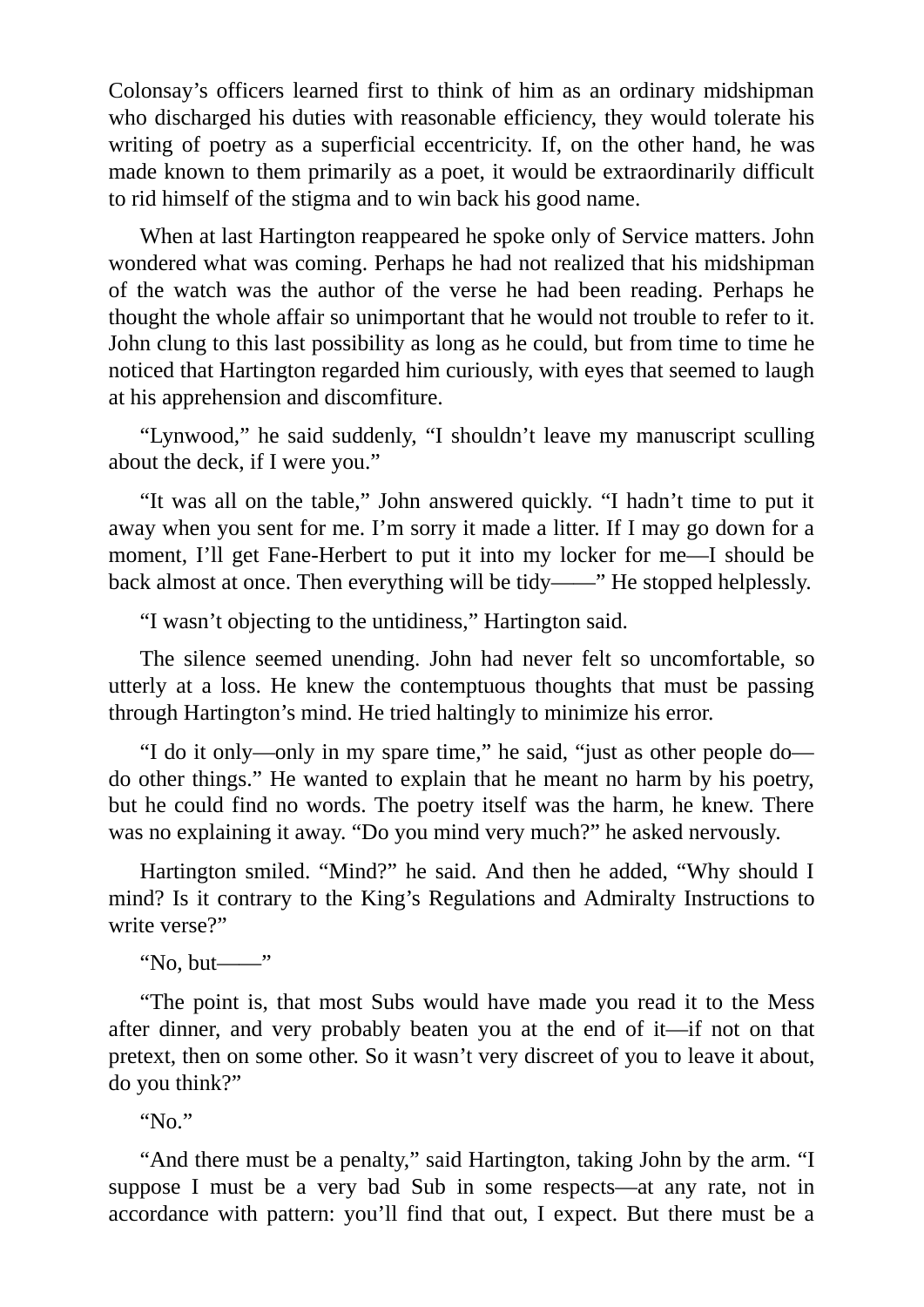Colonsay's officers learned first to think of him as an ordinary midshipman who discharged his duties with reasonable efficiency, they would tolerate his writing of poetry as a superficial eccentricity. If, on the other hand, he was made known to them primarily as a poet, it would be extraordinarily difficult to rid himself of the stigma and to win back his good name.

When at last Hartington reappeared he spoke only of Service matters. John wondered what was coming. Perhaps he had not realized that his midshipman of the watch was the author of the verse he had been reading. Perhaps he thought the whole affair so unimportant that he would not trouble to refer to it. John clung to this last possibility as long as he could, but from time to time he noticed that Hartington regarded him curiously, with eyes that seemed to laugh at his apprehension and discomfiture.

"Lynwood," he said suddenly, "I shouldn't leave my manuscript sculling about the deck, if I were you."

"It was all on the table," John answered quickly. "I hadn't time to put it away when you sent for me. I'm sorry it made a litter. If I may go down for a moment, I'll get Fane-Herbert to put it into my locker for me—I should be back almost at once. Then everything will be tidy——" He stopped helplessly.

"I wasn't objecting to the untidiness," Hartington said.

The silence seemed unending. John had never felt so uncomfortable, so utterly at a loss. He knew the contemptuous thoughts that must be passing through Hartington's mind. He tried haltingly to minimize his error.

"I do it only—only in my spare time," he said, "just as other people do—do other things." He wanted to explain that he meant no harm by his poetry, but he could find no words. The poetry itself was the harm, he knew. There was no explaining it away. "Do you mind very much?" he asked nervously.

Hartington smiled. "Mind?" he said. And then he added, "Why should I mind? Is it contrary to the King's Regulations and Admiralty Instructions to write verse?"

"No, but——"

"The point is, that most Subs would have made you read it to the Mess after dinner, and very probably beaten you at the end of it—if not on that pretext, then on some other. So it wasn't very discreet of you to leave it about, do you think?"

"No."

"And there must be a penalty," said Hartington, taking John by the arm. "I suppose I must be a very bad Sub in some respects—at any rate, not in accordance with pattern: you'll find that out, I expect. But there must be a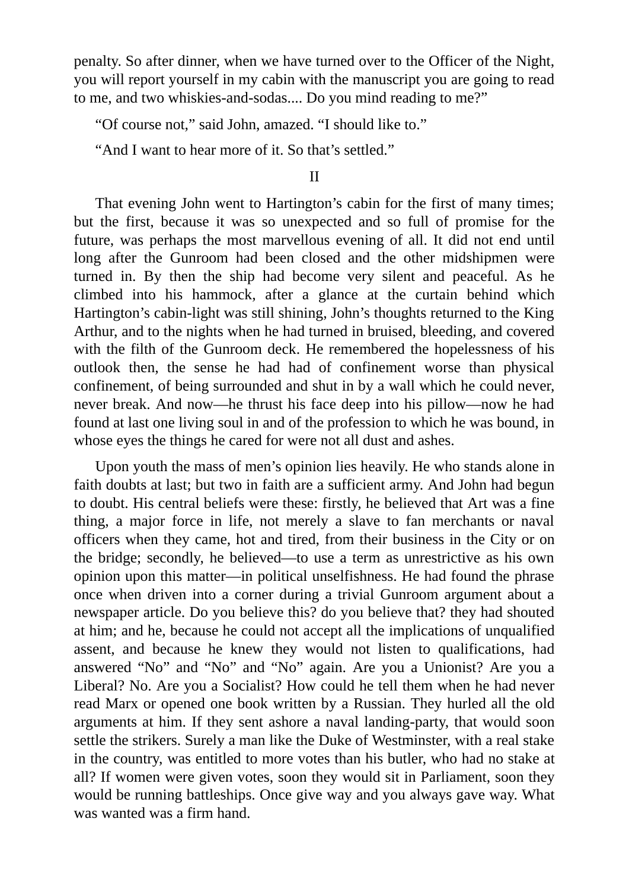penalty. So after dinner, when we have turned over to the Officer of the Night, you will report yourself in my cabin with the manuscript you are going to read to me, and two whiskies-and-sodas.... Do you mind reading to me?"

"Of course not," said John, amazed. "I should like to."

"And I want to hear more of it. So that's settled."

## II

That evening John went to Hartington's cabin for the first of many times; but the first, because it was so unexpected and so full of promise for the future, was perhaps the most marvellous evening of all. It did not end until long after the Gunroom had been closed and the other midshipmen were turned in. By then the ship had become very silent and peaceful. As he climbed into his hammock, after a glance at the curtain behind which Hartington's cabin-light was still shining, John's thoughts returned to the King Arthur, and to the nights when he had turned in bruised, bleeding, and covered with the filth of the Gunroom deck. He remembered the hopelessness of his outlook then, the sense he had had of confinement worse than physical confinement, of being surrounded and shut in by a wall which he could never, never break. And now—he thrust his face deep into his pillow—now he had found at last one living soul in and of the profession to which he was bound, in whose eyes the things he cared for were not all dust and ashes.

Upon youth the mass of men's opinion lies heavily. He who stands alone in faith doubts at last; but two in faith are a sufficient army. And John had begun to doubt. His central beliefs were these: firstly, he believed that Art was a fine thing, a major force in life, not merely a slave to fan merchants or naval officers when they came, hot and tired, from their business in the City or on the bridge; secondly, he believed—to use a term as unrestrictive as his own opinion upon this matter—in political unselfishness. He had found the phrase once when driven into a corner during a trivial Gunroom argument about a newspaper article. Do you believe this? do you believe that? they had shouted at him; and he, because he could not accept all the implications of unqualified assent, and because he knew they would not listen to qualifications, had answered "No" and "No" and "No" again. Are you a Unionist? Are you a Liberal? No. Are you a Socialist? How could he tell them when he had never read Marx or opened one book written by a Russian. They hurled all the old arguments at him. If they sent ashore a naval landing-party, that would soon settle the strikers. Surely a man like the Duke of Westminster, with a real stake in the country, was entitled to more votes than his butler, who had no stake at all? If women were given votes, soon they would sit in Parliament, soon they would be running battleships. Once give way and you always gave way. What was wanted was a firm hand.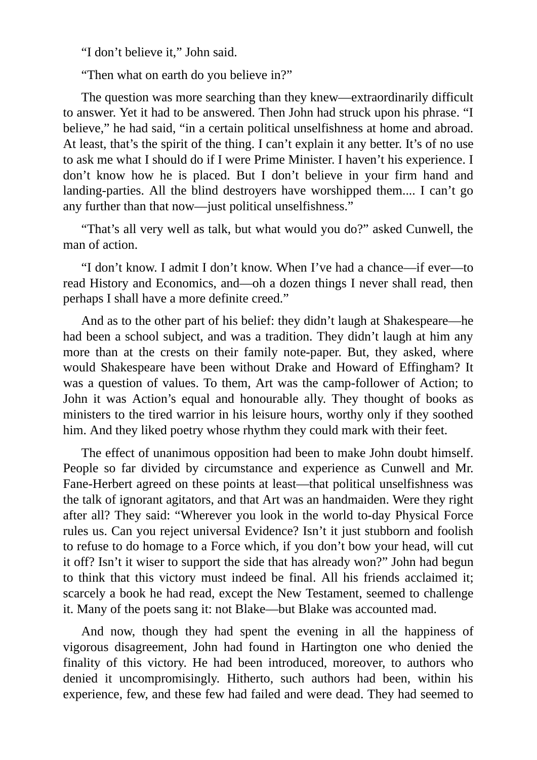"I don't believe it," John said.

"Then what on earth do you believe in?"

The question was more searching than they knew—extraordinarily difficult to answer. Yet it had to be answered. Then John had struck upon his phrase. "I believe," he had said, "in a certain political unselfishness at home and abroad. At least, that's the spirit of the thing. I can't explain it any better. It's of no use to ask me what I should do if I were Prime Minister. I haven't his experience. I don't know how he is placed. But I don't believe in your firm hand and landing-parties. All the blind destroyers have worshipped them.... I can't go any further than that now—just political unselfishness."

"That's all very well as talk, but what would you do?" asked Cunwell, the man of action.

"I don't know. I admit I don't know. When I've had a chance—if ever—to read History and Economics, and—oh a dozen things I never shall read, then perhaps I shall have a more definite creed."

And as to the other part of his belief: they didn't laugh at Shakespeare—he had been a school subject, and was a tradition. They didn't laugh at him any more than at the crests on their family note-paper. But, they asked, where would Shakespeare have been without Drake and Howard of Effingham? It was a question of values. To them, Art was the camp-follower of Action; to John it was Action's equal and honourable ally. They thought of books as ministers to the tired warrior in his leisure hours, worthy only if they soothed him. And they liked poetry whose rhythm they could mark with their feet.

The effect of unanimous opposition had been to make John doubt himself. People so far divided by circumstance and experience as Cunwell and Mr. Fane-Herbert agreed on these points at least—that political unselfishness was the talk of ignorant agitators, and that Art was an handmaiden. Were they right after all? They said: "Wherever you look in the world to-day Physical Force rules us. Can you reject universal Evidence? Isn't it just stubborn and foolish to refuse to do homage to a Force which, if you don't bow your head, will cut it off? Isn't it wiser to support the side that has already won?" John had begun to think that this victory must indeed be final. All his friends acclaimed it; scarcely a book he had read, except the New Testament, seemed to challenge it. Many of the poets sang it: not Blake—but Blake was accounted mad.

And now, though they had spent the evening in all the happiness of vigorous disagreement, John had found in Hartington one who denied the finality of this victory. He had been introduced, moreover, to authors who denied it uncompromisingly. Hitherto, such authors had been, within his experience, few, and these few had failed and were dead. They had seemed to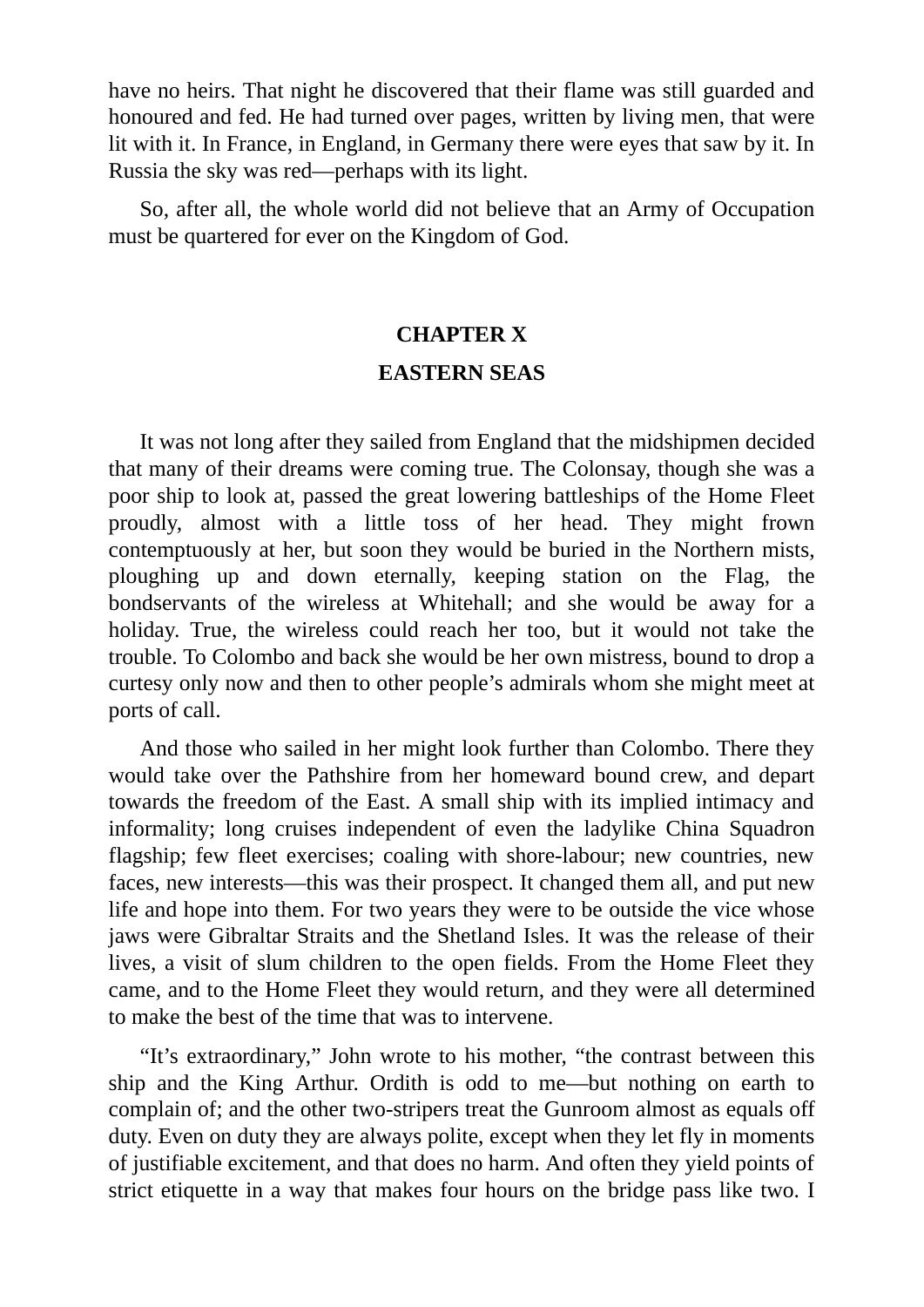have no heirs. That night he discovered that their flame was still guarded and honoured and fed. He had turned over pages, written by living men, that were lit with it. In France, in England, in Germany there were eyes that saw by it. In Russia the sky was red—perhaps with its light.

So, after all, the whole world did not believe that an Army of Occupation must be quartered for ever on the Kingdom of God.

## CHAPTER X

## EASTERN SEAS

It was not long after they sailed from England that the midshipmen decided that many of their dreams were coming true. The Colonsay, though she was a poor ship to look at, passed the great lowering battleships of the Home Fleet proudly, almost with a little toss of her head. They might frown contemptuously at her, but soon they would be buried in the Northern mists, ploughing up and down eternally, keeping station on the Flag, the bondservants of the wireless at Whitehall; and she would be away for a holiday. True, the wireless could reach her too, but it would not take the trouble. To Colombo and back she would be her own mistress, bound to drop a curtesy only now and then to other people's admirals whom she might meet at ports of call.

And those who sailed in her might look further than Colombo. There they would take over the Pathshire from her homeward bound crew, and depart towards the freedom of the East. A small ship with its implied intimacy and informality; long cruises independent of even the ladylike China Squadron flagship; few fleet exercises; coaling with shore-labour; new countries, new faces, new interests—this was their prospect. It changed them all, and put new life and hope into them. For two years they were to be outside the vice whose jaws were Gibraltar Straits and the Shetland Isles. It was the release of their lives, a visit of slum children to the open fields. From the Home Fleet they came, and to the Home Fleet they would return, and they were all determined to make the best of the time that was to intervene.

"It's extraordinary," John wrote to his mother, "the contrast between this ship and the King Arthur. Ordith is odd to me—but nothing on earth to complain of; and the other two-stripers treat the Gunroom almost as equals off duty. Even on duty they are always polite, except when they let fly in moments of justifiable excitement, and that does no harm. And often they yield points of strict etiquette in a way that makes four hours on the bridge pass like two. I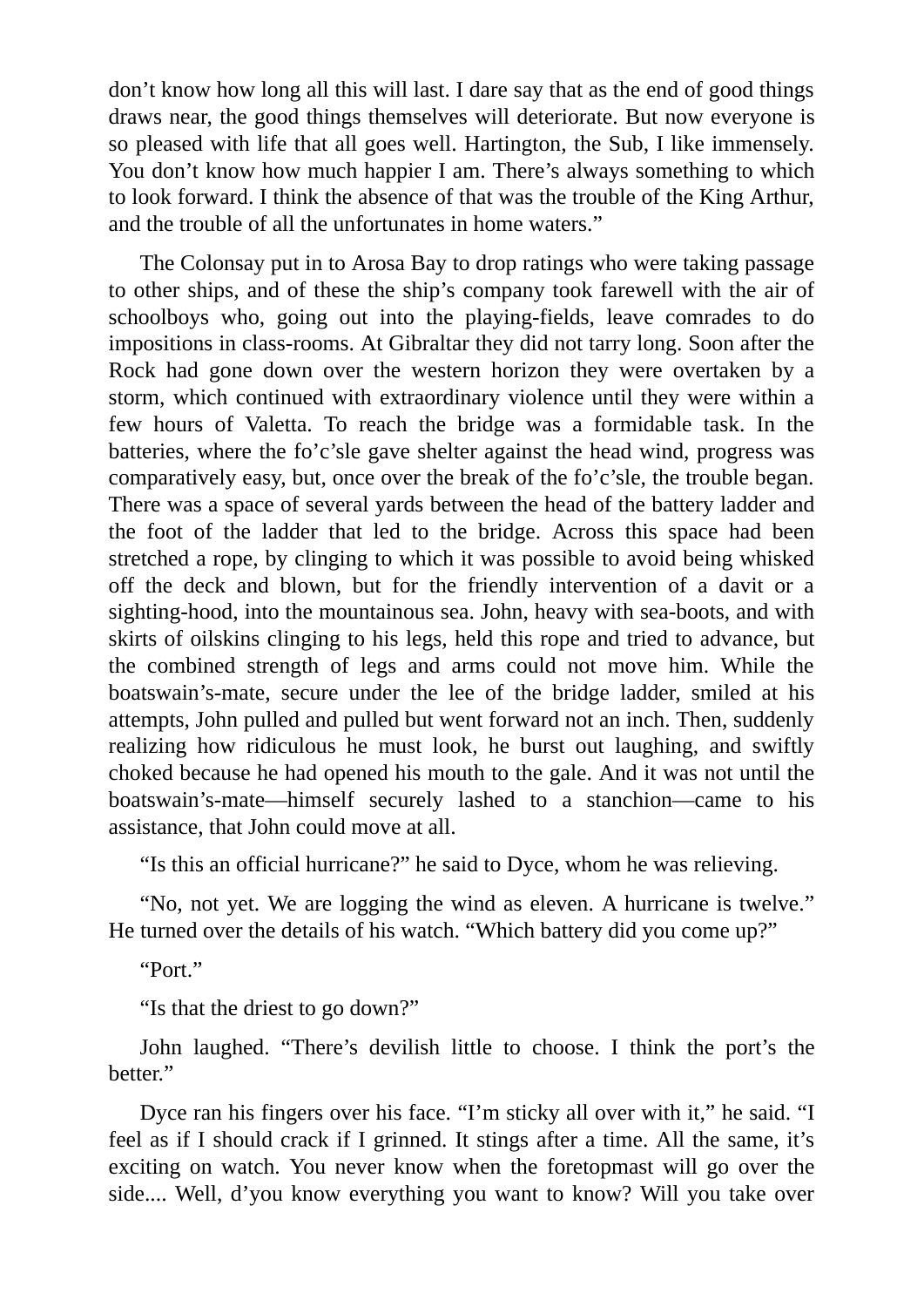don't know how long all this will last. I dare say that as the end of good things draws near, the good things themselves will deteriorate. But now everyone is so pleased with life that all goes well. Hartington, the Sub, I like immensely. You don't know how much happier I am. There's always something to which to look forward. I think the absence of that was the trouble of the King Arthur, and the trouble of all the unfortunates in home waters."

The Colonsay put in to Arosa Bay to drop ratings who were taking passage to other ships, and of these the ship's company took farewell with the air of schoolboys who, going out into the playing-fields, leave comrades to do impositions in class-rooms. At Gibraltar they did not tarry long. Soon after the Rock had gone down over the western horizon they were overtaken by a storm, which continued with extraordinary violence until they were within a few hours of Valetta. To reach the bridge was a formidable task. In the batteries, where the fo'c'sle gave shelter against the head wind, progress was comparatively easy, but, once over the break of the fo'c'sle, the trouble began. There was a space of several yards between the head of the battery ladder and the foot of the ladder that led to the bridge. Across this space had been stretched a rope, by clinging to which it was possible to avoid being whisked off the deck and blown, but for the friendly intervention of a davit or a sighting-hood, into the mountainous sea. John, heavy with sea-boots, and with skirts of oilskins clinging to his legs, held this rope and tried to advance, but the combined strength of legs and arms could not move him. While the boatswain's-mate, secure under the lee of the bridge ladder, smiled at his attempts, John pulled and pulled but went forward not an inch. Then, suddenly realizing how ridiculous he must look, he burst out laughing, and swiftly choked because he had opened his mouth to the gale. And it was not until the boatswain's-mate—himself securely lashed to a stanchion—came to his assistance, that John could move at all.

"Is this an official hurricane?" he said to Dyce, whom he was relieving.

"No, not yet. We are logging the wind as eleven. A hurricane is twelve." He turned over the details of his watch. "Which battery did you come up?"

"Port."

"Is that the driest to go down?"

John laughed. "There's devilish little to choose. I think the port's the better."

Dyce ran his fingers over his face. "I'm sticky all over with it," he said. "I feel as if I should crack if I grinned. It stings after a time. All the same, it's exciting on watch. You never know when the foretopmast will go over the side.... Well, d'you know everything you want to know? Will you take over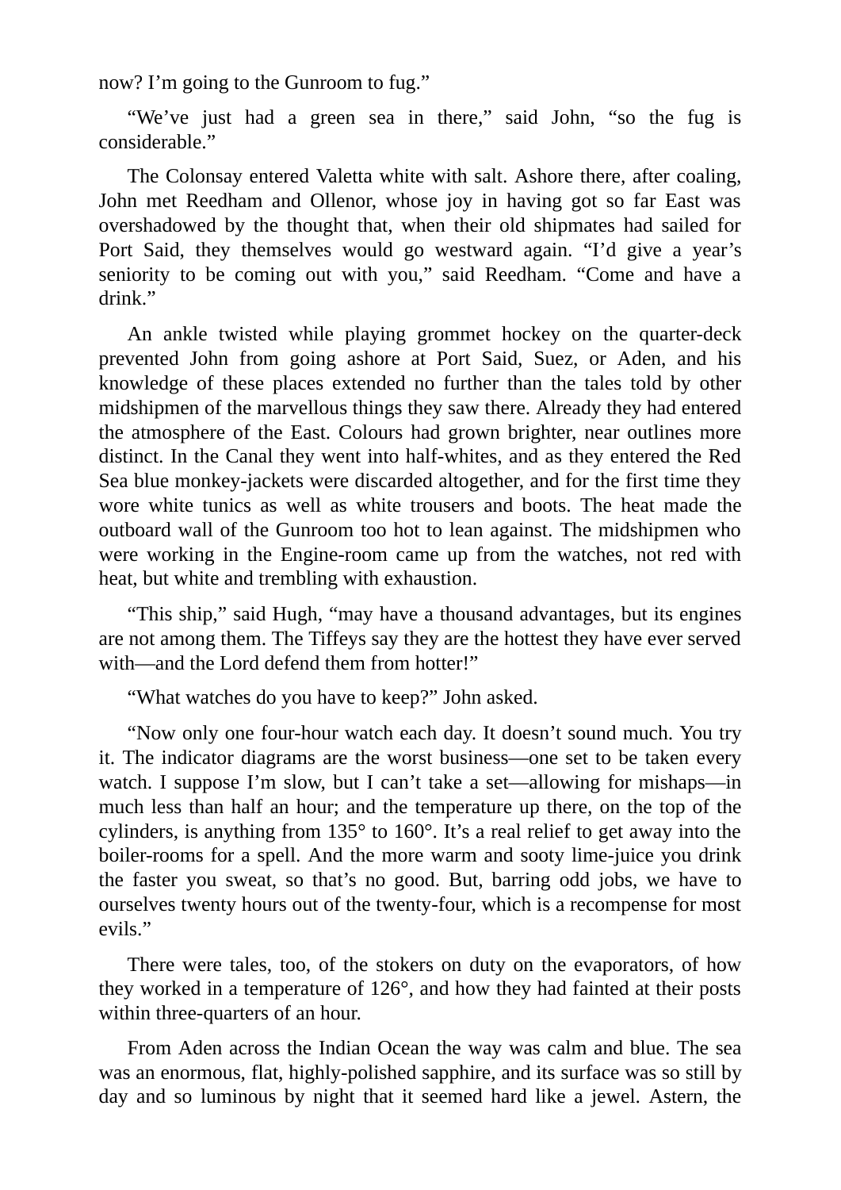now? I'm going to the Gunroom to fug."

"We've just had a green sea in there," said John, "so the fug is considerable."

The Colonsay entered Valetta white with salt. Ashore there, after coaling, John met Reedham and Ollenor, whose joy in having got so far East was overshadowed by the thought that, when their old shipmates had sailed for Port Said, they themselves would go westward again. "I'd give a year's seniority to be coming out with you," said Reedham. "Come and have a drink."

An ankle twisted while playing grommet hockey on the quarter-deck prevented John from going ashore at Port Said, Suez, or Aden, and his knowledge of these places extended no further than the tales told by other midshipmen of the marvellous things they saw there. Already they had entered the atmosphere of the East. Colours had grown brighter, near outlines more distinct. In the Canal they went into half-whites, and as they entered the Red Sea blue monkey-jackets were discarded altogether, and for the first time they wore white tunics as well as white trousers and boots. The heat made the outboard wall of the Gunroom too hot to lean against. The midshipmen who were working in the Engine-room came up from the watches, not red with heat, but white and trembling with exhaustion.

"This ship," said Hugh, "may have a thousand advantages, but its engines are not among them. The Tiffeys say they are the hottest they have ever served with—and the Lord defend them from hotter!"

"What watches do you have to keep?" John asked.

"Now only one four-hour watch each day. It doesn't sound much. You try it. The indicator diagrams are the worst business—one set to be taken every watch. I suppose I'm slow, but I can't take a set—allowing for mishaps—in much less than half an hour; and the temperature up there, on the top of the cylinders, is anything from 135° to 160°. It's a real relief to get away into the boiler-rooms for a spell. And the more warm and sooty lime-juice you drink the faster you sweat, so that's no good. But, barring odd jobs, we have to ourselves twenty hours out of the twenty-four, which is a recompense for most evils."

There were tales, too, of the stokers on duty on the evaporators, of how they worked in a temperature of 126°, and how they had fainted at their posts within three-quarters of an hour.

From Aden across the Indian Ocean the way was calm and blue. The sea was an enormous, flat, highly-polished sapphire, and its surface was so still by day and so luminous by night that it seemed hard like a jewel. Astern, the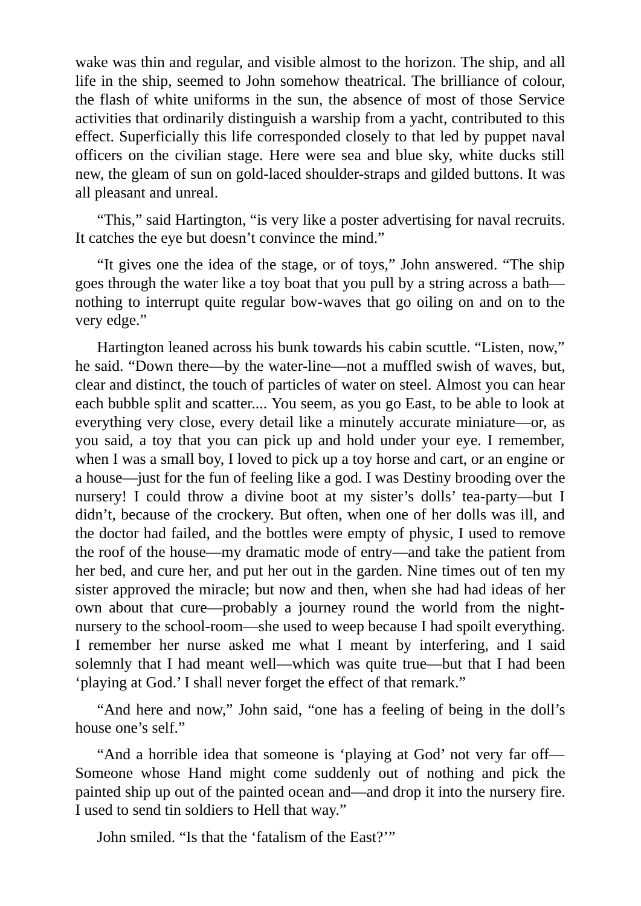wake was thin and regular, and visible almost to the horizon. The ship, and all life in the ship, seemed to John somehow theatrical. The brilliance of colour, the flash of white uniforms in the sun, the absence of most of those Service activities that ordinarily distinguish a warship from a yacht, contributed to this effect. Superficially this life corresponded closely to that led by puppet naval officers on the civilian stage. Here were sea and blue sky, white ducks still new, the gleam of sun on gold-laced shoulder-straps and gilded buttons. It was all pleasant and unreal.

"This," said Hartington, "is very like a poster advertising for naval recruits. It catches the eye but doesn't convince the mind."

"It gives one the idea of the stage, or of toys," John answered. "The ship goes through the water like a toy boat that you pull by a string across a bath—nothing to interrupt quite regular bow-waves that go oiling on and on to the very edge."

Hartington leaned across his bunk towards his cabin scuttle. "Listen, now," he said. "Down there—by the water-line—not a muffled swish of waves, but, clear and distinct, the touch of particles of water on steel. Almost you can hear each bubble split and scatter.... You seem, as you go East, to be able to look at everything very close, every detail like a minutely accurate miniature—or, as you said, a toy that you can pick up and hold under your eye. I remember, when I was a small boy, I loved to pick up a toy horse and cart, or an engine or a house—just for the fun of feeling like a god. I was Destiny brooding over the nursery! I could throw a divine boot at my sister's dolls' tea-party—but I didn't, because of the crockery. But often, when one of her dolls was ill, and the doctor had failed, and the bottles were empty of physic, I used to remove the roof of the house—my dramatic mode of entry—and take the patient from her bed, and cure her, and put her out in the garden. Nine times out of ten my sister approved the miracle; but now and then, when she had had ideas of her own about that cure—probably a journey round the world from the night-nursery to the school-room—she used to weep because I had spoilt everything. I remember her nurse asked me what I meant by interfering, and I said solemnly that I had meant well—which was quite true—but that I had been 'playing at God.' I shall never forget the effect of that remark."

"And here and now," John said, "one has a feeling of being in the doll's house one's self."

"And a horrible idea that someone is 'playing at God' not very far off—Someone whose Hand might come suddenly out of nothing and pick the painted ship up out of the painted ocean and—and drop it into the nursery fire. I used to send tin soldiers to Hell that way."

John smiled. "Is that the 'fatalism of the East?'"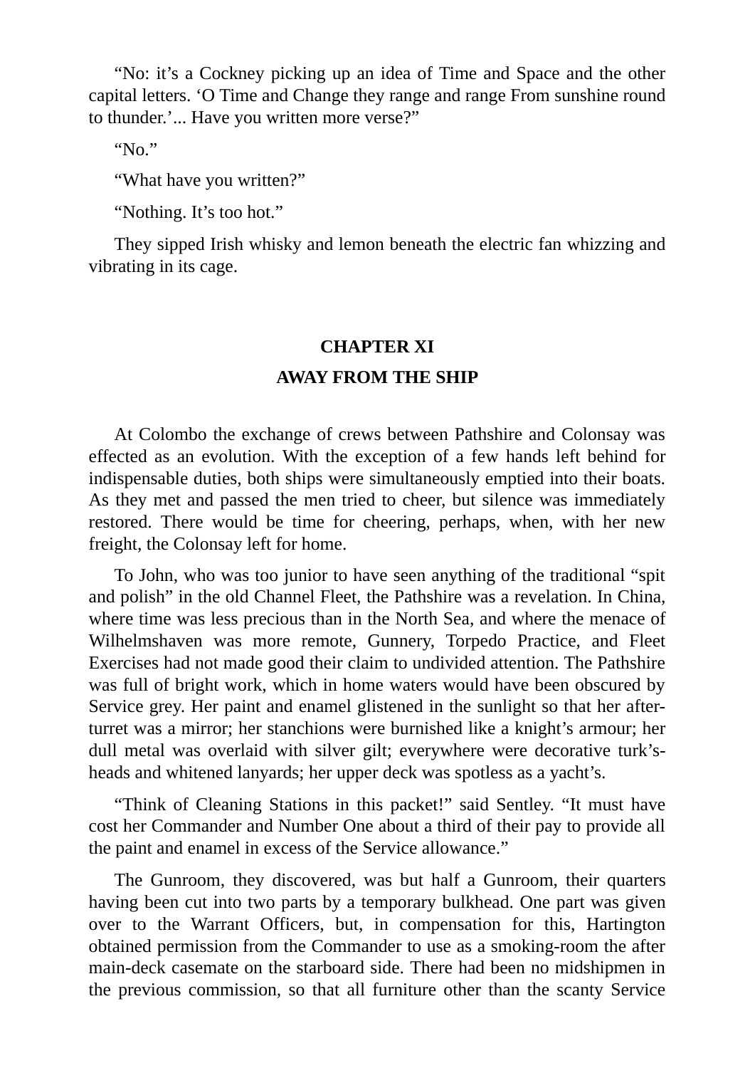"No: it's a Cockney picking up an idea of Time and Space and the other capital letters. 'O Time and Change they range and range From sunshine round to thunder.'... Have you written more verse?"

"No."

"What have you written?"

"Nothing. It's too hot."

They sipped Irish whisky and lemon beneath the electric fan whizzing and vibrating in its cage.

## CHAPTER XI

## AWAY FROM THE SHIP

At Colombo the exchange of crews between Pathshire and Colonsay was effected as an evolution. With the exception of a few hands left behind for indispensable duties, both ships were simultaneously emptied into their boats. As they met and passed the men tried to cheer, but silence was immediately restored. There would be time for cheering, perhaps, when, with her new freight, the Colonsay left for home.

To John, who was too junior to have seen anything of the traditional "spit and polish" in the old Channel Fleet, the Pathshire was a revelation. In China, where time was less precious than in the North Sea, and where the menace of Wilhelmshaven was more remote, Gunnery, Torpedo Practice, and Fleet Exercises had not made good their claim to undivided attention. The Pathshire was full of bright work, which in home waters would have been obscured by Service grey. Her paint and enamel glistened in the sunlight so that her after-turret was a mirror; her stanchions were burnished like a knight's armour; her dull metal was overlaid with silver gilt; everywhere were decorative turk's-heads and whitened lanyards; her upper deck was spotless as a yacht's.

"Think of Cleaning Stations in this packet!" said Sentley. "It must have cost her Commander and Number One about a third of their pay to provide all the paint and enamel in excess of the Service allowance."

The Gunroom, they discovered, was but half a Gunroom, their quarters having been cut into two parts by a temporary bulkhead. One part was given over to the Warrant Officers, but, in compensation for this, Hartington obtained permission from the Commander to use as a smoking-room the after main-deck casemate on the starboard side. There had been no midshipmen in the previous commission, so that all furniture other than the scanty Service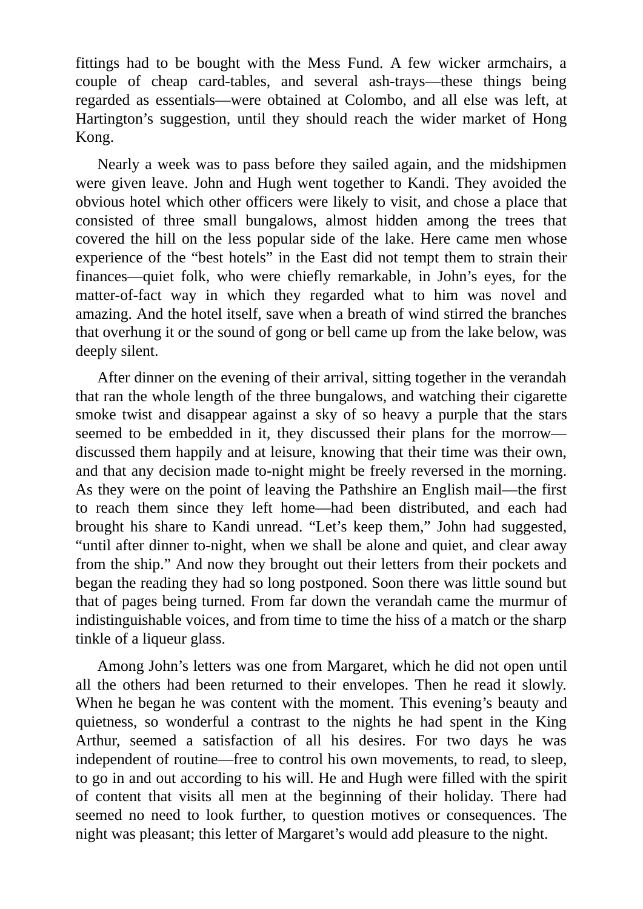fittings had to be bought with the Mess Fund. A few wicker armchairs, a couple of cheap card-tables, and several ash-trays—these things being regarded as essentials—were obtained at Colombo, and all else was left, at Hartington's suggestion, until they should reach the wider market of Hong Kong.

Nearly a week was to pass before they sailed again, and the midshipmen were given leave. John and Hugh went together to Kandi. They avoided the obvious hotel which other officers were likely to visit, and chose a place that consisted of three small bungalows, almost hidden among the trees that covered the hill on the less popular side of the lake. Here came men whose experience of the "best hotels" in the East did not tempt them to strain their finances—quiet folk, who were chiefly remarkable, in John's eyes, for the matter-of-fact way in which they regarded what to him was novel and amazing. And the hotel itself, save when a breath of wind stirred the branches that overhung it or the sound of gong or bell came up from the lake below, was deeply silent.

After dinner on the evening of their arrival, sitting together in the verandah that ran the whole length of the three bungalows, and watching their cigarette smoke twist and disappear against a sky of so heavy a purple that the stars seemed to be embedded in it, they discussed their plans for the morrow—discussed them happily and at leisure, knowing that their time was their own, and that any decision made to-night might be freely reversed in the morning. As they were on the point of leaving the Pathshire an English mail—the first to reach them since they left home—had been distributed, and each had brought his share to Kandi unread. "Let's keep them," John had suggested, "until after dinner to-night, when we shall be alone and quiet, and clear away from the ship." And now they brought out their letters from their pockets and began the reading they had so long postponed. Soon there was little sound but that of pages being turned. From far down the verandah came the murmur of indistinguishable voices, and from time to time the hiss of a match or the sharp tinkle of a liqueur glass.

Among John's letters was one from Margaret, which he did not open until all the others had been returned to their envelopes. Then he read it slowly. When he began he was content with the moment. This evening's beauty and quietness, so wonderful a contrast to the nights he had spent in the King Arthur, seemed a satisfaction of all his desires. For two days he was independent of routine—free to control his own movements, to read, to sleep, to go in and out according to his will. He and Hugh were filled with the spirit of content that visits all men at the beginning of their holiday. There had seemed no need to look further, to question motives or consequences. The night was pleasant; this letter of Margaret's would add pleasure to the night.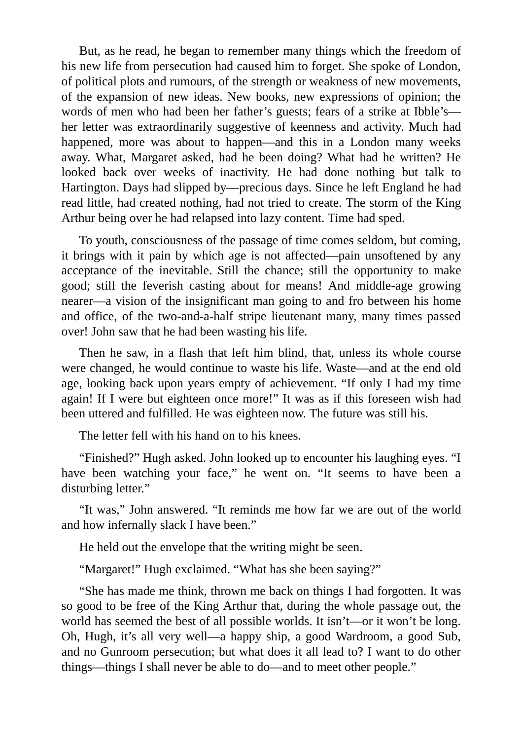But, as he read, he began to remember many things which the freedom of his new life from persecution had caused him to forget. She spoke of London, of political plots and rumours, of the strength or weakness of new movements, of the expansion of new ideas. New books, new expressions of opinion; the words of men who had been her father's guests; fears of a strike at Ibble's—her letter was extraordinarily suggestive of keenness and activity. Much had happened, more was about to happen—and this in a London many weeks away. What, Margaret asked, had he been doing? What had he written? He looked back over weeks of inactivity. He had done nothing but talk to Hartington. Days had slipped by—precious days. Since he left England he had read little, had created nothing, had not tried to create. The storm of the King Arthur being over he had relapsed into lazy content. Time had sped.

To youth, consciousness of the passage of time comes seldom, but coming, it brings with it pain by which age is not affected—pain unsoftened by any acceptance of the inevitable. Still the chance; still the opportunity to make good; still the feverish casting about for means! And middle-age growing nearer—a vision of the insignificant man going to and fro between his home and office, of the two-and-a-half stripe lieutenant many, many times passed over! John saw that he had been wasting his life.

Then he saw, in a flash that left him blind, that, unless its whole course were changed, he would continue to waste his life. Waste—and at the end old age, looking back upon years empty of achievement. "If only I had my time again! If I were but eighteen once more!" It was as if this foreseen wish had been uttered and fulfilled. He was eighteen now. The future was still his.

The letter fell with his hand on to his knees.

"Finished?" Hugh asked. John looked up to encounter his laughing eyes. "I have been watching your face," he went on. "It seems to have been a disturbing letter."

"It was," John answered. "It reminds me how far we are out of the world and how infernally slack I have been."

He held out the envelope that the writing might be seen.

"Margaret!" Hugh exclaimed. "What has she been saying?"

"She has made me think, thrown me back on things I had forgotten. It was so good to be free of the King Arthur that, during the whole passage out, the world has seemed the best of all possible worlds. It isn't—or it won't be long. Oh, Hugh, it's all very well—a happy ship, a good Wardroom, a good Sub, and no Gunroom persecution; but what does it all lead to? I want to do other things—things I shall never be able to do—and to meet other people."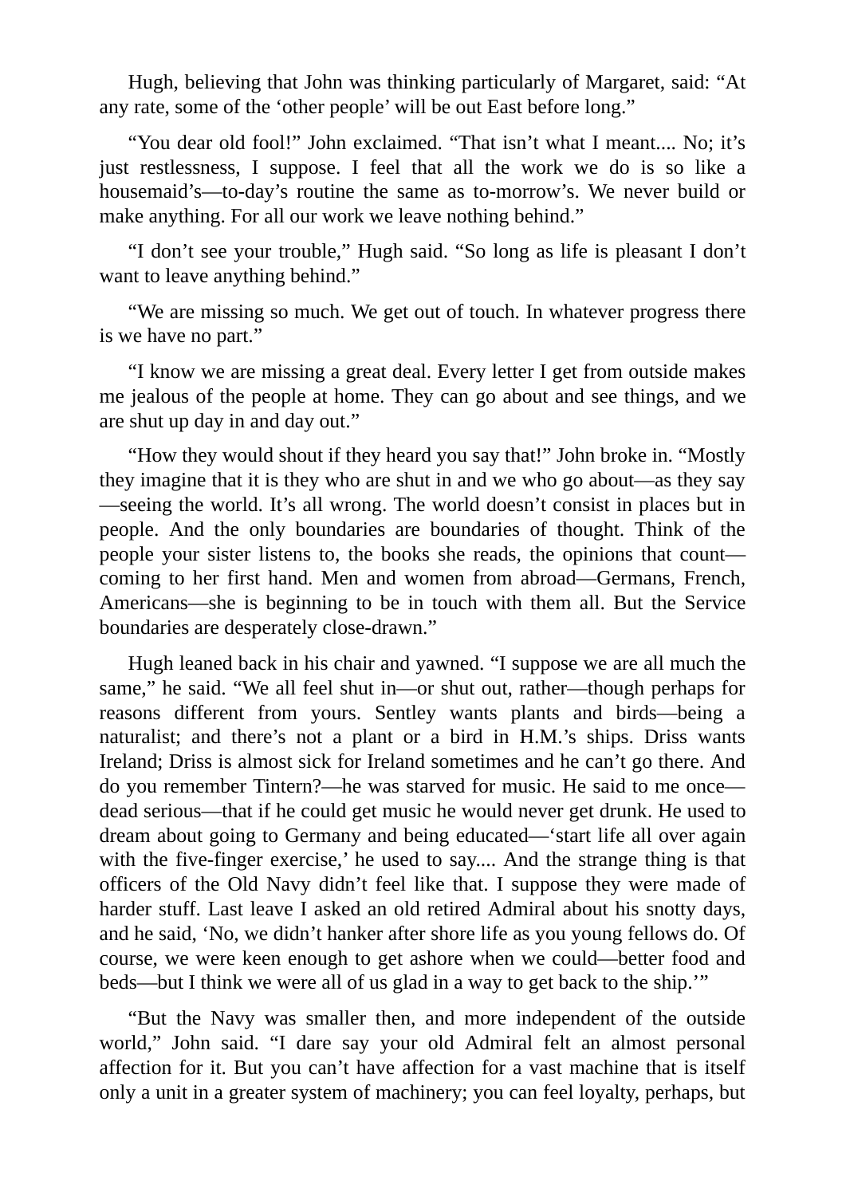Hugh, believing that John was thinking particularly of Margaret, said: "At any rate, some of the 'other people' will be out East before long."

"You dear old fool!" John exclaimed. "That isn't what I meant.... No; it's just restlessness, I suppose. I feel that all the work we do is so like a housemaid's—to-day's routine the same as to-morrow's. We never build or make anything. For all our work we leave nothing behind."

"I don't see your trouble," Hugh said. "So long as life is pleasant I don't want to leave anything behind."

"We are missing so much. We get out of touch. In whatever progress there is we have no part."

"I know we are missing a great deal. Every letter I get from outside makes me jealous of the people at home. They can go about and see things, and we are shut up day in and day out."

"How they would shout if they heard you say that!" John broke in. "Mostly they imagine that it is they who are shut in and we who go about—as they say—seeing the world. It's all wrong. The world doesn't consist in places but in people. And the only boundaries are boundaries of thought. Think of the people your sister listens to, the books she reads, the opinions that count—coming to her first hand. Men and women from abroad—Germans, French, Americans—she is beginning to be in touch with them all. But the Service boundaries are desperately close-drawn."

Hugh leaned back in his chair and yawned. "I suppose we are all much the same," he said. "We all feel shut in—or shut out, rather—though perhaps for reasons different from yours. Sentley wants plants and birds—being a naturalist; and there's not a plant or a bird in H.M.'s ships. Driss wants Ireland; Driss is almost sick for Ireland sometimes and he can't go there. And do you remember Tintern?—he was starved for music. He said to me once—dead serious—that if he could get music he would never get drunk. He used to dream about going to Germany and being educated—'start life all over again with the five-finger exercise,' he used to say.... And the strange thing is that officers of the Old Navy didn't feel like that. I suppose they were made of harder stuff. Last leave I asked an old retired Admiral about his snotty days, and he said, 'No, we didn't hanker after shore life as you young fellows do. Of course, we were keen enough to get ashore when we could—better food and beds—but I think we were all of us glad in a way to get back to the ship.'"

"But the Navy was smaller then, and more independent of the outside world," John said. "I dare say your old Admiral felt an almost personal affection for it. But you can't have affection for a vast machine that is itself only a unit in a greater system of machinery; you can feel loyalty, perhaps, but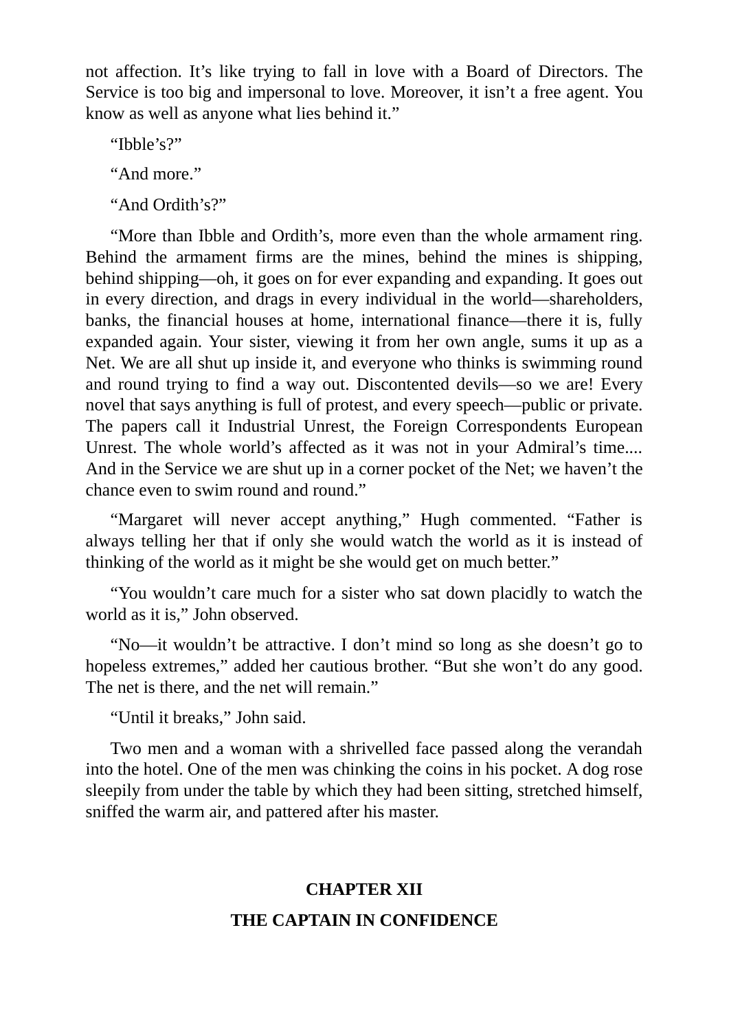not affection. It’s like trying to fall in love with a Board of Directors. The Service is too big and impersonal to love. Moreover, it isn’t a free agent. You know as well as anyone what lies behind it.”

“Ibble’s?”

“And more.”

“And Ordith’s?”

“More than Ibble and Ordith’s, more even than the whole armament ring. Behind the armament firms are the mines, behind the mines is shipping, behind shipping—oh, it goes on for ever expanding and expanding. It goes out in every direction, and drags in every individual in the world—shareholders, banks, the financial houses at home, international finance—there it is, fully expanded again. Your sister, viewing it from her own angle, sums it up as a Net. We are all shut up inside it, and everyone who thinks is swimming round and round trying to find a way out. Discontented devils—so we are! Every novel that says anything is full of protest, and every speech—public or private. The papers call it Industrial Unrest, the Foreign Correspondents European Unrest. The whole world’s affected as it was not in your Admiral’s time.... And in the Service we are shut up in a corner pocket of the Net; we haven’t the chance even to swim round and round.”

“Margaret will never accept anything,” Hugh commented. “Father is always telling her that if only she would watch the world as it is instead of thinking of the world as it might be she would get on much better.”

“You wouldn’t care much for a sister who sat down placidly to watch the world as it is,” John observed.

“No—it wouldn’t be attractive. I don’t mind so long as she doesn’t go to hopeless extremes,” added her cautious brother. “But she won’t do any good. The net is there, and the net will remain.”

“Until it breaks,” John said.

Two men and a woman with a shrivelled face passed along the verandah into the hotel. One of the men was chinking the coins in his pocket. A dog rose sleepily from under the table by which they had been sitting, stretched himself, sniffed the warm air, and pattered after his master.

## CHAPTER XII

## THE CAPTAIN IN CONFIDENCE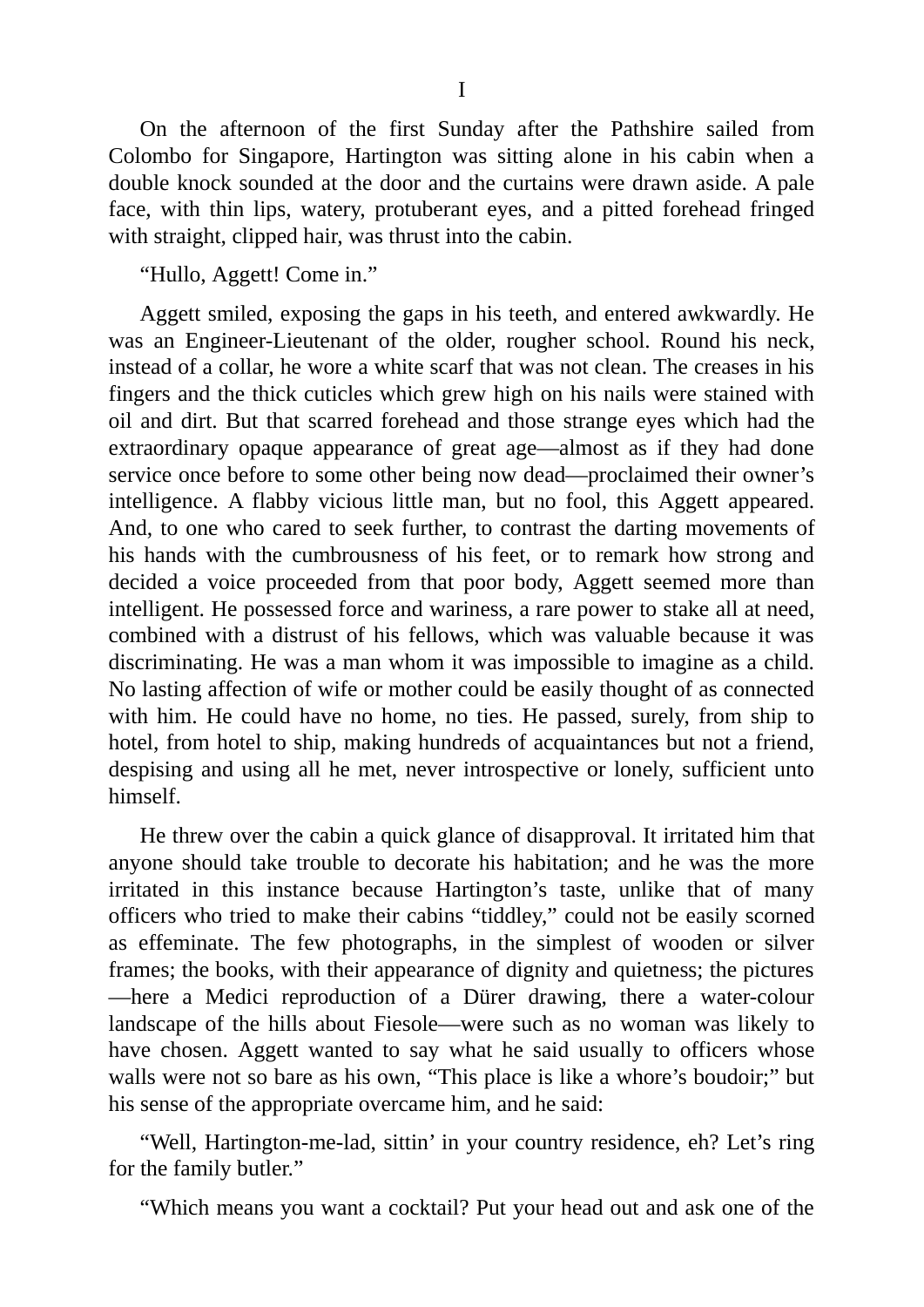# I

On the afternoon of the first Sunday after the Pathshire sailed from Colombo for Singapore, Hartington was sitting alone in his cabin when a double knock sounded at the door and the curtains were drawn aside. A pale face, with thin lips, watery, protuberant eyes, and a pitted forehead fringed with straight, clipped hair, was thrust into the cabin.

"Hullo, Aggett! Come in."

Aggett smiled, exposing the gaps in his teeth, and entered awkwardly. He was an Engineer-Lieutenant of the older, rougher school. Round his neck, instead of a collar, he wore a white scarf that was not clean. The creases in his fingers and the thick cuticles which grew high on his nails were stained with oil and dirt. But that scarred forehead and those strange eyes which had the extraordinary opaque appearance of great age—almost as if they had done service once before to some other being now dead—proclaimed their owner's intelligence. A flabby vicious little man, but no fool, this Aggett appeared. And, to one who cared to seek further, to contrast the darting movements of his hands with the cumbrousness of his feet, or to remark how strong and decided a voice proceeded from that poor body, Aggett seemed more than intelligent. He possessed force and wariness, a rare power to stake all at need, combined with a distrust of his fellows, which was valuable because it was discriminating. He was a man whom it was impossible to imagine as a child. No lasting affection of wife or mother could be easily thought of as connected with him. He could have no home, no ties. He passed, surely, from ship to hotel, from hotel to ship, making hundreds of acquaintances but not a friend, despising and using all he met, never introspective or lonely, sufficient unto himself.

He threw over the cabin a quick glance of disapproval. It irritated him that anyone should take trouble to decorate his habitation; and he was the more irritated in this instance because Hartington's taste, unlike that of many officers who tried to make their cabins "tiddley," could not be easily scorned as effeminate. The few photographs, in the simplest of wooden or silver frames; the books, with their appearance of dignity and quietness; the pictures—here a Medici reproduction of a Dürer drawing, there a water-colour landscape of the hills about Fiesole—were such as no woman was likely to have chosen. Aggett wanted to say what he said usually to officers whose walls were not so bare as his own, "This place is like a whore's boudoir;" but his sense of the appropriate overcame him, and he said:

"Well, Hartington-me-lad, sittin' in your country residence, eh? Let's ring for the family butler."

"Which means you want a cocktail? Put your head out and ask one of the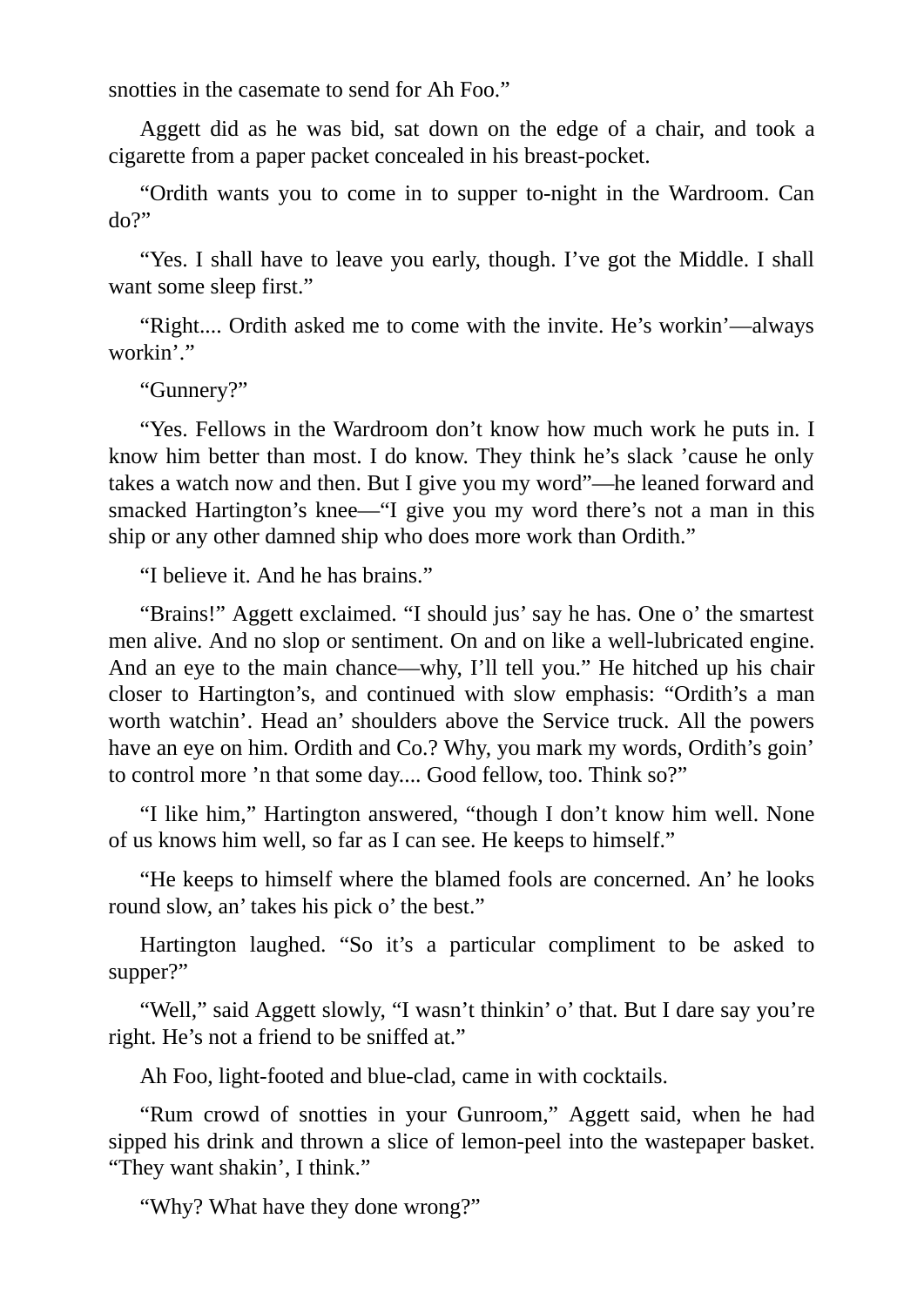snotties in the casemate to send for Ah Foo.”

Aggett did as he was bid, sat down on the edge of a chair, and took a cigarette from a paper packet concealed in his breast-pocket.

“Ordith wants you to come in to supper to-night in the Wardroom. Can do?”

“Yes. I shall have to leave you early, though. I’ve got the Middle. I shall want some sleep first.”

“Right.... Ordith asked me to come with the invite. He’s workin’—always workin’.”

“Gunnery?”

“Yes. Fellows in the Wardroom don’t know how much work he puts in. I know him better than most. I do know. They think he’s slack ’cause he only takes a watch now and then. But I give you my word”—he leaned forward and smacked Hartington’s knee—“I give you my word there’s not a man in this ship or any other damned ship who does more work than Ordith.”

“I believe it. And he has brains.”

“Brains!” Aggett exclaimed. “I should jus’ say he has. One o’ the smartest men alive. And no slop or sentiment. On and on like a well-lubricated engine. And an eye to the main chance—why, I’ll tell you.” He hitched up his chair closer to Hartington’s, and continued with slow emphasis: “Ordith’s a man worth watchin’. Head an’ shoulders above the Service truck. All the powers have an eye on him. Ordith and Co.? Why, you mark my words, Ordith’s goin’ to control more ’n that some day.... Good fellow, too. Think so?”

“I like him,” Hartington answered, “though I don’t know him well. None of us knows him well, so far as I can see. He keeps to himself.”

“He keeps to himself where the blamed fools are concerned. An’ he looks round slow, an’ takes his pick o’ the best.”

Hartington laughed. “So it’s a particular compliment to be asked to supper?”

“Well,” said Aggett slowly, “I wasn’t thinkin’ o’ that. But I dare say you’re right. He’s not a friend to be sniffed at.”

Ah Foo, light-footed and blue-clad, came in with cocktails.

“Rum crowd of snotties in your Gunroom,” Aggett said, when he had sipped his drink and thrown a slice of lemon-peel into the wastepaper basket. “They want shakin’, I think.”

“Why? What have they done wrong?”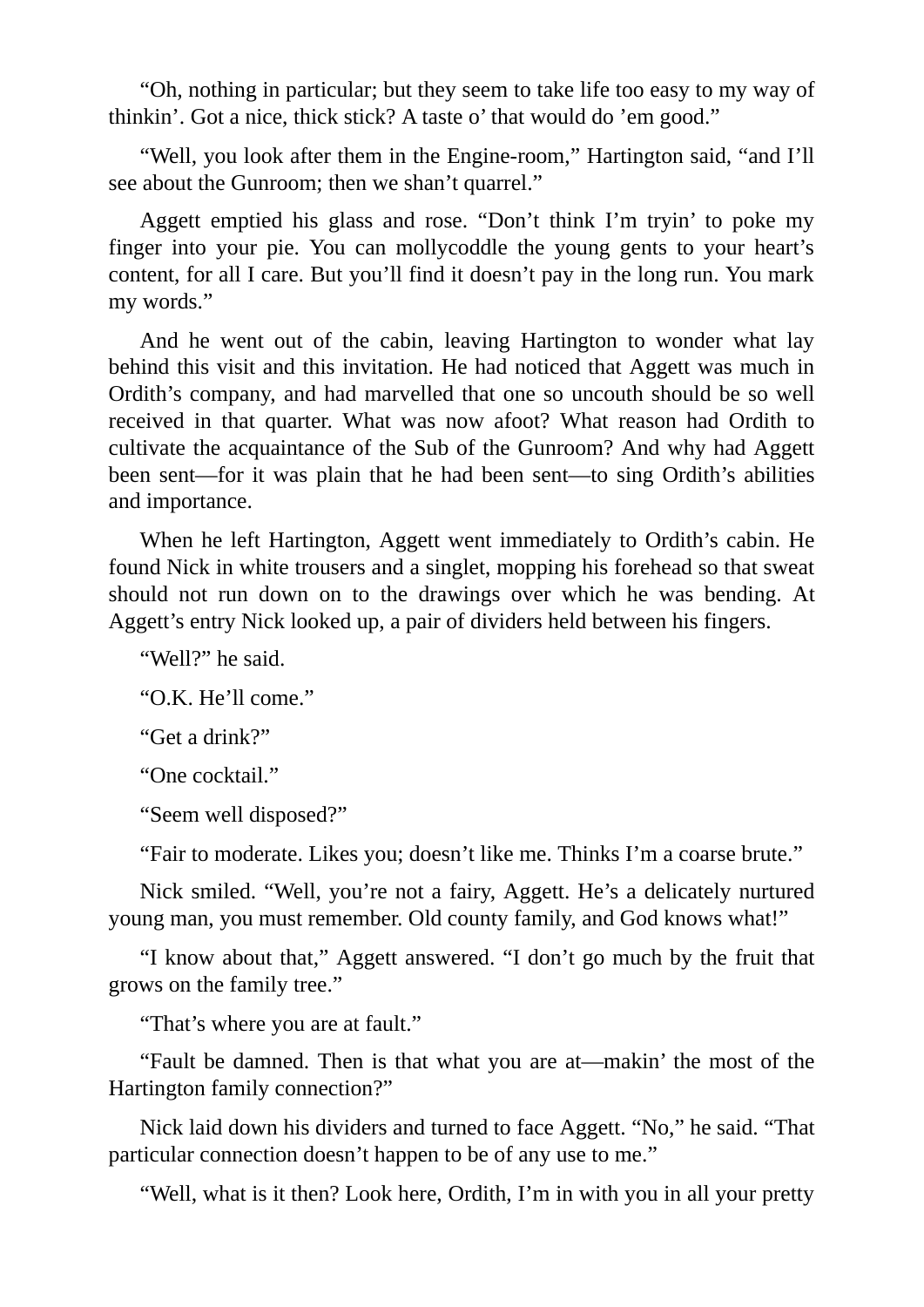"Oh, nothing in particular; but they seem to take life too easy to my way of thinkin'. Got a nice, thick stick? A taste o' that would do 'em good."

"Well, you look after them in the Engine-room," Hartington said, "and I'll see about the Gunroom; then we shan't quarrel."

Aggett emptied his glass and rose. "Don't think I'm tryin' to poke my finger into your pie. You can mollycoddle the young gents to your heart's content, for all I care. But you'll find it doesn't pay in the long run. You mark my words."

And he went out of the cabin, leaving Hartington to wonder what lay behind this visit and this invitation. He had noticed that Aggett was much in Ordith's company, and had marvelled that one so uncouth should be so well received in that quarter. What was now afoot? What reason had Ordith to cultivate the acquaintance of the Sub of the Gunroom? And why had Aggett been sent—for it was plain that he had been sent—to sing Ordith's abilities and importance.

When he left Hartington, Aggett went immediately to Ordith's cabin. He found Nick in white trousers and a singlet, mopping his forehead so that sweat should not run down on to the drawings over which he was bending. At Aggett's entry Nick looked up, a pair of dividers held between his fingers.

"Well?" he said.

"O.K. He'll come."

"Get a drink?"

"One cocktail."

"Seem well disposed?"

"Fair to moderate. Likes you; doesn't like me. Thinks I'm a coarse brute."

Nick smiled. "Well, you're not a fairy, Aggett. He's a delicately nurtured young man, you must remember. Old county family, and God knows what!"

"I know about that," Aggett answered. "I don't go much by the fruit that grows on the family tree."

"That's where you are at fault."

"Fault be damned. Then is that what you are at—makin' the most of the Hartington family connection?"

Nick laid down his dividers and turned to face Aggett. "No," he said. "That particular connection doesn't happen to be of any use to me."

"Well, what is it then? Look here, Ordith, I'm in with you in all your pretty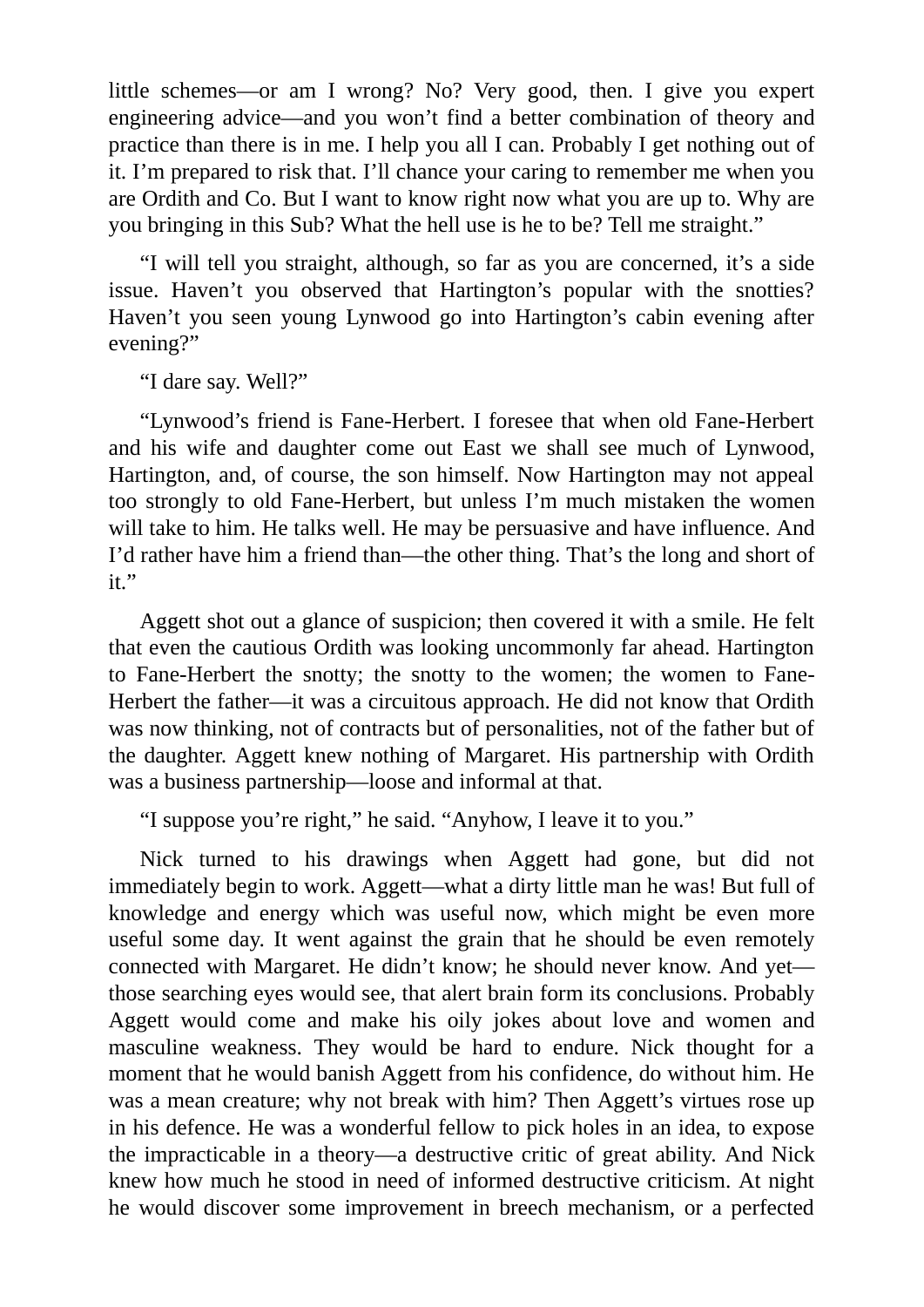little schemes—or am I wrong? No? Very good, then. I give you expert engineering advice—and you won't find a better combination of theory and practice than there is in me. I help you all I can. Probably I get nothing out of it. I'm prepared to risk that. I'll chance your caring to remember me when you are Ordith and Co. But I want to know right now what you are up to. Why are you bringing in this Sub? What the hell use is he to be? Tell me straight."

"I will tell you straight, although, so far as you are concerned, it's a side issue. Haven't you observed that Hartington's popular with the snotties? Haven't you seen young Lynwood go into Hartington's cabin evening after evening?"

"I dare say. Well?"

"Lynwood's friend is Fane-Herbert. I foresee that when old Fane-Herbert and his wife and daughter come out East we shall see much of Lynwood, Hartington, and, of course, the son himself. Now Hartington may not appeal too strongly to old Fane-Herbert, but unless I'm much mistaken the women will take to him. He talks well. He may be persuasive and have influence. And I'd rather have him a friend than—the other thing. That's the long and short of it."

Aggett shot out a glance of suspicion; then covered it with a smile. He felt that even the cautious Ordith was looking uncommonly far ahead. Hartington to Fane-Herbert the snotty; the snotty to the women; the women to Fane-Herbert the father—it was a circuitous approach. He did not know that Ordith was now thinking, not of contracts but of personalities, not of the father but of the daughter. Aggett knew nothing of Margaret. His partnership with Ordith was a business partnership—loose and informal at that.

"I suppose you're right," he said. "Anyhow, I leave it to you."

Nick turned to his drawings when Aggett had gone, but did not immediately begin to work. Aggett—what a dirty little man he was! But full of knowledge and energy which was useful now, which might be even more useful some day. It went against the grain that he should be even remotely connected with Margaret. He didn't know; he should never know. And yet—those searching eyes would see, that alert brain form its conclusions. Probably Aggett would come and make his oily jokes about love and women and masculine weakness. They would be hard to endure. Nick thought for a moment that he would banish Aggett from his confidence, do without him. He was a mean creature; why not break with him? Then Aggett's virtues rose up in his defence. He was a wonderful fellow to pick holes in an idea, to expose the impracticable in a theory—a destructive critic of great ability. And Nick knew how much he stood in need of informed destructive criticism. At night he would discover some improvement in breech mechanism, or a perfected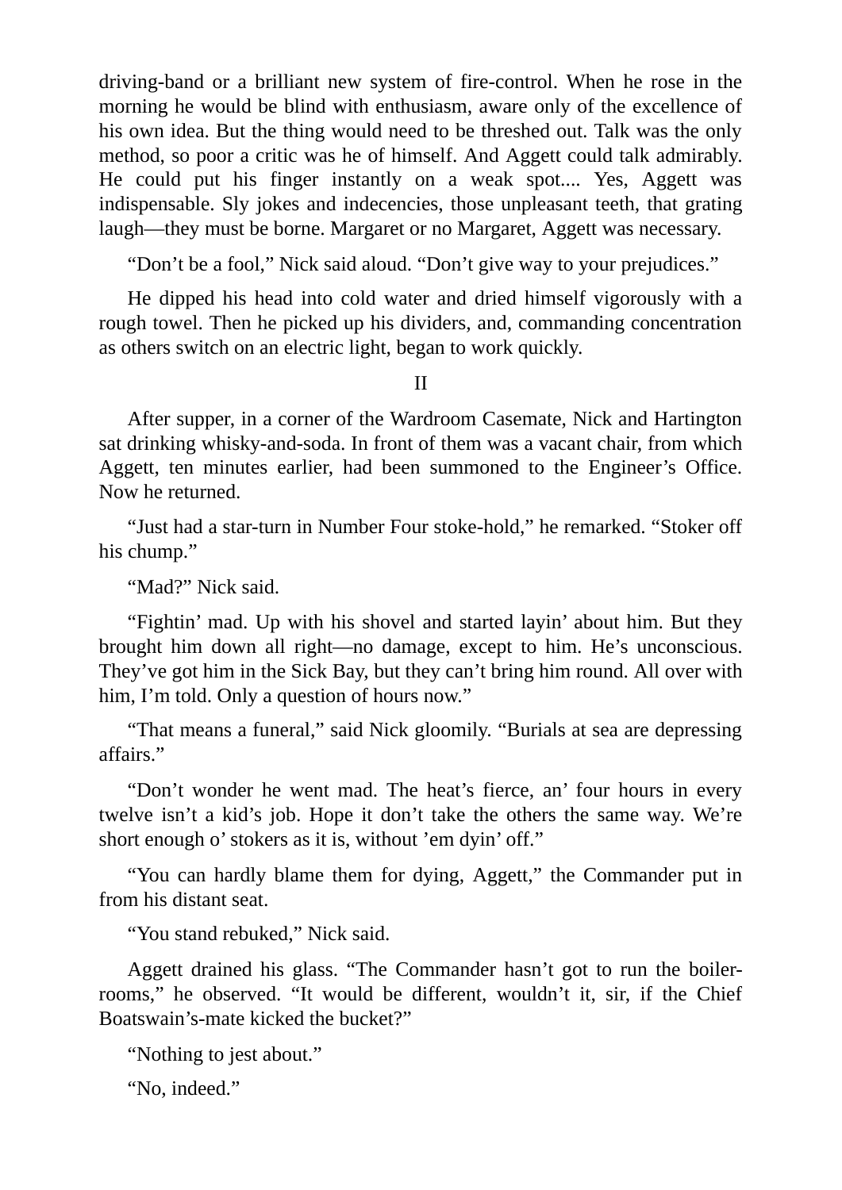driving-band or a brilliant new system of fire-control. When he rose in the morning he would be blind with enthusiasm, aware only of the excellence of his own idea. But the thing would need to be threshed out. Talk was the only method, so poor a critic was he of himself. And Aggett could talk admirably. He could put his finger instantly on a weak spot.... Yes, Aggett was indispensable. Sly jokes and indecencies, those unpleasant teeth, that grating laugh—they must be borne. Margaret or no Margaret, Aggett was necessary.

"Don't be a fool," Nick said aloud. "Don't give way to your prejudices."

He dipped his head into cold water and dried himself vigorously with a rough towel. Then he picked up his dividers, and, commanding concentration as others switch on an electric light, began to work quickly.

## II

After supper, in a corner of the Wardroom Casemate, Nick and Hartington sat drinking whisky-and-soda. In front of them was a vacant chair, from which Aggett, ten minutes earlier, had been summoned to the Engineer's Office. Now he returned.

"Just had a star-turn in Number Four stoke-hold," he remarked. "Stoker off his chump."

"Mad?" Nick said.

"Fightin' mad. Up with his shovel and started layin' about him. But they brought him down all right—no damage, except to him. He's unconscious. They've got him in the Sick Bay, but they can't bring him round. All over with him, I'm told. Only a question of hours now."

"That means a funeral," said Nick gloomily. "Burials at sea are depressing affairs."

"Don't wonder he went mad. The heat's fierce, an' four hours in every twelve isn't a kid's job. Hope it don't take the others the same way. We're short enough o' stokers as it is, without 'em dyin' off."

"You can hardly blame them for dying, Aggett," the Commander put in from his distant seat.

"You stand rebuked," Nick said.

Aggett drained his glass. "The Commander hasn't got to run the boiler-rooms," he observed. "It would be different, wouldn't it, sir, if the Chief Boatswain's-mate kicked the bucket?"

"Nothing to jest about."

"No, indeed."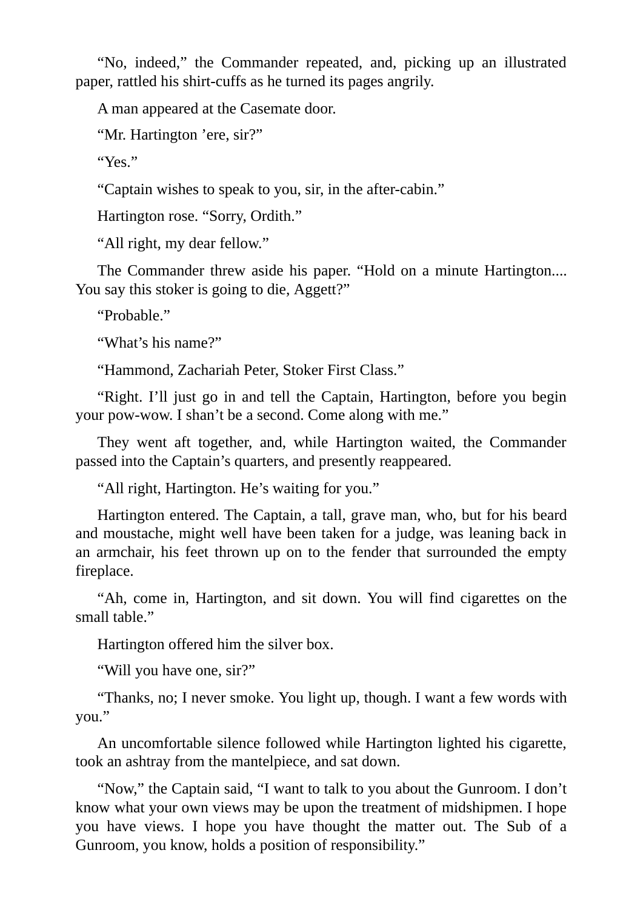“No, indeed,” the Commander repeated, and, picking up an illustrated paper, rattled his shirt-cuffs as he turned its pages angrily.

A man appeared at the Casemate door.

“Mr. Hartington ’ere, sir?”

“Yes.”

“Captain wishes to speak to you, sir, in the after-cabin.”

Hartington rose. “Sorry, Ordith.”

“All right, my dear fellow.”

The Commander threw aside his paper. “Hold on a minute Hartington.... You say this stoker is going to die, Aggett?”

“Probable.”

“What’s his name?”

“Hammond, Zachariah Peter, Stoker First Class.”

“Right. I’ll just go in and tell the Captain, Hartington, before you begin your pow-wow. I shan’t be a second. Come along with me.”

They went aft together, and, while Hartington waited, the Commander passed into the Captain’s quarters, and presently reappeared.

“All right, Hartington. He’s waiting for you.”

Hartington entered. The Captain, a tall, grave man, who, but for his beard and moustache, might well have been taken for a judge, was leaning back in an armchair, his feet thrown up on to the fender that surrounded the empty fireplace.

“Ah, come in, Hartington, and sit down. You will find cigarettes on the small table.”

Hartington offered him the silver box.

“Will you have one, sir?”

“Thanks, no; I never smoke. You light up, though. I want a few words with you.”

An uncomfortable silence followed while Hartington lighted his cigarette, took an ashtray from the mantelpiece, and sat down.

“Now,” the Captain said, “I want to talk to you about the Gunroom. I don’t know what your own views may be upon the treatment of midshipmen. I hope you have views. I hope you have thought the matter out. The Sub of a Gunroom, you know, holds a position of responsibility.”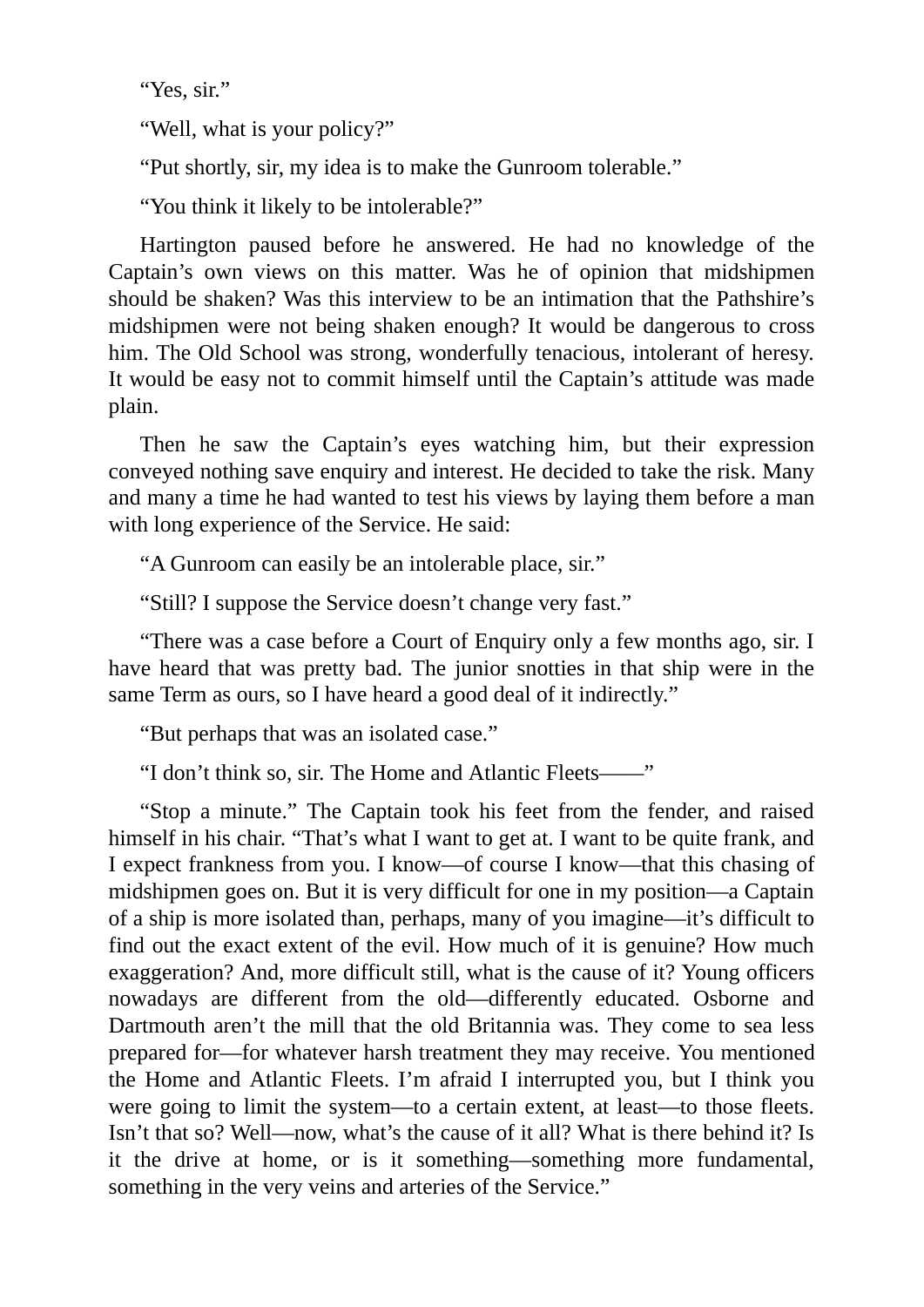“Yes, sir.”

“Well, what is your policy?”

“Put shortly, sir, my idea is to make the Gunroom tolerable.”

“You think it likely to be intolerable?”

Hartington paused before he answered. He had no knowledge of the Captain’s own views on this matter. Was he of opinion that midshipmen should be shaken? Was this interview to be an intimation that the Pathshire’s midshipmen were not being shaken enough? It would be dangerous to cross him. The Old School was strong, wonderfully tenacious, intolerant of heresy. It would be easy not to commit himself until the Captain’s attitude was made plain.

Then he saw the Captain’s eyes watching him, but their expression conveyed nothing save enquiry and interest. He decided to take the risk. Many and many a time he had wanted to test his views by laying them before a man with long experience of the Service. He said:

“A Gunroom can easily be an intolerable place, sir.”

“Still? I suppose the Service doesn’t change very fast.”

“There was a case before a Court of Enquiry only a few months ago, sir. I have heard that was pretty bad. The junior snotties in that ship were in the same Term as ours, so I have heard a good deal of it indirectly.”

“But perhaps that was an isolated case.”

“I don’t think so, sir. The Home and Atlantic Fleets——”

“Stop a minute.” The Captain took his feet from the fender, and raised himself in his chair. “That’s what I want to get at. I want to be quite frank, and I expect frankness from you. I know—of course I know—that this chasing of midshipmen goes on. But it is very difficult for one in my position—a Captain of a ship is more isolated than, perhaps, many of you imagine—it’s difficult to find out the exact extent of the evil. How much of it is genuine? How much exaggeration? And, more difficult still, what is the cause of it? Young officers nowadays are different from the old—differently educated. Osborne and Dartmouth aren’t the mill that the old Britannia was. They come to sea less prepared for—for whatever harsh treatment they may receive. You mentioned the Home and Atlantic Fleets. I’m afraid I interrupted you, but I think you were going to limit the system—to a certain extent, at least—to those fleets. Isn’t that so? Well—now, what’s the cause of it all? What is there behind it? Is it the drive at home, or is it something—something more fundamental, something in the very veins and arteries of the Service.”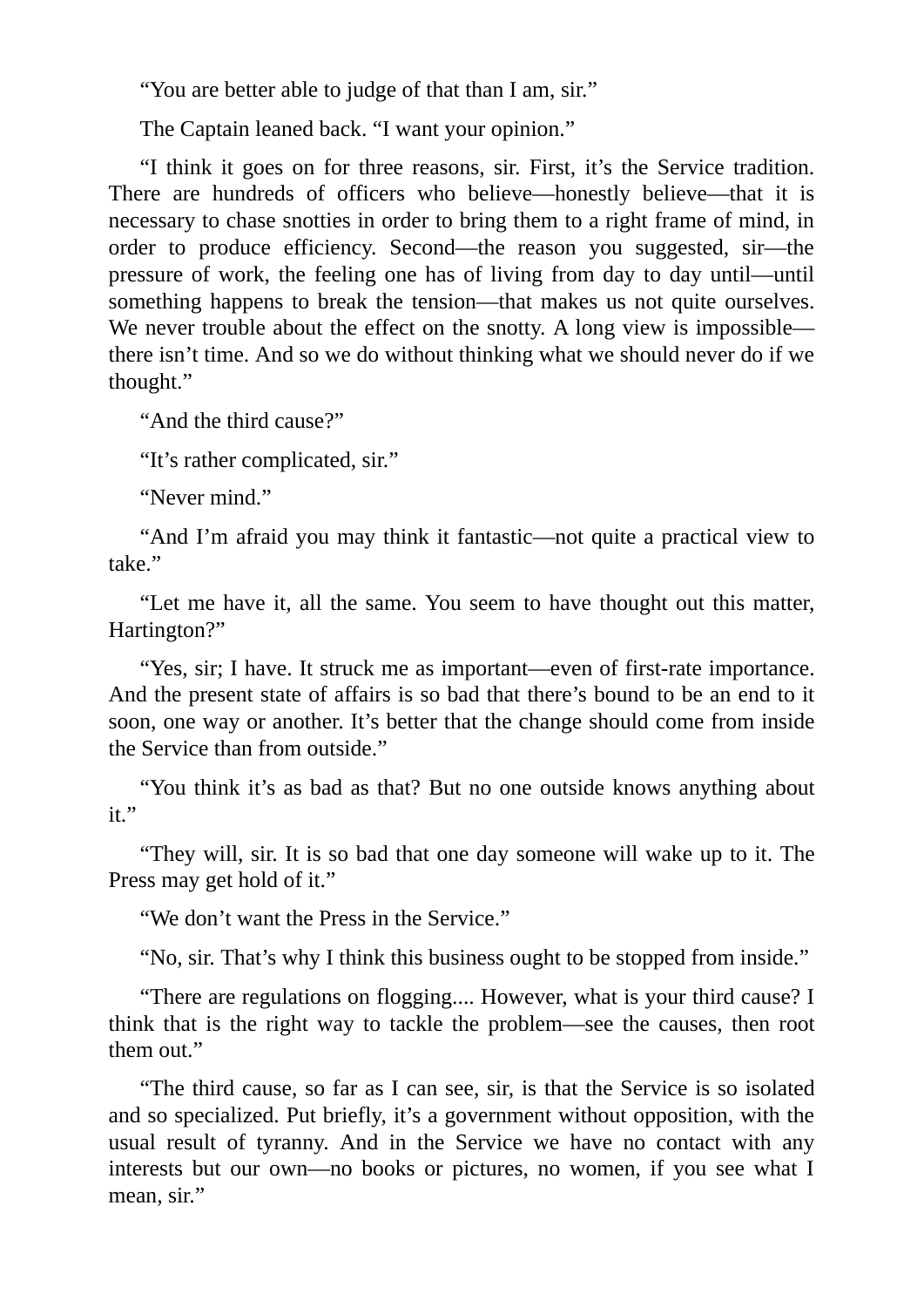“You are better able to judge of that than I am, sir.”

The Captain leaned back. “I want your opinion.”

“I think it goes on for three reasons, sir. First, it’s the Service tradition. There are hundreds of officers who believe—honestly believe—that it is necessary to chase snotties in order to bring them to a right frame of mind, in order to produce efficiency. Second—the reason you suggested, sir—the pressure of work, the feeling one has of living from day to day until—until something happens to break the tension—that makes us not quite ourselves. We never trouble about the effect on the snotty. A long view is impossible—there isn’t time. And so we do without thinking what we should never do if we thought.”

“And the third cause?”

“It’s rather complicated, sir.”

“Never mind.”

“And I’m afraid you may think it fantastic—not quite a practical view to take.”

“Let me have it, all the same. You seem to have thought out this matter, Hartington?”

“Yes, sir; I have. It struck me as important—even of first-rate importance. And the present state of affairs is so bad that there’s bound to be an end to it soon, one way or another. It’s better that the change should come from inside the Service than from outside.”

“You think it’s as bad as that? But no one outside knows anything about it.”

“They will, sir. It is so bad that one day someone will wake up to it. The Press may get hold of it.”

“We don’t want the Press in the Service.”

“No, sir. That’s why I think this business ought to be stopped from inside.”

“There are regulations on flogging.... However, what is your third cause? I think that is the right way to tackle the problem—see the causes, then root them out.”

“The third cause, so far as I can see, sir, is that the Service is so isolated and so specialized. Put briefly, it’s a government without opposition, with the usual result of tyranny. And in the Service we have no contact with any interests but our own—no books or pictures, no women, if you see what I mean, sir.”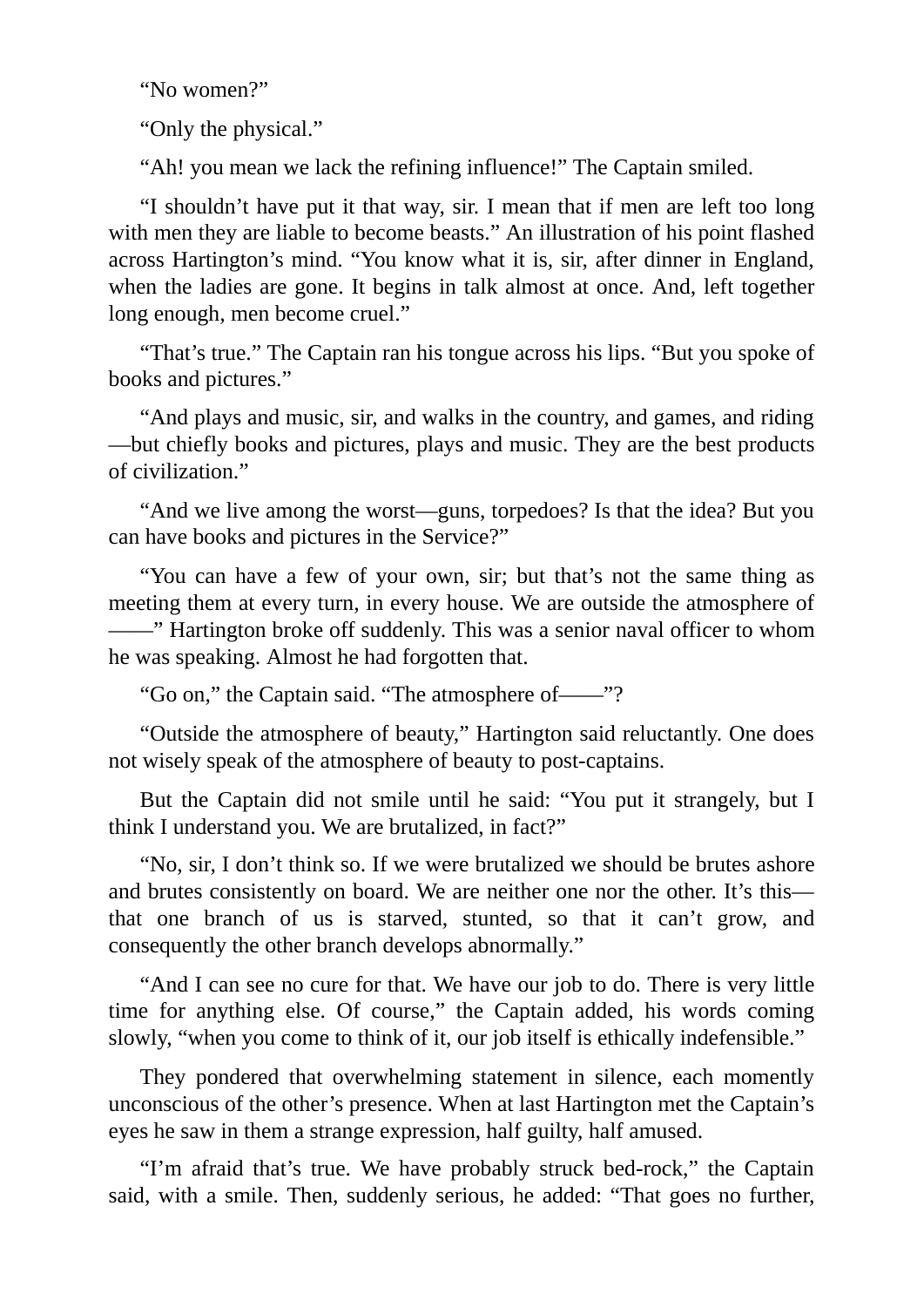“No women?”

“Only the physical.”

“Ah! you mean we lack the refining influence!” The Captain smiled.

“I shouldn’t have put it that way, sir. I mean that if men are left too long with men they are liable to become beasts.” An illustration of his point flashed across Hartington’s mind. “You know what it is, sir, after dinner in England, when the ladies are gone. It begins in talk almost at once. And, left together long enough, men become cruel.”

“That’s true.” The Captain ran his tongue across his lips. “But you spoke of books and pictures.”

“And plays and music, sir, and walks in the country, and games, and riding—but chiefly books and pictures, plays and music. They are the best products of civilization.”

“And we live among the worst—guns, torpedoes? Is that the idea? But you can have books and pictures in the Service?”

“You can have a few of your own, sir; but that’s not the same thing as meeting them at every turn, in every house. We are outside the atmosphere of ——” Hartington broke off suddenly. This was a senior naval officer to whom he was speaking. Almost he had forgotten that.

“Go on,” the Captain said. “The atmosphere of——”?

“Outside the atmosphere of beauty,” Hartington said reluctantly. One does not wisely speak of the atmosphere of beauty to post-captains.

But the Captain did not smile until he said: “You put it strangely, but I think I understand you. We are brutalized, in fact?”

“No, sir, I don’t think so. If we were brutalized we should be brutes ashore and brutes consistently on board. We are neither one nor the other. It’s this—that one branch of us is starved, stunted, so that it can’t grow, and consequently the other branch develops abnormally.”

“And I can see no cure for that. We have our job to do. There is very little time for anything else. Of course,” the Captain added, his words coming slowly, “when you come to think of it, our job itself is ethically indefensible.”

They pondered that overwhelming statement in silence, each momently unconscious of the other’s presence. When at last Hartington met the Captain’s eyes he saw in them a strange expression, half guilty, half amused.

“I’m afraid that’s true. We have probably struck bed-rock,” the Captain said, with a smile. Then, suddenly serious, he added: “That goes no further,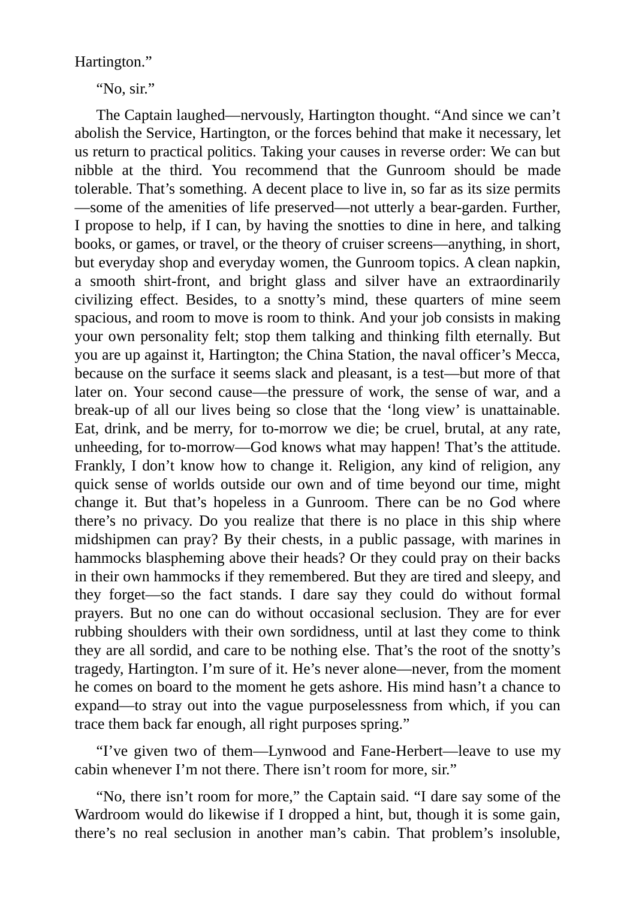Hartington."

"No, sir."

The Captain laughed—nervously, Hartington thought. "And since we can't abolish the Service, Hartington, or the forces behind that make it necessary, let us return to practical politics. Taking your causes in reverse order: We can but nibble at the third. You recommend that the Gunroom should be made tolerable. That's something. A decent place to live in, so far as its size permits—some of the amenities of life preserved—not utterly a bear-garden. Further, I propose to help, if I can, by having the snotties to dine in here, and talking books, or games, or travel, or the theory of cruiser screens—anything, in short, but everyday shop and everyday women, the Gunroom topics. A clean napkin, a smooth shirt-front, and bright glass and silver have an extraordinarily civilizing effect. Besides, to a snotty's mind, these quarters of mine seem spacious, and room to move is room to think. And your job consists in making your own personality felt; stop them talking and thinking filth eternally. But you are up against it, Hartington; the China Station, the naval officer's Mecca, because on the surface it seems slack and pleasant, is a test—but more of that later on. Your second cause—the pressure of work, the sense of war, and a break-up of all our lives being so close that the 'long view' is unattainable. Eat, drink, and be merry, for to-morrow we die; be cruel, brutal, at any rate, unheeding, for to-morrow—God knows what may happen! That's the attitude. Frankly, I don't know how to change it. Religion, any kind of religion, any quick sense of worlds outside our own and of time beyond our time, might change it. But that's hopeless in a Gunroom. There can be no God where there's no privacy. Do you realize that there is no place in this ship where midshipmen can pray? By their chests, in a public passage, with marines in hammocks blaspheming above their heads? Or they could pray on their backs in their own hammocks if they remembered. But they are tired and sleepy, and they forget—so the fact stands. I dare say they could do without formal prayers. But no one can do without occasional seclusion. They are for ever rubbing shoulders with their own sordidness, until at last they come to think they are all sordid, and care to be nothing else. That's the root of the snotty's tragedy, Hartington. I'm sure of it. He's never alone—never, from the moment he comes on board to the moment he gets ashore. His mind hasn't a chance to expand—to stray out into the vague purposelessness from which, if you can trace them back far enough, all right purposes spring."

"I've given two of them—Lynwood and Fane-Herbert—leave to use my cabin whenever I'm not there. There isn't room for more, sir."

"No, there isn't room for more," the Captain said. "I dare say some of the Wardroom would do likewise if I dropped a hint, but, though it is some gain, there's no real seclusion in another man's cabin. That problem's insoluble,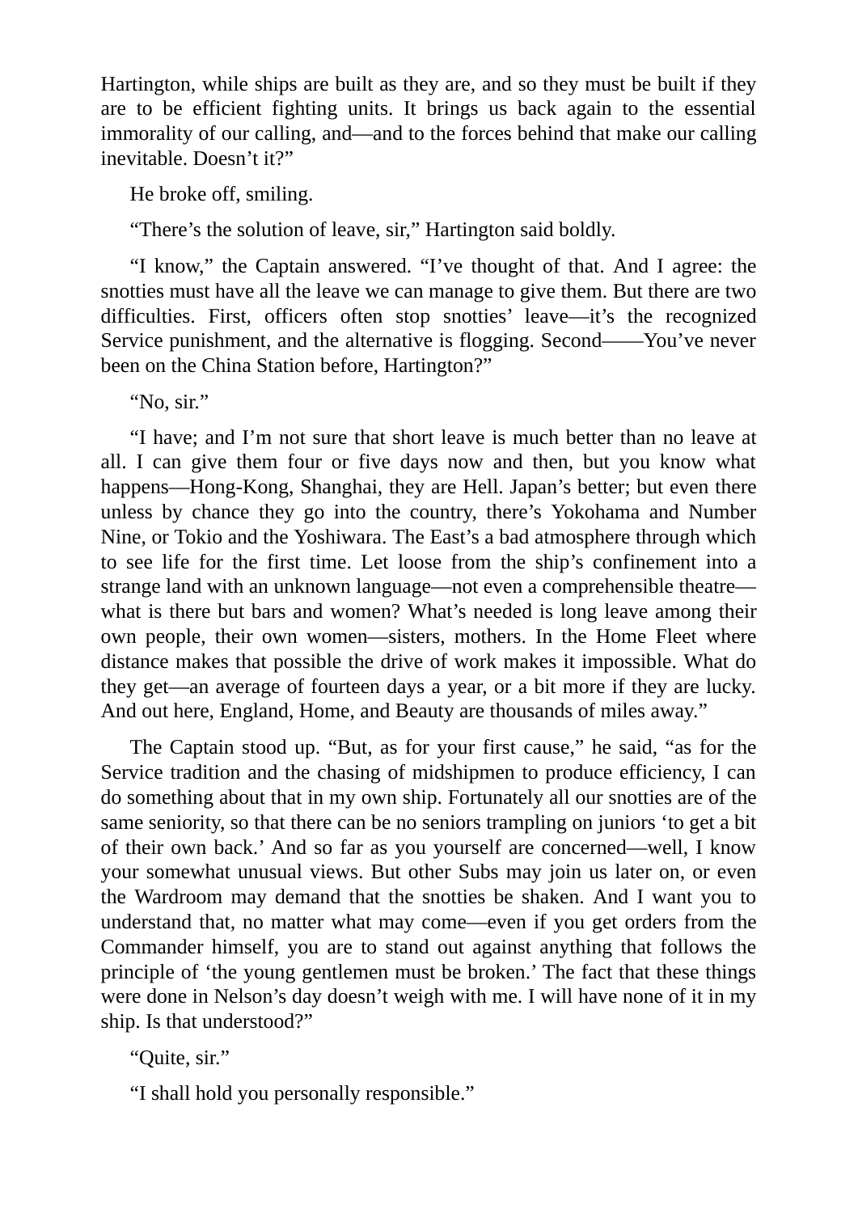Hartington, while ships are built as they are, and so they must be built if they are to be efficient fighting units. It brings us back again to the essential immorality of our calling, and—and to the forces behind that make our calling inevitable. Doesn't it?"

He broke off, smiling.

"There's the solution of leave, sir," Hartington said boldly.

"I know," the Captain answered. "I've thought of that. And I agree: the snotties must have all the leave we can manage to give them. But there are two difficulties. First, officers often stop snotties' leave—it's the recognized Service punishment, and the alternative is flogging. Second——You've never been on the China Station before, Hartington?"

"No, sir."

"I have; and I'm not sure that short leave is much better than no leave at all. I can give them four or five days now and then, but you know what happens—Hong-Kong, Shanghai, they are Hell. Japan's better; but even there unless by chance they go into the country, there's Yokohama and Number Nine, or Tokio and the Yoshiwara. The East's a bad atmosphere through which to see life for the first time. Let loose from the ship's confinement into a strange land with an unknown language—not even a comprehensible theatre—what is there but bars and women? What's needed is long leave among their own people, their own women—sisters, mothers. In the Home Fleet where distance makes that possible the drive of work makes it impossible. What do they get—an average of fourteen days a year, or a bit more if they are lucky. And out here, England, Home, and Beauty are thousands of miles away."

The Captain stood up. "But, as for your first cause," he said, "as for the Service tradition and the chasing of midshipmen to produce efficiency, I can do something about that in my own ship. Fortunately all our snotties are of the same seniority, so that there can be no seniors trampling on juniors 'to get a bit of their own back.' And so far as you yourself are concerned—well, I know your somewhat unusual views. But other Subs may join us later on, or even the Wardroom may demand that the snotties be shaken. And I want you to understand that, no matter what may come—even if you get orders from the Commander himself, you are to stand out against anything that follows the principle of 'the young gentlemen must be broken.' The fact that these things were done in Nelson's day doesn't weigh with me. I will have none of it in my ship. Is that understood?"

"Quite, sir."

"I shall hold you personally responsible."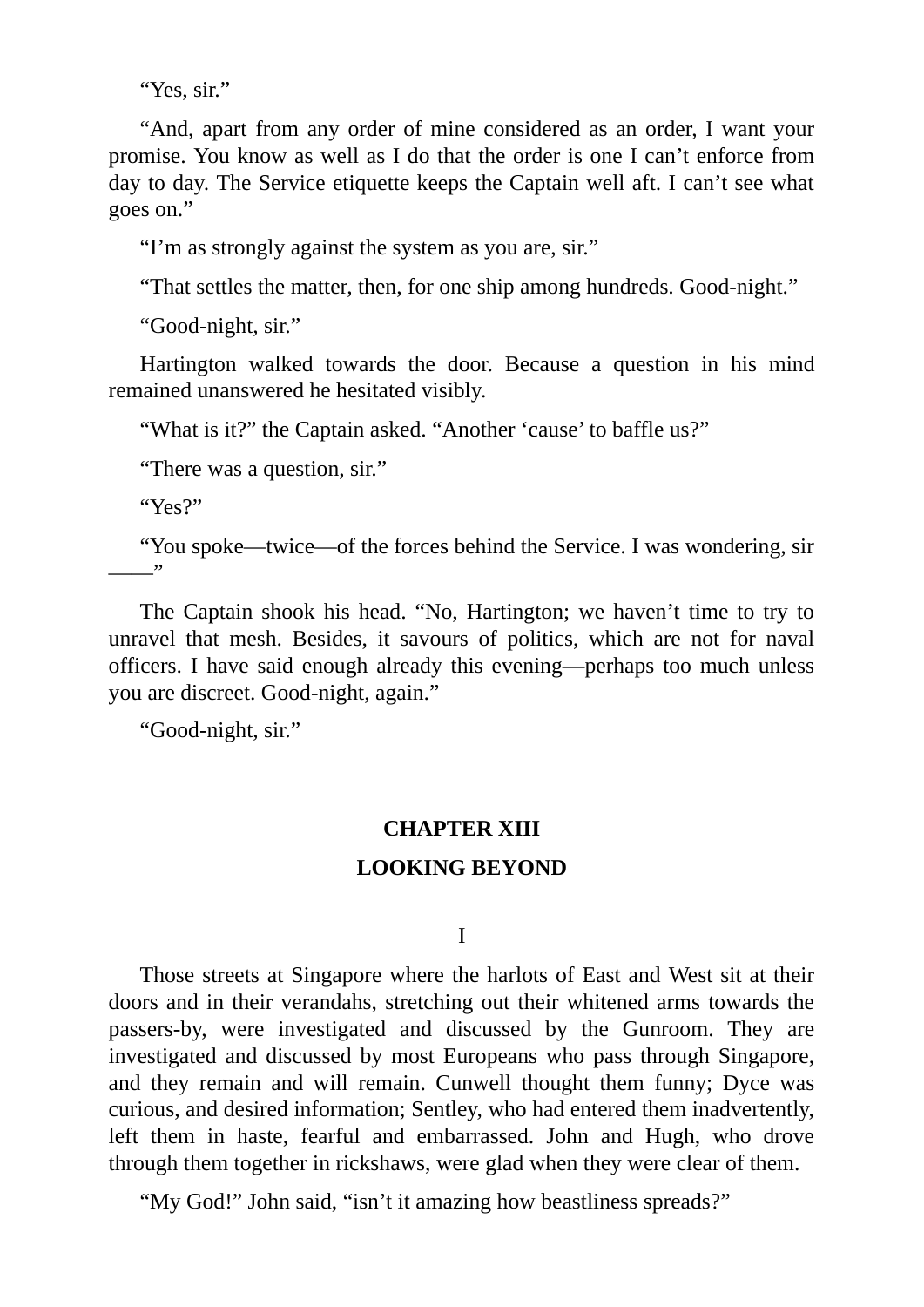“Yes, sir.”

“And, apart from any order of mine considered as an order, I want your promise. You know as well as I do that the order is one I can’t enforce from day to day. The Service etiquette keeps the Captain well aft. I can’t see what goes on.”

“I’m as strongly against the system as you are, sir.”

“That settles the matter, then, for one ship among hundreds. Good-night.”

“Good-night, sir.”

Hartington walked towards the door. Because a question in his mind remained unanswered he hesitated visibly.

“What is it?” the Captain asked. “Another ‘cause’ to baffle us?”

“There was a question, sir.”

“Yes?”

“You spoke—twice—of the forces behind the Service. I was wondering, sir ——”

The Captain shook his head. “No, Hartington; we haven’t time to try to unravel that mesh. Besides, it savours of politics, which are not for naval officers. I have said enough already this evening—perhaps too much unless you are discreet. Good-night, again.”

“Good-night, sir.”

## CHAPTER XIII

## LOOKING BEYOND

### I

Those streets at Singapore where the harlots of East and West sit at their doors and in their verandahs, stretching out their whitened arms towards the passers-by, were investigated and discussed by the Gunroom. They are investigated and discussed by most Europeans who pass through Singapore, and they remain and will remain. Cunwell thought them funny; Dyce was curious, and desired information; Sentley, who had entered them inadvertently, left them in haste, fearful and embarrassed. John and Hugh, who drove through them together in rickshaws, were glad when they were clear of them.

“My God!” John said, “isn’t it amazing how beastliness spreads?”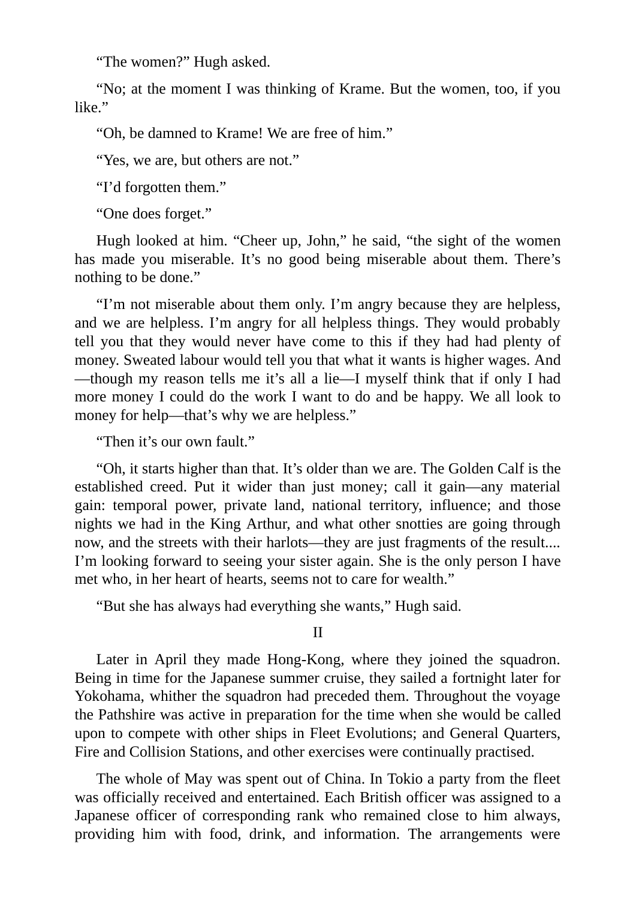"The women?" Hugh asked.

"No; at the moment I was thinking of Krame. But the women, too, if you like."

"Oh, be damned to Krame! We are free of him."

"Yes, we are, but others are not."

"I'd forgotten them."

"One does forget."

Hugh looked at him. "Cheer up, John," he said, "the sight of the women has made you miserable. It's no good being miserable about them. There's nothing to be done."

"I'm not miserable about them only. I'm angry because they are helpless, and we are helpless. I'm angry for all helpless things. They would probably tell you that they would never have come to this if they had had plenty of money. Sweated labour would tell you that what it wants is higher wages. And—though my reason tells me it's all a lie—I myself think that if only I had more money I could do the work I want to do and be happy. We all look to money for help—that's why we are helpless."

"Then it's our own fault."

"Oh, it starts higher than that. It's older than we are. The Golden Calf is the established creed. Put it wider than just money; call it gain—any material gain: temporal power, private land, national territory, influence; and those nights we had in the King Arthur, and what other snotties are going through now, and the streets with their harlots—they are just fragments of the result.... I'm looking forward to seeing your sister again. She is the only person I have met who, in her heart of hearts, seems not to care for wealth."

"But she has always had everything she wants," Hugh said.

II

Later in April they made Hong-Kong, where they joined the squadron. Being in time for the Japanese summer cruise, they sailed a fortnight later for Yokohama, whither the squadron had preceded them. Throughout the voyage the Pathshire was active in preparation for the time when she would be called upon to compete with other ships in Fleet Evolutions; and General Quarters, Fire and Collision Stations, and other exercises were continually practised.

The whole of May was spent out of China. In Tokio a party from the fleet was officially received and entertained. Each British officer was assigned to a Japanese officer of corresponding rank who remained close to him always, providing him with food, drink, and information. The arrangements were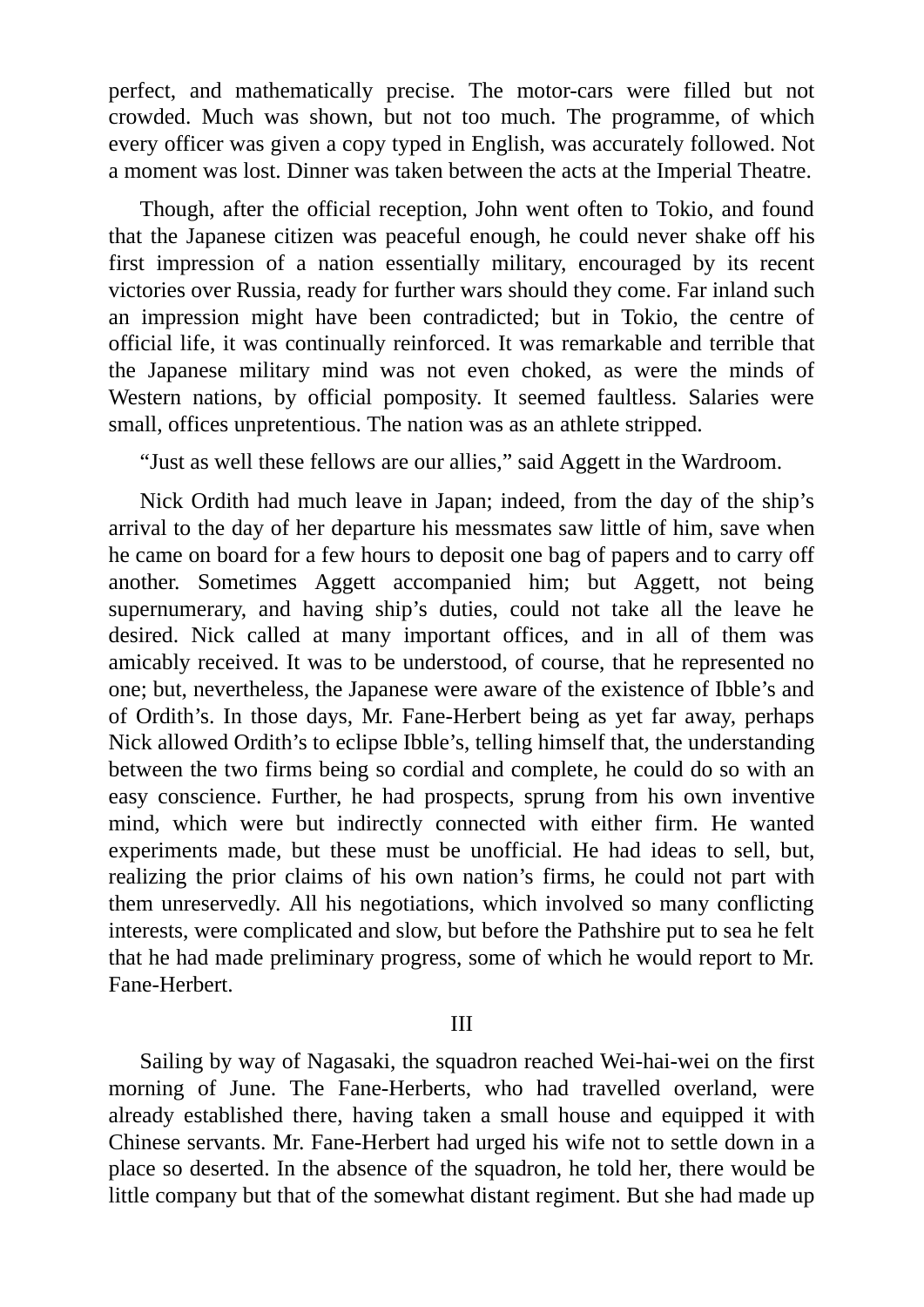perfect, and mathematically precise. The motor-cars were filled but not crowded. Much was shown, but not too much. The programme, of which every officer was given a copy typed in English, was accurately followed. Not a moment was lost. Dinner was taken between the acts at the Imperial Theatre.

Though, after the official reception, John went often to Tokio, and found that the Japanese citizen was peaceful enough, he could never shake off his first impression of a nation essentially military, encouraged by its recent victories over Russia, ready for further wars should they come. Far inland such an impression might have been contradicted; but in Tokio, the centre of official life, it was continually reinforced. It was remarkable and terrible that the Japanese military mind was not even choked, as were the minds of Western nations, by official pomposity. It seemed faultless. Salaries were small, offices unpretentious. The nation was as an athlete stripped.

"Just as well these fellows are our allies," said Aggett in the Wardroom.

Nick Ordith had much leave in Japan; indeed, from the day of the ship's arrival to the day of her departure his messmates saw little of him, save when he came on board for a few hours to deposit one bag of papers and to carry off another. Sometimes Aggett accompanied him; but Aggett, not being supernumerary, and having ship's duties, could not take all the leave he desired. Nick called at many important offices, and in all of them was amicably received. It was to be understood, of course, that he represented no one; but, nevertheless, the Japanese were aware of the existence of Ibble's and of Ordith's. In those days, Mr. Fane-Herbert being as yet far away, perhaps Nick allowed Ordith's to eclipse Ibble's, telling himself that, the understanding between the two firms being so cordial and complete, he could do so with an easy conscience. Further, he had prospects, sprung from his own inventive mind, which were but indirectly connected with either firm. He wanted experiments made, but these must be unofficial. He had ideas to sell, but, realizing the prior claims of his own nation's firms, he could not part with them unreservedly. All his negotiations, which involved so many conflicting interests, were complicated and slow, but before the Pathshire put to sea he felt that he had made preliminary progress, some of which he would report to Mr. Fane-Herbert.

## III

Sailing by way of Nagasaki, the squadron reached Wei-hai-wei on the first morning of June. The Fane-Herberts, who had travelled overland, were already established there, having taken a small house and equipped it with Chinese servants. Mr. Fane-Herbert had urged his wife not to settle down in a place so deserted. In the absence of the squadron, he told her, there would be little company but that of the somewhat distant regiment. But she had made up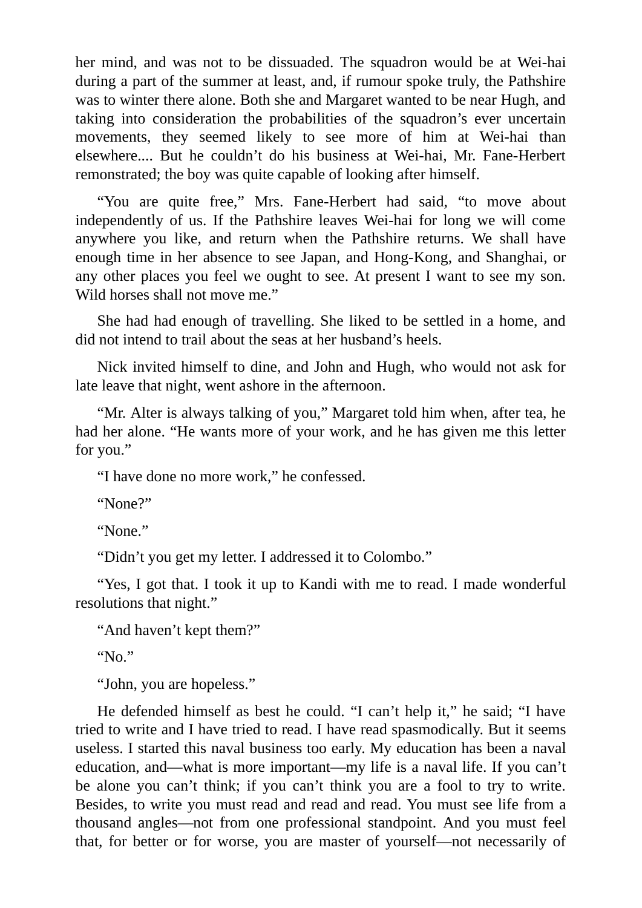her mind, and was not to be dissuaded. The squadron would be at Wei-hai during a part of the summer at least, and, if rumour spoke truly, the Pathshire was to winter there alone. Both she and Margaret wanted to be near Hugh, and taking into consideration the probabilities of the squadron's ever uncertain movements, they seemed likely to see more of him at Wei-hai than elsewhere.... But he couldn't do his business at Wei-hai, Mr. Fane-Herbert remonstrated; the boy was quite capable of looking after himself.

"You are quite free," Mrs. Fane-Herbert had said, "to move about independently of us. If the Pathshire leaves Wei-hai for long we will come anywhere you like, and return when the Pathshire returns. We shall have enough time in her absence to see Japan, and Hong-Kong, and Shanghai, or any other places you feel we ought to see. At present I want to see my son. Wild horses shall not move me."

She had had enough of travelling. She liked to be settled in a home, and did not intend to trail about the seas at her husband's heels.

Nick invited himself to dine, and John and Hugh, who would not ask for late leave that night, went ashore in the afternoon.

"Mr. Alter is always talking of you," Margaret told him when, after tea, he had her alone. "He wants more of your work, and he has given me this letter for you."

"I have done no more work," he confessed.

"None?"

"None."

"Didn't you get my letter. I addressed it to Colombo."

"Yes, I got that. I took it up to Kandi with me to read. I made wonderful resolutions that night."

"And haven't kept them?"

"No."

"John, you are hopeless."

He defended himself as best he could. "I can't help it," he said; "I have tried to write and I have tried to read. I have read spasmodically. But it seems useless. I started this naval business too early. My education has been a naval education, and—what is more important—my life is a naval life. If you can't be alone you can't think; if you can't think you are a fool to try to write. Besides, to write you must read and read and read. You must see life from a thousand angles—not from one professional standpoint. And you must feel that, for better or for worse, you are master of yourself—not necessarily of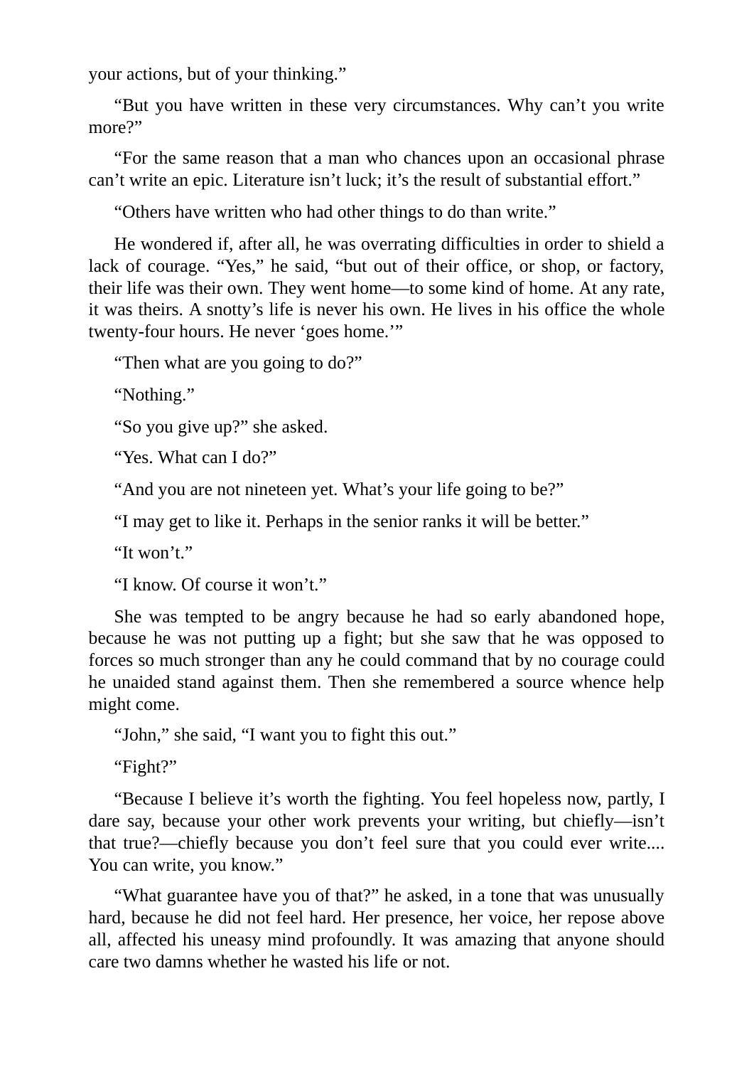your actions, but of your thinking."

"But you have written in these very circumstances. Why can't you write more?"

"For the same reason that a man who chances upon an occasional phrase can't write an epic. Literature isn't luck; it's the result of substantial effort."

"Others have written who had other things to do than write."

He wondered if, after all, he was overrating difficulties in order to shield a lack of courage. "Yes," he said, "but out of their office, or shop, or factory, their life was their own. They went home—to some kind of home. At any rate, it was theirs. A snotty's life is never his own. He lives in his office the whole twenty-four hours. He never 'goes home.'"

"Then what are you going to do?"

"Nothing."

"So you give up?" she asked.

"Yes. What can I do?"

"And you are not nineteen yet. What's your life going to be?"

"I may get to like it. Perhaps in the senior ranks it will be better."

"It won't."

"I know. Of course it won't."

She was tempted to be angry because he had so early abandoned hope, because he was not putting up a fight; but she saw that he was opposed to forces so much stronger than any he could command that by no courage could he unaided stand against them. Then she remembered a source whence help might come.

"John," she said, "I want you to fight this out."

"Fight?"

"Because I believe it's worth the fighting. You feel hopeless now, partly, I dare say, because your other work prevents your writing, but chiefly—isn't that true?—chiefly because you don't feel sure that you could ever write.... You can write, you know."

"What guarantee have you of that?" he asked, in a tone that was unusually hard, because he did not feel hard. Her presence, her voice, her repose above all, affected his uneasy mind profoundly. It was amazing that anyone should care two damns whether he wasted his life or not.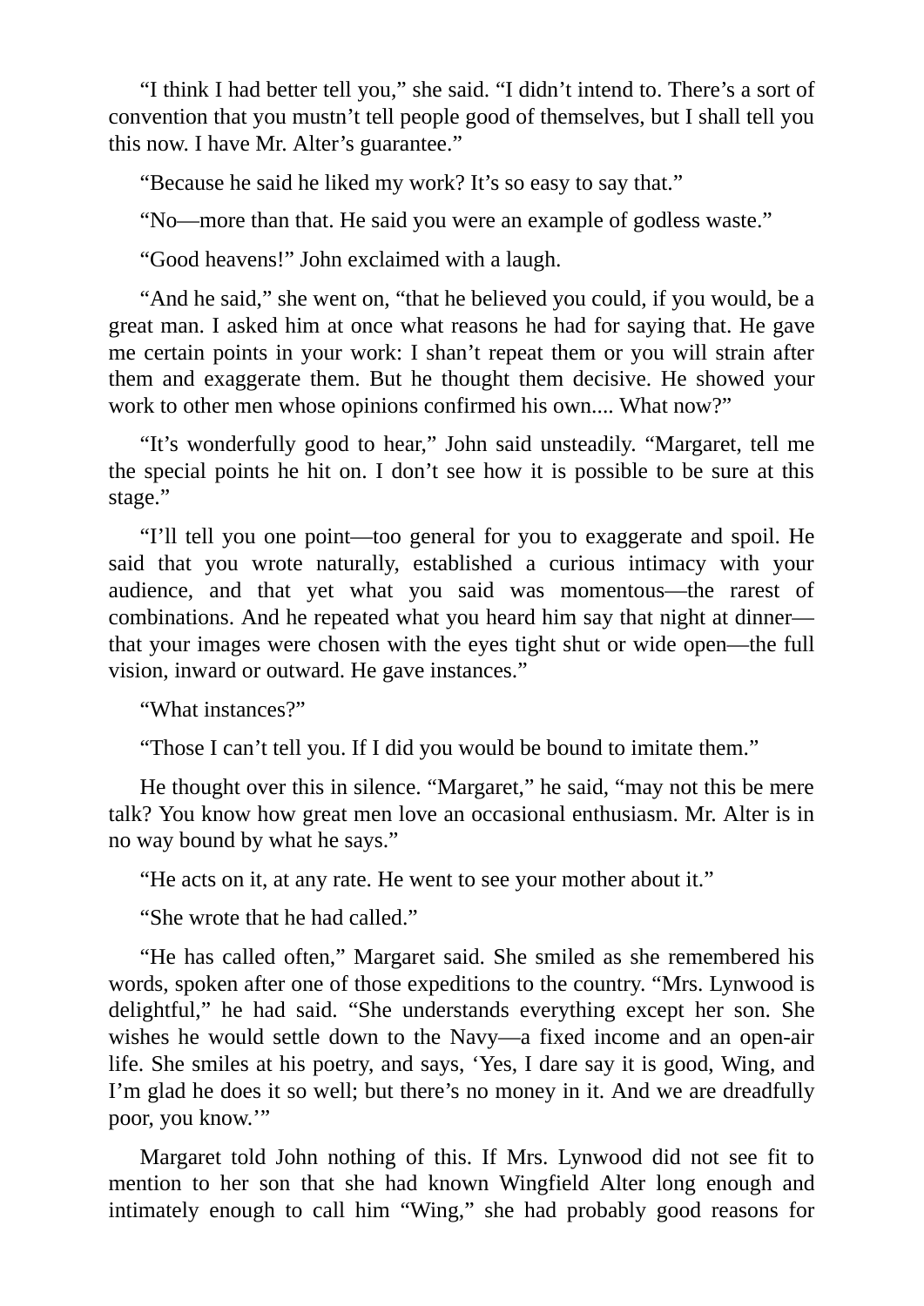"I think I had better tell you," she said. "I didn't intend to. There's a sort of convention that you mustn't tell people good of themselves, but I shall tell you this now. I have Mr. Alter's guarantee."

"Because he said he liked my work? It's so easy to say that."

"No—more than that. He said you were an example of godless waste."

"Good heavens!" John exclaimed with a laugh.

"And he said," she went on, "that he believed you could, if you would, be a great man. I asked him at once what reasons he had for saying that. He gave me certain points in your work: I shan't repeat them or you will strain after them and exaggerate them. But he thought them decisive. He showed your work to other men whose opinions confirmed his own.... What now?"

"It's wonderfully good to hear," John said unsteadily. "Margaret, tell me the special points he hit on. I don't see how it is possible to be sure at this stage."

"I'll tell you one point—too general for you to exaggerate and spoil. He said that you wrote naturally, established a curious intimacy with your audience, and that yet what you said was momentous—the rarest of combinations. And he repeated what you heard him say that night at dinner—that your images were chosen with the eyes tight shut or wide open—the full vision, inward or outward. He gave instances."

"What instances?"

"Those I can't tell you. If I did you would be bound to imitate them."

He thought over this in silence. "Margaret," he said, "may not this be mere talk? You know how great men love an occasional enthusiasm. Mr. Alter is in no way bound by what he says."

"He acts on it, at any rate. He went to see your mother about it."

"She wrote that he had called."

"He has called often," Margaret said. She smiled as she remembered his words, spoken after one of those expeditions to the country. "Mrs. Lynwood is delightful," he had said. "She understands everything except her son. She wishes he would settle down to the Navy—a fixed income and an open-air life. She smiles at his poetry, and says, 'Yes, I dare say it is good, Wing, and I'm glad he does it so well; but there's no money in it. And we are dreadfully poor, you know.'"

Margaret told John nothing of this. If Mrs. Lynwood did not see fit to mention to her son that she had known Wingfield Alter long enough and intimately enough to call him "Wing," she had probably good reasons for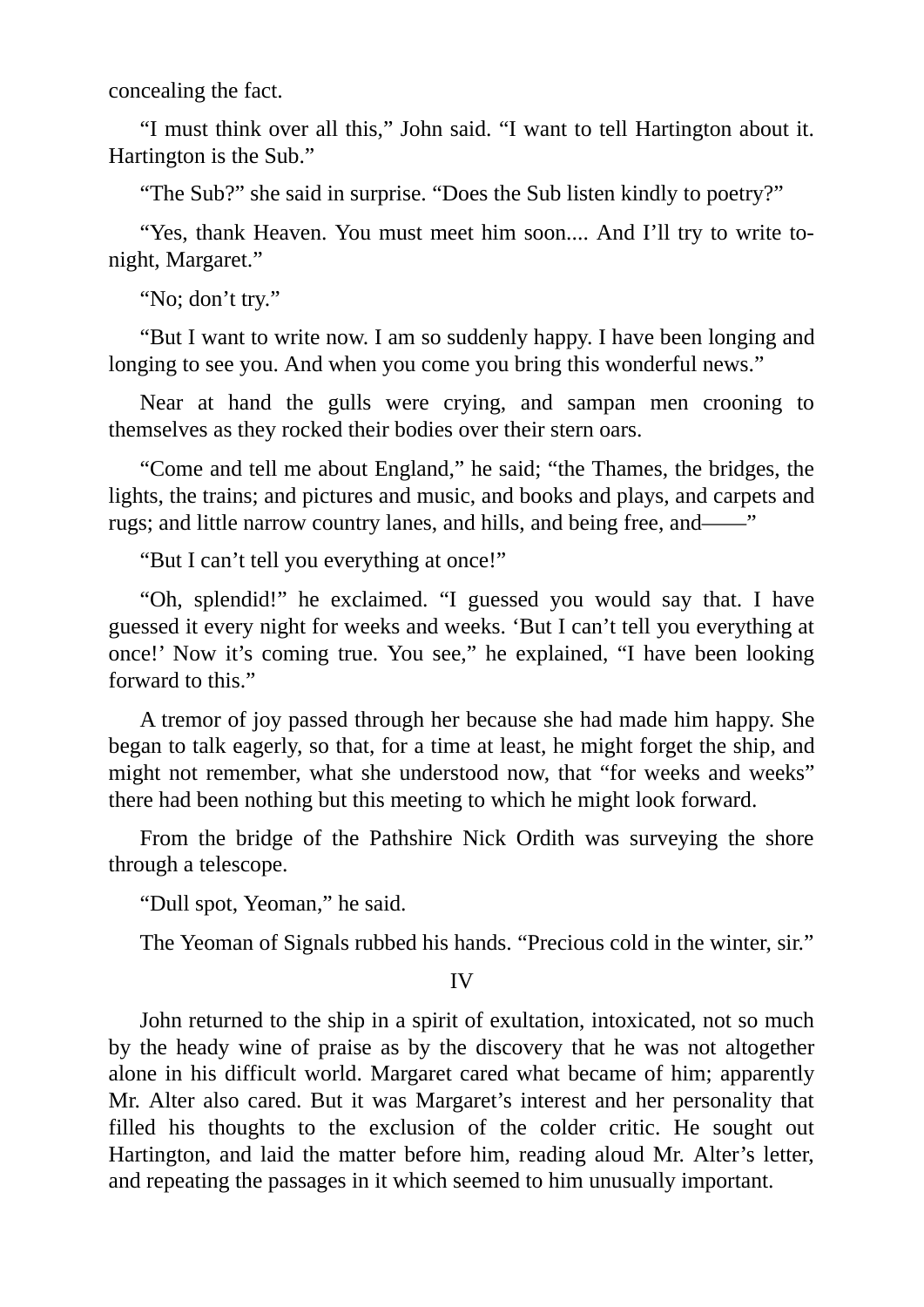concealing the fact.

“I must think over all this,” John said. “I want to tell Hartington about it. Hartington is the Sub.”

“The Sub?” she said in surprise. “Does the Sub listen kindly to poetry?”

“Yes, thank Heaven. You must meet him soon.... And I’ll try to write to-night, Margaret.”

“No; don’t try.”

“But I want to write now. I am so suddenly happy. I have been longing and longing to see you. And when you come you bring this wonderful news.”

Near at hand the gulls were crying, and sampan men crooning to themselves as they rocked their bodies over their stern oars.

“Come and tell me about England,” he said; “the Thames, the bridges, the lights, the trains; and pictures and music, and books and plays, and carpets and rugs; and little narrow country lanes, and hills, and being free, and——”

“But I can’t tell you everything at once!”

“Oh, splendid!” he exclaimed. “I guessed you would say that. I have guessed it every night for weeks and weeks. ‘But I can’t tell you everything at once!’ Now it’s coming true. You see,” he explained, “I have been looking forward to this.”

A tremor of joy passed through her because she had made him happy. She began to talk eagerly, so that, for a time at least, he might forget the ship, and might not remember, what she understood now, that “for weeks and weeks” there had been nothing but this meeting to which he might look forward.

From the bridge of the Pathshire Nick Ordith was surveying the shore through a telescope.

“Dull spot, Yeoman,” he said.

The Yeoman of Signals rubbed his hands. “Precious cold in the winter, sir.”

## IV

John returned to the ship in a spirit of exultation, intoxicated, not so much by the heady wine of praise as by the discovery that he was not altogether alone in his difficult world. Margaret cared what became of him; apparently Mr. Alter also cared. But it was Margaret’s interest and her personality that filled his thoughts to the exclusion of the colder critic. He sought out Hartington, and laid the matter before him, reading aloud Mr. Alter’s letter, and repeating the passages in it which seemed to him unusually important.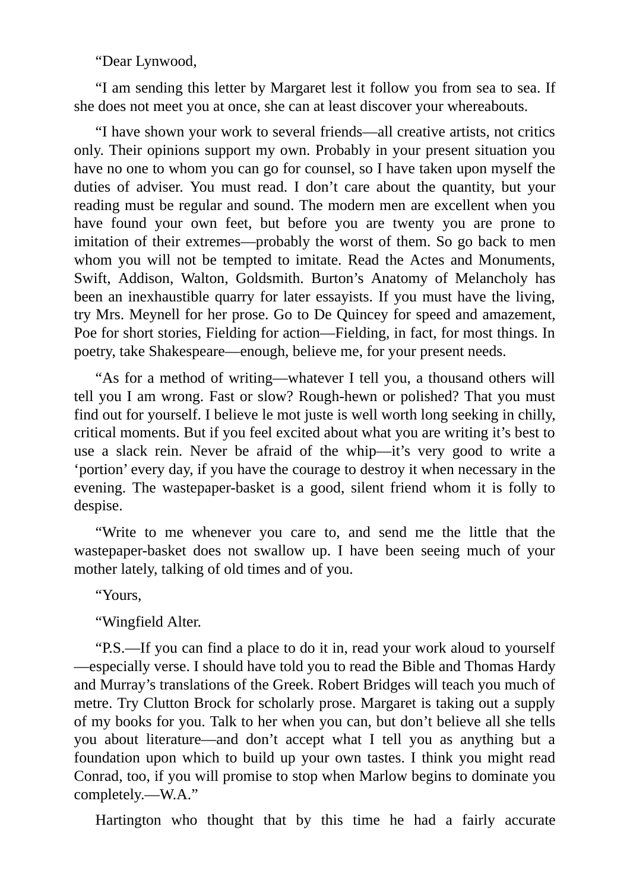"Dear Lynwood,

"I am sending this letter by Margaret lest it follow you from sea to sea. If she does not meet you at once, she can at least discover your whereabouts.

"I have shown your work to several friends—all creative artists, not critics only. Their opinions support my own. Probably in your present situation you have no one to whom you can go for counsel, so I have taken upon myself the duties of adviser. You must read. I don't care about the quantity, but your reading must be regular and sound. The modern men are excellent when you have found your own feet, but before you are twenty you are prone to imitation of their extremes—probably the worst of them. So go back to men whom you will not be tempted to imitate. Read the Actes and Monuments, Swift, Addison, Walton, Goldsmith. Burton's Anatomy of Melancholy has been an inexhaustible quarry for later essayists. If you must have the living, try Mrs. Meynell for her prose. Go to De Quincey for speed and amazement, Poe for short stories, Fielding for action—Fielding, in fact, for most things. In poetry, take Shakespeare—enough, believe me, for your present needs.

"As for a method of writing—whatever I tell you, a thousand others will tell you I am wrong. Fast or slow? Rough-hewn or polished? That you must find out for yourself. I believe le mot juste is well worth long seeking in chilly, critical moments. But if you feel excited about what you are writing it's best to use a slack rein. Never be afraid of the whip—it's very good to write a 'portion' every day, if you have the courage to destroy it when necessary in the evening. The wastepaper-basket is a good, silent friend whom it is folly to despise.

"Write to me whenever you care to, and send me the little that the wastepaper-basket does not swallow up. I have been seeing much of your mother lately, talking of old times and of you.

"Yours,

"Wingfield Alter.

"P.S.—If you can find a place to do it in, read your work aloud to yourself—especially verse. I should have told you to read the Bible and Thomas Hardy and Murray's translations of the Greek. Robert Bridges will teach you much of metre. Try Clutton Brock for scholarly prose. Margaret is taking out a supply of my books for you. Talk to her when you can, but don't believe all she tells you about literature—and don't accept what I tell you as anything but a foundation upon which to build up your own tastes. I think you might read Conrad, too, if you will promise to stop when Marlow begins to dominate you completely.—W.A."

Hartington who thought that by this time he had a fairly accurate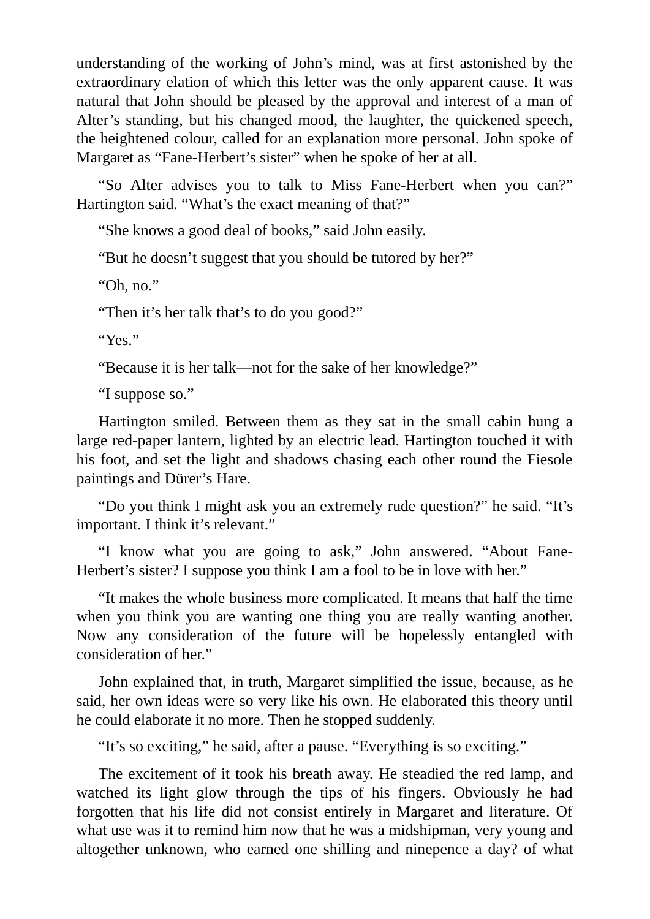understanding of the working of John's mind, was at first astonished by the extraordinary elation of which this letter was the only apparent cause. It was natural that John should be pleased by the approval and interest of a man of Alter's standing, but his changed mood, the laughter, the quickened speech, the heightened colour, called for an explanation more personal. John spoke of Margaret as "Fane-Herbert's sister" when he spoke of her at all.

"So Alter advises you to talk to Miss Fane-Herbert when you can?" Hartington said. "What's the exact meaning of that?"

"She knows a good deal of books," said John easily.

"But he doesn't suggest that you should be tutored by her?"

"Oh, no."

"Then it's her talk that's to do you good?"

"Yes."

"Because it is her talk—not for the sake of her knowledge?"

"I suppose so."

Hartington smiled. Between them as they sat in the small cabin hung a large red-paper lantern, lighted by an electric lead. Hartington touched it with his foot, and set the light and shadows chasing each other round the Fiesole paintings and Dürer's Hare.

"Do you think I might ask you an extremely rude question?" he said. "It's important. I think it's relevant."

"I know what you are going to ask," John answered. "About Fane-Herbert's sister? I suppose you think I am a fool to be in love with her."

"It makes the whole business more complicated. It means that half the time when you think you are wanting one thing you are really wanting another. Now any consideration of the future will be hopelessly entangled with consideration of her."

John explained that, in truth, Margaret simplified the issue, because, as he said, her own ideas were so very like his own. He elaborated this theory until he could elaborate it no more. Then he stopped suddenly.

"It's so exciting," he said, after a pause. "Everything is so exciting."

The excitement of it took his breath away. He steadied the red lamp, and watched its light glow through the tips of his fingers. Obviously he had forgotten that his life did not consist entirely in Margaret and literature. Of what use was it to remind him now that he was a midshipman, very young and altogether unknown, who earned one shilling and ninepence a day? of what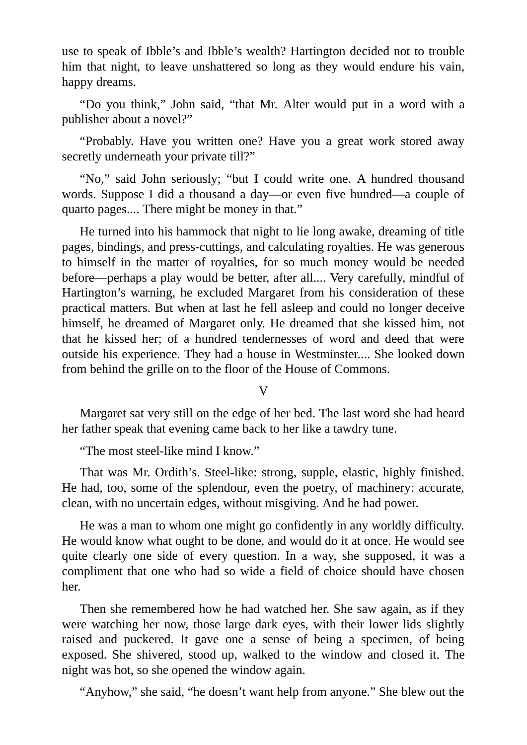use to speak of Ibble's and Ibble's wealth? Hartington decided not to trouble him that night, to leave unshattered so long as they would endure his vain, happy dreams.

"Do you think," John said, "that Mr. Alter would put in a word with a publisher about a novel?"

"Probably. Have you written one? Have you a great work stored away secretly underneath your private till?"

"No," said John seriously; "but I could write one. A hundred thousand words. Suppose I did a thousand a day—or even five hundred—a couple of quarto pages.... There might be money in that."

He turned into his hammock that night to lie long awake, dreaming of title pages, bindings, and press-cuttings, and calculating royalties. He was generous to himself in the matter of royalties, for so much money would be needed before—perhaps a play would be better, after all.... Very carefully, mindful of Hartington's warning, he excluded Margaret from his consideration of these practical matters. But when at last he fell asleep and could no longer deceive himself, he dreamed of Margaret only. He dreamed that she kissed him, not that he kissed her; of a hundred tendernesses of word and deed that were outside his experience. They had a house in Westminster.... She looked down from behind the grille on to the floor of the House of Commons.

## V

Margaret sat very still on the edge of her bed. The last word she had heard her father speak that evening came back to her like a tawdry tune.

"The most steel-like mind I know."

That was Mr. Ordith's. Steel-like: strong, supple, elastic, highly finished. He had, too, some of the splendour, even the poetry, of machinery: accurate, clean, with no uncertain edges, without misgiving. And he had power.

He was a man to whom one might go confidently in any worldly difficulty. He would know what ought to be done, and would do it at once. He would see quite clearly one side of every question. In a way, she supposed, it was a compliment that one who had so wide a field of choice should have chosen her.

Then she remembered how he had watched her. She saw again, as if they were watching her now, those large dark eyes, with their lower lids slightly raised and puckered. It gave one a sense of being a specimen, of being exposed. She shivered, stood up, walked to the window and closed it. The night was hot, so she opened the window again.

"Anyhow," she said, "he doesn't want help from anyone." She blew out the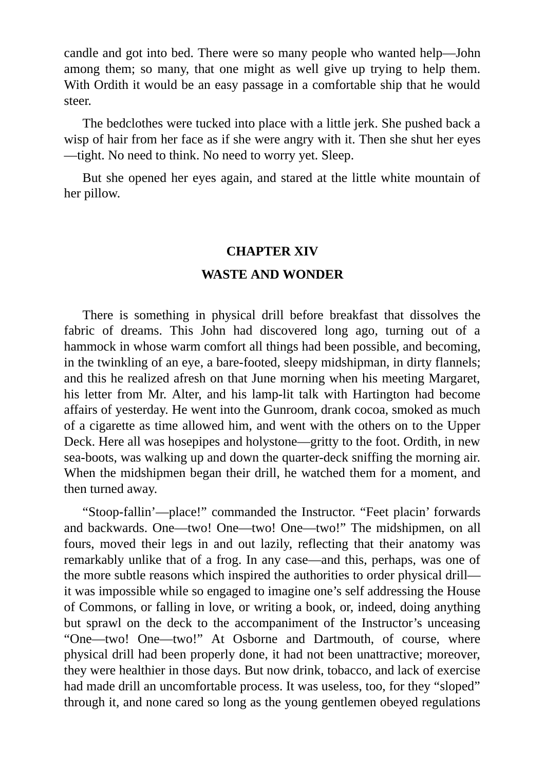candle and got into bed. There were so many people who wanted help—John among them; so many, that one might as well give up trying to help them. With Ordith it would be an easy passage in a comfortable ship that he would steer.

The bedclothes were tucked into place with a little jerk. She pushed back a wisp of hair from her face as if she were angry with it. Then she shut her eyes—tight. No need to think. No need to worry yet. Sleep.

But she opened her eyes again, and stared at the little white mountain of her pillow.

## CHAPTER XIV

## WASTE AND WONDER

There is something in physical drill before breakfast that dissolves the fabric of dreams. This John had discovered long ago, turning out of a hammock in whose warm comfort all things had been possible, and becoming, in the twinkling of an eye, a bare-footed, sleepy midshipman, in dirty flannels; and this he realized afresh on that June morning when his meeting Margaret, his letter from Mr. Alter, and his lamp-lit talk with Hartington had become affairs of yesterday. He went into the Gunroom, drank cocoa, smoked as much of a cigarette as time allowed him, and went with the others on to the Upper Deck. Here all was hosepipes and holystone—gritty to the foot. Ordith, in new sea-boots, was walking up and down the quarter-deck sniffing the morning air. When the midshipmen began their drill, he watched them for a moment, and then turned away.

"Stoop-fallin'—place!" commanded the Instructor. "Feet placin' forwards and backwards. One—two! One—two! One—two!" The midshipmen, on all fours, moved their legs in and out lazily, reflecting that their anatomy was remarkably unlike that of a frog. In any case—and this, perhaps, was one of the more subtle reasons which inspired the authorities to order physical drill—it was impossible while so engaged to imagine one's self addressing the House of Commons, or falling in love, or writing a book, or, indeed, doing anything but sprawl on the deck to the accompaniment of the Instructor's unceasing "One—two! One—two!" At Osborne and Dartmouth, of course, where physical drill had been properly done, it had not been unattractive; moreover, they were healthier in those days. But now drink, tobacco, and lack of exercise had made drill an uncomfortable process. It was useless, too, for they "sloped" through it, and none cared so long as the young gentlemen obeyed regulations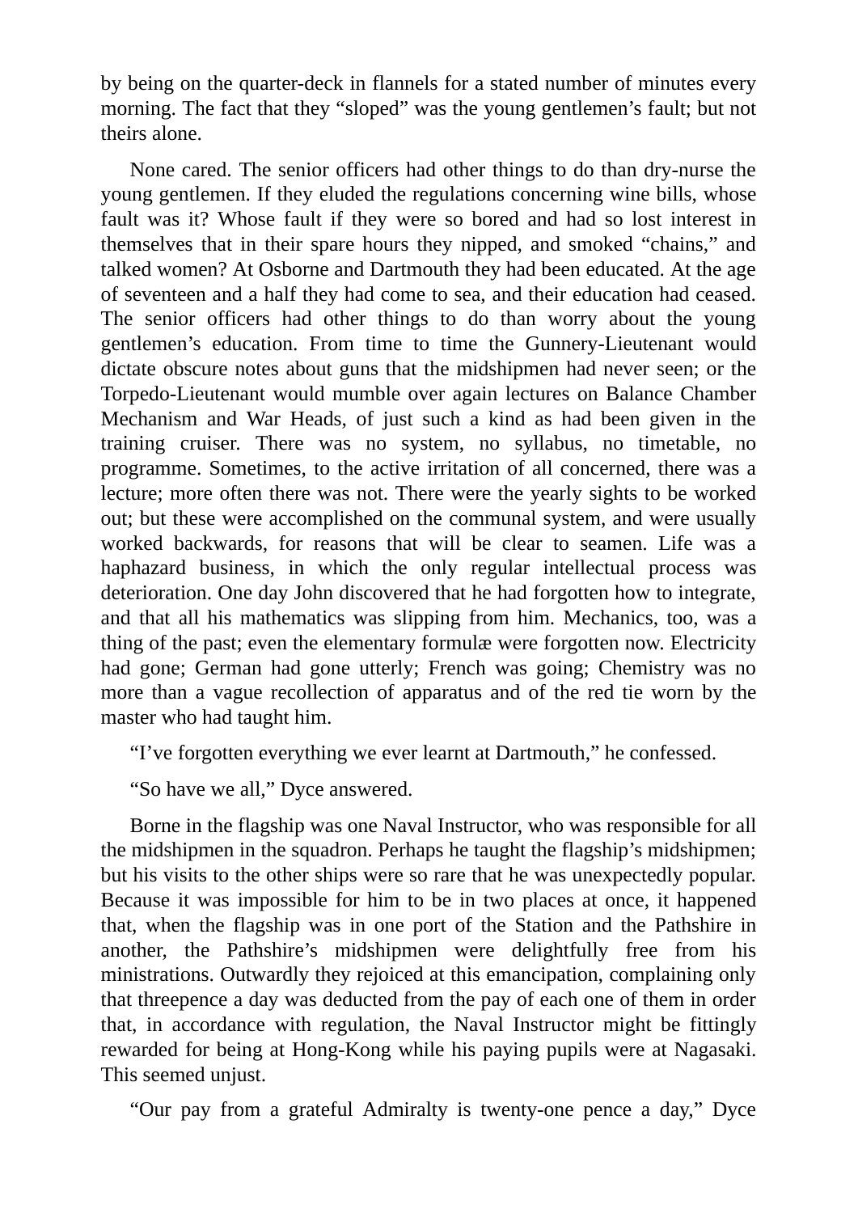by being on the quarter-deck in flannels for a stated number of minutes every morning. The fact that they "sloped" was the young gentlemen's fault; but not theirs alone.

None cared. The senior officers had other things to do than dry-nurse the young gentlemen. If they eluded the regulations concerning wine bills, whose fault was it? Whose fault if they were so bored and had so lost interest in themselves that in their spare hours they nipped, and smoked "chains," and talked women? At Osborne and Dartmouth they had been educated. At the age of seventeen and a half they had come to sea, and their education had ceased. The senior officers had other things to do than worry about the young gentlemen's education. From time to time the Gunnery-Lieutenant would dictate obscure notes about guns that the midshipmen had never seen; or the Torpedo-Lieutenant would mumble over again lectures on Balance Chamber Mechanism and War Heads, of just such a kind as had been given in the training cruiser. There was no system, no syllabus, no timetable, no programme. Sometimes, to the active irritation of all concerned, there was a lecture; more often there was not. There were the yearly sights to be worked out; but these were accomplished on the communal system, and were usually worked backwards, for reasons that will be clear to seamen. Life was a haphazard business, in which the only regular intellectual process was deterioration. One day John discovered that he had forgotten how to integrate, and that all his mathematics was slipping from him. Mechanics, too, was a thing of the past; even the elementary formulæ were forgotten now. Electricity had gone; German had gone utterly; French was going; Chemistry was no more than a vague recollection of apparatus and of the red tie worn by the master who had taught him.

"I've forgotten everything we ever learnt at Dartmouth," he confessed.

"So have we all," Dyce answered.

Borne in the flagship was one Naval Instructor, who was responsible for all the midshipmen in the squadron. Perhaps he taught the flagship's midshipmen; but his visits to the other ships were so rare that he was unexpectedly popular. Because it was impossible for him to be in two places at once, it happened that, when the flagship was in one port of the Station and the Pathshire in another, the Pathshire's midshipmen were delightfully free from his ministrations. Outwardly they rejoiced at this emancipation, complaining only that threepence a day was deducted from the pay of each one of them in order that, in accordance with regulation, the Naval Instructor might be fittingly rewarded for being at Hong-Kong while his paying pupils were at Nagasaki. This seemed unjust.

"Our pay from a grateful Admiralty is twenty-one pence a day," Dyce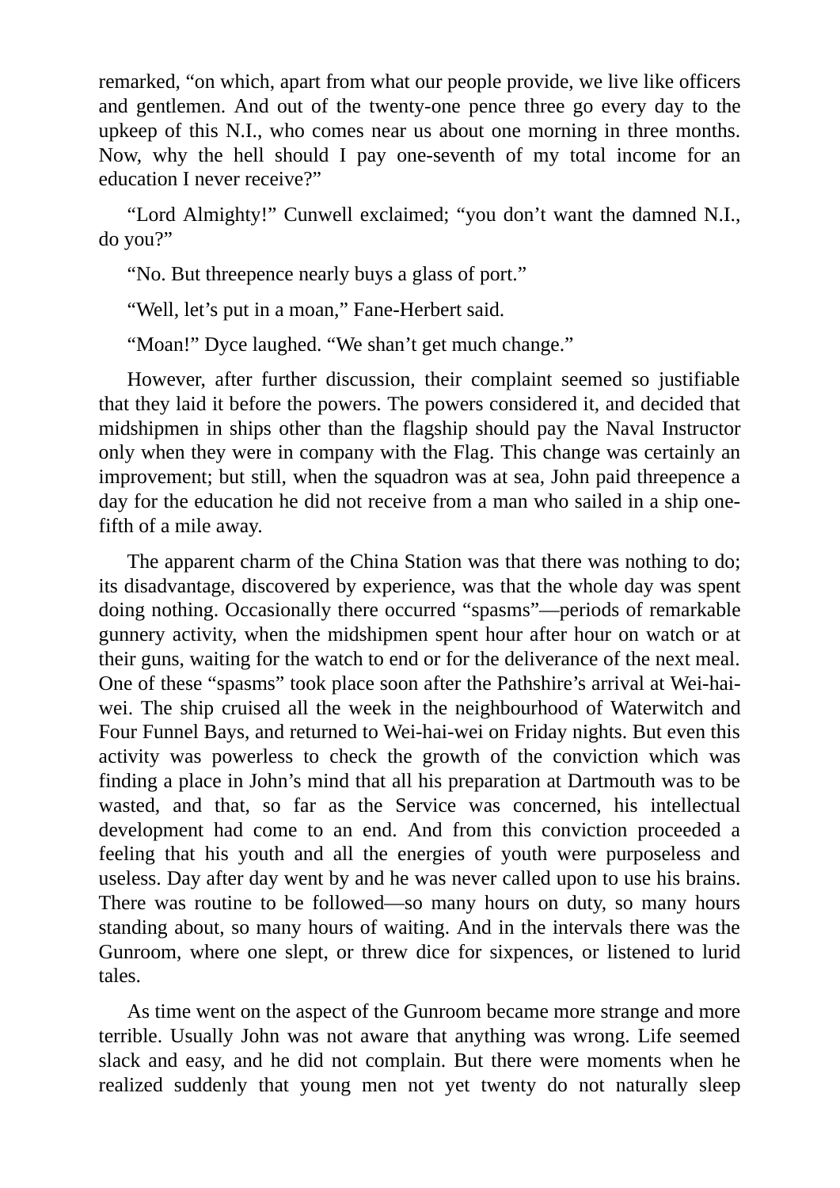remarked, "on which, apart from what our people provide, we live like officers and gentlemen. And out of the twenty-one pence three go every day to the upkeep of this N.I., who comes near us about one morning in three months. Now, why the hell should I pay one-seventh of my total income for an education I never receive?"

"Lord Almighty!" Cunwell exclaimed; "you don't want the damned N.I., do you?"

"No. But threepence nearly buys a glass of port."

"Well, let's put in a moan," Fane-Herbert said.

"Moan!" Dyce laughed. "We shan't get much change."

However, after further discussion, their complaint seemed so justifiable that they laid it before the powers. The powers considered it, and decided that midshipmen in ships other than the flagship should pay the Naval Instructor only when they were in company with the Flag. This change was certainly an improvement; but still, when the squadron was at sea, John paid threepence a day for the education he did not receive from a man who sailed in a ship one-fifth of a mile away.

The apparent charm of the China Station was that there was nothing to do; its disadvantage, discovered by experience, was that the whole day was spent doing nothing. Occasionally there occurred "spasms"—periods of remarkable gunnery activity, when the midshipmen spent hour after hour on watch or at their guns, waiting for the watch to end or for the deliverance of the next meal. One of these "spasms" took place soon after the Pathshire's arrival at Wei-hai-wei. The ship cruised all the week in the neighbourhood of Waterwitch and Four Funnel Bays, and returned to Wei-hai-wei on Friday nights. But even this activity was powerless to check the growth of the conviction which was finding a place in John's mind that all his preparation at Dartmouth was to be wasted, and that, so far as the Service was concerned, his intellectual development had come to an end. And from this conviction proceeded a feeling that his youth and all the energies of youth were purposeless and useless. Day after day went by and he was never called upon to use his brains. There was routine to be followed—so many hours on duty, so many hours standing about, so many hours of waiting. And in the intervals there was the Gunroom, where one slept, or threw dice for sixpences, or listened to lurid tales.

As time went on the aspect of the Gunroom became more strange and more terrible. Usually John was not aware that anything was wrong. Life seemed slack and easy, and he did not complain. But there were moments when he realized suddenly that young men not yet twenty do not naturally sleep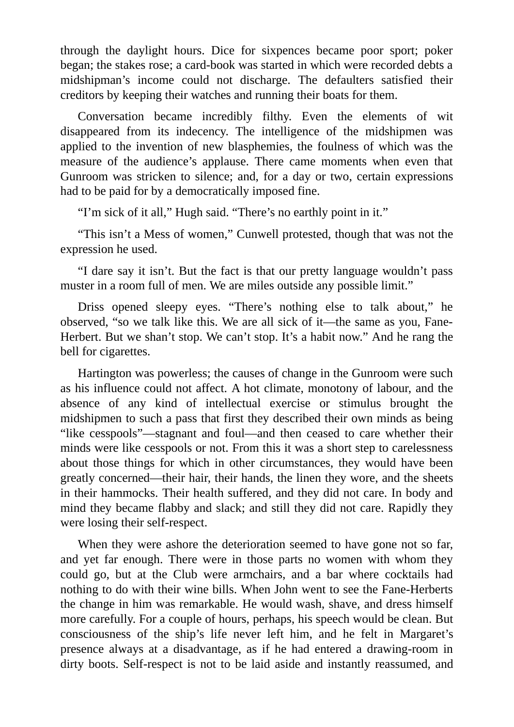through the daylight hours. Dice for sixpences became poor sport; poker began; the stakes rose; a card-book was started in which were recorded debts a midshipman's income could not discharge. The defaulters satisfied their creditors by keeping their watches and running their boats for them.

Conversation became incredibly filthy. Even the elements of wit disappeared from its indecency. The intelligence of the midshipmen was applied to the invention of new blasphemies, the foulness of which was the measure of the audience's applause. There came moments when even that Gunroom was stricken to silence; and, for a day or two, certain expressions had to be paid for by a democratically imposed fine.

"I'm sick of it all," Hugh said. "There's no earthly point in it."

"This isn't a Mess of women," Cunwell protested, though that was not the expression he used.

"I dare say it isn't. But the fact is that our pretty language wouldn't pass muster in a room full of men. We are miles outside any possible limit."

Driss opened sleepy eyes. "There's nothing else to talk about," he observed, "so we talk like this. We are all sick of it—the same as you, Fane-Herbert. But we shan't stop. We can't stop. It's a habit now." And he rang the bell for cigarettes.

Hartington was powerless; the causes of change in the Gunroom were such as his influence could not affect. A hot climate, monotony of labour, and the absence of any kind of intellectual exercise or stimulus brought the midshipmen to such a pass that first they described their own minds as being "like cesspools"—stagnant and foul—and then ceased to care whether their minds were like cesspools or not. From this it was a short step to carelessness about those things for which in other circumstances, they would have been greatly concerned—their hair, their hands, the linen they wore, and the sheets in their hammocks. Their health suffered, and they did not care. In body and mind they became flabby and slack; and still they did not care. Rapidly they were losing their self-respect.

When they were ashore the deterioration seemed to have gone not so far, and yet far enough. There were in those parts no women with whom they could go, but at the Club were armchairs, and a bar where cocktails had nothing to do with their wine bills. When John went to see the Fane-Herberts the change in him was remarkable. He would wash, shave, and dress himself more carefully. For a couple of hours, perhaps, his speech would be clean. But consciousness of the ship's life never left him, and he felt in Margaret's presence always at a disadvantage, as if he had entered a drawing-room in dirty boots. Self-respect is not to be laid aside and instantly reassumed, and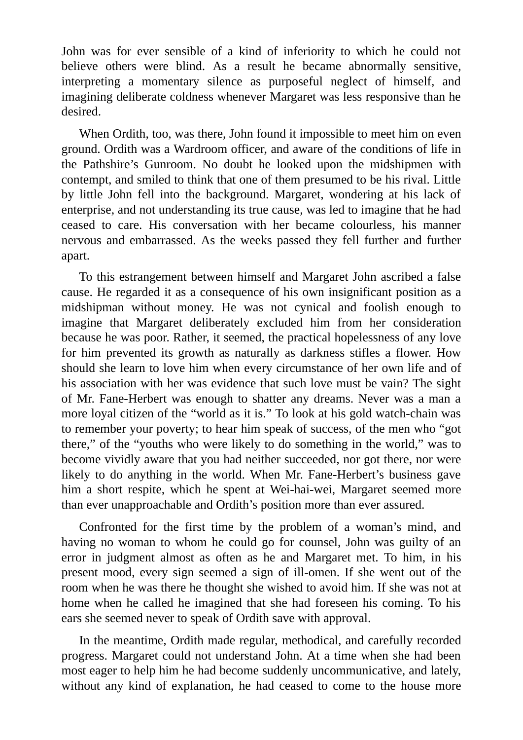John was for ever sensible of a kind of inferiority to which he could not believe others were blind. As a result he became abnormally sensitive, interpreting a momentary silence as purposeful neglect of himself, and imagining deliberate coldness whenever Margaret was less responsive than he desired.

When Ordith, too, was there, John found it impossible to meet him on even ground. Ordith was a Wardroom officer, and aware of the conditions of life in the Pathshire's Gunroom. No doubt he looked upon the midshipmen with contempt, and smiled to think that one of them presumed to be his rival. Little by little John fell into the background. Margaret, wondering at his lack of enterprise, and not understanding its true cause, was led to imagine that he had ceased to care. His conversation with her became colourless, his manner nervous and embarrassed. As the weeks passed they fell further and further apart.

To this estrangement between himself and Margaret John ascribed a false cause. He regarded it as a consequence of his own insignificant position as a midshipman without money. He was not cynical and foolish enough to imagine that Margaret deliberately excluded him from her consideration because he was poor. Rather, it seemed, the practical hopelessness of any love for him prevented its growth as naturally as darkness stifles a flower. How should she learn to love him when every circumstance of her own life and of his association with her was evidence that such love must be vain? The sight of Mr. Fane-Herbert was enough to shatter any dreams. Never was a man a more loyal citizen of the "world as it is." To look at his gold watch-chain was to remember your poverty; to hear him speak of success, of the men who "got there," of the "youths who were likely to do something in the world," was to become vividly aware that you had neither succeeded, nor got there, nor were likely to do anything in the world. When Mr. Fane-Herbert's business gave him a short respite, which he spent at Wei-hai-wei, Margaret seemed more than ever unapproachable and Ordith's position more than ever assured.

Confronted for the first time by the problem of a woman's mind, and having no woman to whom he could go for counsel, John was guilty of an error in judgment almost as often as he and Margaret met. To him, in his present mood, every sign seemed a sign of ill-omen. If she went out of the room when he was there he thought she wished to avoid him. If she was not at home when he called he imagined that she had foreseen his coming. To his ears she seemed never to speak of Ordith save with approval.

In the meantime, Ordith made regular, methodical, and carefully recorded progress. Margaret could not understand John. At a time when she had been most eager to help him he had become suddenly uncommunicative, and lately, without any kind of explanation, he had ceased to come to the house more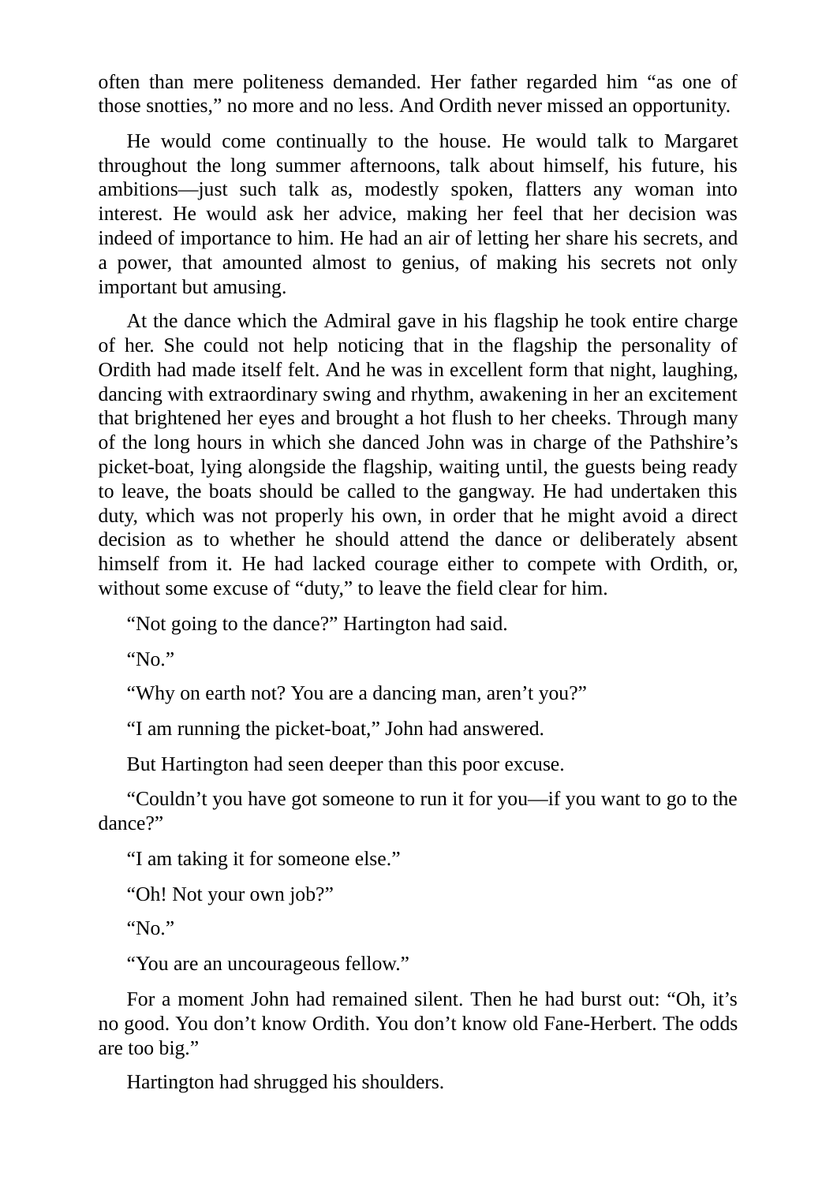often than mere politeness demanded. Her father regarded him "as one of those snotties," no more and no less. And Ordith never missed an opportunity.

He would come continually to the house. He would talk to Margaret throughout the long summer afternoons, talk about himself, his future, his ambitions—just such talk as, modestly spoken, flatters any woman into interest. He would ask her advice, making her feel that her decision was indeed of importance to him. He had an air of letting her share his secrets, and a power, that amounted almost to genius, of making his secrets not only important but amusing.

At the dance which the Admiral gave in his flagship he took entire charge of her. She could not help noticing that in the flagship the personality of Ordith had made itself felt. And he was in excellent form that night, laughing, dancing with extraordinary swing and rhythm, awakening in her an excitement that brightened her eyes and brought a hot flush to her cheeks. Through many of the long hours in which she danced John was in charge of the Pathshire's picket-boat, lying alongside the flagship, waiting until, the guests being ready to leave, the boats should be called to the gangway. He had undertaken this duty, which was not properly his own, in order that he might avoid a direct decision as to whether he should attend the dance or deliberately absent himself from it. He had lacked courage either to compete with Ordith, or, without some excuse of "duty," to leave the field clear for him.

"Not going to the dance?" Hartington had said.

"No."

"Why on earth not? You are a dancing man, aren't you?"

"I am running the picket-boat," John had answered.

But Hartington had seen deeper than this poor excuse.

"Couldn't you have got someone to run it for you—if you want to go to the dance?"

"I am taking it for someone else."

"Oh! Not your own job?"

"No."

"You are an uncourageous fellow."

For a moment John had remained silent. Then he had burst out: "Oh, it's no good. You don't know Ordith. You don't know old Fane-Herbert. The odds are too big."

Hartington had shrugged his shoulders.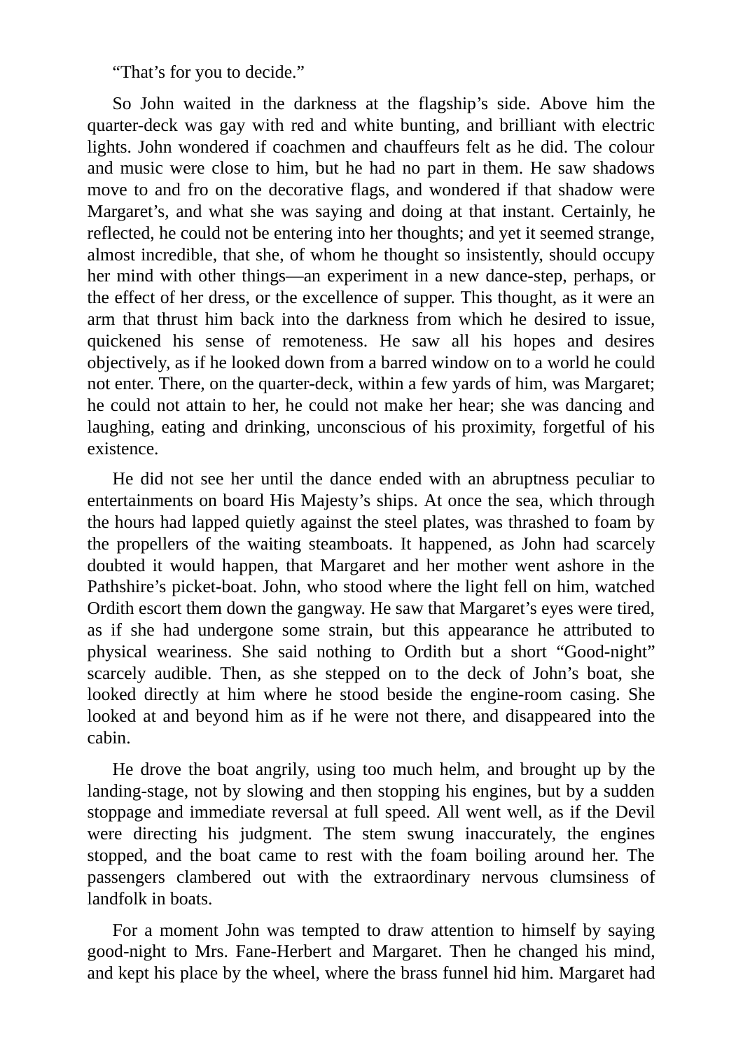"That's for you to decide."

So John waited in the darkness at the flagship's side. Above him the quarter-deck was gay with red and white bunting, and brilliant with electric lights. John wondered if coachmen and chauffeurs felt as he did. The colour and music were close to him, but he had no part in them. He saw shadows move to and fro on the decorative flags, and wondered if that shadow were Margaret's, and what she was saying and doing at that instant. Certainly, he reflected, he could not be entering into her thoughts; and yet it seemed strange, almost incredible, that she, of whom he thought so insistently, should occupy her mind with other things—an experiment in a new dance-step, perhaps, or the effect of her dress, or the excellence of supper. This thought, as it were an arm that thrust him back into the darkness from which he desired to issue, quickened his sense of remoteness. He saw all his hopes and desires objectively, as if he looked down from a barred window on to a world he could not enter. There, on the quarter-deck, within a few yards of him, was Margaret; he could not attain to her, he could not make her hear; she was dancing and laughing, eating and drinking, unconscious of his proximity, forgetful of his existence.

He did not see her until the dance ended with an abruptness peculiar to entertainments on board His Majesty's ships. At once the sea, which through the hours had lapped quietly against the steel plates, was thrashed to foam by the propellers of the waiting steamboats. It happened, as John had scarcely doubted it would happen, that Margaret and her mother went ashore in the Pathshire's picket-boat. John, who stood where the light fell on him, watched Ordith escort them down the gangway. He saw that Margaret's eyes were tired, as if she had undergone some strain, but this appearance he attributed to physical weariness. She said nothing to Ordith but a short "Good-night" scarcely audible. Then, as she stepped on to the deck of John's boat, she looked directly at him where he stood beside the engine-room casing. She looked at and beyond him as if he were not there, and disappeared into the cabin.

He drove the boat angrily, using too much helm, and brought up by the landing-stage, not by slowing and then stopping his engines, but by a sudden stoppage and immediate reversal at full speed. All went well, as if the Devil were directing his judgment. The stem swung inaccurately, the engines stopped, and the boat came to rest with the foam boiling around her. The passengers clambered out with the extraordinary nervous clumsiness of landfolk in boats.

For a moment John was tempted to draw attention to himself by saying good-night to Mrs. Fane-Herbert and Margaret. Then he changed his mind, and kept his place by the wheel, where the brass funnel hid him. Margaret had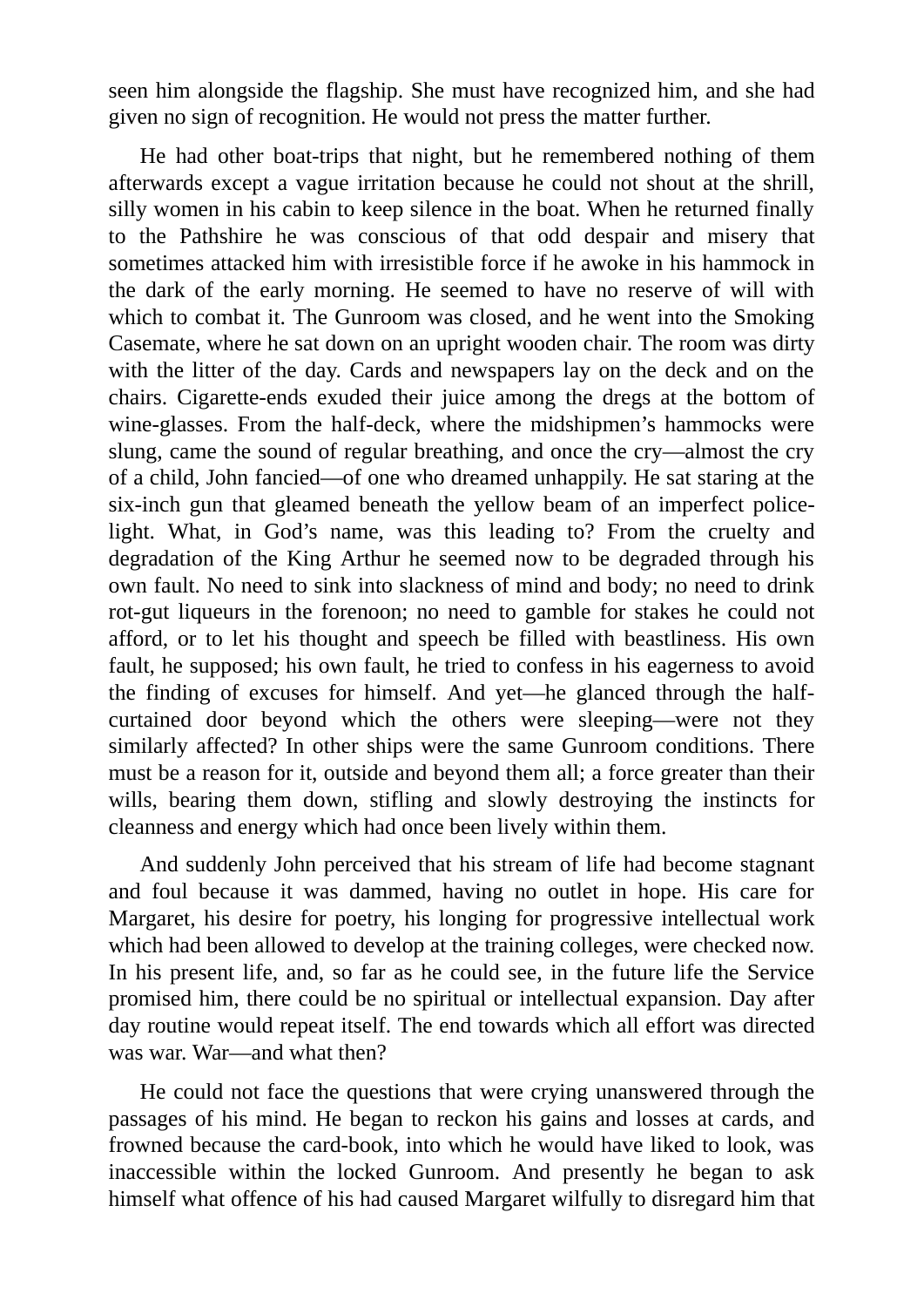seen him alongside the flagship. She must have recognized him, and she had given no sign of recognition. He would not press the matter further.

He had other boat-trips that night, but he remembered nothing of them afterwards except a vague irritation because he could not shout at the shrill, silly women in his cabin to keep silence in the boat. When he returned finally to the Pathshire he was conscious of that odd despair and misery that sometimes attacked him with irresistible force if he awoke in his hammock in the dark of the early morning. He seemed to have no reserve of will with which to combat it. The Gunroom was closed, and he went into the Smoking Casemate, where he sat down on an upright wooden chair. The room was dirty with the litter of the day. Cards and newspapers lay on the deck and on the chairs. Cigarette-ends exuded their juice among the dregs at the bottom of wine-glasses. From the half-deck, where the midshipmen's hammocks were slung, came the sound of regular breathing, and once the cry—almost the cry of a child, John fancied—of one who dreamed unhappily. He sat staring at the six-inch gun that gleamed beneath the yellow beam of an imperfect police-light. What, in God's name, was this leading to? From the cruelty and degradation of the King Arthur he seemed now to be degraded through his own fault. No need to sink into slackness of mind and body; no need to drink rot-gut liqueurs in the forenoon; no need to gamble for stakes he could not afford, or to let his thought and speech be filled with beastliness. His own fault, he supposed; his own fault, he tried to confess in his eagerness to avoid the finding of excuses for himself. And yet—he glanced through the half-curtained door beyond which the others were sleeping—were not they similarly affected? In other ships were the same Gunroom conditions. There must be a reason for it, outside and beyond them all; a force greater than their wills, bearing them down, stifling and slowly destroying the instincts for cleanness and energy which had once been lively within them.

And suddenly John perceived that his stream of life had become stagnant and foul because it was dammed, having no outlet in hope. His care for Margaret, his desire for poetry, his longing for progressive intellectual work which had been allowed to develop at the training colleges, were checked now. In his present life, and, so far as he could see, in the future life the Service promised him, there could be no spiritual or intellectual expansion. Day after day routine would repeat itself. The end towards which all effort was directed was war. War—and what then?

He could not face the questions that were crying unanswered through the passages of his mind. He began to reckon his gains and losses at cards, and frowned because the card-book, into which he would have liked to look, was inaccessible within the locked Gunroom. And presently he began to ask himself what offence of his had caused Margaret wilfully to disregard him that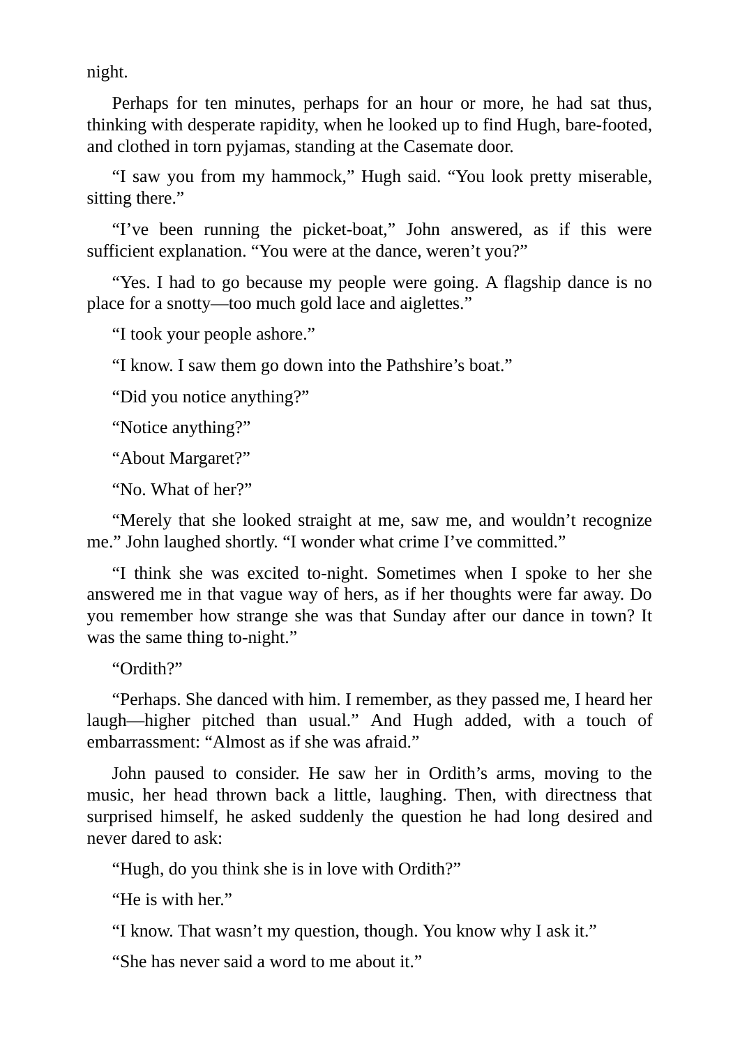night.

Perhaps for ten minutes, perhaps for an hour or more, he had sat thus, thinking with desperate rapidity, when he looked up to find Hugh, bare-footed, and clothed in torn pyjamas, standing at the Casemate door.

“I saw you from my hammock,” Hugh said. “You look pretty miserable, sitting there.”

“I’ve been running the picket-boat,” John answered, as if this were sufficient explanation. “You were at the dance, weren’t you?”

“Yes. I had to go because my people were going. A flagship dance is no place for a snotty—too much gold lace and aiglettes.”

“I took your people ashore.”

“I know. I saw them go down into the Pathshire’s boat.”

“Did you notice anything?”

“Notice anything?”

“About Margaret?”

“No. What of her?”

“Merely that she looked straight at me, saw me, and wouldn’t recognize me.” John laughed shortly. “I wonder what crime I’ve committed.”

“I think she was excited to-night. Sometimes when I spoke to her she answered me in that vague way of hers, as if her thoughts were far away. Do you remember how strange she was that Sunday after our dance in town? It was the same thing to-night.”

“Ordith?”

“Perhaps. She danced with him. I remember, as they passed me, I heard her laugh—higher pitched than usual.” And Hugh added, with a touch of embarrassment: “Almost as if she was afraid.”

John paused to consider. He saw her in Ordith’s arms, moving to the music, her head thrown back a little, laughing. Then, with directness that surprised himself, he asked suddenly the question he had long desired and never dared to ask:

“Hugh, do you think she is in love with Ordith?”

“He is with her.”

“I know. That wasn’t my question, though. You know why I ask it.”

“She has never said a word to me about it.”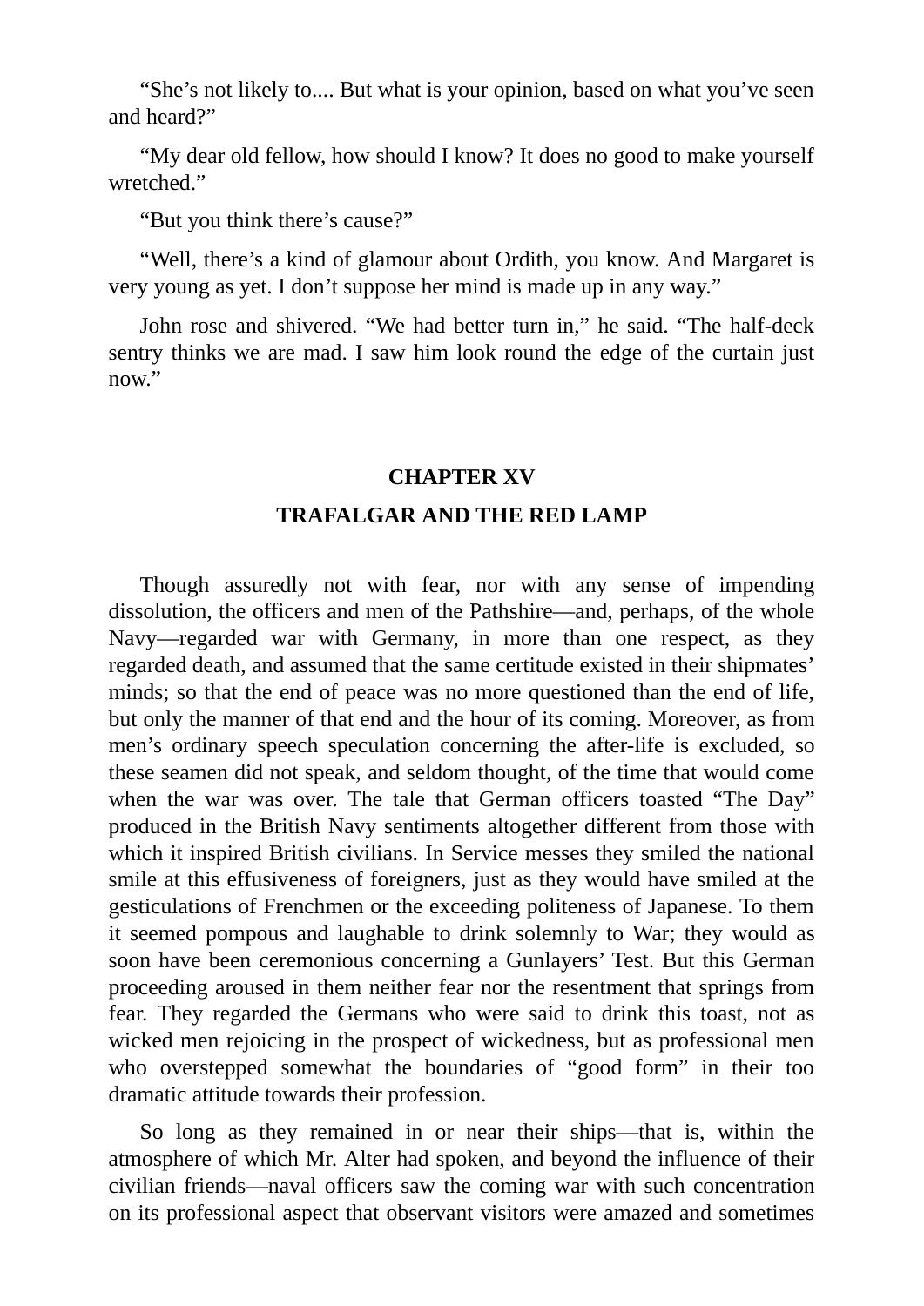“She’s not likely to.... But what is your opinion, based on what you’ve seen and heard?”

“My dear old fellow, how should I know? It does no good to make yourself wretched.”

“But you think there’s cause?”

“Well, there’s a kind of glamour about Ordith, you know. And Margaret is very young as yet. I don’t suppose her mind is made up in any way.”

John rose and shivered. “We had better turn in,” he said. “The half-deck sentry thinks we are mad. I saw him look round the edge of the curtain just now.”

## CHAPTER XV

## TRAFALGAR AND THE RED LAMP

Though assuredly not with fear, nor with any sense of impending dissolution, the officers and men of the Pathshire—and, perhaps, of the whole Navy—regarded war with Germany, in more than one respect, as they regarded death, and assumed that the same certitude existed in their shipmates’ minds; so that the end of peace was no more questioned than the end of life, but only the manner of that end and the hour of its coming. Moreover, as from men’s ordinary speech speculation concerning the after-life is excluded, so these seamen did not speak, and seldom thought, of the time that would come when the war was over. The tale that German officers toasted “The Day” produced in the British Navy sentiments altogether different from those with which it inspired British civilians. In Service messes they smiled the national smile at this effusiveness of foreigners, just as they would have smiled at the gesticulations of Frenchmen or the exceeding politeness of Japanese. To them it seemed pompous and laughable to drink solemnly to War; they would as soon have been ceremonious concerning a Gunlayers’ Test. But this German proceeding aroused in them neither fear nor the resentment that springs from fear. They regarded the Germans who were said to drink this toast, not as wicked men rejoicing in the prospect of wickedness, but as professional men who overstepped somewhat the boundaries of “good form” in their too dramatic attitude towards their profession.

So long as they remained in or near their ships—that is, within the atmosphere of which Mr. Alter had spoken, and beyond the influence of their civilian friends—naval officers saw the coming war with such concentration on its professional aspect that observant visitors were amazed and sometimes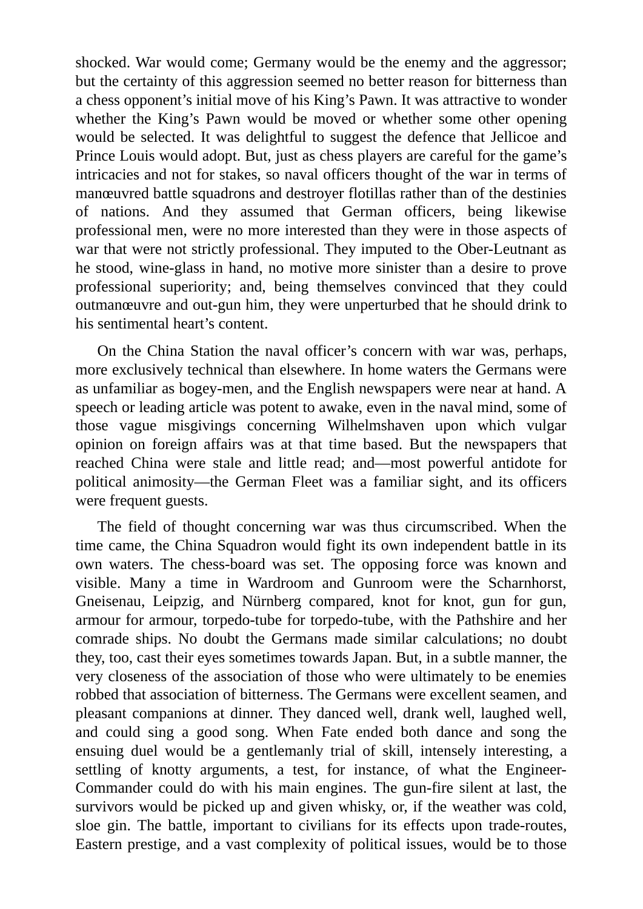shocked. War would come; Germany would be the enemy and the aggressor; but the certainty of this aggression seemed no better reason for bitterness than a chess opponent's initial move of his King's Pawn. It was attractive to wonder whether the King's Pawn would be moved or whether some other opening would be selected. It was delightful to suggest the defence that Jellicoe and Prince Louis would adopt. But, just as chess players are careful for the game's intricacies and not for stakes, so naval officers thought of the war in terms of manœuvred battle squadrons and destroyer flotillas rather than of the destinies of nations. And they assumed that German officers, being likewise professional men, were no more interested than they were in those aspects of war that were not strictly professional. They imputed to the Ober-Leutnant as he stood, wine-glass in hand, no motive more sinister than a desire to prove professional superiority; and, being themselves convinced that they could outmanœuvre and out-gun him, they were unperturbed that he should drink to his sentimental heart's content.

On the China Station the naval officer's concern with war was, perhaps, more exclusively technical than elsewhere. In home waters the Germans were as unfamiliar as bogey-men, and the English newspapers were near at hand. A speech or leading article was potent to awake, even in the naval mind, some of those vague misgivings concerning Wilhelmshaven upon which vulgar opinion on foreign affairs was at that time based. But the newspapers that reached China were stale and little read; and—most powerful antidote for political animosity—the German Fleet was a familiar sight, and its officers were frequent guests.

The field of thought concerning war was thus circumscribed. When the time came, the China Squadron would fight its own independent battle in its own waters. The chess-board was set. The opposing force was known and visible. Many a time in Wardroom and Gunroom were the Scharnhorst, Gneisenau, Leipzig, and Nürnberg compared, knot for knot, gun for gun, armour for armour, torpedo-tube for torpedo-tube, with the Pathshire and her comrade ships. No doubt the Germans made similar calculations; no doubt they, too, cast their eyes sometimes towards Japan. But, in a subtle manner, the very closeness of the association of those who were ultimately to be enemies robbed that association of bitterness. The Germans were excellent seamen, and pleasant companions at dinner. They danced well, drank well, laughed well, and could sing a good song. When Fate ended both dance and song the ensuing duel would be a gentlemanly trial of skill, intensely interesting, a settling of knotty arguments, a test, for instance, of what the Engineer-Commander could do with his main engines. The gun-fire silent at last, the survivors would be picked up and given whisky, or, if the weather was cold, sloe gin. The battle, important to civilians for its effects upon trade-routes, Eastern prestige, and a vast complexity of political issues, would be to those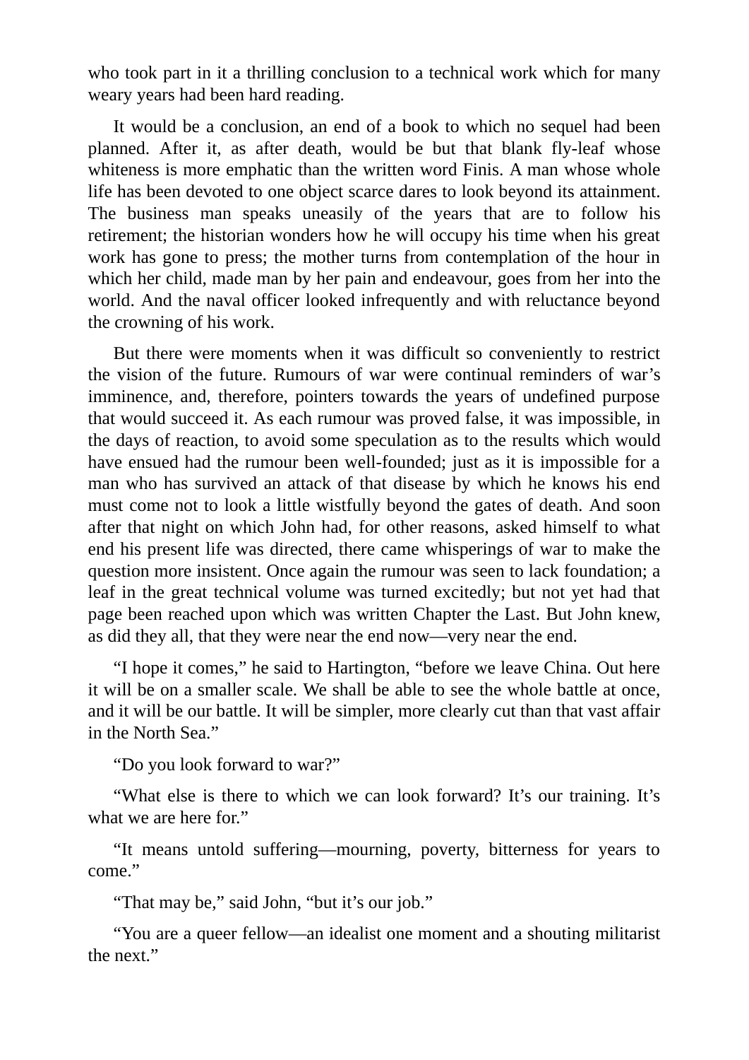who took part in it a thrilling conclusion to a technical work which for many weary years had been hard reading.

It would be a conclusion, an end of a book to which no sequel had been planned. After it, as after death, would be but that blank fly-leaf whose whiteness is more emphatic than the written word Finis. A man whose whole life has been devoted to one object scarce dares to look beyond its attainment. The business man speaks uneasily of the years that are to follow his retirement; the historian wonders how he will occupy his time when his great work has gone to press; the mother turns from contemplation of the hour in which her child, made man by her pain and endeavour, goes from her into the world. And the naval officer looked infrequently and with reluctance beyond the crowning of his work.

But there were moments when it was difficult so conveniently to restrict the vision of the future. Rumours of war were continual reminders of war's imminence, and, therefore, pointers towards the years of undefined purpose that would succeed it. As each rumour was proved false, it was impossible, in the days of reaction, to avoid some speculation as to the results which would have ensued had the rumour been well-founded; just as it is impossible for a man who has survived an attack of that disease by which he knows his end must come not to look a little wistfully beyond the gates of death. And soon after that night on which John had, for other reasons, asked himself to what end his present life was directed, there came whisperings of war to make the question more insistent. Once again the rumour was seen to lack foundation; a leaf in the great technical volume was turned excitedly; but not yet had that page been reached upon which was written Chapter the Last. But John knew, as did they all, that they were near the end now—very near the end.

"I hope it comes," he said to Hartington, "before we leave China. Out here it will be on a smaller scale. We shall be able to see the whole battle at once, and it will be our battle. It will be simpler, more clearly cut than that vast affair in the North Sea."

"Do you look forward to war?"

"What else is there to which we can look forward? It's our training. It's what we are here for."

"It means untold suffering—mourning, poverty, bitterness for years to come."

"That may be," said John, "but it's our job."

"You are a queer fellow—an idealist one moment and a shouting militarist the next."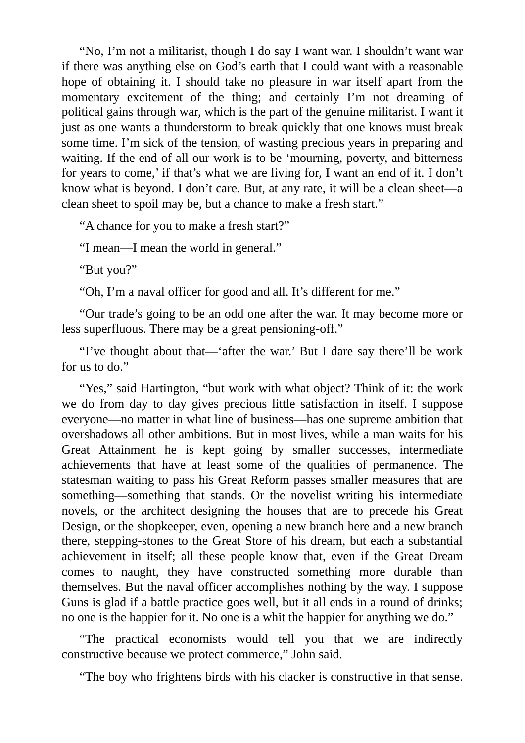"No, I'm not a militarist, though I do say I want war. I shouldn't want war if there was anything else on God's earth that I could want with a reasonable hope of obtaining it. I should take no pleasure in war itself apart from the momentary excitement of the thing; and certainly I'm not dreaming of political gains through war, which is the part of the genuine militarist. I want it just as one wants a thunderstorm to break quickly that one knows must break some time. I'm sick of the tension, of wasting precious years in preparing and waiting. If the end of all our work is to be 'mourning, poverty, and bitterness for years to come,' if that's what we are living for, I want an end of it. I don't know what is beyond. I don't care. But, at any rate, it will be a clean sheet—a clean sheet to spoil may be, but a chance to make a fresh start."

"A chance for you to make a fresh start?"

"I mean—I mean the world in general."

"But you?"

"Oh, I'm a naval officer for good and all. It's different for me."

"Our trade's going to be an odd one after the war. It may become more or less superfluous. There may be a great pensioning-off."

"I've thought about that—'after the war.' But I dare say there'll be work for us to do."

"Yes," said Hartington, "but work with what object? Think of it: the work we do from day to day gives precious little satisfaction in itself. I suppose everyone—no matter in what line of business—has one supreme ambition that overshadows all other ambitions. But in most lives, while a man waits for his Great Attainment he is kept going by smaller successes, intermediate achievements that have at least some of the qualities of permanence. The statesman waiting to pass his Great Reform passes smaller measures that are something—something that stands. Or the novelist writing his intermediate novels, or the architect designing the houses that are to precede his Great Design, or the shopkeeper, even, opening a new branch here and a new branch there, stepping-stones to the Great Store of his dream, but each a substantial achievement in itself; all these people know that, even if the Great Dream comes to naught, they have constructed something more durable than themselves. But the naval officer accomplishes nothing by the way. I suppose Guns is glad if a battle practice goes well, but it all ends in a round of drinks; no one is the happier for it. No one is a whit the happier for anything we do."

"The practical economists would tell you that we are indirectly constructive because we protect commerce," John said.

"The boy who frightens birds with his clacker is constructive in that sense.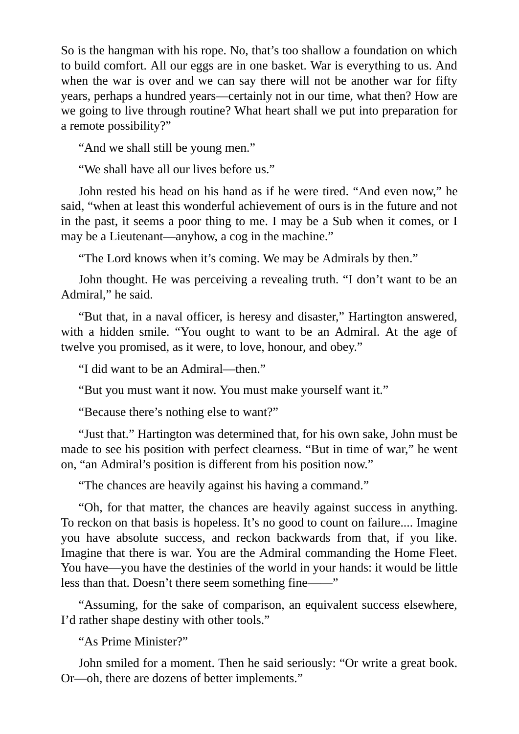So is the hangman with his rope. No, that’s too shallow a foundation on which to build comfort. All our eggs are in one basket. War is everything to us. And when the war is over and we can say there will not be another war for fifty years, perhaps a hundred years—certainly not in our time, what then? How are we going to live through routine? What heart shall we put into preparation for a remote possibility?”

“And we shall still be young men.”

“We shall have all our lives before us.”

John rested his head on his hand as if he were tired. “And even now,” he said, “when at least this wonderful achievement of ours is in the future and not in the past, it seems a poor thing to me. I may be a Sub when it comes, or I may be a Lieutenant—anyhow, a cog in the machine.”

“The Lord knows when it’s coming. We may be Admirals by then.”

John thought. He was perceiving a revealing truth. “I don’t want to be an Admiral,” he said.

“But that, in a naval officer, is heresy and disaster,” Hartington answered, with a hidden smile. “You ought to want to be an Admiral. At the age of twelve you promised, as it were, to love, honour, and obey.”

“I did want to be an Admiral—then.”

“But you must want it now. You must make yourself want it.”

“Because there’s nothing else to want?”

“Just that.” Hartington was determined that, for his own sake, John must be made to see his position with perfect clearness. “But in time of war,” he went on, “an Admiral’s position is different from his position now.”

“The chances are heavily against his having a command.”

“Oh, for that matter, the chances are heavily against success in anything. To reckon on that basis is hopeless. It’s no good to count on failure.... Imagine you have absolute success, and reckon backwards from that, if you like. Imagine that there is war. You are the Admiral commanding the Home Fleet. You have—you have the destinies of the world in your hands: it would be little less than that. Doesn’t there seem something fine——”

“Assuming, for the sake of comparison, an equivalent success elsewhere, I’d rather shape destiny with other tools.”

“As Prime Minister?”

John smiled for a moment. Then he said seriously: “Or write a great book. Or—oh, there are dozens of better implements.”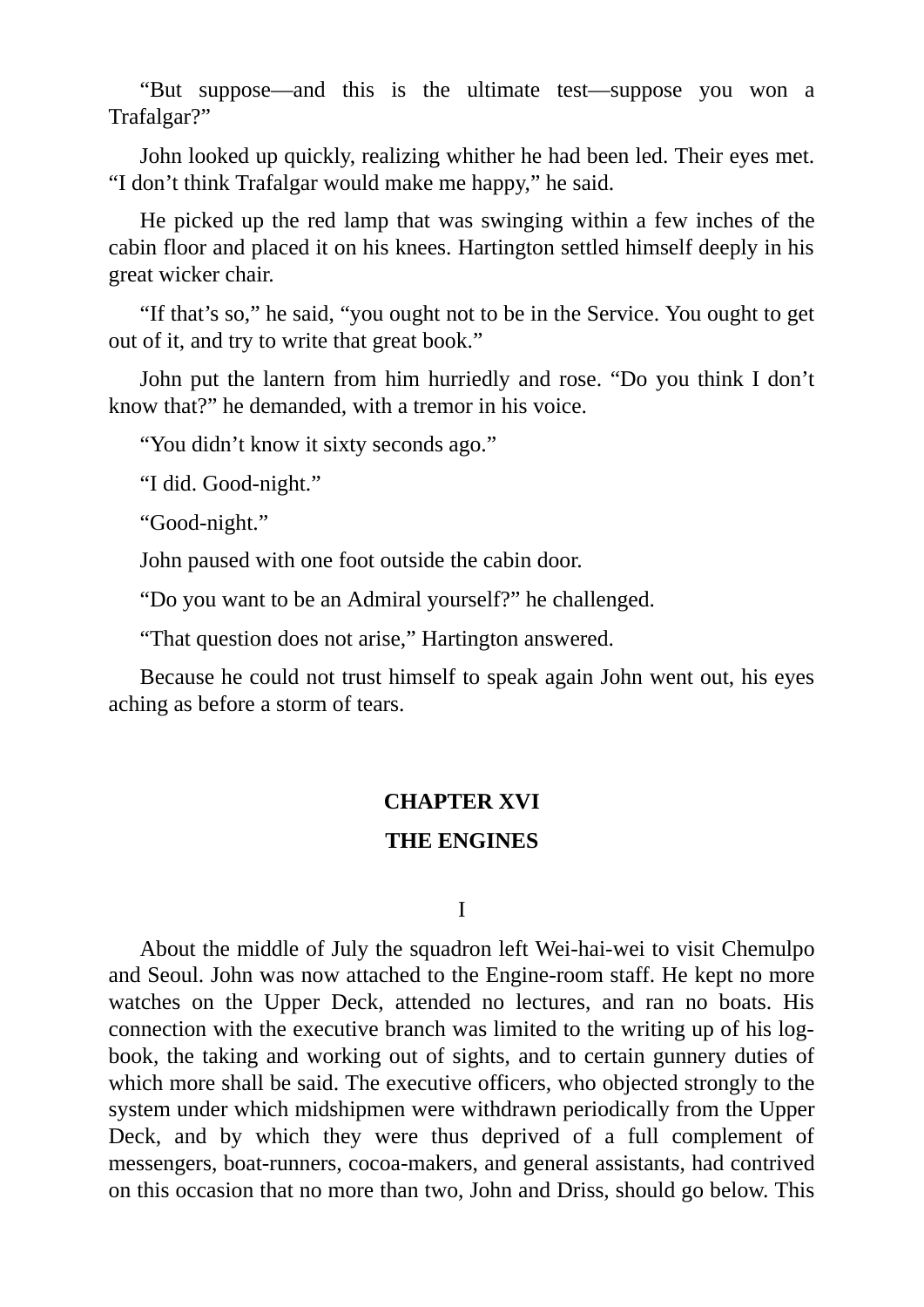"But suppose—and this is the ultimate test—suppose you won a Trafalgar?"

John looked up quickly, realizing whither he had been led. Their eyes met. "I don't think Trafalgar would make me happy," he said.

He picked up the red lamp that was swinging within a few inches of the cabin floor and placed it on his knees. Hartington settled himself deeply in his great wicker chair.

"If that's so," he said, "you ought not to be in the Service. You ought to get out of it, and try to write that great book."

John put the lantern from him hurriedly and rose. "Do you think I don't know that?" he demanded, with a tremor in his voice.

"You didn't know it sixty seconds ago."

"I did. Good-night."

"Good-night."

John paused with one foot outside the cabin door.

"Do you want to be an Admiral yourself?" he challenged.

"That question does not arise," Hartington answered.

Because he could not trust himself to speak again John went out, his eyes aching as before a storm of tears.

## CHAPTER XVI

## THE ENGINES

### I

About the middle of July the squadron left Wei-hai-wei to visit Chemulpo and Seoul. John was now attached to the Engine-room staff. He kept no more watches on the Upper Deck, attended no lectures, and ran no boats. His connection with the executive branch was limited to the writing up of his log-book, the taking and working out of sights, and to certain gunnery duties of which more shall be said. The executive officers, who objected strongly to the system under which midshipmen were withdrawn periodically from the Upper Deck, and by which they were thus deprived of a full complement of messengers, boat-runners, cocoa-makers, and general assistants, had contrived on this occasion that no more than two, John and Driss, should go below. This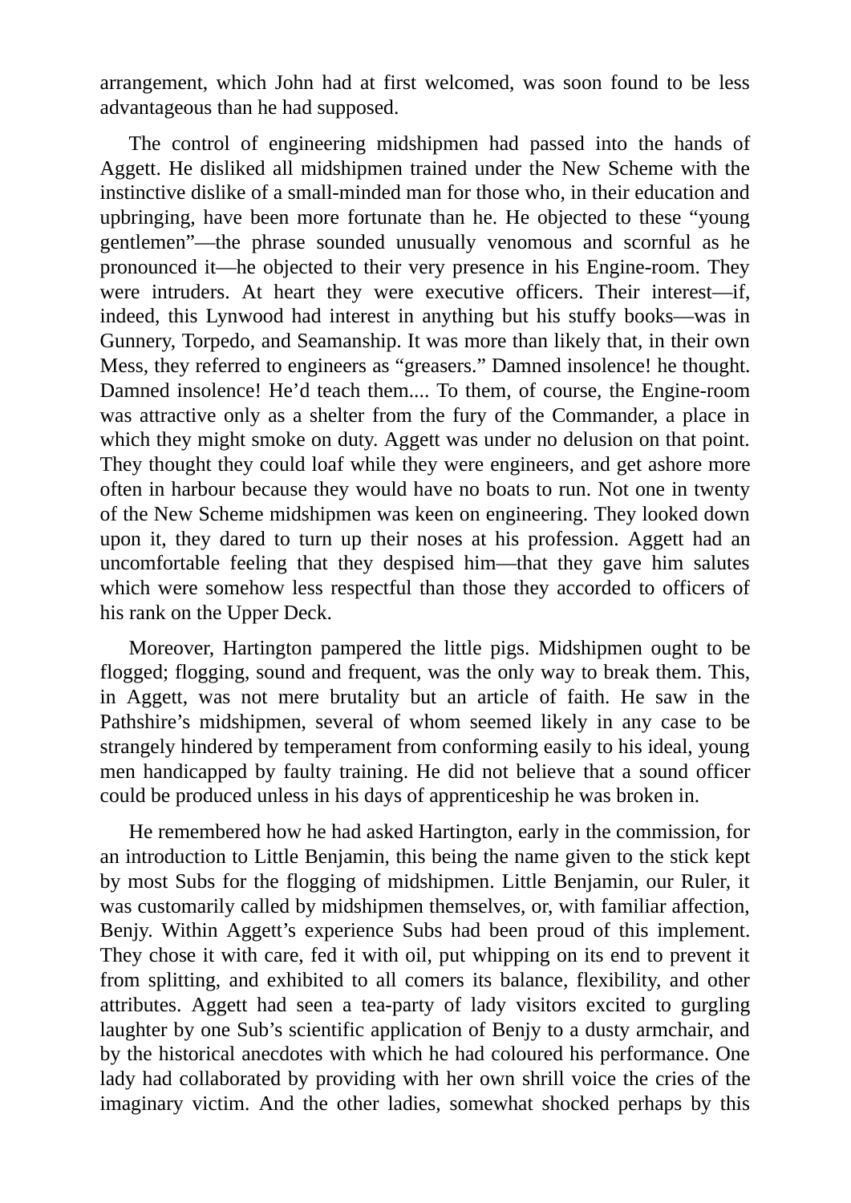arrangement, which John had at first welcomed, was soon found to be less advantageous than he had supposed.

The control of engineering midshipmen had passed into the hands of Aggett. He disliked all midshipmen trained under the New Scheme with the instinctive dislike of a small-minded man for those who, in their education and upbringing, have been more fortunate than he. He objected to these "young gentlemen"—the phrase sounded unusually venomous and scornful as he pronounced it—he objected to their very presence in his Engine-room. They were intruders. At heart they were executive officers. Their interest—if, indeed, this Lynwood had interest in anything but his stuffy books—was in Gunnery, Torpedo, and Seamanship. It was more than likely that, in their own Mess, they referred to engineers as "greasers." Damned insolence! he thought. Damned insolence! He'd teach them.... To them, of course, the Engine-room was attractive only as a shelter from the fury of the Commander, a place in which they might smoke on duty. Aggett was under no delusion on that point. They thought they could loaf while they were engineers, and get ashore more often in harbour because they would have no boats to run. Not one in twenty of the New Scheme midshipmen was keen on engineering. They looked down upon it, they dared to turn up their noses at his profession. Aggett had an uncomfortable feeling that they despised him—that they gave him salutes which were somehow less respectful than those they accorded to officers of his rank on the Upper Deck.

Moreover, Hartington pampered the little pigs. Midshipmen ought to be flogged; flogging, sound and frequent, was the only way to break them. This, in Aggett, was not mere brutality but an article of faith. He saw in the Pathshire's midshipmen, several of whom seemed likely in any case to be strangely hindered by temperament from conforming easily to his ideal, young men handicapped by faulty training. He did not believe that a sound officer could be produced unless in his days of apprenticeship he was broken in.

He remembered how he had asked Hartington, early in the commission, for an introduction to Little Benjamin, this being the name given to the stick kept by most Subs for the flogging of midshipmen. Little Benjamin, our Ruler, it was customarily called by midshipmen themselves, or, with familiar affection, Benjy. Within Aggett's experience Subs had been proud of this implement. They chose it with care, fed it with oil, put whipping on its end to prevent it from splitting, and exhibited to all comers its balance, flexibility, and other attributes. Aggett had seen a tea-party of lady visitors excited to gurgling laughter by one Sub's scientific application of Benjy to a dusty armchair, and by the historical anecdotes with which he had coloured his performance. One lady had collaborated by providing with her own shrill voice the cries of the imaginary victim. And the other ladies, somewhat shocked perhaps by this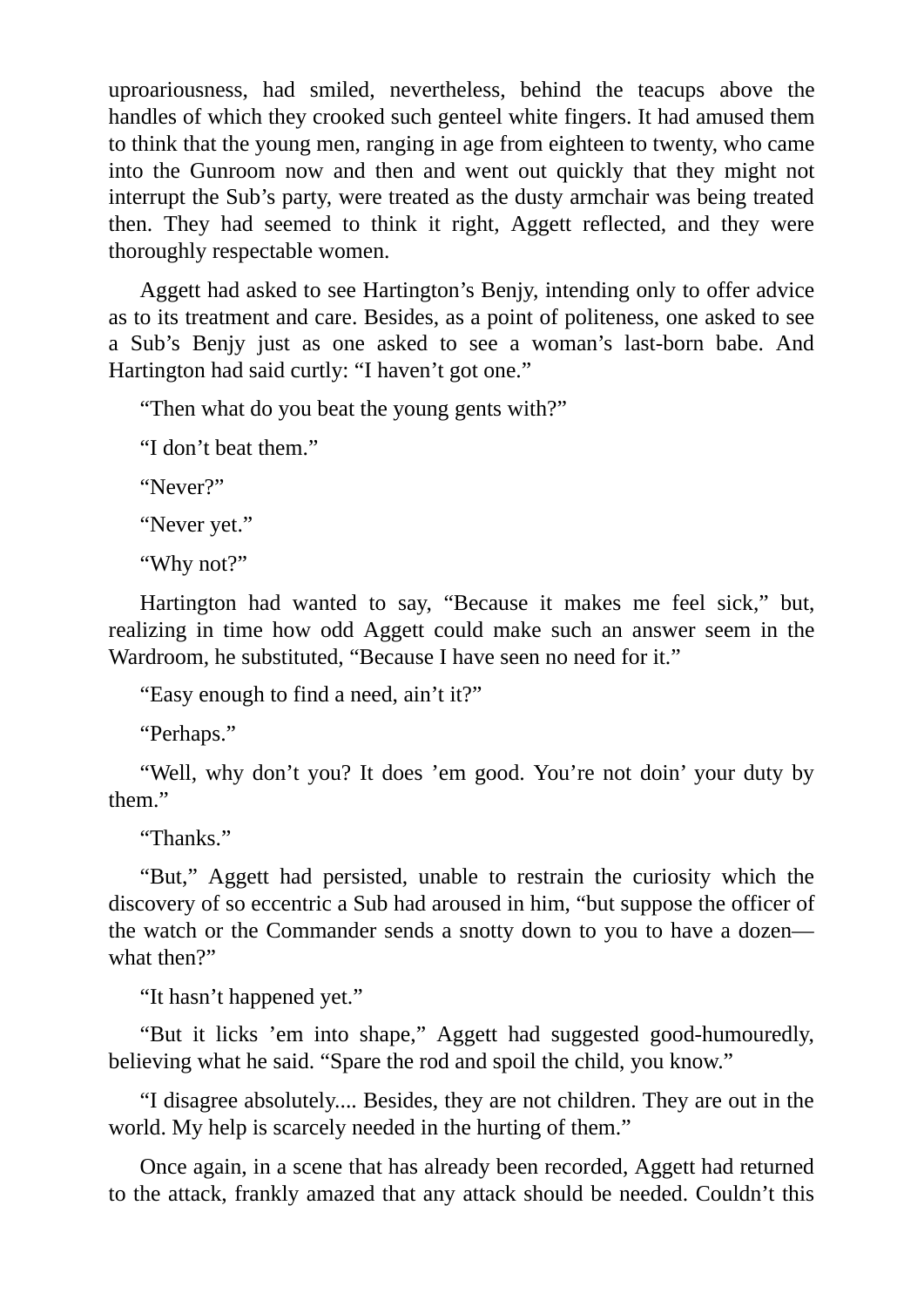uproariousness, had smiled, nevertheless, behind the teacups above the handles of which they crooked such genteel white fingers. It had amused them to think that the young men, ranging in age from eighteen to twenty, who came into the Gunroom now and then and went out quickly that they might not interrupt the Sub’s party, were treated as the dusty armchair was being treated then. They had seemed to think it right, Aggett reflected, and they were thoroughly respectable women.

Aggett had asked to see Hartington’s Benjy, intending only to offer advice as to its treatment and care. Besides, as a point of politeness, one asked to see a Sub’s Benjy just as one asked to see a woman’s last-born babe. And Hartington had said curtly: “I haven’t got one.”

“Then what do you beat the young gents with?”

“I don’t beat them.”

“Never?”

“Never yet.”

“Why not?”

Hartington had wanted to say, “Because it makes me feel sick,” but, realizing in time how odd Aggett could make such an answer seem in the Wardroom, he substituted, “Because I have seen no need for it.”

“Easy enough to find a need, ain’t it?”

“Perhaps.”

“Well, why don’t you? It does ’em good. You’re not doin’ your duty by them.”

“Thanks.”

“But,” Aggett had persisted, unable to restrain the curiosity which the discovery of so eccentric a Sub had aroused in him, “but suppose the officer of the watch or the Commander sends a snotty down to you to have a dozen—what then?”

“It hasn’t happened yet.”

“But it licks ’em into shape,” Aggett had suggested good-humouredly, believing what he said. “Spare the rod and spoil the child, you know.”

“I disagree absolutely.... Besides, they are not children. They are out in the world. My help is scarcely needed in the hurting of them.”

Once again, in a scene that has already been recorded, Aggett had returned to the attack, frankly amazed that any attack should be needed. Couldn’t this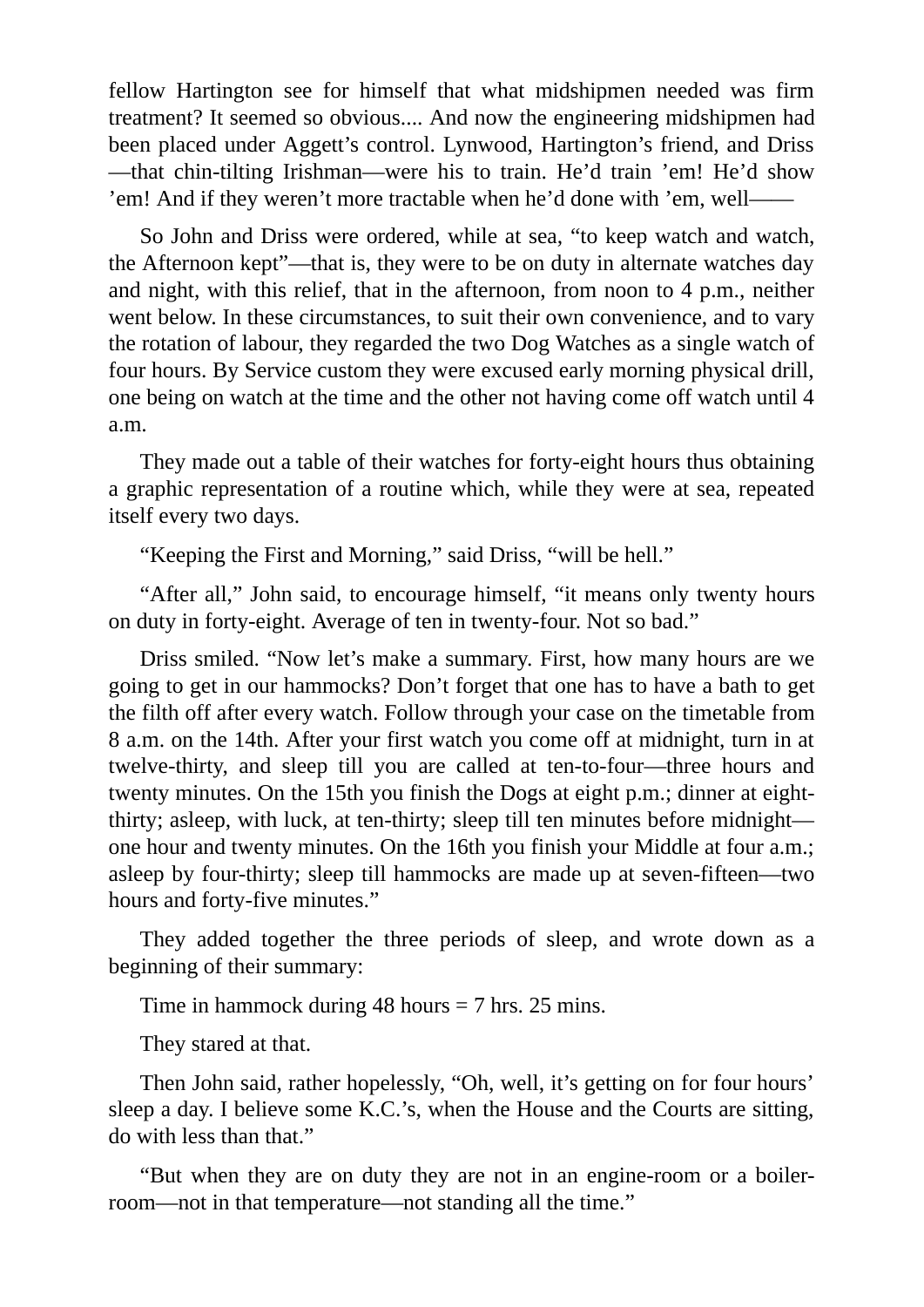fellow Hartington see for himself that what midshipmen needed was firm treatment? It seemed so obvious.... And now the engineering midshipmen had been placed under Aggett’s control. Lynwood, Hartington’s friend, and Driss—that chin-tilting Irishman—were his to train. He’d train ’em! He’d show ’em! And if they weren’t more tractable when he’d done with ’em, well——

So John and Driss were ordered, while at sea, “to keep watch and watch, the Afternoon kept”—that is, they were to be on duty in alternate watches day and night, with this relief, that in the afternoon, from noon to 4 p.m., neither went below. In these circumstances, to suit their own convenience, and to vary the rotation of labour, they regarded the two Dog Watches as a single watch of four hours. By Service custom they were excused early morning physical drill, one being on watch at the time and the other not having come off watch until 4 a.m.

They made out a table of their watches for forty-eight hours thus obtaining a graphic representation of a routine which, while they were at sea, repeated itself every two days.

“Keeping the First and Morning,” said Driss, “will be hell.”

“After all,” John said, to encourage himself, “it means only twenty hours on duty in forty-eight. Average of ten in twenty-four. Not so bad.”

Driss smiled. “Now let’s make a summary. First, how many hours are we going to get in our hammocks? Don’t forget that one has to have a bath to get the filth off after every watch. Follow through your case on the timetable from 8 a.m. on the 14th. After your first watch you come off at midnight, turn in at twelve-thirty, and sleep till you are called at ten-to-four—three hours and twenty minutes. On the 15th you finish the Dogs at eight p.m.; dinner at eight-thirty; asleep, with luck, at ten-thirty; sleep till ten minutes before midnight—one hour and twenty minutes. On the 16th you finish your Middle at four a.m.; asleep by four-thirty; sleep till hammocks are made up at seven-fifteen—two hours and forty-five minutes.”

They added together the three periods of sleep, and wrote down as a beginning of their summary:

Time in hammock during 48 hours = 7 hrs. 25 mins.

They stared at that.

Then John said, rather hopelessly, “Oh, well, it’s getting on for four hours’ sleep a day. I believe some K.C.’s, when the House and the Courts are sitting, do with less than that.”

“But when they are on duty they are not in an engine-room or a boiler-room—not in that temperature—not standing all the time.”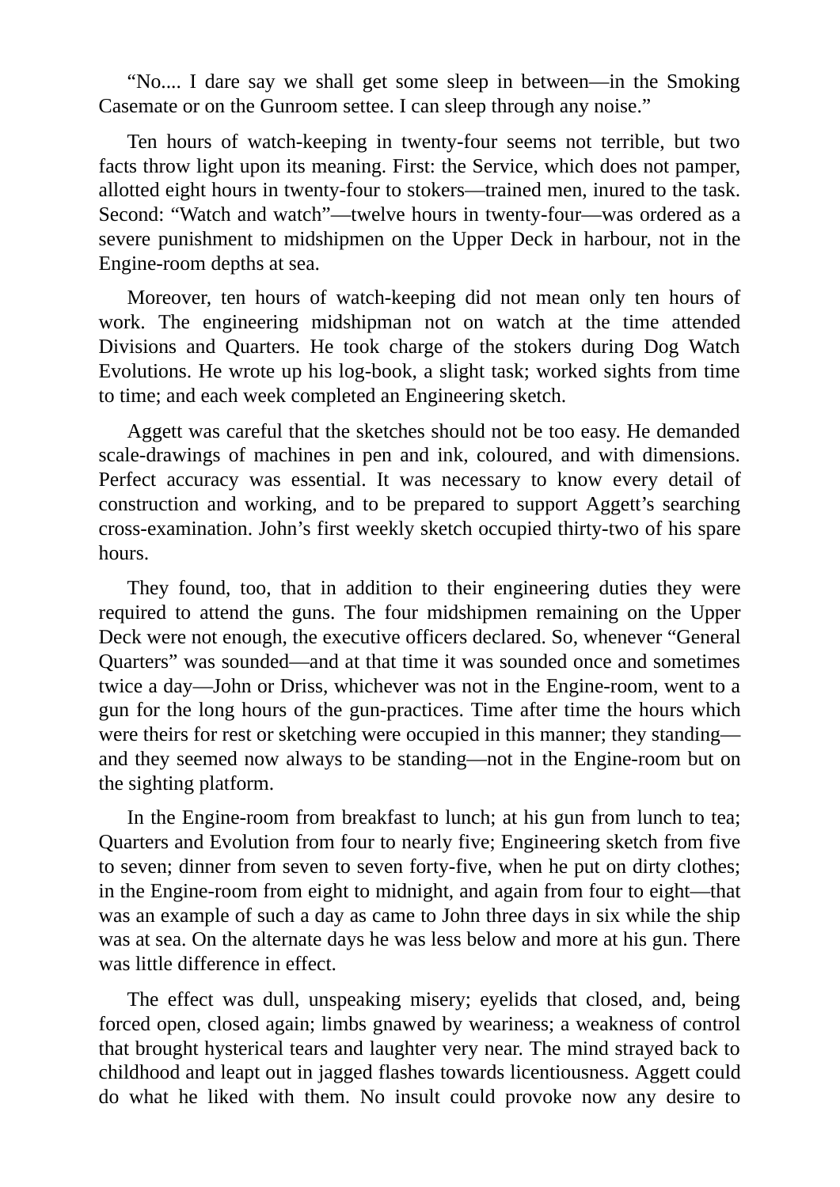“No.... I dare say we shall get some sleep in between—in the Smoking Casemate or on the Gunroom settee. I can sleep through any noise.”

Ten hours of watch-keeping in twenty-four seems not terrible, but two facts throw light upon its meaning. First: the Service, which does not pamper, allotted eight hours in twenty-four to stokers—trained men, inured to the task. Second: “Watch and watch”—twelve hours in twenty-four—was ordered as a severe punishment to midshipmen on the Upper Deck in harbour, not in the Engine-room depths at sea.

Moreover, ten hours of watch-keeping did not mean only ten hours of work. The engineering midshipman not on watch at the time attended Divisions and Quarters. He took charge of the stokers during Dog Watch Evolutions. He wrote up his log-book, a slight task; worked sights from time to time; and each week completed an Engineering sketch.

Aggett was careful that the sketches should not be too easy. He demanded scale-drawings of machines in pen and ink, coloured, and with dimensions. Perfect accuracy was essential. It was necessary to know every detail of construction and working, and to be prepared to support Aggett’s searching cross-examination. John’s first weekly sketch occupied thirty-two of his spare hours.

They found, too, that in addition to their engineering duties they were required to attend the guns. The four midshipmen remaining on the Upper Deck were not enough, the executive officers declared. So, whenever “General Quarters” was sounded—and at that time it was sounded once and sometimes twice a day—John or Driss, whichever was not in the Engine-room, went to a gun for the long hours of the gun-practices. Time after time the hours which were theirs for rest or sketching were occupied in this manner; they standing—and they seemed now always to be standing—not in the Engine-room but on the sighting platform.

In the Engine-room from breakfast to lunch; at his gun from lunch to tea; Quarters and Evolution from four to nearly five; Engineering sketch from five to seven; dinner from seven to seven forty-five, when he put on dirty clothes; in the Engine-room from eight to midnight, and again from four to eight—that was an example of such a day as came to John three days in six while the ship was at sea. On the alternate days he was less below and more at his gun. There was little difference in effect.

The effect was dull, unspeaking misery; eyelids that closed, and, being forced open, closed again; limbs gnawed by weariness; a weakness of control that brought hysterical tears and laughter very near. The mind strayed back to childhood and leapt out in jagged flashes towards licentiousness. Aggett could do what he liked with them. No insult could provoke now any desire to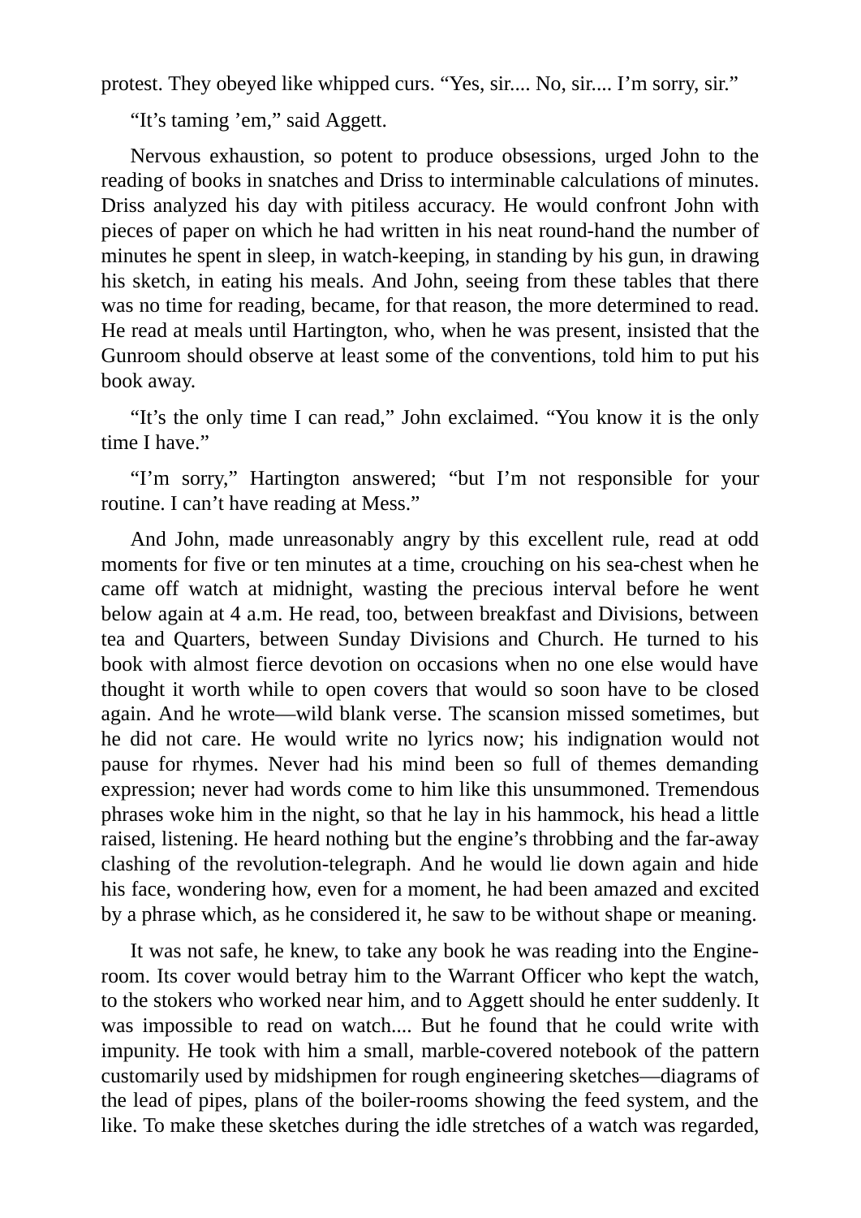protest. They obeyed like whipped curs. “Yes, sir.... No, sir.... I’m sorry, sir.”

“It’s taming ’em,” said Aggett.

Nervous exhaustion, so potent to produce obsessions, urged John to the reading of books in snatches and Driss to interminable calculations of minutes. Driss analyzed his day with pitiless accuracy. He would confront John with pieces of paper on which he had written in his neat round-hand the number of minutes he spent in sleep, in watch-keeping, in standing by his gun, in drawing his sketch, in eating his meals. And John, seeing from these tables that there was no time for reading, became, for that reason, the more determined to read. He read at meals until Hartington, who, when he was present, insisted that the Gunroom should observe at least some of the conventions, told him to put his book away.

“It’s the only time I can read,” John exclaimed. “You know it is the only time I have.”

“I’m sorry,” Hartington answered; “but I’m not responsible for your routine. I can’t have reading at Mess.”

And John, made unreasonably angry by this excellent rule, read at odd moments for five or ten minutes at a time, crouching on his sea-chest when he came off watch at midnight, wasting the precious interval before he went below again at 4 a.m. He read, too, between breakfast and Divisions, between tea and Quarters, between Sunday Divisions and Church. He turned to his book with almost fierce devotion on occasions when no one else would have thought it worth while to open covers that would so soon have to be closed again. And he wrote—wild blank verse. The scansion missed sometimes, but he did not care. He would write no lyrics now; his indignation would not pause for rhymes. Never had his mind been so full of themes demanding expression; never had words come to him like this unsummoned. Tremendous phrases woke him in the night, so that he lay in his hammock, his head a little raised, listening. He heard nothing but the engine’s throbbing and the far-away clashing of the revolution-telegraph. And he would lie down again and hide his face, wondering how, even for a moment, he had been amazed and excited by a phrase which, as he considered it, he saw to be without shape or meaning.

It was not safe, he knew, to take any book he was reading into the Engine-room. Its cover would betray him to the Warrant Officer who kept the watch, to the stokers who worked near him, and to Aggett should he enter suddenly. It was impossible to read on watch.... But he found that he could write with impunity. He took with him a small, marble-covered notebook of the pattern customarily used by midshipmen for rough engineering sketches—diagrams of the lead of pipes, plans of the boiler-rooms showing the feed system, and the like. To make these sketches during the idle stretches of a watch was regarded,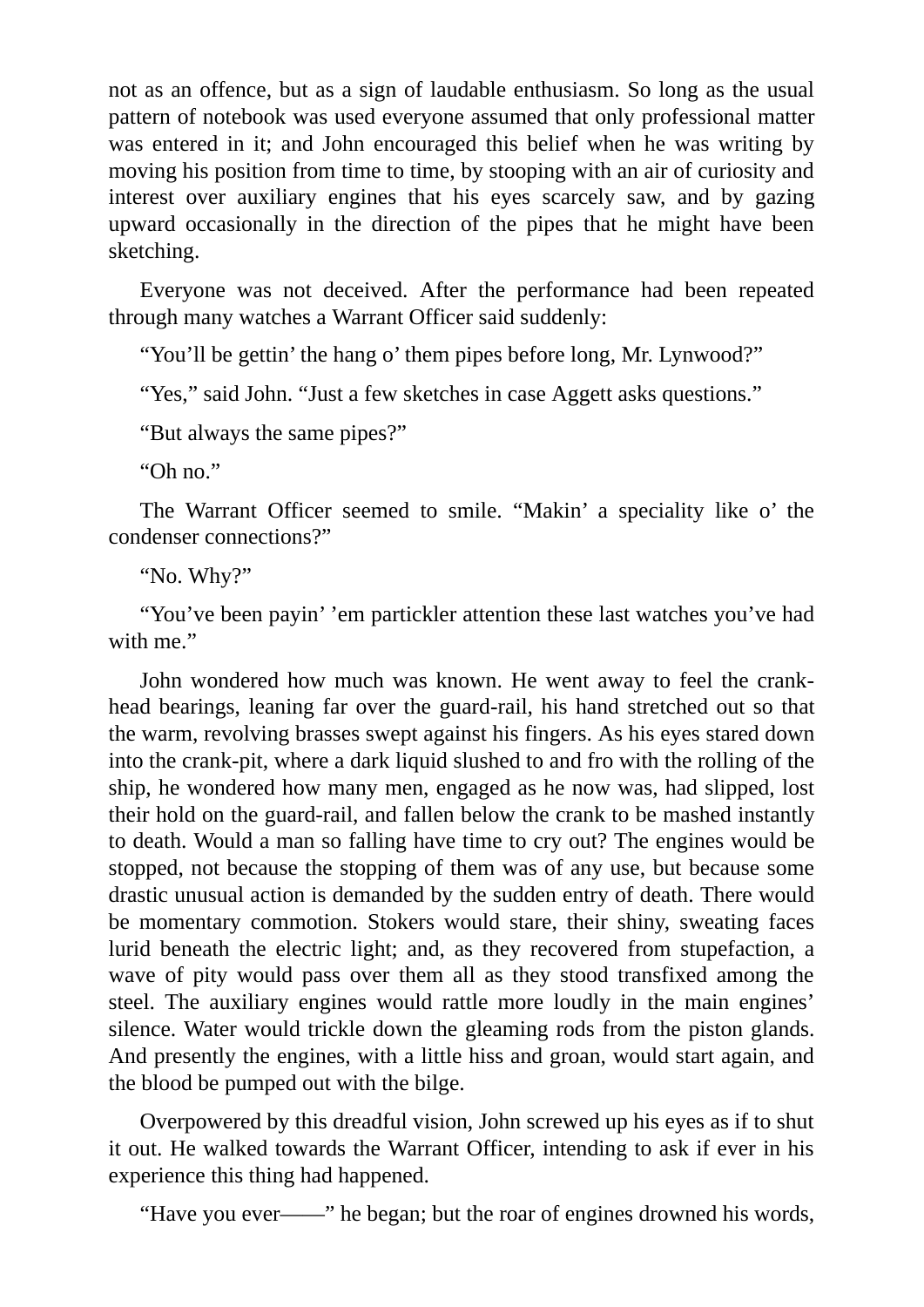not as an offence, but as a sign of laudable enthusiasm. So long as the usual pattern of notebook was used everyone assumed that only professional matter was entered in it; and John encouraged this belief when he was writing by moving his position from time to time, by stooping with an air of curiosity and interest over auxiliary engines that his eyes scarcely saw, and by gazing upward occasionally in the direction of the pipes that he might have been sketching.

Everyone was not deceived. After the performance had been repeated through many watches a Warrant Officer said suddenly:

"You'll be gettin' the hang o' them pipes before long, Mr. Lynwood?"

"Yes," said John. "Just a few sketches in case Aggett asks questions."

"But always the same pipes?"

"Oh no."

The Warrant Officer seemed to smile. "Makin' a speciality like o' the condenser connections?"

"No. Why?"

"You've been payin' 'em partickler attention these last watches you've had with me."

John wondered how much was known. He went away to feel the crank-head bearings, leaning far over the guard-rail, his hand stretched out so that the warm, revolving brasses swept against his fingers. As his eyes stared down into the crank-pit, where a dark liquid slushed to and fro with the rolling of the ship, he wondered how many men, engaged as he now was, had slipped, lost their hold on the guard-rail, and fallen below the crank to be mashed instantly to death. Would a man so falling have time to cry out? The engines would be stopped, not because the stopping of them was of any use, but because some drastic unusual action is demanded by the sudden entry of death. There would be momentary commotion. Stokers would stare, their shiny, sweating faces lurid beneath the electric light; and, as they recovered from stupefaction, a wave of pity would pass over them all as they stood transfixed among the steel. The auxiliary engines would rattle more loudly in the main engines' silence. Water would trickle down the gleaming rods from the piston glands. And presently the engines, with a little hiss and groan, would start again, and the blood be pumped out with the bilge.

Overpowered by this dreadful vision, John screwed up his eyes as if to shut it out. He walked towards the Warrant Officer, intending to ask if ever in his experience this thing had happened.

"Have you ever——" he began; but the roar of engines drowned his words,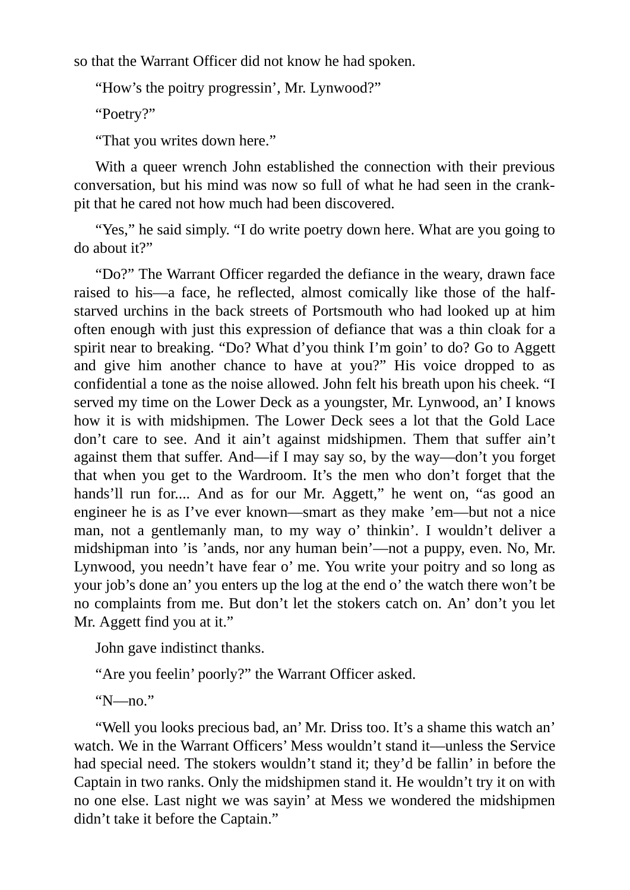so that the Warrant Officer did not know he had spoken.

"How's the poitry progressin', Mr. Lynwood?"

"Poetry?"

"That you writes down here."

With a queer wrench John established the connection with their previous conversation, but his mind was now so full of what he had seen in the crank-pit that he cared not how much had been discovered.

"Yes," he said simply. "I do write poetry down here. What are you going to do about it?"

"Do?" The Warrant Officer regarded the defiance in the weary, drawn face raised to his—a face, he reflected, almost comically like those of the half-starved urchins in the back streets of Portsmouth who had looked up at him often enough with just this expression of defiance that was a thin cloak for a spirit near to breaking. "Do? What d'you think I'm goin' to do? Go to Aggett and give him another chance to have at you?" His voice dropped to as confidential a tone as the noise allowed. John felt his breath upon his cheek. "I served my time on the Lower Deck as a youngster, Mr. Lynwood, an' I knows how it is with midshipmen. The Lower Deck sees a lot that the Gold Lace don't care to see. And it ain't against midshipmen. Them that suffer ain't against them that suffer. And—if I may say so, by the way—don't you forget that when you get to the Wardroom. It's the men who don't forget that the hands'll run for.... And as for our Mr. Aggett," he went on, "as good an engineer he is as I've ever known—smart as they make 'em—but not a nice man, not a gentlemanly man, to my way o' thinkin'. I wouldn't deliver a midshipman into 'is 'ands, nor any human bein'—not a puppy, even. No, Mr. Lynwood, you needn't have fear o' me. You write your poitry and so long as your job's done an' you enters up the log at the end o' the watch there won't be no complaints from me. But don't let the stokers catch on. An' don't you let Mr. Aggett find you at it."

John gave indistinct thanks.

"Are you feelin' poorly?" the Warrant Officer asked.

"N—no."

"Well you looks precious bad, an' Mr. Driss too. It's a shame this watch an' watch. We in the Warrant Officers' Mess wouldn't stand it—unless the Service had special need. The stokers wouldn't stand it; they'd be fallin' in before the Captain in two ranks. Only the midshipmen stand it. He wouldn't try it on with no one else. Last night we was sayin' at Mess we wondered the midshipmen didn't take it before the Captain."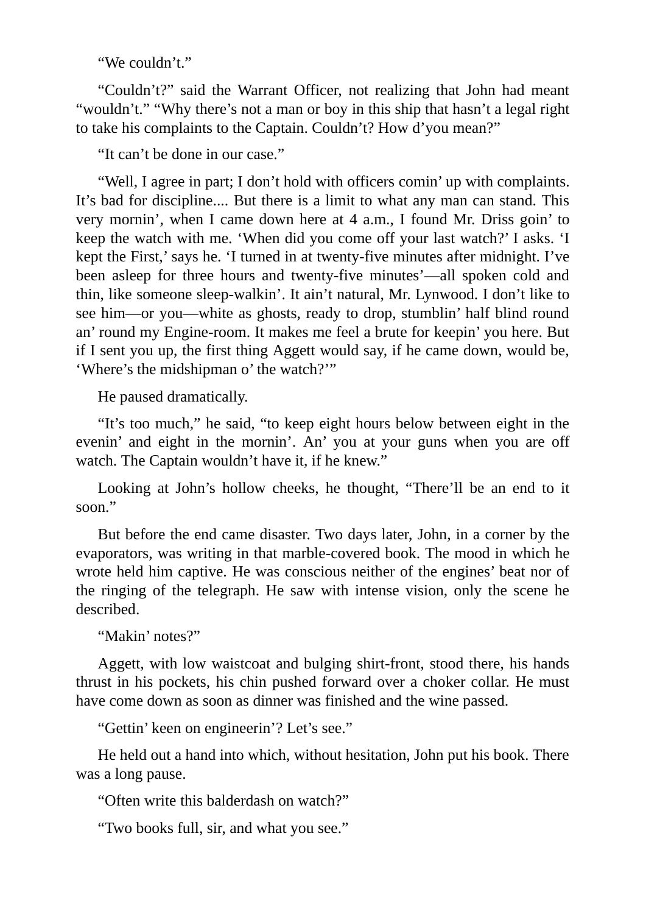"We couldn't."

"Couldn't?" said the Warrant Officer, not realizing that John had meant "wouldn't." "Why there's not a man or boy in this ship that hasn't a legal right to take his complaints to the Captain. Couldn't? How d'you mean?"

"It can't be done in our case."

"Well, I agree in part; I don't hold with officers comin' up with complaints. It's bad for discipline.... But there is a limit to what any man can stand. This very mornin', when I came down here at 4 a.m., I found Mr. Driss goin' to keep the watch with me. 'When did you come off your last watch?' I asks. 'I kept the First,' says he. 'I turned in at twenty-five minutes after midnight. I've been asleep for three hours and twenty-five minutes'—all spoken cold and thin, like someone sleep-walkin'. It ain't natural, Mr. Lynwood. I don't like to see him—or you—white as ghosts, ready to drop, stumblin' half blind round an' round my Engine-room. It makes me feel a brute for keepin' you here. But if I sent you up, the first thing Aggett would say, if he came down, would be, 'Where's the midshipman o' the watch?'"

He paused dramatically.

"It's too much," he said, "to keep eight hours below between eight in the evenin' and eight in the mornin'. An' you at your guns when you are off watch. The Captain wouldn't have it, if he knew."

Looking at John's hollow cheeks, he thought, "There'll be an end to it soon."

But before the end came disaster. Two days later, John, in a corner by the evaporators, was writing in that marble-covered book. The mood in which he wrote held him captive. He was conscious neither of the engines' beat nor of the ringing of the telegraph. He saw with intense vision, only the scene he described.

"Makin' notes?"

Aggett, with low waistcoat and bulging shirt-front, stood there, his hands thrust in his pockets, his chin pushed forward over a choker collar. He must have come down as soon as dinner was finished and the wine passed.

"Gettin' keen on engineerin'? Let's see."

He held out a hand into which, without hesitation, John put his book. There was a long pause.

"Often write this balderdash on watch?"

"Two books full, sir, and what you see."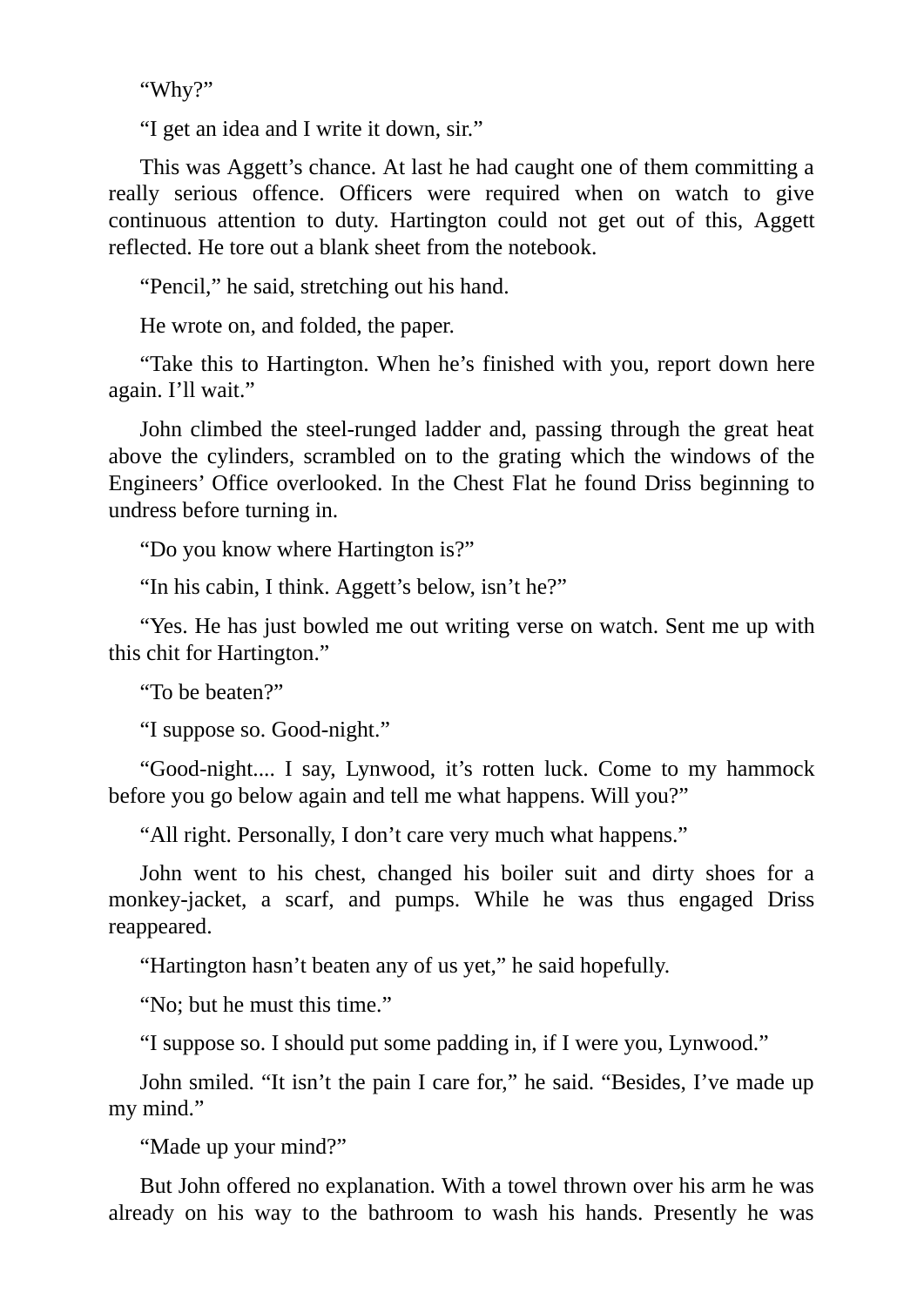"Why?"

"I get an idea and I write it down, sir."

This was Aggett's chance. At last he had caught one of them committing a really serious offence. Officers were required when on watch to give continuous attention to duty. Hartington could not get out of this, Aggett reflected. He tore out a blank sheet from the notebook.

"Pencil," he said, stretching out his hand.

He wrote on, and folded, the paper.

"Take this to Hartington. When he's finished with you, report down here again. I'll wait."

John climbed the steel-runged ladder and, passing through the great heat above the cylinders, scrambled on to the grating which the windows of the Engineers' Office overlooked. In the Chest Flat he found Driss beginning to undress before turning in.

"Do you know where Hartington is?"

"In his cabin, I think. Aggett's below, isn't he?"

"Yes. He has just bowled me out writing verse on watch. Sent me up with this chit for Hartington."

"To be beaten?"

"I suppose so. Good-night."

"Good-night.... I say, Lynwood, it's rotten luck. Come to my hammock before you go below again and tell me what happens. Will you?"

"All right. Personally, I don't care very much what happens."

John went to his chest, changed his boiler suit and dirty shoes for a monkey-jacket, a scarf, and pumps. While he was thus engaged Driss reappeared.

"Hartington hasn't beaten any of us yet," he said hopefully.

"No; but he must this time."

"I suppose so. I should put some padding in, if I were you, Lynwood."

John smiled. "It isn't the pain I care for," he said. "Besides, I've made up my mind."

"Made up your mind?"

But John offered no explanation. With a towel thrown over his arm he was already on his way to the bathroom to wash his hands. Presently he was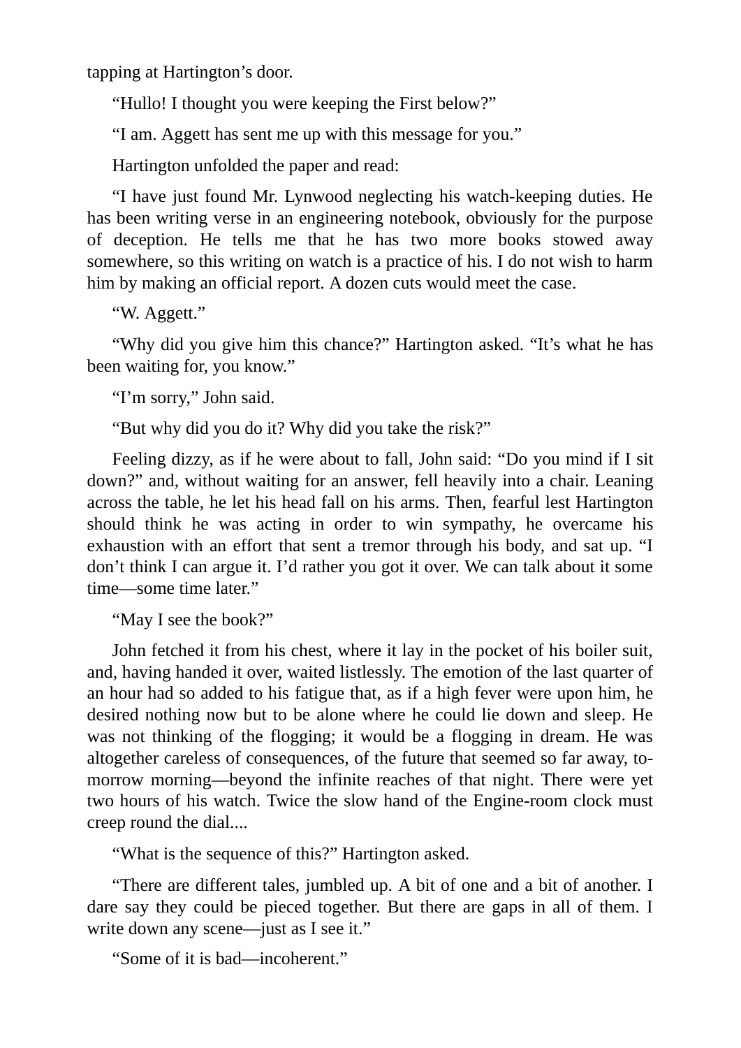tapping at Hartington's door.

"Hullo! I thought you were keeping the First below?"

"I am. Aggett has sent me up with this message for you."

Hartington unfolded the paper and read:

"I have just found Mr. Lynwood neglecting his watch-keeping duties. He has been writing verse in an engineering notebook, obviously for the purpose of deception. He tells me that he has two more books stowed away somewhere, so this writing on watch is a practice of his. I do not wish to harm him by making an official report. A dozen cuts would meet the case.

"W. Aggett."

"Why did you give him this chance?" Hartington asked. "It's what he has been waiting for, you know."

"I'm sorry," John said.

"But why did you do it? Why did you take the risk?"

Feeling dizzy, as if he were about to fall, John said: "Do you mind if I sit down?" and, without waiting for an answer, fell heavily into a chair. Leaning across the table, he let his head fall on his arms. Then, fearful lest Hartington should think he was acting in order to win sympathy, he overcame his exhaustion with an effort that sent a tremor through his body, and sat up. "I don't think I can argue it. I'd rather you got it over. We can talk about it some time—some time later."

"May I see the book?"

John fetched it from his chest, where it lay in the pocket of his boiler suit, and, having handed it over, waited listlessly. The emotion of the last quarter of an hour had so added to his fatigue that, as if a high fever were upon him, he desired nothing now but to be alone where he could lie down and sleep. He was not thinking of the flogging; it would be a flogging in dream. He was altogether careless of consequences, of the future that seemed so far away, to-morrow morning—beyond the infinite reaches of that night. There were yet two hours of his watch. Twice the slow hand of the Engine-room clock must creep round the dial....

"What is the sequence of this?" Hartington asked.

"There are different tales, jumbled up. A bit of one and a bit of another. I dare say they could be pieced together. But there are gaps in all of them. I write down any scene—just as I see it."

"Some of it is bad—incoherent."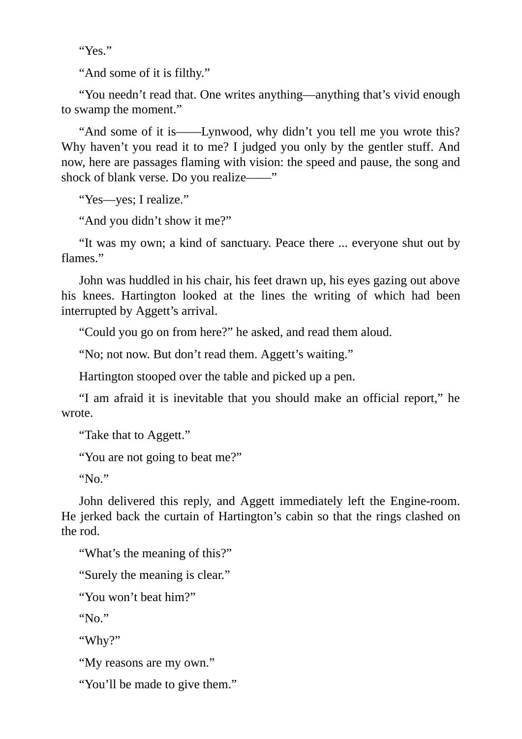“Yes.”

“And some of it is filthy.”

“You needn’t read that. One writes anything—anything that’s vivid enough to swamp the moment.”

“And some of it is——Lynwood, why didn’t you tell me you wrote this? Why haven’t you read it to me? I judged you only by the gentler stuff. And now, here are passages flaming with vision: the speed and pause, the song and shock of blank verse. Do you realize——”

“Yes—yes; I realize.”

“And you didn’t show it me?”

“It was my own; a kind of sanctuary. Peace there ... everyone shut out by flames.”

John was huddled in his chair, his feet drawn up, his eyes gazing out above his knees. Hartington looked at the lines the writing of which had been interrupted by Aggett’s arrival.

“Could you go on from here?” he asked, and read them aloud.

“No; not now. But don’t read them. Aggett’s waiting.”

Hartington stooped over the table and picked up a pen.

“I am afraid it is inevitable that you should make an official report,” he wrote.

“Take that to Aggett.”

“You are not going to beat me?”

“No.”

John delivered this reply, and Aggett immediately left the Engine-room. He jerked back the curtain of Hartington’s cabin so that the rings clashed on the rod.

“What’s the meaning of this?”

“Surely the meaning is clear.”

“You won’t beat him?”

“No.”

“Why?”

“My reasons are my own.”

“You’ll be made to give them.”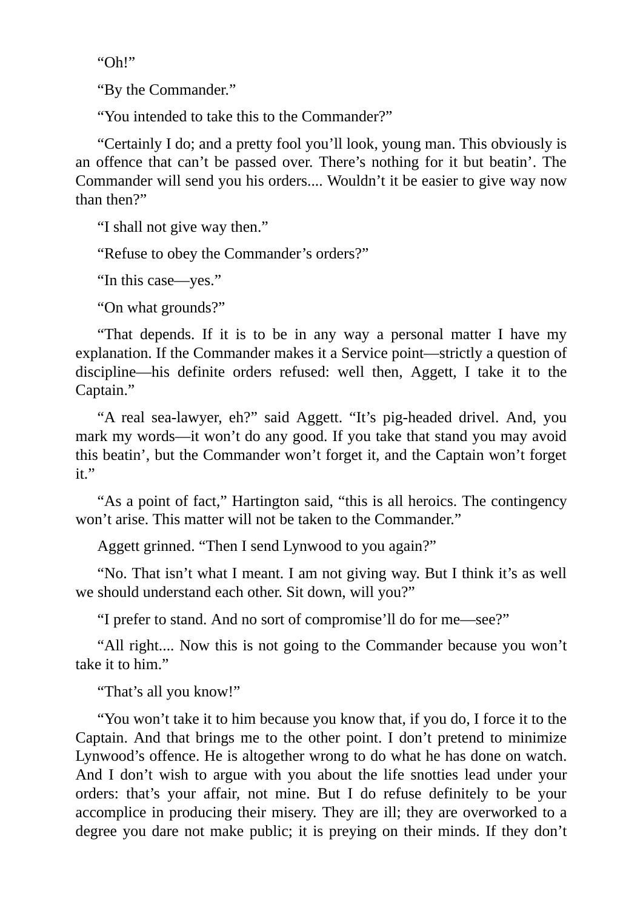"Oh!"

"By the Commander."

"You intended to take this to the Commander?"

"Certainly I do; and a pretty fool you'll look, young man. This obviously is an offence that can't be passed over. There's nothing for it but beatin'. The Commander will send you his orders.... Wouldn't it be easier to give way now than then?"

"I shall not give way then."

"Refuse to obey the Commander's orders?"

"In this case—yes."

"On what grounds?"

"That depends. If it is to be in any way a personal matter I have my explanation. If the Commander makes it a Service point—strictly a question of discipline—his definite orders refused: well then, Aggett, I take it to the Captain."

"A real sea-lawyer, eh?" said Aggett. "It's pig-headed drivel. And, you mark my words—it won't do any good. If you take that stand you may avoid this beatin', but the Commander won't forget it, and the Captain won't forget it."

"As a point of fact," Hartington said, "this is all heroics. The contingency won't arise. This matter will not be taken to the Commander."

Aggett grinned. "Then I send Lynwood to you again?"

"No. That isn't what I meant. I am not giving way. But I think it's as well we should understand each other. Sit down, will you?"

"I prefer to stand. And no sort of compromise'll do for me—see?"

"All right.... Now this is not going to the Commander because you won't take it to him."

"That's all you know!"

"You won't take it to him because you know that, if you do, I force it to the Captain. And that brings me to the other point. I don't pretend to minimize Lynwood's offence. He is altogether wrong to do what he has done on watch. And I don't wish to argue with you about the life snotties lead under your orders: that's your affair, not mine. But I do refuse definitely to be your accomplice in producing their misery. They are ill; they are overworked to a degree you dare not make public; it is preying on their minds. If they don't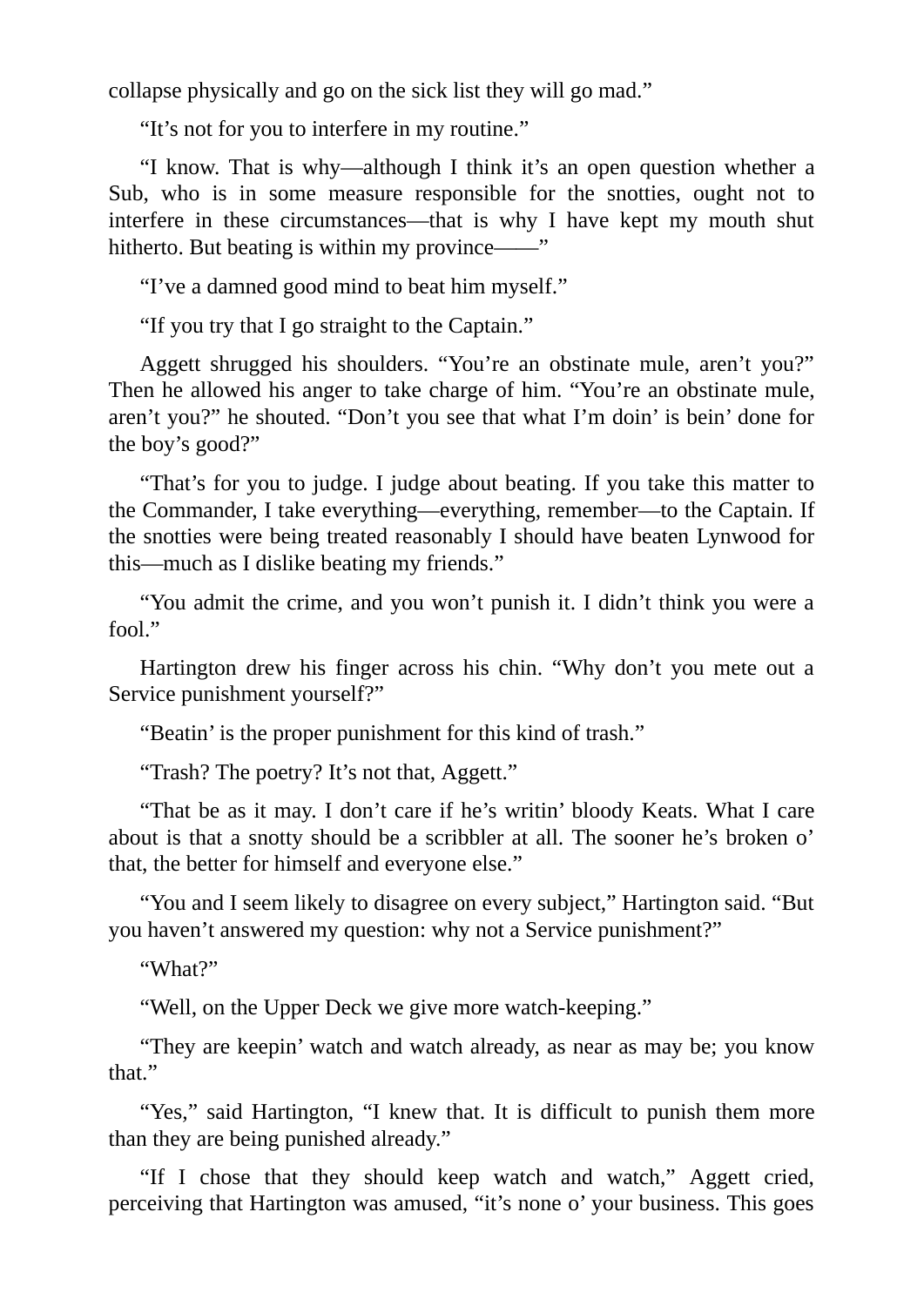collapse physically and go on the sick list they will go mad."

"It's not for you to interfere in my routine."

"I know. That is why—although I think it's an open question whether a Sub, who is in some measure responsible for the snotties, ought not to interfere in these circumstances—that is why I have kept my mouth shut hitherto. But beating is within my province——"

"I've a damned good mind to beat him myself."

"If you try that I go straight to the Captain."

Aggett shrugged his shoulders. "You're an obstinate mule, aren't you?" Then he allowed his anger to take charge of him. "You're an obstinate mule, aren't you?" he shouted. "Don't you see that what I'm doin' is bein' done for the boy's good?"

"That's for you to judge. I judge about beating. If you take this matter to the Commander, I take everything—everything, remember—to the Captain. If the snotties were being treated reasonably I should have beaten Lynwood for this—much as I dislike beating my friends."

"You admit the crime, and you won't punish it. I didn't think you were a fool."

Hartington drew his finger across his chin. "Why don't you mete out a Service punishment yourself?"

"Beatin' is the proper punishment for this kind of trash."

"Trash? The poetry? It's not that, Aggett."

"That be as it may. I don't care if he's writin' bloody Keats. What I care about is that a snotty should be a scribbler at all. The sooner he's broken o' that, the better for himself and everyone else."

"You and I seem likely to disagree on every subject," Hartington said. "But you haven't answered my question: why not a Service punishment?"

"What?"

"Well, on the Upper Deck we give more watch-keeping."

"They are keepin' watch and watch already, as near as may be; you know that."

"Yes," said Hartington, "I knew that. It is difficult to punish them more than they are being punished already."

"If I chose that they should keep watch and watch," Aggett cried, perceiving that Hartington was amused, "it's none o' your business. This goes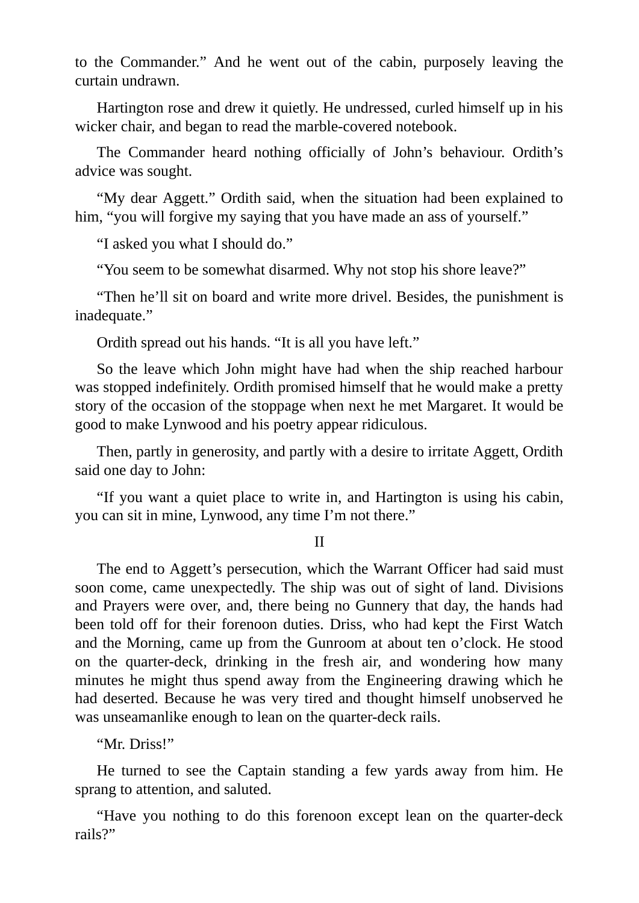to the Commander.” And he went out of the cabin, purposely leaving the curtain undrawn.

Hartington rose and drew it quietly. He undressed, curled himself up in his wicker chair, and began to read the marble-covered notebook.

The Commander heard nothing officially of John’s behaviour. Ordith’s advice was sought.

“My dear Aggett.” Ordith said, when the situation had been explained to him, “you will forgive my saying that you have made an ass of yourself.”

“I asked you what I should do.”

“You seem to be somewhat disarmed. Why not stop his shore leave?”

“Then he’ll sit on board and write more drivel. Besides, the punishment is inadequate.”

Ordith spread out his hands. “It is all you have left.”

So the leave which John might have had when the ship reached harbour was stopped indefinitely. Ordith promised himself that he would make a pretty story of the occasion of the stoppage when next he met Margaret. It would be good to make Lynwood and his poetry appear ridiculous.

Then, partly in generosity, and partly with a desire to irritate Aggett, Ordith said one day to John:

“If you want a quiet place to write in, and Hartington is using his cabin, you can sit in mine, Lynwood, any time I’m not there.”

## II

The end to Aggett’s persecution, which the Warrant Officer had said must soon come, came unexpectedly. The ship was out of sight of land. Divisions and Prayers were over, and, there being no Gunnery that day, the hands had been told off for their forenoon duties. Driss, who had kept the First Watch and the Morning, came up from the Gunroom at about ten o’clock. He stood on the quarter-deck, drinking in the fresh air, and wondering how many minutes he might thus spend away from the Engineering drawing which he had deserted. Because he was very tired and thought himself unobserved he was unseamanlike enough to lean on the quarter-deck rails.

“Mr. Driss!”

He turned to see the Captain standing a few yards away from him. He sprang to attention, and saluted.

“Have you nothing to do this forenoon except lean on the quarter-deck rails?”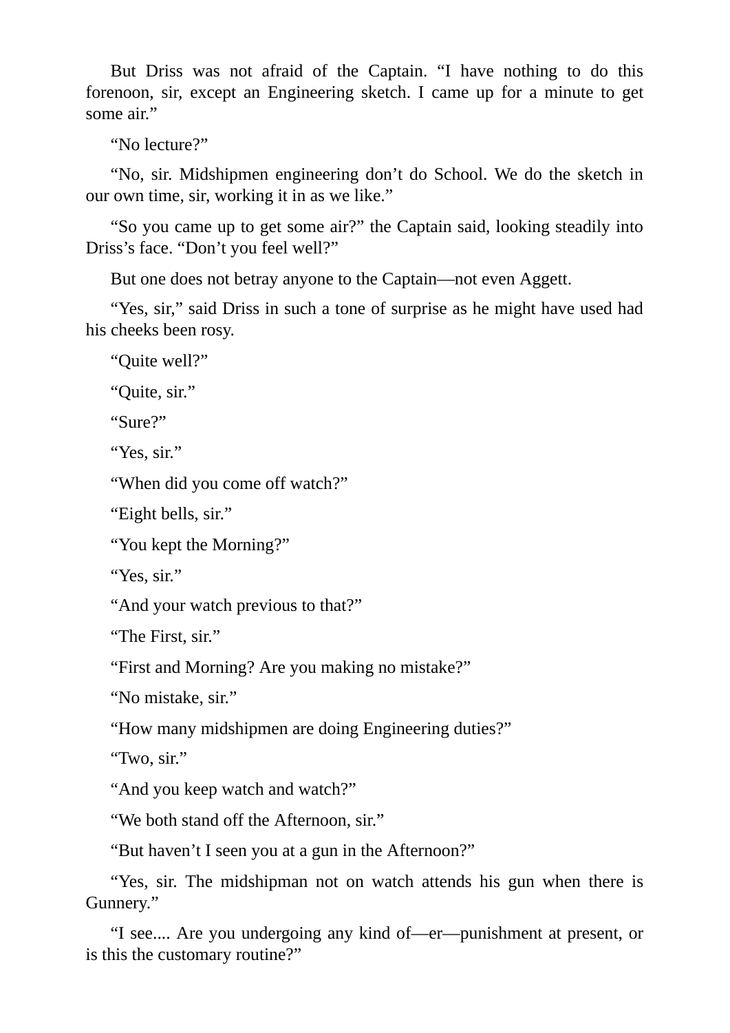But Driss was not afraid of the Captain. “I have nothing to do this forenoon, sir, except an Engineering sketch. I came up for a minute to get some air.”

“No lecture?”

“No, sir. Midshipmen engineering don’t do School. We do the sketch in our own time, sir, working it in as we like.”

“So you came up to get some air?” the Captain said, looking steadily into Driss’s face. “Don’t you feel well?”

But one does not betray anyone to the Captain—not even Aggett.

“Yes, sir,” said Driss in such a tone of surprise as he might have used had his cheeks been rosy.

“Quite well?”

“Quite, sir.”

“Sure?”

“Yes, sir.”

“When did you come off watch?”

“Eight bells, sir.”

“You kept the Morning?”

“Yes, sir.”

“And your watch previous to that?”

“The First, sir.”

“First and Morning? Are you making no mistake?”

“No mistake, sir.”

“How many midshipmen are doing Engineering duties?”

“Two, sir.”

“And you keep watch and watch?”

“We both stand off the Afternoon, sir.”

“But haven’t I seen you at a gun in the Afternoon?”

“Yes, sir. The midshipman not on watch attends his gun when there is Gunnery.”

“I see.... Are you undergoing any kind of—er—punishment at present, or is this the customary routine?”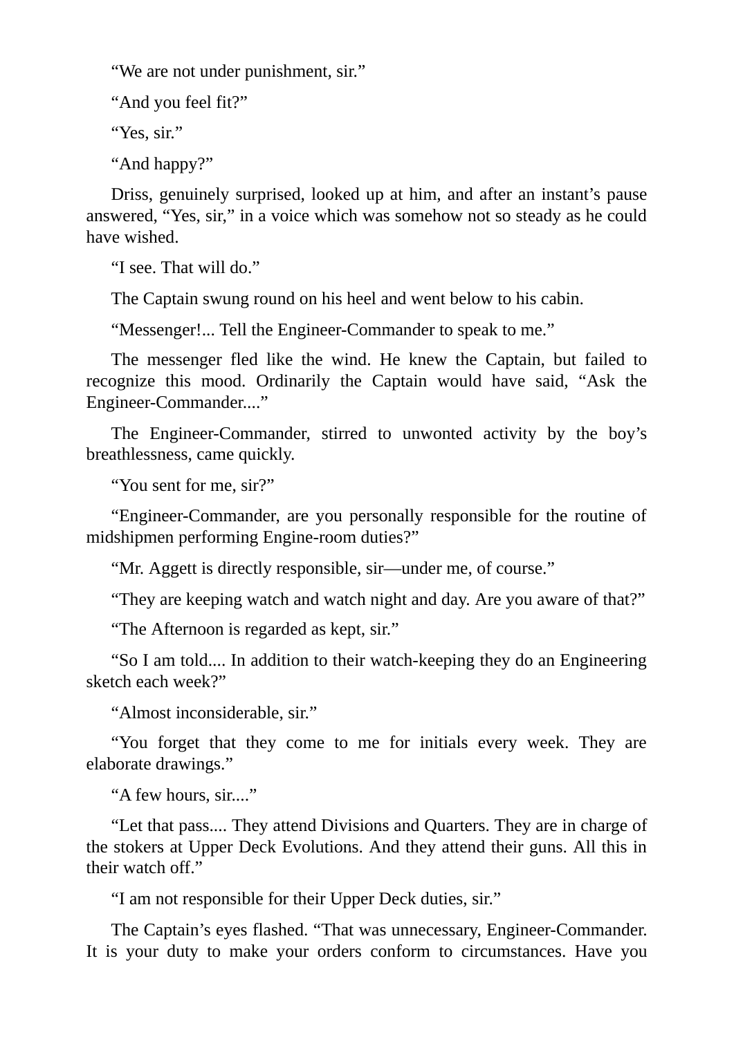“We are not under punishment, sir.”

“And you feel fit?”

“Yes, sir.”

“And happy?”

Driss, genuinely surprised, looked up at him, and after an instant’s pause answered, “Yes, sir,” in a voice which was somehow not so steady as he could have wished.

“I see. That will do.”

The Captain swung round on his heel and went below to his cabin.

“Messenger!... Tell the Engineer-Commander to speak to me.”

The messenger fled like the wind. He knew the Captain, but failed to recognize this mood. Ordinarily the Captain would have said, “Ask the Engineer-Commander....”

The Engineer-Commander, stirred to unwonted activity by the boy’s breathlessness, came quickly.

“You sent for me, sir?”

“Engineer-Commander, are you personally responsible for the routine of midshipmen performing Engine-room duties?”

“Mr. Aggett is directly responsible, sir—under me, of course.”

“They are keeping watch and watch night and day. Are you aware of that?”

“The Afternoon is regarded as kept, sir.”

“So I am told.... In addition to their watch-keeping they do an Engineering sketch each week?”

“Almost inconsiderable, sir.”

“You forget that they come to me for initials every week. They are elaborate drawings.”

“A few hours, sir....”

“Let that pass.... They attend Divisions and Quarters. They are in charge of the stokers at Upper Deck Evolutions. And they attend their guns. All this in their watch off.”

“I am not responsible for their Upper Deck duties, sir.”

The Captain’s eyes flashed. “That was unnecessary, Engineer-Commander. It is your duty to make your orders conform to circumstances. Have you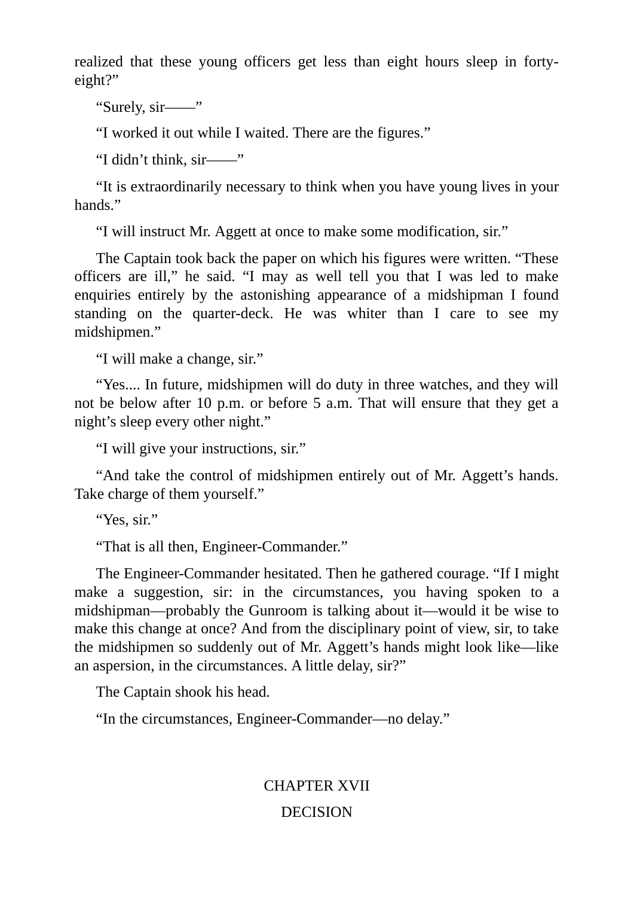realized that these young officers get less than eight hours sleep in forty-eight?"

"Surely, sir——"

"I worked it out while I waited. There are the figures."

"I didn't think, sir——"

"It is extraordinarily necessary to think when you have young lives in your hands."

"I will instruct Mr. Aggett at once to make some modification, sir."

The Captain took back the paper on which his figures were written. "These officers are ill," he said. "I may as well tell you that I was led to make enquiries entirely by the astonishing appearance of a midshipman I found standing on the quarter-deck. He was whiter than I care to see my midshipmen."

"I will make a change, sir."

"Yes.... In future, midshipmen will do duty in three watches, and they will not be below after 10 p.m. or before 5 a.m. That will ensure that they get a night's sleep every other night."

"I will give your instructions, sir."

"And take the control of midshipmen entirely out of Mr. Aggett's hands. Take charge of them yourself."

"Yes, sir."

"That is all then, Engineer-Commander."

The Engineer-Commander hesitated. Then he gathered courage. "If I might make a suggestion, sir: in the circumstances, you having spoken to a midshipman—probably the Gunroom is talking about it—would it be wise to make this change at once? And from the disciplinary point of view, sir, to take the midshipmen so suddenly out of Mr. Aggett's hands might look like—like an aspersion, in the circumstances. A little delay, sir?"

The Captain shook his head.

"In the circumstances, Engineer-Commander—no delay."

## CHAPTER XVII

## DECISION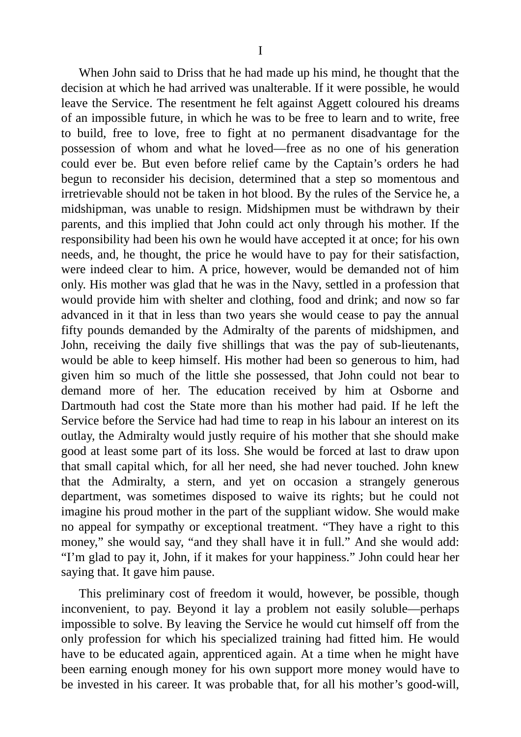# I

When John said to Driss that he had made up his mind, he thought that the decision at which he had arrived was unalterable. If it were possible, he would leave the Service. The resentment he felt against Aggett coloured his dreams of an impossible future, in which he was to be free to learn and to write, free to build, free to love, free to fight at no permanent disadvantage for the possession of whom and what he loved—free as no one of his generation could ever be. But even before relief came by the Captain’s orders he had begun to reconsider his decision, determined that a step so momentous and irretrievable should not be taken in hot blood. By the rules of the Service he, a midshipman, was unable to resign. Midshipmen must be withdrawn by their parents, and this implied that John could act only through his mother. If the responsibility had been his own he would have accepted it at once; for his own needs, and, he thought, the price he would have to pay for their satisfaction, were indeed clear to him. A price, however, would be demanded not of him only. His mother was glad that he was in the Navy, settled in a profession that would provide him with shelter and clothing, food and drink; and now so far advanced in it that in less than two years she would cease to pay the annual fifty pounds demanded by the Admiralty of the parents of midshipmen, and John, receiving the daily five shillings that was the pay of sub-lieutenants, would be able to keep himself. His mother had been so generous to him, had given him so much of the little she possessed, that John could not bear to demand more of her. The education received by him at Osborne and Dartmouth had cost the State more than his mother had paid. If he left the Service before the Service had had time to reap in his labour an interest on its outlay, the Admiralty would justly require of his mother that she should make good at least some part of its loss. She would be forced at last to draw upon that small capital which, for all her need, she had never touched. John knew that the Admiralty, a stern, and yet on occasion a strangely generous department, was sometimes disposed to waive its rights; but he could not imagine his proud mother in the part of the suppliant widow. She would make no appeal for sympathy or exceptional treatment. “They have a right to this money,” she would say, “and they shall have it in full.” And she would add: “I’m glad to pay it, John, if it makes for your happiness.” John could hear her saying that. It gave him pause.

This preliminary cost of freedom it would, however, be possible, though inconvenient, to pay. Beyond it lay a problem not easily soluble—perhaps impossible to solve. By leaving the Service he would cut himself off from the only profession for which his specialized training had fitted him. He would have to be educated again, apprenticed again. At a time when he might have been earning enough money for his own support more money would have to be invested in his career. It was probable that, for all his mother’s good-will,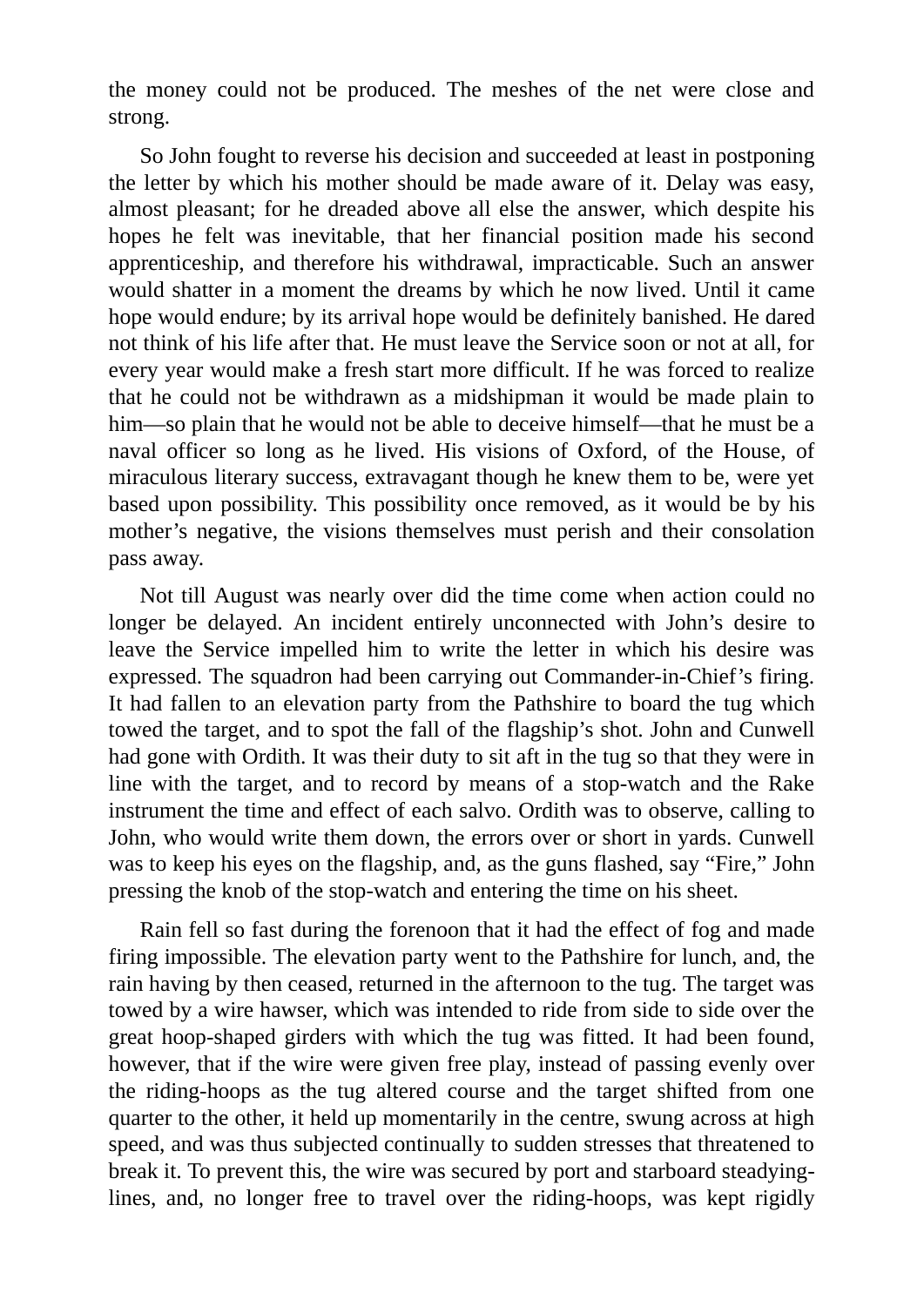the money could not be produced. The meshes of the net were close and strong.

So John fought to reverse his decision and succeeded at least in postponing the letter by which his mother should be made aware of it. Delay was easy, almost pleasant; for he dreaded above all else the answer, which despite his hopes he felt was inevitable, that her financial position made his second apprenticeship, and therefore his withdrawal, impracticable. Such an answer would shatter in a moment the dreams by which he now lived. Until it came hope would endure; by its arrival hope would be definitely banished. He dared not think of his life after that. He must leave the Service soon or not at all, for every year would make a fresh start more difficult. If he was forced to realize that he could not be withdrawn as a midshipman it would be made plain to him—so plain that he would not be able to deceive himself—that he must be a naval officer so long as he lived. His visions of Oxford, of the House, of miraculous literary success, extravagant though he knew them to be, were yet based upon possibility. This possibility once removed, as it would be by his mother's negative, the visions themselves must perish and their consolation pass away.

Not till August was nearly over did the time come when action could no longer be delayed. An incident entirely unconnected with John's desire to leave the Service impelled him to write the letter in which his desire was expressed. The squadron had been carrying out Commander-in-Chief's firing. It had fallen to an elevation party from the Pathshire to board the tug which towed the target, and to spot the fall of the flagship's shot. John and Cunwell had gone with Ordith. It was their duty to sit aft in the tug so that they were in line with the target, and to record by means of a stop-watch and the Rake instrument the time and effect of each salvo. Ordith was to observe, calling to John, who would write them down, the errors over or short in yards. Cunwell was to keep his eyes on the flagship, and, as the guns flashed, say "Fire," John pressing the knob of the stop-watch and entering the time on his sheet.

Rain fell so fast during the forenoon that it had the effect of fog and made firing impossible. The elevation party went to the Pathshire for lunch, and, the rain having by then ceased, returned in the afternoon to the tug. The target was towed by a wire hawser, which was intended to ride from side to side over the great hoop-shaped girders with which the tug was fitted. It had been found, however, that if the wire were given free play, instead of passing evenly over the riding-hoops as the tug altered course and the target shifted from one quarter to the other, it held up momentarily in the centre, swung across at high speed, and was thus subjected continually to sudden stresses that threatened to break it. To prevent this, the wire was secured by port and starboard steadying-lines, and, no longer free to travel over the riding-hoops, was kept rigidly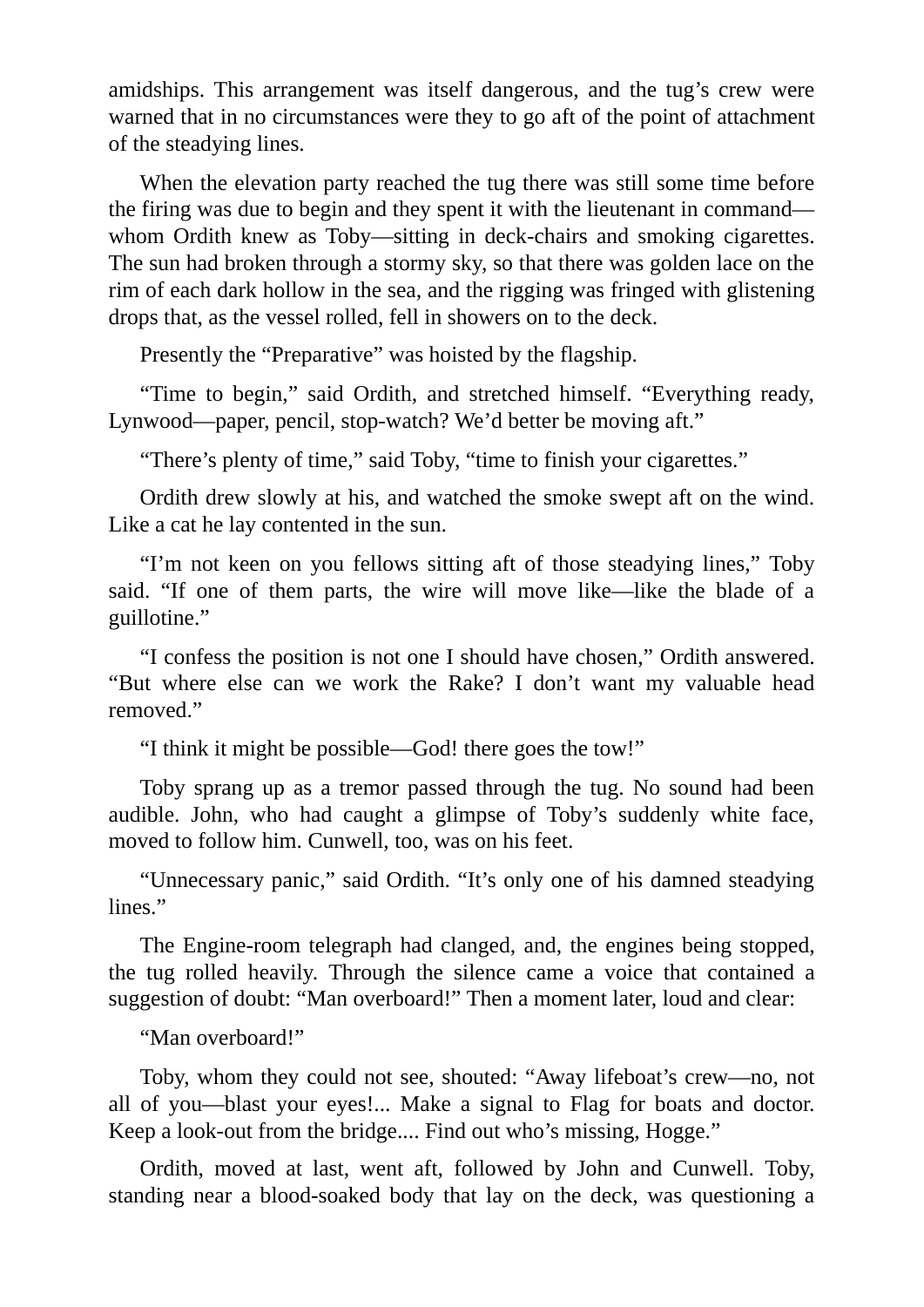amidships. This arrangement was itself dangerous, and the tug's crew were warned that in no circumstances were they to go aft of the point of attachment of the steadying lines.

When the elevation party reached the tug there was still some time before the firing was due to begin and they spent it with the lieutenant in command—whom Ordith knew as Toby—sitting in deck-chairs and smoking cigarettes. The sun had broken through a stormy sky, so that there was golden lace on the rim of each dark hollow in the sea, and the rigging was fringed with glistening drops that, as the vessel rolled, fell in showers on to the deck.

Presently the "Preparative" was hoisted by the flagship.

"Time to begin," said Ordith, and stretched himself. "Everything ready, Lynwood—paper, pencil, stop-watch? We'd better be moving aft."

"There's plenty of time," said Toby, "time to finish your cigarettes."

Ordith drew slowly at his, and watched the smoke swept aft on the wind. Like a cat he lay contented in the sun.

"I'm not keen on you fellows sitting aft of those steadying lines," Toby said. "If one of them parts, the wire will move like—like the blade of a guillotine."

"I confess the position is not one I should have chosen," Ordith answered. "But where else can we work the Rake? I don't want my valuable head removed."

"I think it might be possible—God! there goes the tow!"

Toby sprang up as a tremor passed through the tug. No sound had been audible. John, who had caught a glimpse of Toby's suddenly white face, moved to follow him. Cunwell, too, was on his feet.

"Unnecessary panic," said Ordith. "It's only one of his damned steadying lines."

The Engine-room telegraph had clanged, and, the engines being stopped, the tug rolled heavily. Through the silence came a voice that contained a suggestion of doubt: "Man overboard!" Then a moment later, loud and clear:

"Man overboard!"

Toby, whom they could not see, shouted: "Away lifeboat's crew—no, not all of you—blast your eyes!... Make a signal to Flag for boats and doctor. Keep a look-out from the bridge.... Find out who's missing, Hogge."

Ordith, moved at last, went aft, followed by John and Cunwell. Toby, standing near a blood-soaked body that lay on the deck, was questioning a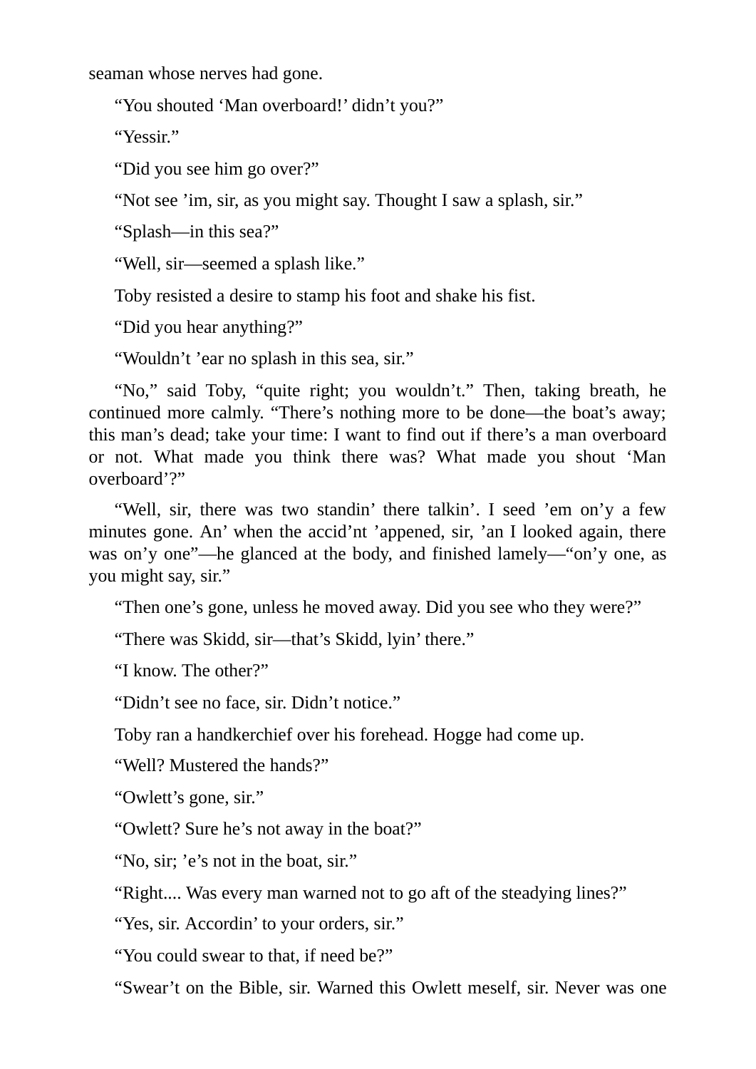seaman whose nerves had gone.

“You shouted ‘Man overboard!’ didn’t you?”

“Yessir.”

“Did you see him go over?”

“Not see ’im, sir, as you might say. Thought I saw a splash, sir.”

“Splash—in this sea?”

“Well, sir—seemed a splash like.”

Toby resisted a desire to stamp his foot and shake his fist.

“Did you hear anything?”

“Wouldn’t ’ear no splash in this sea, sir.”

“No,” said Toby, “quite right; you wouldn’t.” Then, taking breath, he continued more calmly. “There’s nothing more to be done—the boat’s away; this man’s dead; take your time: I want to find out if there’s a man overboard or not. What made you think there was? What made you shout ‘Man overboard’?”

“Well, sir, there was two standin’ there talkin’. I seed ’em on’y a few minutes gone. An’ when the accid’nt ’appened, sir, ’an I looked again, there was on’y one”—he glanced at the body, and finished lamely—“on’y one, as you might say, sir.”

“Then one’s gone, unless he moved away. Did you see who they were?”

“There was Skidd, sir—that’s Skidd, lyin’ there.”

“I know. The other?”

“Didn’t see no face, sir. Didn’t notice.”

Toby ran a handkerchief over his forehead. Hogge had come up.

“Well? Mustered the hands?”

“Owlett’s gone, sir.”

“Owlett? Sure he’s not away in the boat?”

“No, sir; ’e’s not in the boat, sir.”

“Right.... Was every man warned not to go aft of the steadying lines?”

“Yes, sir. Accordin’ to your orders, sir.”

“You could swear to that, if need be?”

“Swear’t on the Bible, sir. Warned this Owlett meself, sir. Never was one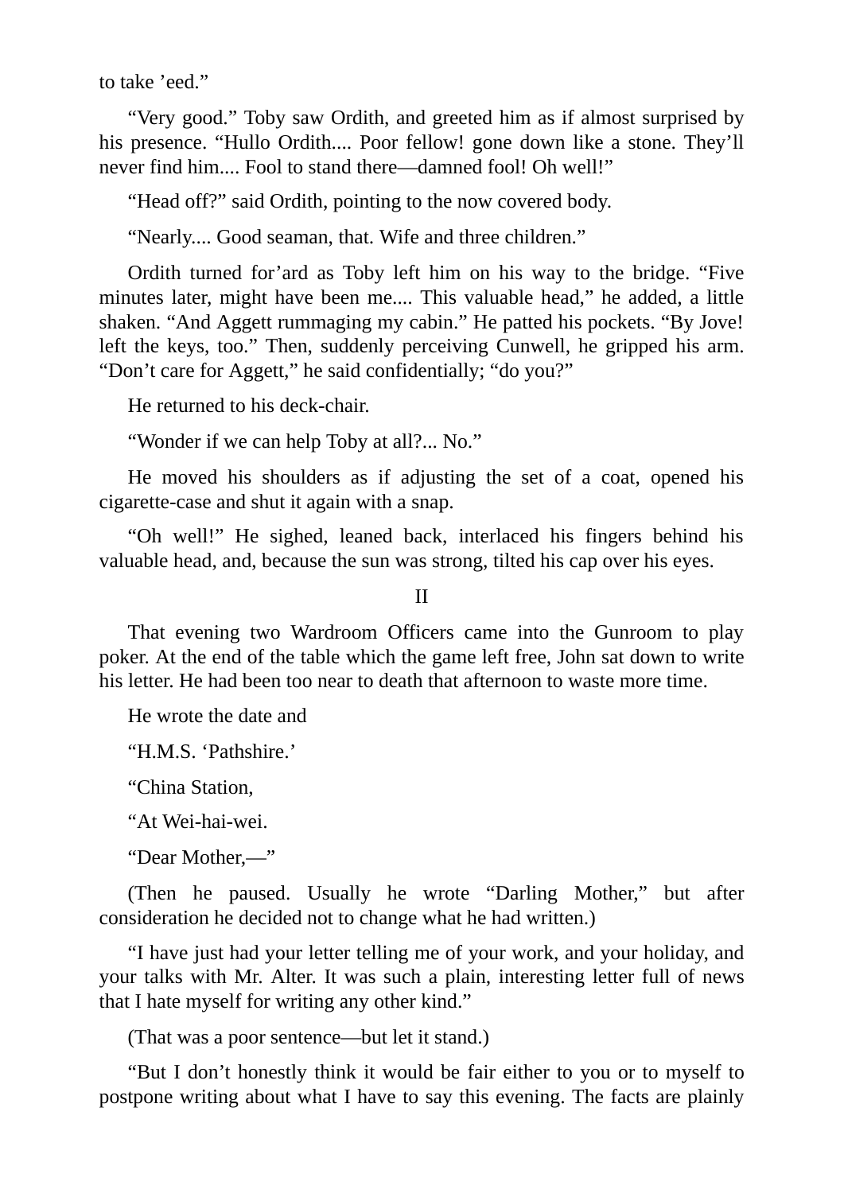to take ’eed.”

“Very good.” Toby saw Ordith, and greeted him as if almost surprised by his presence. “Hullo Ordith.... Poor fellow! gone down like a stone. They’ll never find him.... Fool to stand there—damned fool! Oh well!”

“Head off?” said Ordith, pointing to the now covered body.

“Nearly.... Good seaman, that. Wife and three children.”

Ordith turned for’ard as Toby left him on his way to the bridge. “Five minutes later, might have been me.... This valuable head,” he added, a little shaken. “And Aggett rummaging my cabin.” He patted his pockets. “By Jove! left the keys, too.” Then, suddenly perceiving Cunwell, he gripped his arm. “Don’t care for Aggett,” he said confidentially; “do you?”

He returned to his deck-chair.

“Wonder if we can help Toby at all?... No.”

He moved his shoulders as if adjusting the set of a coat, opened his cigarette-case and shut it again with a snap.

“Oh well!” He sighed, leaned back, interlaced his fingers behind his valuable head, and, because the sun was strong, tilted his cap over his eyes.

## II

That evening two Wardroom Officers came into the Gunroom to play poker. At the end of the table which the game left free, John sat down to write his letter. He had been too near to death that afternoon to waste more time.

He wrote the date and

“H.M.S. ‘Pathshire.’

“China Station,

“At Wei-hai-wei.

“Dear Mother,—”

(Then he paused. Usually he wrote “Darling Mother,” but after consideration he decided not to change what he had written.)

“I have just had your letter telling me of your work, and your holiday, and your talks with Mr. Alter. It was such a plain, interesting letter full of news that I hate myself for writing any other kind.”

(That was a poor sentence—but let it stand.)

“But I don’t honestly think it would be fair either to you or to myself to postpone writing about what I have to say this evening. The facts are plainly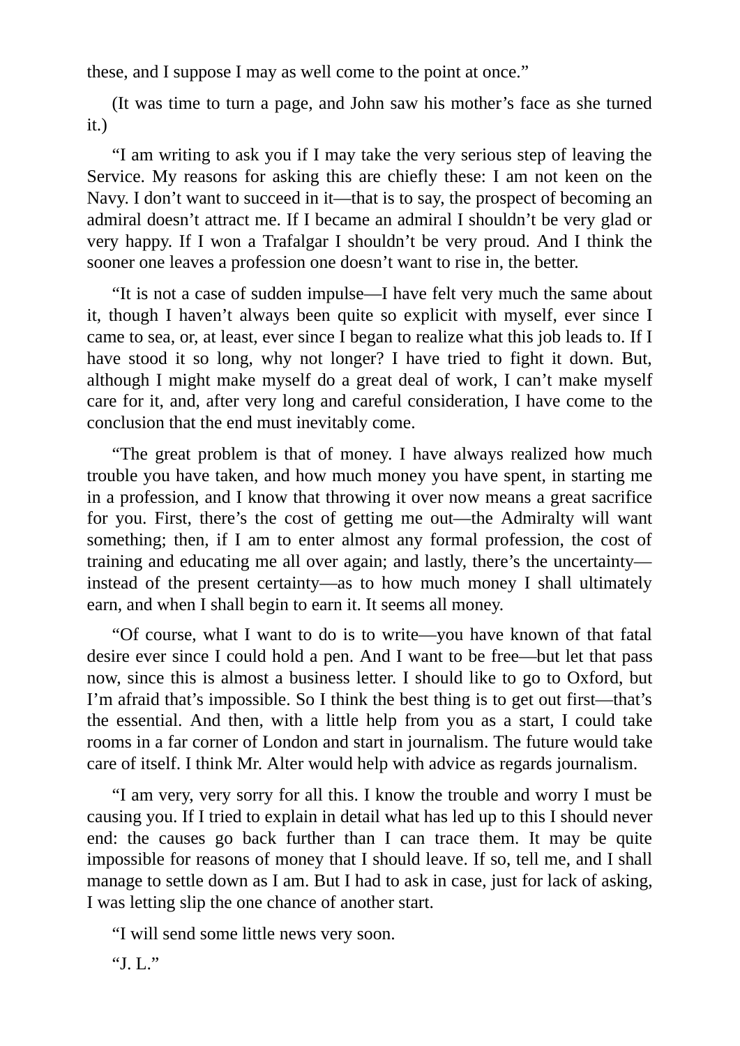these, and I suppose I may as well come to the point at once.”

(It was time to turn a page, and John saw his mother’s face as she turned it.)

“I am writing to ask you if I may take the very serious step of leaving the Service. My reasons for asking this are chiefly these: I am not keen on the Navy. I don’t want to succeed in it—that is to say, the prospect of becoming an admiral doesn’t attract me. If I became an admiral I shouldn’t be very glad or very happy. If I won a Trafalgar I shouldn’t be very proud. And I think the sooner one leaves a profession one doesn’t want to rise in, the better.

“It is not a case of sudden impulse—I have felt very much the same about it, though I haven’t always been quite so explicit with myself, ever since I came to sea, or, at least, ever since I began to realize what this job leads to. If I have stood it so long, why not longer? I have tried to fight it down. But, although I might make myself do a great deal of work, I can’t make myself care for it, and, after very long and careful consideration, I have come to the conclusion that the end must inevitably come.

“The great problem is that of money. I have always realized how much trouble you have taken, and how much money you have spent, in starting me in a profession, and I know that throwing it over now means a great sacrifice for you. First, there’s the cost of getting me out—the Admiralty will want something; then, if I am to enter almost any formal profession, the cost of training and educating me all over again; and lastly, there’s the uncertainty—instead of the present certainty—as to how much money I shall ultimately earn, and when I shall begin to earn it. It seems all money.

“Of course, what I want to do is to write—you have known of that fatal desire ever since I could hold a pen. And I want to be free—but let that pass now, since this is almost a business letter. I should like to go to Oxford, but I’m afraid that’s impossible. So I think the best thing is to get out first—that’s the essential. And then, with a little help from you as a start, I could take rooms in a far corner of London and start in journalism. The future would take care of itself. I think Mr. Alter would help with advice as regards journalism.

“I am very, very sorry for all this. I know the trouble and worry I must be causing you. If I tried to explain in detail what has led up to this I should never end: the causes go back further than I can trace them. It may be quite impossible for reasons of money that I should leave. If so, tell me, and I shall manage to settle down as I am. But I had to ask in case, just for lack of asking, I was letting slip the one chance of another start.

“I will send some little news very soon.

“J. L.”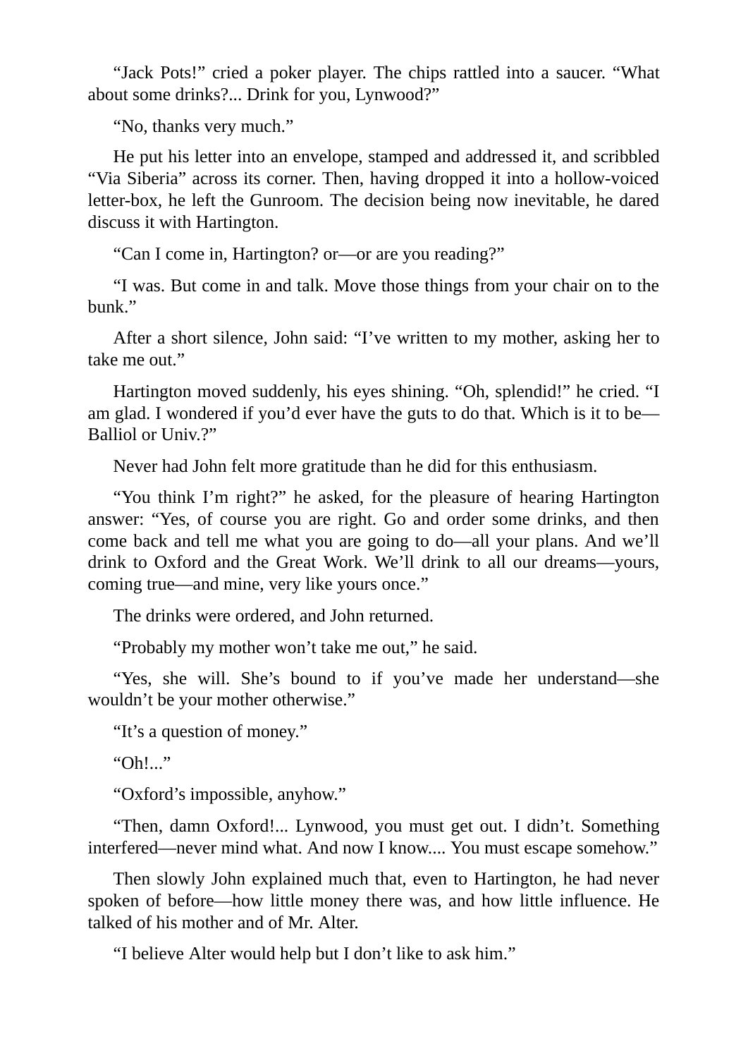"Jack Pots!" cried a poker player. The chips rattled into a saucer. "What about some drinks?... Drink for you, Lynwood?"

"No, thanks very much."

He put his letter into an envelope, stamped and addressed it, and scribbled "Via Siberia" across its corner. Then, having dropped it into a hollow-voiced letter-box, he left the Gunroom. The decision being now inevitable, he dared discuss it with Hartington.

"Can I come in, Hartington? or—or are you reading?"

"I was. But come in and talk. Move those things from your chair on to the bunk."

After a short silence, John said: "I've written to my mother, asking her to take me out."

Hartington moved suddenly, his eyes shining. "Oh, splendid!" he cried. "I am glad. I wondered if you'd ever have the guts to do that. Which is it to be—Balliol or Univ.?"

Never had John felt more gratitude than he did for this enthusiasm.

"You think I'm right?" he asked, for the pleasure of hearing Hartington answer: "Yes, of course you are right. Go and order some drinks, and then come back and tell me what you are going to do—all your plans. And we'll drink to Oxford and the Great Work. We'll drink to all our dreams—yours, coming true—and mine, very like yours once."

The drinks were ordered, and John returned.

"Probably my mother won't take me out," he said.

"Yes, she will. She's bound to if you've made her understand—she wouldn't be your mother otherwise."

"It's a question of money."

"Oh!..."

"Oxford's impossible, anyhow."

"Then, damn Oxford!... Lynwood, you must get out. I didn't. Something interfered—never mind what. And now I know.... You must escape somehow."

Then slowly John explained much that, even to Hartington, he had never spoken of before—how little money there was, and how little influence. He talked of his mother and of Mr. Alter.

"I believe Alter would help but I don't like to ask him."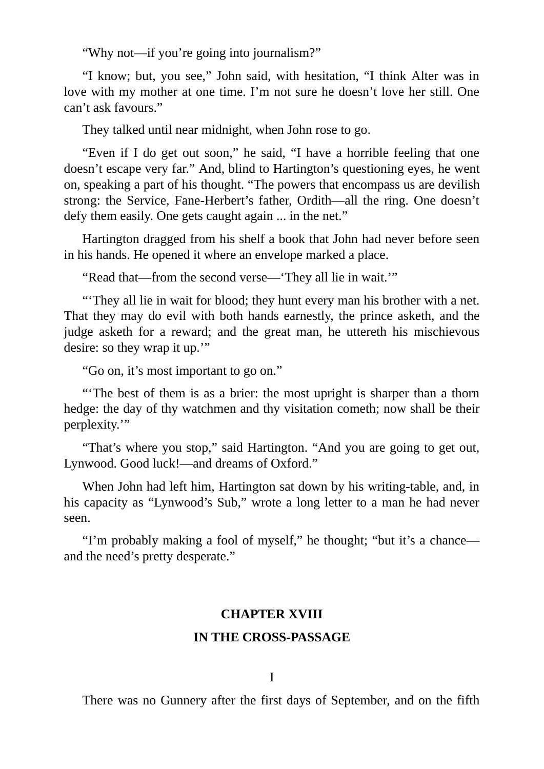"Why not—if you're going into journalism?"

"I know; but, you see," John said, with hesitation, "I think Alter was in love with my mother at one time. I'm not sure he doesn't love her still. One can't ask favours."

They talked until near midnight, when John rose to go.

"Even if I do get out soon," he said, "I have a horrible feeling that one doesn't escape very far." And, blind to Hartington's questioning eyes, he went on, speaking a part of his thought. "The powers that encompass us are devilish strong: the Service, Fane-Herbert's father, Ordith—all the ring. One doesn't defy them easily. One gets caught again ... in the net."

Hartington dragged from his shelf a book that John had never before seen in his hands. He opened it where an envelope marked a place.

"Read that—from the second verse—'They all lie in wait.'"

"'They all lie in wait for blood; they hunt every man his brother with a net. That they may do evil with both hands earnestly, the prince asketh, and the judge asketh for a reward; and the great man, he uttereth his mischievous desire: so they wrap it up.'"

"Go on, it's most important to go on."

"'The best of them is as a brier: the most upright is sharper than a thorn hedge: the day of thy watchmen and thy visitation cometh; now shall be their perplexity.'"

"That's where you stop," said Hartington. "And you are going to get out, Lynwood. Good luck!—and dreams of Oxford."

When John had left him, Hartington sat down by his writing-table, and, in his capacity as "Lynwood's Sub," wrote a long letter to a man he had never seen.

"I'm probably making a fool of myself," he thought; "but it's a chance—and the need's pretty desperate."

## CHAPTER XVIII

## IN THE CROSS-PASSAGE

### I

There was no Gunnery after the first days of September, and on the fifth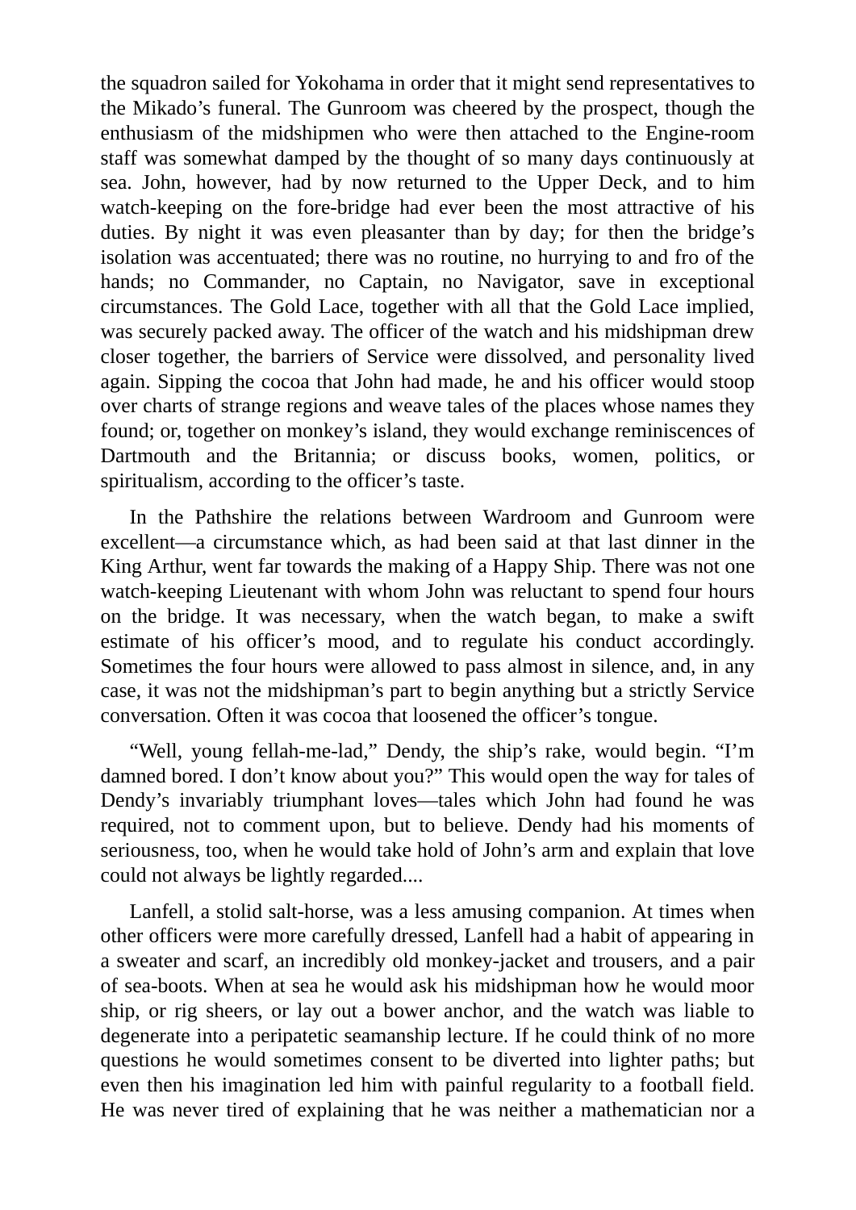the squadron sailed for Yokohama in order that it might send representatives to the Mikado's funeral. The Gunroom was cheered by the prospect, though the enthusiasm of the midshipmen who were then attached to the Engine-room staff was somewhat damped by the thought of so many days continuously at sea. John, however, had by now returned to the Upper Deck, and to him watch-keeping on the fore-bridge had ever been the most attractive of his duties. By night it was even pleasanter than by day; for then the bridge's isolation was accentuated; there was no routine, no hurrying to and fro of the hands; no Commander, no Captain, no Navigator, save in exceptional circumstances. The Gold Lace, together with all that the Gold Lace implied, was securely packed away. The officer of the watch and his midshipman drew closer together, the barriers of Service were dissolved, and personality lived again. Sipping the cocoa that John had made, he and his officer would stoop over charts of strange regions and weave tales of the places whose names they found; or, together on monkey's island, they would exchange reminiscences of Dartmouth and the Britannia; or discuss books, women, politics, or spiritualism, according to the officer's taste.

In the Pathshire the relations between Wardroom and Gunroom were excellent—a circumstance which, as had been said at that last dinner in the King Arthur, went far towards the making of a Happy Ship. There was not one watch-keeping Lieutenant with whom John was reluctant to spend four hours on the bridge. It was necessary, when the watch began, to make a swift estimate of his officer's mood, and to regulate his conduct accordingly. Sometimes the four hours were allowed to pass almost in silence, and, in any case, it was not the midshipman's part to begin anything but a strictly Service conversation. Often it was cocoa that loosened the officer's tongue.

"Well, young fellah-me-lad," Dendy, the ship's rake, would begin. "I'm damned bored. I don't know about you?" This would open the way for tales of Dendy's invariably triumphant loves—tales which John had found he was required, not to comment upon, but to believe. Dendy had his moments of seriousness, too, when he would take hold of John's arm and explain that love could not always be lightly regarded....

Lanfell, a stolid salt-horse, was a less amusing companion. At times when other officers were more carefully dressed, Lanfell had a habit of appearing in a sweater and scarf, an incredibly old monkey-jacket and trousers, and a pair of sea-boots. When at sea he would ask his midshipman how he would moor ship, or rig sheers, or lay out a bower anchor, and the watch was liable to degenerate into a peripatetic seamanship lecture. If he could think of no more questions he would sometimes consent to be diverted into lighter paths; but even then his imagination led him with painful regularity to a football field. He was never tired of explaining that he was neither a mathematician nor a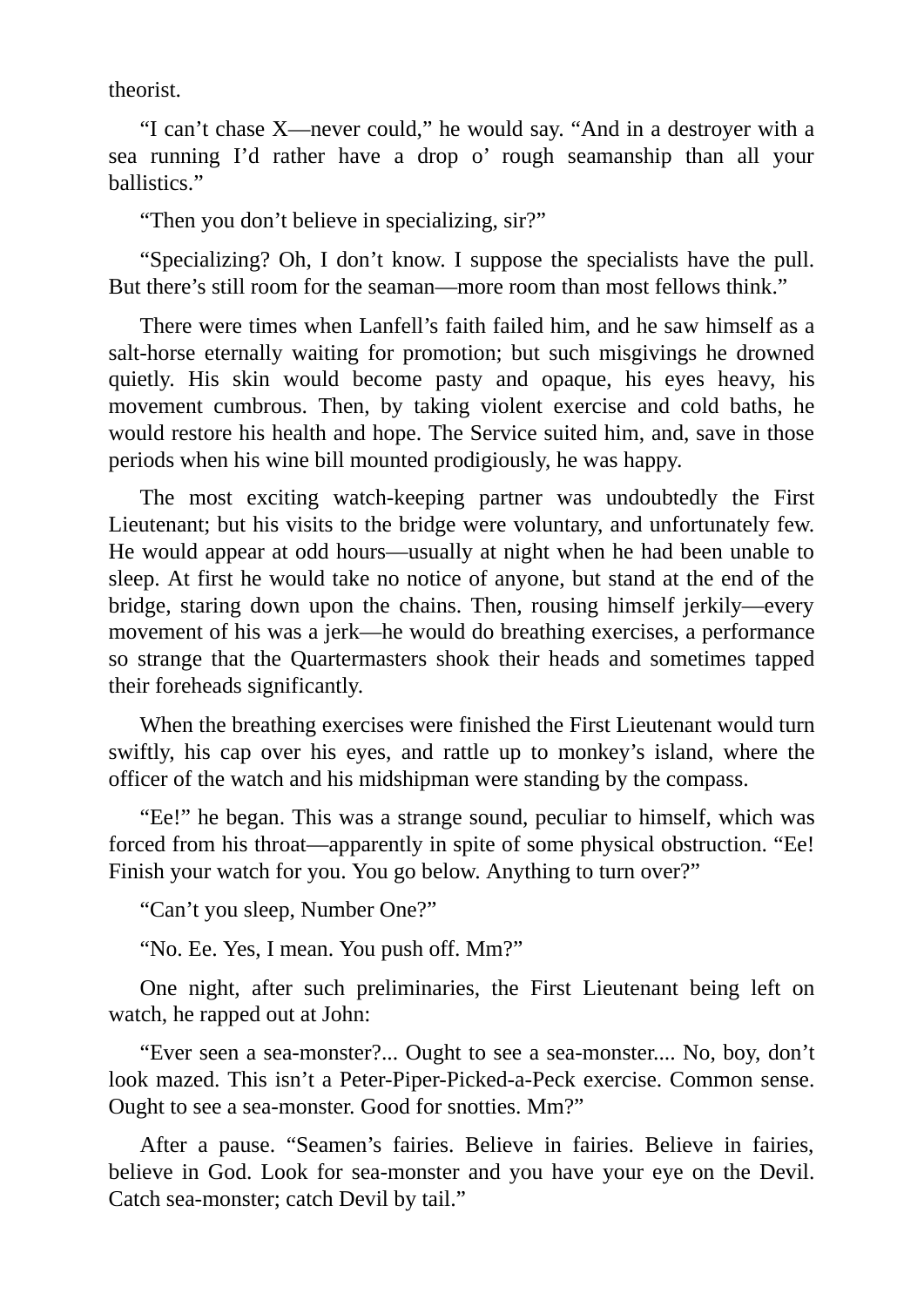theorist.

"I can't chase X—never could," he would say. "And in a destroyer with a sea running I'd rather have a drop o' rough seamanship than all your ballistics."

"Then you don't believe in specializing, sir?"

"Specializing? Oh, I don't know. I suppose the specialists have the pull. But there's still room for the seaman—more room than most fellows think."

There were times when Lanfell's faith failed him, and he saw himself as a salt-horse eternally waiting for promotion; but such misgivings he drowned quietly. His skin would become pasty and opaque, his eyes heavy, his movement cumbrous. Then, by taking violent exercise and cold baths, he would restore his health and hope. The Service suited him, and, save in those periods when his wine bill mounted prodigiously, he was happy.

The most exciting watch-keeping partner was undoubtedly the First Lieutenant; but his visits to the bridge were voluntary, and unfortunately few. He would appear at odd hours—usually at night when he had been unable to sleep. At first he would take no notice of anyone, but stand at the end of the bridge, staring down upon the chains. Then, rousing himself jerkily—every movement of his was a jerk—he would do breathing exercises, a performance so strange that the Quartermasters shook their heads and sometimes tapped their foreheads significantly.

When the breathing exercises were finished the First Lieutenant would turn swiftly, his cap over his eyes, and rattle up to monkey's island, where the officer of the watch and his midshipman were standing by the compass.

"Ee!" he began. This was a strange sound, peculiar to himself, which was forced from his throat—apparently in spite of some physical obstruction. "Ee! Finish your watch for you. You go below. Anything to turn over?"

"Can't you sleep, Number One?"

"No. Ee. Yes, I mean. You push off. Mm?"

One night, after such preliminaries, the First Lieutenant being left on watch, he rapped out at John:

"Ever seen a sea-monster?... Ought to see a sea-monster.... No, boy, don't look mazed. This isn't a Peter-Piper-Picked-a-Peck exercise. Common sense. Ought to see a sea-monster. Good for snotties. Mm?"

After a pause. "Seamen's fairies. Believe in fairies. Believe in fairies, believe in God. Look for sea-monster and you have your eye on the Devil. Catch sea-monster; catch Devil by tail."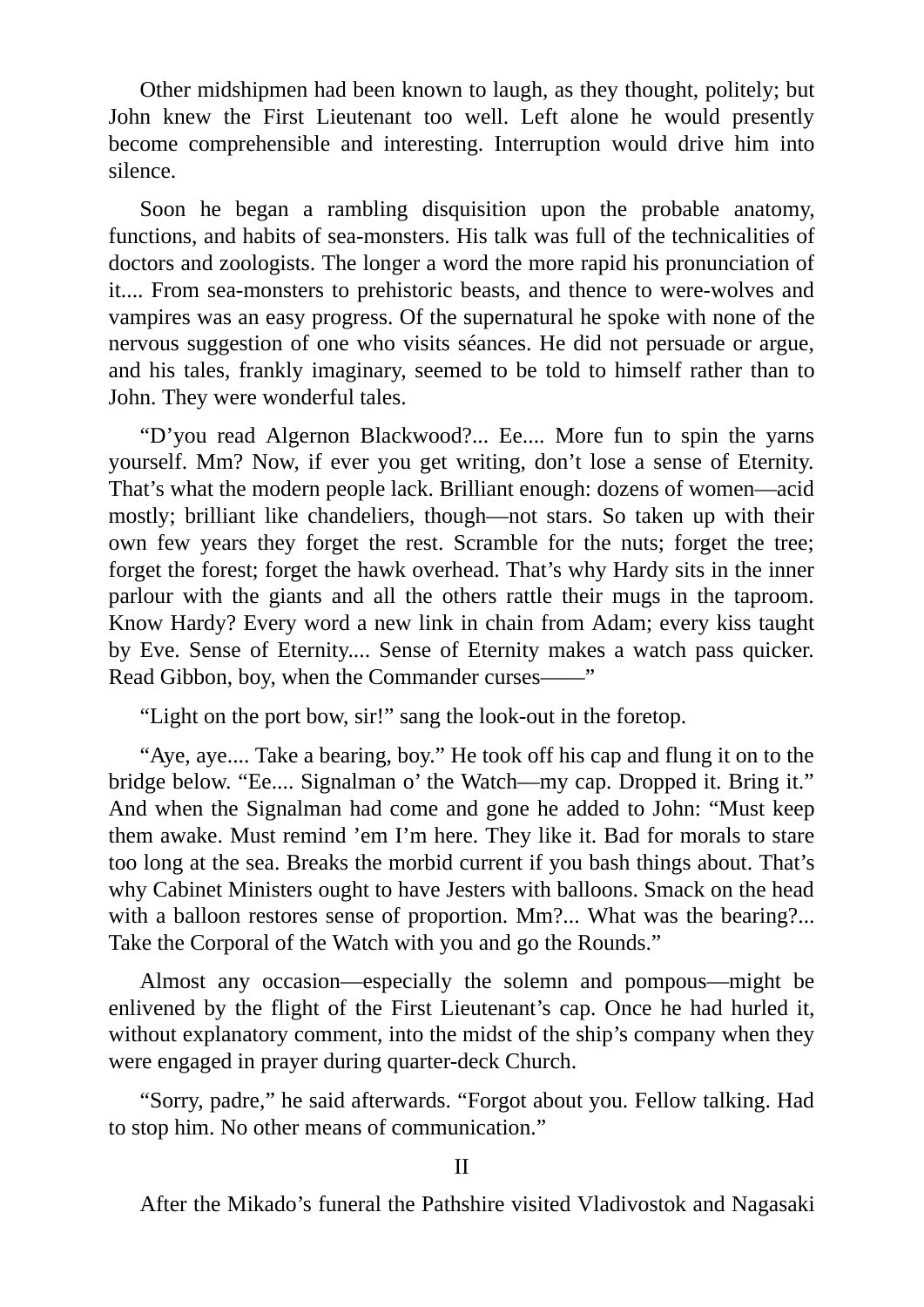Other midshipmen had been known to laugh, as they thought, politely; but John knew the First Lieutenant too well. Left alone he would presently become comprehensible and interesting. Interruption would drive him into silence.

Soon he began a rambling disquisition upon the probable anatomy, functions, and habits of sea-monsters. His talk was full of the technicalities of doctors and zoologists. The longer a word the more rapid his pronunciation of it.... From sea-monsters to prehistoric beasts, and thence to were-wolves and vampires was an easy progress. Of the supernatural he spoke with none of the nervous suggestion of one who visits séances. He did not persuade or argue, and his tales, frankly imaginary, seemed to be told to himself rather than to John. They were wonderful tales.

"D'you read Algernon Blackwood?... Ee.... More fun to spin the yarns yourself. Mm? Now, if ever you get writing, don't lose a sense of Eternity. That's what the modern people lack. Brilliant enough: dozens of women—acid mostly; brilliant like chandeliers, though—not stars. So taken up with their own few years they forget the rest. Scramble for the nuts; forget the tree; forget the forest; forget the hawk overhead. That's why Hardy sits in the inner parlour with the giants and all the others rattle their mugs in the taproom. Know Hardy? Every word a new link in chain from Adam; every kiss taught by Eve. Sense of Eternity.... Sense of Eternity makes a watch pass quicker. Read Gibbon, boy, when the Commander curses——"

"Light on the port bow, sir!" sang the look-out in the foretop.

"Aye, aye.... Take a bearing, boy." He took off his cap and flung it on to the bridge below. "Ee.... Signalman o' the Watch—my cap. Dropped it. Bring it." And when the Signalman had come and gone he added to John: "Must keep them awake. Must remind 'em I'm here. They like it. Bad for morals to stare too long at the sea. Breaks the morbid current if you bash things about. That's why Cabinet Ministers ought to have Jesters with balloons. Smack on the head with a balloon restores sense of proportion. Mm?... What was the bearing?... Take the Corporal of the Watch with you and go the Rounds."

Almost any occasion—especially the solemn and pompous—might be enlivened by the flight of the First Lieutenant's cap. Once he had hurled it, without explanatory comment, into the midst of the ship's company when they were engaged in prayer during quarter-deck Church.

"Sorry, padre," he said afterwards. "Forgot about you. Fellow talking. Had to stop him. No other means of communication."

## II

After the Mikado's funeral the Pathshire visited Vladivostok and Nagasaki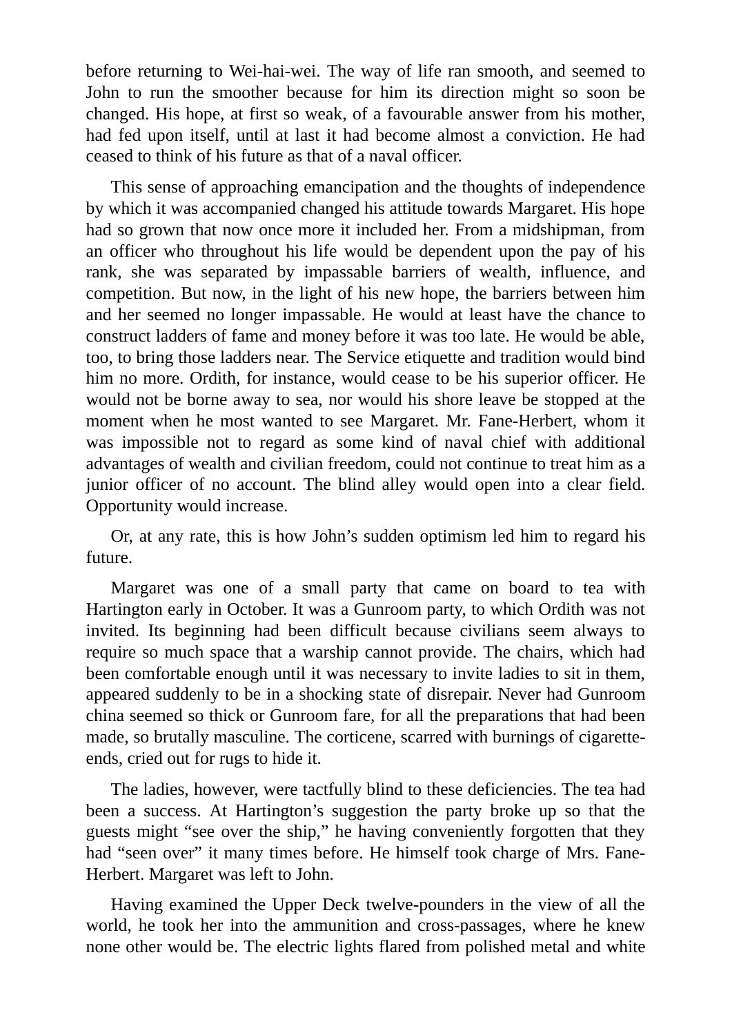before returning to Wei-hai-wei. The way of life ran smooth, and seemed to John to run the smoother because for him its direction might so soon be changed. His hope, at first so weak, of a favourable answer from his mother, had fed upon itself, until at last it had become almost a conviction. He had ceased to think of his future as that of a naval officer.

This sense of approaching emancipation and the thoughts of independence by which it was accompanied changed his attitude towards Margaret. His hope had so grown that now once more it included her. From a midshipman, from an officer who throughout his life would be dependent upon the pay of his rank, she was separated by impassable barriers of wealth, influence, and competition. But now, in the light of his new hope, the barriers between him and her seemed no longer impassable. He would at least have the chance to construct ladders of fame and money before it was too late. He would be able, too, to bring those ladders near. The Service etiquette and tradition would bind him no more. Ordith, for instance, would cease to be his superior officer. He would not be borne away to sea, nor would his shore leave be stopped at the moment when he most wanted to see Margaret. Mr. Fane-Herbert, whom it was impossible not to regard as some kind of naval chief with additional advantages of wealth and civilian freedom, could not continue to treat him as a junior officer of no account. The blind alley would open into a clear field. Opportunity would increase.

Or, at any rate, this is how John's sudden optimism led him to regard his future.

Margaret was one of a small party that came on board to tea with Hartington early in October. It was a Gunroom party, to which Ordith was not invited. Its beginning had been difficult because civilians seem always to require so much space that a warship cannot provide. The chairs, which had been comfortable enough until it was necessary to invite ladies to sit in them, appeared suddenly to be in a shocking state of disrepair. Never had Gunroom china seemed so thick or Gunroom fare, for all the preparations that had been made, so brutally masculine. The corticene, scarred with burnings of cigarette-ends, cried out for rugs to hide it.

The ladies, however, were tactfully blind to these deficiencies. The tea had been a success. At Hartington's suggestion the party broke up so that the guests might "see over the ship," he having conveniently forgotten that they had "seen over" it many times before. He himself took charge of Mrs. Fane-Herbert. Margaret was left to John.

Having examined the Upper Deck twelve-pounders in the view of all the world, he took her into the ammunition and cross-passages, where he knew none other would be. The electric lights flared from polished metal and white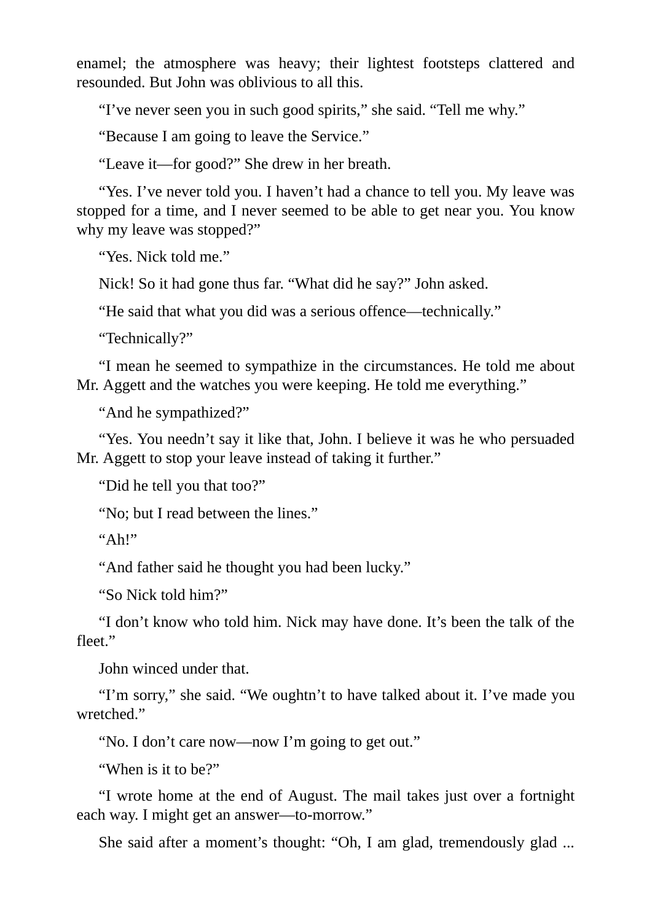enamel; the atmosphere was heavy; their lightest footsteps clattered and resounded. But John was oblivious to all this.

"I've never seen you in such good spirits," she said. "Tell me why."

"Because I am going to leave the Service."

"Leave it—for good?" She drew in her breath.

"Yes. I've never told you. I haven't had a chance to tell you. My leave was stopped for a time, and I never seemed to be able to get near you. You know why my leave was stopped?"

"Yes. Nick told me."

Nick! So it had gone thus far. "What did he say?" John asked.

"He said that what you did was a serious offence—technically."

"Technically?"

"I mean he seemed to sympathize in the circumstances. He told me about Mr. Aggett and the watches you were keeping. He told me everything."

"And he sympathized?"

"Yes. You needn't say it like that, John. I believe it was he who persuaded Mr. Aggett to stop your leave instead of taking it further."

"Did he tell you that too?"

"No; but I read between the lines."

"Ah!"

"And father said he thought you had been lucky."

"So Nick told him?"

"I don't know who told him. Nick may have done. It's been the talk of the fleet."

John winced under that.

"I'm sorry," she said. "We oughtn't to have talked about it. I've made you wretched."

"No. I don't care now—now I'm going to get out."

"When is it to be?"

"I wrote home at the end of August. The mail takes just over a fortnight each way. I might get an answer—to-morrow."

She said after a moment's thought: "Oh, I am glad, tremendously glad ...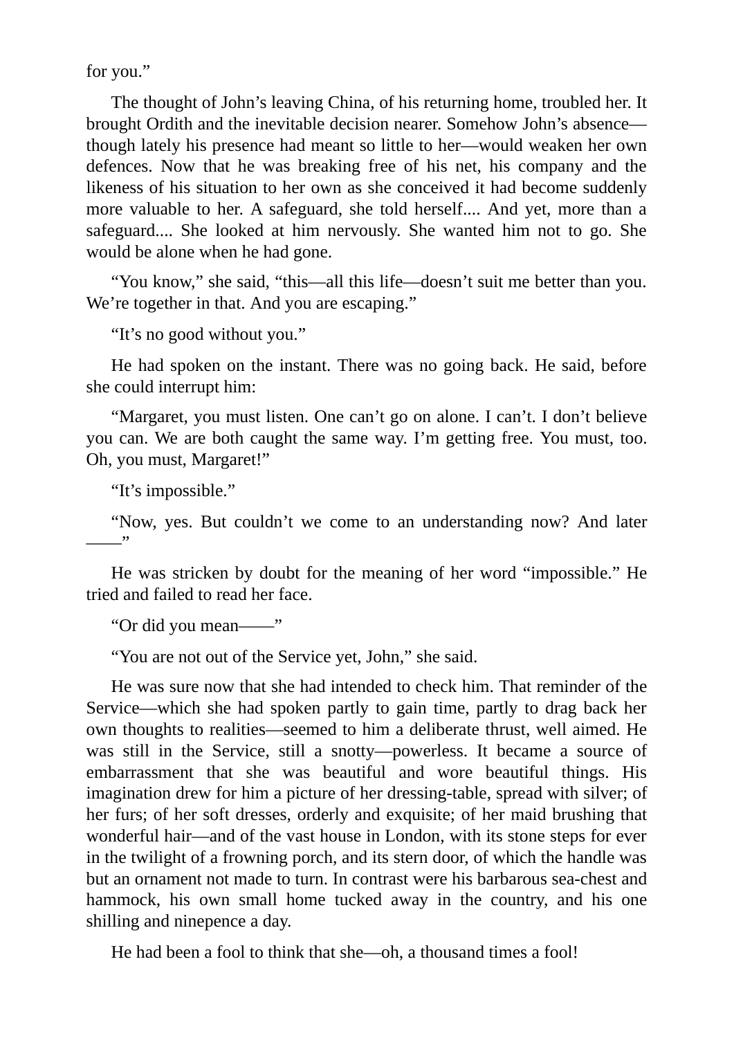for you."

The thought of John's leaving China, of his returning home, troubled her. It brought Ordith and the inevitable decision nearer. Somehow John's absence—though lately his presence had meant so little to her—would weaken her own defences. Now that he was breaking free of his net, his company and the likeness of his situation to her own as she conceived it had become suddenly more valuable to her. A safeguard, she told herself.... And yet, more than a safeguard.... She looked at him nervously. She wanted him not to go. She would be alone when he had gone.

"You know," she said, "this—all this life—doesn't suit me better than you. We're together in that. And you are escaping."

"It's no good without you."

He had spoken on the instant. There was no going back. He said, before she could interrupt him:

"Margaret, you must listen. One can't go on alone. I can't. I don't believe you can. We are both caught the same way. I'm getting free. You must, too. Oh, you must, Margaret!"

"It's impossible."

"Now, yes. But couldn't we come to an understanding now? And later ——"

He was stricken by doubt for the meaning of her word "impossible." He tried and failed to read her face.

"Or did you mean——"

"You are not out of the Service yet, John," she said.

He was sure now that she had intended to check him. That reminder of the Service—which she had spoken partly to gain time, partly to drag back her own thoughts to realities—seemed to him a deliberate thrust, well aimed. He was still in the Service, still a snotty—powerless. It became a source of embarrassment that she was beautiful and wore beautiful things. His imagination drew for him a picture of her dressing-table, spread with silver; of her furs; of her soft dresses, orderly and exquisite; of her maid brushing that wonderful hair—and of the vast house in London, with its stone steps for ever in the twilight of a frowning porch, and its stern door, of which the handle was but an ornament not made to turn. In contrast were his barbarous sea-chest and hammock, his own small home tucked away in the country, and his one shilling and ninepence a day.

He had been a fool to think that she—oh, a thousand times a fool!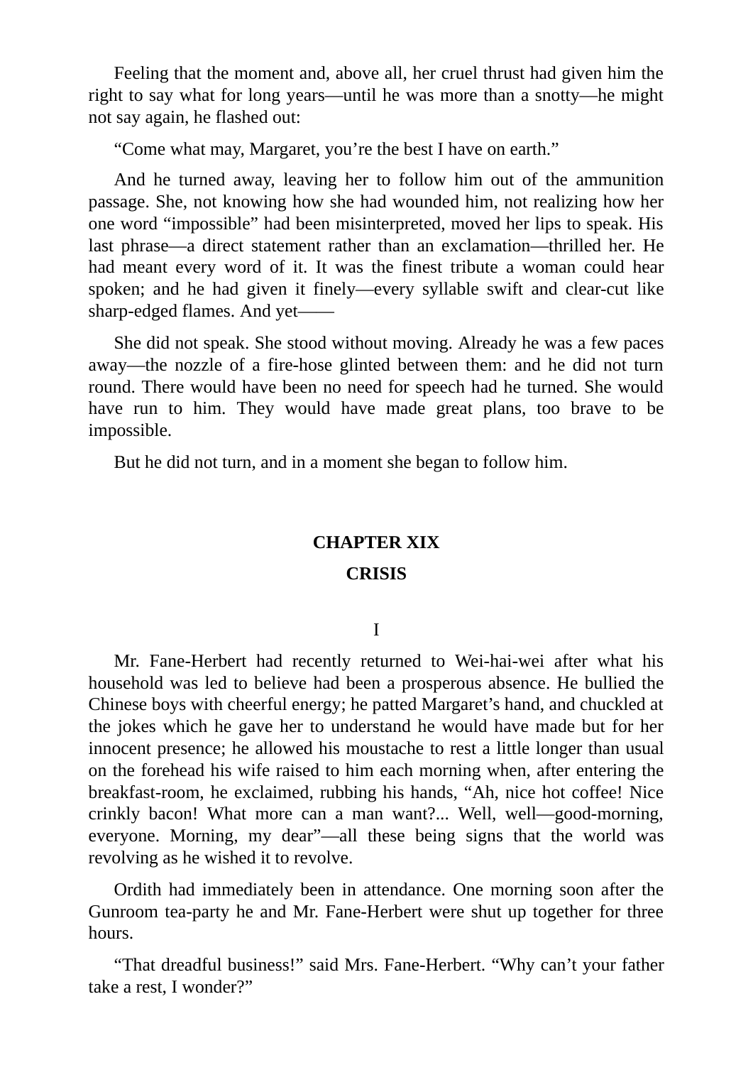Feeling that the moment and, above all, her cruel thrust had given him the right to say what for long years—until he was more than a snotty—he might not say again, he flashed out:

"Come what may, Margaret, you're the best I have on earth."

And he turned away, leaving her to follow him out of the ammunition passage. She, not knowing how she had wounded him, not realizing how her one word "impossible" had been misinterpreted, moved her lips to speak. His last phrase—a direct statement rather than an exclamation—thrilled her. He had meant every word of it. It was the finest tribute a woman could hear spoken; and he had given it finely—every syllable swift and clear-cut like sharp-edged flames. And yet——

She did not speak. She stood without moving. Already he was a few paces away—the nozzle of a fire-hose glinted between them: and he did not turn round. There would have been no need for speech had he turned. She would have run to him. They would have made great plans, too brave to be impossible.

But he did not turn, and in a moment she began to follow him.

## CHAPTER XIX

## CRISIS

### I

Mr. Fane-Herbert had recently returned to Wei-hai-wei after what his household was led to believe had been a prosperous absence. He bullied the Chinese boys with cheerful energy; he patted Margaret's hand, and chuckled at the jokes which he gave her to understand he would have made but for her innocent presence; he allowed his moustache to rest a little longer than usual on the forehead his wife raised to him each morning when, after entering the breakfast-room, he exclaimed, rubbing his hands, "Ah, nice hot coffee! Nice crinkly bacon! What more can a man want?... Well, well—good-morning, everyone. Morning, my dear"—all these being signs that the world was revolving as he wished it to revolve.

Ordith had immediately been in attendance. One morning soon after the Gunroom tea-party he and Mr. Fane-Herbert were shut up together for three hours.

"That dreadful business!" said Mrs. Fane-Herbert. "Why can't your father take a rest, I wonder?"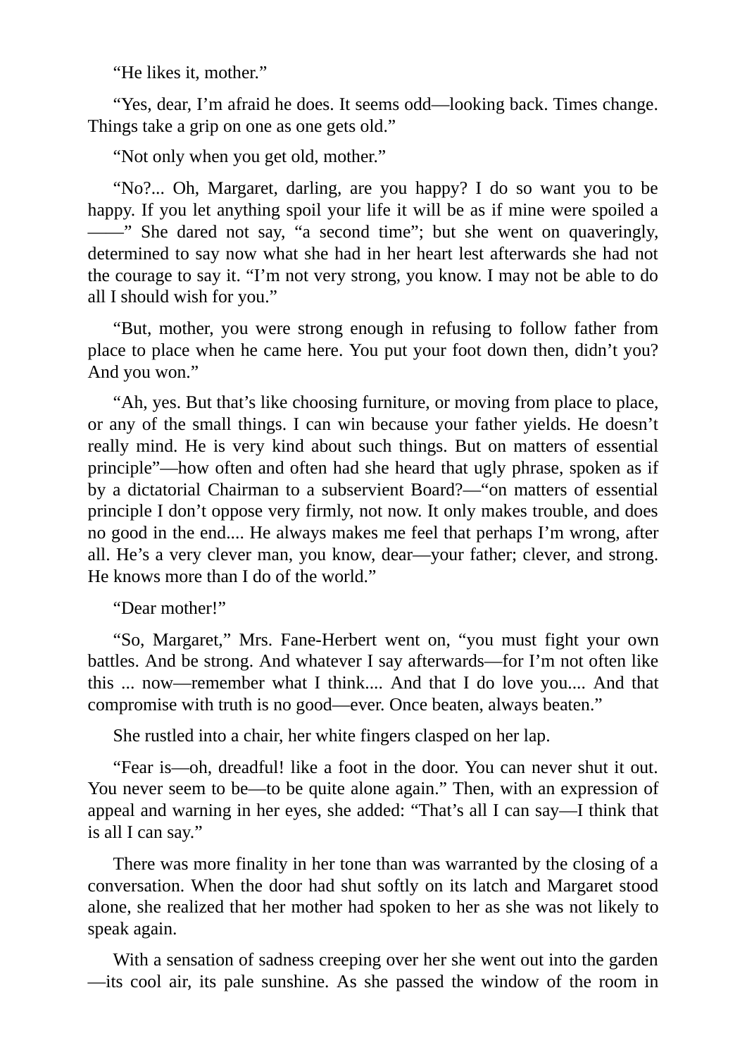"He likes it, mother."

"Yes, dear, I'm afraid he does. It seems odd—looking back. Times change. Things take a grip on one as one gets old."

"Not only when you get old, mother."

"No?... Oh, Margaret, darling, are you happy? I do so want you to be happy. If you let anything spoil your life it will be as if mine were spoiled a ——" She dared not say, "a second time"; but she went on quaveringly, determined to say now what she had in her heart lest afterwards she had not the courage to say it. "I'm not very strong, you know. I may not be able to do all I should wish for you."

"But, mother, you were strong enough in refusing to follow father from place to place when he came here. You put your foot down then, didn't you? And you won."

"Ah, yes. But that's like choosing furniture, or moving from place to place, or any of the small things. I can win because your father yields. He doesn't really mind. He is very kind about such things. But on matters of essential principle"—how often and often had she heard that ugly phrase, spoken as if by a dictatorial Chairman to a subservient Board?—"on matters of essential principle I don't oppose very firmly, not now. It only makes trouble, and does no good in the end.... He always makes me feel that perhaps I'm wrong, after all. He's a very clever man, you know, dear—your father; clever, and strong. He knows more than I do of the world."

"Dear mother!"

"So, Margaret," Mrs. Fane-Herbert went on, "you must fight your own battles. And be strong. And whatever I say afterwards—for I'm not often like this ... now—remember what I think.... And that I do love you.... And that compromise with truth is no good—ever. Once beaten, always beaten."

She rustled into a chair, her white fingers clasped on her lap.

"Fear is—oh, dreadful! like a foot in the door. You can never shut it out. You never seem to be—to be quite alone again." Then, with an expression of appeal and warning in her eyes, she added: "That's all I can say—I think that is all I can say."

There was more finality in her tone than was warranted by the closing of a conversation. When the door had shut softly on its latch and Margaret stood alone, she realized that her mother had spoken to her as she was not likely to speak again.

With a sensation of sadness creeping over her she went out into the garden—its cool air, its pale sunshine. As she passed the window of the room in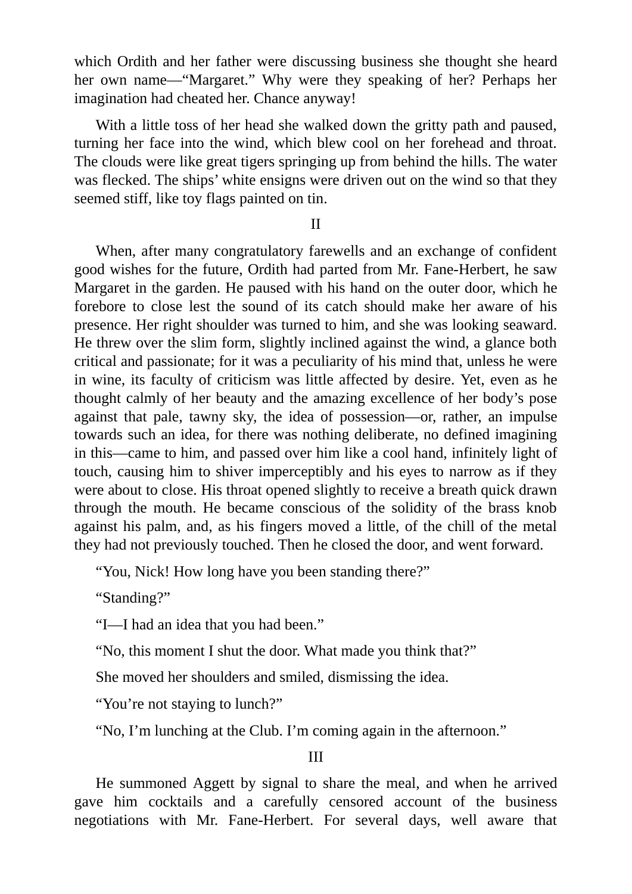which Ordith and her father were discussing business she thought she heard her own name—“Margaret.” Why were they speaking of her? Perhaps her imagination had cheated her. Chance anyway!

With a little toss of her head she walked down the gritty path and paused, turning her face into the wind, which blew cool on her forehead and throat. The clouds were like great tigers springing up from behind the hills. The water was flecked. The ships’ white ensigns were driven out on the wind so that they seemed stiff, like toy flags painted on tin.

II

When, after many congratulatory farewells and an exchange of confident good wishes for the future, Ordith had parted from Mr. Fane-Herbert, he saw Margaret in the garden. He paused with his hand on the outer door, which he forebore to close lest the sound of its catch should make her aware of his presence. Her right shoulder was turned to him, and she was looking seaward. He threw over the slim form, slightly inclined against the wind, a glance both critical and passionate; for it was a peculiarity of his mind that, unless he were in wine, its faculty of criticism was little affected by desire. Yet, even as he thought calmly of her beauty and the amazing excellence of her body’s pose against that pale, tawny sky, the idea of possession—or, rather, an impulse towards such an idea, for there was nothing deliberate, no defined imagining in this—came to him, and passed over him like a cool hand, infinitely light of touch, causing him to shiver imperceptibly and his eyes to narrow as if they were about to close. His throat opened slightly to receive a breath quick drawn through the mouth. He became conscious of the solidity of the brass knob against his palm, and, as his fingers moved a little, of the chill of the metal they had not previously touched. Then he closed the door, and went forward.

“You, Nick! How long have you been standing there?”

“Standing?”

“I—I had an idea that you had been.”

“No, this moment I shut the door. What made you think that?”

She moved her shoulders and smiled, dismissing the idea.

“You’re not staying to lunch?”

“No, I’m lunching at the Club. I’m coming again in the afternoon.”

III

He summoned Aggett by signal to share the meal, and when he arrived gave him cocktails and a carefully censored account of the business negotiations with Mr. Fane-Herbert. For several days, well aware that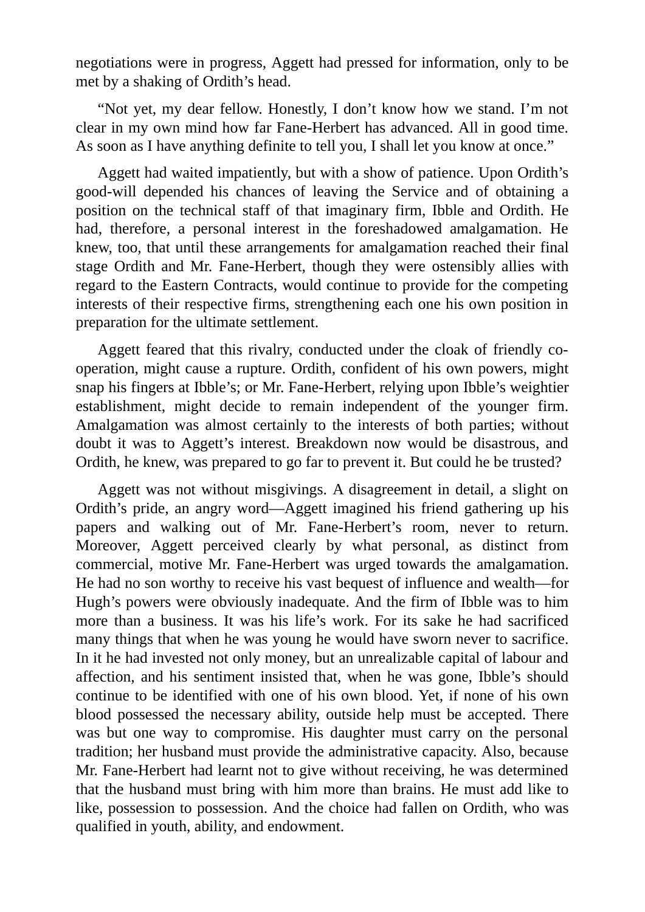negotiations were in progress, Aggett had pressed for information, only to be met by a shaking of Ordith's head.

"Not yet, my dear fellow. Honestly, I don't know how we stand. I'm not clear in my own mind how far Fane-Herbert has advanced. All in good time. As soon as I have anything definite to tell you, I shall let you know at once."

Aggett had waited impatiently, but with a show of patience. Upon Ordith's good-will depended his chances of leaving the Service and of obtaining a position on the technical staff of that imaginary firm, Ibble and Ordith. He had, therefore, a personal interest in the foreshadowed amalgamation. He knew, too, that until these arrangements for amalgamation reached their final stage Ordith and Mr. Fane-Herbert, though they were ostensibly allies with regard to the Eastern Contracts, would continue to provide for the competing interests of their respective firms, strengthening each one his own position in preparation for the ultimate settlement.

Aggett feared that this rivalry, conducted under the cloak of friendly co-operation, might cause a rupture. Ordith, confident of his own powers, might snap his fingers at Ibble's; or Mr. Fane-Herbert, relying upon Ibble's weightier establishment, might decide to remain independent of the younger firm. Amalgamation was almost certainly to the interests of both parties; without doubt it was to Aggett's interest. Breakdown now would be disastrous, and Ordith, he knew, was prepared to go far to prevent it. But could he be trusted?

Aggett was not without misgivings. A disagreement in detail, a slight on Ordith's pride, an angry word—Aggett imagined his friend gathering up his papers and walking out of Mr. Fane-Herbert's room, never to return. Moreover, Aggett perceived clearly by what personal, as distinct from commercial, motive Mr. Fane-Herbert was urged towards the amalgamation. He had no son worthy to receive his vast bequest of influence and wealth—for Hugh's powers were obviously inadequate. And the firm of Ibble was to him more than a business. It was his life's work. For its sake he had sacrificed many things that when he was young he would have sworn never to sacrifice. In it he had invested not only money, but an unrealizable capital of labour and affection, and his sentiment insisted that, when he was gone, Ibble's should continue to be identified with one of his own blood. Yet, if none of his own blood possessed the necessary ability, outside help must be accepted. There was but one way to compromise. His daughter must carry on the personal tradition; her husband must provide the administrative capacity. Also, because Mr. Fane-Herbert had learnt not to give without receiving, he was determined that the husband must bring with him more than brains. He must add like to like, possession to possession. And the choice had fallen on Ordith, who was qualified in youth, ability, and endowment.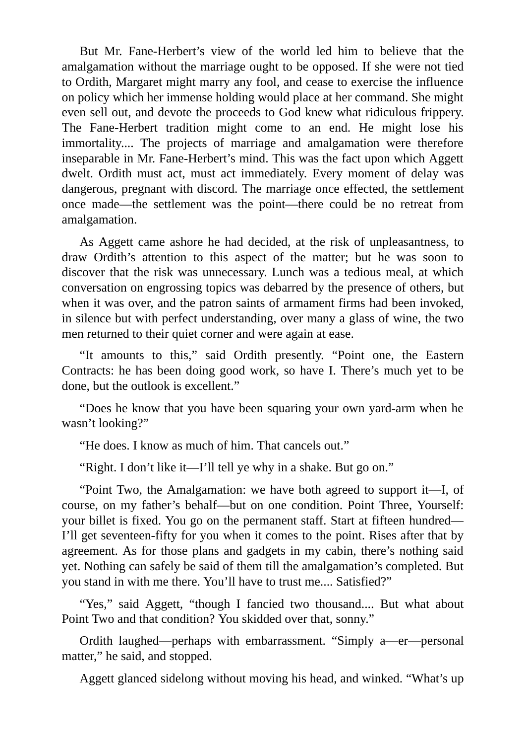But Mr. Fane-Herbert's view of the world led him to believe that the amalgamation without the marriage ought to be opposed. If she were not tied to Ordith, Margaret might marry any fool, and cease to exercise the influence on policy which her immense holding would place at her command. She might even sell out, and devote the proceeds to God knew what ridiculous frippery. The Fane-Herbert tradition might come to an end. He might lose his immortality.... The projects of marriage and amalgamation were therefore inseparable in Mr. Fane-Herbert's mind. This was the fact upon which Aggett dwelt. Ordith must act, must act immediately. Every moment of delay was dangerous, pregnant with discord. The marriage once effected, the settlement once made—the settlement was the point—there could be no retreat from amalgamation.

As Aggett came ashore he had decided, at the risk of unpleasantness, to draw Ordith's attention to this aspect of the matter; but he was soon to discover that the risk was unnecessary. Lunch was a tedious meal, at which conversation on engrossing topics was debarred by the presence of others, but when it was over, and the patron saints of armament firms had been invoked, in silence but with perfect understanding, over many a glass of wine, the two men returned to their quiet corner and were again at ease.

"It amounts to this," said Ordith presently. "Point one, the Eastern Contracts: he has been doing good work, so have I. There's much yet to be done, but the outlook is excellent."

"Does he know that you have been squaring your own yard-arm when he wasn't looking?"

"He does. I know as much of him. That cancels out."

"Right. I don't like it—I'll tell ye why in a shake. But go on."

"Point Two, the Amalgamation: we have both agreed to support it—I, of course, on my father's behalf—but on one condition. Point Three, Yourself: your billet is fixed. You go on the permanent staff. Start at fifteen hundred—I'll get seventeen-fifty for you when it comes to the point. Rises after that by agreement. As for those plans and gadgets in my cabin, there's nothing said yet. Nothing can safely be said of them till the amalgamation's completed. But you stand in with me there. You'll have to trust me.... Satisfied?"

"Yes," said Aggett, "though I fancied two thousand.... But what about Point Two and that condition? You skidded over that, sonny."

Ordith laughed—perhaps with embarrassment. "Simply a—er—personal matter," he said, and stopped.

Aggett glanced sidelong without moving his head, and winked. "What's up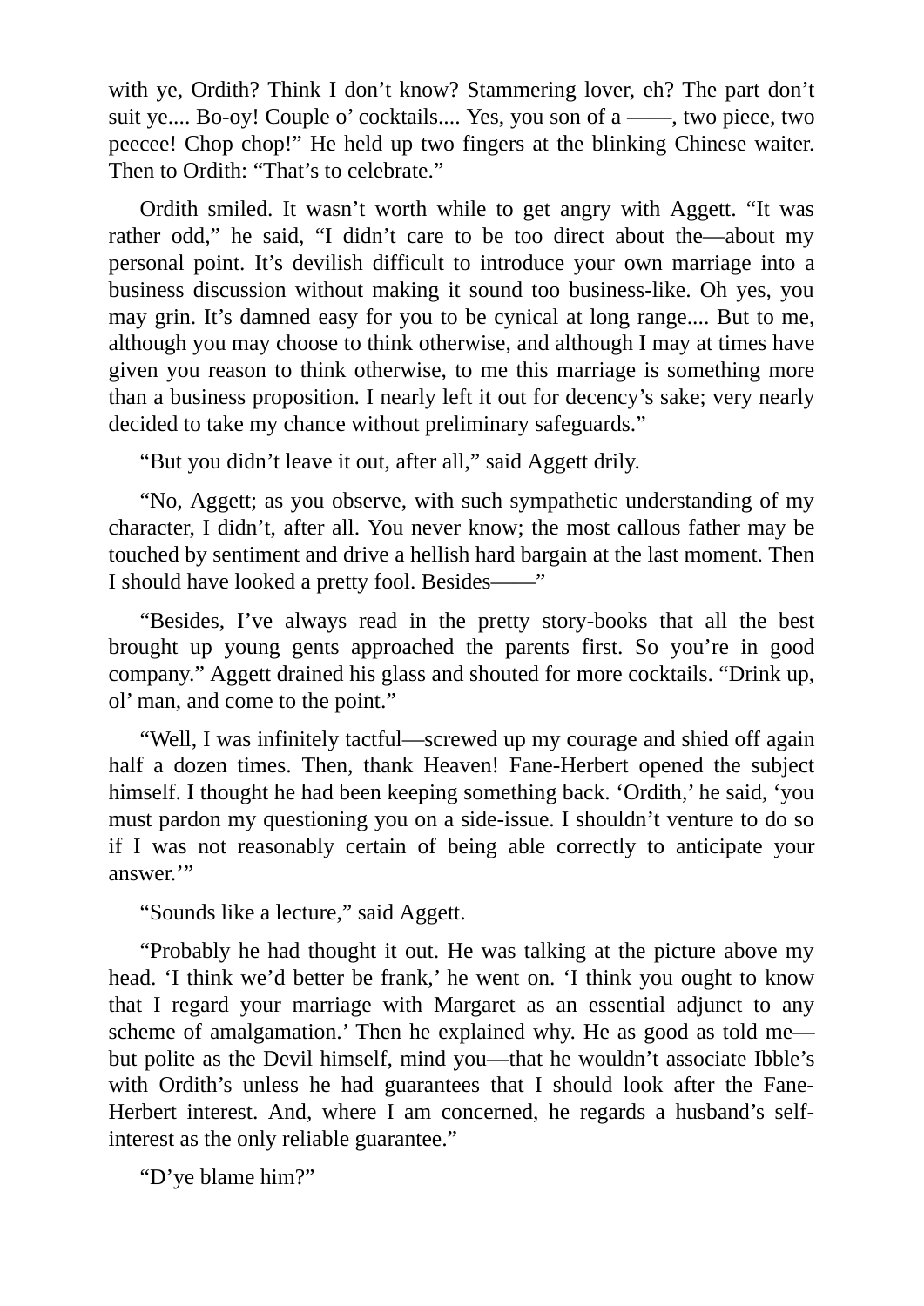with ye, Ordith? Think I don't know? Stammering lover, eh? The part don't suit ye.... Bo-oy! Couple o' cocktails.... Yes, you son of a ——, two piece, two peecee! Chop chop!" He held up two fingers at the blinking Chinese waiter. Then to Ordith: "That's to celebrate."

Ordith smiled. It wasn't worth while to get angry with Aggett. "It was rather odd," he said, "I didn't care to be too direct about the—about my personal point. It's devilish difficult to introduce your own marriage into a business discussion without making it sound too business-like. Oh yes, you may grin. It's damned easy for you to be cynical at long range.... But to me, although you may choose to think otherwise, and although I may at times have given you reason to think otherwise, to me this marriage is something more than a business proposition. I nearly left it out for decency's sake; very nearly decided to take my chance without preliminary safeguards."

"But you didn't leave it out, after all," said Aggett drily.

"No, Aggett; as you observe, with such sympathetic understanding of my character, I didn't, after all. You never know; the most callous father may be touched by sentiment and drive a hellish hard bargain at the last moment. Then I should have looked a pretty fool. Besides——"

"Besides, I've always read in the pretty story-books that all the best brought up young gents approached the parents first. So you're in good company." Aggett drained his glass and shouted for more cocktails. "Drink up, ol' man, and come to the point."

"Well, I was infinitely tactful—screwed up my courage and shied off again half a dozen times. Then, thank Heaven! Fane-Herbert opened the subject himself. I thought he had been keeping something back. 'Ordith,' he said, 'you must pardon my questioning you on a side-issue. I shouldn't venture to do so if I was not reasonably certain of being able correctly to anticipate your answer.'"

"Sounds like a lecture," said Aggett.

"Probably he had thought it out. He was talking at the picture above my head. 'I think we'd better be frank,' he went on. 'I think you ought to know that I regard your marriage with Margaret as an essential adjunct to any scheme of amalgamation.' Then he explained why. He as good as told me—but polite as the Devil himself, mind you—that he wouldn't associate Ibble's with Ordith's unless he had guarantees that I should look after the Fane-Herbert interest. And, where I am concerned, he regards a husband's self-interest as the only reliable guarantee."

"D'ye blame him?"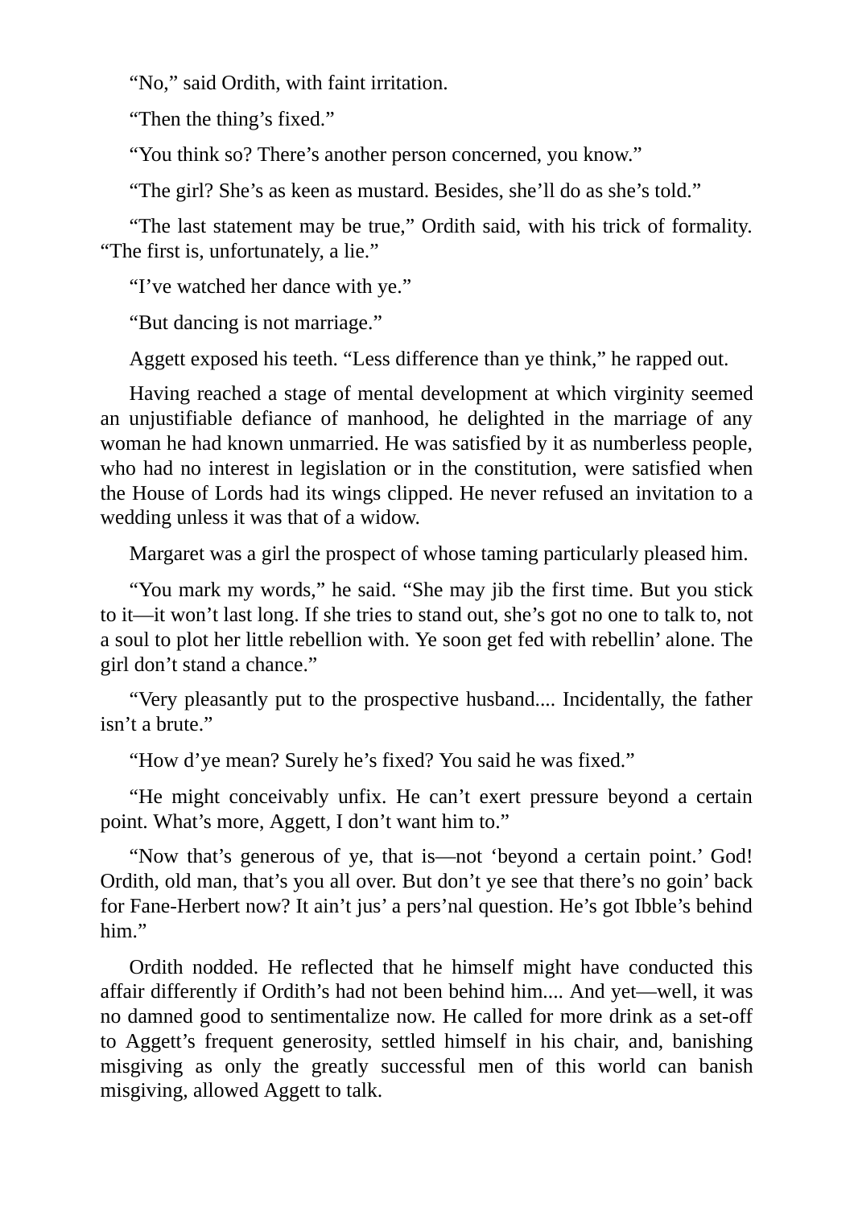"No," said Ordith, with faint irritation.

"Then the thing's fixed."

"You think so? There's another person concerned, you know."

"The girl? She's as keen as mustard. Besides, she'll do as she's told."

"The last statement may be true," Ordith said, with his trick of formality. "The first is, unfortunately, a lie."

"I've watched her dance with ye."

"But dancing is not marriage."

Aggett exposed his teeth. "Less difference than ye think," he rapped out.

Having reached a stage of mental development at which virginity seemed an unjustifiable defiance of manhood, he delighted in the marriage of any woman he had known unmarried. He was satisfied by it as numberless people, who had no interest in legislation or in the constitution, were satisfied when the House of Lords had its wings clipped. He never refused an invitation to a wedding unless it was that of a widow.

Margaret was a girl the prospect of whose taming particularly pleased him.

"You mark my words," he said. "She may jib the first time. But you stick to it—it won't last long. If she tries to stand out, she's got no one to talk to, not a soul to plot her little rebellion with. Ye soon get fed with rebellin' alone. The girl don't stand a chance."

"Very pleasantly put to the prospective husband.... Incidentally, the father isn't a brute."

"How d'ye mean? Surely he's fixed? You said he was fixed."

"He might conceivably unfix. He can't exert pressure beyond a certain point. What's more, Aggett, I don't want him to."

"Now that's generous of ye, that is—not 'beyond a certain point.' God! Ordith, old man, that's you all over. But don't ye see that there's no goin' back for Fane-Herbert now? It ain't jus' a pers'nal question. He's got Ibble's behind him."

Ordith nodded. He reflected that he himself might have conducted this affair differently if Ordith's had not been behind him.... And yet—well, it was no damned good to sentimentalize now. He called for more drink as a set-off to Aggett's frequent generosity, settled himself in his chair, and, banishing misgiving as only the greatly successful men of this world can banish misgiving, allowed Aggett to talk.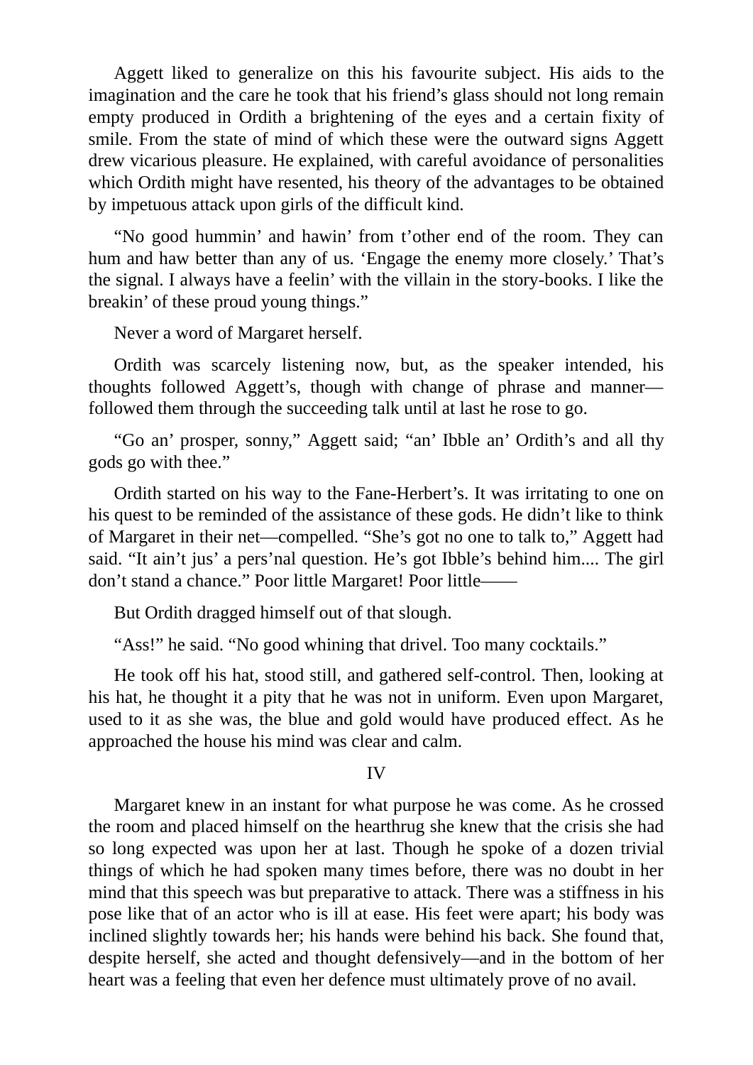Aggett liked to generalize on this his favourite subject. His aids to the imagination and the care he took that his friend's glass should not long remain empty produced in Ordith a brightening of the eyes and a certain fixity of smile. From the state of mind of which these were the outward signs Aggett drew vicarious pleasure. He explained, with careful avoidance of personalities which Ordith might have resented, his theory of the advantages to be obtained by impetuous attack upon girls of the difficult kind.

"No good hummin' and hawin' from t'other end of the room. They can hum and haw better than any of us. 'Engage the enemy more closely.' That's the signal. I always have a feelin' with the villain in the story-books. I like the breakin' of these proud young things."

Never a word of Margaret herself.

Ordith was scarcely listening now, but, as the speaker intended, his thoughts followed Aggett's, though with change of phrase and manner—followed them through the succeeding talk until at last he rose to go.

"Go an' prosper, sonny," Aggett said; "an' Ibble an' Ordith's and all thy gods go with thee."

Ordith started on his way to the Fane-Herbert's. It was irritating to one on his quest to be reminded of the assistance of these gods. He didn't like to think of Margaret in their net—compelled. "She's got no one to talk to," Aggett had said. "It ain't jus' a pers'nal question. He's got Ibble's behind him.... The girl don't stand a chance." Poor little Margaret! Poor little——

But Ordith dragged himself out of that slough.

"Ass!" he said. "No good whining that drivel. Too many cocktails."

He took off his hat, stood still, and gathered self-control. Then, looking at his hat, he thought it a pity that he was not in uniform. Even upon Margaret, used to it as she was, the blue and gold would have produced effect. As he approached the house his mind was clear and calm.

## IV

Margaret knew in an instant for what purpose he was come. As he crossed the room and placed himself on the hearthrug she knew that the crisis she had so long expected was upon her at last. Though he spoke of a dozen trivial things of which he had spoken many times before, there was no doubt in her mind that this speech was but preparative to attack. There was a stiffness in his pose like that of an actor who is ill at ease. His feet were apart; his body was inclined slightly towards her; his hands were behind his back. She found that, despite herself, she acted and thought defensively—and in the bottom of her heart was a feeling that even her defence must ultimately prove of no avail.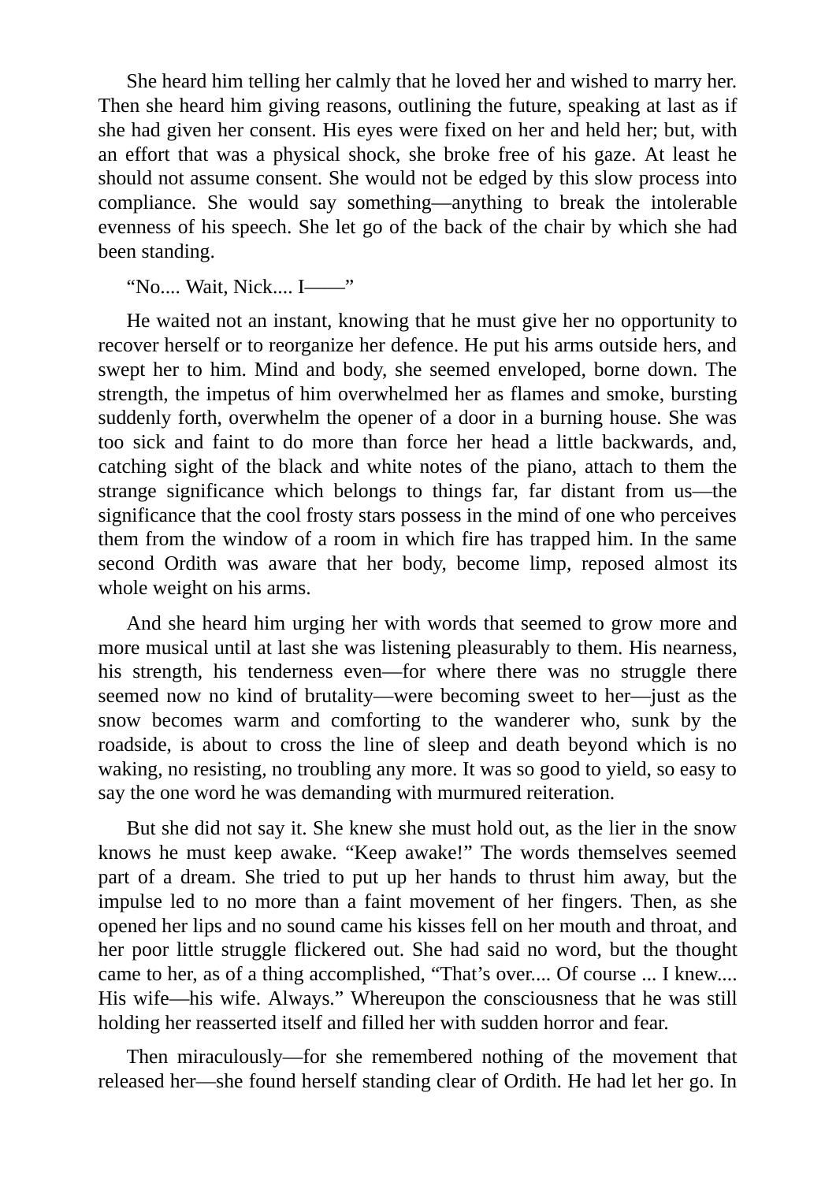She heard him telling her calmly that he loved her and wished to marry her. Then she heard him giving reasons, outlining the future, speaking at last as if she had given her consent. His eyes were fixed on her and held her; but, with an effort that was a physical shock, she broke free of his gaze. At least he should not assume consent. She would not be edged by this slow process into compliance. She would say something—anything to break the intolerable evenness of his speech. She let go of the back of the chair by which she had been standing.

"No.... Wait, Nick.... I——"

He waited not an instant, knowing that he must give her no opportunity to recover herself or to reorganize her defence. He put his arms outside hers, and swept her to him. Mind and body, she seemed enveloped, borne down. The strength, the impetus of him overwhelmed her as flames and smoke, bursting suddenly forth, overwhelm the opener of a door in a burning house. She was too sick and faint to do more than force her head a little backwards, and, catching sight of the black and white notes of the piano, attach to them the strange significance which belongs to things far, far distant from us—the significance that the cool frosty stars possess in the mind of one who perceives them from the window of a room in which fire has trapped him. In the same second Ordith was aware that her body, become limp, reposed almost its whole weight on his arms.

And she heard him urging her with words that seemed to grow more and more musical until at last she was listening pleasurably to them. His nearness, his strength, his tenderness even—for where there was no struggle there seemed now no kind of brutality—were becoming sweet to her—just as the snow becomes warm and comforting to the wanderer who, sunk by the roadside, is about to cross the line of sleep and death beyond which is no waking, no resisting, no troubling any more. It was so good to yield, so easy to say the one word he was demanding with murmured reiteration.

But she did not say it. She knew she must hold out, as the lier in the snow knows he must keep awake. "Keep awake!" The words themselves seemed part of a dream. She tried to put up her hands to thrust him away, but the impulse led to no more than a faint movement of her fingers. Then, as she opened her lips and no sound came his kisses fell on her mouth and throat, and her poor little struggle flickered out. She had said no word, but the thought came to her, as of a thing accomplished, "That's over.... Of course ... I knew.... His wife—his wife. Always." Whereupon the consciousness that he was still holding her reasserted itself and filled her with sudden horror and fear.

Then miraculously—for she remembered nothing of the movement that released her—she found herself standing clear of Ordith. He had let her go. In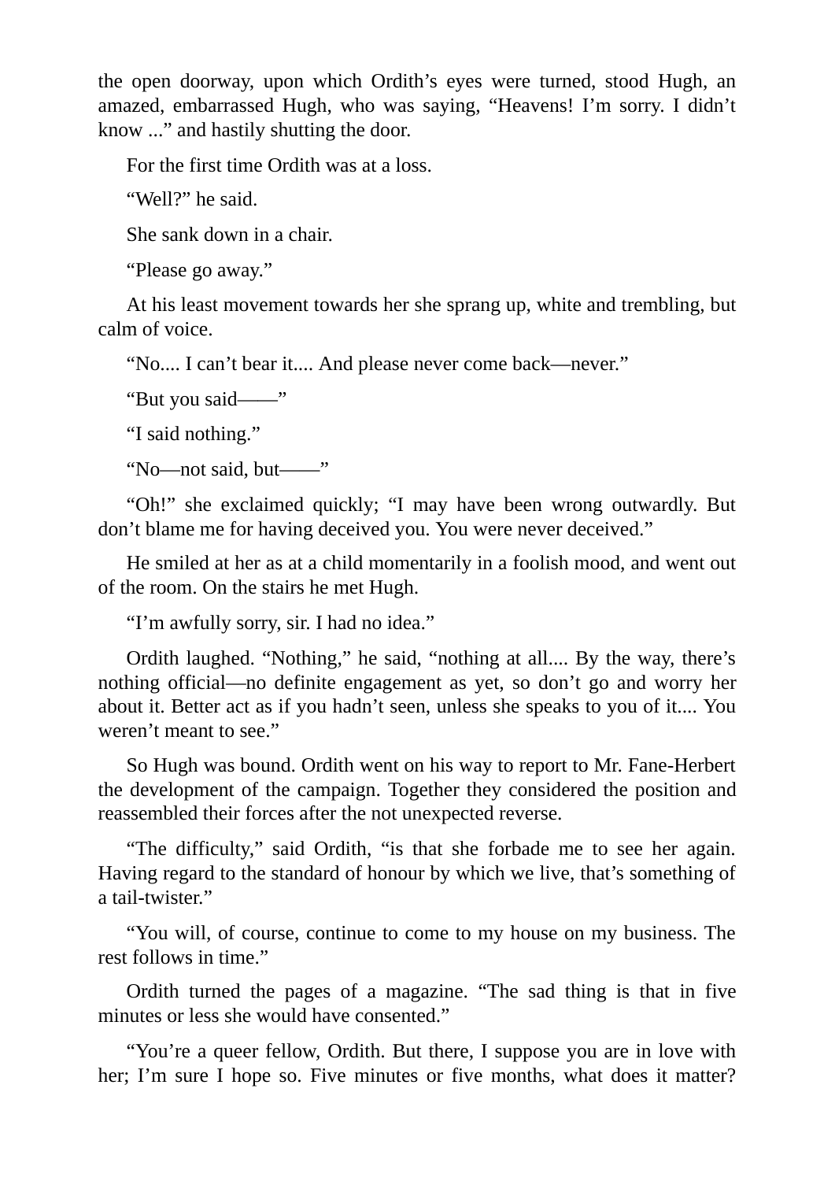the open doorway, upon which Ordith's eyes were turned, stood Hugh, an amazed, embarrassed Hugh, who was saying, "Heavens! I'm sorry. I didn't know ..." and hastily shutting the door.

For the first time Ordith was at a loss.

"Well?" he said.

She sank down in a chair.

"Please go away."

At his least movement towards her she sprang up, white and trembling, but calm of voice.

"No.... I can't bear it.... And please never come back—never."

"But you said——"

"I said nothing."

"No—not said, but——"

"Oh!" she exclaimed quickly; "I may have been wrong outwardly. But don't blame me for having deceived you. You were never deceived."

He smiled at her as at a child momentarily in a foolish mood, and went out of the room. On the stairs he met Hugh.

"I'm awfully sorry, sir. I had no idea."

Ordith laughed. "Nothing," he said, "nothing at all.... By the way, there's nothing official—no definite engagement as yet, so don't go and worry her about it. Better act as if you hadn't seen, unless she speaks to you of it.... You weren't meant to see."

So Hugh was bound. Ordith went on his way to report to Mr. Fane-Herbert the development of the campaign. Together they considered the position and reassembled their forces after the not unexpected reverse.

"The difficulty," said Ordith, "is that she forbade me to see her again. Having regard to the standard of honour by which we live, that's something of a tail-twister."

"You will, of course, continue to come to my house on my business. The rest follows in time."

Ordith turned the pages of a magazine. "The sad thing is that in five minutes or less she would have consented."

"You're a queer fellow, Ordith. But there, I suppose you are in love with her; I'm sure I hope so. Five minutes or five months, what does it matter?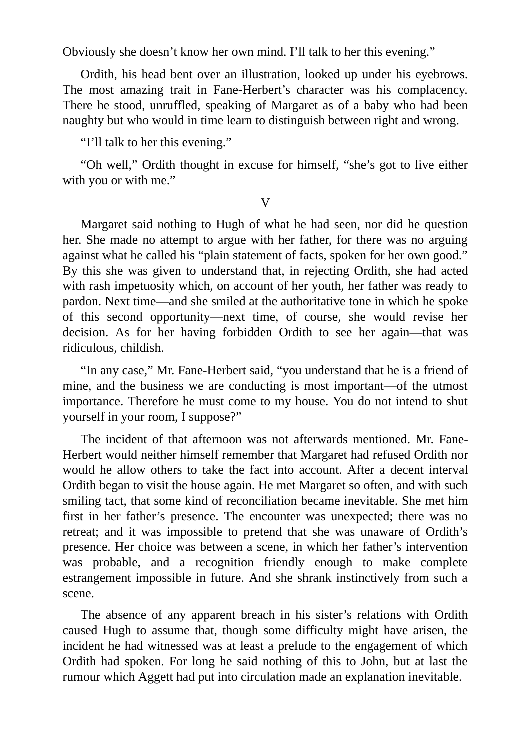Obviously she doesn't know her own mind. I'll talk to her this evening."

Ordith, his head bent over an illustration, looked up under his eyebrows. The most amazing trait in Fane-Herbert's character was his complacency. There he stood, unruffled, speaking of Margaret as of a baby who had been naughty but who would in time learn to distinguish between right and wrong.

"I'll talk to her this evening."

"Oh well," Ordith thought in excuse for himself, "she's got to live either with you or with me."

## V

Margaret said nothing to Hugh of what he had seen, nor did he question her. She made no attempt to argue with her father, for there was no arguing against what he called his "plain statement of facts, spoken for her own good." By this she was given to understand that, in rejecting Ordith, she had acted with rash impetuosity which, on account of her youth, her father was ready to pardon. Next time—and she smiled at the authoritative tone in which he spoke of this second opportunity—next time, of course, she would revise her decision. As for her having forbidden Ordith to see her again—that was ridiculous, childish.

"In any case," Mr. Fane-Herbert said, "you understand that he is a friend of mine, and the business we are conducting is most important—of the utmost importance. Therefore he must come to my house. You do not intend to shut yourself in your room, I suppose?"

The incident of that afternoon was not afterwards mentioned. Mr. Fane-Herbert would neither himself remember that Margaret had refused Ordith nor would he allow others to take the fact into account. After a decent interval Ordith began to visit the house again. He met Margaret so often, and with such smiling tact, that some kind of reconciliation became inevitable. She met him first in her father's presence. The encounter was unexpected; there was no retreat; and it was impossible to pretend that she was unaware of Ordith's presence. Her choice was between a scene, in which her father's intervention was probable, and a recognition friendly enough to make complete estrangement impossible in future. And she shrank instinctively from such a scene.

The absence of any apparent breach in his sister's relations with Ordith caused Hugh to assume that, though some difficulty might have arisen, the incident he had witnessed was at least a prelude to the engagement of which Ordith had spoken. For long he said nothing of this to John, but at last the rumour which Aggett had put into circulation made an explanation inevitable.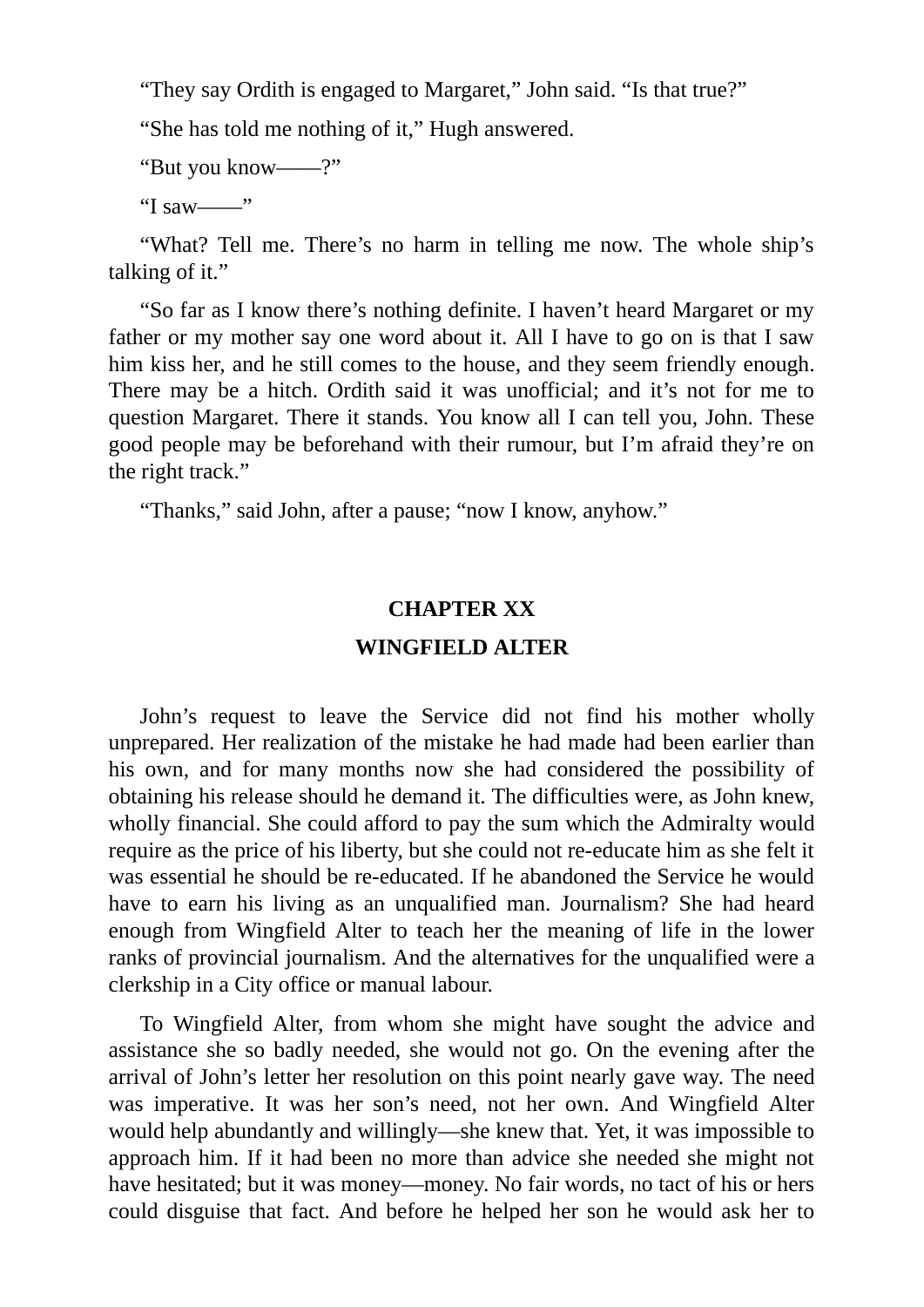"They say Ordith is engaged to Margaret," John said. "Is that true?"

"She has told me nothing of it," Hugh answered.

"But you know——?"

"I saw——"

"What? Tell me. There's no harm in telling me now. The whole ship's talking of it."

"So far as I know there's nothing definite. I haven't heard Margaret or my father or my mother say one word about it. All I have to go on is that I saw him kiss her, and he still comes to the house, and they seem friendly enough. There may be a hitch. Ordith said it was unofficial; and it's not for me to question Margaret. There it stands. You know all I can tell you, John. These good people may be beforehand with their rumour, but I'm afraid they're on the right track."

"Thanks," said John, after a pause; "now I know, anyhow."

## CHAPTER XX

## WINGFIELD ALTER

John's request to leave the Service did not find his mother wholly unprepared. Her realization of the mistake he had made had been earlier than his own, and for many months now she had considered the possibility of obtaining his release should he demand it. The difficulties were, as John knew, wholly financial. She could afford to pay the sum which the Admiralty would require as the price of his liberty, but she could not re-educate him as she felt it was essential he should be re-educated. If he abandoned the Service he would have to earn his living as an unqualified man. Journalism? She had heard enough from Wingfield Alter to teach her the meaning of life in the lower ranks of provincial journalism. And the alternatives for the unqualified were a clerkship in a City office or manual labour.

To Wingfield Alter, from whom she might have sought the advice and assistance she so badly needed, she would not go. On the evening after the arrival of John's letter her resolution on this point nearly gave way. The need was imperative. It was her son's need, not her own. And Wingfield Alter would help abundantly and willingly—she knew that. Yet, it was impossible to approach him. If it had been no more than advice she needed she might not have hesitated; but it was money—money. No fair words, no tact of his or hers could disguise that fact. And before he helped her son he would ask her to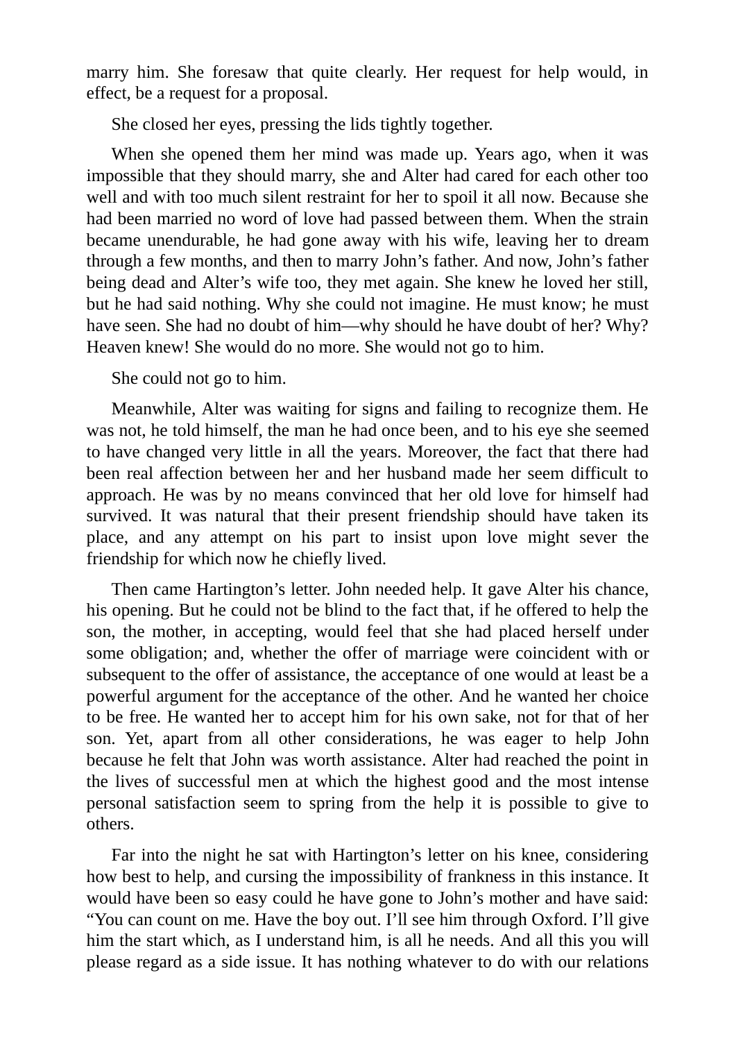marry him. She foresaw that quite clearly. Her request for help would, in effect, be a request for a proposal.

She closed her eyes, pressing the lids tightly together.

When she opened them her mind was made up. Years ago, when it was impossible that they should marry, she and Alter had cared for each other too well and with too much silent restraint for her to spoil it all now. Because she had been married no word of love had passed between them. When the strain became unendurable, he had gone away with his wife, leaving her to dream through a few months, and then to marry John's father. And now, John's father being dead and Alter's wife too, they met again. She knew he loved her still, but he had said nothing. Why she could not imagine. He must know; he must have seen. She had no doubt of him—why should he have doubt of her? Why? Heaven knew! She would do no more. She would not go to him.

She could not go to him.

Meanwhile, Alter was waiting for signs and failing to recognize them. He was not, he told himself, the man he had once been, and to his eye she seemed to have changed very little in all the years. Moreover, the fact that there had been real affection between her and her husband made her seem difficult to approach. He was by no means convinced that her old love for himself had survived. It was natural that their present friendship should have taken its place, and any attempt on his part to insist upon love might sever the friendship for which now he chiefly lived.

Then came Hartington's letter. John needed help. It gave Alter his chance, his opening. But he could not be blind to the fact that, if he offered to help the son, the mother, in accepting, would feel that she had placed herself under some obligation; and, whether the offer of marriage were coincident with or subsequent to the offer of assistance, the acceptance of one would at least be a powerful argument for the acceptance of the other. And he wanted her choice to be free. He wanted her to accept him for his own sake, not for that of her son. Yet, apart from all other considerations, he was eager to help John because he felt that John was worth assistance. Alter had reached the point in the lives of successful men at which the highest good and the most intense personal satisfaction seem to spring from the help it is possible to give to others.

Far into the night he sat with Hartington's letter on his knee, considering how best to help, and cursing the impossibility of frankness in this instance. It would have been so easy could he have gone to John's mother and have said: "You can count on me. Have the boy out. I'll see him through Oxford. I'll give him the start which, as I understand him, is all he needs. And all this you will please regard as a side issue. It has nothing whatever to do with our relations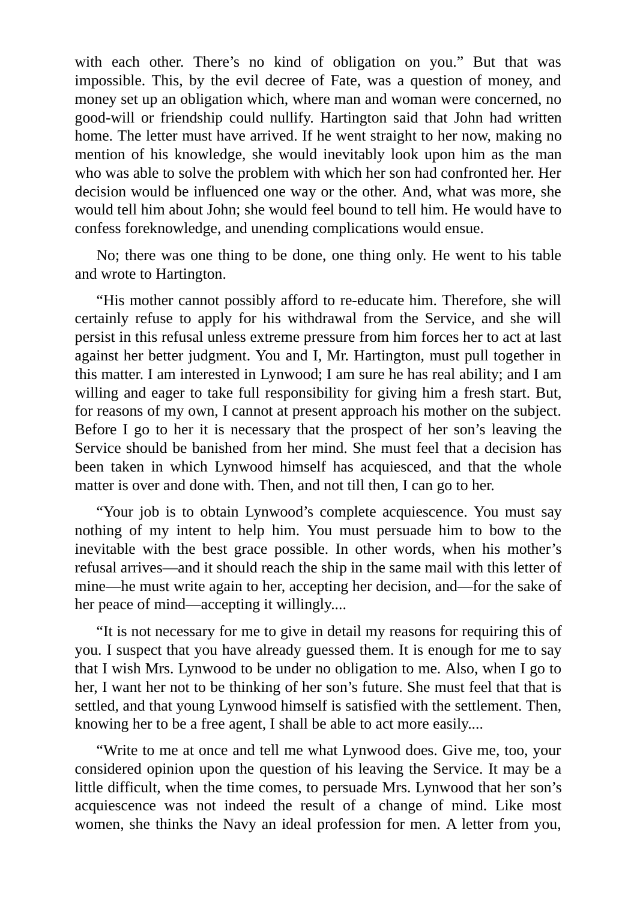with each other. There's no kind of obligation on you." But that was impossible. This, by the evil decree of Fate, was a question of money, and money set up an obligation which, where man and woman were concerned, no good-will or friendship could nullify. Hartington said that John had written home. The letter must have arrived. If he went straight to her now, making no mention of his knowledge, she would inevitably look upon him as the man who was able to solve the problem with which her son had confronted her. Her decision would be influenced one way or the other. And, what was more, she would tell him about John; she would feel bound to tell him. He would have to confess foreknowledge, and unending complications would ensue.

No; there was one thing to be done, one thing only. He went to his table and wrote to Hartington.

"His mother cannot possibly afford to re-educate him. Therefore, she will certainly refuse to apply for his withdrawal from the Service, and she will persist in this refusal unless extreme pressure from him forces her to act at last against her better judgment. You and I, Mr. Hartington, must pull together in this matter. I am interested in Lynwood; I am sure he has real ability; and I am willing and eager to take full responsibility for giving him a fresh start. But, for reasons of my own, I cannot at present approach his mother on the subject. Before I go to her it is necessary that the prospect of her son's leaving the Service should be banished from her mind. She must feel that a decision has been taken in which Lynwood himself has acquiesced, and that the whole matter is over and done with. Then, and not till then, I can go to her.

"Your job is to obtain Lynwood's complete acquiescence. You must say nothing of my intent to help him. You must persuade him to bow to the inevitable with the best grace possible. In other words, when his mother's refusal arrives—and it should reach the ship in the same mail with this letter of mine—he must write again to her, accepting her decision, and—for the sake of her peace of mind—accepting it willingly....

"It is not necessary for me to give in detail my reasons for requiring this of you. I suspect that you have already guessed them. It is enough for me to say that I wish Mrs. Lynwood to be under no obligation to me. Also, when I go to her, I want her not to be thinking of her son's future. She must feel that that is settled, and that young Lynwood himself is satisfied with the settlement. Then, knowing her to be a free agent, I shall be able to act more easily....

"Write to me at once and tell me what Lynwood does. Give me, too, your considered opinion upon the question of his leaving the Service. It may be a little difficult, when the time comes, to persuade Mrs. Lynwood that her son's acquiescence was not indeed the result of a change of mind. Like most women, she thinks the Navy an ideal profession for men. A letter from you,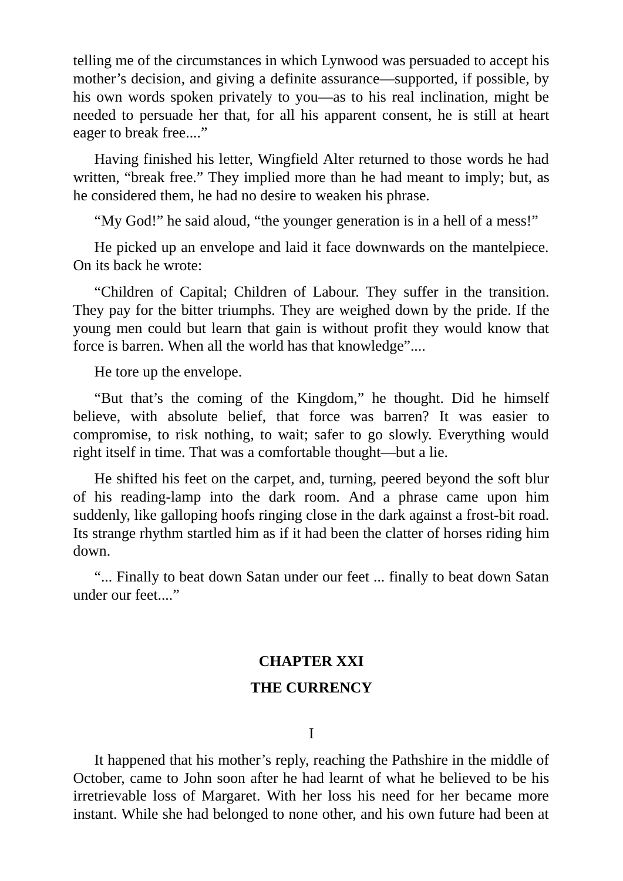telling me of the circumstances in which Lynwood was persuaded to accept his mother's decision, and giving a definite assurance—supported, if possible, by his own words spoken privately to you—as to his real inclination, might be needed to persuade her that, for all his apparent consent, he is still at heart eager to break free...."

Having finished his letter, Wingfield Alter returned to those words he had written, "break free." They implied more than he had meant to imply; but, as he considered them, he had no desire to weaken his phrase.

"My God!" he said aloud, "the younger generation is in a hell of a mess!"

He picked up an envelope and laid it face downwards on the mantelpiece. On its back he wrote:

"Children of Capital; Children of Labour. They suffer in the transition. They pay for the bitter triumphs. They are weighed down by the pride. If the young men could but learn that gain is without profit they would know that force is barren. When all the world has that knowledge"....

He tore up the envelope.

"But that's the coming of the Kingdom," he thought. Did he himself believe, with absolute belief, that force was barren? It was easier to compromise, to risk nothing, to wait; safer to go slowly. Everything would right itself in time. That was a comfortable thought—but a lie.

He shifted his feet on the carpet, and, turning, peered beyond the soft blur of his reading-lamp into the dark room. And a phrase came upon him suddenly, like galloping hoofs ringing close in the dark against a frost-bit road. Its strange rhythm startled him as if it had been the clatter of horses riding him down.

"... Finally to beat down Satan under our feet ... finally to beat down Satan under our feet...."

## CHAPTER XXI

## THE CURRENCY

### I

It happened that his mother's reply, reaching the Pathshire in the middle of October, came to John soon after he had learnt of what he believed to be his irretrievable loss of Margaret. With her loss his need for her became more instant. While she had belonged to none other, and his own future had been at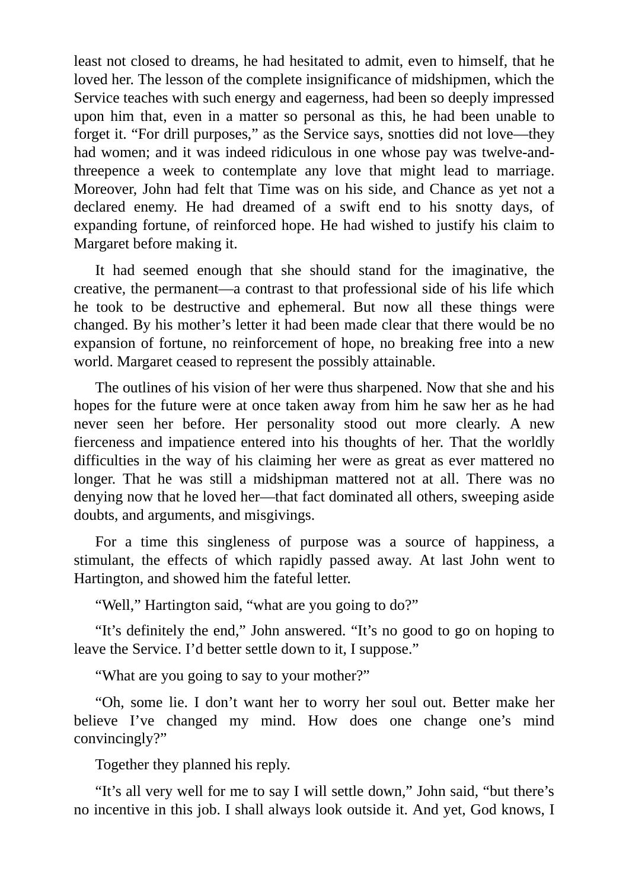least not closed to dreams, he had hesitated to admit, even to himself, that he loved her. The lesson of the complete insignificance of midshipmen, which the Service teaches with such energy and eagerness, had been so deeply impressed upon him that, even in a matter so personal as this, he had been unable to forget it. “For drill purposes,” as the Service says, snotties did not love—they had women; and it was indeed ridiculous in one whose pay was twelve-and-threepence a week to contemplate any love that might lead to marriage. Moreover, John had felt that Time was on his side, and Chance as yet not a declared enemy. He had dreamed of a swift end to his snotty days, of expanding fortune, of reinforced hope. He had wished to justify his claim to Margaret before making it.

It had seemed enough that she should stand for the imaginative, the creative, the permanent—a contrast to that professional side of his life which he took to be destructive and ephemeral. But now all these things were changed. By his mother’s letter it had been made clear that there would be no expansion of fortune, no reinforcement of hope, no breaking free into a new world. Margaret ceased to represent the possibly attainable.

The outlines of his vision of her were thus sharpened. Now that she and his hopes for the future were at once taken away from him he saw her as he had never seen her before. Her personality stood out more clearly. A new fierceness and impatience entered into his thoughts of her. That the worldly difficulties in the way of his claiming her were as great as ever mattered no longer. That he was still a midshipman mattered not at all. There was no denying now that he loved her—that fact dominated all others, sweeping aside doubts, and arguments, and misgivings.

For a time this singleness of purpose was a source of happiness, a stimulant, the effects of which rapidly passed away. At last John went to Hartington, and showed him the fateful letter.

“Well,” Hartington said, “what are you going to do?”

“It’s definitely the end,” John answered. “It’s no good to go on hoping to leave the Service. I’d better settle down to it, I suppose.”

“What are you going to say to your mother?”

“Oh, some lie. I don’t want her to worry her soul out. Better make her believe I’ve changed my mind. How does one change one’s mind convincingly?”

Together they planned his reply.

“It’s all very well for me to say I will settle down,” John said, “but there’s no incentive in this job. I shall always look outside it. And yet, God knows, I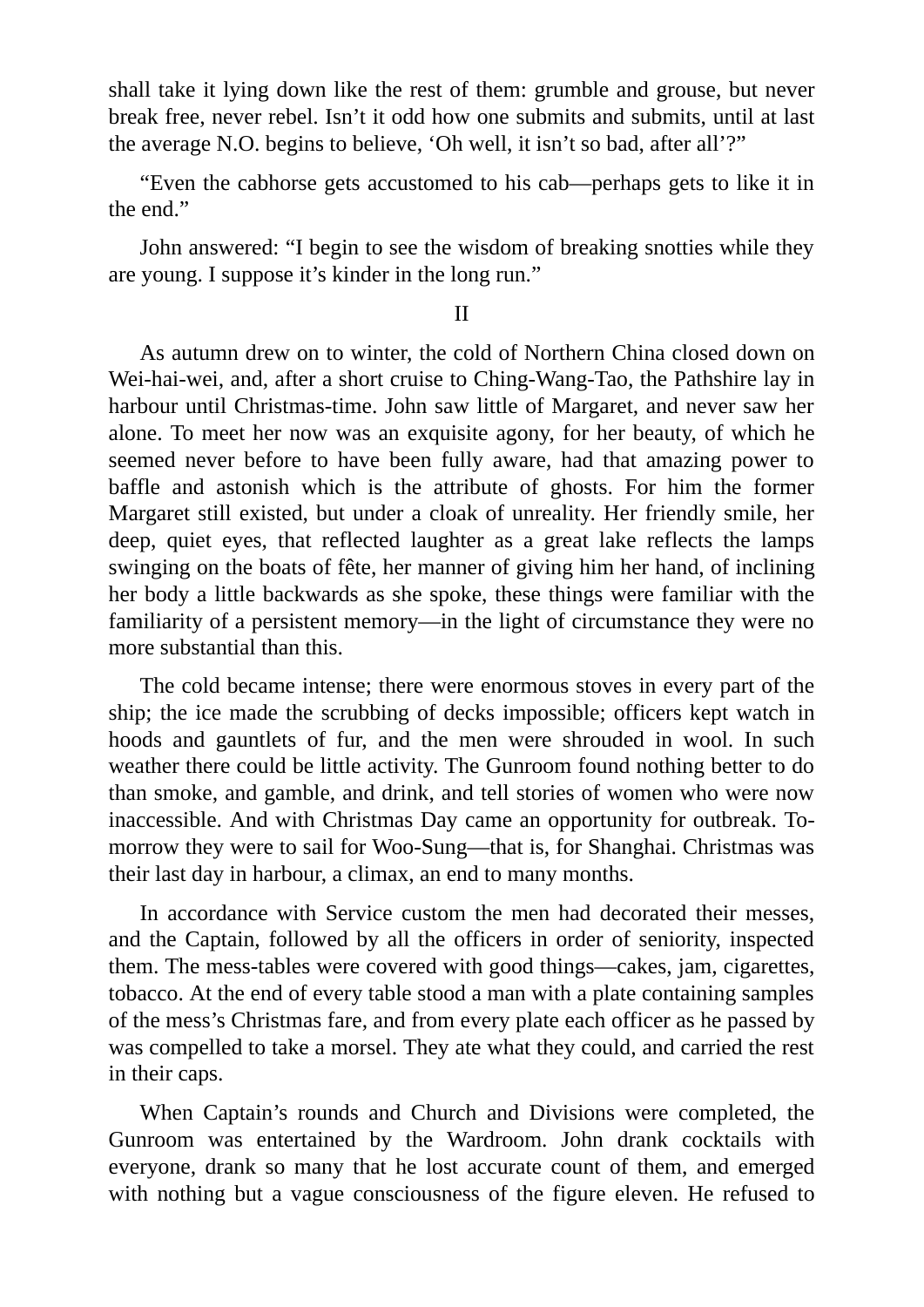shall take it lying down like the rest of them: grumble and grouse, but never break free, never rebel. Isn't it odd how one submits and submits, until at last the average N.O. begins to believe, 'Oh well, it isn't so bad, after all'?"

"Even the cabhorse gets accustomed to his cab—perhaps gets to like it in the end."

John answered: "I begin to see the wisdom of breaking snotties while they are young. I suppose it's kinder in the long run."

## II

As autumn drew on to winter, the cold of Northern China closed down on Wei-hai-wei, and, after a short cruise to Ching-Wang-Tao, the Pathshire lay in harbour until Christmas-time. John saw little of Margaret, and never saw her alone. To meet her now was an exquisite agony, for her beauty, of which he seemed never before to have been fully aware, had that amazing power to baffle and astonish which is the attribute of ghosts. For him the former Margaret still existed, but under a cloak of unreality. Her friendly smile, her deep, quiet eyes, that reflected laughter as a great lake reflects the lamps swinging on the boats of fête, her manner of giving him her hand, of inclining her body a little backwards as she spoke, these things were familiar with the familiarity of a persistent memory—in the light of circumstance they were no more substantial than this.

The cold became intense; there were enormous stoves in every part of the ship; the ice made the scrubbing of decks impossible; officers kept watch in hoods and gauntlets of fur, and the men were shrouded in wool. In such weather there could be little activity. The Gunroom found nothing better to do than smoke, and gamble, and drink, and tell stories of women who were now inaccessible. And with Christmas Day came an opportunity for outbreak. To-morrow they were to sail for Woo-Sung—that is, for Shanghai. Christmas was their last day in harbour, a climax, an end to many months.

In accordance with Service custom the men had decorated their messes, and the Captain, followed by all the officers in order of seniority, inspected them. The mess-tables were covered with good things—cakes, jam, cigarettes, tobacco. At the end of every table stood a man with a plate containing samples of the mess's Christmas fare, and from every plate each officer as he passed by was compelled to take a morsel. They ate what they could, and carried the rest in their caps.

When Captain's rounds and Church and Divisions were completed, the Gunroom was entertained by the Wardroom. John drank cocktails with everyone, drank so many that he lost accurate count of them, and emerged with nothing but a vague consciousness of the figure eleven. He refused to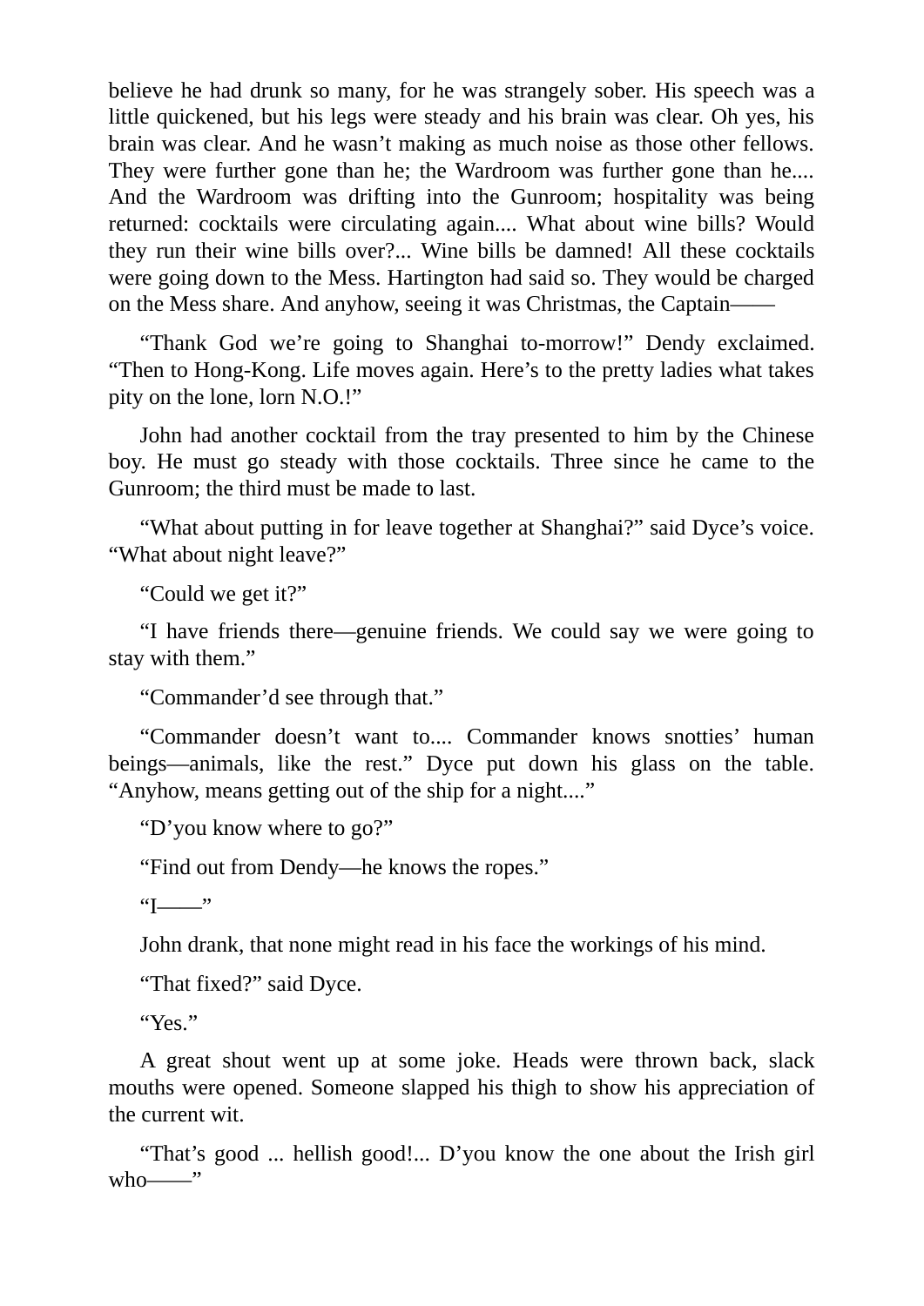believe he had drunk so many, for he was strangely sober. His speech was a little quickened, but his legs were steady and his brain was clear. Oh yes, his brain was clear. And he wasn't making as much noise as those other fellows. They were further gone than he; the Wardroom was further gone than he.... And the Wardroom was drifting into the Gunroom; hospitality was being returned: cocktails were circulating again.... What about wine bills? Would they run their wine bills over?... Wine bills be damned! All these cocktails were going down to the Mess. Hartington had said so. They would be charged on the Mess share. And anyhow, seeing it was Christmas, the Captain——

"Thank God we're going to Shanghai to-morrow!" Dendy exclaimed. "Then to Hong-Kong. Life moves again. Here's to the pretty ladies what takes pity on the lone, lorn N.O.!"

John had another cocktail from the tray presented to him by the Chinese boy. He must go steady with those cocktails. Three since he came to the Gunroom; the third must be made to last.

"What about putting in for leave together at Shanghai?" said Dyce's voice. "What about night leave?"

"Could we get it?"

"I have friends there—genuine friends. We could say we were going to stay with them."

"Commander'd see through that."

"Commander doesn't want to.... Commander knows snotties' human beings—animals, like the rest." Dyce put down his glass on the table. "Anyhow, means getting out of the ship for a night...."

"D'you know where to go?"

"Find out from Dendy—he knows the ropes."

"I——"

John drank, that none might read in his face the workings of his mind.

"That fixed?" said Dyce.

"Yes."

A great shout went up at some joke. Heads were thrown back, slack mouths were opened. Someone slapped his thigh to show his appreciation of the current wit.

"That's good ... hellish good!... D'you know the one about the Irish girl who——"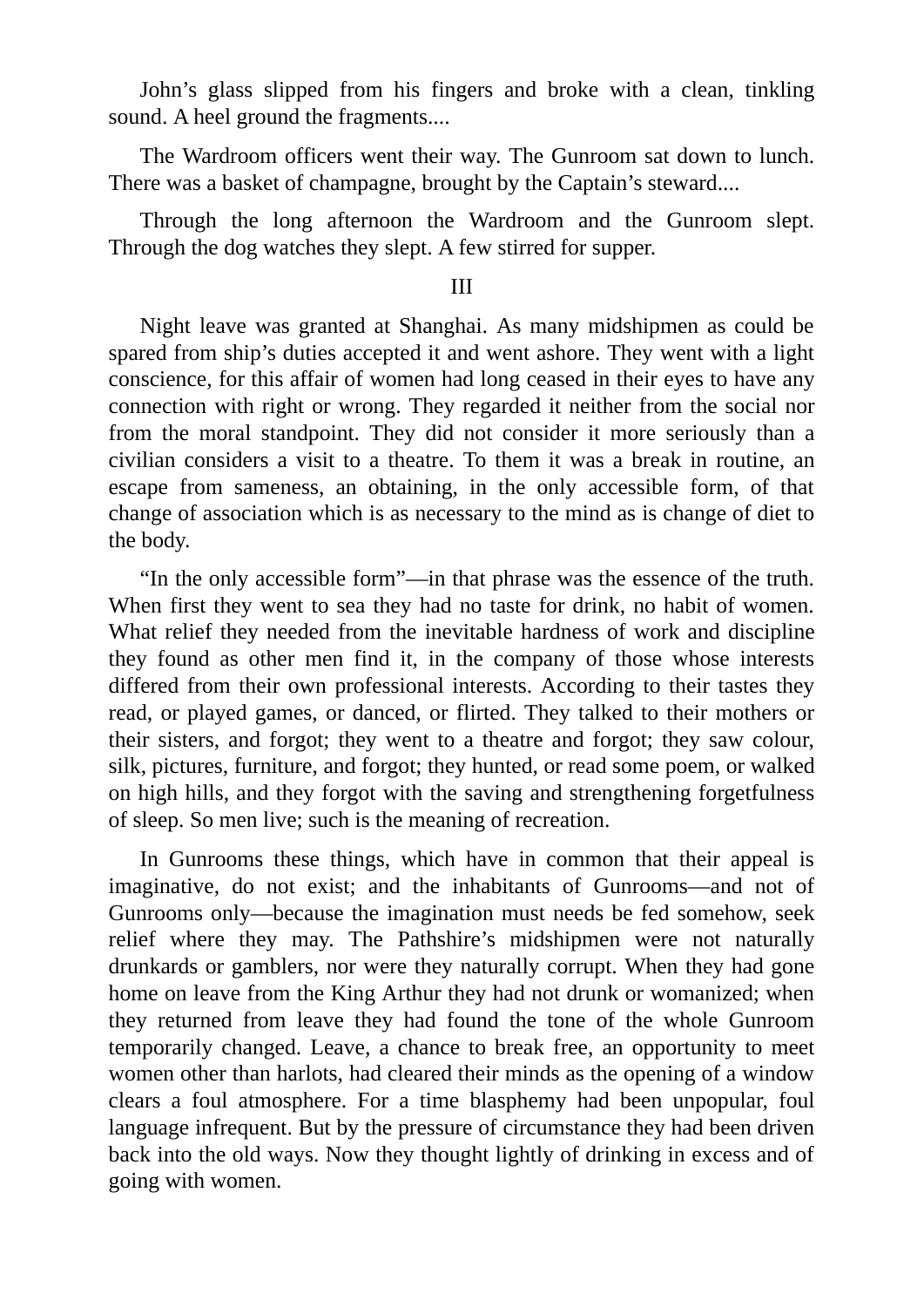John’s glass slipped from his fingers and broke with a clean, tinkling sound. A heel ground the fragments....

The Wardroom officers went their way. The Gunroom sat down to lunch. There was a basket of champagne, brought by the Captain’s steward....

Through the long afternoon the Wardroom and the Gunroom slept. Through the dog watches they slept. A few stirred for supper.

## III

Night leave was granted at Shanghai. As many midshipmen as could be spared from ship’s duties accepted it and went ashore. They went with a light conscience, for this affair of women had long ceased in their eyes to have any connection with right or wrong. They regarded it neither from the social nor from the moral standpoint. They did not consider it more seriously than a civilian considers a visit to a theatre. To them it was a break in routine, an escape from sameness, an obtaining, in the only accessible form, of that change of association which is as necessary to the mind as is change of diet to the body.

“In the only accessible form”—in that phrase was the essence of the truth. When first they went to sea they had no taste for drink, no habit of women. What relief they needed from the inevitable hardness of work and discipline they found as other men find it, in the company of those whose interests differed from their own professional interests. According to their tastes they read, or played games, or danced, or flirted. They talked to their mothers or their sisters, and forgot; they went to a theatre and forgot; they saw colour, silk, pictures, furniture, and forgot; they hunted, or read some poem, or walked on high hills, and they forgot with the saving and strengthening forgetfulness of sleep. So men live; such is the meaning of recreation.

In Gunrooms these things, which have in common that their appeal is imaginative, do not exist; and the inhabitants of Gunrooms—and not of Gunrooms only—because the imagination must needs be fed somehow, seek relief where they may. The Pathshire’s midshipmen were not naturally drunkards or gamblers, nor were they naturally corrupt. When they had gone home on leave from the King Arthur they had not drunk or womanized; when they returned from leave they had found the tone of the whole Gunroom temporarily changed. Leave, a chance to break free, an opportunity to meet women other than harlots, had cleared their minds as the opening of a window clears a foul atmosphere. For a time blasphemy had been unpopular, foul language infrequent. But by the pressure of circumstance they had been driven back into the old ways. Now they thought lightly of drinking in excess and of going with women.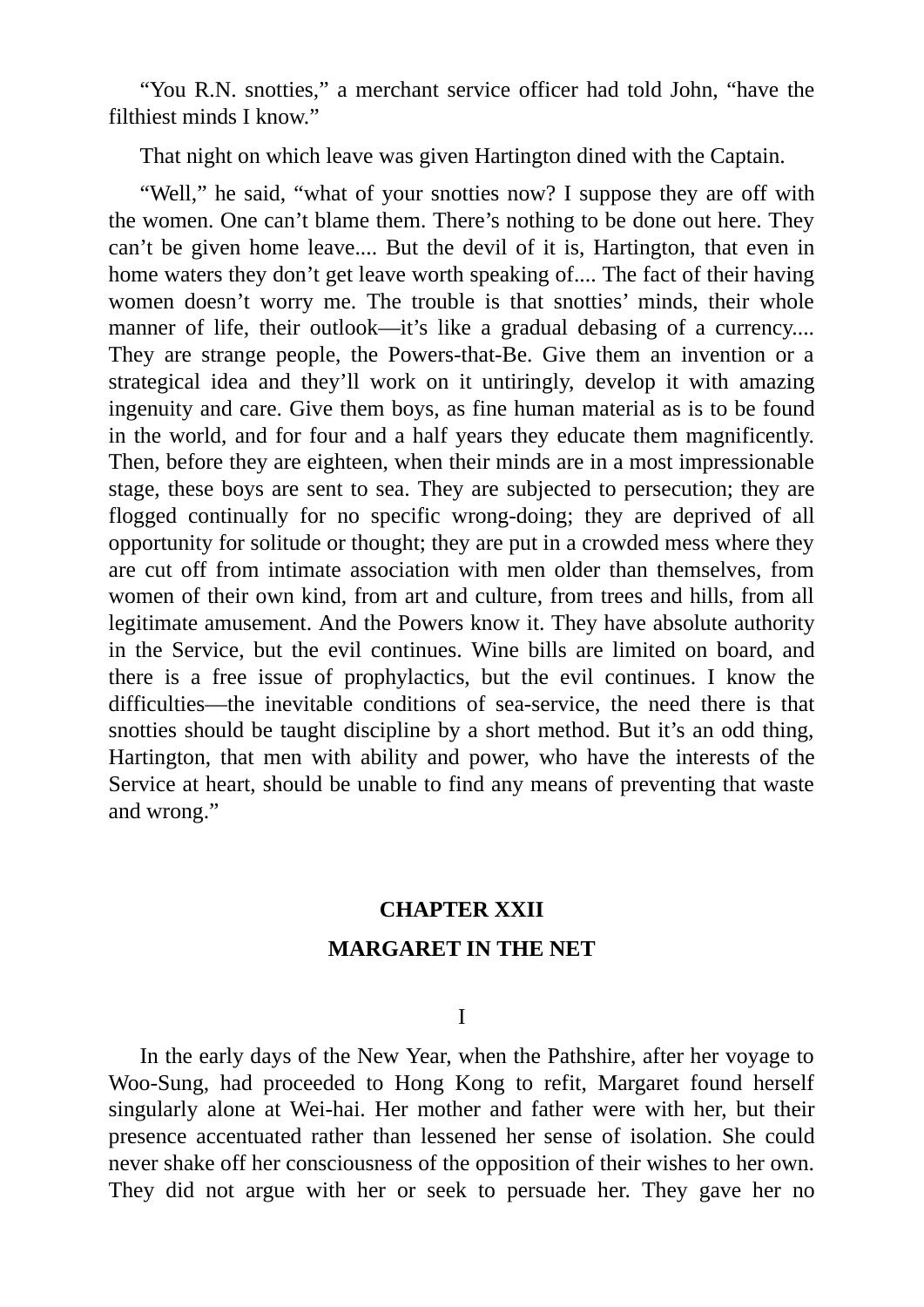"You R.N. snotties," a merchant service officer had told John, "have the filthiest minds I know."

That night on which leave was given Hartington dined with the Captain.

"Well," he said, "what of your snotties now? I suppose they are off with the women. One can't blame them. There's nothing to be done out here. They can't be given home leave.... But the devil of it is, Hartington, that even in home waters they don't get leave worth speaking of.... The fact of their having women doesn't worry me. The trouble is that snotties' minds, their whole manner of life, their outlook—it's like a gradual debasing of a currency.... They are strange people, the Powers-that-Be. Give them an invention or a strategical idea and they'll work on it untiringly, develop it with amazing ingenuity and care. Give them boys, as fine human material as is to be found in the world, and for four and a half years they educate them magnificently. Then, before they are eighteen, when their minds are in a most impressionable stage, these boys are sent to sea. They are subjected to persecution; they are flogged continually for no specific wrong-doing; they are deprived of all opportunity for solitude or thought; they are put in a crowded mess where they are cut off from intimate association with men older than themselves, from women of their own kind, from art and culture, from trees and hills, from all legitimate amusement. And the Powers know it. They have absolute authority in the Service, but the evil continues. Wine bills are limited on board, and there is a free issue of prophylactics, but the evil continues. I know the difficulties—the inevitable conditions of sea-service, the need there is that snotties should be taught discipline by a short method. But it's an odd thing, Hartington, that men with ability and power, who have the interests of the Service at heart, should be unable to find any means of preventing that waste and wrong."

## CHAPTER XXII

## MARGARET IN THE NET

### I

In the early days of the New Year, when the Pathshire, after her voyage to Woo-Sung, had proceeded to Hong Kong to refit, Margaret found herself singularly alone at Wei-hai. Her mother and father were with her, but their presence accentuated rather than lessened her sense of isolation. She could never shake off her consciousness of the opposition of their wishes to her own. They did not argue with her or seek to persuade her. They gave her no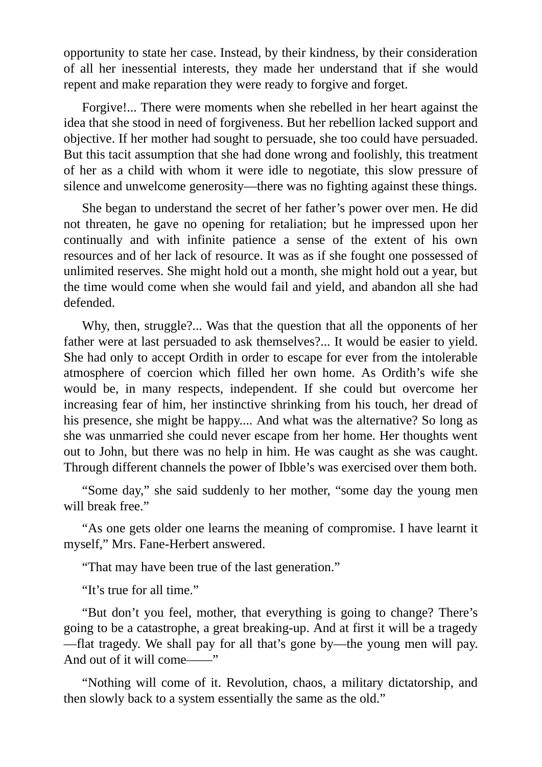opportunity to state her case. Instead, by their kindness, by their consideration of all her inessential interests, they made her understand that if she would repent and make reparation they were ready to forgive and forget.

Forgive!... There were moments when she rebelled in her heart against the idea that she stood in need of forgiveness. But her rebellion lacked support and objective. If her mother had sought to persuade, she too could have persuaded. But this tacit assumption that she had done wrong and foolishly, this treatment of her as a child with whom it were idle to negotiate, this slow pressure of silence and unwelcome generosity—there was no fighting against these things.

She began to understand the secret of her father's power over men. He did not threaten, he gave no opening for retaliation; but he impressed upon her continually and with infinite patience a sense of the extent of his own resources and of her lack of resource. It was as if she fought one possessed of unlimited reserves. She might hold out a month, she might hold out a year, but the time would come when she would fail and yield, and abandon all she had defended.

Why, then, struggle?... Was that the question that all the opponents of her father were at last persuaded to ask themselves?... It would be easier to yield. She had only to accept Ordith in order to escape for ever from the intolerable atmosphere of coercion which filled her own home. As Ordith's wife she would be, in many respects, independent. If she could but overcome her increasing fear of him, her instinctive shrinking from his touch, her dread of his presence, she might be happy.... And what was the alternative? So long as she was unmarried she could never escape from her home. Her thoughts went out to John, but there was no help in him. He was caught as she was caught. Through different channels the power of Ibble's was exercised over them both.

"Some day," she said suddenly to her mother, "some day the young men will break free."

"As one gets older one learns the meaning of compromise. I have learnt it myself," Mrs. Fane-Herbert answered.

"That may have been true of the last generation."

"It's true for all time."

"But don't you feel, mother, that everything is going to change? There's going to be a catastrophe, a great breaking-up. And at first it will be a tragedy—flat tragedy. We shall pay for all that's gone by—the young men will pay. And out of it will come——"

"Nothing will come of it. Revolution, chaos, a military dictatorship, and then slowly back to a system essentially the same as the old."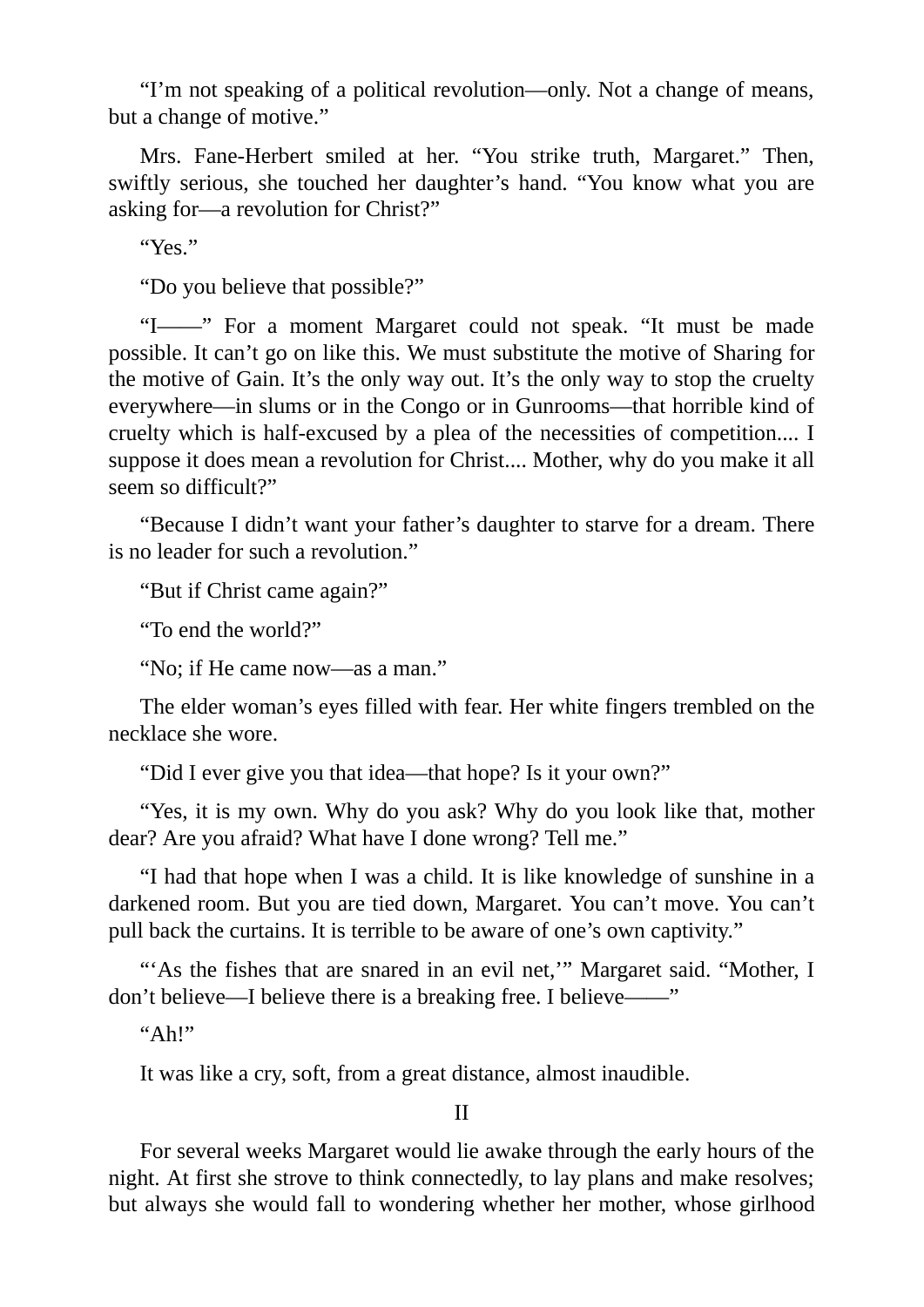“I’m not speaking of a political revolution—only. Not a change of means, but a change of motive.”

Mrs. Fane-Herbert smiled at her. “You strike truth, Margaret.” Then, swiftly serious, she touched her daughter’s hand. “You know what you are asking for—a revolution for Christ?”

“Yes.”

“Do you believe that possible?”

“I——” For a moment Margaret could not speak. “It must be made possible. It can’t go on like this. We must substitute the motive of Sharing for the motive of Gain. It’s the only way out. It’s the only way to stop the cruelty everywhere—in slums or in the Congo or in Gunrooms—that horrible kind of cruelty which is half-excused by a plea of the necessities of competition.... I suppose it does mean a revolution for Christ.... Mother, why do you make it all seem so difficult?”

“Because I didn’t want your father’s daughter to starve for a dream. There is no leader for such a revolution.”

“But if Christ came again?”

“To end the world?”

“No; if He came now—as a man.”

The elder woman’s eyes filled with fear. Her white fingers trembled on the necklace she wore.

“Did I ever give you that idea—that hope? Is it your own?”

“Yes, it is my own. Why do you ask? Why do you look like that, mother dear? Are you afraid? What have I done wrong? Tell me.”

“I had that hope when I was a child. It is like knowledge of sunshine in a darkened room. But you are tied down, Margaret. You can’t move. You can’t pull back the curtains. It is terrible to be aware of one’s own captivity.”

“‘As the fishes that are snared in an evil net,’” Margaret said. “Mother, I don’t believe—I believe there is a breaking free. I believe——”

“Ah!”

It was like a cry, soft, from a great distance, almost inaudible.

## II

For several weeks Margaret would lie awake through the early hours of the night. At first she strove to think connectedly, to lay plans and make resolves; but always she would fall to wondering whether her mother, whose girlhood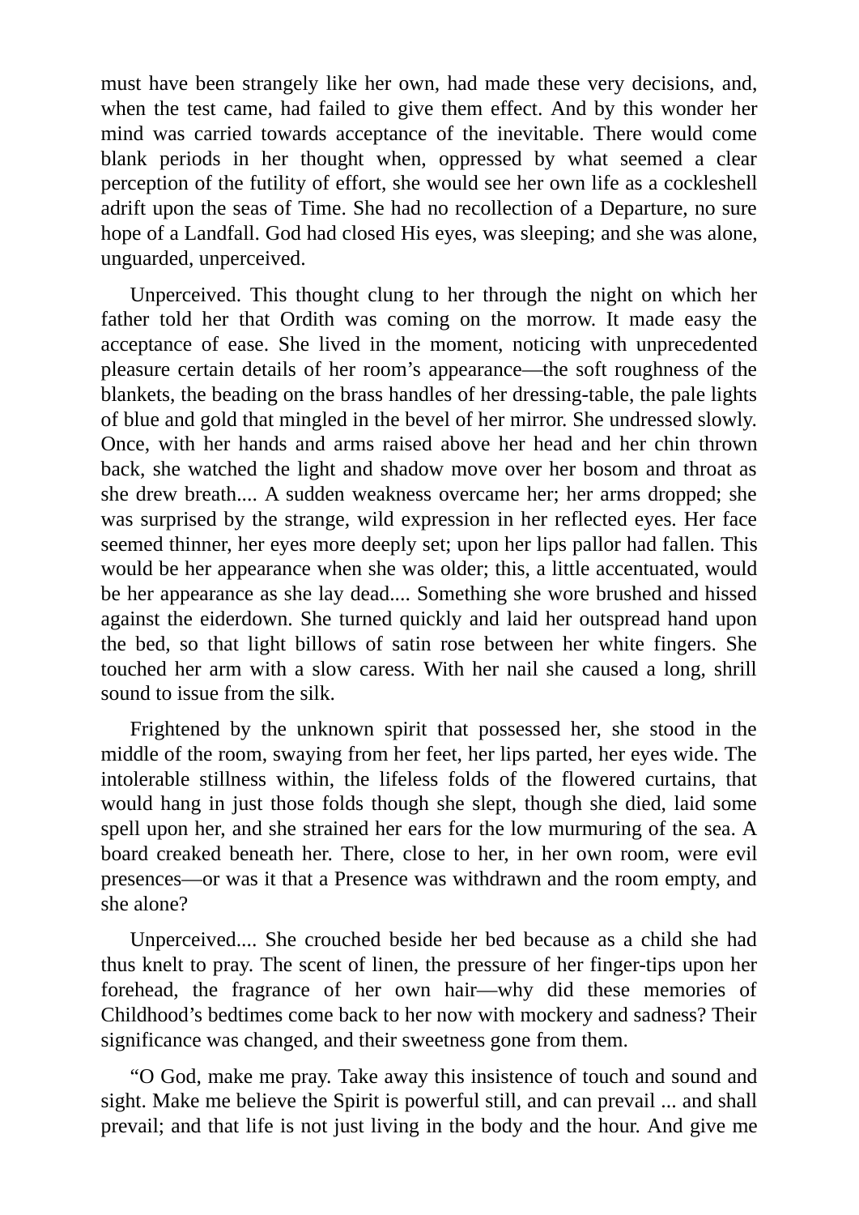must have been strangely like her own, had made these very decisions, and, when the test came, had failed to give them effect. And by this wonder her mind was carried towards acceptance of the inevitable. There would come blank periods in her thought when, oppressed by what seemed a clear perception of the futility of effort, she would see her own life as a cockleshell adrift upon the seas of Time. She had no recollection of a Departure, no sure hope of a Landfall. God had closed His eyes, was sleeping; and she was alone, unguarded, unperceived.

Unperceived. This thought clung to her through the night on which her father told her that Ordith was coming on the morrow. It made easy the acceptance of ease. She lived in the moment, noticing with unprecedented pleasure certain details of her room's appearance—the soft roughness of the blankets, the beading on the brass handles of her dressing-table, the pale lights of blue and gold that mingled in the bevel of her mirror. She undressed slowly. Once, with her hands and arms raised above her head and her chin thrown back, she watched the light and shadow move over her bosom and throat as she drew breath.... A sudden weakness overcame her; her arms dropped; she was surprised by the strange, wild expression in her reflected eyes. Her face seemed thinner, her eyes more deeply set; upon her lips pallor had fallen. This would be her appearance when she was older; this, a little accentuated, would be her appearance as she lay dead.... Something she wore brushed and hissed against the eiderdown. She turned quickly and laid her outspread hand upon the bed, so that light billows of satin rose between her white fingers. She touched her arm with a slow caress. With her nail she caused a long, shrill sound to issue from the silk.

Frightened by the unknown spirit that possessed her, she stood in the middle of the room, swaying from her feet, her lips parted, her eyes wide. The intolerable stillness within, the lifeless folds of the flowered curtains, that would hang in just those folds though she slept, though she died, laid some spell upon her, and she strained her ears for the low murmuring of the sea. A board creaked beneath her. There, close to her, in her own room, were evil presences—or was it that a Presence was withdrawn and the room empty, and she alone?

Unperceived.... She crouched beside her bed because as a child she had thus knelt to pray. The scent of linen, the pressure of her finger-tips upon her forehead, the fragrance of her own hair—why did these memories of Childhood's bedtimes come back to her now with mockery and sadness? Their significance was changed, and their sweetness gone from them.

"O God, make me pray. Take away this insistence of touch and sound and sight. Make me believe the Spirit is powerful still, and can prevail ... and shall prevail; and that life is not just living in the body and the hour. And give me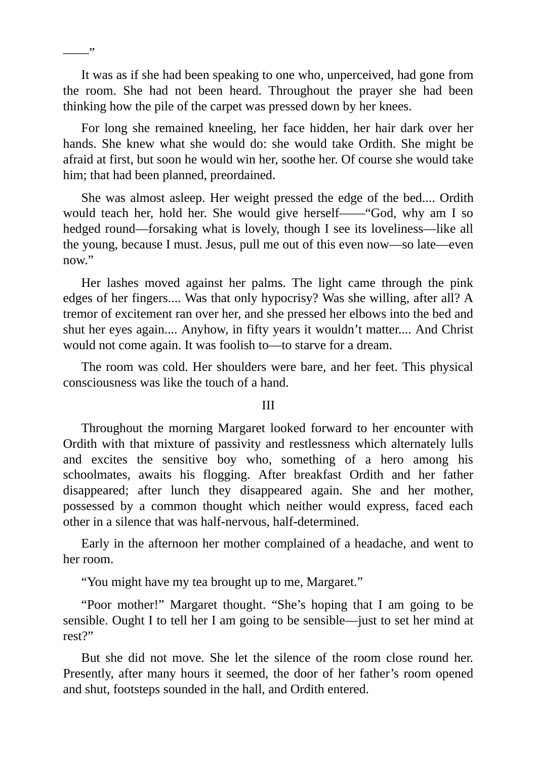——”

It was as if she had been speaking to one who, unperceived, had gone from the room. She had not been heard. Throughout the prayer she had been thinking how the pile of the carpet was pressed down by her knees.

For long she remained kneeling, her face hidden, her hair dark over her hands. She knew what she would do: she would take Ordith. She might be afraid at first, but soon he would win her, soothe her. Of course she would take him; that had been planned, preordained.

She was almost asleep. Her weight pressed the edge of the bed.... Ordith would teach her, hold her. She would give herself——“God, why am I so hedged round—forsaking what is lovely, though I see its loveliness—like all the young, because I must. Jesus, pull me out of this even now—so late—even now.”

Her lashes moved against her palms. The light came through the pink edges of her fingers.... Was that only hypocrisy? Was she willing, after all? A tremor of excitement ran over her, and she pressed her elbows into the bed and shut her eyes again.... Anyhow, in fifty years it wouldn’t matter.... And Christ would not come again. It was foolish to—to starve for a dream.

The room was cold. Her shoulders were bare, and her feet. This physical consciousness was like the touch of a hand.

## III

Throughout the morning Margaret looked forward to her encounter with Ordith with that mixture of passivity and restlessness which alternately lulls and excites the sensitive boy who, something of a hero among his schoolmates, awaits his flogging. After breakfast Ordith and her father disappeared; after lunch they disappeared again. She and her mother, possessed by a common thought which neither would express, faced each other in a silence that was half-nervous, half-determined.

Early in the afternoon her mother complained of a headache, and went to her room.

“You might have my tea brought up to me, Margaret.”

“Poor mother!” Margaret thought. “She’s hoping that I am going to be sensible. Ought I to tell her I am going to be sensible—just to set her mind at rest?”

But she did not move. She let the silence of the room close round her. Presently, after many hours it seemed, the door of her father’s room opened and shut, footsteps sounded in the hall, and Ordith entered.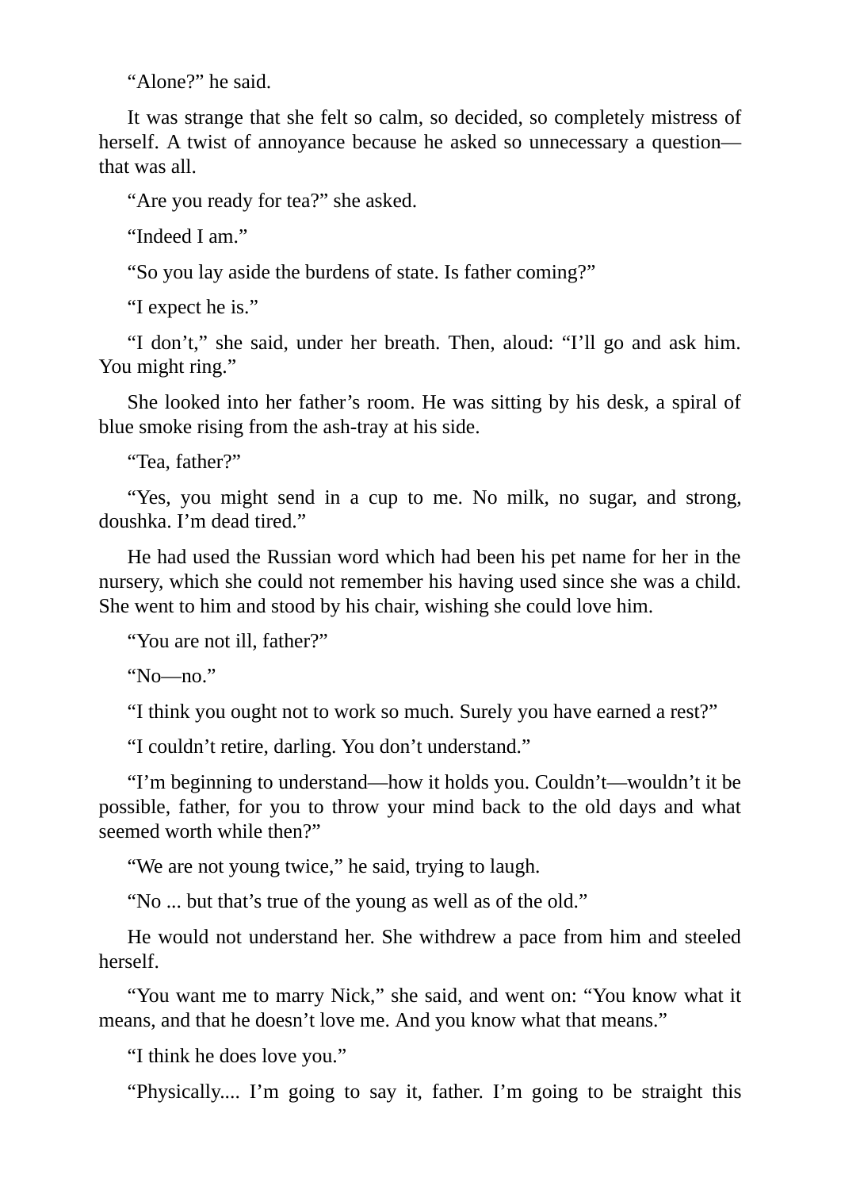“Alone?” he said.

It was strange that she felt so calm, so decided, so completely mistress of herself. A twist of annoyance because he asked so unnecessary a question—that was all.

“Are you ready for tea?” she asked.

“Indeed I am.”

“So you lay aside the burdens of state. Is father coming?”

“I expect he is.”

“I don’t,” she said, under her breath. Then, aloud: “I’ll go and ask him. You might ring.”

She looked into her father’s room. He was sitting by his desk, a spiral of blue smoke rising from the ash-tray at his side.

“Tea, father?”

“Yes, you might send in a cup to me. No milk, no sugar, and strong, doushka. I’m dead tired.”

He had used the Russian word which had been his pet name for her in the nursery, which she could not remember his having used since she was a child. She went to him and stood by his chair, wishing she could love him.

“You are not ill, father?”

“No—no.”

“I think you ought not to work so much. Surely you have earned a rest?”

“I couldn’t retire, darling. You don’t understand.”

“I’m beginning to understand—how it holds you. Couldn’t—wouldn’t it be possible, father, for you to throw your mind back to the old days and what seemed worth while then?”

“We are not young twice,” he said, trying to laugh.

“No ... but that’s true of the young as well as of the old.”

He would not understand her. She withdrew a pace from him and steeled herself.

“You want me to marry Nick,” she said, and went on: “You know what it means, and that he doesn’t love me. And you know what that means.”

“I think he does love you.”

“Physically.... I’m going to say it, father. I’m going to be straight this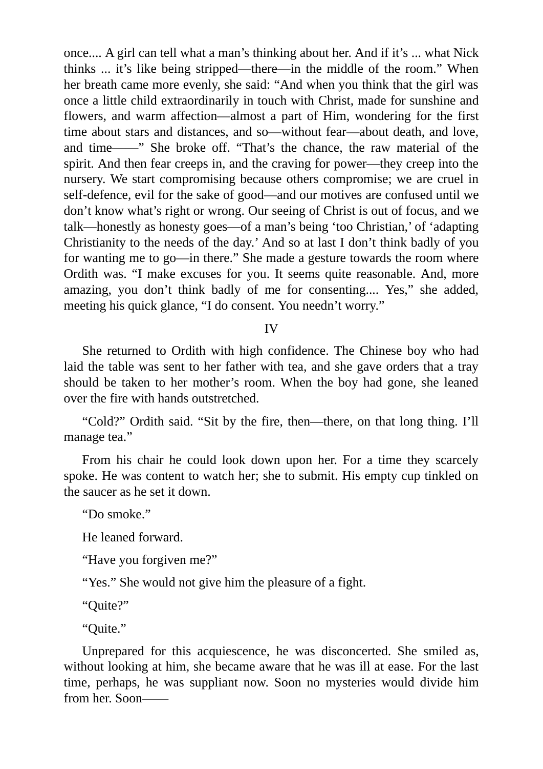once.... A girl can tell what a man's thinking about her. And if it's ... what Nick thinks ... it's like being stripped—there—in the middle of the room." When her breath came more evenly, she said: "And when you think that the girl was once a little child extraordinarily in touch with Christ, made for sunshine and flowers, and warm affection—almost a part of Him, wondering for the first time about stars and distances, and so—without fear—about death, and love, and time——" She broke off. "That's the chance, the raw material of the spirit. And then fear creeps in, and the craving for power—they creep into the nursery. We start compromising because others compromise; we are cruel in self-defence, evil for the sake of good—and our motives are confused until we don't know what's right or wrong. Our seeing of Christ is out of focus, and we talk—honestly as honesty goes—of a man's being 'too Christian,' of 'adapting Christianity to the needs of the day.' And so at last I don't think badly of you for wanting me to go—in there." She made a gesture towards the room where Ordith was. "I make excuses for you. It seems quite reasonable. And, more amazing, you don't think badly of me for consenting.... Yes," she added, meeting his quick glance, "I do consent. You needn't worry."

## IV

She returned to Ordith with high confidence. The Chinese boy who had laid the table was sent to her father with tea, and she gave orders that a tray should be taken to her mother's room. When the boy had gone, she leaned over the fire with hands outstretched.

"Cold?" Ordith said. "Sit by the fire, then—there, on that long thing. I'll manage tea."

From his chair he could look down upon her. For a time they scarcely spoke. He was content to watch her; she to submit. His empty cup tinkled on the saucer as he set it down.

"Do smoke."

He leaned forward.

"Have you forgiven me?"

"Yes." She would not give him the pleasure of a fight.

"Quite?"

"Quite."

Unprepared for this acquiescence, he was disconcerted. She smiled as, without looking at him, she became aware that he was ill at ease. For the last time, perhaps, he was suppliant now. Soon no mysteries would divide him from her. Soon——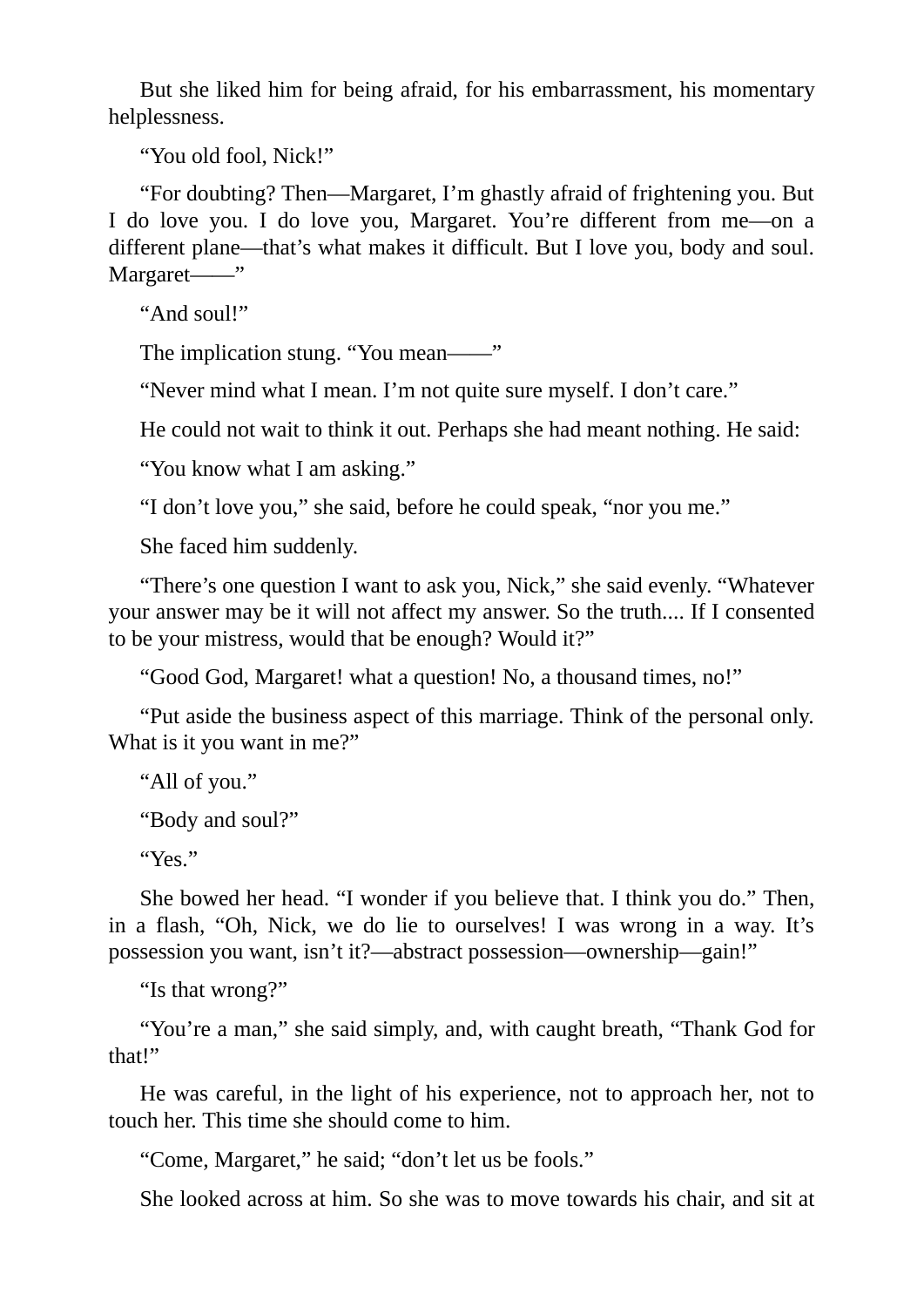But she liked him for being afraid, for his embarrassment, his momentary helplessness.

"You old fool, Nick!"

"For doubting? Then—Margaret, I'm ghastly afraid of frightening you. But I do love you. I do love you, Margaret. You're different from me—on a different plane—that's what makes it difficult. But I love you, body and soul. Margaret——"

"And soul!"

The implication stung. "You mean——"

"Never mind what I mean. I'm not quite sure myself. I don't care."

He could not wait to think it out. Perhaps she had meant nothing. He said:

"You know what I am asking."

"I don't love you," she said, before he could speak, "nor you me."

She faced him suddenly.

"There's one question I want to ask you, Nick," she said evenly. "Whatever your answer may be it will not affect my answer. So the truth.... If I consented to be your mistress, would that be enough? Would it?"

"Good God, Margaret! what a question! No, a thousand times, no!"

"Put aside the business aspect of this marriage. Think of the personal only. What is it you want in me?"

"All of you."

"Body and soul?"

"Yes."

She bowed her head. "I wonder if you believe that. I think you do." Then, in a flash, "Oh, Nick, we do lie to ourselves! I was wrong in a way. It's possession you want, isn't it?—abstract possession—ownership—gain!"

"Is that wrong?"

"You're a man," she said simply, and, with caught breath, "Thank God for that!"

He was careful, in the light of his experience, not to approach her, not to touch her. This time she should come to him.

"Come, Margaret," he said; "don't let us be fools."

She looked across at him. So she was to move towards his chair, and sit at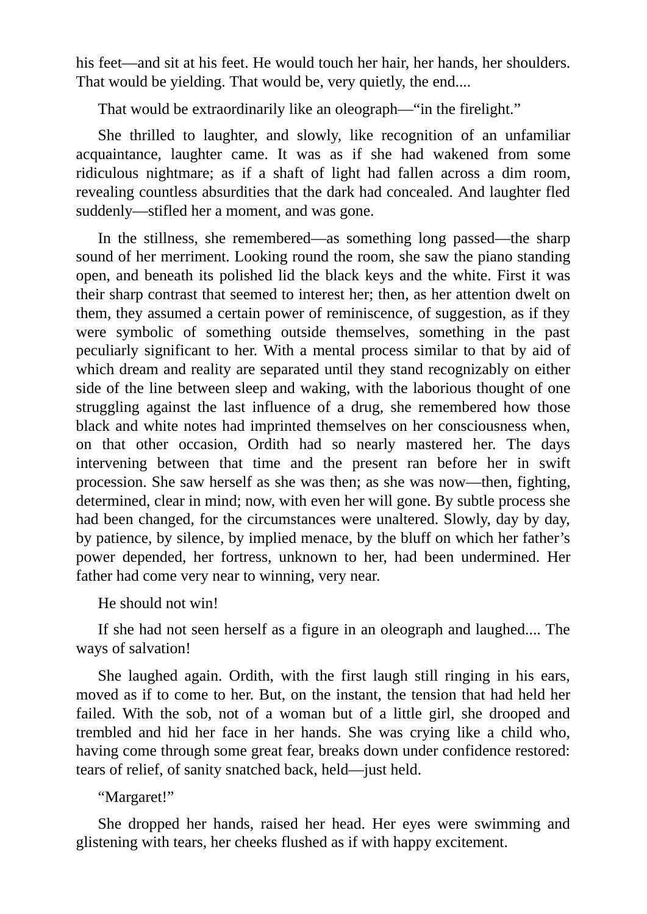his feet—and sit at his feet. He would touch her hair, her hands, her shoulders. That would be yielding. That would be, very quietly, the end....

That would be extraordinarily like an oleograph—"in the firelight."

She thrilled to laughter, and slowly, like recognition of an unfamiliar acquaintance, laughter came. It was as if she had wakened from some ridiculous nightmare; as if a shaft of light had fallen across a dim room, revealing countless absurdities that the dark had concealed. And laughter fled suddenly—stifled her a moment, and was gone.

In the stillness, she remembered—as something long passed—the sharp sound of her merriment. Looking round the room, she saw the piano standing open, and beneath its polished lid the black keys and the white. First it was their sharp contrast that seemed to interest her; then, as her attention dwelt on them, they assumed a certain power of reminiscence, of suggestion, as if they were symbolic of something outside themselves, something in the past peculiarly significant to her. With a mental process similar to that by aid of which dream and reality are separated until they stand recognizably on either side of the line between sleep and waking, with the laborious thought of one struggling against the last influence of a drug, she remembered how those black and white notes had imprinted themselves on her consciousness when, on that other occasion, Ordith had so nearly mastered her. The days intervening between that time and the present ran before her in swift procession. She saw herself as she was then; as she was now—then, fighting, determined, clear in mind; now, with even her will gone. By subtle process she had been changed, for the circumstances were unaltered. Slowly, day by day, by patience, by silence, by implied menace, by the bluff on which her father's power depended, her fortress, unknown to her, had been undermined. Her father had come very near to winning, very near.

He should not win!

If she had not seen herself as a figure in an oleograph and laughed.... The ways of salvation!

She laughed again. Ordith, with the first laugh still ringing in his ears, moved as if to come to her. But, on the instant, the tension that had held her failed. With the sob, not of a woman but of a little girl, she drooped and trembled and hid her face in her hands. She was crying like a child who, having come through some great fear, breaks down under confidence restored: tears of relief, of sanity snatched back, held—just held.

"Margaret!"

She dropped her hands, raised her head. Her eyes were swimming and glistening with tears, her cheeks flushed as if with happy excitement.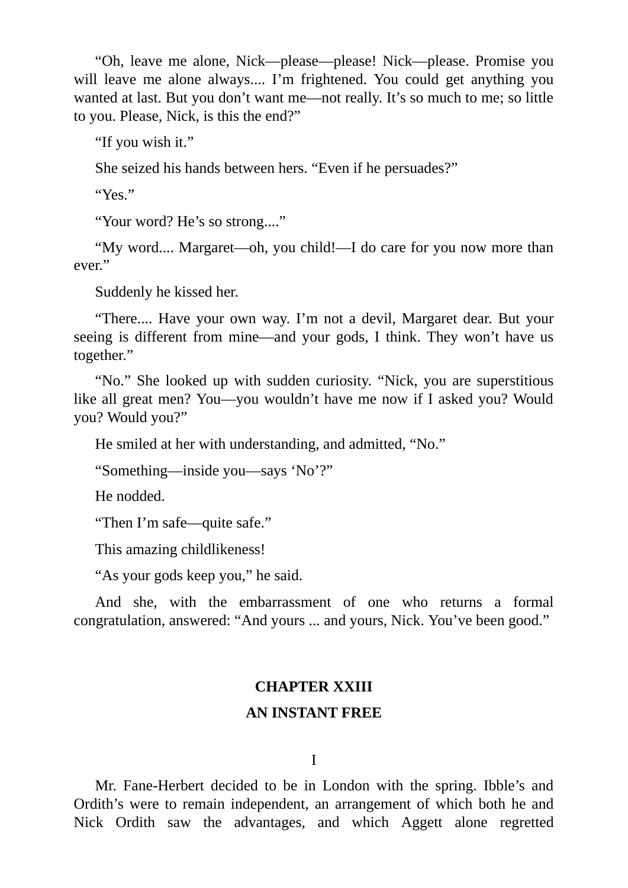"Oh, leave me alone, Nick—please—please! Nick—please. Promise you will leave me alone always.... I'm frightened. You could get anything you wanted at last. But you don't want me—not really. It's so much to me; so little to you. Please, Nick, is this the end?"

"If you wish it."

She seized his hands between hers. "Even if he persuades?"

"Yes."

"Your word? He's so strong...."

"My word.... Margaret—oh, you child!—I do care for you now more than ever."

Suddenly he kissed her.

"There.... Have your own way. I'm not a devil, Margaret dear. But your seeing is different from mine—and your gods, I think. They won't have us together."

"No." She looked up with sudden curiosity. "Nick, you are superstitious like all great men? You—you wouldn't have me now if I asked you? Would you? Would you?"

He smiled at her with understanding, and admitted, "No."

"Something—inside you—says 'No'?"

He nodded.

"Then I'm safe—quite safe."

This amazing childlikeness!

"As your gods keep you," he said.

And she, with the embarrassment of one who returns a formal congratulation, answered: "And yours ... and yours, Nick. You've been good."

## CHAPTER XXIII

## AN INSTANT FREE

### I

Mr. Fane-Herbert decided to be in London with the spring. Ibble's and Ordith's were to remain independent, an arrangement of which both he and Nick Ordith saw the advantages, and which Aggett alone regretted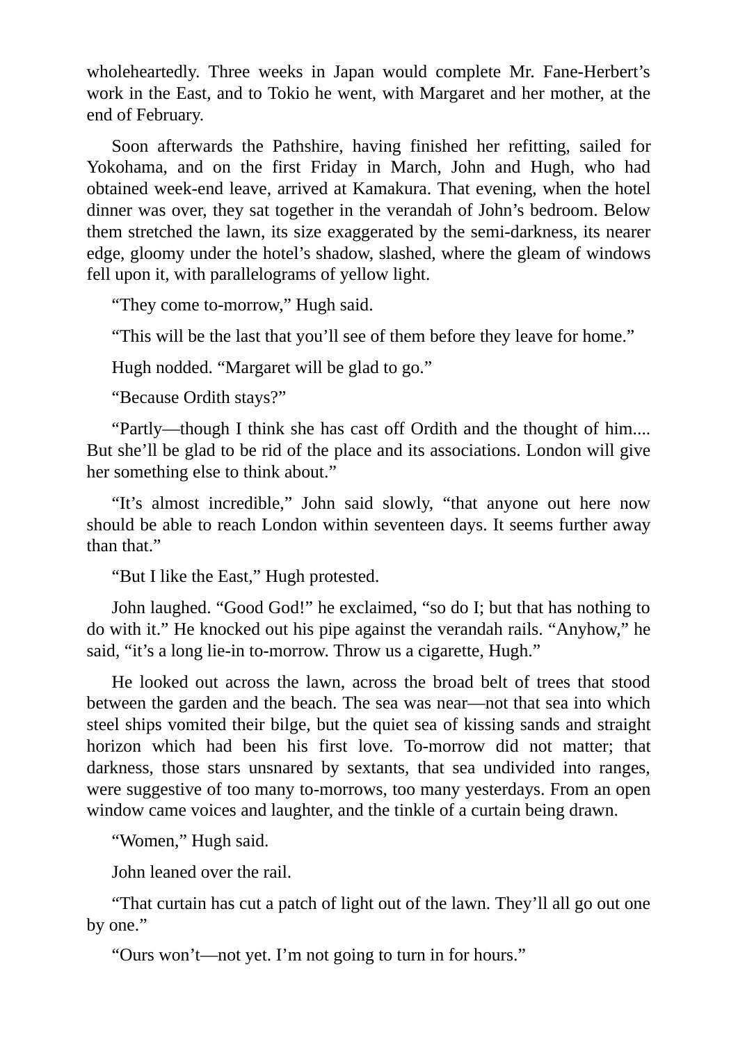wholeheartedly. Three weeks in Japan would complete Mr. Fane-Herbert's work in the East, and to Tokio he went, with Margaret and her mother, at the end of February.

Soon afterwards the Pathshire, having finished her refitting, sailed for Yokohama, and on the first Friday in March, John and Hugh, who had obtained week-end leave, arrived at Kamakura. That evening, when the hotel dinner was over, they sat together in the verandah of John's bedroom. Below them stretched the lawn, its size exaggerated by the semi-darkness, its nearer edge, gloomy under the hotel's shadow, slashed, where the gleam of windows fell upon it, with parallelograms of yellow light.

"They come to-morrow," Hugh said.

"This will be the last that you'll see of them before they leave for home."

Hugh nodded. "Margaret will be glad to go."

"Because Ordith stays?"

"Partly—though I think she has cast off Ordith and the thought of him.... But she'll be glad to be rid of the place and its associations. London will give her something else to think about."

"It's almost incredible," John said slowly, "that anyone out here now should be able to reach London within seventeen days. It seems further away than that."

"But I like the East," Hugh protested.

John laughed. "Good God!" he exclaimed, "so do I; but that has nothing to do with it." He knocked out his pipe against the verandah rails. "Anyhow," he said, "it's a long lie-in to-morrow. Throw us a cigarette, Hugh."

He looked out across the lawn, across the broad belt of trees that stood between the garden and the beach. The sea was near—not that sea into which steel ships vomited their bilge, but the quiet sea of kissing sands and straight horizon which had been his first love. To-morrow did not matter; that darkness, those stars unsnared by sextants, that sea undivided into ranges, were suggestive of too many to-morrows, too many yesterdays. From an open window came voices and laughter, and the tinkle of a curtain being drawn.

"Women," Hugh said.

John leaned over the rail.

"That curtain has cut a patch of light out of the lawn. They'll all go out one by one."

"Ours won't—not yet. I'm not going to turn in for hours."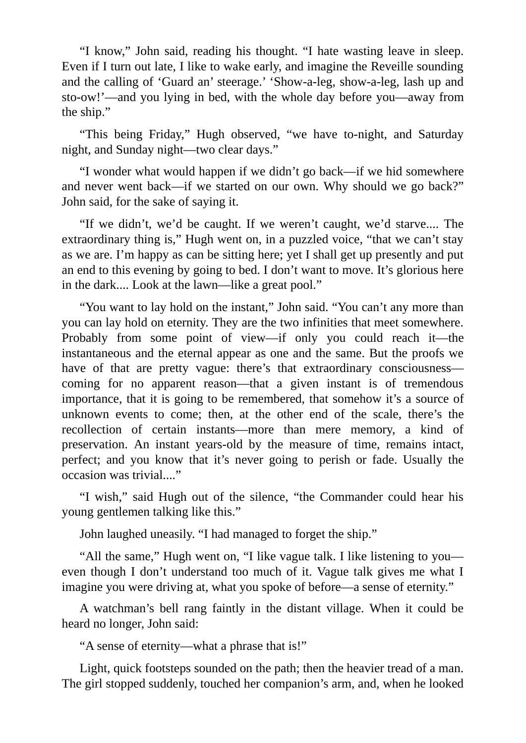“I know,” John said, reading his thought. “I hate wasting leave in sleep. Even if I turn out late, I like to wake early, and imagine the Reveille sounding and the calling of ‘Guard an’ steerage.’ ‘Show-a-leg, show-a-leg, lash up and sto-ow!’—and you lying in bed, with the whole day before you—away from the ship.”

“This being Friday,” Hugh observed, “we have to-night, and Saturday night, and Sunday night—two clear days.”

“I wonder what would happen if we didn’t go back—if we hid somewhere and never went back—if we started on our own. Why should we go back?” John said, for the sake of saying it.

“If we didn’t, we’d be caught. If we weren’t caught, we’d starve.... The extraordinary thing is,” Hugh went on, in a puzzled voice, “that we can’t stay as we are. I’m happy as can be sitting here; yet I shall get up presently and put an end to this evening by going to bed. I don’t want to move. It’s glorious here in the dark.... Look at the lawn—like a great pool.”

“You want to lay hold on the instant,” John said. “You can’t any more than you can lay hold on eternity. They are the two infinities that meet somewhere. Probably from some point of view—if only you could reach it—the instantaneous and the eternal appear as one and the same. But the proofs we have of that are pretty vague: there’s that extraordinary consciousness—coming for no apparent reason—that a given instant is of tremendous importance, that it is going to be remembered, that somehow it’s a source of unknown events to come; then, at the other end of the scale, there’s the recollection of certain instants—more than mere memory, a kind of preservation. An instant years-old by the measure of time, remains intact, perfect; and you know that it’s never going to perish or fade. Usually the occasion was trivial....”

“I wish,” said Hugh out of the silence, “the Commander could hear his young gentlemen talking like this.”

John laughed uneasily. “I had managed to forget the ship.”

“All the same,” Hugh went on, “I like vague talk. I like listening to you—even though I don’t understand too much of it. Vague talk gives me what I imagine you were driving at, what you spoke of before—a sense of eternity.”

A watchman’s bell rang faintly in the distant village. When it could be heard no longer, John said:

“A sense of eternity—what a phrase that is!”

Light, quick footsteps sounded on the path; then the heavier tread of a man. The girl stopped suddenly, touched her companion’s arm, and, when he looked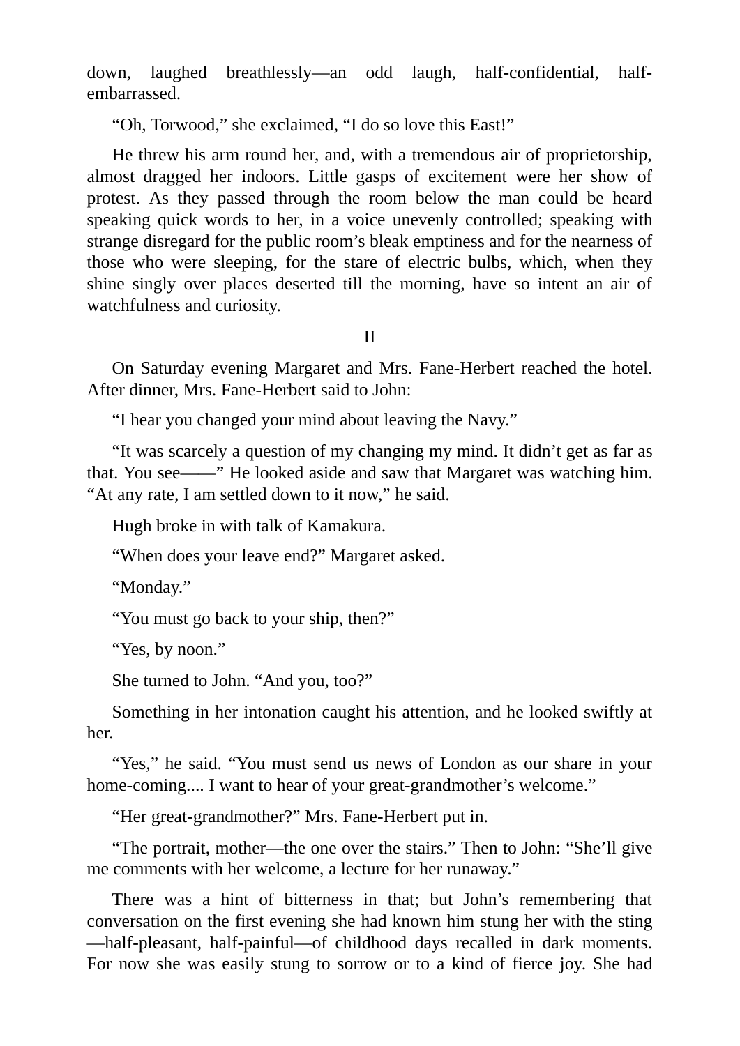down, laughed breathlessly—an odd laugh, half-confidential, half-embarrassed.

"Oh, Torwood," she exclaimed, "I do so love this East!"

He threw his arm round her, and, with a tremendous air of proprietorship, almost dragged her indoors. Little gasps of excitement were her show of protest. As they passed through the room below the man could be heard speaking quick words to her, in a voice unevenly controlled; speaking with strange disregard for the public room's bleak emptiness and for the nearness of those who were sleeping, for the stare of electric bulbs, which, when they shine singly over places deserted till the morning, have so intent an air of watchfulness and curiosity.

II

On Saturday evening Margaret and Mrs. Fane-Herbert reached the hotel. After dinner, Mrs. Fane-Herbert said to John:

"I hear you changed your mind about leaving the Navy."

"It was scarcely a question of my changing my mind. It didn't get as far as that. You see——" He looked aside and saw that Margaret was watching him. "At any rate, I am settled down to it now," he said.

Hugh broke in with talk of Kamakura.

"When does your leave end?" Margaret asked.

"Monday."

"You must go back to your ship, then?"

"Yes, by noon."

She turned to John. "And you, too?"

Something in her intonation caught his attention, and he looked swiftly at her.

"Yes," he said. "You must send us news of London as our share in your home-coming.... I want to hear of your great-grandmother's welcome."

"Her great-grandmother?" Mrs. Fane-Herbert put in.

"The portrait, mother—the one over the stairs." Then to John: "She'll give me comments with her welcome, a lecture for her runaway."

There was a hint of bitterness in that; but John's remembering that conversation on the first evening she had known him stung her with the sting—half-pleasant, half-painful—of childhood days recalled in dark moments. For now she was easily stung to sorrow or to a kind of fierce joy. She had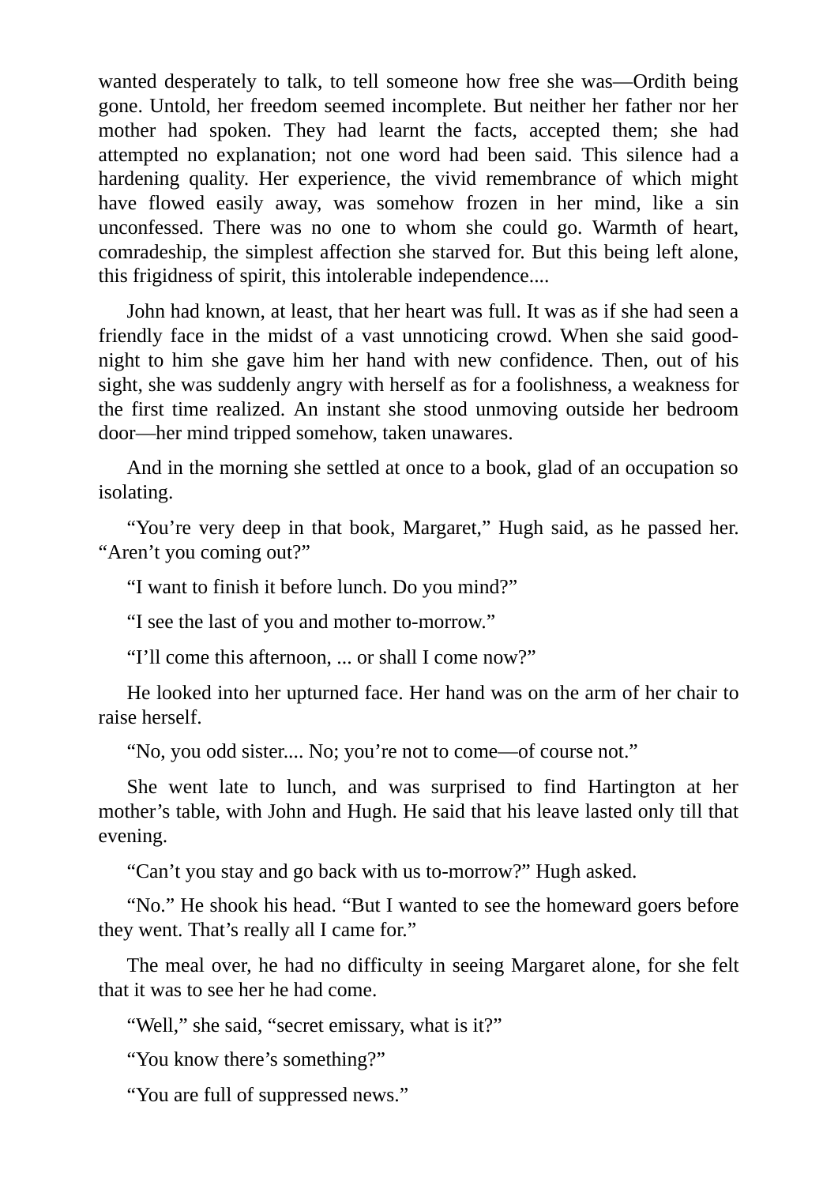wanted desperately to talk, to tell someone how free she was—Ordith being gone. Untold, her freedom seemed incomplete. But neither her father nor her mother had spoken. They had learnt the facts, accepted them; she had attempted no explanation; not one word had been said. This silence had a hardening quality. Her experience, the vivid remembrance of which might have flowed easily away, was somehow frozen in her mind, like a sin unconfessed. There was no one to whom she could go. Warmth of heart, comradeship, the simplest affection she starved for. But this being left alone, this frigidness of spirit, this intolerable independence....

John had known, at least, that her heart was full. It was as if she had seen a friendly face in the midst of a vast unnoticing crowd. When she said good-night to him she gave him her hand with new confidence. Then, out of his sight, she was suddenly angry with herself as for a foolishness, a weakness for the first time realized. An instant she stood unmoving outside her bedroom door—her mind tripped somehow, taken unawares.

And in the morning she settled at once to a book, glad of an occupation so isolating.

"You're very deep in that book, Margaret," Hugh said, as he passed her. "Aren't you coming out?"

"I want to finish it before lunch. Do you mind?"

"I see the last of you and mother to-morrow."

"I'll come this afternoon, ... or shall I come now?"

He looked into her upturned face. Her hand was on the arm of her chair to raise herself.

"No, you odd sister.... No; you're not to come—of course not."

She went late to lunch, and was surprised to find Hartington at her mother's table, with John and Hugh. He said that his leave lasted only till that evening.

"Can't you stay and go back with us to-morrow?" Hugh asked.

"No." He shook his head. "But I wanted to see the homeward goers before they went. That's really all I came for."

The meal over, he had no difficulty in seeing Margaret alone, for she felt that it was to see her he had come.

"Well," she said, "secret emissary, what is it?"

"You know there's something?"

"You are full of suppressed news."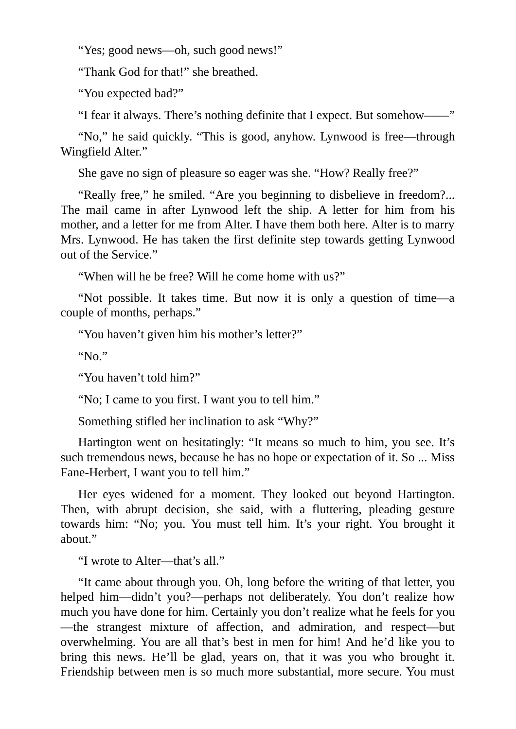“Yes; good news—oh, such good news!”

“Thank God for that!” she breathed.

“You expected bad?”

“I fear it always. There’s nothing definite that I expect. But somehow——”

“No,” he said quickly. “This is good, anyhow. Lynwood is free—through Wingfield Alter.”

She gave no sign of pleasure so eager was she. “How? Really free?”

“Really free,” he smiled. “Are you beginning to disbelieve in freedom?... The mail came in after Lynwood left the ship. A letter for him from his mother, and a letter for me from Alter. I have them both here. Alter is to marry Mrs. Lynwood. He has taken the first definite step towards getting Lynwood out of the Service.”

“When will he be free? Will he come home with us?”

“Not possible. It takes time. But now it is only a question of time—a couple of months, perhaps.”

“You haven’t given him his mother’s letter?”

“No.”

“You haven’t told him?”

“No; I came to you first. I want you to tell him.”

Something stifled her inclination to ask “Why?”

Hartington went on hesitatingly: “It means so much to him, you see. It’s such tremendous news, because he has no hope or expectation of it. So ... Miss Fane-Herbert, I want you to tell him.”

Her eyes widened for a moment. They looked out beyond Hartington. Then, with abrupt decision, she said, with a fluttering, pleading gesture towards him: “No; you. You must tell him. It’s your right. You brought it about.”

“I wrote to Alter—that’s all.”

“It came about through you. Oh, long before the writing of that letter, you helped him—didn’t you?—perhaps not deliberately. You don’t realize how much you have done for him. Certainly you don’t realize what he feels for you—the strangest mixture of affection, and admiration, and respect—but overwhelming. You are all that’s best in men for him! And he’d like you to bring this news. He’ll be glad, years on, that it was you who brought it. Friendship between men is so much more substantial, more secure. You must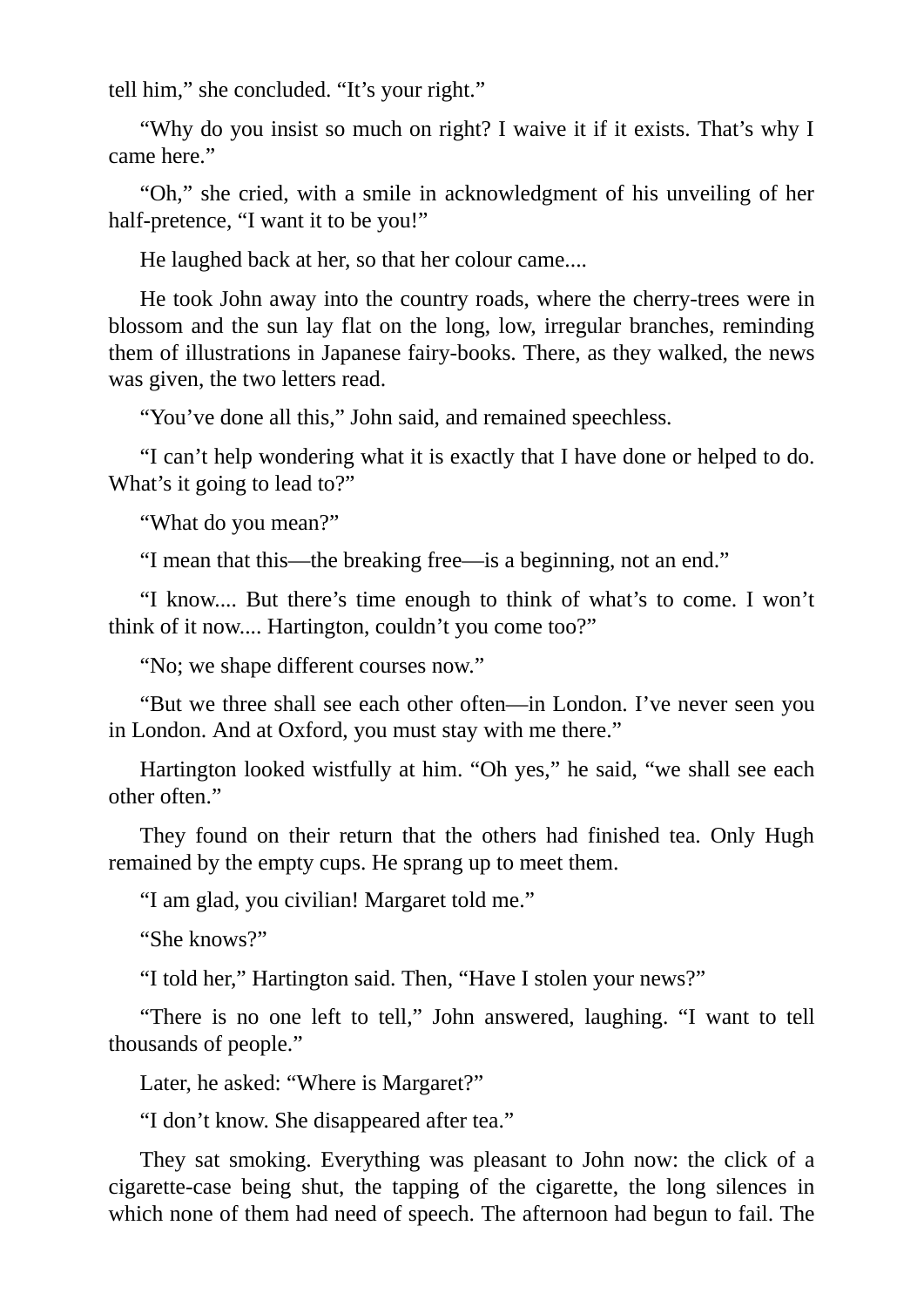tell him," she concluded. "It's your right."

"Why do you insist so much on right? I waive it if it exists. That's why I came here."

"Oh," she cried, with a smile in acknowledgment of his unveiling of her half-pretence, "I want it to be you!"

He laughed back at her, so that her colour came....

He took John away into the country roads, where the cherry-trees were in blossom and the sun lay flat on the long, low, irregular branches, reminding them of illustrations in Japanese fairy-books. There, as they walked, the news was given, the two letters read.

"You've done all this," John said, and remained speechless.

"I can't help wondering what it is exactly that I have done or helped to do. What's it going to lead to?"

"What do you mean?"

"I mean that this—the breaking free—is a beginning, not an end."

"I know.... But there's time enough to think of what's to come. I won't think of it now.... Hartington, couldn't you come too?"

"No; we shape different courses now."

"But we three shall see each other often—in London. I've never seen you in London. And at Oxford, you must stay with me there."

Hartington looked wistfully at him. "Oh yes," he said, "we shall see each other often."

They found on their return that the others had finished tea. Only Hugh remained by the empty cups. He sprang up to meet them.

"I am glad, you civilian! Margaret told me."

"She knows?"

"I told her," Hartington said. Then, "Have I stolen your news?"

"There is no one left to tell," John answered, laughing. "I want to tell thousands of people."

Later, he asked: "Where is Margaret?"

"I don't know. She disappeared after tea."

They sat smoking. Everything was pleasant to John now: the click of a cigarette-case being shut, the tapping of the cigarette, the long silences in which none of them had need of speech. The afternoon had begun to fail. The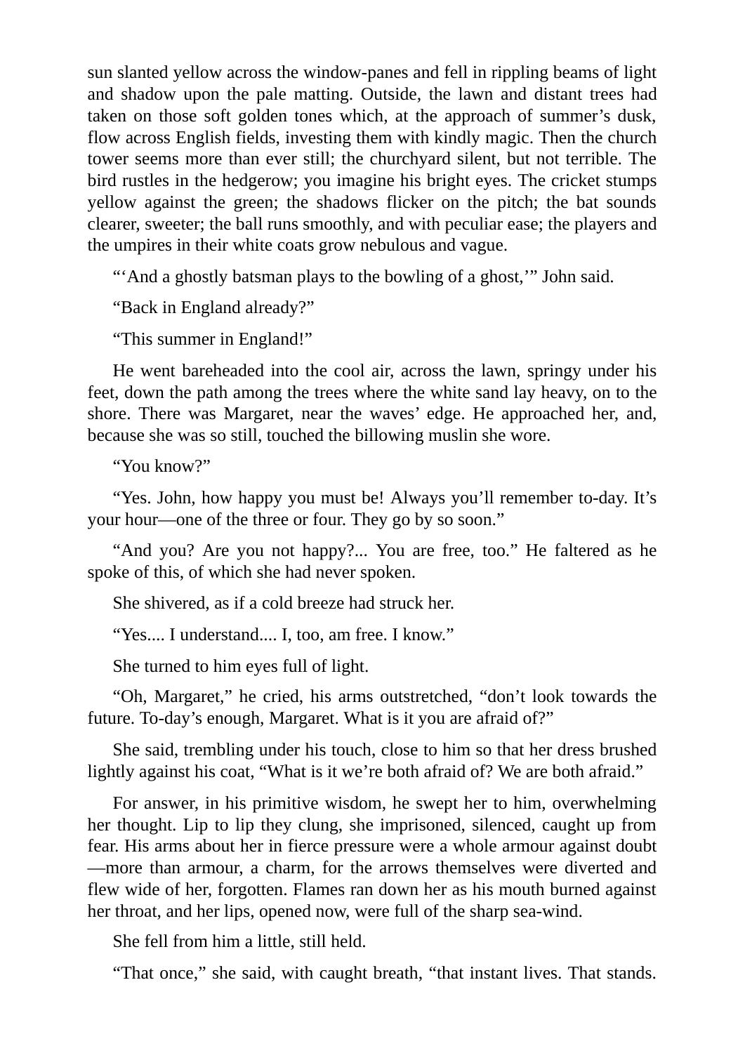sun slanted yellow across the window-panes and fell in rippling beams of light and shadow upon the pale matting. Outside, the lawn and distant trees had taken on those soft golden tones which, at the approach of summer's dusk, flow across English fields, investing them with kindly magic. Then the church tower seems more than ever still; the churchyard silent, but not terrible. The bird rustles in the hedgerow; you imagine his bright eyes. The cricket stumps yellow against the green; the shadows flicker on the pitch; the bat sounds clearer, sweeter; the ball runs smoothly, and with peculiar ease; the players and the umpires in their white coats grow nebulous and vague.

"'And a ghostly batsman plays to the bowling of a ghost,'" John said.

"Back in England already?"

"This summer in England!"

He went bareheaded into the cool air, across the lawn, springy under his feet, down the path among the trees where the white sand lay heavy, on to the shore. There was Margaret, near the waves' edge. He approached her, and, because she was so still, touched the billowing muslin she wore.

"You know?"

"Yes. John, how happy you must be! Always you'll remember to-day. It's your hour—one of the three or four. They go by so soon."

"And you? Are you not happy?... You are free, too." He faltered as he spoke of this, of which she had never spoken.

She shivered, as if a cold breeze had struck her.

"Yes.... I understand.... I, too, am free. I know."

She turned to him eyes full of light.

"Oh, Margaret," he cried, his arms outstretched, "don't look towards the future. To-day's enough, Margaret. What is it you are afraid of?"

She said, trembling under his touch, close to him so that her dress brushed lightly against his coat, "What is it we're both afraid of? We are both afraid."

For answer, in his primitive wisdom, he swept her to him, overwhelming her thought. Lip to lip they clung, she imprisoned, silenced, caught up from fear. His arms about her in fierce pressure were a whole armour against doubt—more than armour, a charm, for the arrows themselves were diverted and flew wide of her, forgotten. Flames ran down her as his mouth burned against her throat, and her lips, opened now, were full of the sharp sea-wind.

She fell from him a little, still held.

"That once," she said, with caught breath, "that instant lives. That stands.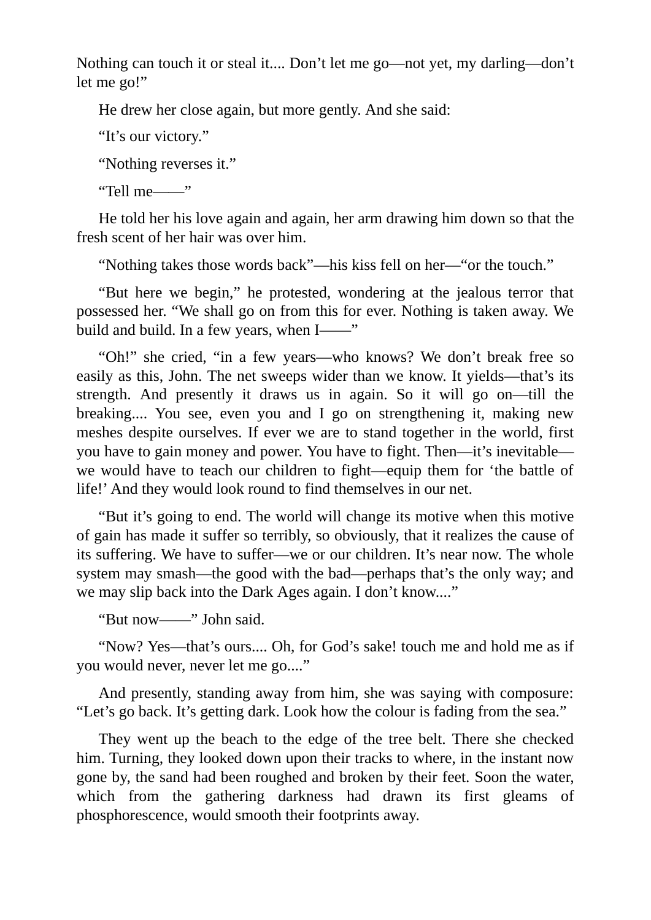Nothing can touch it or steal it.... Don’t let me go—not yet, my darling—don’t let me go!”

He drew her close again, but more gently. And she said:

“It’s our victory.”

“Nothing reverses it.”

“Tell me——”

He told her his love again and again, her arm drawing him down so that the fresh scent of her hair was over him.

“Nothing takes those words back”—his kiss fell on her—“or the touch.”

“But here we begin,” he protested, wondering at the jealous terror that possessed her. “We shall go on from this for ever. Nothing is taken away. We build and build. In a few years, when I——”

“Oh!” she cried, “in a few years—who knows? We don’t break free so easily as this, John. The net sweeps wider than we know. It yields—that’s its strength. And presently it draws us in again. So it will go on—till the breaking.... You see, even you and I go on strengthening it, making new meshes despite ourselves. If ever we are to stand together in the world, first you have to gain money and power. You have to fight. Then—it’s inevitable—we would have to teach our children to fight—equip them for ‘the battle of life!’ And they would look round to find themselves in our net.

“But it’s going to end. The world will change its motive when this motive of gain has made it suffer so terribly, so obviously, that it realizes the cause of its suffering. We have to suffer—we or our children. It’s near now. The whole system may smash—the good with the bad—perhaps that’s the only way; and we may slip back into the Dark Ages again. I don’t know....”

“But now——” John said.

“Now? Yes—that’s ours.... Oh, for God’s sake! touch me and hold me as if you would never, never let me go....”

And presently, standing away from him, she was saying with composure: “Let’s go back. It’s getting dark. Look how the colour is fading from the sea.”

They went up the beach to the edge of the tree belt. There she checked him. Turning, they looked down upon their tracks to where, in the instant now gone by, the sand had been roughed and broken by their feet. Soon the water, which from the gathering darkness had drawn its first gleams of phosphorescence, would smooth their footprints away.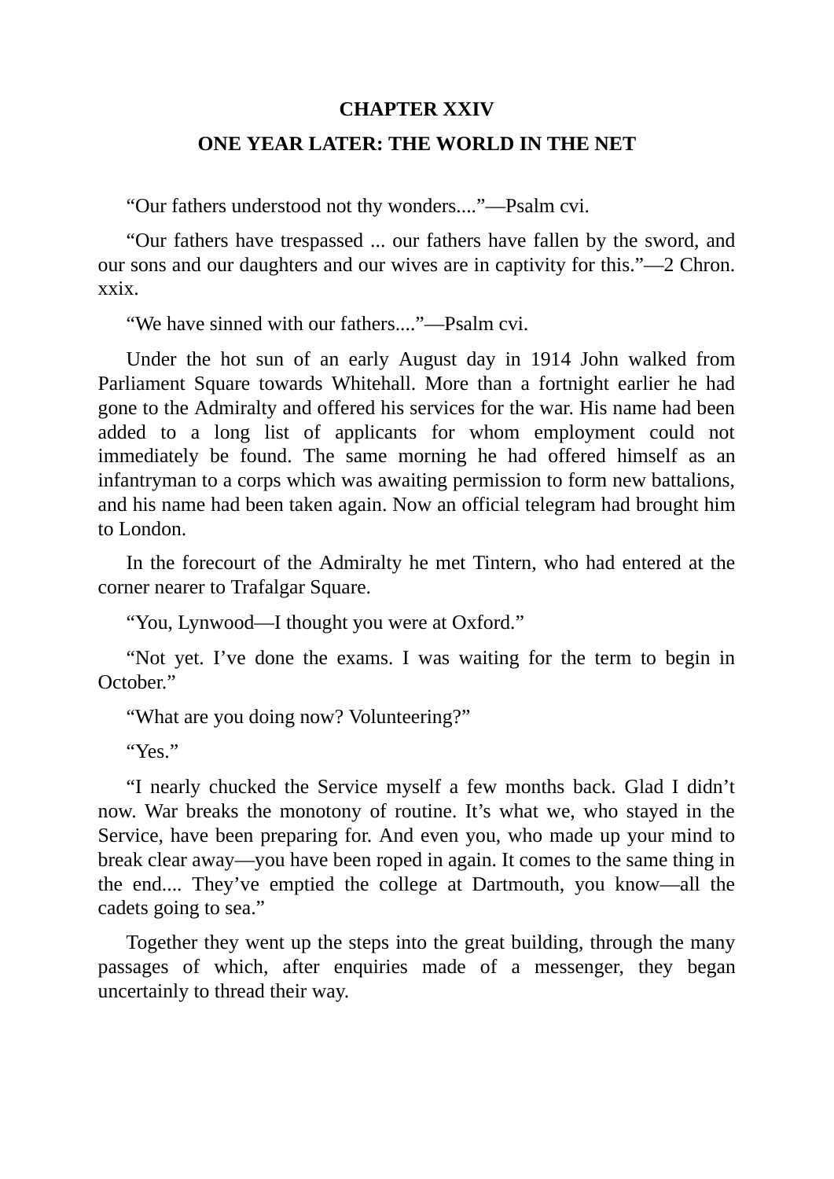## CHAPTER XXIV

## ONE YEAR LATER: THE WORLD IN THE NET

“Our fathers understood not thy wonders....”—Psalm cvi.

“Our fathers have trespassed ... our fathers have fallen by the sword, and our sons and our daughters and our wives are in captivity for this.”—2 Chron. xxix.

“We have sinned with our fathers....”—Psalm cvi.

Under the hot sun of an early August day in 1914 John walked from Parliament Square towards Whitehall. More than a fortnight earlier he had gone to the Admiralty and offered his services for the war. His name had been added to a long list of applicants for whom employment could not immediately be found. The same morning he had offered himself as an infantryman to a corps which was awaiting permission to form new battalions, and his name had been taken again. Now an official telegram had brought him to London.

In the forecourt of the Admiralty he met Tintern, who had entered at the corner nearer to Trafalgar Square.

“You, Lynwood—I thought you were at Oxford.”

“Not yet. I’ve done the exams. I was waiting for the term to begin in October.”

“What are you doing now? Volunteering?”

“Yes.”

“I nearly chucked the Service myself a few months back. Glad I didn’t now. War breaks the monotony of routine. It’s what we, who stayed in the Service, have been preparing for. And even you, who made up your mind to break clear away—you have been roped in again. It comes to the same thing in the end.... They’ve emptied the college at Dartmouth, you know—all the cadets going to sea.”

Together they went up the steps into the great building, through the many passages of which, after enquiries made of a messenger, they began uncertainly to thread their way.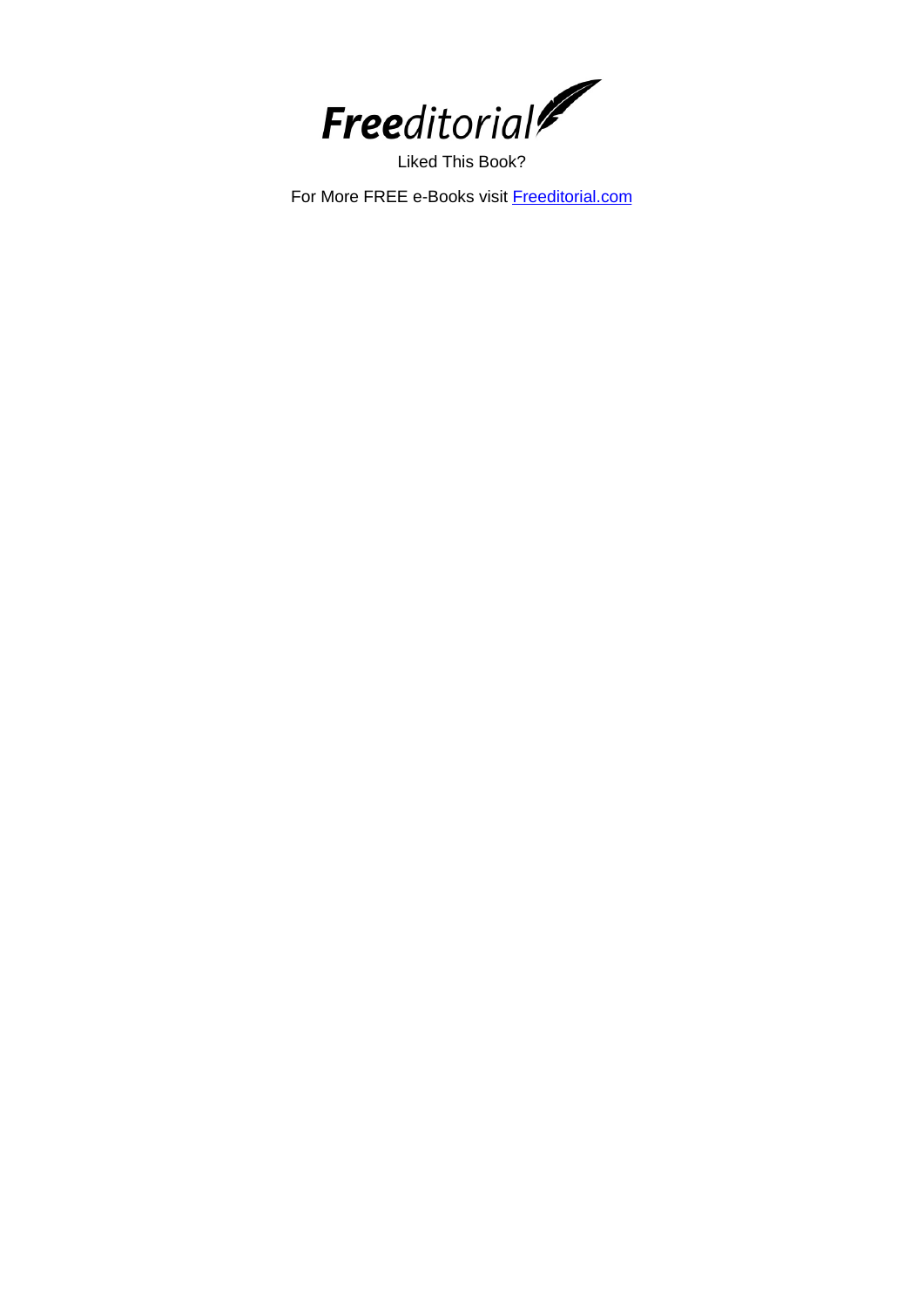Freeditorial

Liked This Book?

For More FREE e-Books visit [Freeditorial.com](Freeditorial.com)